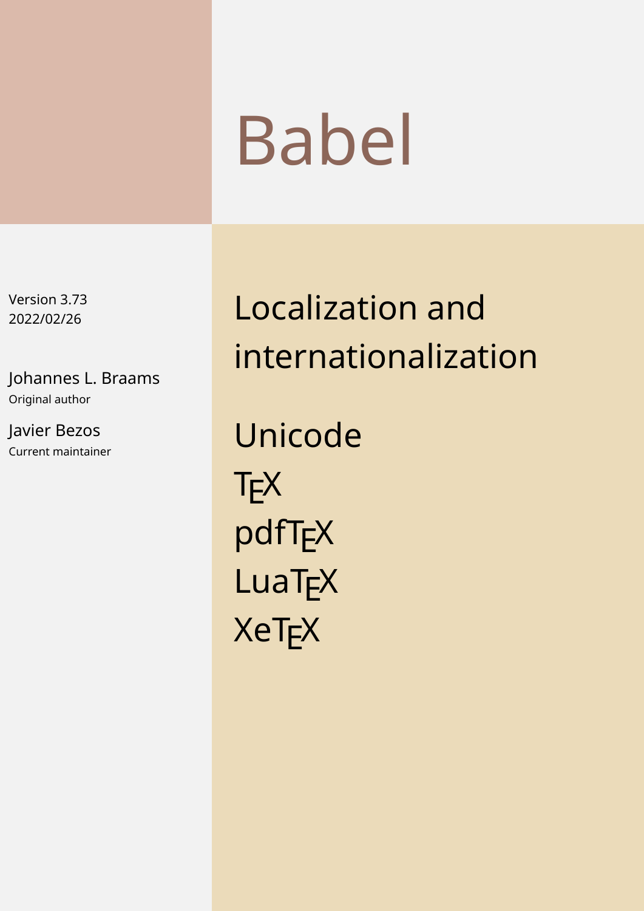# Babel

Version 3.73
2022/02/26

Johannes L. Braams
Original author

Javier Bezos
Current maintainer

## Localization and internationalization

Unicode
TeX
pdfTeX
LuaTeX
XeTeX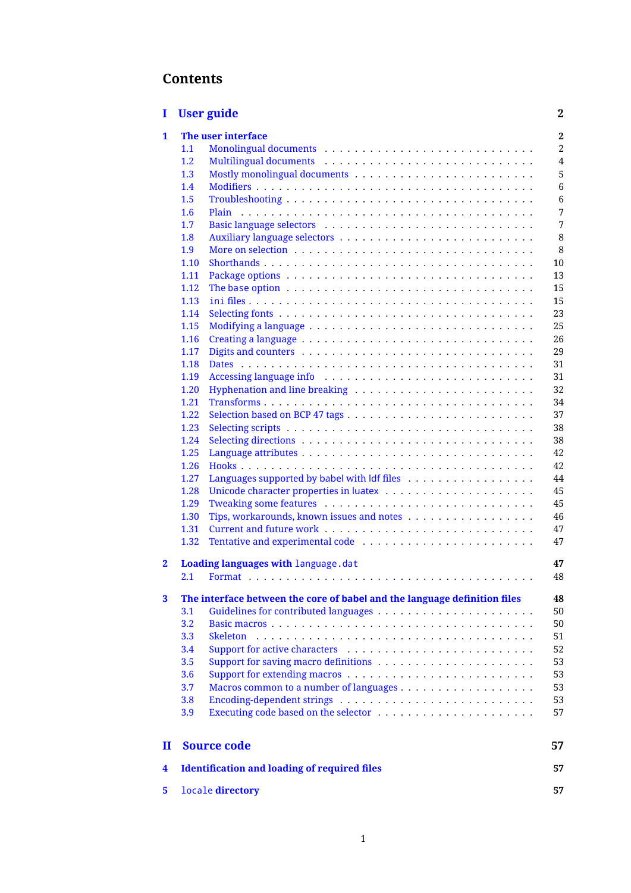# Contents

**I User guide** 2

**1 The user interface** 2

- 1.1 Monolingual documents . . . 2
- 1.2 Multilingual documents . . . 4
- 1.3 Mostly monolingual documents . . . 5
- 1.4 Modifiers . . . 6
- 1.5 Troubleshooting . . . 6
- 1.6 Plain . . . 7
- 1.7 Basic language selectors . . . 7
- 1.8 Auxiliary language selectors . . . 8
- 1.9 More on selection . . . 8
- 1.10 Shorthands . . . 10
- 1.11 Package options . . . 13
- 1.12 The `base` option . . . 15
- 1.13 `ini` files . . . 15
- 1.14 Selecting fonts . . . 23
- 1.15 Modifying a language . . . 25
- 1.16 Creating a language . . . 26
- 1.17 Digits and counters . . . 29
- 1.18 Dates . . . 31
- 1.19 Accessing language info . . . 31
- 1.20 Hyphenation and line breaking . . . 32
- 1.21 Transforms . . . 34
- 1.22 Selection based on BCP 47 tags . . . 37
- 1.23 Selecting scripts . . . 38
- 1.24 Selecting directions . . . 38
- 1.25 Language attributes . . . 42
- 1.26 Hooks . . . 42
- 1.27 Languages supported by babel with ldf files . . . 44
- 1.28 Unicode character properties in luatex . . . 45
- 1.29 Tweaking some features . . . 45
- 1.30 Tips, workarounds, known issues and notes . . . 46
- 1.31 Current and future work . . . 47
- 1.32 Tentative and experimental code . . . 47

**2 Loading languages with `language.dat`** 47

- 2.1 Format . . . 48

**3 The interface between the core of babel and the language definition files** 48

- 3.1 Guidelines for contributed languages . . . 50
- 3.2 Basic macros . . . 50
- 3.3 Skeleton . . . 51
- 3.4 Support for active characters . . . 52
- 3.5 Support for saving macro definitions . . . 53
- 3.6 Support for extending macros . . . 53
- 3.7 Macros common to a number of languages . . . 53
- 3.8 Encoding-dependent strings . . . 53
- 3.9 Executing code based on the selector . . . 57

**II Source code** 57

**4 Identification and loading of required files** 57

**5 `locale` directory** 57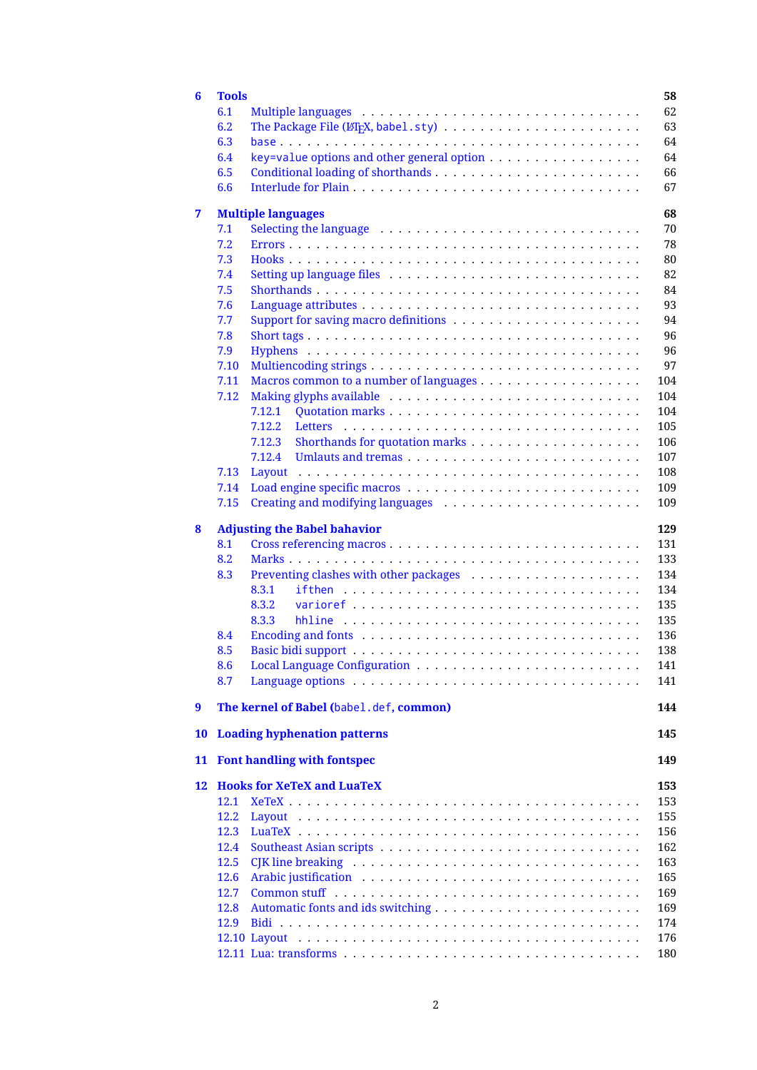| | | |
|---|---|---|
| **6** | **Tools** | **58** |
| 6.1 | Multiple languages | 62 |
| 6.2 | The Package File (LaTeX, `babel.sty`) | 63 |
| 6.3 | `base` | 64 |
| 6.4 | `key=value` options and other general option | 64 |
| 6.5 | Conditional loading of shorthands | 66 |
| 6.6 | Interlude for Plain | 67 |
| **7** | **Multiple languages** | **68** |
| 7.1 | Selecting the language | 70 |
| 7.2 | Errors | 78 |
| 7.3 | Hooks | 80 |
| 7.4 | Setting up language files | 82 |
| 7.5 | Shorthands | 84 |
| 7.6 | Language attributes | 93 |
| 7.7 | Support for saving macro definitions | 94 |
| 7.8 | Short tags | 96 |
| 7.9 | Hyphens | 96 |
| 7.10 | Multiencoding strings | 97 |
| 7.11 | Macros common to a number of languages | 104 |
| 7.12 | Making glyphs available | 104 |
| 7.12.1 | Quotation marks | 104 |
| 7.12.2 | Letters | 105 |
| 7.12.3 | Shorthands for quotation marks | 106 |
| 7.12.4 | Umlauts and tremas | 107 |
| 7.13 | Layout | 108 |
| 7.14 | Load engine specific macros | 109 |
| 7.15 | Creating and modifying languages | 109 |
| **8** | **Adjusting the Babel bahavior** | **129** |
| 8.1 | Cross referencing macros | 131 |
| 8.2 | Marks | 133 |
| 8.3 | Preventing clashes with other packages | 134 |
| 8.3.1 | `ifthen` | 134 |
| 8.3.2 | `varioref` | 135 |
| 8.3.3 | `hhline` | 135 |
| 8.4 | Encoding and fonts | 136 |
| 8.5 | Basic bidi support | 138 |
| 8.6 | Local Language Configuration | 141 |
| 8.7 | Language options | 141 |
| **9** | **The kernel of Babel (`babel.def`, common)** | **144** |
| **10** | **Loading hyphenation patterns** | **145** |
| **11** | **Font handling with fontspec** | **149** |
| **12** | **Hooks for XeTeX and LuaTeX** | **153** |
| 12.1 | XeTeX | 153 |
| 12.2 | Layout | 155 |
| 12.3 | LuaTeX | 156 |
| 12.4 | Southeast Asian scripts | 162 |
| 12.5 | CJK line breaking | 163 |
| 12.6 | Arabic justification | 165 |
| 12.7 | Common stuff | 169 |
| 12.8 | Automatic fonts and ids switching | 169 |
| 12.9 | Bidi | 174 |
| 12.10 | Layout | 176 |
| 12.11 | Lua: transforms | 180 |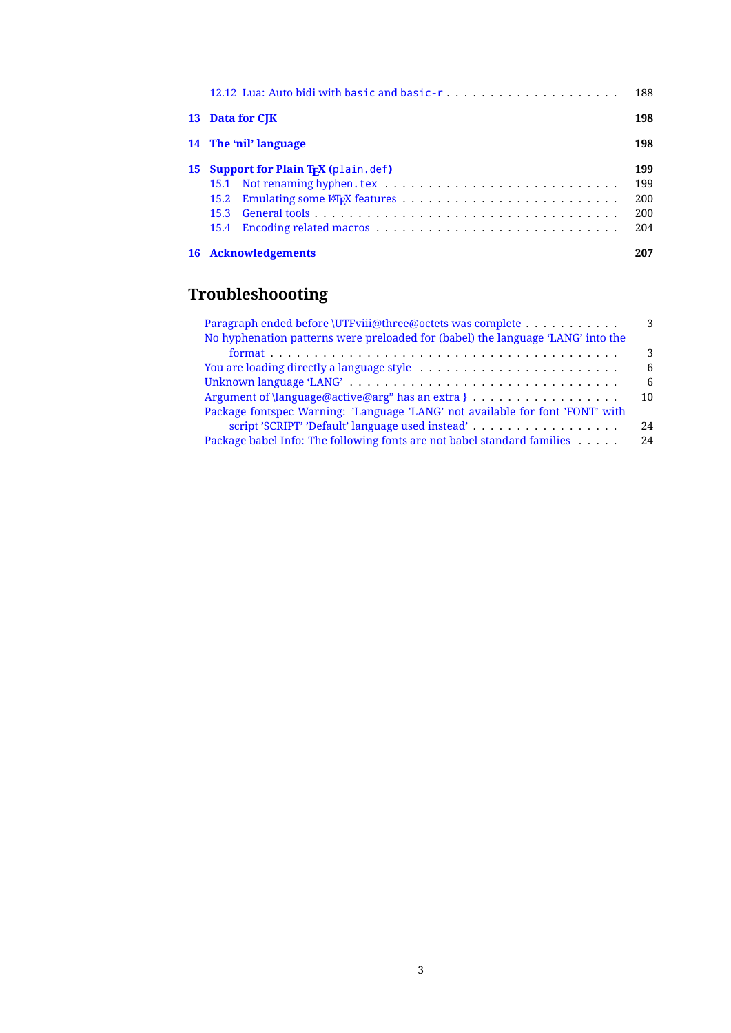12.12 Lua: Auto bidi with `basic` and `basic-r` . . . . . . . . . . . . . . . . . . . 188

**13 Data for CJK** **198**

**14 The ‘nil’ language** **198**

**15 Support for Plain TEX (`plain.def`)** **199**

15.1 Not renaming `hyphen.tex` . . . . . . . . . . . . . . . . . . . . . . . . . . 199

15.2 Emulating some LATEX features . . . . . . . . . . . . . . . . . . . . . . . . 200

15.3 General tools . . . . . . . . . . . . . . . . . . . . . . . . . . . . . . . . . 200

15.4 Encoding related macros . . . . . . . . . . . . . . . . . . . . . . . . . . . 204

**16 Acknowledgements** **207**

# Troubleshoooting

Paragraph ended before \UTFviii@three@octets was complete . . . . . . . . . . . 3

No hyphenation patterns were preloaded for (babel) the language ‘LANG’ into the format . . . . . . . . . . . . . . . . . . . . . . . . . . . . . . . . . . . . . 3

You are loading directly a language style . . . . . . . . . . . . . . . . . . . . . . 6

Unknown language ‘LANG’ . . . . . . . . . . . . . . . . . . . . . . . . . . . . . 6

Argument of \language@active@arg” has an extra } . . . . . . . . . . . . . . . . 10

Package fontspec Warning: ’Language ’LANG’ not available for font ’FONT’ with script ’SCRIPT’ ’Default’ language used instead’ . . . . . . . . . . . . . . . . . 24

Package babel Info: The following fonts are not babel standard families . . . . . 24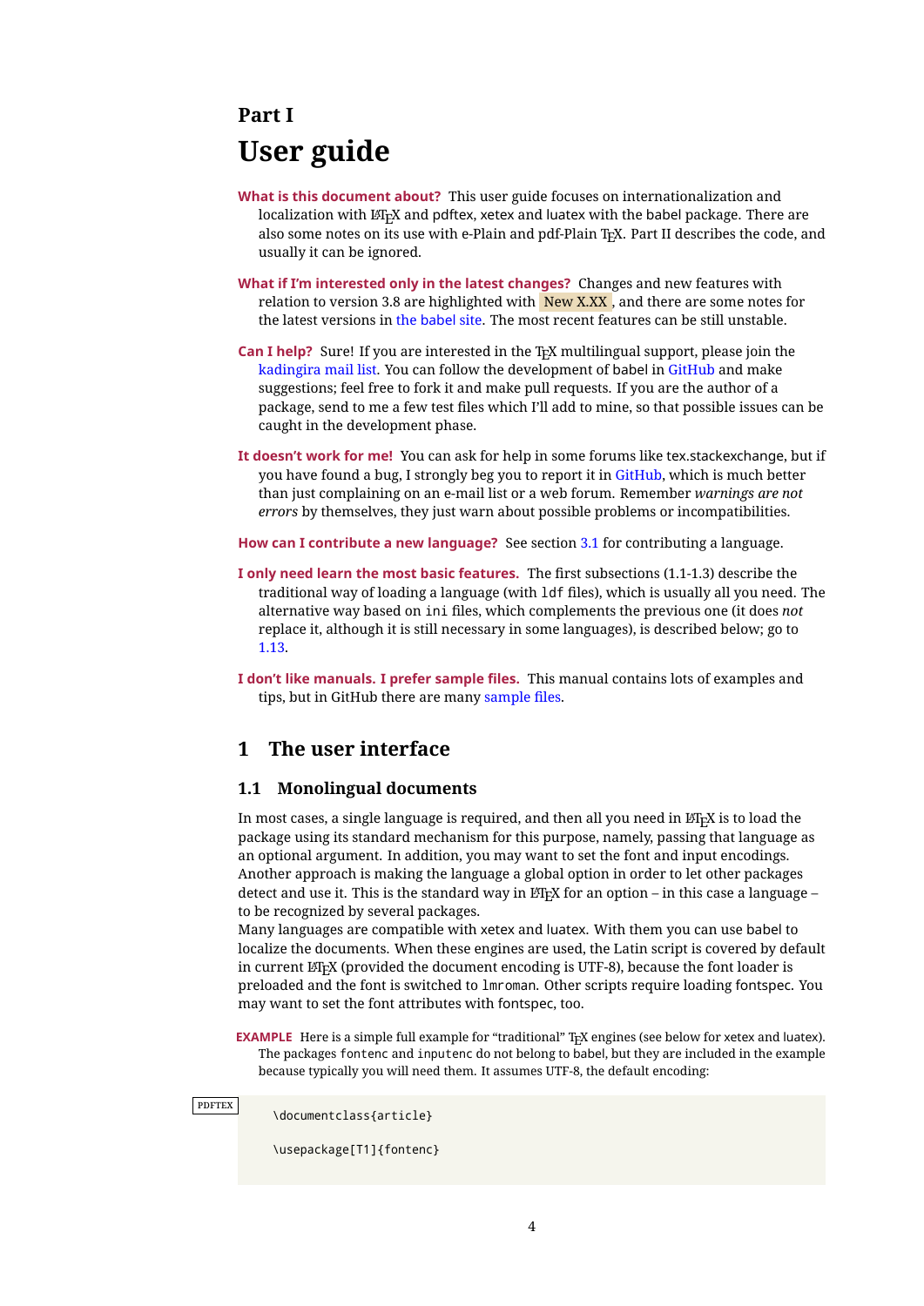# Part I
# User guide

**What is this document about?** This user guide focuses on internationalization and localization with LaTeX and pdftex, xetex and luatex with the babel package. There are also some notes on its use with e-Plain and pdf-Plain TeX. Part II describes the code, and usually it can be ignored.

**What if I'm interested only in the latest changes?** Changes and new features with relation to version 3.8 are highlighted with New X.XX, and there are some notes for the latest versions in the babel site. The most recent features can be still unstable.

**Can I help?** Sure! If you are interested in the TeX multilingual support, please join the kadingira mail list. You can follow the development of babel in GitHub and make suggestions; feel free to fork it and make pull requests. If you are the author of a package, send to me a few test files which I'll add to mine, so that possible issues can be caught in the development phase.

**It doesn't work for me!** You can ask for help in some forums like tex.stackexchange, but if you have found a bug, I strongly beg you to report it in GitHub, which is much better than just complaining on an e-mail list or a web forum. Remember *warnings are not errors* by themselves, they just warn about possible problems or incompatibilities.

**How can I contribute a new language?** See section 3.1 for contributing a language.

**I only need learn the most basic features.** The first subsections (1.1-1.3) describe the traditional way of loading a language (with `ldf` files), which is usually all you need. The alternative way based on `ini` files, which complements the previous one (it does *not* replace it, although it is still necessary in some languages), is described below; go to 1.13.

**I don't like manuals. I prefer sample files.** This manual contains lots of examples and tips, but in GitHub there are many sample files.

## 1 The user interface

### 1.1 Monolingual documents

In most cases, a single language is required, and then all you need in LaTeX is to load the package using its standard mechanism for this purpose, namely, passing that language as an optional argument. In addition, you may want to set the font and input encodings. Another approach is making the language a global option in order to let other packages detect and use it. This is the standard way in LaTeX for an option – in this case a language – to be recognized by several packages.
Many languages are compatible with xetex and luatex. With them you can use babel to localize the documents. When these engines are used, the Latin script is covered by default in current LaTeX (provided the document encoding is UTF-8), because the font loader is preloaded and the font is switched to `lmroman`. Other scripts require loading fontspec. You may want to set the font attributes with fontspec, too.

**EXAMPLE** Here is a simple full example for "traditional" TeX engines (see below for xetex and luatex). The packages `fontenc` and `inputenc` do not belong to babel, but they are included in the example because typically you will need them. It assumes UTF-8, the default encoding:

PDFTEX

```
\documentclass{article}

\usepackage[T1]{fontenc}
```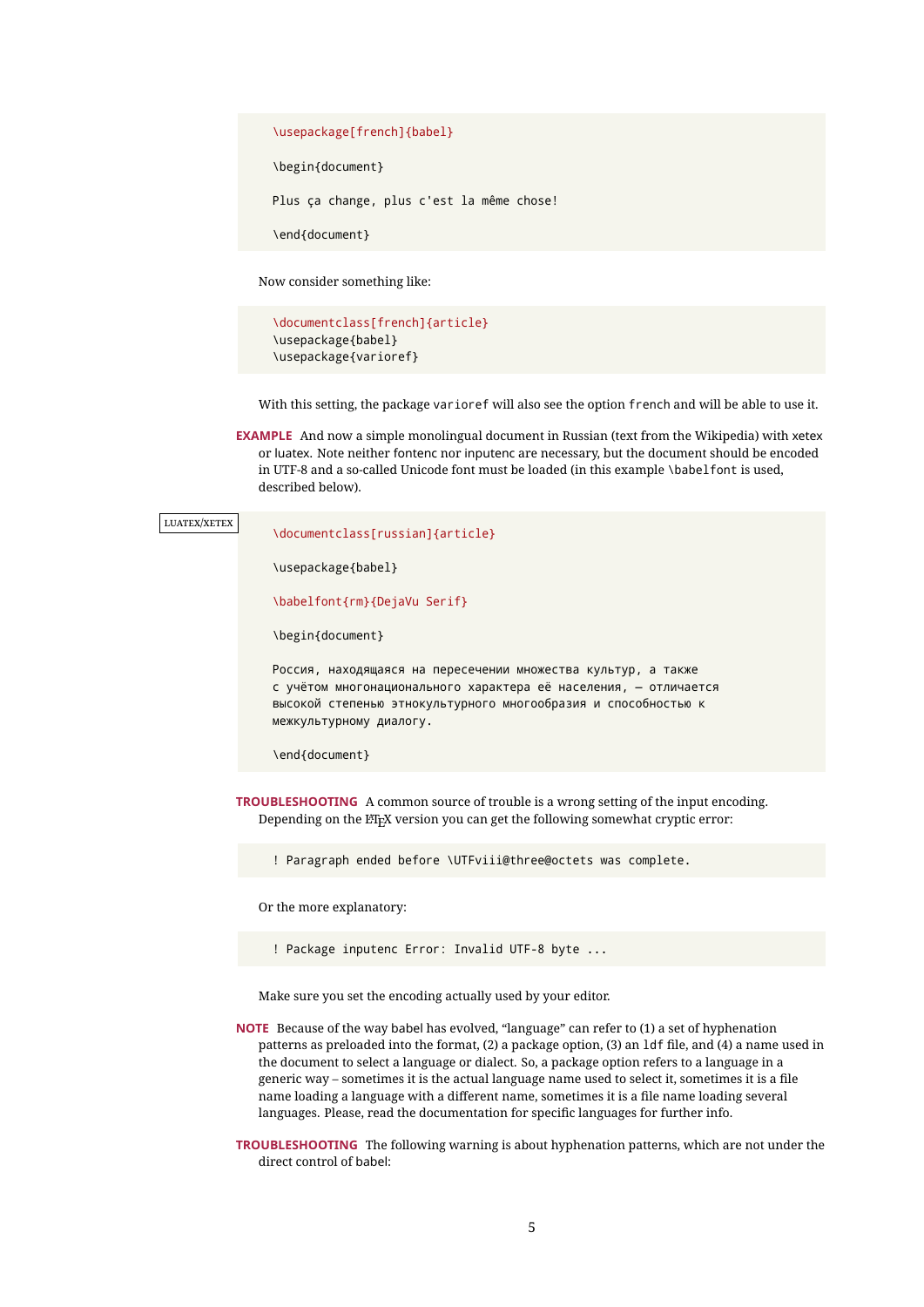```
\usepackage[french]{babel}

\begin{document}

Plus ça change, plus c'est la même chose!

\end{document}
```

Now consider something like:

```
\documentclass[french]{article}
\usepackage{babel}
\usepackage{varioref}
```

With this setting, the package varioref will also see the option french and will be able to use it.

**EXAMPLE** And now a simple monolingual document in Russian (text from the Wikipedia) with xetex or luatex. Note neither fontenc nor inputenc are necessary, but the document should be encoded in UTF-8 and a so-called Unicode font must be loaded (in this example \babelfont is used, described below).

LUATEX/XETEX

```
\documentclass[russian]{article}

\usepackage{babel}

\babelfont{rm}{DejaVu Serif}

\begin{document}

Россия, находящаяся на пересечении множества культур, а также
с учётом многонационального характера её населения, — отличается
высокой степенью этнокультурного многообразия и способностью к
межкультурному диалогу.

\end{document}
```

**TROUBLESHOOTING** A common source of trouble is a wrong setting of the input encoding. Depending on the LaTeX version you can get the following somewhat cryptic error:

```
! Paragraph ended before \UTFviii@three@octets was complete.
```

Or the more explanatory:

```
! Package inputenc Error: Invalid UTF-8 byte ...
```

Make sure you set the encoding actually used by your editor.

**NOTE** Because of the way babel has evolved, "language" can refer to (1) a set of hyphenation patterns as preloaded into the format, (2) a package option, (3) an ldf file, and (4) a name used in the document to select a language or dialect. So, a package option refers to a language in a generic way – sometimes it is the actual language name used to select it, sometimes it is a file name loading a language with a different name, sometimes it is a file name loading several languages. Please, read the documentation for specific languages for further info.

**TROUBLESHOOTING** The following warning is about hyphenation patterns, which are not under the direct control of babel: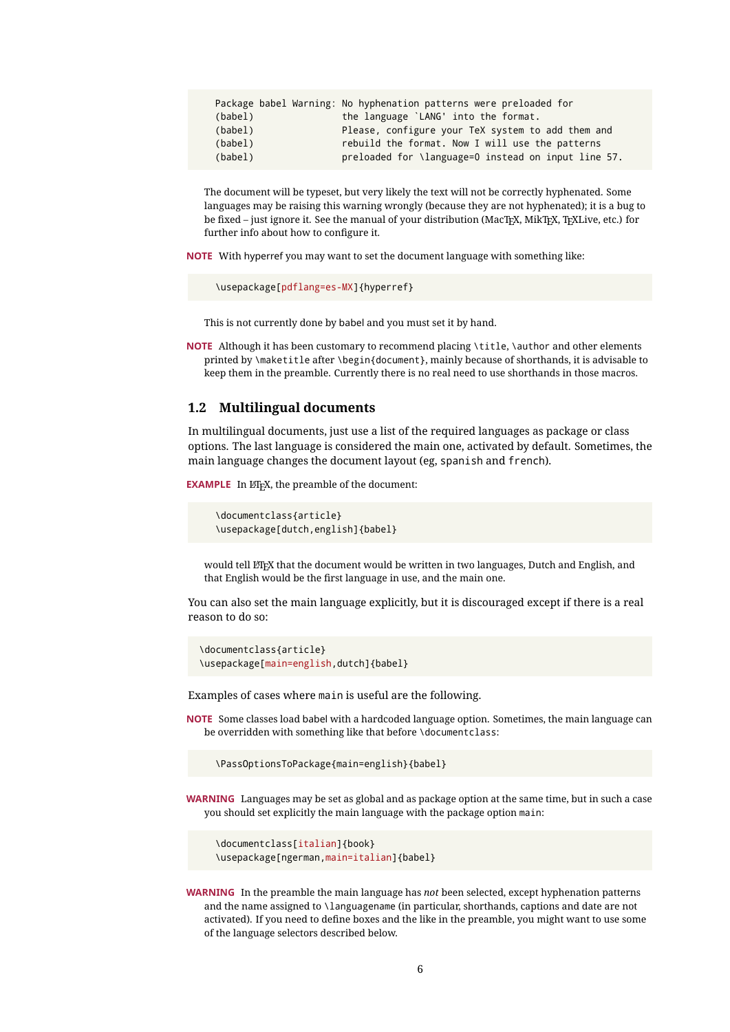```
Package babel Warning: No hyphenation patterns were preloaded for
(babel)                the language `LANG' into the format.
(babel)                Please, configure your TeX system to add them and
(babel)                rebuild the format. Now I will use the patterns
(babel)                preloaded for \language=0 instead on input line 57.
```

The document will be typeset, but very likely the text will not be correctly hyphenated. Some languages may be raising this warning wrongly (because they are not hyphenated); it is a bug to be fixed – just ignore it. See the manual of your distribution (MacTeX, MikTeX, TeXLive, etc.) for further info about how to configure it.

**NOTE** With hyperref you may want to set the document language with something like:

```
\usepackage[pdflang=es-MX]{hyperref}
```

This is not currently done by babel and you must set it by hand.

**NOTE** Although it has been customary to recommend placing `\title`, `\author` and other elements printed by `\maketitle` after `\begin{document}`, mainly because of shorthands, it is advisable to keep them in the preamble. Currently there is no real need to use shorthands in those macros.

## 1.2 Multilingual documents

In multilingual documents, just use a list of the required languages as package or class options. The last language is considered the main one, activated by default. Sometimes, the main language changes the document layout (eg, `spanish` and `french`).

**EXAMPLE** In LaTeX, the preamble of the document:

```
\documentclass{article}
\usepackage[dutch,english]{babel}
```

would tell LaTeX that the document would be written in two languages, Dutch and English, and that English would be the first language in use, and the main one.

You can also set the main language explicitly, but it is discouraged except if there is a real reason to do so:

```
\documentclass{article}
\usepackage[main=english,dutch]{babel}
```

Examples of cases where `main` is useful are the following.

**NOTE** Some classes load babel with a hardcoded language option. Sometimes, the main language can be overridden with something like that before `\documentclass`:

```
\PassOptionsToPackage{main=english}{babel}
```

**WARNING** Languages may be set as global and as package option at the same time, but in such a case you should set explicitly the main language with the package option `main`:

```
\documentclass[italian]{book}
\usepackage[ngerman,main=italian]{babel}
```

**WARNING** In the preamble the main language has *not* been selected, except hyphenation patterns and the name assigned to `\languagename` (in particular, shorthands, captions and date are not activated). If you need to define boxes and the like in the preamble, you might want to use some of the language selectors described below.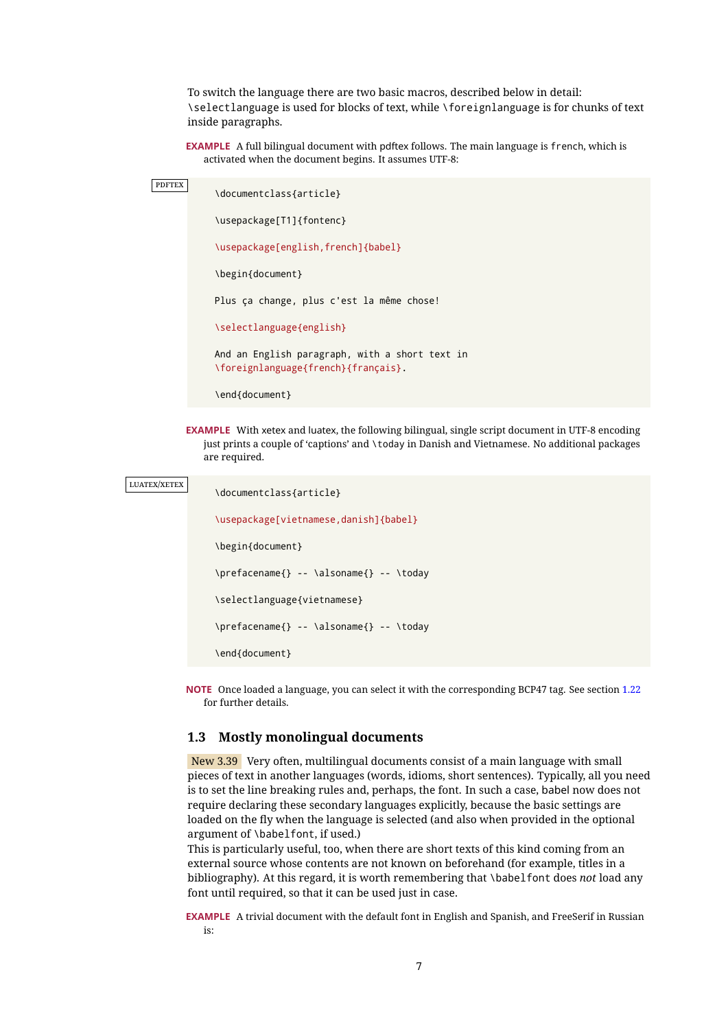To switch the language there are two basic macros, described below in detail: `\selectlanguage` is used for blocks of text, while `\foreignlanguage` is for chunks of text inside paragraphs.

**EXAMPLE** A full bilingual document with pdftex follows. The main language is `french`, which is activated when the document begins. It assumes UTF-8:

PDFTEX

```
\documentclass{article}

\usepackage[T1]{fontenc}

\usepackage[english,french]{babel}

\begin{document}

Plus ça change, plus c'est la même chose!

\selectlanguage{english}

And an English paragraph, with a short text in
\foreignlanguage{french}{français}.

\end{document}
```

**EXAMPLE** With xetex and luatex, the following bilingual, single script document in UTF-8 encoding just prints a couple of 'captions' and `\today` in Danish and Vietnamese. No additional packages are required.

LUATEX/XETEX

```
\documentclass{article}

\usepackage[vietnamese,danish]{babel}

\begin{document}

\prefacename{} -- \alsoname{} -- \today

\selectlanguage{vietnamese}

\prefacename{} -- \alsoname{} -- \today

\end{document}
```

**NOTE** Once loaded a language, you can select it with the corresponding BCP47 tag. See section 1.22 for further details.

## 1.3 Mostly monolingual documents

New 3.39 Very often, multilingual documents consist of a main language with small pieces of text in another languages (words, idioms, short sentences). Typically, all you need is to set the line breaking rules and, perhaps, the font. In such a case, babel now does not require declaring these secondary languages explicitly, because the basic settings are loaded on the fly when the language is selected (and also when provided in the optional argument of `\babelfont`, if used.)
This is particularly useful, too, when there are short texts of this kind coming from an external source whose contents are not known on beforehand (for example, titles in a bibliography). At this regard, it is worth remembering that `\babelfont` does *not* load any font until required, so that it can be used just in case.

**EXAMPLE** A trivial document with the default font in English and Spanish, and FreeSerif in Russian is: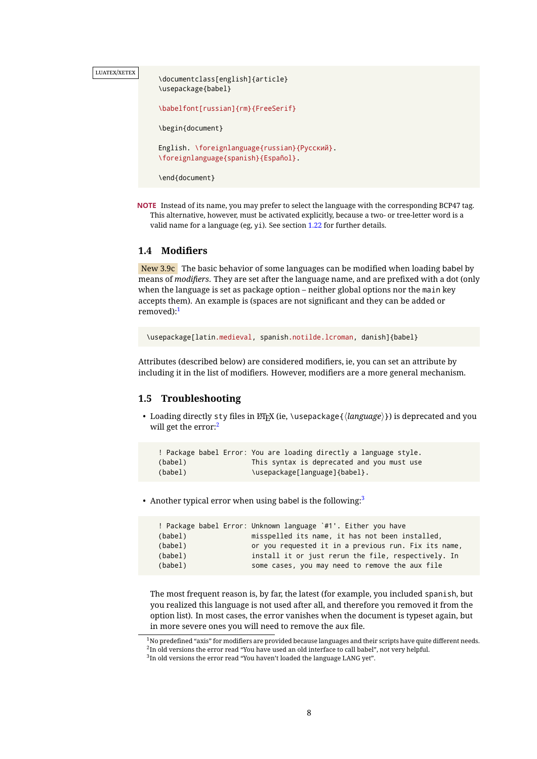LUATEX/XETEX

```
\documentclass[english]{article}
\usepackage{babel}

\babelfont[russian]{rm}{FreeSerif}

\begin{document}

English. \foreignlanguage{russian}{Русский}.
\foreignlanguage{spanish}{Español}.

\end{document}
```

**NOTE** Instead of its name, you may prefer to select the language with the corresponding BCP47 tag. This alternative, however, must be activated explicitly, because a two- or tree-letter word is a valid name for a language (eg, yi). See section 1.22 for further details.

## 1.4 Modifiers

New 3.9c The basic behavior of some languages can be modified when loading babel by means of *modifiers*. They are set after the language name, and are prefixed with a dot (only when the language is set as package option – neither global options nor the main key accepts them). An example is (spaces are not significant and they can be added or removed):[1]

```
\usepackage[latin.medieval, spanish.notilde.lcroman, danish]{babel}
```

Attributes (described below) are considered modifiers, ie, you can set an attribute by including it in the list of modifiers. However, modifiers are a more general mechanism.

## 1.5 Troubleshooting

- Loading directly sty files in LaTeX (ie, \usepackage{⟨*language*⟩}) is deprecated and you will get the error:[2]

```
! Package babel Error: You are loading directly a language style.
(babel)                This syntax is deprecated and you must use
(babel)                \usepackage[language]{babel}.
```

- Another typical error when using babel is the following:[3]

```
! Package babel Error: Unknown language `#1'. Either you have
(babel)                misspelled its name, it has not been installed,
(babel)                or you requested it in a previous run. Fix its name,
(babel)                install it or just rerun the file, respectively. In
(babel)                some cases, you may need to remove the aux file
```

  The most frequent reason is, by far, the latest (for example, you included spanish, but you realized this language is not used after all, and therefore you removed it from the option list). In most cases, the error vanishes when the document is typeset again, but in more severe ones you will need to remove the aux file.

[1] No predefined "axis" for modifiers are provided because languages and their scripts have quite different needs.
[2] In old versions the error read "You have used an old interface to call babel", not very helpful.
[3] In old versions the error read "You haven't loaded the language LANG yet".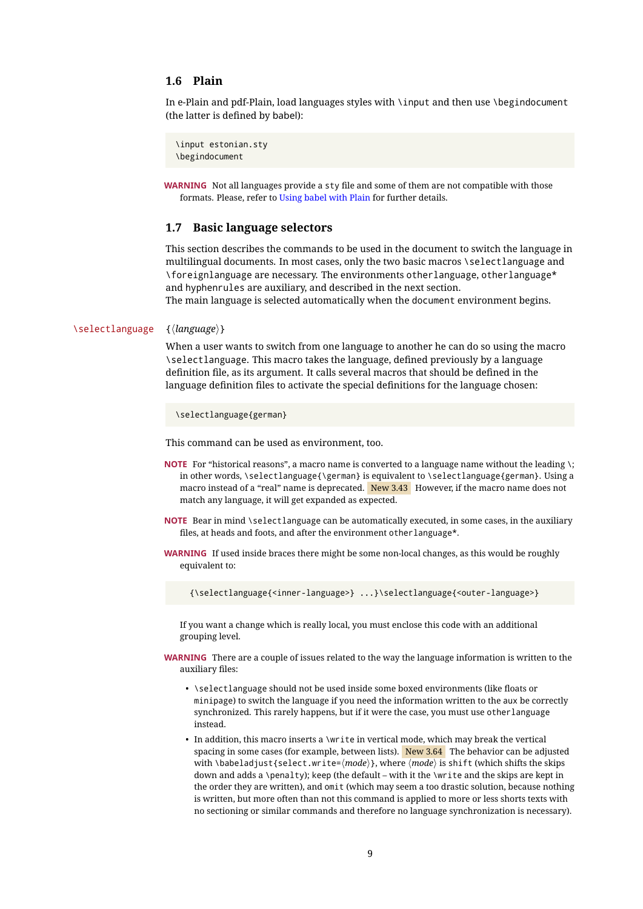## 1.6 Plain

In e-Plain and pdf-Plain, load languages styles with `\input` and then use `\begindocument` (the latter is defined by babel):

```
\input estonian.sty
\begindocument
```

**WARNING** Not all languages provide a `sty` file and some of them are not compatible with those formats. Please, refer to Using babel with Plain for further details.

## 1.7 Basic language selectors

This section describes the commands to be used in the document to switch the language in multilingual documents. In most cases, only the two basic macros `\selectlanguage` and `\foreignlanguage` are necessary. The environments `otherlanguage`, `otherlanguage*` and `hyphenrules` are auxiliary, and described in the next section.
The main language is selected automatically when the `document` environment begins.

`\selectlanguage` {⟨*language*⟩}

When a user wants to switch from one language to another he can do so using the macro `\selectlanguage`. This macro takes the language, defined previously by a language definition file, as its argument. It calls several macros that should be defined in the language definition files to activate the special definitions for the language chosen:

```
\selectlanguage{german}
```

This command can be used as environment, too.

**NOTE** For "historical reasons", a macro name is converted to a language name without the leading `\`; in other words, `\selectlanguage{\german}` is equivalent to `\selectlanguage{german}`. Using a macro instead of a "real" name is deprecated. New 3.43 However, if the macro name does not match any language, it will get expanded as expected.

**NOTE** Bear in mind `\selectlanguage` can be automatically executed, in some cases, in the auxiliary files, at heads and foots, and after the environment `otherlanguage*`.

**WARNING** If used inside braces there might be some non-local changes, as this would be roughly equivalent to:

```
{\selectlanguage{<inner-language>} ...}\selectlanguage{<outer-language>}
```

If you want a change which is really local, you must enclose this code with an additional grouping level.

**WARNING** There are a couple of issues related to the way the language information is written to the auxiliary files:

- `\selectlanguage` should not be used inside some boxed environments (like floats or `minipage`) to switch the language if you need the information written to the `aux` be correctly synchronized. This rarely happens, but if it were the case, you must use `otherlanguage` instead.
- In addition, this macro inserts a `\write` in vertical mode, which may break the vertical spacing in some cases (for example, between lists). New 3.64 The behavior can be adjusted with `\babeladjust{select.write=`⟨*mode*⟩`}`, where ⟨*mode*⟩ is `shift` (which shifts the skips down and adds a `\penalty`); `keep` (the default – with it the `\write` and the skips are kept in the order they are written), and `omit` (which may seem a too drastic solution, because nothing is written, but more often than not this command is applied to more or less shorts texts with no sectioning or similar commands and therefore no language synchronization is necessary).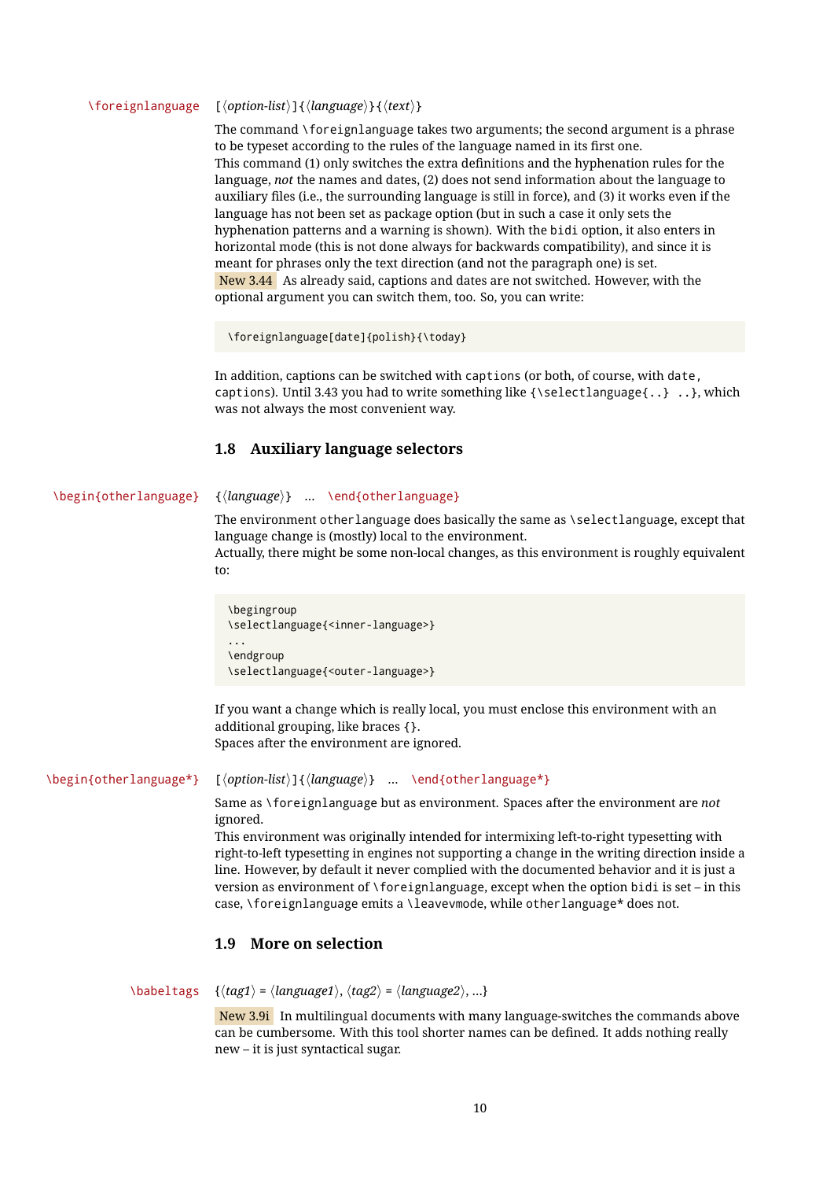`\foreignlanguage` [⟨*option-list*⟩]{⟨*language*⟩}{⟨*text*⟩}

The command `\foreignlanguage` takes two arguments; the second argument is a phrase to be typeset according to the rules of the language named in its first one.
This command (1) only switches the extra definitions and the hyphenation rules for the language, *not* the names and dates, (2) does not send information about the language to auxiliary files (i.e., the surrounding language is still in force), and (3) it works even if the language has not been set as package option (but in such a case it only sets the hyphenation patterns and a warning is shown). With the `bidi` option, it also enters in horizontal mode (this is not done always for backwards compatibility), and since it is meant for phrases only the text direction (and not the paragraph one) is set.
New 3.44 As already said, captions and dates are not switched. However, with the optional argument you can switch them, too. So, you can write:

```
\foreignlanguage[date]{polish}{\today}
```

In addition, captions can be switched with `captions` (or both, of course, with `date, captions`). Until 3.43 you had to write something like `{\selectlanguage{..} ..}`, which was not always the most convenient way.

## 1.8 Auxiliary language selectors

`\begin{otherlanguage}` {⟨*language*⟩} … `\end{otherlanguage}`

The environment `otherlanguage` does basically the same as `\selectlanguage`, except that language change is (mostly) local to the environment.
Actually, there might be some non-local changes, as this environment is roughly equivalent to:

```
\begingroup
\selectlanguage{<inner-language>}
...
\endgroup
\selectlanguage{<outer-language>}
```

If you want a change which is really local, you must enclose this environment with an additional grouping, like braces `{}`.
Spaces after the environment are ignored.

`\begin{otherlanguage*}` [⟨*option-list*⟩]{⟨*language*⟩} … `\end{otherlanguage*}`

Same as `\foreignlanguage` but as environment. Spaces after the environment are *not* ignored.
This environment was originally intended for intermixing left-to-right typesetting with right-to-left typesetting in engines not supporting a change in the writing direction inside a line. However, by default it never complied with the documented behavior and it is just a version as environment of `\foreignlanguage`, except when the option `bidi` is set – in this case, `\foreignlanguage` emits a `\leavevmode`, while `otherlanguage*` does not.

## 1.9 More on selection

`\babeltags` {⟨*tag1*⟩ = ⟨*language1*⟩, ⟨*tag2*⟩ = ⟨*language2*⟩, …}

New 3.9i In multilingual documents with many language-switches the commands above can be cumbersome. With this tool shorter names can be defined. It adds nothing really new – it is just syntactical sugar.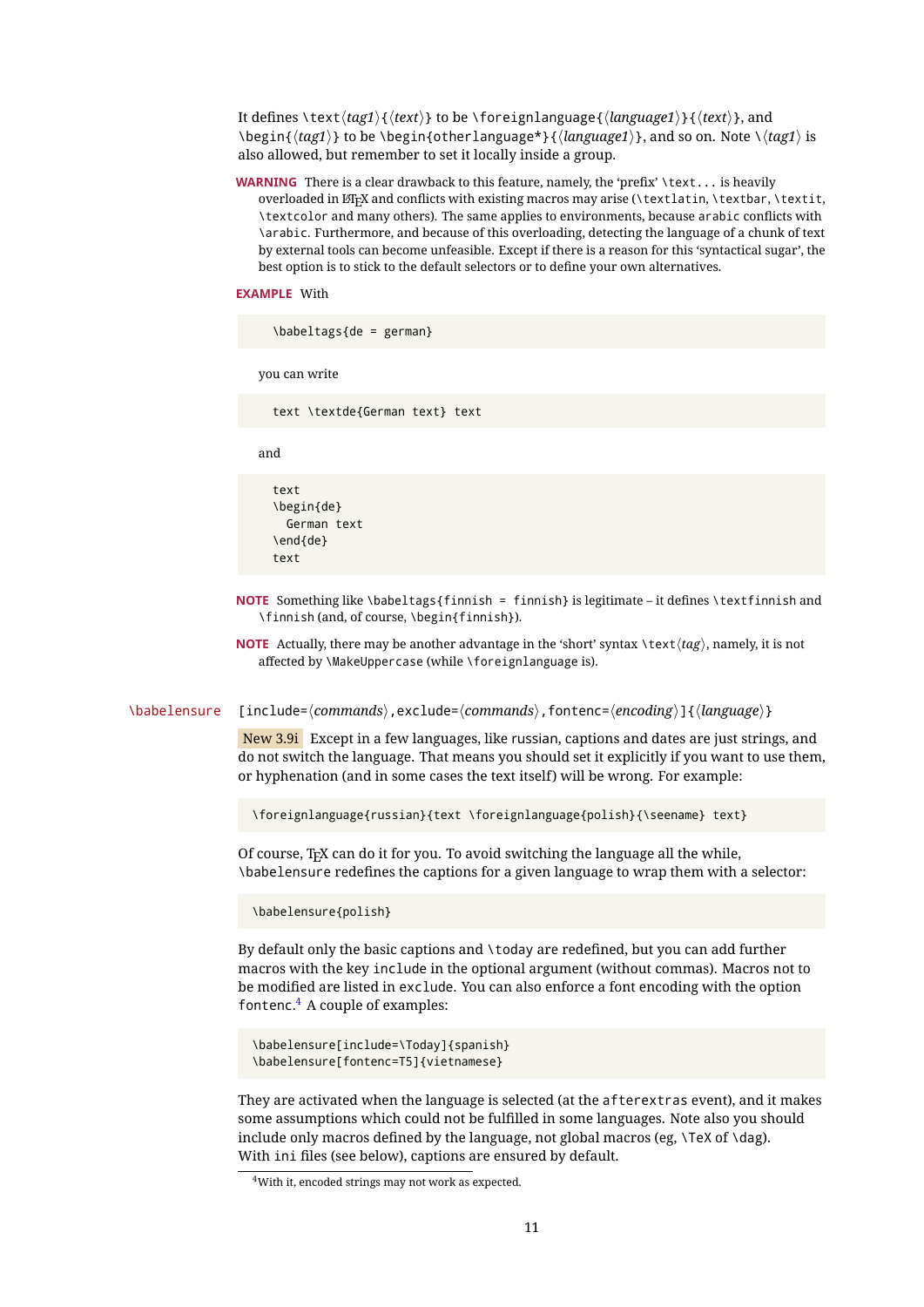It defines `\text⟨tag1⟩{⟨text⟩}` to be `\foreignlanguage{⟨language1⟩}{⟨text⟩}`, and `\begin{⟨tag1⟩}` to be `\begin{otherlanguage*}{⟨language1⟩}`, and so on. Note `\⟨tag1⟩` is also allowed, but remember to set it locally inside a group.

**WARNING** There is a clear drawback to this feature, namely, the 'prefix' `\text...` is heavily overloaded in LaTeX and conflicts with existing macros may arise (`\textlatin`, `\textbar`, `\textit`, `\textcolor` and many others). The same applies to environments, because `arabic` conflicts with `\arabic`. Furthermore, and because of this overloading, detecting the language of a chunk of text by external tools can become unfeasible. Except if there is a reason for this 'syntactical sugar', the best option is to stick to the default selectors or to define your own alternatives.

**EXAMPLE** With

```
\babeltags{de = german}
```

you can write

```
text \textde{German text} text
```

and

```
text
\begin{de}
  German text
\end{de}
text
```

**NOTE** Something like `\babeltags{finnish = finnish}` is legitimate – it defines `\textfinnish` and `\finnish` (and, of course, `\begin{finnish}`).

**NOTE** Actually, there may be another advantage in the 'short' syntax `\text⟨tag⟩`, namely, it is not affected by `\MakeUppercase` (while `\foreignlanguage` is).

`\babelensure` `[include=⟨commands⟩,exclude=⟨commands⟩,fontenc=⟨encoding⟩]{⟨language⟩}`

New 3.9i Except in a few languages, like russian, captions and dates are just strings, and do not switch the language. That means you should set it explicitly if you want to use them, or hyphenation (and in some cases the text itself) will be wrong. For example:

```
\foreignlanguage{russian}{text \foreignlanguage{polish}{\seename} text}
```

Of course, TeX can do it for you. To avoid switching the language all the while, `\babelensure` redefines the captions for a given language to wrap them with a selector:

```
\babelensure{polish}
```

By default only the basic captions and `\today` are redefined, but you can add further macros with the key `include` in the optional argument (without commas). Macros not to be modified are listed in `exclude`. You can also enforce a font encoding with the option `fontenc`.[4] A couple of examples:

```
\babelensure[include=\Today]{spanish}
\babelensure[fontenc=T5]{vietnamese}
```

They are activated when the language is selected (at the `afterextras` event), and it makes some assumptions which could not be fulfilled in some languages. Note also you should include only macros defined by the language, not global macros (eg, `\TeX` of `\dag`). With `ini` files (see below), captions are ensured by default.

[4]With it, encoded strings may not work as expected.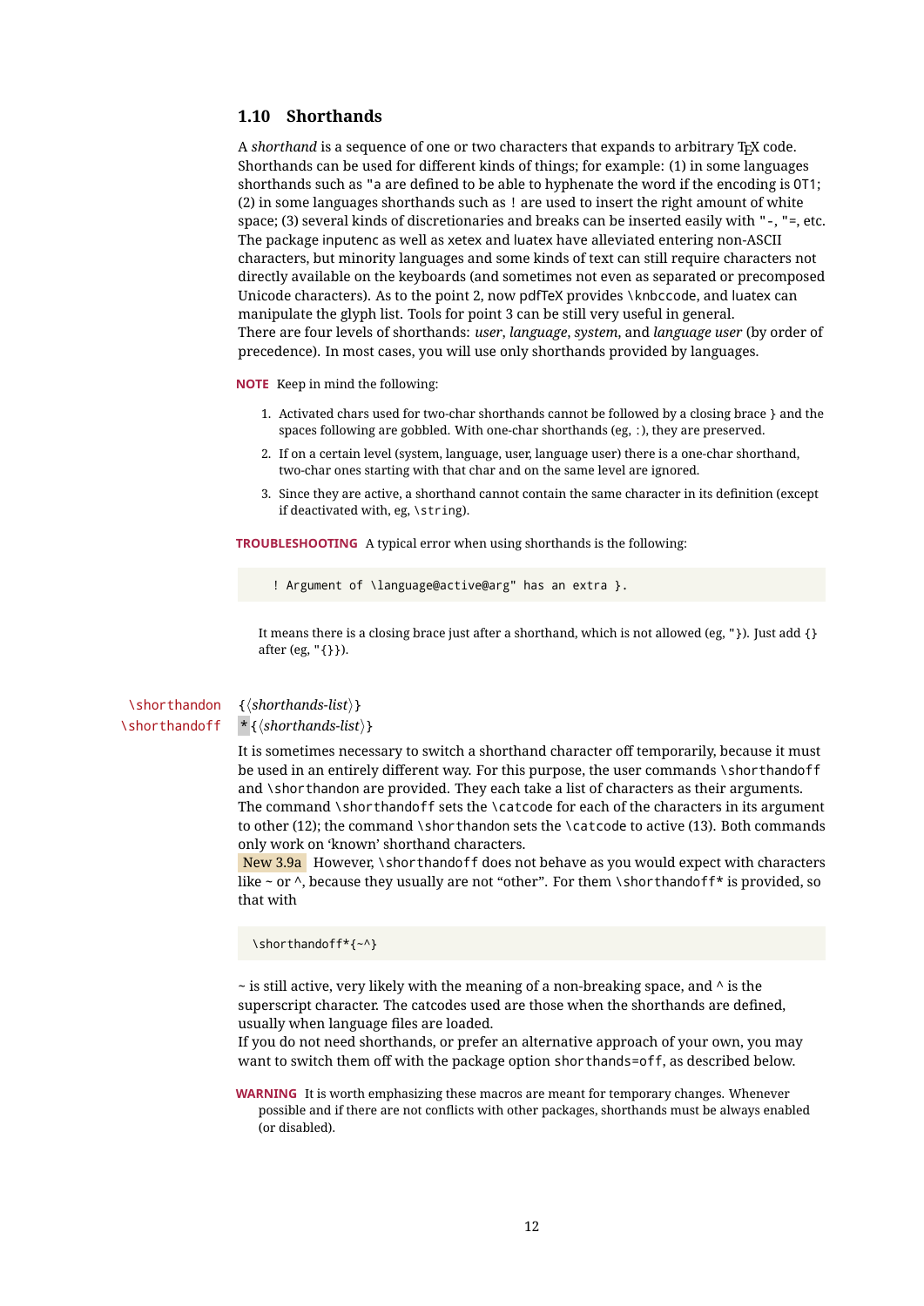### 1.10 Shorthands

A *shorthand* is a sequence of one or two characters that expands to arbitrary TeX code. Shorthands can be used for different kinds of things; for example: (1) in some languages shorthands such as `"a` are defined to be able to hyphenate the word if the encoding is `OT1`; (2) in some languages shorthands such as `!` are used to insert the right amount of white space; (3) several kinds of discretionaries and breaks can be inserted easily with `"-`, `"=`, etc.

The package inputenc as well as xetex and luatex have alleviated entering non-ASCII characters, but minority languages and some kinds of text can still require characters not directly available on the keyboards (and sometimes not even as separated or precomposed Unicode characters). As to the point 2, now pdfTeX provides `\knbccode`, and luatex can manipulate the glyph list. Tools for point 3 can be still very useful in general.

There are four levels of shorthands: *user*, *language*, *system*, and *language user* (by order of precedence). In most cases, you will use only shorthands provided by languages.

**NOTE** Keep in mind the following:

1. Activated chars used for two-char shorthands cannot be followed by a closing brace `}` and the spaces following are gobbled. With one-char shorthands (eg, `:`), they are preserved.
2. If on a certain level (system, language, user, language user) there is a one-char shorthand, two-char ones starting with that char and on the same level are ignored.
3. Since they are active, a shorthand cannot contain the same character in its definition (except if deactivated with, eg, `\string`).

**TROUBLESHOOTING** A typical error when using shorthands is the following:

```
! Argument of \language@active@arg" has an extra }.
```

It means there is a closing brace just after a shorthand, which is not allowed (eg, `"}`). Just add `{}` after (eg, `"{}}`).

`\shorthandon` {⟨*shorthands-list*⟩}
`\shorthandoff` `*`{⟨*shorthands-list*⟩}

It is sometimes necessary to switch a shorthand character off temporarily, because it must be used in an entirely different way. For this purpose, the user commands `\shorthandoff` and `\shorthandon` are provided. They each take a list of characters as their arguments.

The command `\shorthandoff` sets the `\catcode` for each of the characters in its argument to other (12); the command `\shorthandon` sets the `\catcode` to active (13). Both commands only work on 'known' shorthand characters.

New 3.9a However, `\shorthandoff` does not behave as you would expect with characters like `~` or `^`, because they usually are not "other". For them `\shorthandoff*` is provided, so that with

```
\shorthandoff*{~^}
```

`~` is still active, very likely with the meaning of a non-breaking space, and `^` is the superscript character. The catcodes used are those when the shorthands are defined, usually when language files are loaded.

If you do not need shorthands, or prefer an alternative approach of your own, you may want to switch them off with the package option `shorthands=off`, as described below.

**WARNING** It is worth emphasizing these macros are meant for temporary changes. Whenever possible and if there are not conflicts with other packages, shorthands must be always enabled (or disabled).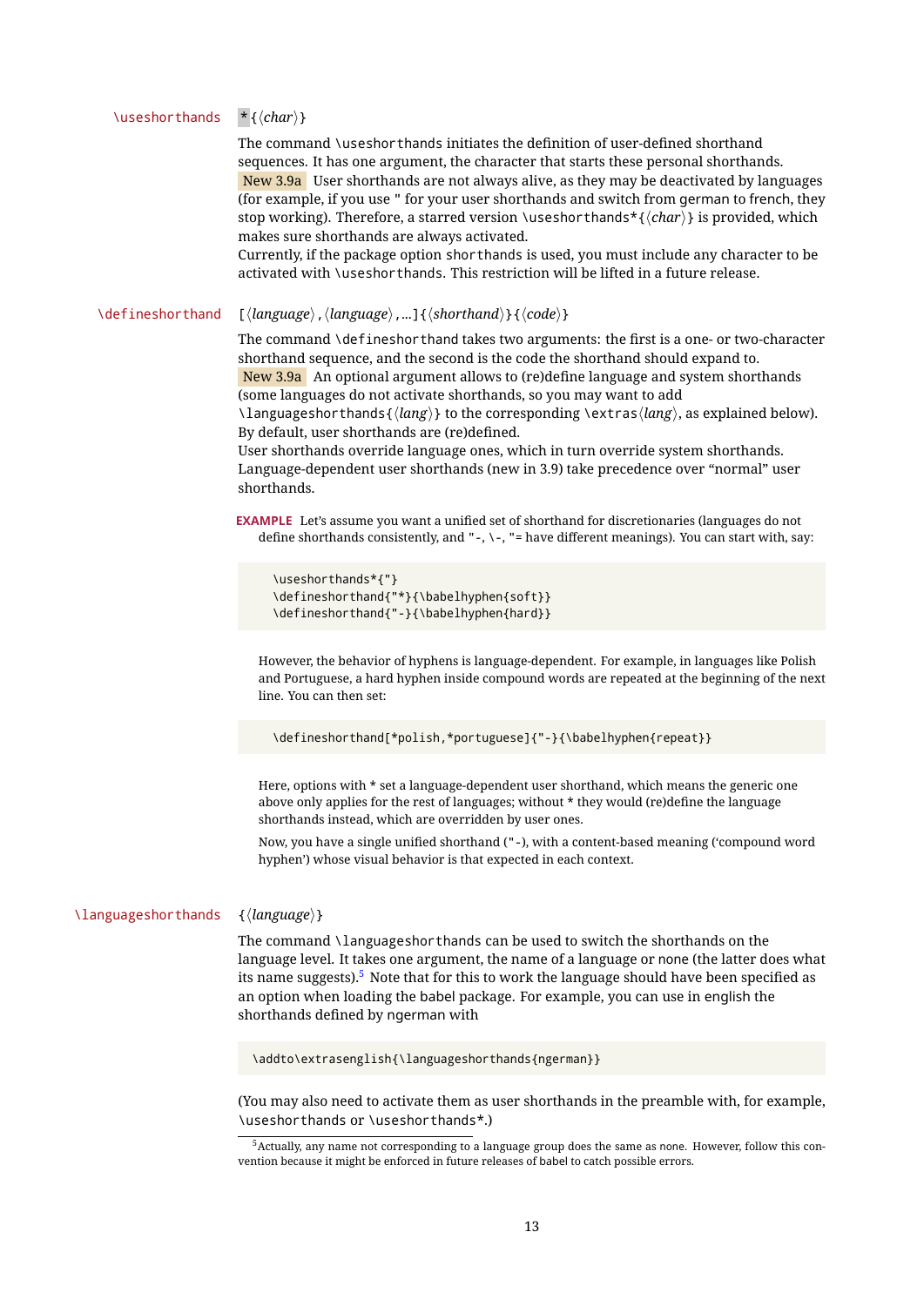\useshorthands *{⟨char⟩}

The command \useshorthands initiates the definition of user-defined shorthand sequences. It has one argument, the character that starts these personal shorthands.

New 3.9a User shorthands are not always alive, as they may be deactivated by languages (for example, if you use " for your user shorthands and switch from german to french, they stop working). Therefore, a starred version \useshorthands*{⟨char⟩} is provided, which makes sure shorthands are always activated.

Currently, if the package option shorthands is used, you must include any character to be activated with \useshorthands. This restriction will be lifted in a future release.

\defineshorthand [⟨language⟩,⟨language⟩,...]{⟨shorthand⟩}{⟨code⟩}

The command \defineshorthand takes two arguments: the first is a one- or two-character shorthand sequence, and the second is the code the shorthand should expand to.

New 3.9a An optional argument allows to (re)define language and system shorthands (some languages do not activate shorthands, so you may want to add \languageshorthands{⟨lang⟩} to the corresponding \extras⟨lang⟩, as explained below). By default, user shorthands are (re)defined.

User shorthands override language ones, which in turn override system shorthands. Language-dependent user shorthands (new in 3.9) take precedence over "normal" user shorthands.

**EXAMPLE** Let's assume you want a unified set of shorthand for discretionaries (languages do not define shorthands consistently, and "-, \-, "= have different meanings). You can start with, say:

```
\useshorthands*{"}
\defineshorthand{"*}{\babelhyphen{soft}}
\defineshorthand{"-}{\babelhyphen{hard}}
```

However, the behavior of hyphens is language-dependent. For example, in languages like Polish and Portuguese, a hard hyphen inside compound words are repeated at the beginning of the next line. You can then set:

```
\defineshorthand[*polish,*portuguese]{"-}{\babelhyphen{repeat}}
```

Here, options with * set a language-dependent user shorthand, which means the generic one above only applies for the rest of languages; without * they would (re)define the language shorthands instead, which are overridden by user ones.

Now, you have a single unified shorthand ("-), with a content-based meaning ('compound word hyphen') whose visual behavior is that expected in each context.

\languageshorthands {⟨language⟩}

The command \languageshorthands can be used to switch the shorthands on the language level. It takes one argument, the name of a language or none (the latter does what its name suggests).[5] Note that for this to work the language should have been specified as an option when loading the babel package. For example, you can use in english the shorthands defined by ngerman with

```
\addto\extrasenglish{\languageshorthands{ngerman}}
```

(You may also need to activate them as user shorthands in the preamble with, for example, \useshorthands or \useshorthands*.)

[5] Actually, any name not corresponding to a language group does the same as none. However, follow this convention because it might be enforced in future releases of babel to catch possible errors.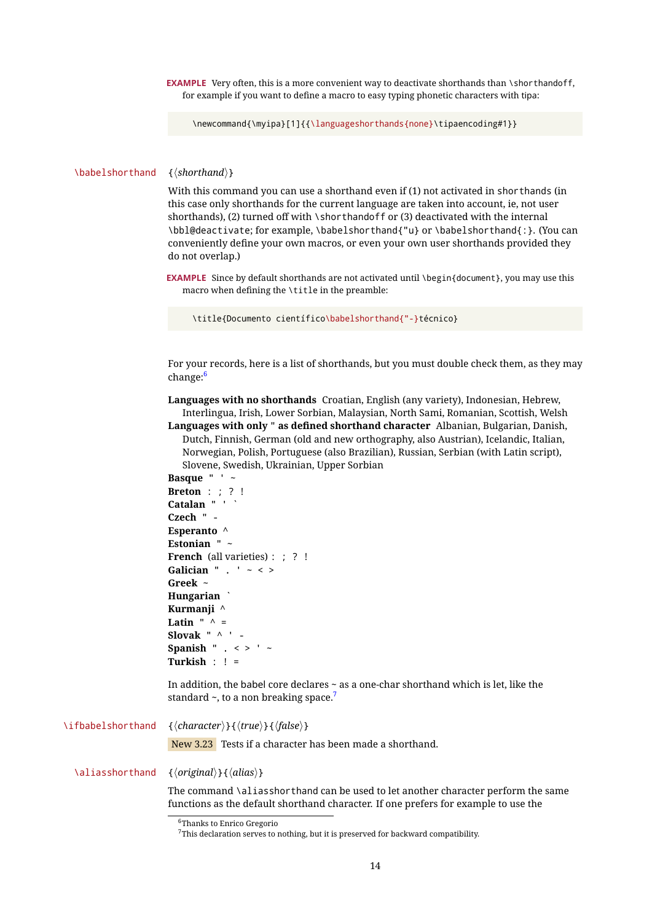**EXAMPLE** Very often, this is a more convenient way to deactivate shorthands than `\shorthandoff`, for example if you want to define a macro to easy typing phonetic characters with tipa:

```
\newcommand{\myipa}[1]{{\languageshorthands{none}\tipaencoding#1}}
```

`\babelshorthand` {⟨*shorthand*⟩}

With this command you can use a shorthand even if (1) not activated in `shorthands` (in this case only shorthands for the current language are taken into account, ie, not user shorthands), (2) turned off with `\shorthandoff` or (3) deactivated with the internal `\bbl@deactivate`; for example, `\babelshorthand{"u}` or `\babelshorthand{:}`. (You can conveniently define your own macros, or even your own user shorthands provided they do not overlap.)

**EXAMPLE** Since by default shorthands are not activated until `\begin{document}`, you may use this macro when defining the `\title` in the preamble:

```
\title{Documento científico\babelshorthand{"-}técnico}
```

For your records, here is a list of shorthands, but you must double check them, as they may change:[6]

**Languages with no shorthands** Croatian, English (any variety), Indonesian, Hebrew, Interlingua, Irish, Lower Sorbian, Malaysian, North Sami, Romanian, Scottish, Welsh

**Languages with only " as defined shorthand character** Albanian, Bulgarian, Danish, Dutch, Finnish, German (old and new orthography, also Austrian), Icelandic, Italian, Norwegian, Polish, Portuguese (also Brazilian), Russian, Serbian (with Latin script), Slovene, Swedish, Ukrainian, Upper Sorbian

**Basque** `" ' ~`
**Breton** `: ; ? !`
**Catalan** `" ' ``
**Czech** `" -`
**Esperanto** `^`
**Estonian** `" ~`
**French** (all varieties) `: ; ? !`
**Galician** `" . ' ~ < >`
**Greek** `~`
**Hungarian** `` ` ``
**Kurmanji** `^`
**Latin** `" ^ =`
**Slovak** `" ^ ' -`
**Spanish** `" . < > ' ~`
**Turkish** `: ! =`

In addition, the babel core declares `~` as a one-char shorthand which is let, like the standard `~`, to a non breaking space.[7]

`\ifbabelshorthand` {⟨*character*⟩}{⟨*true*⟩}{⟨*false*⟩}

New 3.23 Tests if a character has been made a shorthand.

`\aliasshorthand` {⟨*original*⟩}{⟨*alias*⟩}

The command `\aliasshorthand` can be used to let another character perform the same functions as the default shorthand character. If one prefers for example to use the

[6] Thanks to Enrico Gregorio
[7] This declaration serves to nothing, but it is preserved for backward compatibility.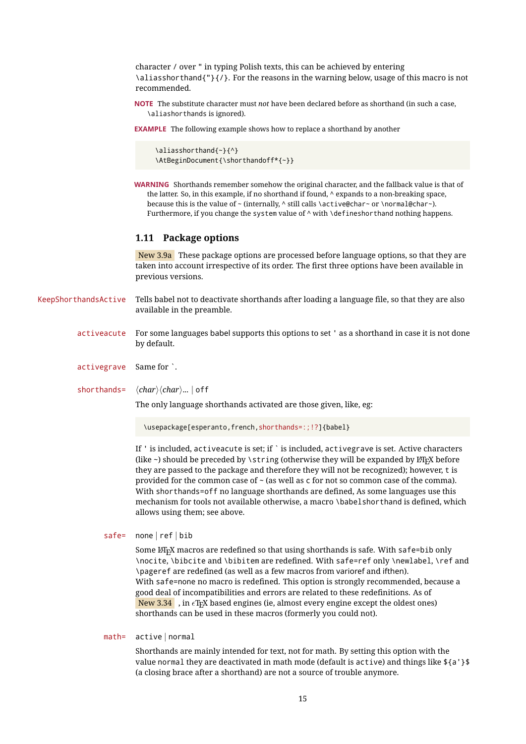character / over " in typing Polish texts, this can be achieved by entering `\aliasshorthand{"}{/}`. For the reasons in the warning below, usage of this macro is not recommended.

**NOTE** The substitute character must *not* have been declared before as shorthand (in such a case, `\aliashorthands` is ignored).

**EXAMPLE** The following example shows how to replace a shorthand by another

```
\aliasshorthand{~}{^}
\AtBeginDocument{\shorthandoff*{~}}
```

**WARNING** Shorthands remember somehow the original character, and the fallback value is that of the latter. So, in this example, if no shorthand if found, ^ expands to a non-breaking space, because this is the value of ~ (internally, ^ still calls `\active@char~` or `\normal@char~`). Furthermore, if you change the `system` value of ^ with `\defineshorthand` nothing happens.

## 1.11 Package options

New 3.9a These package options are processed before language options, so that they are taken into account irrespective of its order. The first three options have been available in previous versions.

`KeepShorthandsActive` Tells babel not to deactivate shorthands after loading a language file, so that they are also available in the preamble.

`activeacute` For some languages babel supports this options to set ' as a shorthand in case it is not done by default.

`activegrave` Same for `.

`shorthands=` ⟨*char*⟩⟨*char*⟩... | `off`

The only language shorthands activated are those given, like, eg:

```
\usepackage[esperanto,french,shorthands=:;!?]{babel}
```

If ' is included, `activeacute` is set; if ` is included, `activegrave` is set. Active characters (like ~) should be preceded by `\string` (otherwise they will be expanded by LaTeX before they are passed to the package and therefore they will not be recognized); however, `t` is provided for the common case of ~ (as well as `c` for not so common case of the comma). With `shorthands=off` no language shorthands are defined, As some languages use this mechanism for tools not available otherwise, a macro `\babelshorthand` is defined, which allows using them; see above.

`safe=` `none` | `ref` | `bib`

Some LaTeX macros are redefined so that using shorthands is safe. With `safe=bib` only `\nocite`, `\bibcite` and `\bibitem` are redefined. With `safe=ref` only `\newlabel`, `\ref` and `\pageref` are redefined (as well as a few macros from varioref and ifthen).
With `safe=none` no macro is redefined. This option is strongly recommended, because a good deal of incompatibilities and errors are related to these redefinitions. As of New 3.34 , in εTeX based engines (ie, almost every engine except the oldest ones) shorthands can be used in these macros (formerly you could not).

`math=` `active` | `normal`

Shorthands are mainly intended for text, not for math. By setting this option with the value `normal` they are deactivated in math mode (default is `active`) and things like `${a'}$` (a closing brace after a shorthand) are not a source of trouble anymore.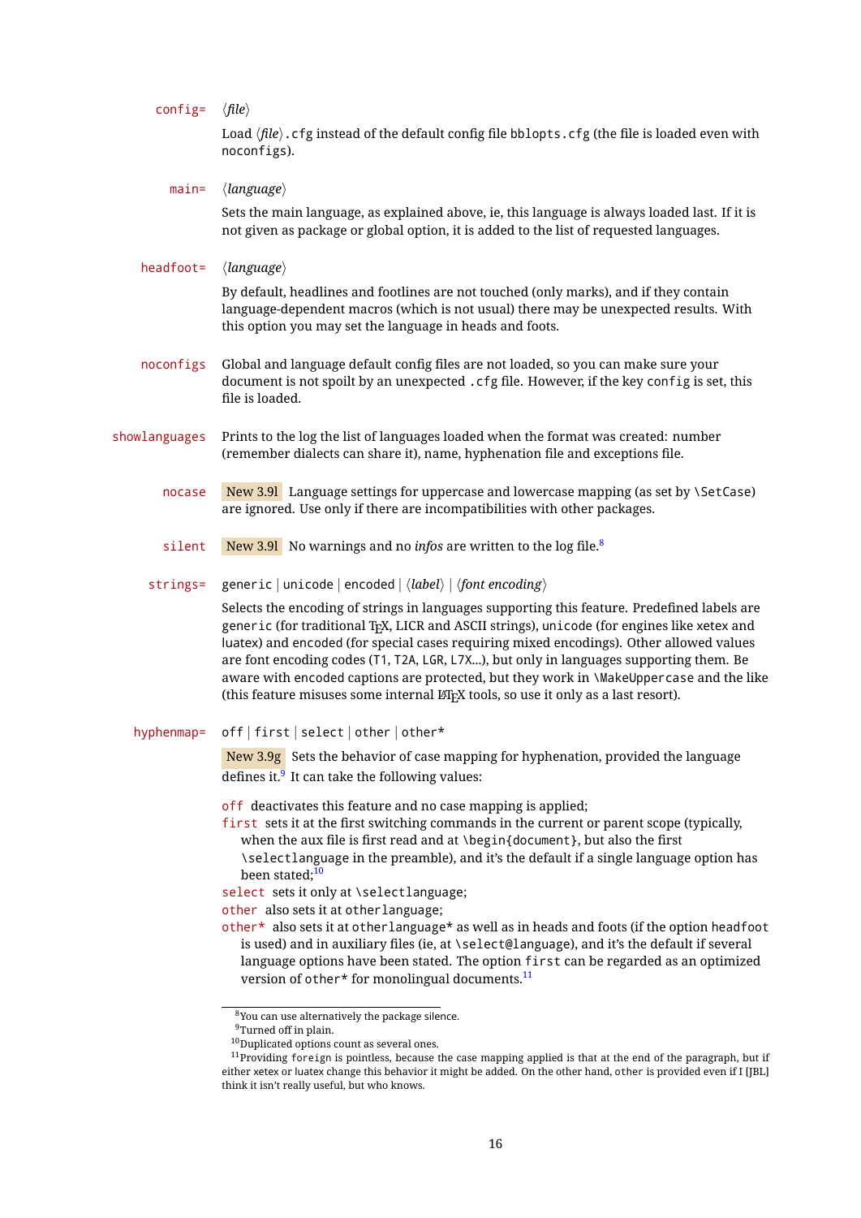config= ⟨*file*⟩

Load ⟨*file*⟩.cfg instead of the default config file bblopts.cfg (the file is loaded even with noconfigs).

main= ⟨*language*⟩

Sets the main language, as explained above, ie, this language is always loaded last. If it is not given as package or global option, it is added to the list of requested languages.

headfoot= ⟨*language*⟩

By default, headlines and footlines are not touched (only marks), and if they contain language-dependent macros (which is not usual) there may be unexpected results. With this option you may set the language in heads and foots.

noconfigs Global and language default config files are not loaded, so you can make sure your document is not spoilt by an unexpected .cfg file. However, if the key config is set, this file is loaded.

showlanguages Prints to the log the list of languages loaded when the format was created: number (remember dialects can share it), name, hyphenation file and exceptions file.

nocase New 3.9l Language settings for uppercase and lowercase mapping (as set by \SetCase) are ignored. Use only if there are incompatibilities with other packages.

silent New 3.9l No warnings and no *infos* are written to the log file.[8]

strings= generic | unicode | encoded | ⟨*label*⟩ | ⟨*font encoding*⟩

Selects the encoding of strings in languages supporting this feature. Predefined labels are generic (for traditional TeX, LICR and ASCII strings), unicode (for engines like xetex and luatex) and encoded (for special cases requiring mixed encodings). Other allowed values are font encoding codes (T1, T2A, LGR, L7X...), but only in languages supporting them. Be aware with encoded captions are protected, but they work in \MakeUppercase and the like (this feature misuses some internal LaTeX tools, so use it only as a last resort).

hyphenmap= off | first | select | other | other*

New 3.9g Sets the behavior of case mapping for hyphenation, provided the language defines it.[9] It can take the following values:

off deactivates this feature and no case mapping is applied;

first sets it at the first switching commands in the current or parent scope (typically, when the aux file is first read and at \begin{document}, but also the first \selectlanguage in the preamble), and it's the default if a single language option has been stated;[10]

select sets it only at \selectlanguage;

other also sets it at otherlanguage;

other* also sets it at otherlanguage* as well as in heads and foots (if the option headfoot is used) and in auxiliary files (ie, at \select@language), and it's the default if several language options have been stated. The option first can be regarded as an optimized version of other* for monolingual documents.[11]

---

[8] You can use alternatively the package silence.

[9] Turned off in plain.

[10] Duplicated options count as several ones.

[11] Providing foreign is pointless, because the case mapping applied is that at the end of the paragraph, but if either xetex or luatex change this behavior it might be added. On the other hand, other is provided even if I [JBL] think it isn't really useful, but who knows.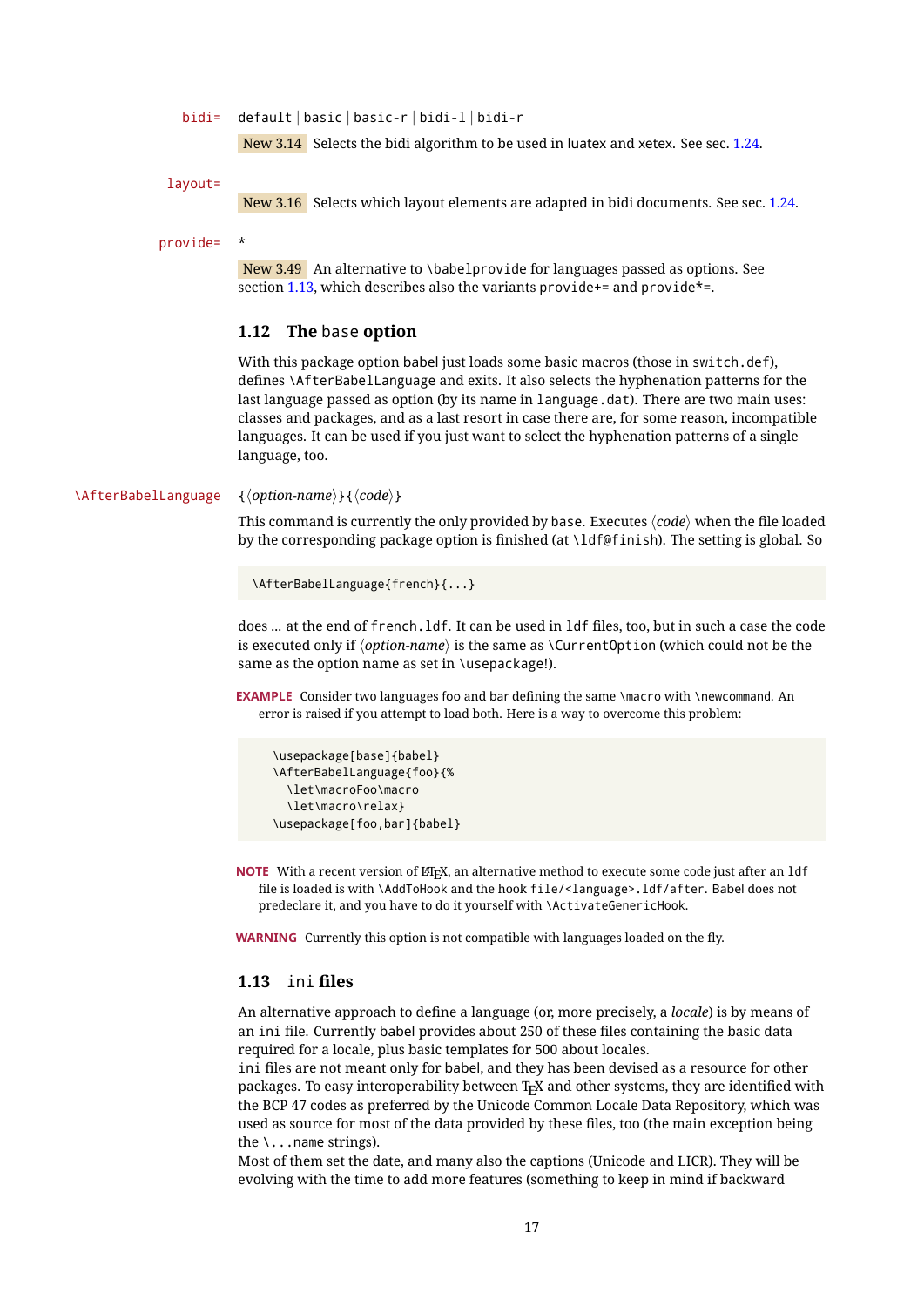bidi= default | basic | basic-r | bidi-l | bidi-r

New 3.14 Selects the bidi algorithm to be used in luatex and xetex. See sec. 1.24.

layout=

New 3.16 Selects which layout elements are adapted in bidi documents. See sec. 1.24.

provide= *

New 3.49 An alternative to `\babelprovide` for languages passed as options. See section 1.13, which describes also the variants `provide+=` and `provide*=`.

## 1.12 The `base` option

With this package option babel just loads some basic macros (those in `switch.def`), defines `\AfterBabelLanguage` and exits. It also selects the hyphenation patterns for the last language passed as option (by its name in `language.dat`). There are two main uses: classes and packages, and as a last resort in case there are, for some reason, incompatible languages. It can be used if you just want to select the hyphenation patterns of a single language, too.

`\AfterBabelLanguage` {⟨*option-name*⟩}{⟨*code*⟩}

This command is currently the only provided by `base`. Executes ⟨*code*⟩ when the file loaded by the corresponding package option is finished (at `\ldf@finish`). The setting is global. So

```
\AfterBabelLanguage{french}{...}
```

does ... at the end of `french.ldf`. It can be used in `ldf` files, too, but in such a case the code is executed only if ⟨*option-name*⟩ is the same as `\CurrentOption` (which could not be the same as the option name as set in `\usepackage`!).

**EXAMPLE** Consider two languages foo and bar defining the same `\macro` with `\newcommand`. An error is raised if you attempt to load both. Here is a way to overcome this problem:

```
\usepackage[base]{babel}
\AfterBabelLanguage{foo}{%
  \let\macroFoo\macro
  \let\macro\relax}
\usepackage[foo,bar]{babel}
```

**NOTE** With a recent version of LaTeX, an alternative method to execute some code just after an `ldf` file is loaded is with `\AddToHook` and the hook `file/<language>.ldf/after`. Babel does not predeclare it, and you have to do it yourself with `\ActivateGenericHook`.

**WARNING** Currently this option is not compatible with languages loaded on the fly.

## 1.13 `ini` files

An alternative approach to define a language (or, more precisely, a *locale*) is by means of an `ini` file. Currently babel provides about 250 of these files containing the basic data required for a locale, plus basic templates for 500 about locales.
`ini` files are not meant only for babel, and they has been devised as a resource for other packages. To easy interoperability between TeX and other systems, they are identified with the BCP 47 codes as preferred by the Unicode Common Locale Data Repository, which was used as source for most of the data provided by these files, too (the main exception being the `\...name` strings).
Most of them set the date, and many also the captions (Unicode and LICR). They will be evolving with the time to add more features (something to keep in mind if backward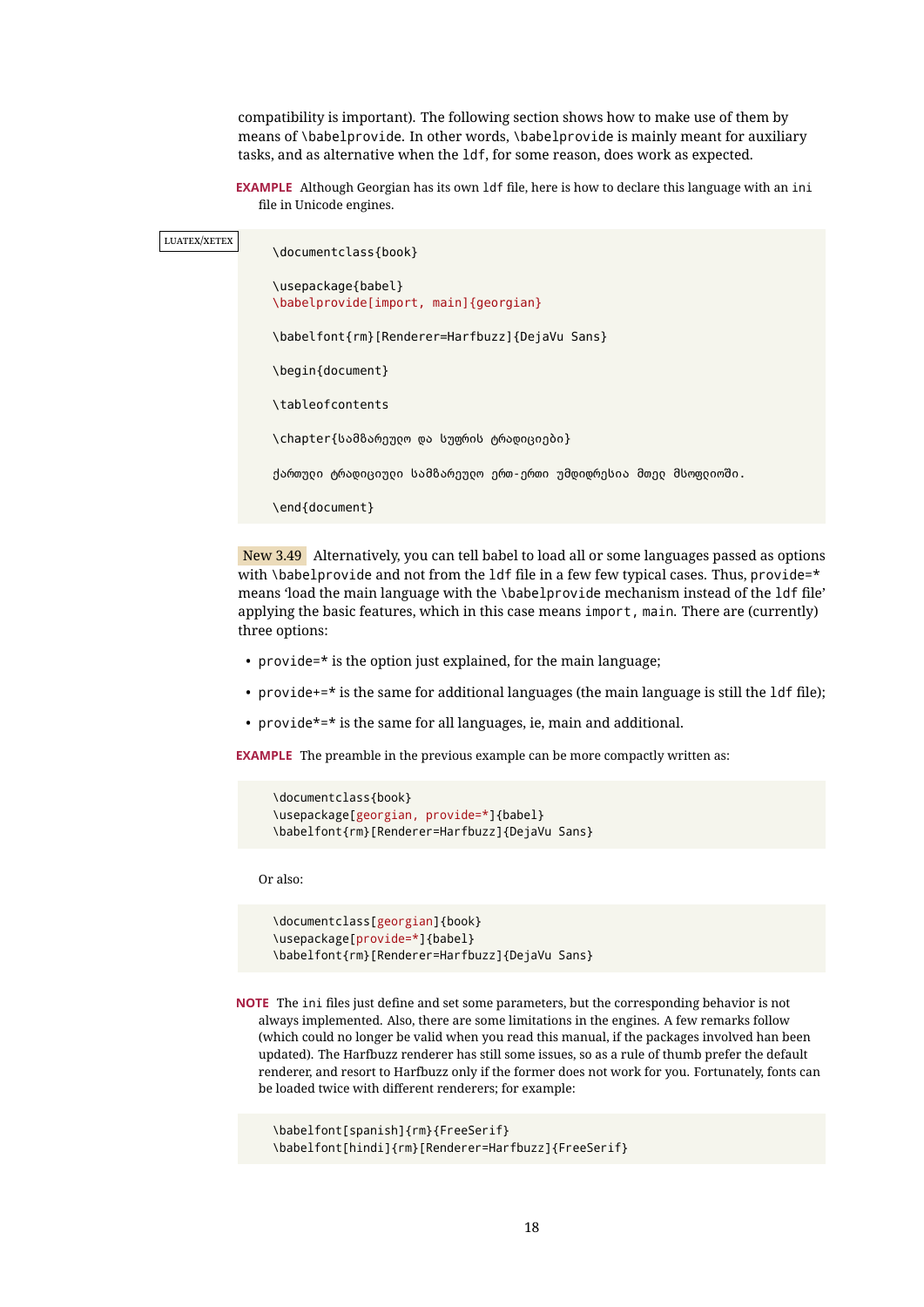compatibility is important). The following section shows how to make use of them by means of \babelprovide. In other words, \babelprovide is mainly meant for auxiliary tasks, and as alternative when the ldf, for some reason, does work as expected.

**EXAMPLE** Although Georgian has its own ldf file, here is how to declare this language with an ini file in Unicode engines.

LUATEX/XETEX

```
\documentclass{book}

\usepackage{babel}
\babelprovide[import, main]{georgian}

\babelfont{rm}[Renderer=Harfbuzz]{DejaVu Sans}

\begin{document}

\tableofcontents

\chapter{სამზარეულო და სუფრის ტრადიციები}

ქართული ტრადიციული სამზარეულო ერთ-ერთი უმდიდრესია მთელ მსოფლიოში.

\end{document}
```

New 3.49 Alternatively, you can tell babel to load all or some languages passed as options with \babelprovide and not from the ldf file in a few few typical cases. Thus, provide=* means 'load the main language with the \babelprovide mechanism instead of the ldf file' applying the basic features, which in this case means import, main. There are (currently) three options:

- provide=* is the option just explained, for the main language;
- provide+=* is the same for additional languages (the main language is still the ldf file);
- provide*=* is the same for all languages, ie, main and additional.

**EXAMPLE** The preamble in the previous example can be more compactly written as:

```
\documentclass{book}
\usepackage[georgian, provide=*]{babel}
\babelfont{rm}[Renderer=Harfbuzz]{DejaVu Sans}
```

Or also:

```
\documentclass[georgian]{book}
\usepackage[provide=*]{babel}
\babelfont{rm}[Renderer=Harfbuzz]{DejaVu Sans}
```

**NOTE** The ini files just define and set some parameters, but the corresponding behavior is not always implemented. Also, there are some limitations in the engines. A few remarks follow (which could no longer be valid when you read this manual, if the packages involved han been updated). The Harfbuzz renderer has still some issues, so as a rule of thumb prefer the default renderer, and resort to Harfbuzz only if the former does not work for you. Fortunately, fonts can be loaded twice with different renderers; for example:

```
\babelfont[spanish]{rm}{FreeSerif}
\babelfont[hindi]{rm}[Renderer=Harfbuzz]{FreeSerif}
```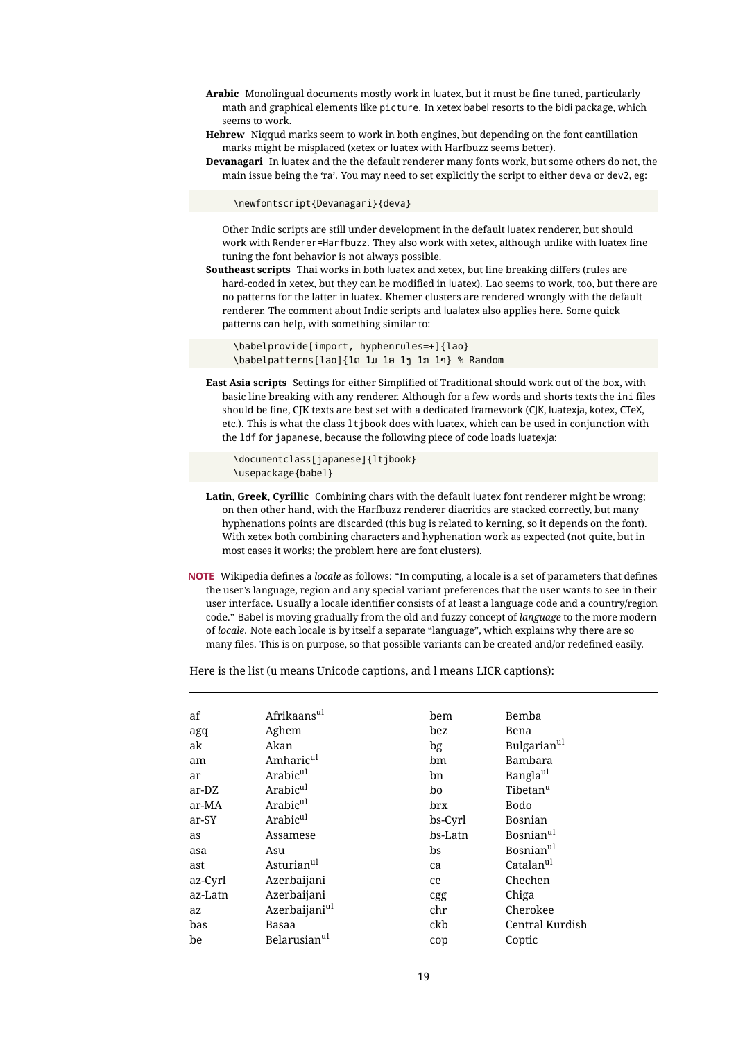**Arabic** Monolingual documents mostly work in luatex, but it must be fine tuned, particularly math and graphical elements like `picture`. In xetex babel resorts to the bidi package, which seems to work.

**Hebrew** Niqqud marks seem to work in both engines, but depending on the font cantillation marks might be misplaced (xetex or luatex with Harfbuzz seems better).

**Devanagari** In luatex and the the default renderer many fonts work, but some others do not, the main issue being the 'ra'. You may need to set explicitly the script to either deva or dev2, eg:

```
\newfontscript{Devanagari}{deva}
```

Other Indic scripts are still under development in the default luatex renderer, but should work with `Renderer=Harfbuzz`. They also work with xetex, although unlike with luatex fine tuning the font behavior is not always possible.

**Southeast scripts** Thai works in both luatex and xetex, but line breaking differs (rules are hard-coded in xetex, but they can be modified in luatex). Lao seems to work, too, but there are no patterns for the latter in luatex. Khemer clusters are rendered wrongly with the default renderer. The comment about Indic scripts and lualatex also applies here. Some quick patterns can help, with something similar to:

```
\babelprovide[import, hyphenrules=+]{lao}
\babelpatterns[lao]{1ດ 1ມ 1ອ 1ງ 1ກ 1າ} % Random
```

**East Asia scripts** Settings for either Simplified of Traditional should work out of the box, with basic line breaking with any renderer. Although for a few words and shorts texts the `ini` files should be fine, CJK texts are best set with a dedicated framework (CJK, luatexja, kotex, CTeX, etc.). This is what the class `ltjbook` does with luatex, which can be used in conjunction with the `ldf` for `japanese`, because the following piece of code loads luatexja:

```
\documentclass[japanese]{ltjbook}
\usepackage{babel}
```

**Latin, Greek, Cyrillic** Combining chars with the default luatex font renderer might be wrong; on then other hand, with the Harfbuzz renderer diacritics are stacked correctly, but many hyphenations points are discarded (this bug is related to kerning, so it depends on the font). With xetex both combining characters and hyphenation work as expected (not quite, but in most cases it works; the problem here are font clusters).

**NOTE** Wikipedia defines a *locale* as follows: "In computing, a locale is a set of parameters that defines the user's language, region and any special variant preferences that the user wants to see in their user interface. Usually a locale identifier consists of at least a language code and a country/region code." Babel is moving gradually from the old and fuzzy concept of *language* to the more modern of *locale*. Note each locale is by itself a separate "language", which explains why there are so many files. This is on purpose, so that possible variants can be created and/or redefined easily.

Here is the list (u means Unicode captions, and l means LICR captions):

| | | | |
|---|---|---|---|
| af | Afrikaans ul | bem | Bemba |
| agq | Aghem | bez | Bena |
| ak | Akan | bg | Bulgarian ul |
| am | Amharic ul | bm | Bambara |
| ar | Arabic ul | bn | Bangla ul |
| ar-DZ | Arabic ul | bo | Tibetan u |
| ar-MA | Arabic ul | brx | Bodo |
| ar-SY | Arabic ul | bs-Cyrl | Bosnian |
| as | Assamese | bs-Latn | Bosnian ul |
| asa | Asu | bs | Bosnian ul |
| ast | Asturian ul | ca | Catalan ul |
| az-Cyrl | Azerbaijani | ce | Chechen |
| az-Latn | Azerbaijani | cgg | Chiga |
| az | Azerbaijani ul | chr | Cherokee |
| bas | Basaa | ckb | Central Kurdish |
| be | Belarusian ul | cop | Coptic |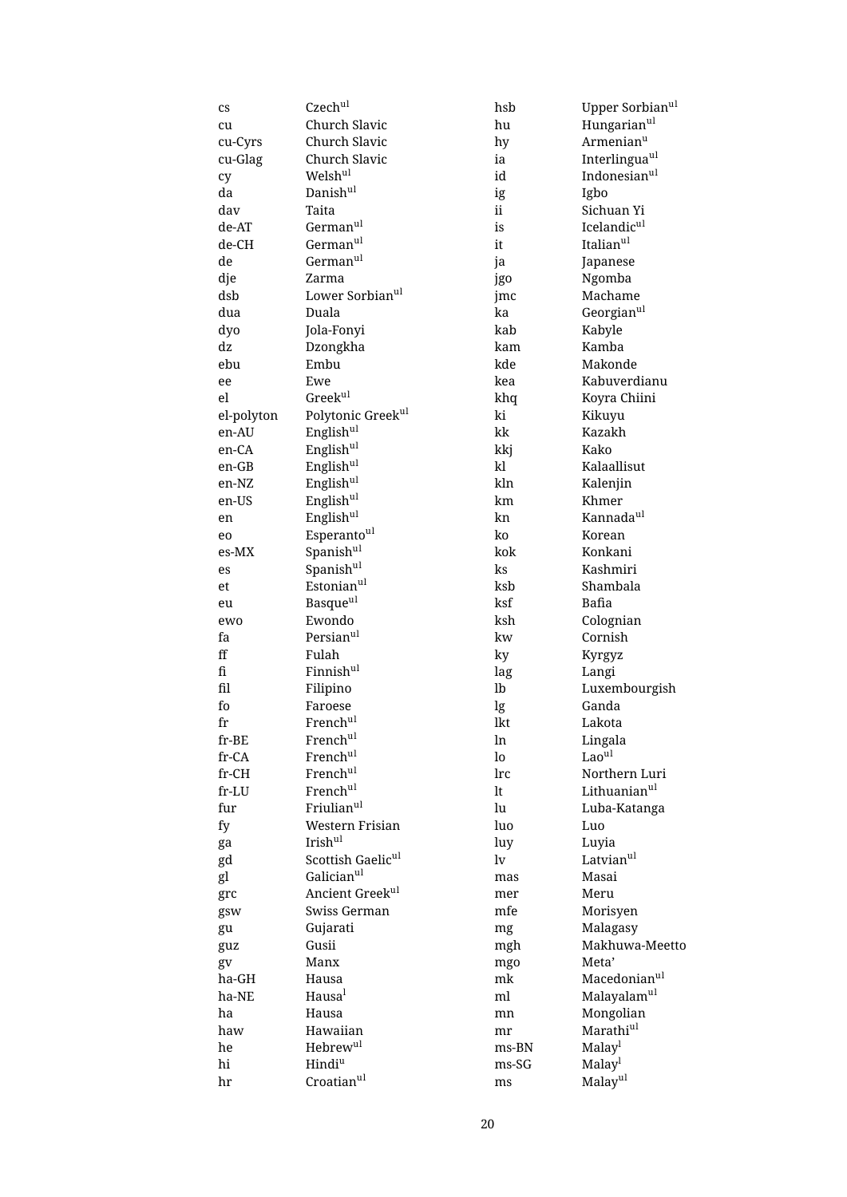| | | | |
|---|---|---|---|
| cs | Czech[ul] | hsb | Upper Sorbian[ul] |
| cu | Church Slavic | hu | Hungarian[ul] |
| cu-Cyrs | Church Slavic | hy | Armenian[u] |
| cu-Glag | Church Slavic | ia | Interlingua[ul] |
| cy | Welsh[ul] | id | Indonesian[ul] |
| da | Danish[ul] | ig | Igbo |
| dav | Taita | ii | Sichuan Yi |
| de-AT | German[ul] | is | Icelandic[ul] |
| de-CH | German[ul] | it | Italian[ul] |
| de | German[ul] | ja | Japanese |
| dje | Zarma | jgo | Ngomba |
| dsb | Lower Sorbian[ul] | jmc | Machame |
| dua | Duala | ka | Georgian[ul] |
| dyo | Jola-Fonyi | kab | Kabyle |
| dz | Dzongkha | kam | Kamba |
| ebu | Embu | kde | Makonde |
| ee | Ewe | kea | Kabuverdianu |
| el | Greek[ul] | khq | Koyra Chiini |
| el-polyton | Polytonic Greek[ul] | ki | Kikuyu |
| en-AU | English[ul] | kk | Kazakh |
| en-CA | English[ul] | kkj | Kako |
| en-GB | English[ul] | kl | Kalaallisut |
| en-NZ | English[ul] | kln | Kalenjin |
| en-US | English[ul] | km | Khmer |
| en | English[ul] | kn | Kannada[ul] |
| eo | Esperanto[ul] | ko | Korean |
| es-MX | Spanish[ul] | kok | Konkani |
| es | Spanish[ul] | ks | Kashmiri |
| et | Estonian[ul] | ksb | Shambala |
| eu | Basque[ul] | ksf | Bafia |
| ewo | Ewondo | ksh | Colognian |
| fa | Persian[ul] | kw | Cornish |
| ff | Fulah | ky | Kyrgyz |
| fi | Finnish[ul] | lag | Langi |
| fil | Filipino | lb | Luxembourgish |
| fo | Faroese | lg | Ganda |
| fr | French[ul] | lkt | Lakota |
| fr-BE | French[ul] | ln | Lingala |
| fr-CA | French[ul] | lo | Lao[ul] |
| fr-CH | French[ul] | lrc | Northern Luri |
| fr-LU | French[ul] | lt | Lithuanian[ul] |
| fur | Friulian[ul] | lu | Luba-Katanga |
| fy | Western Frisian | luo | Luo |
| ga | Irish[ul] | luy | Luyia |
| gd | Scottish Gaelic[ul] | lv | Latvian[ul] |
| gl | Galician[ul] | mas | Masai |
| grc | Ancient Greek[ul] | mer | Meru |
| gsw | Swiss German | mfe | Morisyen |
| gu | Gujarati | mg | Malagasy |
| guz | Gusii | mgh | Makhuwa-Meetto |
| gv | Manx | mgo | Meta' |
| ha-GH | Hausa | mk | Macedonian[ul] |
| ha-NE | Hausa[l] | ml | Malayalam[ul] |
| ha | Hausa | mn | Mongolian |
| haw | Hawaiian | mr | Marathi[ul] |
| he | Hebrew[ul] | ms-BN | Malay[l] |
| hi | Hindi[u] | ms-SG | Malay[l] |
| hr | Croatian[ul] | ms | Malay[ul] |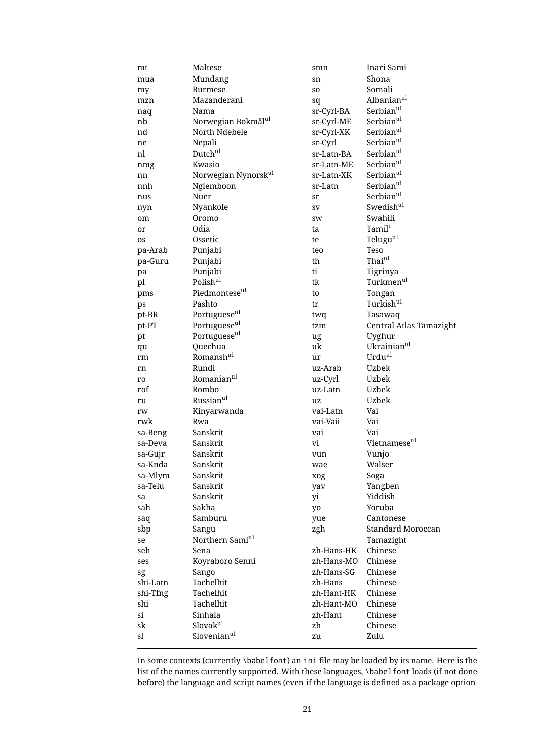| | | | |
|---|---|---|---|
| mt | Maltese | smn | Inari Sami |
| mua | Mundang | sn | Shona |
| my | Burmese | so | Somali |
| mzn | Mazanderani | sq | Albanian[ul] |
| naq | Nama | sr-Cyrl-BA | Serbian[ul] |
| nb | Norwegian Bokmål[ul] | sr-Cyrl-ME | Serbian[ul] |
| nd | North Ndebele | sr-Cyrl-XK | Serbian[ul] |
| ne | Nepali | sr-Cyrl | Serbian[ul] |
| nl | Dutch[ul] | sr-Latn-BA | Serbian[ul] |
| nmg | Kwasio | sr-Latn-ME | Serbian[ul] |
| nn | Norwegian Nynorsk[ul] | sr-Latn-XK | Serbian[ul] |
| nnh | Ngiemboon | sr-Latn | Serbian[ul] |
| nus | Nuer | sr | Serbian[ul] |
| nyn | Nyankole | sv | Swedish[ul] |
| om | Oromo | sw | Swahili |
| or | Odia | ta | Tamil[u] |
| os | Ossetic | te | Telugu[ul] |
| pa-Arab | Punjabi | teo | Teso |
| pa-Guru | Punjabi | th | Thai[ul] |
| pa | Punjabi | ti | Tigrinya |
| pl | Polish[ul] | tk | Turkmen[ul] |
| pms | Piedmontese[ul] | to | Tongan |
| ps | Pashto | tr | Turkish[ul] |
| pt-BR | Portuguese[ul] | twq | Tasawaq |
| pt-PT | Portuguese[ul] | tzm | Central Atlas Tamazight |
| pt | Portuguese[ul] | ug | Uyghur |
| qu | Quechua | uk | Ukrainian[ul] |
| rm | Romansh[ul] | ur | Urdu[ul] |
| rn | Rundi | uz-Arab | Uzbek |
| ro | Romanian[ul] | uz-Cyrl | Uzbek |
| rof | Rombo | uz-Latn | Uzbek |
| ru | Russian[ul] | uz | Uzbek |
| rw | Kinyarwanda | vai-Latn | Vai |
| rwk | Rwa | vai-Vaii | Vai |
| sa-Beng | Sanskrit | vai | Vai |
| sa-Deva | Sanskrit | vi | Vietnamese[ul] |
| sa-Gujr | Sanskrit | vun | Vunjo |
| sa-Knda | Sanskrit | wae | Walser |
| sa-Mlym | Sanskrit | xog | Soga |
| sa-Telu | Sanskrit | yav | Yangben |
| sa | Sanskrit | yi | Yiddish |
| sah | Sakha | yo | Yoruba |
| saq | Samburu | yue | Cantonese |
| sbp | Sangu | zgh | Standard Moroccan Tamazight |
| se | Northern Sami[ul] | | |
| seh | Sena | zh-Hans-HK | Chinese |
| ses | Koyraboro Senni | zh-Hans-MO | Chinese |
| sg | Sango | zh-Hans-SG | Chinese |
| shi-Latn | Tachelhit | zh-Hans | Chinese |
| shi-Tfng | Tachelhit | zh-Hant-HK | Chinese |
| shi | Tachelhit | zh-Hant-MO | Chinese |
| si | Sinhala | zh-Hant | Chinese |
| sk | Slovak[ul] | zh | Chinese |
| sl | Slovenian[ul] | zu | Zulu |

In some contexts (currently `\babelfont`) an `ini` file may be loaded by its name. Here is the list of the names currently supported. With these languages, `\babelfont` loads (if not done before) the language and script names (even if the language is defined as a package option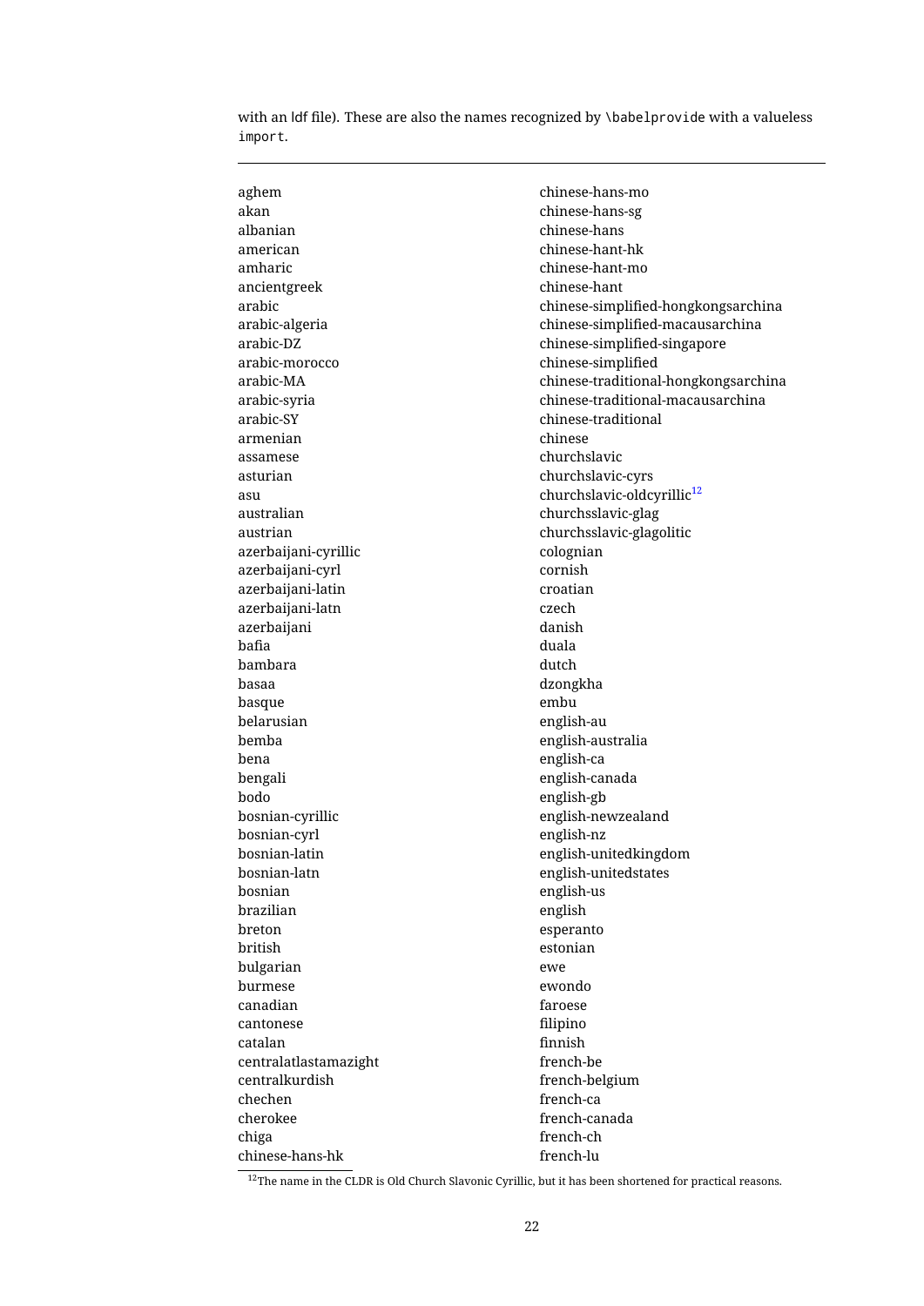with an ldf file). These are also the names recognized by `\babelprovide` with a valueless `import`.

---

aghem
akan
albanian
american
amharic
ancientgreek
arabic
arabic-algeria
arabic-DZ
arabic-morocco
arabic-MA
arabic-syria
arabic-SY
armenian
assamese
asturian
asu
australian
austrian
azerbaijani-cyrillic
azerbaijani-cyrl
azerbaijani-latin
azerbaijani-latn
azerbaijani
bafia
bambara
basaa
basque
belarusian
bemba
bena
bengali
bodo
bosnian-cyrillic
bosnian-cyrl
bosnian-latin
bosnian-latn
bosnian
brazilian
breton
british
bulgarian
burmese
canadian
cantonese
catalan
centralatlastamazight
centralkurdish
chechen
cherokee
chiga
chinese-hans-hk
chinese-hans-mo
chinese-hans-sg
chinese-hans
chinese-hant-hk
chinese-hant-mo
chinese-hant
chinese-simplified-hongkongsarchina
chinese-simplified-macausarchina
chinese-simplified-singapore
chinese-simplified
chinese-traditional-hongkongsarchina
chinese-traditional-macausarchina
chinese-traditional
chinese
churchslavic
churchslavic-cyrs
churchslavic-oldcyrillic[12]
churchsslavic-glag
churchsslavic-glagolitic
colognian
cornish
croatian
czech
danish
duala
dutch
dzongkha
embu
english-au
english-australia
english-ca
english-canada
english-gb
english-newzealand
english-nz
english-unitedkingdom
english-unitedstates
english-us
english
esperanto
estonian
ewe
ewondo
faroese
filipino
finnish
french-be
french-belgium
french-ca
french-canada
french-ch
french-lu

[12] The name in the CLDR is Old Church Slavonic Cyrillic, but it has been shortened for practical reasons.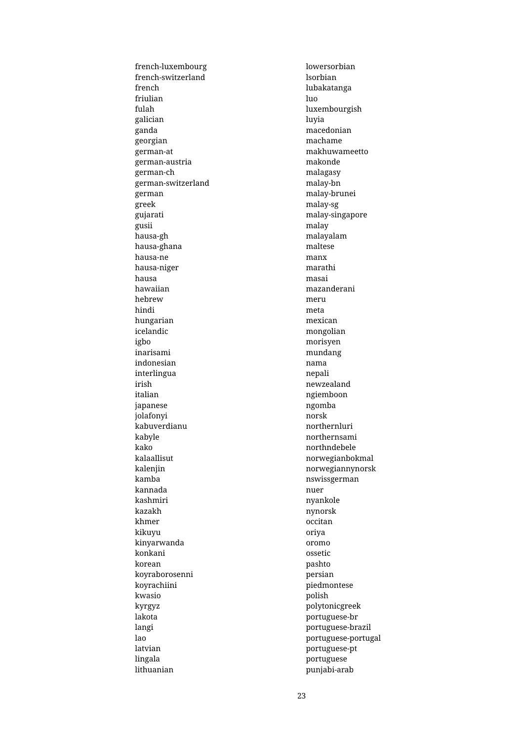french-luxembourg
french-switzerland
french
friulian
fulah
galician
ganda
georgian
german-at
german-austria
german-ch
german-switzerland
german
greek
gujarati
gusii
hausa-gh
hausa-ghana
hausa-ne
hausa-niger
hausa
hawaiian
hebrew
hindi
hungarian
icelandic
igbo
inarisami
indonesian
interlingua
irish
italian
japanese
jolafonyi
kabuverdianu
kabyle
kako
kalaallisut
kalenjin
kamba
kannada
kashmiri
kazakh
khmer
kikuyu
kinyarwanda
konkani
korean
koyraborosenni
koyrachiini
kwasio
kyrgyz
lakota
langi
lao
latvian
lingala
lithuanian
lowersorbian
lsorbian
lubakatanga
luo
luxembourgish
luyia
macedonian
machame
makhuwameetto
makonde
malagasy
malay-bn
malay-brunei
malay-sg
malay-singapore
malay
malayalam
maltese
manx
marathi
masai
mazanderani
meru
meta
mexican
mongolian
morisyen
mundang
nama
nepali
newzealand
ngiemboon
ngomba
norsk
northernluri
northernsami
northndebele
norwegianbokmal
norwegiannynorsk
nswissgerman
nuer
nyankole
nynorsk
occitan
oriya
oromo
ossetic
pashto
persian
piedmontese
polish
polytonicgreek
portuguese-br
portuguese-brazil
portuguese-portugal
portuguese-pt
portuguese
punjabi-arab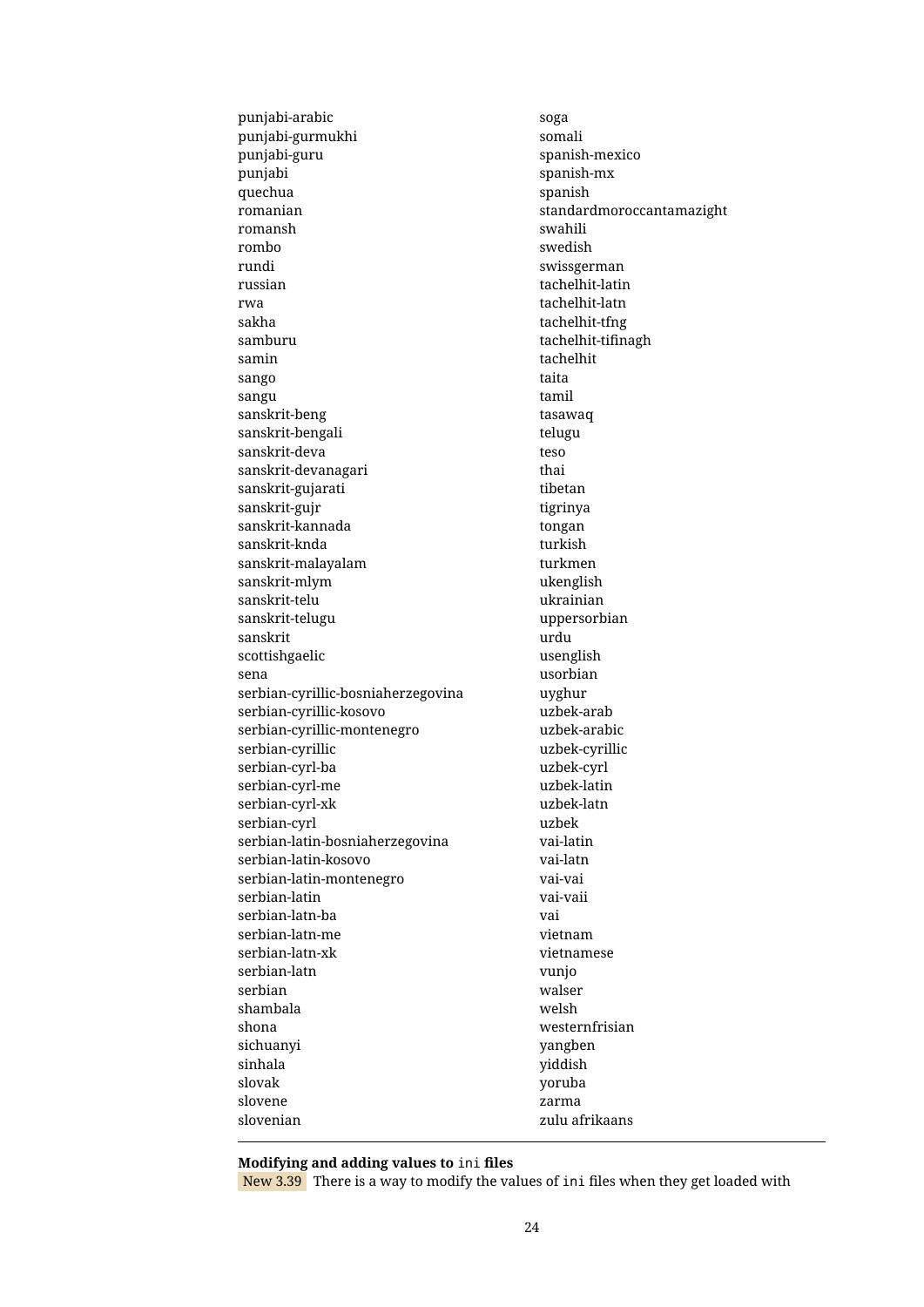punjabi-arabic
punjabi-gurmukhi
punjabi-guru
punjabi
quechua
romanian
romansh
rombo
rundi
russian
rwa
sakha
samburu
samin
sango
sangu
sanskrit-beng
sanskrit-bengali
sanskrit-deva
sanskrit-devanagari
sanskrit-gujarati
sanskrit-gujr
sanskrit-kannada
sanskrit-knda
sanskrit-malayalam
sanskrit-mlym
sanskrit-telu
sanskrit-telugu
sanskrit
scottishgaelic
sena
serbian-cyrillic-bosniaherzegovina
serbian-cyrillic-kosovo
serbian-cyrillic-montenegro
serbian-cyrillic
serbian-cyrl-ba
serbian-cyrl-me
serbian-cyrl-xk
serbian-cyrl
serbian-latin-bosniaherzegovina
serbian-latin-kosovo
serbian-latin-montenegro
serbian-latin
serbian-latn-ba
serbian-latn-me
serbian-latn-xk
serbian-latn
serbian
shambala
shona
sichuanyi
sinhala
slovak
slovene
slovenian
soga
somali
spanish-mexico
spanish-mx
spanish
standardmoroccantamazight
swahili
swedish
swissgerman
tachelhit-latin
tachelhit-latn
tachelhit-tfng
tachelhit-tifinagh
tachelhit
taita
tamil
tasawaq
telugu
teso
thai
tibetan
tigrinya
tongan
turkish
turkmen
ukenglish
ukrainian
uppersorbian
urdu
usenglish
usorbian
uyghur
uzbek-arab
uzbek-arabic
uzbek-cyrillic
uzbek-cyrl
uzbek-latin
uzbek-latn
uzbek
vai-latin
vai-latn
vai-vai
vai-vaii
vai
vietnam
vietnamese
vunjo
walser
welsh
westernfrisian
yangben
yiddish
yoruba
zarma
zulu afrikaans

---

**Modifying and adding values to `ini` files**

New 3.39 There is a way to modify the values of `ini` files when they get loaded with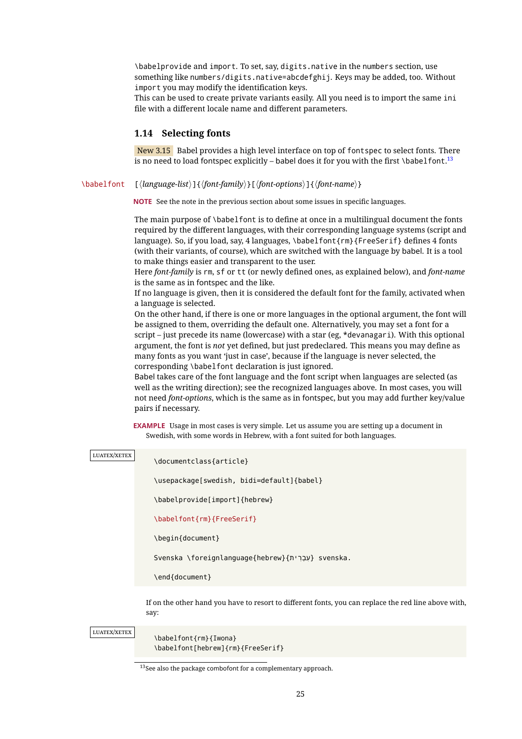\babelprovide and import. To set, say, digits.native in the numbers section, use something like numbers/digits.native=abcdefghij. Keys may be added, too. Without import you may modify the identification keys.
This can be used to create private variants easily. All you need is to import the same ini file with a different locale name and different parameters.

## 1.14 Selecting fonts

New 3.15 Babel provides a high level interface on top of fontspec to select fonts. There is no need to load fontspec explicitly – babel does it for you with the first \babelfont.[13]

\babelfont [⟨*language-list*⟩]{⟨*font-family*⟩}[⟨*font-options*⟩]{⟨*font-name*⟩}

**NOTE** See the note in the previous section about some issues in specific languages.

The main purpose of \babelfont is to define at once in a multilingual document the fonts required by the different languages, with their corresponding language systems (script and language). So, if you load, say, 4 languages, \babelfont{rm}{FreeSerif} defines 4 fonts (with their variants, of course), which are switched with the language by babel. It is a tool to make things easier and transparent to the user.
Here *font-family* is rm, sf or tt (or newly defined ones, as explained below), and *font-name* is the same as in fontspec and the like.
If no language is given, then it is considered the default font for the family, activated when a language is selected.
On the other hand, if there is one or more languages in the optional argument, the font will be assigned to them, overriding the default one. Alternatively, you may set a font for a script – just precede its name (lowercase) with a star (eg, *devanagari). With this optional argument, the font is *not* yet defined, but just predeclared. This means you may define as many fonts as you want 'just in case', because if the language is never selected, the corresponding \babelfont declaration is just ignored.
Babel takes care of the font language and the font script when languages are selected (as well as the writing direction); see the recognized languages above. In most cases, you will not need *font-options*, which is the same as in fontspec, but you may add further key/value pairs if necessary.

**EXAMPLE** Usage in most cases is very simple. Let us assume you are setting up a document in Swedish, with some words in Hebrew, with a font suited for both languages.

LUATEX/XETEX
```
\documentclass{article}

\usepackage[swedish, bidi=default]{babel}

\babelprovide[import]{hebrew}

\babelfont{rm}{FreeSerif}

\begin{document}

Svenska \foreignlanguage{hebrew}{עִבְרִית} svenska.

\end{document}
```

If on the other hand you have to resort to different fonts, you can replace the red line above with, say:

LUATEX/XETEX
```
\babelfont{rm}{Iwona}
\babelfont[hebrew]{rm}{FreeSerif}
```

[13] See also the package combofont for a complementary approach.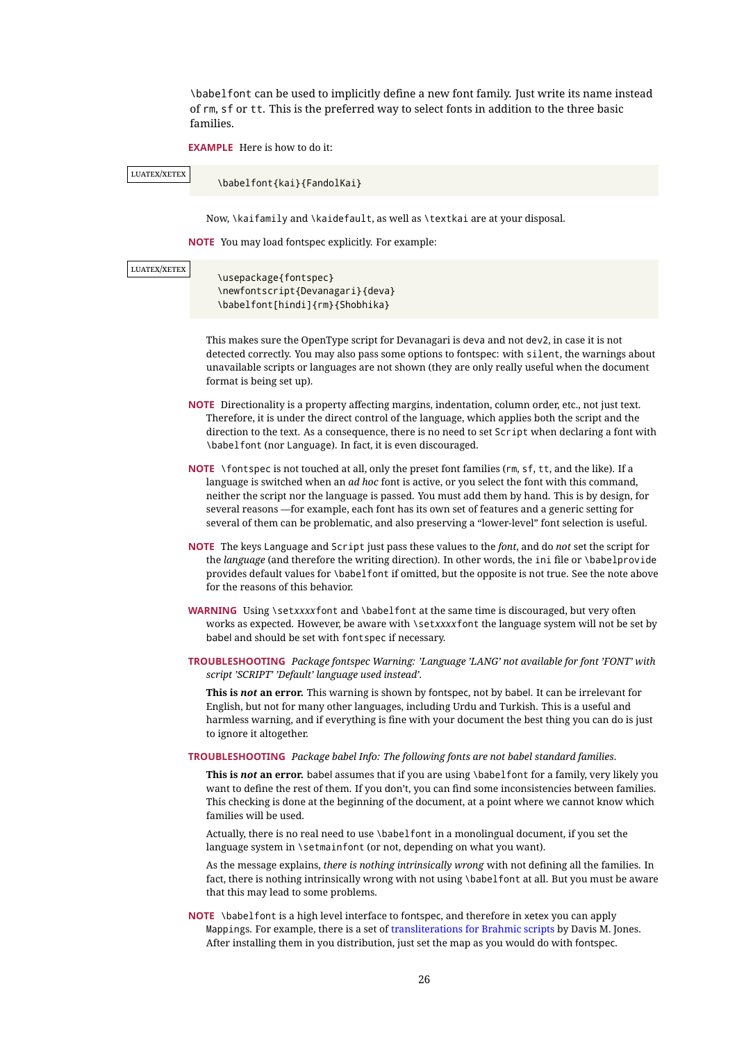`\babelfont` can be used to implicitly define a new font family. Just write its name instead of `rm`, `sf` or `tt`. This is the preferred way to select fonts in addition to the three basic families.

**EXAMPLE** Here is how to do it:

LUATEX/XETEX

```
\babelfont{kai}{FandolKai}
```

Now, `\kaifamily` and `\kaidefault`, as well as `\textkai` are at your disposal.

**NOTE** You may load fontspec explicitly. For example:

LUATEX/XETEX

```
\usepackage{fontspec}
\newfontscript{Devanagari}{deva}
\babelfont[hindi]{rm}{Shobhika}
```

This makes sure the OpenType script for Devanagari is deva and not dev2, in case it is not detected correctly. You may also pass some options to fontspec: with `silent`, the warnings about unavailable scripts or languages are not shown (they are only really useful when the document format is being set up).

**NOTE** Directionality is a property affecting margins, indentation, column order, etc., not just text. Therefore, it is under the direct control of the language, which applies both the script and the direction to the text. As a consequence, there is no need to set `Script` when declaring a font with `\babelfont` (nor `Language`). In fact, it is even discouraged.

**NOTE** `\fontspec` is not touched at all, only the preset font families (`rm`, `sf`, `tt`, and the like). If a language is switched when an *ad hoc* font is active, or you select the font with this command, neither the script nor the language is passed. You must add them by hand. This is by design, for several reasons —for example, each font has its own set of features and a generic setting for several of them can be problematic, and also preserving a "lower-level" font selection is useful.

**NOTE** The keys `Language` and `Script` just pass these values to the *font*, and do *not* set the script for the *language* (and therefore the writing direction). In other words, the `ini` file or `\babelprovide` provides default values for `\babelfont` if omitted, but the opposite is not true. See the note above for the reasons of this behavior.

**WARNING** Using `\setxxxxfont` and `\babelfont` at the same time is discouraged, but very often works as expected. However, be aware with `\setxxxxfont` the language system will not be set by babel and should be set with `fontspec` if necessary.

**TROUBLESHOOTING** *Package fontspec Warning: 'Language 'LANG' not available for font 'FONT' with script 'SCRIPT' 'Default' language used instead'.*

**This is *not* an error.** This warning is shown by fontspec, not by babel. It can be irrelevant for English, but not for many other languages, including Urdu and Turkish. This is a useful and harmless warning, and if everything is fine with your document the best thing you can do is just to ignore it altogether.

**TROUBLESHOOTING** *Package babel Info: The following fonts are not babel standard families.*

**This is *not* an error.** babel assumes that if you are using `\babelfont` for a family, very likely you want to define the rest of them. If you don't, you can find some inconsistencies between families. This checking is done at the beginning of the document, at a point where we cannot know which families will be used.

Actually, there is no real need to use `\babelfont` in a monolingual document, if you set the language system in `\setmainfont` (or not, depending on what you want).

As the message explains, *there is nothing intrinsically wrong* with not defining all the families. In fact, there is nothing intrinsically wrong with not using `\babelfont` at all. But you must be aware that this may lead to some problems.

**NOTE** `\babelfont` is a high level interface to fontspec, and therefore in xetex you can apply `Mappings`. For example, there is a set of transliterations for Brahmic scripts by Davis M. Jones. After installing them in you distribution, just set the map as you would do with fontspec.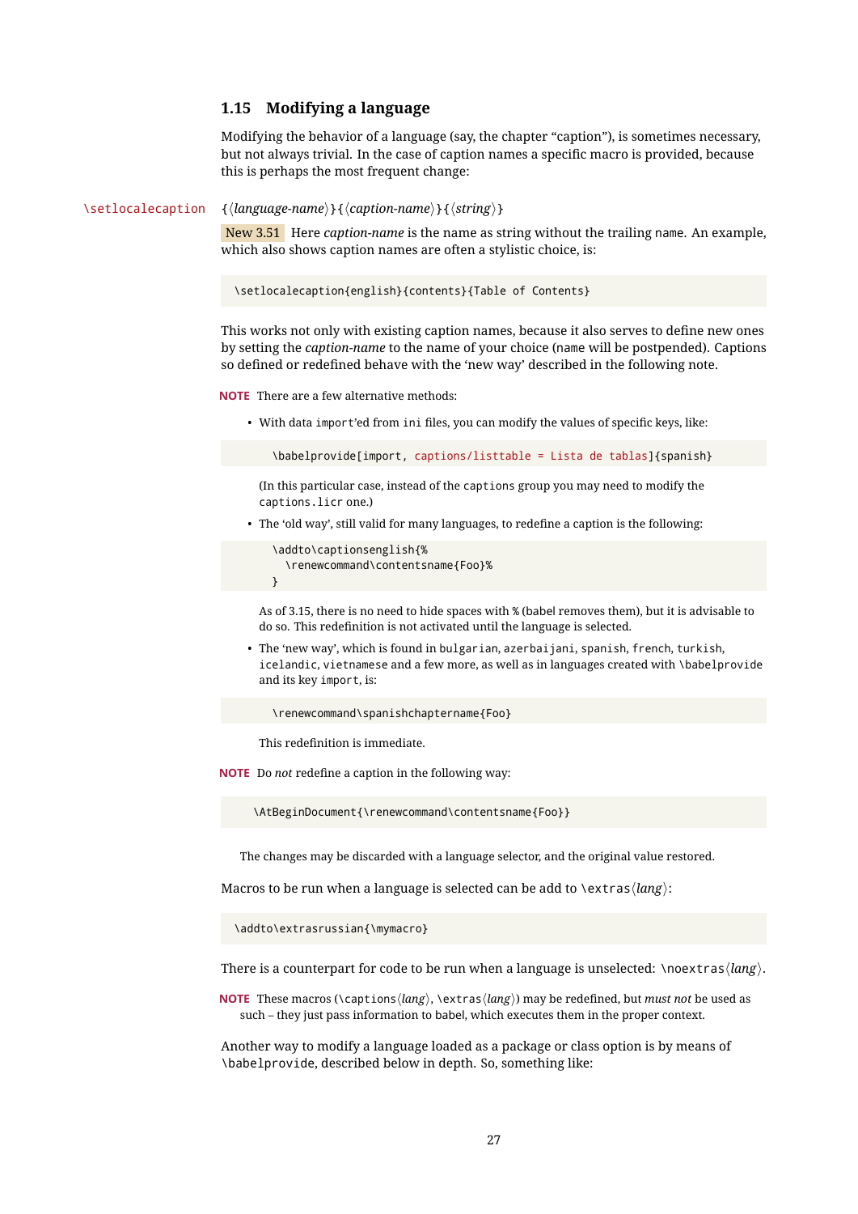### 1.15 Modifying a language

Modifying the behavior of a language (say, the chapter "caption"), is sometimes necessary, but not always trivial. In the case of caption names a specific macro is provided, because this is perhaps the most frequent change:

`\setlocalecaption` {⟨*language-name*⟩}{⟨*caption-name*⟩}{⟨*string*⟩}

New 3.51 Here *caption-name* is the name as string without the trailing `name`. An example, which also shows caption names are often a stylistic choice, is:

```
\setlocalecaption{english}{contents}{Table of Contents}
```

This works not only with existing caption names, because it also serves to define new ones by setting the *caption-name* to the name of your choice (`name` will be postpended). Captions so defined or redefined behave with the 'new way' described in the following note.

**NOTE** There are a few alternative methods:

- With data `import`'ed from `ini` files, you can modify the values of specific keys, like:

  ```
  \babelprovide[import, captions/listtable = Lista de tablas]{spanish}
  ```

  (In this particular case, instead of the `captions` group you may need to modify the `captions.licr` one.)

- The 'old way', still valid for many languages, to redefine a caption is the following:

  ```
  \addto\captionsenglish{%
    \renewcommand\contentsname{Foo}%
  }
  ```

  As of 3.15, there is no need to hide spaces with `%` (babel removes them), but it is advisable to do so. This redefinition is not activated until the language is selected.

- The 'new way', which is found in `bulgarian`, `azerbaijani`, `spanish`, `french`, `turkish`, `icelandic`, `vietnamese` and a few more, as well as in languages created with `\babelprovide` and its key `import`, is:

  ```
  \renewcommand\spanishchaptername{Foo}
  ```

  This redefinition is immediate.

**NOTE** Do *not* redefine a caption in the following way:

```
\AtBeginDocument{\renewcommand\contentsname{Foo}}
```

The changes may be discarded with a language selector, and the original value restored.

Macros to be run when a language is selected can be add to `\extras`⟨*lang*⟩:

```
\addto\extrasrussian{\mymacro}
```

There is a counterpart for code to be run when a language is unselected: `\noextras`⟨*lang*⟩.

**NOTE** These macros (`\captions`⟨*lang*⟩, `\extras`⟨*lang*⟩) may be redefined, but *must not* be used as such – they just pass information to babel, which executes them in the proper context.

Another way to modify a language loaded as a package or class option is by means of `\babelprovide`, described below in depth. So, something like: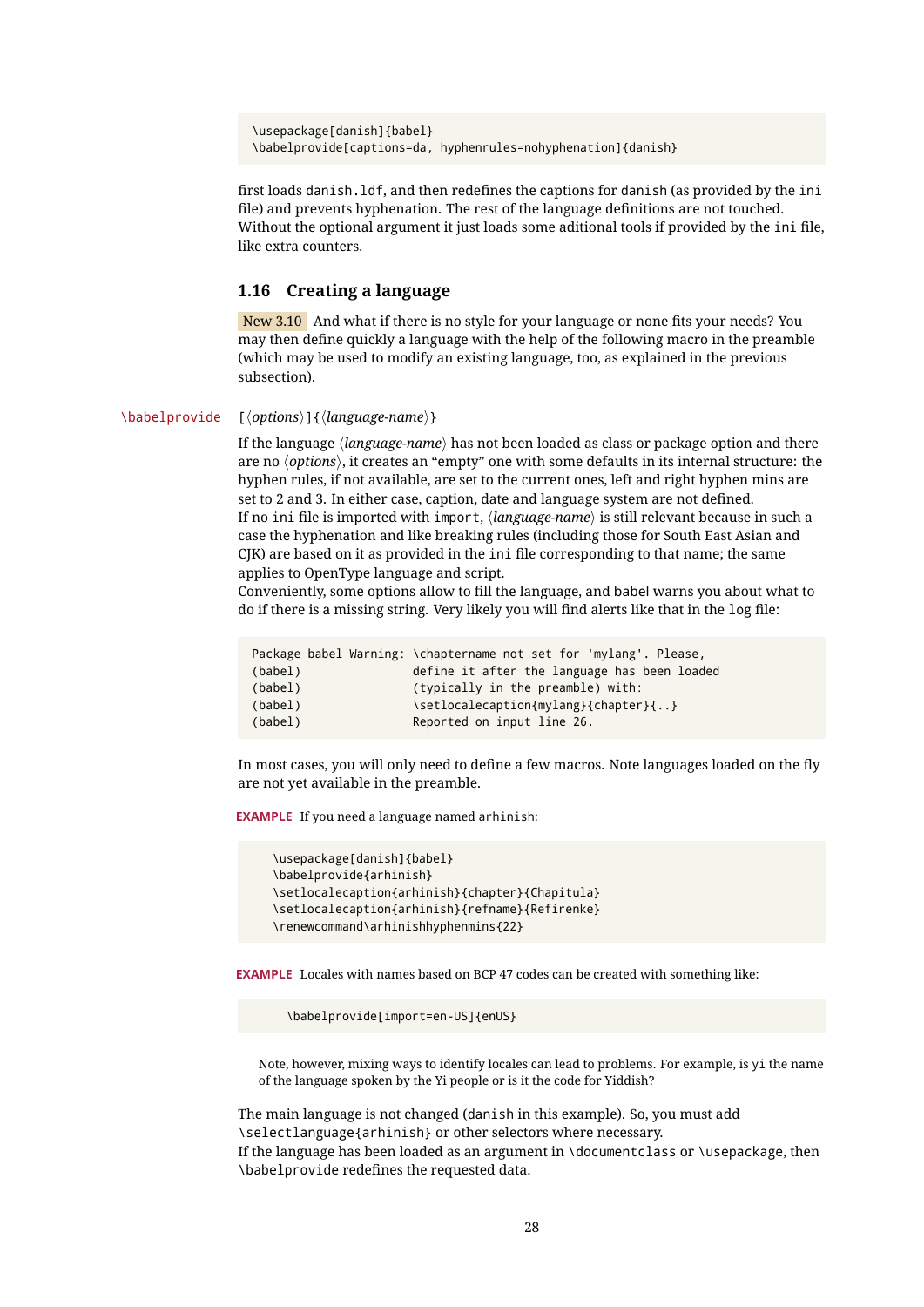```
\usepackage[danish]{babel}
\babelprovide[captions=da, hyphenrules=nohyphenation]{danish}
```

first loads `danish.ldf`, and then redefines the captions for `danish` (as provided by the `ini` file) and prevents hyphenation. The rest of the language definitions are not touched. Without the optional argument it just loads some aditional tools if provided by the `ini` file, like extra counters.

### 1.16 Creating a language

New 3.10 And what if there is no style for your language or none fits your needs? You may then define quickly a language with the help of the following macro in the preamble (which may be used to modify an existing language, too, as explained in the previous subsection).

`\babelprovide` [⟨*options*⟩]{⟨*language-name*⟩}

If the language ⟨*language-name*⟩ has not been loaded as class or package option and there are no ⟨*options*⟩, it creates an "empty" one with some defaults in its internal structure: the hyphen rules, if not available, are set to the current ones, left and right hyphen mins are set to 2 and 3. In either case, caption, date and language system are not defined.
If no `ini` file is imported with `import`, ⟨*language-name*⟩ is still relevant because in such a case the hyphenation and like breaking rules (including those for South East Asian and CJK) are based on it as provided in the `ini` file corresponding to that name; the same applies to OpenType language and script.
Conveniently, some options allow to fill the language, and babel warns you about what to do if there is a missing string. Very likely you will find alerts like that in the `log` file:

```
Package babel Warning: \chaptername not set for 'mylang'. Please,
(babel)                define it after the language has been loaded
(babel)                (typically in the preamble) with:
(babel)                \setlocalecaption{mylang}{chapter}{..}
(babel)                Reported on input line 26.
```

In most cases, you will only need to define a few macros. Note languages loaded on the fly are not yet available in the preamble.

**EXAMPLE** If you need a language named `arhinish`:

```
\usepackage[danish]{babel}
\babelprovide{arhinish}
\setlocalecaption{arhinish}{chapter}{Chapitula}
\setlocalecaption{arhinish}{refname}{Refirenke}
\renewcommand\arhinishhyphenmins{22}
```

**EXAMPLE** Locales with names based on BCP 47 codes can be created with something like:

```
\babelprovide[import=en-US]{enUS}
```

Note, however, mixing ways to identify locales can lead to problems. For example, is `yi` the name of the language spoken by the Yi people or is it the code for Yiddish?

The main language is not changed (`danish` in this example). So, you must add `\selectlanguage{arhinish}` or other selectors where necessary.
If the language has been loaded as an argument in `\documentclass` or `\usepackage`, then `\babelprovide` redefines the requested data.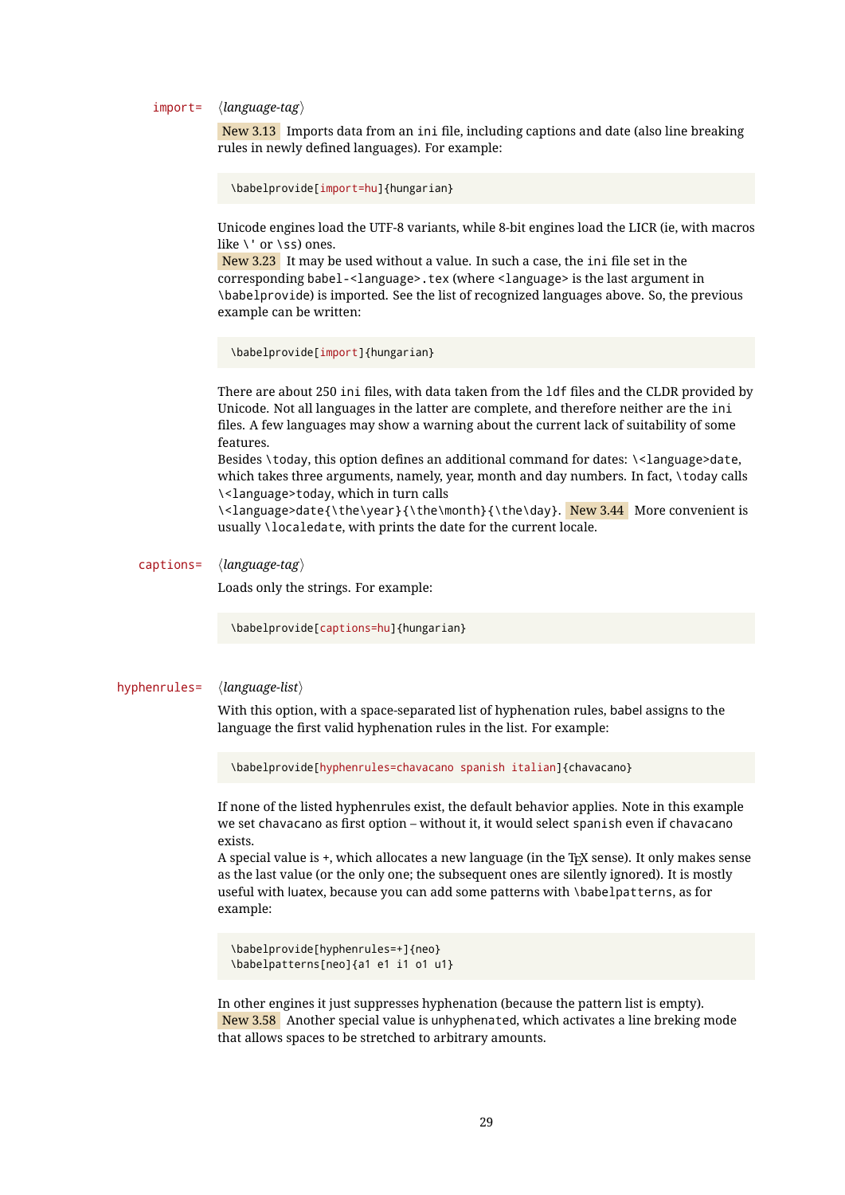import= ⟨*language-tag*⟩

New 3.13 Imports data from an `ini` file, including captions and date (also line breaking rules in newly defined languages). For example:

```
\babelprovide[import=hu]{hungarian}
```

Unicode engines load the UTF-8 variants, while 8-bit engines load the LICR (ie, with macros like `\'` or `\ss`) ones.

New 3.23 It may be used without a value. In such a case, the `ini` file set in the corresponding `babel-<language>.tex` (where `<language>` is the last argument in `\babelprovide`) is imported. See the list of recognized languages above. So, the previous example can be written:

```
\babelprovide[import]{hungarian}
```

There are about 250 `ini` files, with data taken from the `ldf` files and the CLDR provided by Unicode. Not all languages in the latter are complete, and therefore neither are the `ini` files. A few languages may show a warning about the current lack of suitability of some features.

Besides `\today`, this option defines an additional command for dates: `\<language>date`, which takes three arguments, namely, year, month and day numbers. In fact, `\today` calls `\<language>today`, which in turn calls `\<language>date{\the\year}{\the\month}{\the\day}`. New 3.44 More convenient is usually `\localedate`, with prints the date for the current locale.

captions= ⟨*language-tag*⟩

Loads only the strings. For example:

```
\babelprovide[captions=hu]{hungarian}
```

hyphenrules= ⟨*language-list*⟩

With this option, with a space-separated list of hyphenation rules, babel assigns to the language the first valid hyphenation rules in the list. For example:

```
\babelprovide[hyphenrules=chavacano spanish italian]{chavacano}
```

If none of the listed hyphenrules exist, the default behavior applies. Note in this example we set `chavacano` as first option – without it, it would select `spanish` even if `chavacano` exists.

A special value is `+`, which allocates a new language (in the TeX sense). It only makes sense as the last value (or the only one; the subsequent ones are silently ignored). It is mostly useful with luatex, because you can add some patterns with `\babelpatterns`, as for example:

```
\babelprovide[hyphenrules=+]{neo}
\babelpatterns[neo]{a1 e1 i1 o1 u1}
```

In other engines it just suppresses hyphenation (because the pattern list is empty).

New 3.58 Another special value is `unhyphenated`, which activates a line breking mode that allows spaces to be stretched to arbitrary amounts.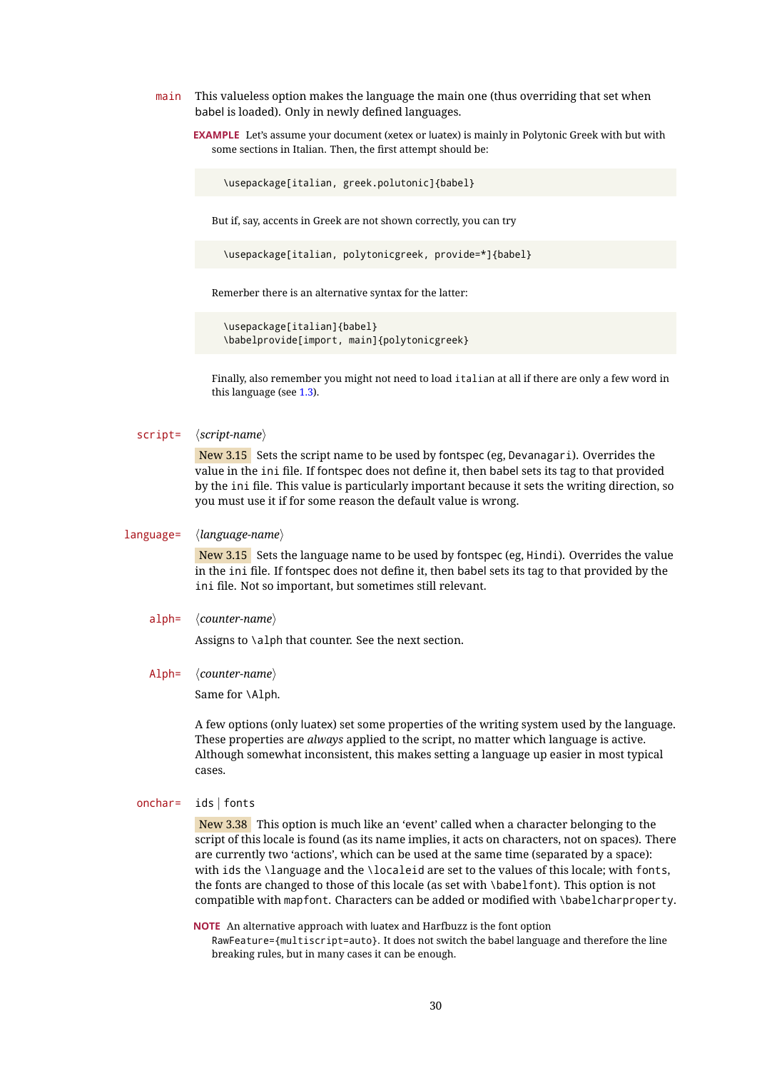`main` This valueless option makes the language the main one (thus overriding that set when babel is loaded). Only in newly defined languages.

**EXAMPLE** Let's assume your document (xetex or luatex) is mainly in Polytonic Greek with but with some sections in Italian. Then, the first attempt should be:

```
\usepackage[italian, greek.polutonic]{babel}
```

But if, say, accents in Greek are not shown correctly, you can try

```
\usepackage[italian, polytonicgreek, provide=*]{babel}
```

Remerber there is an alternative syntax for the latter:

```
\usepackage[italian]{babel}
\babelprovide[import, main]{polytonicgreek}
```

Finally, also remember you might not need to load `italian` at all if there are only a few word in this language (see 1.3).

`script=` ⟨*script-name*⟩

New 3.15 Sets the script name to be used by fontspec (eg, `Devanagari`). Overrides the value in the `ini` file. If fontspec does not define it, then babel sets its tag to that provided by the `ini` file. This value is particularly important because it sets the writing direction, so you must use it if for some reason the default value is wrong.

`language=` ⟨*language-name*⟩

New 3.15 Sets the language name to be used by fontspec (eg, `Hindi`). Overrides the value in the `ini` file. If fontspec does not define it, then babel sets its tag to that provided by the `ini` file. Not so important, but sometimes still relevant.

`alph=` ⟨*counter-name*⟩

Assigns to `\alph` that counter. See the next section.

`Alph=` ⟨*counter-name*⟩

Same for `\Alph`.

A few options (only luatex) set some properties of the writing system used by the language. These properties are *always* applied to the script, no matter which language is active. Although somewhat inconsistent, this makes setting a language up easier in most typical cases.

`onchar=` `ids` | `fonts`

New 3.38 This option is much like an 'event' called when a character belonging to the script of this locale is found (as its name implies, it acts on characters, not on spaces). There are currently two 'actions', which can be used at the same time (separated by a space): with `ids` the `\language` and the `\localeid` are set to the values of this locale; with `fonts`, the fonts are changed to those of this locale (as set with `\babelfont`). This option is not compatible with `mapfont`. Characters can be added or modified with `\babelcharproperty`.

**NOTE** An alternative approach with luatex and Harfbuzz is the font option `RawFeature={multiscript=auto}`. It does not switch the babel language and therefore the line breaking rules, but in many cases it can be enough.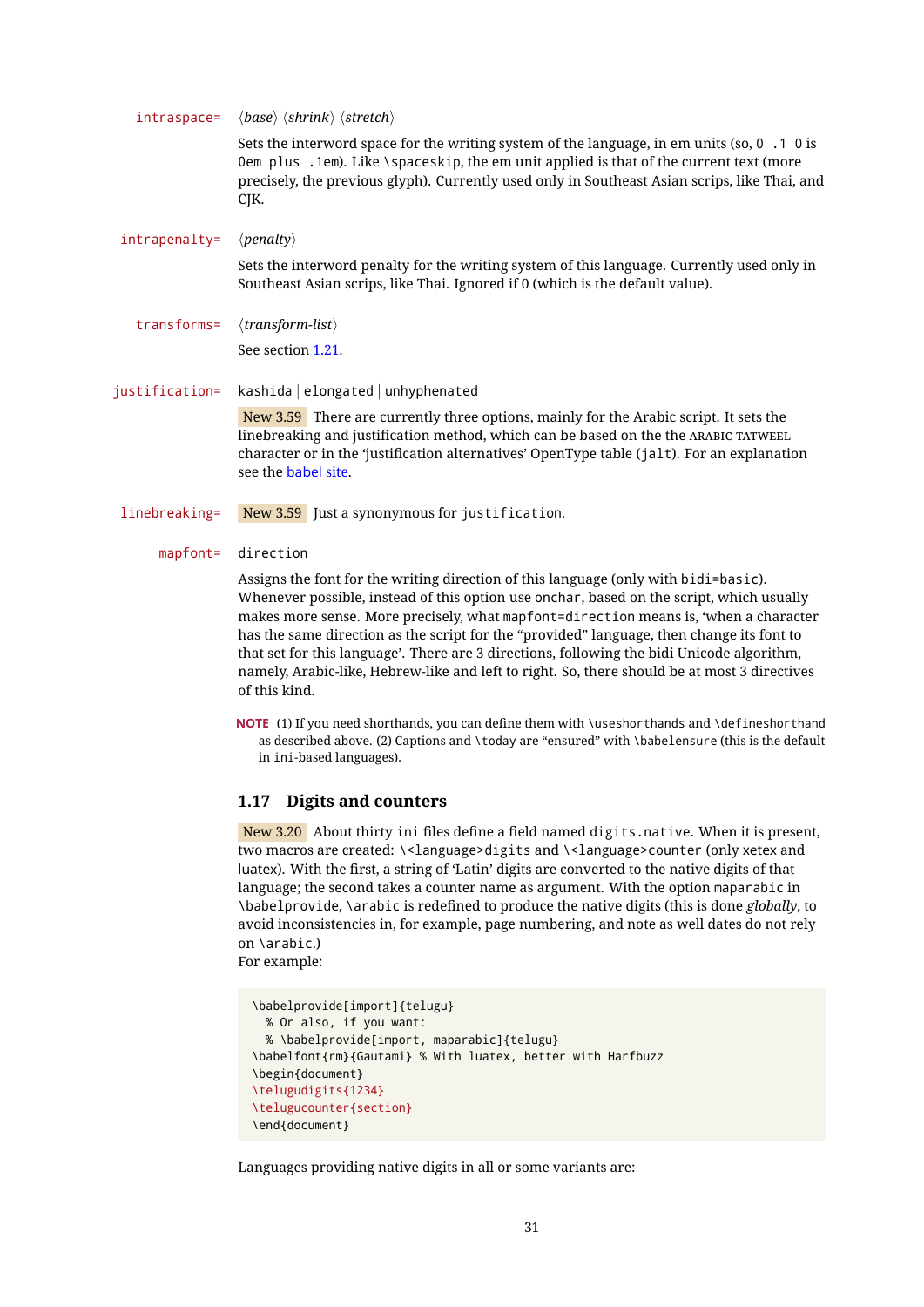intraspace= ⟨*base*⟩ ⟨*shrink*⟩ ⟨*stretch*⟩

Sets the interword space for the writing system of the language, in em units (so, `0 .1 0` is `0em plus .1em`). Like `\spaceskip`, the em unit applied is that of the current text (more precisely, the previous glyph). Currently used only in Southeast Asian scrips, like Thai, and CJK.

intrapenalty= ⟨*penalty*⟩

Sets the interword penalty for the writing system of this language. Currently used only in Southeast Asian scrips, like Thai. Ignored if 0 (which is the default value).

transforms= ⟨*transform-list*⟩

See section 1.21.

justification= `kashida` | `elongated` | `unhyphenated`

New 3.59 There are currently three options, mainly for the Arabic script. It sets the linebreaking and justification method, which can be based on the the ARABIC TATWEEL character or in the 'justification alternatives' OpenType table (`jalt`). For an explanation see the babel site.

linebreaking= New 3.59 Just a synonymous for `justification`.

mapfont= `direction`

Assigns the font for the writing direction of this language (only with `bidi=basic`). Whenever possible, instead of this option use `onchar`, based on the script, which usually makes more sense. More precisely, what `mapfont=direction` means is, 'when a character has the same direction as the script for the "provided" language, then change its font to that set for this language'. There are 3 directions, following the bidi Unicode algorithm, namely, Arabic-like, Hebrew-like and left to right. So, there should be at most 3 directives of this kind.

**NOTE** (1) If you need shorthands, you can define them with `\useshorthands` and `\defineshorthand` as described above. (2) Captions and `\today` are "ensured" with `\babelensure` (this is the default in `ini`-based languages).

## 1.17 Digits and counters

New 3.20 About thirty `ini` files define a field named `digits.native`. When it is present, two macros are created: `\<language>digits` and `\<language>counter` (only xetex and luatex). With the first, a string of 'Latin' digits are converted to the native digits of that language; the second takes a counter name as argument. With the option `maparabic` in `\babelprovide`, `\arabic` is redefined to produce the native digits (this is done *globally*, to avoid inconsistencies in, for example, page numbering, and note as well dates do not rely on `\arabic`.)
For example:

```
\babelprovide[import]{telugu}
  % Or also, if you want:
  % \babelprovide[import, maparabic]{telugu}
\babelfont{rm}{Gautami} % With luatex, better with Harfbuzz
\begin{document}
\telugudigits{1234}
\telugucounter{section}
\end{document}
```

Languages providing native digits in all or some variants are: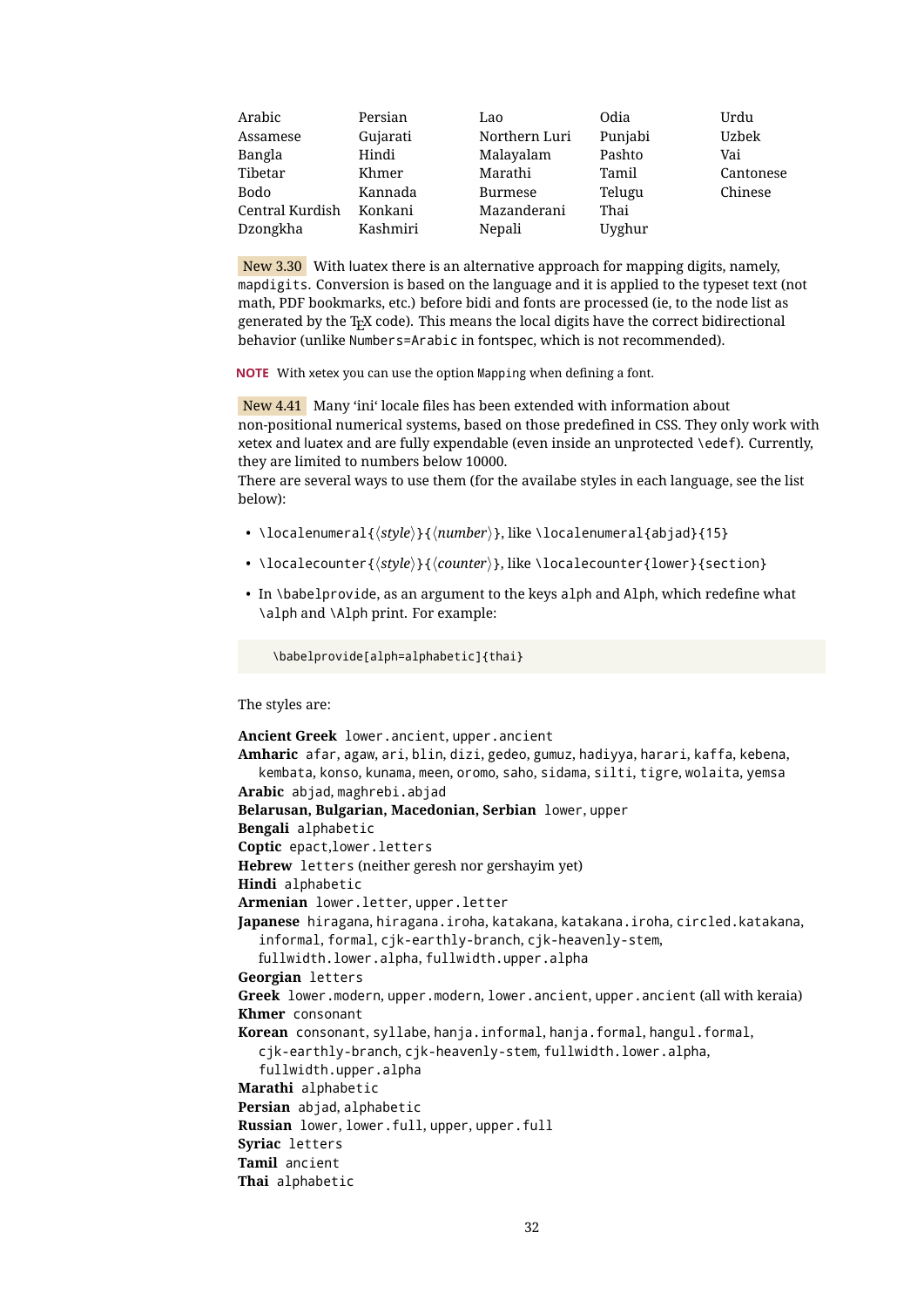| | | | | |
|---|---|---|---|---|
| Arabic | Persian | Lao | Odia | Urdu |
| Assamese | Gujarati | Northern Luri | Punjabi | Uzbek |
| Bangla | Hindi | Malayalam | Pashto | Vai |
| Tibetar | Khmer | Marathi | Tamil | Cantonese |
| Bodo | Kannada | Burmese | Telugu | Chinese |
| Central Kurdish | Konkani | Mazanderani | Thai | |
| Dzongkha | Kashmiri | Nepali | Uyghur | |

New 3.30 With luatex there is an alternative approach for mapping digits, namely, `mapdigits`. Conversion is based on the language and it is applied to the typeset text (not math, PDF bookmarks, etc.) before bidi and fonts are processed (ie, to the node list as generated by the TeX code). This means the local digits have the correct bidirectional behavior (unlike `Numbers=Arabic` in fontspec, which is not recommended).

**NOTE** With xetex you can use the option `Mapping` when defining a font.

New 4.41 Many 'ini' locale files has been extended with information about non-positional numerical systems, based on those predefined in CSS. They only work with xetex and luatex and are fully expendable (even inside an unprotected `\edef`). Currently, they are limited to numbers below 10000.
There are several ways to use them (for the availabe styles in each language, see the list below):

- `\localenumeral{`⟨*style*⟩`}{`⟨*number*⟩`}`, like `\localenumeral{abjad}{15}`
- `\localecounter{`⟨*style*⟩`}{`⟨*counter*⟩`}`, like `\localecounter{lower}{section}`
- In `\babelprovide`, as an argument to the keys `alph` and `Alph`, which redefine what `\alph` and `\Alph` print. For example:

```
\babelprovide[alph=alphabetic]{thai}
```

The styles are:

**Ancient Greek** `lower.ancient`, `upper.ancient`
**Amharic** `afar`, `agaw`, `ari`, `blin`, `dizi`, `gedeo`, `gumuz`, `hadiyya`, `harari`, `kaffa`, `kebena`, `kembata`, `konso`, `kunama`, `meen`, `oromo`, `saho`, `sidama`, `silti`, `tigre`, `wolaita`, `yemsa`
**Arabic** `abjad`, `maghrebi.abjad`
**Belarusan, Bulgarian, Macedonian, Serbian** `lower`, `upper`
**Bengali** `alphabetic`
**Coptic** `epact,lower.letters`
**Hebrew** `letters` (neither geresh nor gershayim yet)
**Hindi** `alphabetic`
**Armenian** `lower.letter`, `upper.letter`
**Japanese** `hiragana`, `hiragana.iroha`, `katakana`, `katakana.iroha`, `circled.katakana`, `informal`, `formal`, `cjk-earthly-branch`, `cjk-heavenly-stem`, `fullwidth.lower.alpha`, `fullwidth.upper.alpha`
**Georgian** `letters`
**Greek** `lower.modern`, `upper.modern`, `lower.ancient`, `upper.ancient` (all with keraia)
**Khmer** `consonant`
**Korean** `consonant`, `syllabe`, `hanja.informal`, `hanja.formal`, `hangul.formal`, `cjk-earthly-branch`, `cjk-heavenly-stem`, `fullwidth.lower.alpha`, `fullwidth.upper.alpha`
**Marathi** `alphabetic`
**Persian** `abjad`, `alphabetic`
**Russian** `lower`, `lower.full`, `upper`, `upper.full`
**Syriac** `letters`
**Tamil** `ancient`
**Thai** `alphabetic`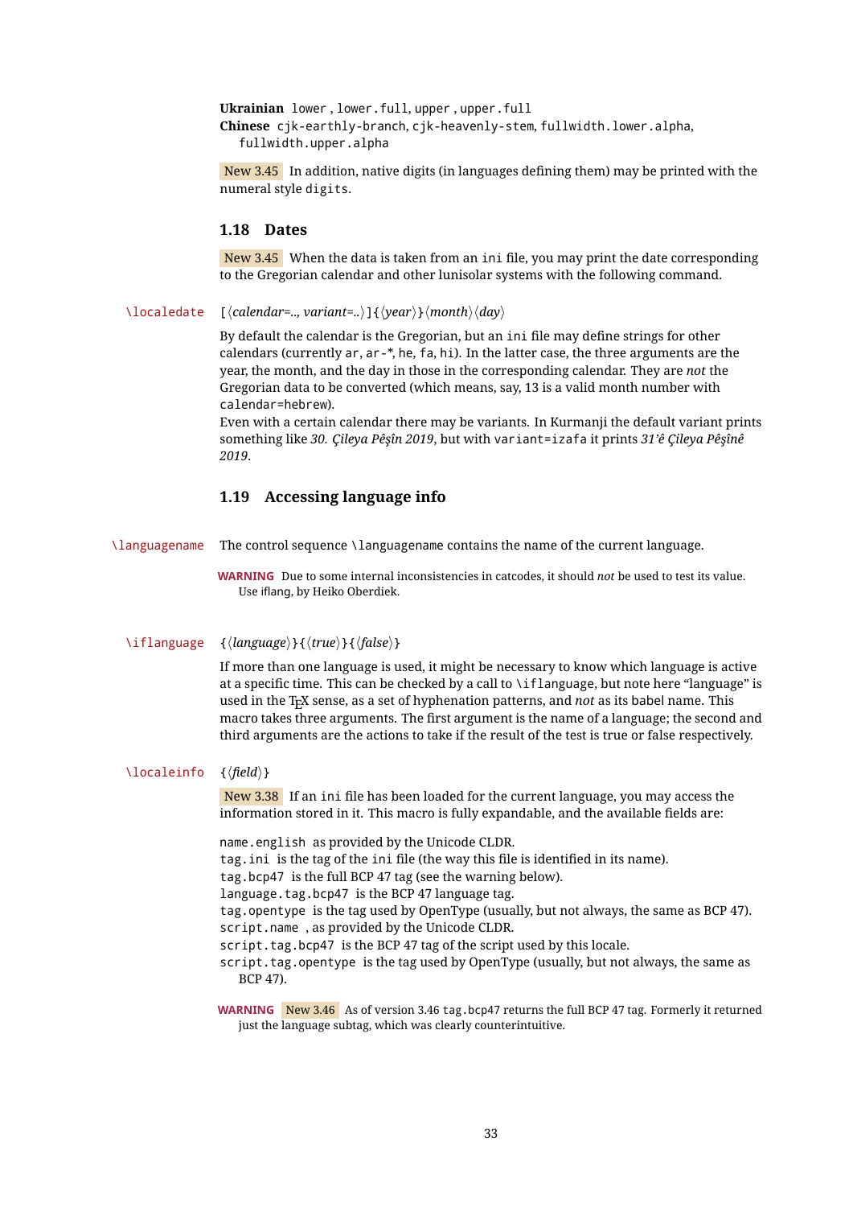**Ukrainian** `lower` , `lower.full`, `upper` , `upper.full`
**Chinese** `cjk-earthly-branch`, `cjk-heavenly-stem`, `fullwidth.lower.alpha`, `fullwidth.upper.alpha`

New 3.45 In addition, native digits (in languages defining them) may be printed with the numeral style `digits`.

## 1.18 Dates

New 3.45 When the data is taken from an `ini` file, you may print the date corresponding to the Gregorian calendar and other lunisolar systems with the following command.

`\localedate` [⟨*calendar=.., variant=..*⟩]{⟨*year*⟩}⟨*month*⟩⟨*day*⟩

By default the calendar is the Gregorian, but an `ini` file may define strings for other calendars (currently `ar`, `ar-*`, `he`, `fa`, `hi`). In the latter case, the three arguments are the year, the month, and the day in those in the corresponding calendar. They are *not* the Gregorian data to be converted (which means, say, 13 is a valid month number with `calendar=hebrew`).

Even with a certain calendar there may be variants. In Kurmanji the default variant prints something like *30. Çileya Pêşîn 2019*, but with `variant=izafa` it prints *31'ê Çileya Pêşînê 2019*.

## 1.19 Accessing language info

`\languagename` The control sequence `\languagename` contains the name of the current language.

**WARNING** Due to some internal inconsistencies in catcodes, it should *not* be used to test its value. Use iflang, by Heiko Oberdiek.

`\iflanguage` {⟨*language*⟩}{⟨*true*⟩}{⟨*false*⟩}

If more than one language is used, it might be necessary to know which language is active at a specific time. This can be checked by a call to `\iflanguage`, but note here "language" is used in the TeX sense, as a set of hyphenation patterns, and *not* as its babel name. This macro takes three arguments. The first argument is the name of a language; the second and third arguments are the actions to take if the result of the test is true or false respectively.

`\localeinfo` {⟨*field*⟩}

New 3.38 If an `ini` file has been loaded for the current language, you may access the information stored in it. This macro is fully expandable, and the available fields are:

`name.english` as provided by the Unicode CLDR.
`tag.ini` is the tag of the `ini` file (the way this file is identified in its name).
`tag.bcp47` is the full BCP 47 tag (see the warning below).
`language.tag.bcp47` is the BCP 47 language tag.
`tag.opentype` is the tag used by OpenType (usually, but not always, the same as BCP 47).
`script.name` , as provided by the Unicode CLDR.
`script.tag.bcp47` is the BCP 47 tag of the script used by this locale.
`script.tag.opentype` is the tag used by OpenType (usually, but not always, the same as BCP 47).

**WARNING** New 3.46 As of version 3.46 `tag.bcp47` returns the full BCP 47 tag. Formerly it returned just the language subtag, which was clearly counterintuitive.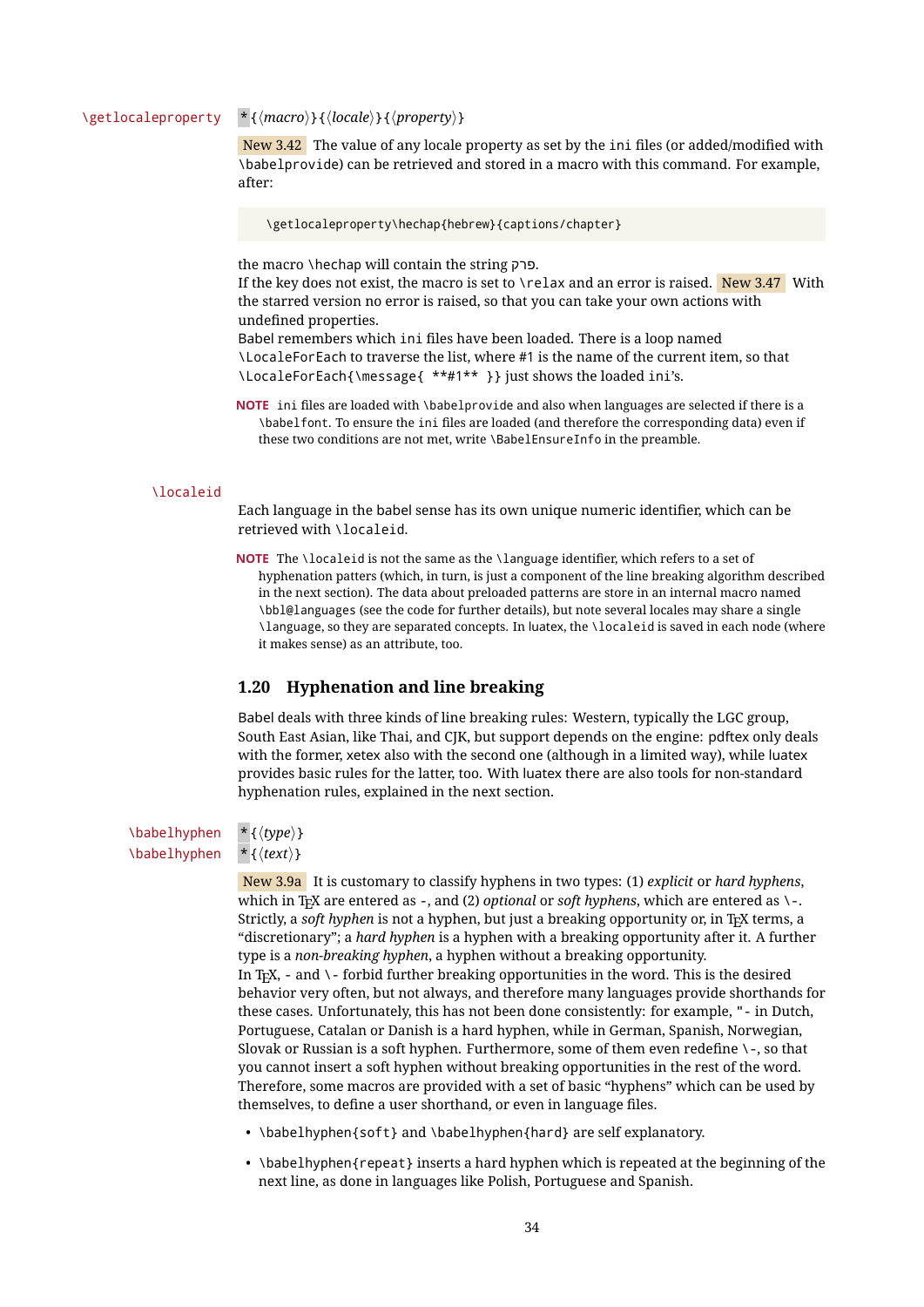`\getlocaleproperty` `*{⟨macro⟩}{⟨locale⟩}{⟨property⟩}`

New 3.42 The value of any locale property as set by the `ini` files (or added/modified with `\babelprovide`) can be retrieved and stored in a macro with this command. For example, after:

```
\getlocaleproperty\hechap{hebrew}{captions/chapter}
```

the macro `\hechap` will contain the string פרק.

If the key does not exist, the macro is set to `\relax` and an error is raised. New 3.47 With the starred version no error is raised, so that you can take your own actions with undefined properties.

Babel remembers which `ini` files have been loaded. There is a loop named `\LocaleForEach` to traverse the list, where #1 is the name of the current item, so that `\LocaleForEach{\message{ **#1** }}` just shows the loaded `ini`'s.

**NOTE** `ini` files are loaded with `\babelprovide` and also when languages are selected if there is a `\babelfont`. To ensure the `ini` files are loaded (and therefore the corresponding data) even if these two conditions are not met, write `\BabelEnsureInfo` in the preamble.

`\localeid`

Each language in the babel sense has its own unique numeric identifier, which can be retrieved with `\localeid`.

**NOTE** The `\localeid` is not the same as the `\language` identifier, which refers to a set of hyphenation patters (which, in turn, is just a component of the line breaking algorithm described in the next section). The data about preloaded patterns are store in an internal macro named `\bbl@languages` (see the code for further details), but note several locales may share a single `\language`, so they are separated concepts. In luatex, the `\localeid` is saved in each node (where it makes sense) as an attribute, too.

## 1.20 Hyphenation and line breaking

Babel deals with three kinds of line breaking rules: Western, typically the LGC group, South East Asian, like Thai, and CJK, but support depends on the engine: pdftex only deals with the former, xetex also with the second one (although in a limited way), while luatex provides basic rules for the latter, too. With luatex there are also tools for non-standard hyphenation rules, explained in the next section.

`\babelhyphen` `*{⟨type⟩}`
`\babelhyphen` `*{⟨text⟩}`

New 3.9a It is customary to classify hyphens in two types: (1) *explicit* or *hard hyphens*, which in TeX are entered as `-`, and (2) *optional* or *soft hyphens*, which are entered as `\-`. Strictly, a *soft hyphen* is not a hyphen, but just a breaking opportunity or, in TeX terms, a "discretionary"; a *hard hyphen* is a hyphen with a breaking opportunity after it. A further type is a *non-breaking hyphen*, a hyphen without a breaking opportunity.

In TeX, `-` and `\-` forbid further breaking opportunities in the word. This is the desired behavior very often, but not always, and therefore many languages provide shorthands for these cases. Unfortunately, this has not been done consistently: for example, `"-` in Dutch, Portuguese, Catalan or Danish is a hard hyphen, while in German, Spanish, Norwegian, Slovak or Russian is a soft hyphen. Furthermore, some of them even redefine `\-`, so that you cannot insert a soft hyphen without breaking opportunities in the rest of the word. Therefore, some macros are provided with a set of basic "hyphens" which can be used by themselves, to define a user shorthand, or even in language files.

- `\babelhyphen{soft}` and `\babelhyphen{hard}` are self explanatory.
- `\babelhyphen{repeat}` inserts a hard hyphen which is repeated at the beginning of the next line, as done in languages like Polish, Portuguese and Spanish.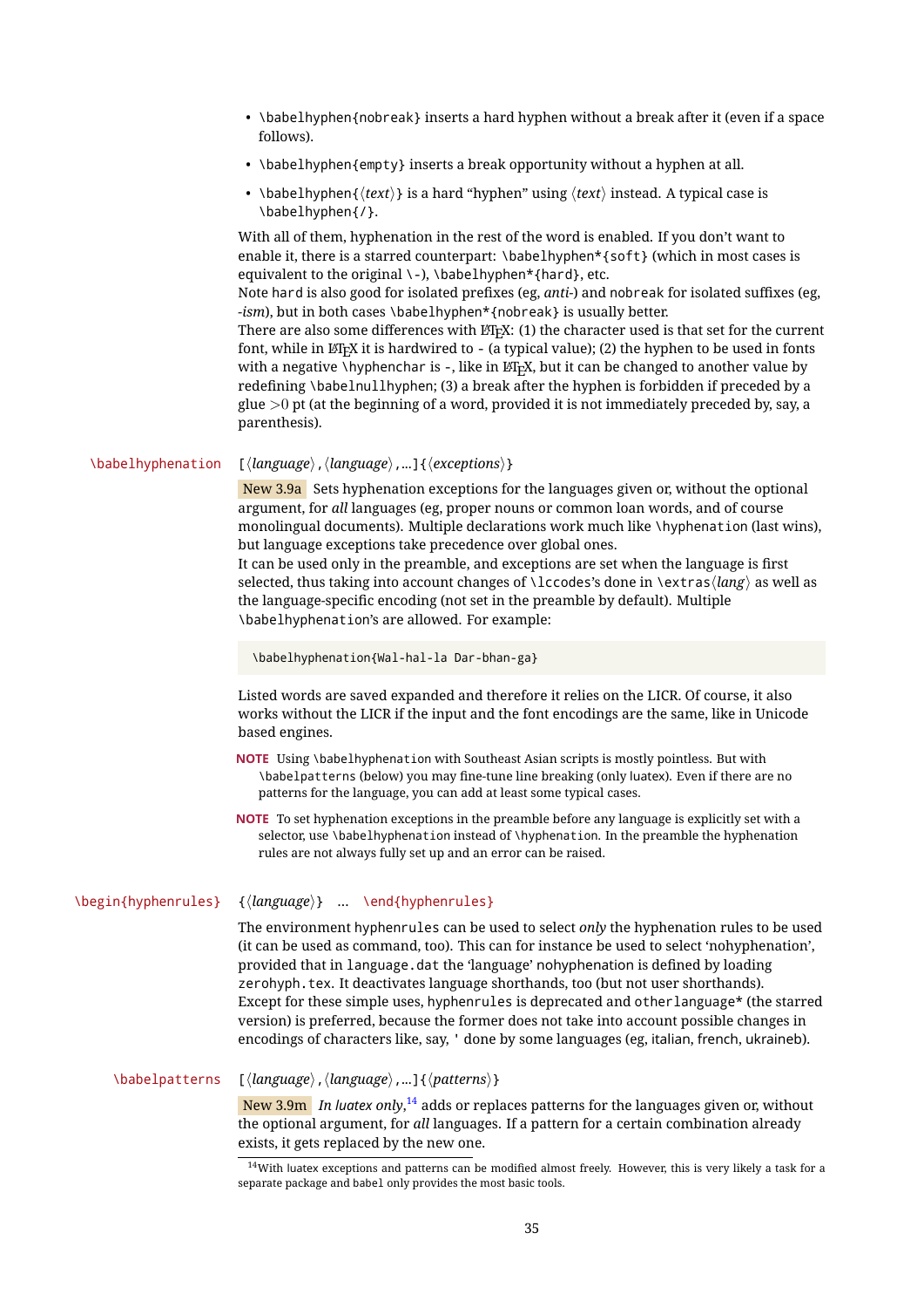- `\babelhyphen{nobreak}` inserts a hard hyphen without a break after it (even if a space follows).
- `\babelhyphen{empty}` inserts a break opportunity without a hyphen at all.
- `\babelhyphen{`⟨*text*⟩`}` is a hard "hyphen" using ⟨*text*⟩ instead. A typical case is `\babelhyphen{/}`.

With all of them, hyphenation in the rest of the word is enabled. If you don't want to enable it, there is a starred counterpart: `\babelhyphen*{soft}` (which in most cases is equivalent to the original `\-`), `\babelhyphen*{hard}`, etc.

Note `hard` is also good for isolated prefixes (eg, *anti-*) and `nobreak` for isolated suffixes (eg, *-ism*), but in both cases `\babelhyphen*{nobreak}` is usually better.

There are also some differences with LaTeX: (1) the character used is that set for the current font, while in LaTeX it is hardwired to `-` (a typical value); (2) the hyphen to be used in fonts with a negative `\hyphenchar` is `-`, like in LaTeX, but it can be changed to another value by redefining `\babelnullhyphen`; (3) a break after the hyphen is forbidden if preceded by a glue $>0$ pt (at the beginning of a word, provided it is not immediately preceded by, say, a parenthesis).

**`\babelhyphenation`** `[`⟨*language*⟩`,`⟨*language*⟩`,...]{`⟨*exceptions*⟩`}`

New 3.9a Sets hyphenation exceptions for the languages given or, without the optional argument, for *all* languages (eg, proper nouns or common loan words, and of course monolingual documents). Multiple declarations work much like `\hyphenation` (last wins), but language exceptions take precedence over global ones.

It can be used only in the preamble, and exceptions are set when the language is first selected, thus taking into account changes of `\lccodes`'s done in `\extras`⟨*lang*⟩ as well as the language-specific encoding (not set in the preamble by default). Multiple `\babelhyphenation`'s are allowed. For example:

```
\babelhyphenation{Wal-hal-la Dar-bhan-ga}
```

Listed words are saved expanded and therefore it relies on the LICR. Of course, it also works without the LICR if the input and the font encodings are the same, like in Unicode based engines.

**NOTE** Using `\babelhyphenation` with Southeast Asian scripts is mostly pointless. But with `\babelpatterns` (below) you may fine-tune line breaking (only luatex). Even if there are no patterns for the language, you can add at least some typical cases.

**NOTE** To set hyphenation exceptions in the preamble before any language is explicitly set with a selector, use `\babelhyphenation` instead of `\hyphenation`. In the preamble the hyphenation rules are not always fully set up and an error can be raised.

**`\begin{hyphenrules}`** `{`⟨*language*⟩`}` ... **`\end{hyphenrules}`**

The environment `hyphenrules` can be used to select *only* the hyphenation rules to be used (it can be used as command, too). This can for instance be used to select 'nohyphenation', provided that in `language.dat` the 'language' nohyphenation is defined by loading `zerohyph.tex`. It deactivates language shorthands, too (but not user shorthands).

Except for these simple uses, `hyphenrules` is deprecated and `otherlanguage*` (the starred version) is preferred, because the former does not take into account possible changes in encodings of characters like, say, `'` done by some languages (eg, italian, french, ukraineb).

**`\babelpatterns`** `[`⟨*language*⟩`,`⟨*language*⟩`,...]{`⟨*patterns*⟩`}`

New 3.9m *In luatex only*,[14] adds or replaces patterns for the languages given or, without the optional argument, for *all* languages. If a pattern for a certain combination already exists, it gets replaced by the new one.

[14] With luatex exceptions and patterns can be modified almost freely. However, this is very likely a task for a separate package and `babel` only provides the most basic tools.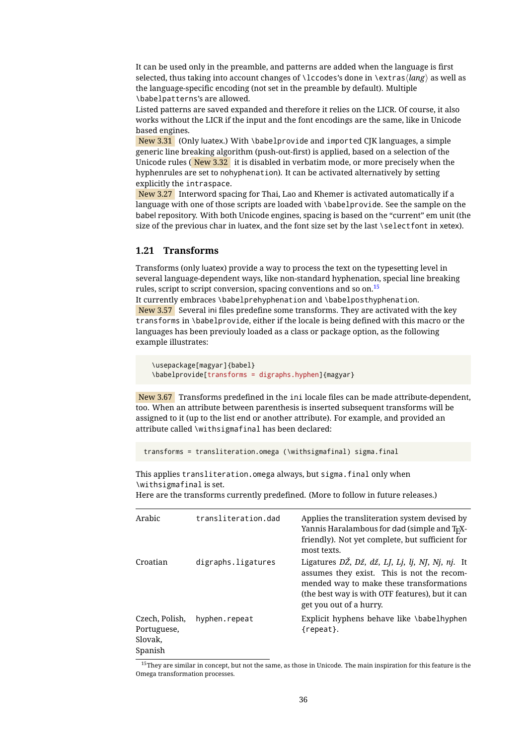It can be used only in the preamble, and patterns are added when the language is first selected, thus taking into account changes of `\lccodes`'s done in `\extras⟨lang⟩` as well as the language-specific encoding (not set in the preamble by default). Multiple `\babelpatterns`'s are allowed.

Listed patterns are saved expanded and therefore it relies on the LICR. Of course, it also works without the LICR if the input and the font encodings are the same, like in Unicode based engines.

New 3.31 (Only luatex.) With `\babelprovide` and `imported` CJK languages, a simple generic line breaking algorithm (push-out-first) is applied, based on a selection of the Unicode rules ( New 3.32 it is disabled in verbatim mode, or more precisely when the hyphenrules are set to `nohyphenation`). It can be activated alternatively by setting explicitly the `intraspace`.

New 3.27 Interword spacing for Thai, Lao and Khemer is activated automatically if a language with one of those scripts are loaded with `\babelprovide`. See the sample on the babel repository. With both Unicode engines, spacing is based on the "current" em unit (the size of the previous char in luatex, and the font size set by the last `\selectfont` in xetex).

## 1.21 Transforms

Transforms (only luatex) provide a way to process the text on the typesetting level in several language-dependent ways, like non-standard hyphenation, special line breaking rules, script to script conversion, spacing conventions and so on.[15]

It currently embraces `\babelprehyphenation` and `\babelposthyphenation`.

New 3.57 Several ini files predefine some transforms. They are activated with the key `transforms` in `\babelprovide`, either if the locale is being defined with this macro or the languages has been previouly loaded as a class or package option, as the following example illustrates:

```
\usepackage[magyar]{babel}
\babelprovide[transforms = digraphs.hyphen]{magyar}
```

New 3.67 Transforms predefined in the `ini` locale files can be made attribute-dependent, too. When an attribute between parenthesis is inserted subsequent transforms will be assigned to it (up to the list end or another attribute). For example, and provided an attribute called `\withsigmafinal` has been declared:

```
transforms = transliteration.omega (\withsigmafinal) sigma.final
```

This applies `transliteration.omega` always, but `sigma.final` only when `\withsigmafinal` is set.

Here are the transforms currently predefined. (More to follow in future releases.)

| | | |
|---|---|---|
| Arabic | `transliteration.dad` | Applies the transliteration system devised by Yannis Haralambous for dad (simple and TEX-friendly). Not yet complete, but sufficient for most texts. |
| Croatian | `digraphs.ligatures` | Ligatures *DŽ*, *Dž*, *dž*, *LJ*, *Lj*, *lj*, *NJ*, *Nj*, *nj*. It assumes they exist. This is not the recommended way to make these transformations (the best way is with OTF features), but it can get you out of a hurry. |
| Czech, Polish, Portuguese, Slovak, Spanish | `hyphen.repeat` | Explicit hyphens behave like `\babelhyphen{repeat}`. |

[15] They are similar in concept, but not the same, as those in Unicode. The main inspiration for this feature is the Omega transformation processes.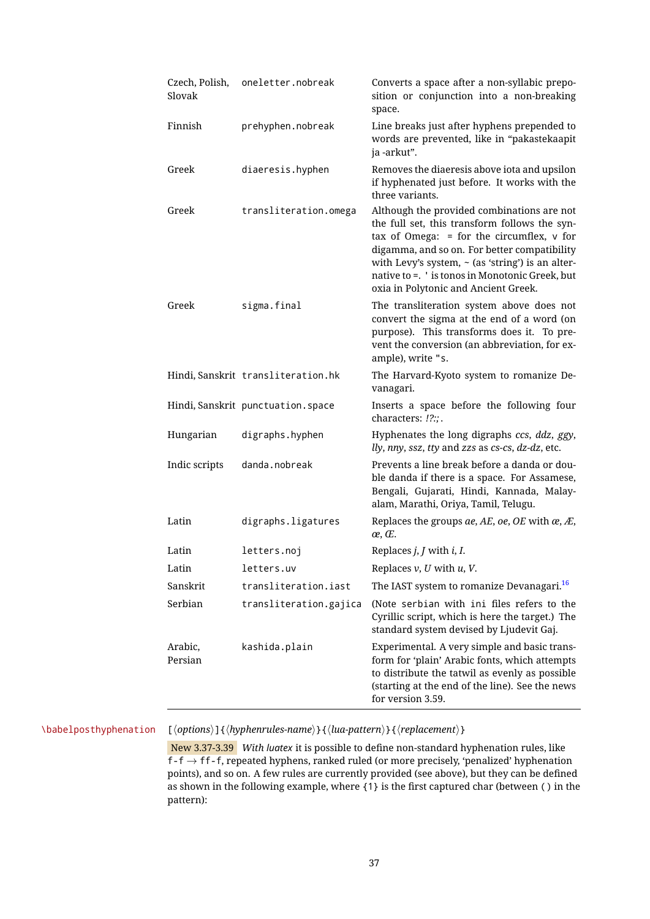| | | |
|---|---|---|
| Czech, Polish, Slovak | `oneletter.nobreak` | Converts a space after a non-syllabic preposition or conjunction into a non-breaking space. |
| Finnish | `prehyphen.nobreak` | Line breaks just after hyphens prepended to words are prevented, like in “pakastekaapit ja -arkut”. |
| Greek | `diaeresis.hyphen` | Removes the diaeresis above iota and upsilon if hyphenated just before. It works with the three variants. |
| Greek | `transliteration.omega` | Although the provided combinations are not the full set, this transform follows the syntax of Omega: `=` for the circumflex, `v` for digamma, and so on. For better compatibility with Levy’s system, `~` (as ‘string’) is an alternative to `=`. `'` is tonos in Monotonic Greek, but oxia in Polytonic and Ancient Greek. |
| Greek | `sigma.final` | The transliteration system above does not convert the sigma at the end of a word (on purpose). This transforms does it. To prevent the conversion (an abbreviation, for example), write `"s`. |
| Hindi, Sanskrit | `transliteration.hk` | The Harvard-Kyoto system to romanize Devanagari. |
| Hindi, Sanskrit | `punctuation.space` | Inserts a space before the following four characters: *!?:;*. |
| Hungarian | `digraphs.hyphen` | Hyphenates the long digraphs *ccs*, *ddz*, *ggy*, *lly*, *nny*, *ssz*, *tty* and *zzs* as *cs-cs*, *dz-dz*, etc. |
| Indic scripts | `danda.nobreak` | Prevents a line break before a danda or double danda if there is a space. For Assamese, Bengali, Gujarati, Hindi, Kannada, Malayalam, Marathi, Oriya, Tamil, Telugu. |
| Latin | `digraphs.ligatures` | Replaces the groups *ae*, *AE*, *oe*, *OE* with *æ*, *Æ*, *œ*, *Œ*. |
| Latin | `letters.noj` | Replaces *j*, *J* with *i*, *I*. |
| Latin | `letters.uv` | Replaces *v*, *U* with *u*, *V*. |
| Sanskrit | `transliteration.iast` | The IAST system to romanize Devanagari.[16] |
| Serbian | `transliteration.gajica` | (Note `serbian` with `ini` files refers to the Cyrillic script, which is here the target.) The standard system devised by Ljudevit Gaj. |
| Arabic, Persian | `kashida.plain` | Experimental. A very simple and basic transform for ‘plain’ Arabic fonts, which attempts to distribute the tatwil as evenly as possible (starting at the end of the line). See the news for version 3.59. |

`\babelposthyphenation` `[`⟨*options*⟩`]{`⟨*hyphenrules-name*⟩`}{`⟨*lua-pattern*⟩`}{`⟨*replacement*⟩`}`

New 3.37-3.39 *With luatex* it is possible to define non-standard hyphenation rules, like `f-f` → `ff-f`, repeated hyphens, ranked ruled (or more precisely, ‘penalized’ hyphenation points), and so on. A few rules are currently provided (see above), but they can be defined as shown in the following example, where `{1}` is the first captured char (between `()` in the pattern):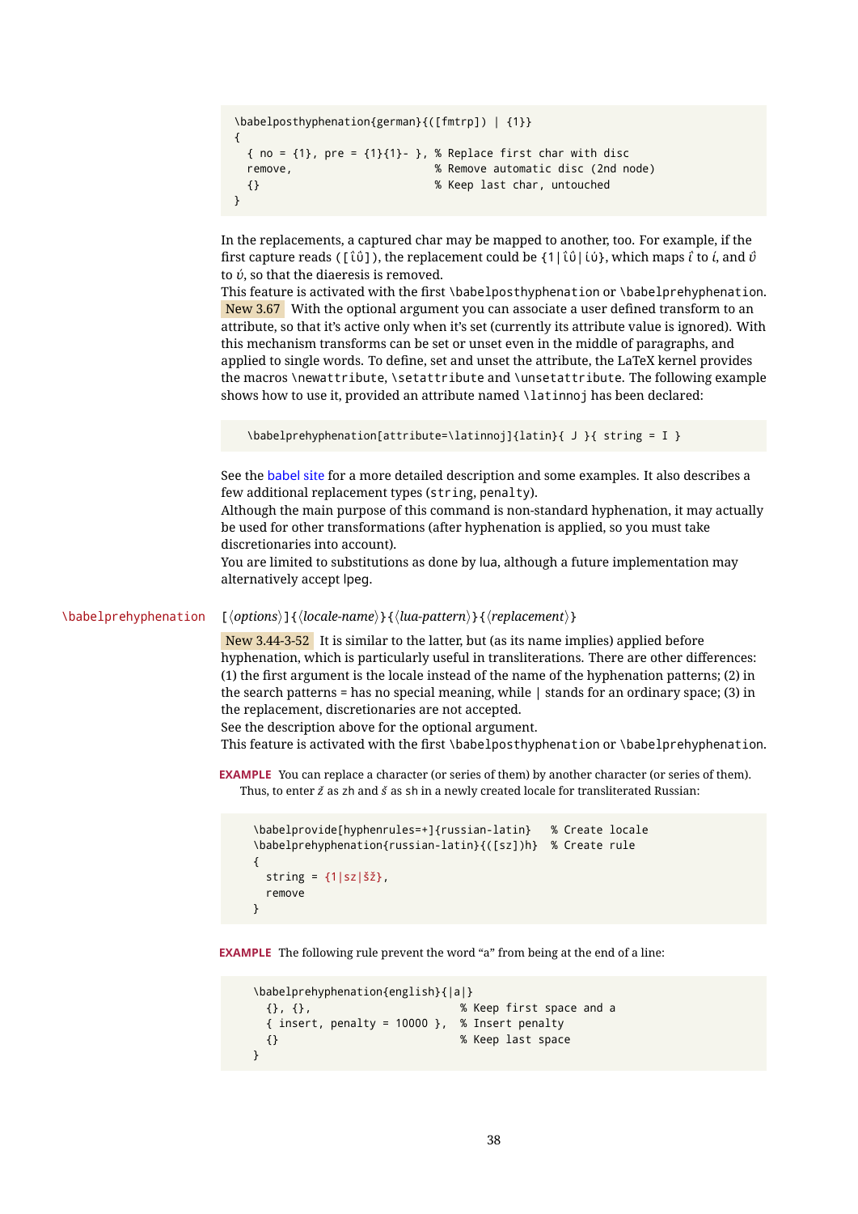```
\babelposthyphenation{german}{([fmtrp]) | {1}}
{
  { no = {1}, pre = {1}{1}- }, % Replace first char with disc
  remove,                      % Remove automatic disc (2nd node)
  {}                           % Keep last char, untouched
}
```

In the replacements, a captured char may be mapped to another, too. For example, if the first capture reads `([ΐΰ])`, the replacement could be `{1|ΐΰ|ίύ}`, which maps ΐ to ί, and ΰ to ύ, so that the diaeresis is removed.
This feature is activated with the first `\babelposthyphenation` or `\babelprehyphenation`.
New 3.67 With the optional argument you can associate a user defined transform to an attribute, so that it's active only when it's set (currently its attribute value is ignored). With this mechanism transforms can be set or unset even in the middle of paragraphs, and applied to single words. To define, set and unset the attribute, the LaTeX kernel provides the macros `\newattribute`, `\setattribute` and `\unsetattribute`. The following example shows how to use it, provided an attribute named `\latinnoj` has been declared:

```
\babelprehyphenation[attribute=\latinnoj]{latin}{ J }{ string = I }
```

See the babel site for a more detailed description and some examples. It also describes a few additional replacement types (`string`, `penalty`).
Although the main purpose of this command is non-standard hyphenation, it may actually be used for other transformations (after hyphenation is applied, so you must take discretionaries into account).
You are limited to substitutions as done by lua, although a future implementation may alternatively accept lpeg.

`\babelprehyphenation` [⟨*options*⟩]{⟨*locale-name*⟩}{⟨*lua-pattern*⟩}{⟨*replacement*⟩}

New 3.44-3-52 It is similar to the latter, but (as its name implies) applied before hyphenation, which is particularly useful in transliterations. There are other differences: (1) the first argument is the locale instead of the name of the hyphenation patterns; (2) in the search patterns = has no special meaning, while | stands for an ordinary space; (3) in the replacement, discretionaries are not accepted.
See the description above for the optional argument.
This feature is activated with the first `\babelposthyphenation` or `\babelprehyphenation`.

**EXAMPLE** You can replace a character (or series of them) by another character (or series of them). Thus, to enter ž as zh and š as sh in a newly created locale for transliterated Russian:

```
\babelprovide[hyphenrules=+]{russian-latin}   % Create locale
\babelprehyphenation{russian-latin}{([sz])h}  % Create rule
{
  string = {1|sz|šž},
  remove
}
```

**EXAMPLE** The following rule prevent the word "a" from being at the end of a line:

```
\babelprehyphenation{english}{|a|}
  {}, {},                        % Keep first space and a
  { insert, penalty = 10000 },   % Insert penalty
  {}                             % Keep last space
}
```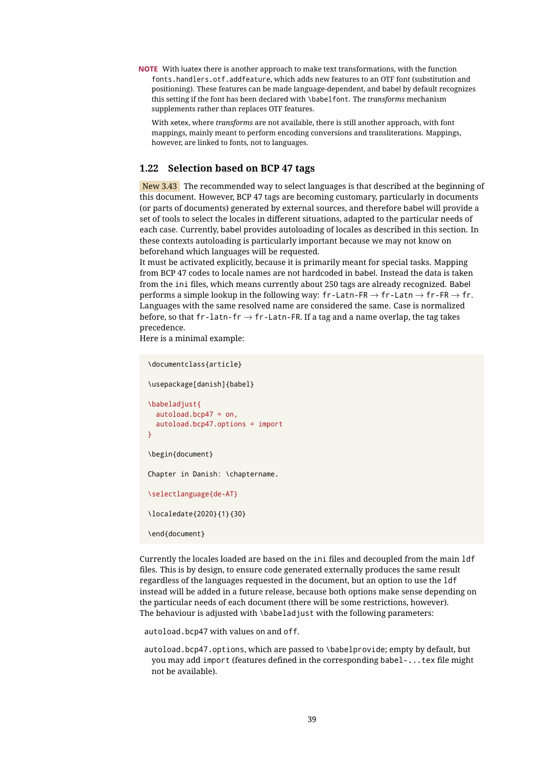**NOTE** With luatex there is another approach to make text transformations, with the function `fonts.handlers.otf.addfeature`, which adds new features to an OTF font (substitution and positioning). These features can be made language-dependent, and babel by default recognizes this setting if the font has been declared with `\babelfont`. The *transforms* mechanism supplements rather than replaces OTF features.

With xetex, where *transforms* are not available, there is still another approach, with font mappings, mainly meant to perform encoding conversions and transliterations. Mappings, however, are linked to fonts, not to languages.

## 1.22 Selection based on BCP 47 tags

New 3.43 The recommended way to select languages is that described at the beginning of this document. However, BCP 47 tags are becoming customary, particularly in documents (or parts of documents) generated by external sources, and therefore babel will provide a set of tools to select the locales in different situations, adapted to the particular needs of each case. Currently, babel provides autoloading of locales as described in this section. In these contexts autoloading is particularly important because we may not know on beforehand which languages will be requested.

It must be activated explicitly, because it is primarily meant for special tasks. Mapping from BCP 47 codes to locale names are not hardcoded in babel. Instead the data is taken from the `ini` files, which means currently about 250 tags are already recognized. Babel performs a simple lookup in the following way: `fr-Latn-FR` → `fr-Latn` → `fr-FR` → `fr`. Languages with the same resolved name are considered the same. Case is normalized before, so that `fr-latn-fr` → `fr-Latn-FR`. If a tag and a name overlap, the tag takes precedence.

Here is a minimal example:

```
\documentclass{article}

\usepackage[danish]{babel}

\babeladjust{
  autoload.bcp47 = on,
  autoload.bcp47.options = import
}

\begin{document}

Chapter in Danish: \chaptername.

\selectlanguage{de-AT}

\localedate{2020}{1}{30}

\end{document}
```

Currently the locales loaded are based on the `ini` files and decoupled from the main `ldf` files. This is by design, to ensure code generated externally produces the same result regardless of the languages requested in the document, but an option to use the `ldf` instead will be added in a future release, because both options make sense depending on the particular needs of each document (there will be some restrictions, however).

The behaviour is adjusted with `\babeladjust` with the following parameters:

`autoload.bcp47` with values `on` and `off`.

`autoload.bcp47.options`, which are passed to `\babelprovide`; empty by default, but you may add `import` (features defined in the corresponding `babel-...tex` file might not be available).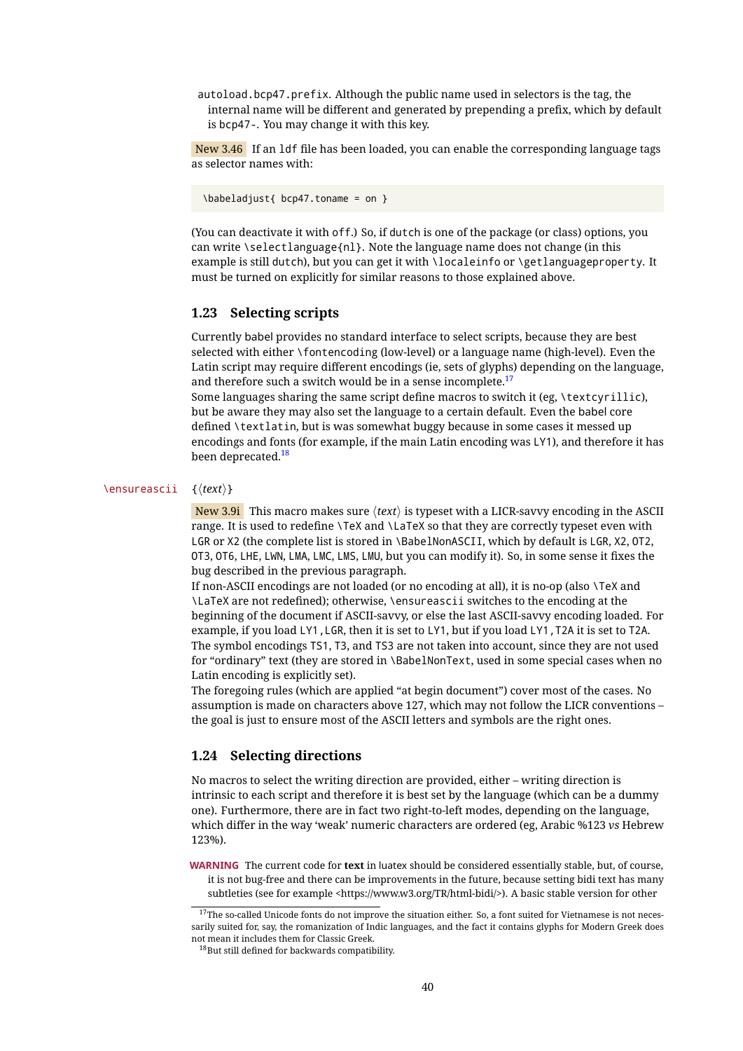`autoload.bcp47.prefix`. Although the public name used in selectors is the tag, the internal name will be different and generated by prepending a prefix, which by default is `bcp47-`. You may change it with this key.

New 3.46 If an `ldf` file has been loaded, you can enable the corresponding language tags as selector names with:

```
\babeladjust{ bcp47.toname = on }
```

(You can deactivate it with `off`.) So, if `dutch` is one of the package (or class) options, you can write `\selectlanguage{nl}`. Note the language name does not change (in this example is still `dutch`), but you can get it with `\localeinfo` or `\getlanguageproperty`. It must be turned on explicitly for similar reasons to those explained above.

## 1.23 Selecting scripts

Currently babel provides no standard interface to select scripts, because they are best selected with either `\fontencoding` (low-level) or a language name (high-level). Even the Latin script may require different encodings (ie, sets of glyphs) depending on the language, and therefore such a switch would be in a sense incomplete.[17]

Some languages sharing the same script define macros to switch it (eg, `\textcyrillic`), but be aware they may also set the language to a certain default. Even the babel core defined `\textlatin`, but is was somewhat buggy because in some cases it messed up encodings and fonts (for example, if the main Latin encoding was `LY1`), and therefore it has been deprecated.[18]

`\ensureascii` {⟨*text*⟩}

New 3.9i This macro makes sure ⟨*text*⟩ is typeset with a LICR-savvy encoding in the ASCII range. It is used to redefine `\TeX` and `\LaTeX` so that they are correctly typeset even with `LGR` or `X2` (the complete list is stored in `\BabelNonASCII`, which by default is `LGR`, `X2`, `OT2`, `OT3`, `OT6`, `LHE`, `LWN`, `LMA`, `LMC`, `LMS`, `LMU`, but you can modify it). So, in some sense it fixes the bug described in the previous paragraph.

If non-ASCII encodings are not loaded (or no encoding at all), it is no-op (also `\TeX` and `\LaTeX` are not redefined); otherwise, `\ensureascii` switches to the encoding at the beginning of the document if ASCII-savvy, or else the last ASCII-savvy encoding loaded. For example, if you load `LY1,LGR`, then it is set to `LY1`, but if you load `LY1,T2A` it is set to `T2A`. The symbol encodings `TS1`, `T3`, and `TS3` are not taken into account, since they are not used for "ordinary" text (they are stored in `\BabelNonText`, used in some special cases when no Latin encoding is explicitly set).

The foregoing rules (which are applied "at begin document") cover most of the cases. No assumption is made on characters above 127, which may not follow the LICR conventions – the goal is just to ensure most of the ASCII letters and symbols are the right ones.

## 1.24 Selecting directions

No macros to select the writing direction are provided, either – writing direction is intrinsic to each script and therefore it is best set by the language (which can be a dummy one). Furthermore, there are in fact two right-to-left modes, depending on the language, which differ in the way 'weak' numeric characters are ordered (eg, Arabic %123 *vs* Hebrew 123%).

**WARNING** The current code for **text** in luatex should be considered essentially stable, but, of course, it is not bug-free and there can be improvements in the future, because setting bidi text has many subtleties (see for example <https://www.w3.org/TR/html-bidi/>). A basic stable version for other

[17] The so-called Unicode fonts do not improve the situation either. So, a font suited for Vietnamese is not necessarily suited for, say, the romanization of Indic languages, and the fact it contains glyphs for Modern Greek does not mean it includes them for Classic Greek.

[18] But still defined for backwards compatibility.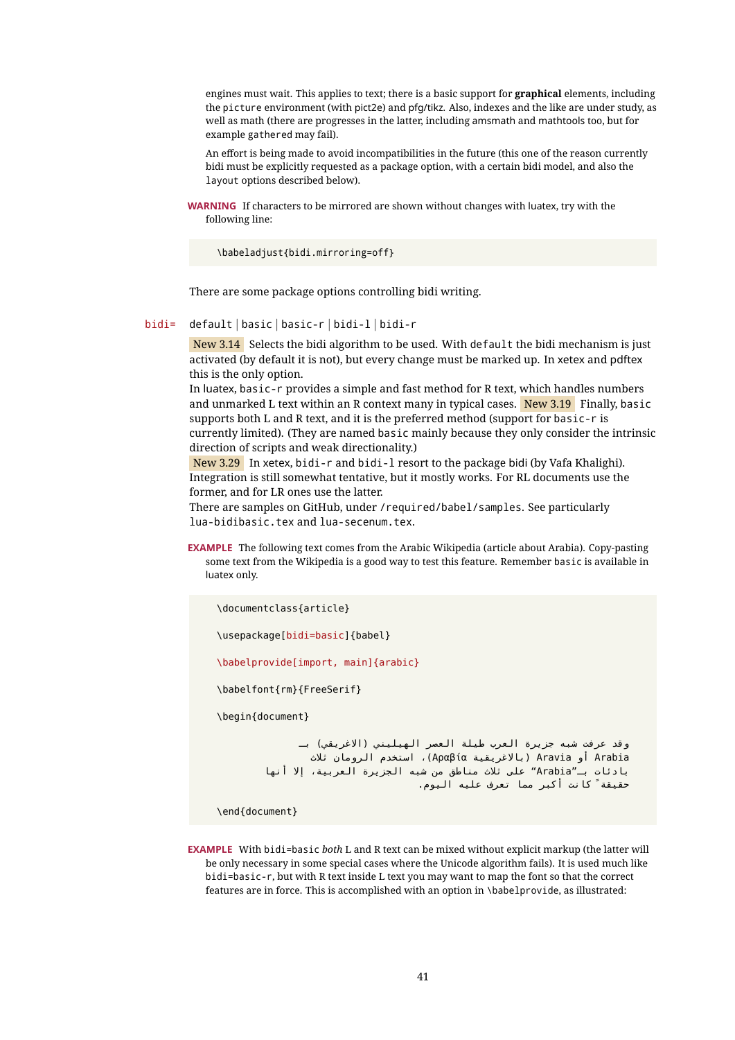engines must wait. This applies to text; there is a basic support for **graphical** elements, including the `picture` environment (with pict2e) and pfg/tikz. Also, indexes and the like are under study, as well as math (there are progresses in the latter, including amsmath and mathtools too, but for example `gathered` may fail).

An effort is being made to avoid incompatibilities in the future (this one of the reason currently bidi must be explicitly requested as a package option, with a certain bidi model, and also the `layout` options described below).

**WARNING** If characters to be mirrored are shown without changes with luatex, try with the following line:

```
\babeladjust{bidi.mirroring=off}
```

There are some package options controlling bidi writing.

bidi= `default` | `basic` | `basic-r` | `bidi-l` | `bidi-r`

New 3.14 Selects the bidi algorithm to be used. With `default` the bidi mechanism is just activated (by default it is not), but every change must be marked up. In xetex and pdftex this is the only option.

In luatex, `basic-r` provides a simple and fast method for R text, which handles numbers and unmarked L text within an R context many in typical cases. New 3.19 Finally, `basic` supports both L and R text, and it is the preferred method (support for `basic-r` is currently limited). (They are named `basic` mainly because they only consider the intrinsic direction of scripts and weak directionality.)

New 3.29 In xetex, `bidi-r` and `bidi-l` resort to the package bidi (by Vafa Khalighi). Integration is still somewhat tentative, but it mostly works. For RL documents use the former, and for LR ones use the latter.

There are samples on GitHub, under `/required/babel/samples`. See particularly `lua-bidibasic.tex` and `lua-secenum.tex`.

**EXAMPLE** The following text comes from the Arabic Wikipedia (article about Arabia). Copy-pasting some text from the Wikipedia is a good way to test this feature. Remember `basic` is available in luatex only.

```
\documentclass{article}

\usepackage[bidi=basic]{babel}

\babelprovide[import, main]{arabic}

\babelfont{rm}{FreeSerif}

\begin{document}

وقد عرفت شبه جزيرة العرب طيلة العصر الهيليني (الاغريقي) بـ
Arabia أو Aravia (بالاغريقية Αραβία)، استخدم الرومان ثلاث
بادئات بـ“Arabia” على ثلاث مناطق من شبه الجزيرة العربية، إلا أنها
حقيقةً كانت أكبر مما تعرف عليه اليوم.

\end{document}
```

**EXAMPLE** With `bidi=basic` *both* L and R text can be mixed without explicit markup (the latter will be only necessary in some special cases where the Unicode algorithm fails). It is used much like `bidi=basic-r`, but with R text inside L text you may want to map the font so that the correct features are in force. This is accomplished with an option in `\babelprovide`, as illustrated: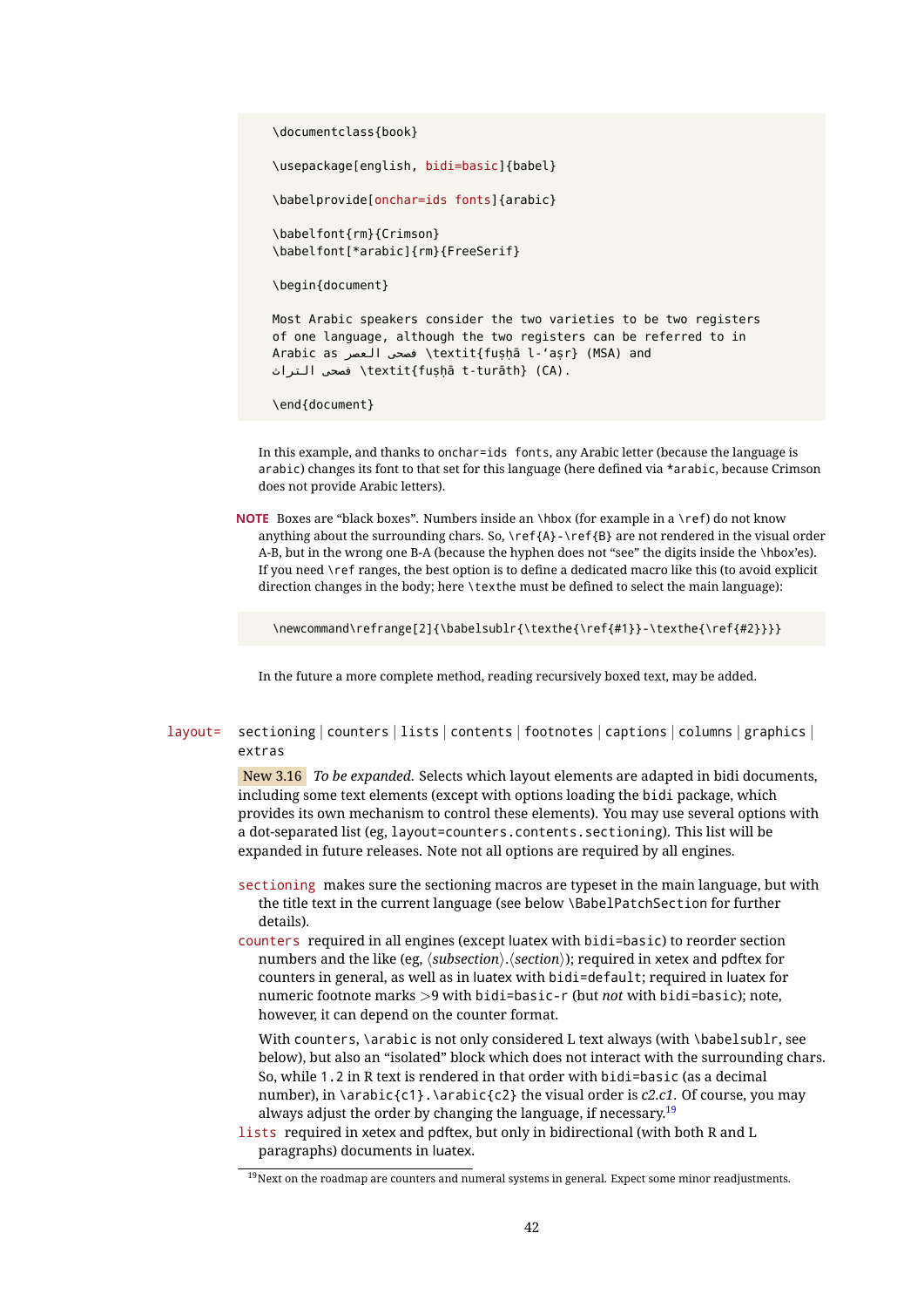```
\documentclass{book}

\usepackage[english, bidi=basic]{babel}

\babelprovide[onchar=ids fonts]{arabic}

\babelfont{rm}{Crimson}
\babelfont[*arabic]{rm}{FreeSerif}

\begin{document}

Most Arabic speakers consider the two varieties to be two registers
of one language, although the two registers can be referred to in
Arabic as فصحى العصر \textit{fuṣḥā l-ʻaṣr} (MSA) and
فصحى التراث \textit{fuṣḥā t-turāth} (CA).

\end{document}
```

In this example, and thanks to `onchar=ids fonts`, any Arabic letter (because the language is `arabic`) changes its font to that set for this language (here defined via `*arabic`, because Crimson does not provide Arabic letters).

**NOTE** Boxes are "black boxes". Numbers inside an `\hbox` (for example in a `\ref`) do not know anything about the surrounding chars. So, `\ref{A}-\ref{B}` are not rendered in the visual order A-B, but in the wrong one B-A (because the hyphen does not "see" the digits inside the `\hbox`'es). If you need `\ref` ranges, the best option is to define a dedicated macro like this (to avoid explicit direction changes in the body; here `\texthe` must be defined to select the main language):

```
\newcommand\refrange[2]{\babelsublr{\texthe{\ref{#1}}-\texthe{\ref{#2}}}}
```

In the future a more complete method, reading recursively boxed text, may be added.

`layout=` `sectioning` | `counters` | `lists` | `contents` | `footnotes` | `captions` | `columns` | `graphics` | `extras`

New 3.16 *To be expanded.* Selects which layout elements are adapted in bidi documents, including some text elements (except with options loading the `bidi` package, which provides its own mechanism to control these elements). You may use several options with a dot-separated list (eg, `layout=counters.contents.sectioning`). This list will be expanded in future releases. Note not all options are required by all engines.

`sectioning` makes sure the sectioning macros are typeset in the main language, but with the title text in the current language (see below `\BabelPatchSection` for further details).

`counters` required in all engines (except luatex with `bidi=basic`) to reorder section numbers and the like (eg, ⟨*subsection*⟩.⟨*section*⟩); required in xetex and pdftex for counters in general, as well as in luatex with `bidi=default`; required in luatex for numeric footnote marks >9 with `bidi=basic-r` (but *not* with `bidi=basic`); note, however, it can depend on the counter format.

With `counters`, `\arabic` is not only considered L text always (with `\babelsublr`, see below), but also an "isolated" block which does not interact with the surrounding chars. So, while `1.2` in R text is rendered in that order with `bidi=basic` (as a decimal number), in `\arabic{c1}.\arabic{c2}` the visual order is *c2.c1*. Of course, you may always adjust the order by changing the language, if necessary.[19]

`lists` required in xetex and pdftex, but only in bidirectional (with both R and L paragraphs) documents in luatex.

[19] Next on the roadmap are counters and numeral systems in general. Expect some minor readjustments.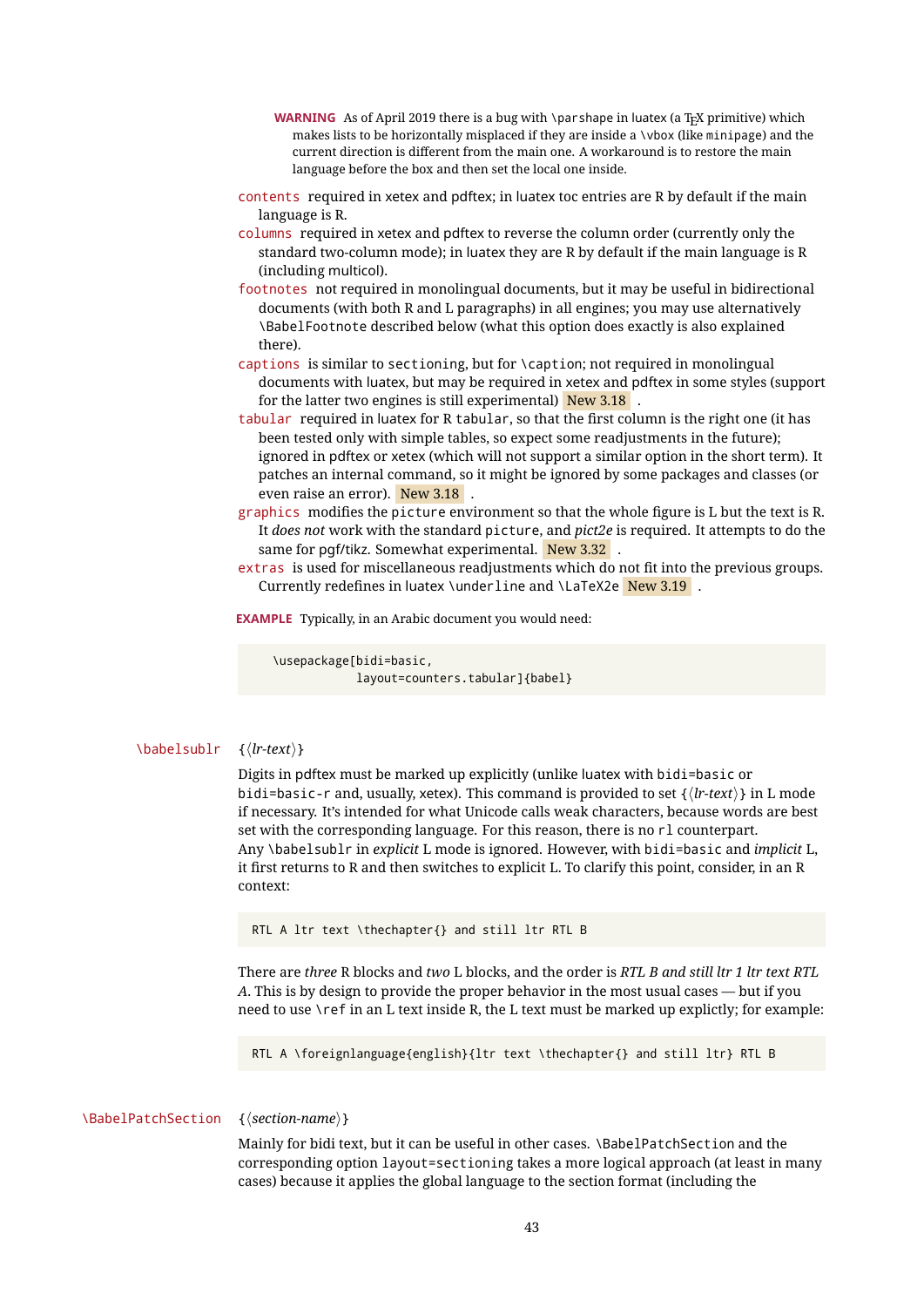**WARNING** As of April 2019 there is a bug with `\parshape` in luatex (a TeX primitive) which makes lists to be horizontally misplaced if they are inside a `\vbox` (like `minipage`) and the current direction is different from the main one. A workaround is to restore the main language before the box and then set the local one inside.

`contents` required in xetex and pdftex; in luatex toc entries are R by default if the main language is R.

`columns` required in xetex and pdftex to reverse the column order (currently only the standard two-column mode); in luatex they are R by default if the main language is R (including multicol).

`footnotes` not required in monolingual documents, but it may be useful in bidirectional documents (with both R and L paragraphs) in all engines; you may use alternatively `\BabelFootnote` described below (what this option does exactly is also explained there).

`captions` is similar to `sectioning`, but for `\caption`; not required in monolingual documents with luatex, but may be required in xetex and pdftex in some styles (support for the latter two engines is still experimental) New 3.18 .

`tabular` required in luatex for R `tabular`, so that the first column is the right one (it has been tested only with simple tables, so expect some readjustments in the future); ignored in pdftex or xetex (which will not support a similar option in the short term). It patches an internal command, so it might be ignored by some packages and classes (or even raise an error). New 3.18 .

`graphics` modifies the `picture` environment so that the whole figure is L but the text is R. It *does not* work with the standard `picture`, and *pict2e* is required. It attempts to do the same for pgf/tikz. Somewhat experimental. New 3.32 .

`extras` is used for miscellaneous readjustments which do not fit into the previous groups. Currently redefines in luatex `\underline` and `\LaTeX2e` New 3.19 .

**EXAMPLE** Typically, in an Arabic document you would need:

```
\usepackage[bidi=basic,
            layout=counters.tabular]{babel}
```

`\babelsublr` {⟨*lr-text*⟩}

Digits in pdftex must be marked up explicitly (unlike luatex with `bidi=basic` or `bidi=basic-r` and, usually, xetex). This command is provided to set {⟨*lr-text*⟩} in L mode if necessary. It's intended for what Unicode calls weak characters, because words are best set with the corresponding language. For this reason, there is no `rl` counterpart.
Any `\babelsublr` in *explicit* L mode is ignored. However, with `bidi=basic` and *implicit* L, it first returns to R and then switches to explicit L. To clarify this point, consider, in an R context:

```
RTL A ltr text \thechapter{} and still ltr RTL B
```

There are *three* R blocks and *two* L blocks, and the order is *RTL B and still ltr 1 ltr text RTL A*. This is by design to provide the proper behavior in the most usual cases — but if you need to use `\ref` in an L text inside R, the L text must be marked up explictly; for example:

```
RTL A \foreignlanguage{english}{ltr text \thechapter{} and still ltr} RTL B
```

`\BabelPatchSection` {⟨*section-name*⟩}

Mainly for bidi text, but it can be useful in other cases. `\BabelPatchSection` and the corresponding option `layout=sectioning` takes a more logical approach (at least in many cases) because it applies the global language to the section format (including the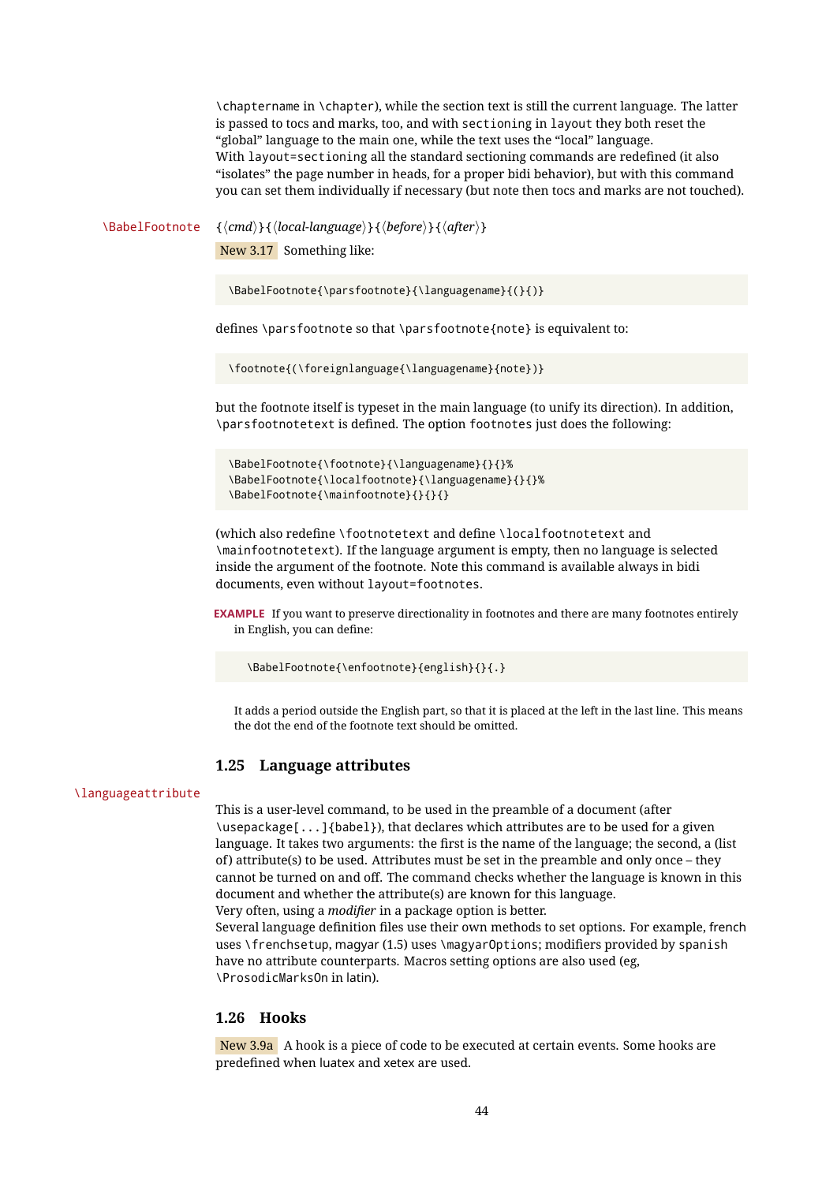\chaptername in \chapter), while the section text is still the current language. The latter is passed to tocs and marks, too, and with sectioning in layout they both reset the “global” language to the main one, while the text uses the “local” language.
With layout=sectioning all the standard sectioning commands are redefined (it also “isolates” the page number in heads, for a proper bidi behavior), but with this command you can set them individually if necessary (but note then tocs and marks are not touched).

\BabelFootnote {⟨*cmd*⟩}{⟨*local-language*⟩}{⟨*before*⟩}{⟨*after*⟩}

New 3.17 Something like:

```
\BabelFootnote{\parsfootnote}{\languagename}{(}{)}
```

defines \parsfootnote so that \parsfootnote{note} is equivalent to:

```
\footnote{(\foreignlanguage{\languagename}{note})}
```

but the footnote itself is typeset in the main language (to unify its direction). In addition, \parsfootnotetext is defined. The option footnotes just does the following:

```
\BabelFootnote{\footnote}{\languagename}{}{}%
\BabelFootnote{\localfootnote}{\languagename}{}{}%
\BabelFootnote{\mainfootnote}{}{}{}
```

(which also redefine \footnotetext and define \localfootnotetext and \mainfootnotetext). If the language argument is empty, then no language is selected inside the argument of the footnote. Note this command is available always in bidi documents, even without layout=footnotes.

**EXAMPLE** If you want to preserve directionality in footnotes and there are many footnotes entirely in English, you can define:

```
\BabelFootnote{\enfootnote}{english}{}{.}
```

It adds a period outside the English part, so that it is placed at the left in the last line. This means the dot the end of the footnote text should be omitted.

## 1.25 Language attributes

\languageattribute

This is a user-level command, to be used in the preamble of a document (after \usepackage[...]{babel}), that declares which attributes are to be used for a given language. It takes two arguments: the first is the name of the language; the second, a (list of) attribute(s) to be used. Attributes must be set in the preamble and only once – they cannot be turned on and off. The command checks whether the language is known in this document and whether the attribute(s) are known for this language.
Very often, using a *modifier* in a package option is better.
Several language definition files use their own methods to set options. For example, french uses \frenchsetup, magyar (1.5) uses \magyarOptions; modifiers provided by spanish have no attribute counterparts. Macros setting options are also used (eg, \ProsodicMarksOn in latin).

## 1.26 Hooks

New 3.9a A hook is a piece of code to be executed at certain events. Some hooks are predefined when luatex and xetex are used.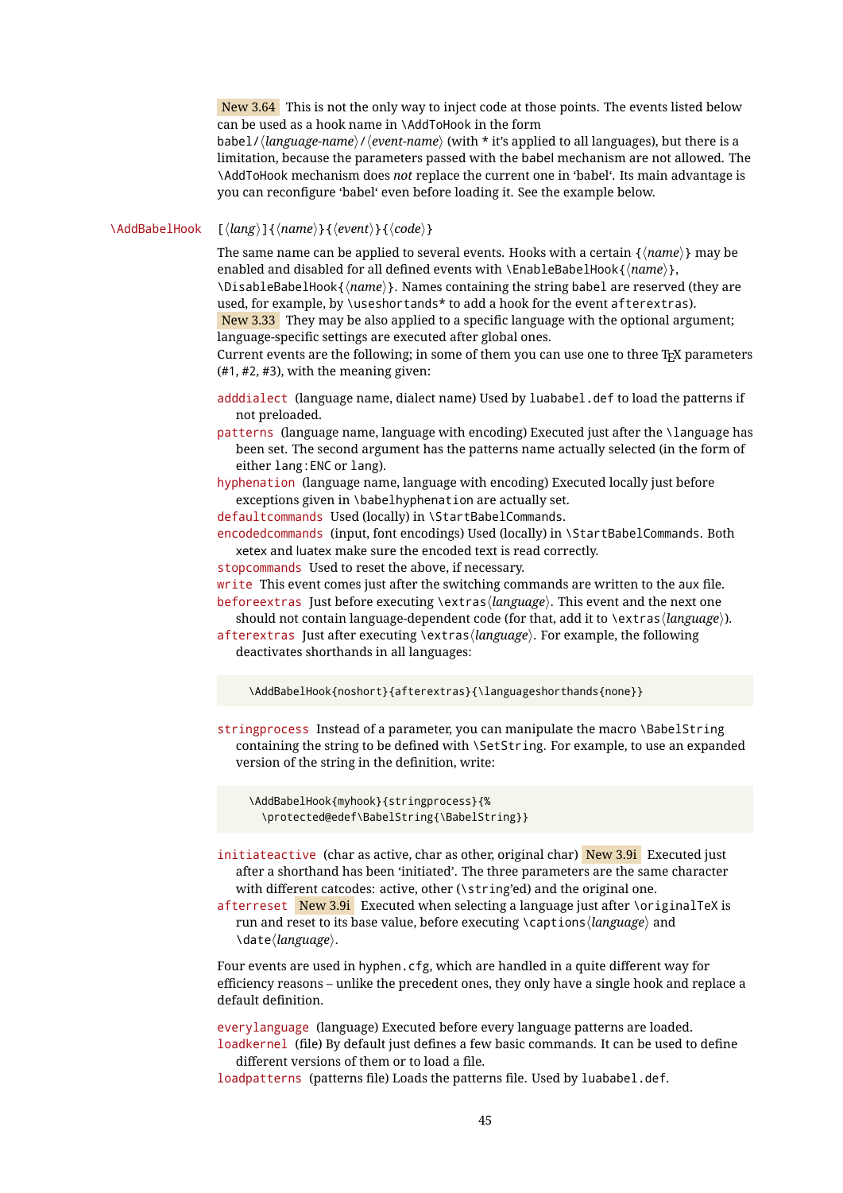New 3.64 This is not the only way to inject code at those points. The events listed below can be used as a hook name in `\AddToHook` in the form `babel/⟨language-name⟩/⟨event-name⟩` (with * it's applied to all languages), but there is a limitation, because the parameters passed with the babel mechanism are not allowed. The `\AddToHook` mechanism does *not* replace the current one in 'babel'. Its main advantage is you can reconfigure 'babel' even before loading it. See the example below.

`\AddBabelHook` `[⟨lang⟩]{⟨name⟩}{⟨event⟩}{⟨code⟩}`

The same name can be applied to several events. Hooks with a certain `{⟨name⟩}` may be enabled and disabled for all defined events with `\EnableBabelHook{⟨name⟩}`, `\DisableBabelHook{⟨name⟩}`. Names containing the string `babel` are reserved (they are used, for example, by `\useshortands*` to add a hook for the event `afterextras`).

New 3.33 They may be also applied to a specific language with the optional argument; language-specific settings are executed after global ones.

Current events are the following; in some of them you can use one to three TeX parameters (#1, #2, #3), with the meaning given:

`adddialect` (language name, dialect name) Used by `luababel.def` to load the patterns if not preloaded.

`patterns` (language name, language with encoding) Executed just after the `\language` has been set. The second argument has the patterns name actually selected (in the form of either `lang:ENC` or `lang`).

`hyphenation` (language name, language with encoding) Executed locally just before exceptions given in `\babelhyphenation` are actually set.

`defaultcommands` Used (locally) in `\StartBabelCommands`.

`encodedcommands` (input, font encodings) Used (locally) in `\StartBabelCommands`. Both xetex and luatex make sure the encoded text is read correctly.

`stopcommands` Used to reset the above, if necessary.

`write` This event comes just after the switching commands are written to the aux file.

`beforeextras` Just before executing `\extras⟨language⟩`. This event and the next one should not contain language-dependent code (for that, add it to `\extras⟨language⟩`).

`afterextras` Just after executing `\extras⟨language⟩`. For example, the following deactivates shorthands in all languages:

```
\AddBabelHook{noshort}{afterextras}{\languageshorthands{none}}
```

`stringprocess` Instead of a parameter, you can manipulate the macro `\BabelString` containing the string to be defined with `\SetString`. For example, to use an expanded version of the string in the definition, write:

```
\AddBabelHook{myhook}{stringprocess}{%
  \protected@edef\BabelString{\BabelString}}
```

`initiateactive` (char as active, char as other, original char) New 3.9i Executed just after a shorthand has been 'initiated'. The three parameters are the same character with different catcodes: active, other (`\string`'ed) and the original one.

`afterreset` New 3.9i Executed when selecting a language just after `\originalTeX` is run and reset to its base value, before executing `\captions⟨language⟩` and `\date⟨language⟩`.

Four events are used in `hyphen.cfg`, which are handled in a quite different way for efficiency reasons – unlike the precedent ones, they only have a single hook and replace a default definition.

`everylanguage` (language) Executed before every language patterns are loaded.

`loadkernel` (file) By default just defines a few basic commands. It can be used to define different versions of them or to load a file.

`loadpatterns` (patterns file) Loads the patterns file. Used by `luababel.def`.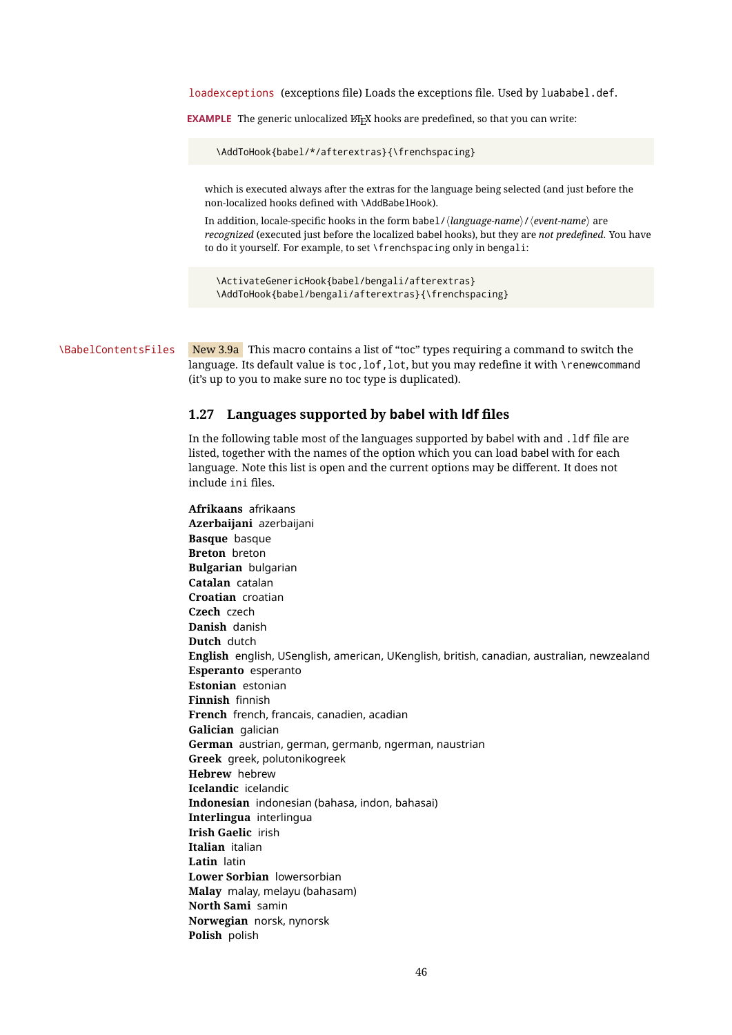`loadexceptions` (exceptions file) Loads the exceptions file. Used by `luababel.def`.

**EXAMPLE** The generic unlocalized LaTeX hooks are predefined, so that you can write:

```
\AddToHook{babel/*/afterextras}{\frenchspacing}
```

which is executed always after the extras for the language being selected (and just before the non-localized hooks defined with `\AddBabelHook`).

In addition, locale-specific hooks in the form `babel/`⟨*language-name*⟩`/`⟨*event-name*⟩ are *recognized* (executed just before the localized babel hooks), but they are *not predefined*. You have to do it yourself. For example, to set `\frenchspacing` only in `bengali`:

```
\ActivateGenericHook{babel/bengali/afterextras}
\AddToHook{babel/bengali/afterextras}{\frenchspacing}
```

`\BabelContentsFiles` New 3.9a This macro contains a list of "toc" types requiring a command to switch the language. Its default value is `toc,lof,lot`, but you may redefine it with `\renewcommand` (it's up to you to make sure no toc type is duplicated).

## 1.27 Languages supported by babel with ldf files

In the following table most of the languages supported by babel with and `.ldf` file are listed, together with the names of the option which you can load babel with for each language. Note this list is open and the current options may be different. It does not include `ini` files.

**Afrikaans** afrikaans
**Azerbaijani** azerbaijani
**Basque** basque
**Breton** breton
**Bulgarian** bulgarian
**Catalan** catalan
**Croatian** croatian
**Czech** czech
**Danish** danish
**Dutch** dutch
**English** english, USenglish, american, UKenglish, british, canadian, australian, newzealand
**Esperanto** esperanto
**Estonian** estonian
**Finnish** finnish
**French** french, francais, canadien, acadian
**Galician** galician
**German** austrian, german, germanb, ngerman, naustrian
**Greek** greek, polutonikogreek
**Hebrew** hebrew
**Icelandic** icelandic
**Indonesian** indonesian (bahasa, indon, bahasai)
**Interlingua** interlingua
**Irish Gaelic** irish
**Italian** italian
**Latin** latin
**Lower Sorbian** lowersorbian
**Malay** malay, melayu (bahasam)
**North Sami** samin
**Norwegian** norsk, nynorsk
**Polish** polish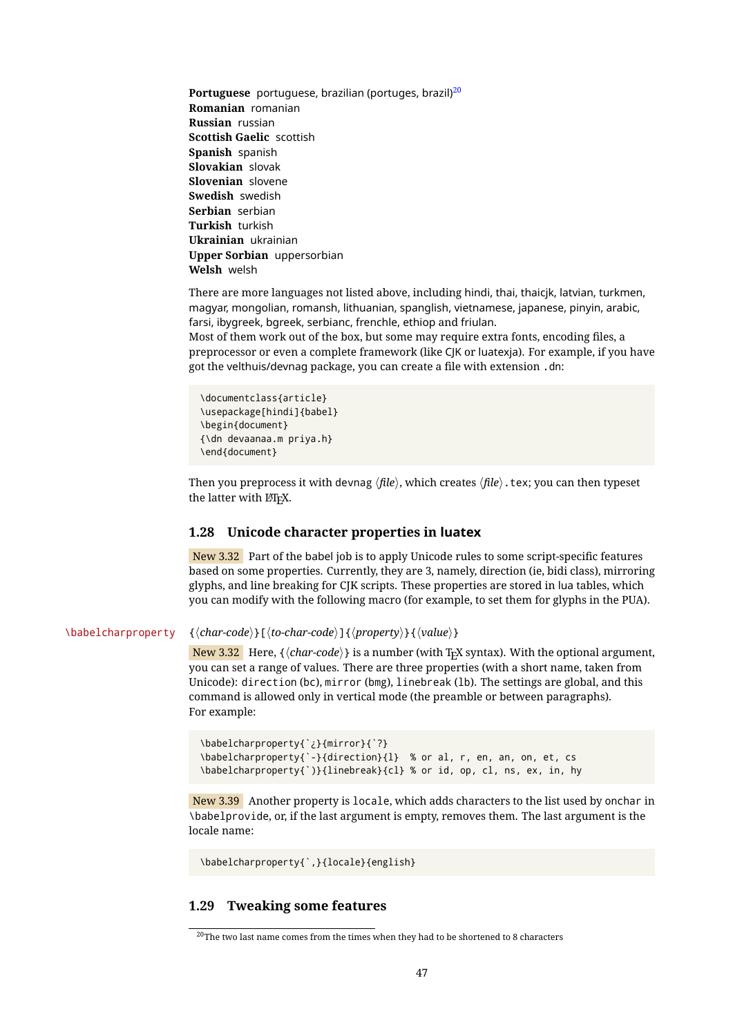**Portuguese** portuguese, brazilian (portuges, brazil)[20]
**Romanian** romanian
**Russian** russian
**Scottish Gaelic** scottish
**Spanish** spanish
**Slovakian** slovak
**Slovenian** slovene
**Swedish** swedish
**Serbian** serbian
**Turkish** turkish
**Ukrainian** ukrainian
**Upper Sorbian** uppersorbian
**Welsh** welsh

There are more languages not listed above, including hindi, thai, thaicjk, latvian, turkmen, magyar, mongolian, romansh, lithuanian, spanglish, vietnamese, japanese, pinyin, arabic, farsi, ibygreek, bgreek, serbianc, frenchle, ethiop and friulan.
Most of them work out of the box, but some may require extra fonts, encoding files, a preprocessor or even a complete framework (like CJK or luatexja). For example, if you have got the velthuis/devnag package, you can create a file with extension `.dn`:

```
\documentclass{article}
\usepackage[hindi]{babel}
\begin{document}
{\dn devaanaa.m priya.h}
\end{document}
```

Then you preprocess it with devnag ⟨*file*⟩, which creates ⟨*file*⟩`.tex`; you can then typeset the latter with LaTeX.

## 1.28 Unicode character properties in luatex

New 3.32 Part of the babel job is to apply Unicode rules to some script-specific features based on some properties. Currently, they are 3, namely, direction (ie, bidi class), mirroring glyphs, and line breaking for CJK scripts. These properties are stored in lua tables, which you can modify with the following macro (for example, to set them for glyphs in the PUA).

`\babelcharproperty` `{`⟨*char-code*⟩`}[`⟨*to-char-code*⟩`]{`⟨*property*⟩`}{`⟨*value*⟩`}`

New 3.32 Here, `{`⟨*char-code*⟩`}` is a number (with TeX syntax). With the optional argument, you can set a range of values. There are three properties (with a short name, taken from Unicode): `direction` (bc), `mirror` (bmg), `linebreak` (lb). The settings are global, and this command is allowed only in vertical mode (the preamble or between paragraphs).
For example:

```
\babelcharproperty{`¿}{mirror}{`?}
\babelcharproperty{`-}{direction}{l}  % or al, r, en, an, on, et, cs
\babelcharproperty{`)}{linebreak}{cl} % or id, op, cl, ns, ex, in, hy
```

New 3.39 Another property is `locale`, which adds characters to the list used by onchar in `\babelprovide`, or, if the last argument is empty, removes them. The last argument is the locale name:

```
\babelcharproperty{`,}{locale}{english}
```

## 1.29 Tweaking some features

[20]The two last name comes from the times when they had to be shortened to 8 characters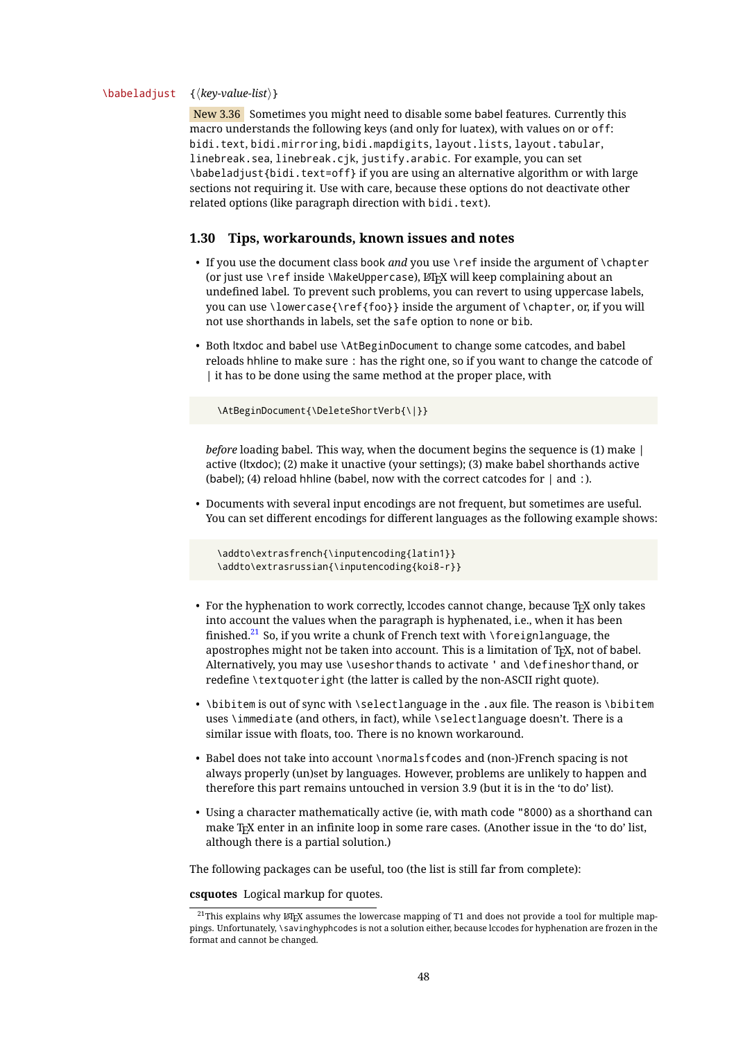`\babeladjust` {⟨*key-value-list*⟩}

New 3.36 Sometimes you might need to disable some babel features. Currently this macro understands the following keys (and only for luatex), with values on or off: `bidi.text`, `bidi.mirroring`, `bidi.mapdigits`, `layout.lists`, `layout.tabular`, `linebreak.sea`, `linebreak.cjk`, `justify.arabic`. For example, you can set `\babeladjust{bidi.text=off}` if you are using an alternative algorithm or with large sections not requiring it. Use with care, because these options do not deactivate other related options (like paragraph direction with `bidi.text`).

## 1.30 Tips, workarounds, known issues and notes

- If you use the document class book *and* you use `\ref` inside the argument of `\chapter` (or just use `\ref` inside `\MakeUppercase`), LaTeX will keep complaining about an undefined label. To prevent such problems, you can revert to using uppercase labels, you can use `\lowercase{\ref{foo}}` inside the argument of `\chapter`, or, if you will not use shorthands in labels, set the `safe` option to none or bib.

- Both ltxdoc and babel use `\AtBeginDocument` to change some catcodes, and babel reloads hhline to make sure `:` has the right one, so if you want to change the catcode of `|` it has to be done using the same method at the proper place, with

```
\AtBeginDocument{\DeleteShortVerb{\|}}
```

  *before* loading babel. This way, when the document begins the sequence is (1) make `|` active (ltxdoc); (2) make it unactive (your settings); (3) make babel shorthands active (babel); (4) reload hhline (babel, now with the correct catcodes for `|` and `:`).

- Documents with several input encodings are not frequent, but sometimes are useful. You can set different encodings for different languages as the following example shows:

```
\addto\extrasfrench{\inputencoding{latin1}}
\addto\extrasrussian{\inputencoding{koi8-r}}
```

- For the hyphenation to work correctly, lccodes cannot change, because TeX only takes into account the values when the paragraph is hyphenated, i.e., when it has been finished.[21] So, if you write a chunk of French text with `\foreignlanguage`, the apostrophes might not be taken into account. This is a limitation of TeX, not of babel. Alternatively, you may use `\useshorthands` to activate `'` and `\defineshorthand`, or redefine `\textquoteright` (the latter is called by the non-ASCII right quote).

- `\bibitem` is out of sync with `\selectlanguage` in the `.aux` file. The reason is `\bibitem` uses `\immediate` (and others, in fact), while `\selectlanguage` doesn't. There is a similar issue with floats, too. There is no known workaround.

- Babel does not take into account `\normalsfcodes` and (non-)French spacing is not always properly (un)set by languages. However, problems are unlikely to happen and therefore this part remains untouched in version 3.9 (but it is in the 'to do' list).

- Using a character mathematically active (ie, with math code `"8000`) as a shorthand can make TeX enter in an infinite loop in some rare cases. (Another issue in the 'to do' list, although there is a partial solution.)

The following packages can be useful, too (the list is still far from complete):

**csquotes** Logical markup for quotes.

---

[21] This explains why LaTeX assumes the lowercase mapping of T1 and does not provide a tool for multiple mappings. Unfortunately, `\savinghyphcodes` is not a solution either, because lccodes for hyphenation are frozen in the format and cannot be changed.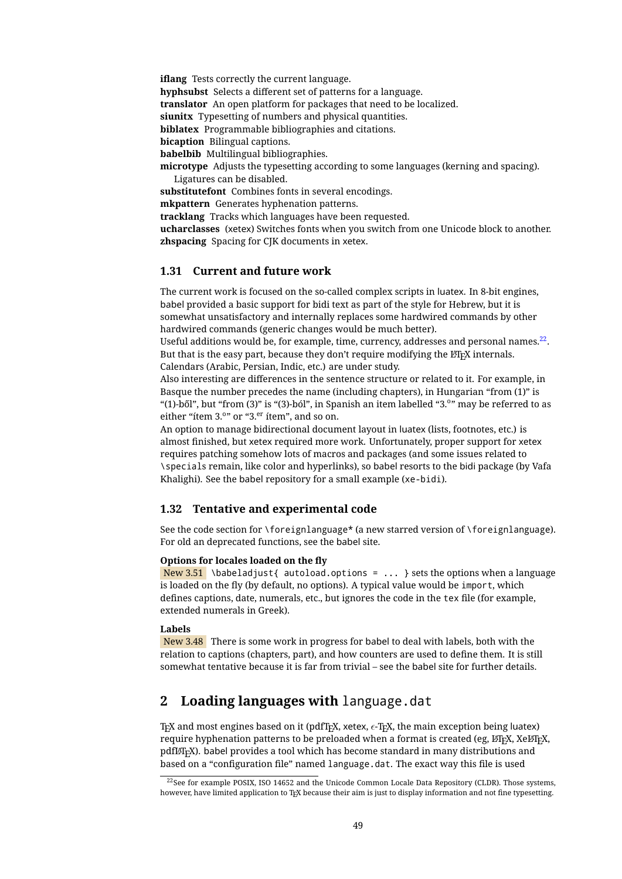**iflang** Tests correctly the current language.
**hyphsubst** Selects a different set of patterns for a language.
**translator** An open platform for packages that need to be localized.
**siunitx** Typesetting of numbers and physical quantities.
**biblatex** Programmable bibliographies and citations.
**bicaption** Bilingual captions.
**babelbib** Multilingual bibliographies.
**microtype** Adjusts the typesetting according to some languages (kerning and spacing). Ligatures can be disabled.
**substitutefont** Combines fonts in several encodings.
**mkpattern** Generates hyphenation patterns.
**tracklang** Tracks which languages have been requested.
**ucharclasses** (xetex) Switches fonts when you switch from one Unicode block to another.
**zhspacing** Spacing for CJK documents in xetex.

### 1.31 Current and future work

The current work is focused on the so-called complex scripts in luatex. In 8-bit engines, babel provided a basic support for bidi text as part of the style for Hebrew, but it is somewhat unsatisfactory and internally replaces some hardwired commands by other hardwired commands (generic changes would be much better).
Useful additions would be, for example, time, currency, addresses and personal names.[22]. But that is the easy part, because they don't require modifying the LaTeX internals. Calendars (Arabic, Persian, Indic, etc.) are under study.
Also interesting are differences in the sentence structure or related to it. For example, in Basque the number precedes the name (including chapters), in Hungarian "from (1)" is "(1)-ből", but "from (3)" is "(3)-ból", in Spanish an item labelled "3.º" may be referred to as either "ítem 3.º" or "3.er ítem", and so on.
An option to manage bidirectional document layout in luatex (lists, footnotes, etc.) is almost finished, but xetex required more work. Unfortunately, proper support for xetex requires patching somehow lots of macros and packages (and some issues related to `\specials` remain, like color and hyperlinks), so babel resorts to the bidi package (by Vafa Khalighi). See the babel repository for a small example (`xe-bidi`).

### 1.32 Tentative and experimental code

See the code section for `\foreignlanguage*` (a new starred version of `\foreignlanguage`). For old an deprecated functions, see the babel site.

**Options for locales loaded on the fly**
New 3.51 `\babeladjust{ autoload.options = ... }` sets the options when a language is loaded on the fly (by default, no options). A typical value would be `import`, which defines captions, date, numerals, etc., but ignores the code in the `tex` file (for example, extended numerals in Greek).

**Labels**
New 3.48 There is some work in progress for babel to deal with labels, both with the relation to captions (chapters, part), and how counters are used to define them. It is still somewhat tentative because it is far from trivial – see the babel site for further details.

## 2 Loading languages with `language.dat`

TeX and most engines based on it (pdfTeX, xetex, $\epsilon$-TeX, the main exception being luatex) require hyphenation patterns to be preloaded when a format is created (eg, LaTeX, XeLaTeX, pdfLaTeX). babel provides a tool which has become standard in many distributions and based on a "configuration file" named `language.dat`. The exact way this file is used

[22] See for example POSIX, ISO 14652 and the Unicode Common Locale Data Repository (CLDR). Those systems, however, have limited application to TeX because their aim is just to display information and not fine typesetting.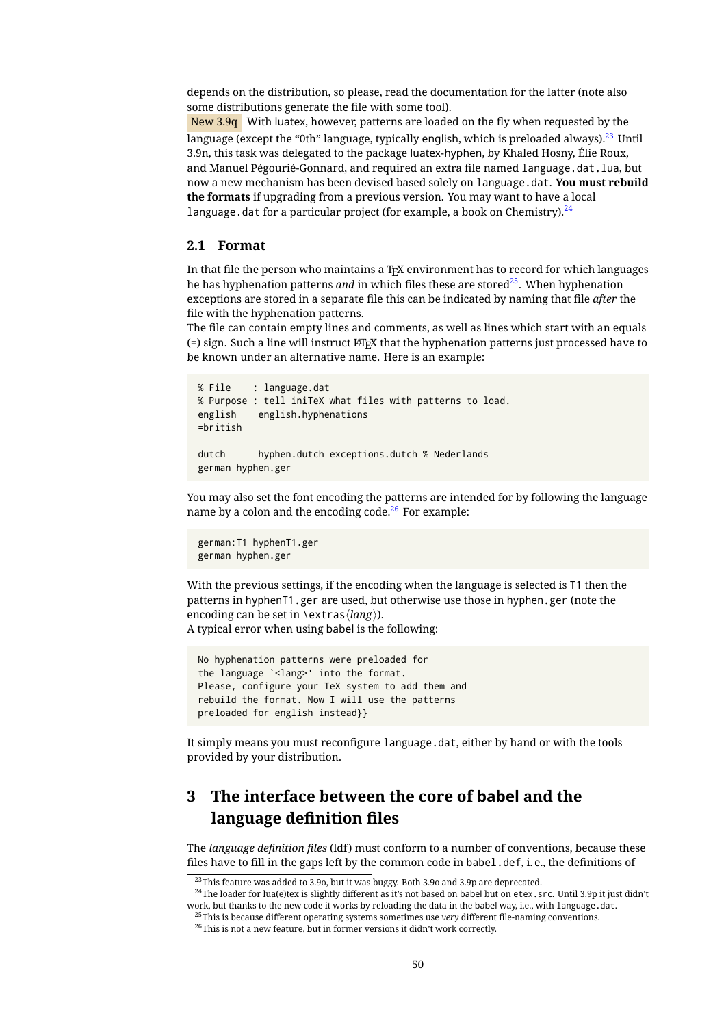depends on the distribution, so please, read the documentation for the latter (note also some distributions generate the file with some tool).

New 3.9q With luatex, however, patterns are loaded on the fly when requested by the language (except the "0th" language, typically english, which is preloaded always).[23] Until 3.9n, this task was delegated to the package luatex-hyphen, by Khaled Hosny, Élie Roux, and Manuel Pégourié-Gonnard, and required an extra file named `language.dat.lua`, but now a new mechanism has been devised based solely on `language.dat`. **You must rebuild the formats** if upgrading from a previous version. You may want to have a local `language.dat` for a particular project (for example, a book on Chemistry).[24]

## 2.1 Format

In that file the person who maintains a TeX environment has to record for which languages he has hyphenation patterns *and* in which files these are stored[25]. When hyphenation exceptions are stored in a separate file this can be indicated by naming that file *after* the file with the hyphenation patterns.

The file can contain empty lines and comments, as well as lines which start with an equals (=) sign. Such a line will instruct LaTeX that the hyphenation patterns just processed have to be known under an alternative name. Here is an example:

```
% File    : language.dat
% Purpose : tell iniTeX what files with patterns to load.
english    english.hyphenations
=british

dutch      hyphen.dutch exceptions.dutch % Nederlands
german hyphen.ger
```

You may also set the font encoding the patterns are intended for by following the language name by a colon and the encoding code.[26] For example:

```
german:T1 hyphenT1.ger
german hyphen.ger
```

With the previous settings, if the encoding when the language is selected is `T1` then the patterns in hyphenT1.ger are used, but otherwise use those in `hyphen.ger` (note the encoding can be set in `\extras`⟨*lang*⟩).

A typical error when using babel is the following:

```
No hyphenation patterns were preloaded for
the language `<lang>' into the format.
Please, configure your TeX system to add them and
rebuild the format. Now I will use the patterns
preloaded for english instead}}
```

It simply means you must reconfigure `language.dat`, either by hand or with the tools provided by your distribution.

# 3 The interface between the core of babel and the language definition files

The *language definition files* (ldf) must conform to a number of conventions, because these files have to fill in the gaps left by the common code in `babel.def`, i. e., the definitions of

[23] This feature was added to 3.9o, but it was buggy. Both 3.9o and 3.9p are deprecated.

[24] The loader for lua(e)tex is slightly different as it's not based on babel but on `etex.src`. Until 3.9p it just didn't work, but thanks to the new code it works by reloading the data in the babel way, i.e., with `language.dat`.

[25] This is because different operating systems sometimes use *very* different file-naming conventions.

[26] This is not a new feature, but in former versions it didn't work correctly.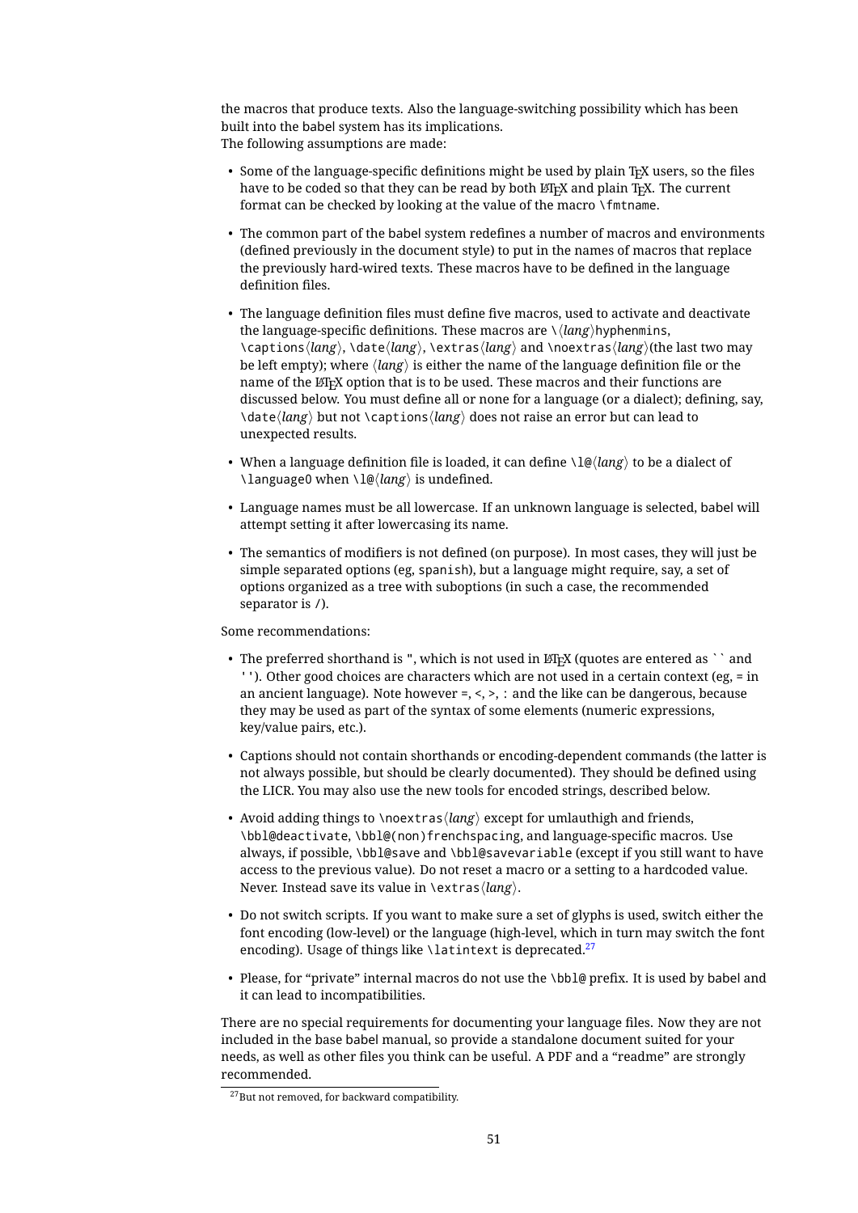the macros that produce texts. Also the language-switching possibility which has been built into the babel system has its implications.
The following assumptions are made:

- Some of the language-specific definitions might be used by plain TeX users, so the files have to be coded so that they can be read by both LaTeX and plain TeX. The current format can be checked by looking at the value of the macro `\fmtname`.
- The common part of the babel system redefines a number of macros and environments (defined previously in the document style) to put in the names of macros that replace the previously hard-wired texts. These macros have to be defined in the language definition files.
- The language definition files must define five macros, used to activate and deactivate the language-specific definitions. These macros are `\`⟨*lang*⟩`hyphenmins`, `\captions`⟨*lang*⟩, `\date`⟨*lang*⟩, `\extras`⟨*lang*⟩ and `\noextras`⟨*lang*⟩(the last two may be left empty); where ⟨*lang*⟩ is either the name of the language definition file or the name of the LaTeX option that is to be used. These macros and their functions are discussed below. You must define all or none for a language (or a dialect); defining, say, `\date`⟨*lang*⟩ but not `\captions`⟨*lang*⟩ does not raise an error but can lead to unexpected results.
- When a language definition file is loaded, it can define `\l@`⟨*lang*⟩ to be a dialect of `\language0` when `\l@`⟨*lang*⟩ is undefined.
- Language names must be all lowercase. If an unknown language is selected, babel will attempt setting it after lowercasing its name.
- The semantics of modifiers is not defined (on purpose). In most cases, they will just be simple separated options (eg, `spanish`), but a language might require, say, a set of options organized as a tree with suboptions (in such a case, the recommended separator is `/`).

Some recommendations:

- The preferred shorthand is `"`, which is not used in LaTeX (quotes are entered as ` `` ` and `''`). Other good choices are characters which are not used in a certain context (eg, `=` in an ancient language). Note however `=`, `<`, `>`, `:` and the like can be dangerous, because they may be used as part of the syntax of some elements (numeric expressions, key/value pairs, etc.).
- Captions should not contain shorthands or encoding-dependent commands (the latter is not always possible, but should be clearly documented). They should be defined using the LICR. You may also use the new tools for encoded strings, described below.
- Avoid adding things to `\noextras`⟨*lang*⟩ except for umlauthigh and friends, `\bbl@deactivate`, `\bbl@(non)frenchspacing`, and language-specific macros. Use always, if possible, `\bbl@save` and `\bbl@savevariable` (except if you still want to have access to the previous value). Do not reset a macro or a setting to a hardcoded value. Never. Instead save its value in `\extras`⟨*lang*⟩.
- Do not switch scripts. If you want to make sure a set of glyphs is used, switch either the font encoding (low-level) or the language (high-level, which in turn may switch the font encoding). Usage of things like `\latintext` is deprecated.[27]
- Please, for "private" internal macros do not use the `\bbl@` prefix. It is used by babel and it can lead to incompatibilities.

There are no special requirements for documenting your language files. Now they are not included in the base babel manual, so provide a standalone document suited for your needs, as well as other files you think can be useful. A PDF and a "readme" are strongly recommended.

[27] But not removed, for backward compatibility.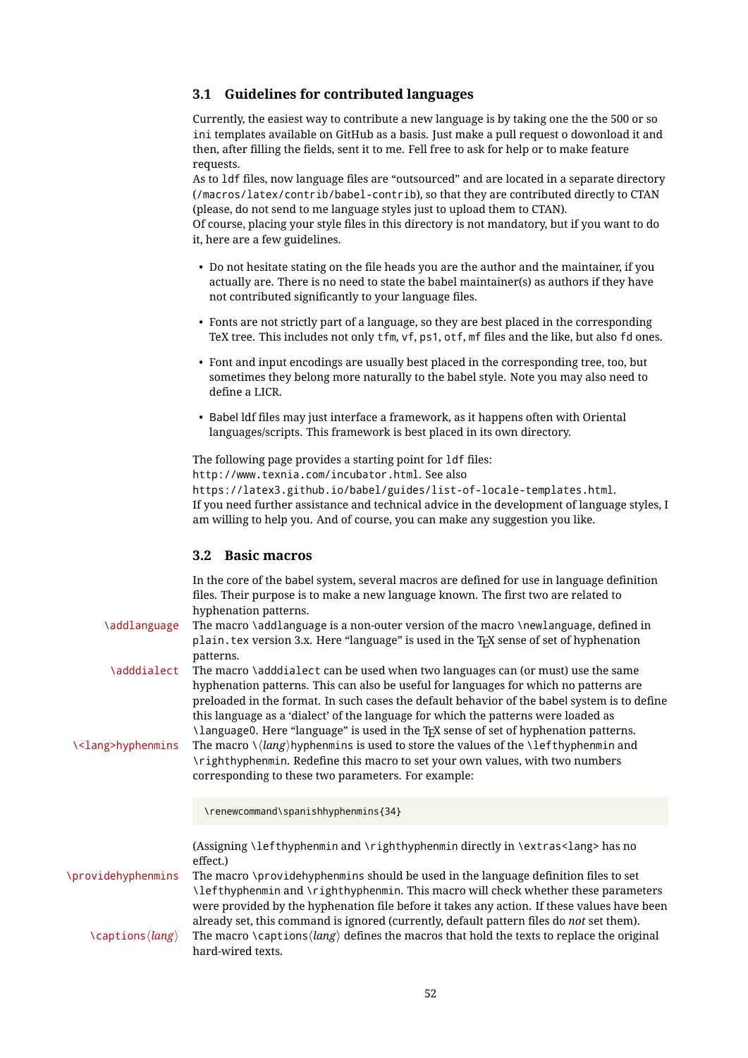### 3.1 Guidelines for contributed languages

Currently, the easiest way to contribute a new language is by taking one the the 500 or so `ini` templates available on GitHub as a basis. Just make a pull request o dowonload it and then, after filling the fields, sent it to me. Fell free to ask for help or to make feature requests.

As to `ldf` files, now language files are “outsourced” and are located in a separate directory (`/macros/latex/contrib/babel-contrib`), so that they are contributed directly to CTAN (please, do not send to me language styles just to upload them to CTAN).

Of course, placing your style files in this directory is not mandatory, but if you want to do it, here are a few guidelines.

- Do not hesitate stating on the file heads you are the author and the maintainer, if you actually are. There is no need to state the babel maintainer(s) as authors if they have not contributed significantly to your language files.
- Fonts are not strictly part of a language, so they are best placed in the corresponding TeX tree. This includes not only `tfm`, `vf`, `ps1`, `otf`, `mf` files and the like, but also `fd` ones.
- Font and input encodings are usually best placed in the corresponding tree, too, but sometimes they belong more naturally to the babel style. Note you may also need to define a LICR.
- Babel ldf files may just interface a framework, as it happens often with Oriental languages/scripts. This framework is best placed in its own directory.

The following page provides a starting point for `ldf` files:
`http://www.texnia.com/incubator.html`. See also
`https://latex3.github.io/babel/guides/list-of-locale-templates.html`.
If you need further assistance and technical advice in the development of language styles, I am willing to help you. And of course, you can make any suggestion you like.

### 3.2 Basic macros

In the core of the babel system, several macros are defined for use in language definition files. Their purpose is to make a new language known. The first two are related to hyphenation patterns.

`\addlanguage` The macro `\addlanguage` is a non-outer version of the macro `\newlanguage`, defined in `plain.tex` version 3.x. Here “language” is used in the TeX sense of set of hyphenation patterns.

`\adddialect` The macro `\adddialect` can be used when two languages can (or must) use the same hyphenation patterns. This can also be useful for languages for which no patterns are preloaded in the format. In such cases the default behavior of the babel system is to define this language as a ‘dialect’ of the language for which the patterns were loaded as `\language0`. Here “language” is used in the TeX sense of set of hyphenation patterns.

`\<lang>hyphenmins` The macro `\`⟨*lang*⟩`hyphenmins` is used to store the values of the `\lefthyphenmin` and `\righthyphenmin`. Redefine this macro to set your own values, with two numbers corresponding to these two parameters. For example:

```
\renewcommand\spanishhyphenmins{34}
```

(Assigning `\lefthyphenmin` and `\righthyphenmin` directly in `\extras<lang>` has no effect.)

`\providehyphenmins` The macro `\providehyphenmins` should be used in the language definition files to set `\lefthyphenmin` and `\righthyphenmin`. This macro will check whether these parameters were provided by the hyphenation file before it takes any action. If these values have been already set, this command is ignored (currently, default pattern files do *not* set them).

`\captions`⟨*lang*⟩ The macro `\captions`⟨*lang*⟩ defines the macros that hold the texts to replace the original hard-wired texts.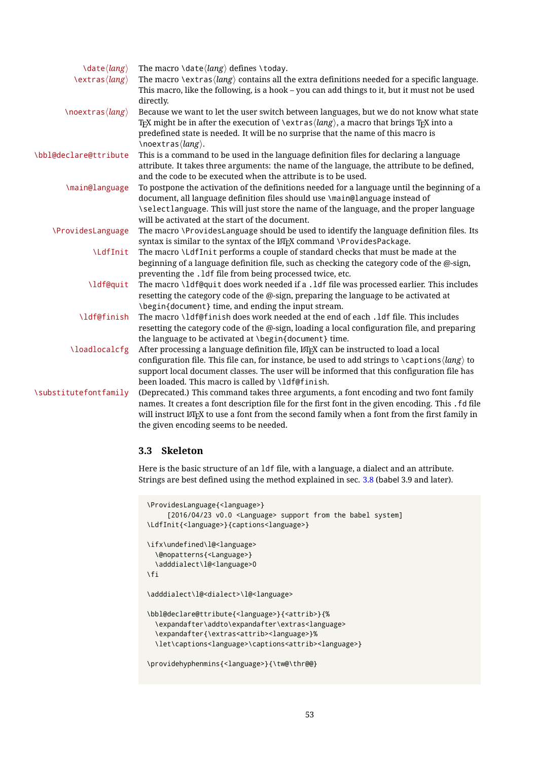`\date⟨lang⟩` The macro `\date⟨lang⟩` defines `\today`.

`\extras⟨lang⟩` The macro `\extras⟨lang⟩` contains all the extra definitions needed for a specific language. This macro, like the following, is a hook – you can add things to it, but it must not be used directly.

`\noextras⟨lang⟩` Because we want to let the user switch between languages, but we do not know what state TEX might be in after the execution of `\extras⟨lang⟩`, a macro that brings TEX into a predefined state is needed. It will be no surprise that the name of this macro is `\noextras⟨lang⟩`.

`\bbl@declare@ttribute` This is a command to be used in the language definition files for declaring a language attribute. It takes three arguments: the name of the language, the attribute to be defined, and the code to be executed when the attribute is to be used.

`\main@language` To postpone the activation of the definitions needed for a language until the beginning of a document, all language definition files should use `\main@language` instead of `\selectlanguage`. This will just store the name of the language, and the proper language will be activated at the start of the document.

`\ProvidesLanguage` The macro `\ProvidesLanguage` should be used to identify the language definition files. Its syntax is similar to the syntax of the LATEX command `\ProvidesPackage`.

`\LdfInit` The macro `\LdfInit` performs a couple of standard checks that must be made at the beginning of a language definition file, such as checking the category code of the @-sign, preventing the `.ldf` file from being processed twice, etc.

`\ldf@quit` The macro `\ldf@quit` does work needed if a `.ldf` file was processed earlier. This includes resetting the category code of the @-sign, preparing the language to be activated at `\begin{document}` time, and ending the input stream.

`\ldf@finish` The macro `\ldf@finish` does work needed at the end of each `.ldf` file. This includes resetting the category code of the @-sign, loading a local configuration file, and preparing the language to be activated at `\begin{document}` time.

`\loadlocalcfg` After processing a language definition file, LATEX can be instructed to load a local configuration file. This file can, for instance, be used to add strings to `\captions⟨lang⟩` to support local document classes. The user will be informed that this configuration file has been loaded. This macro is called by `\ldf@finish`.

`\substitutefontfamily` (Deprecated.) This command takes three arguments, a font encoding and two font family names. It creates a font description file for the first font in the given encoding. This `.fd` file will instruct LATEX to use a font from the second family when a font from the first family in the given encoding seems to be needed.

## 3.3 Skeleton

Here is the basic structure of an `ldf` file, with a language, a dialect and an attribute. Strings are best defined using the method explained in sec. 3.8 (babel 3.9 and later).

```
\ProvidesLanguage{<language>}
     [2016/04/23 v0.0 <Language> support from the babel system]
\LdfInit{<language>}{captions<language>}

\ifx\undefined\l@<language>
  \@nopatterns{<Language>}
  \adddialect\l@<language>0
\fi

\adddialect\l@<dialect>\l@<language>

\bbl@declare@ttribute{<language>}{<attrib>}{%
  \expandafter\addto\expandafter\extras<language>
  \expandafter{\extras<attrib><language>}%
  \let\captions<language>\captions<attrib><language>}

\providehyphenmins{<language>}{\tw@\thr@@}
```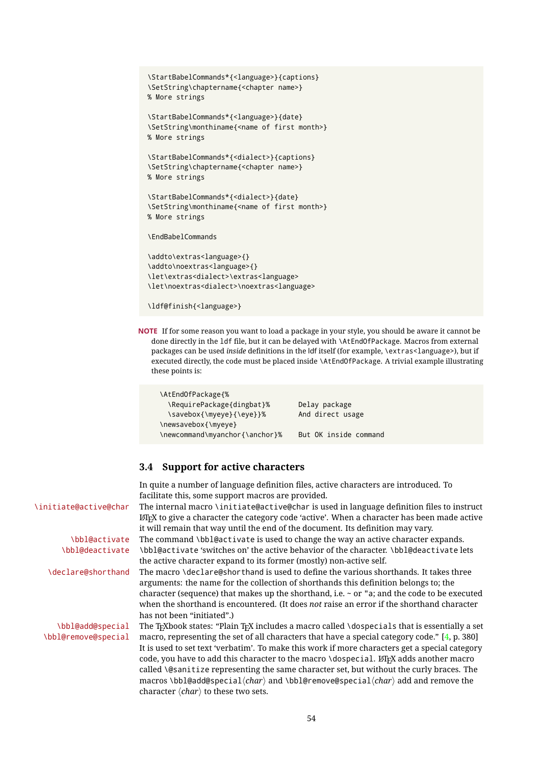```
\StartBabelCommands*{<language>}{captions}
\SetString\chaptername{<chapter name>}
% More strings

\StartBabelCommands*{<language>}{date}
\SetString\monthiname{<name of first month>}
% More strings

\StartBabelCommands*{<dialect>}{captions}
\SetString\chaptername{<chapter name>}
% More strings

\StartBabelCommands*{<dialect>}{date}
\SetString\monthiname{<name of first month>}
% More strings

\EndBabelCommands

\addto\extras<language>{}
\addto\noextras<language>{}
\let\extras<dialect>\extras<language>
\let\noextras<dialect>\noextras<language>

\ldf@finish{<language>}
```

**NOTE** If for some reason you want to load a package in your style, you should be aware it cannot be done directly in the ldf file, but it can be delayed with `\AtEndOfPackage`. Macros from external packages can be used *inside* definitions in the ldf itself (for example, `\extras<language>`), but if executed directly, the code must be placed inside `\AtEndOfPackage`. A trivial example illustrating these points is:

```
\AtEndOfPackage{%
  \RequirePackage{dingbat}%        Delay package
  \savebox{\myeye}{\eye}}%         And direct usage
\newsavebox{\myeye}
\newcommand\myanchor{\anchor}%     But OK inside command
```

### 3.4 Support for active characters

In quite a number of language definition files, active characters are introduced. To facilitate this, some support macros are provided.

`\initiate@active@char` The internal macro `\initiate@active@char` is used in language definition files to instruct LaTeX to give a character the category code 'active'. When a character has been made active it will remain that way until the end of the document. Its definition may vary.

`\bbl@activate` `\bbl@deactivate` The command `\bbl@activate` is used to change the way an active character expands. `\bbl@activate` 'switches on' the active behavior of the character. `\bbl@deactivate` lets the active character expand to its former (mostly) non-active self.

`\declare@shorthand` The macro `\declare@shorthand` is used to define the various shorthands. It takes three arguments: the name for the collection of shorthands this definition belongs to; the character (sequence) that makes up the shorthand, i.e. ~ or "a; and the code to be executed when the shorthand is encountered. (It does *not* raise an error if the shorthand character has not been "initiated".)

`\bbl@add@special` `\bbl@remove@special` The TeXbook states: "Plain TeX includes a macro called `\dospecials` that is essentially a set macro, representing the set of all characters that have a special category code." [4, p. 380] It is used to set text 'verbatim'. To make this work if more characters get a special category code, you have to add this character to the macro `\dospecial`. LaTeX adds another macro called `\@sanitize` representing the same character set, but without the curly braces. The macros `\bbl@add@special`⟨*char*⟩ and `\bbl@remove@special`⟨*char*⟩ add and remove the character ⟨*char*⟩ to these two sets.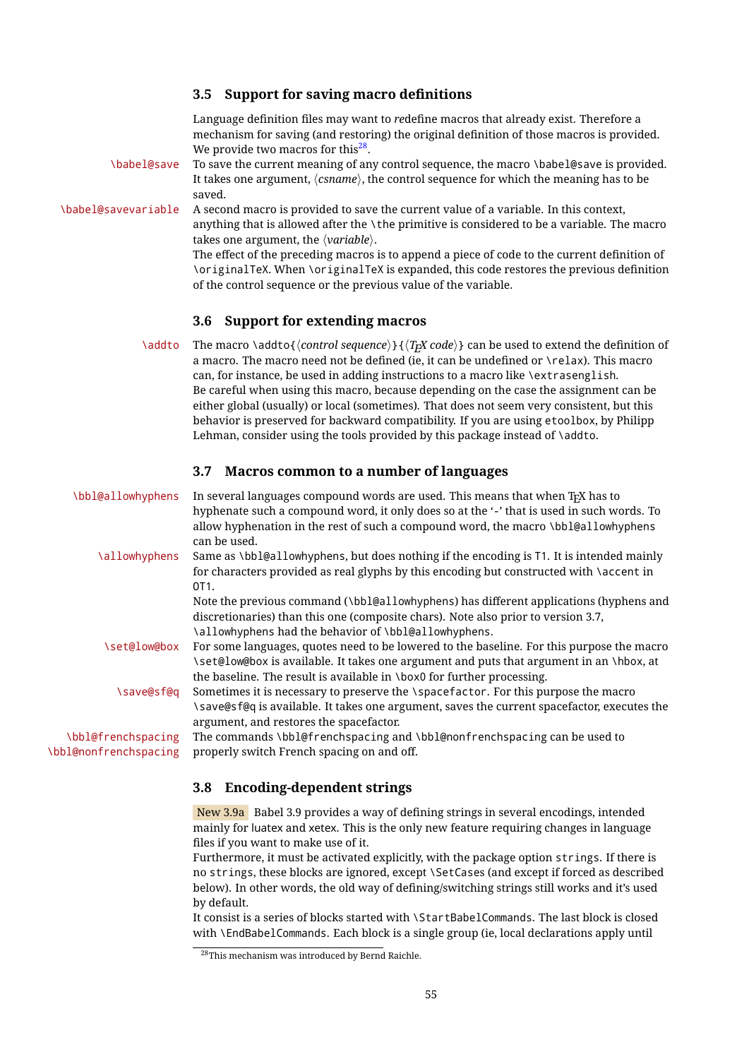### 3.5 Support for saving macro definitions

Language definition files may want to *re*define macros that already exist. Therefore a mechanism for saving (and restoring) the original definition of those macros is provided. We provide two macros for this[28].

`\babel@save` To save the current meaning of any control sequence, the macro `\babel@save` is provided. It takes one argument, ⟨*csname*⟩, the control sequence for which the meaning has to be saved.

`\babel@savevariable` A second macro is provided to save the current value of a variable. In this context, anything that is allowed after the `\the` primitive is considered to be a variable. The macro takes one argument, the ⟨*variable*⟩.

The effect of the preceding macros is to append a piece of code to the current definition of `\originalTeX`. When `\originalTeX` is expanded, this code restores the previous definition of the control sequence or the previous value of the variable.

### 3.6 Support for extending macros

`\addto` The macro `\addto{`⟨*control sequence*⟩`}{`⟨*TeX code*⟩`}` can be used to extend the definition of a macro. The macro need not be defined (ie, it can be undefined or `\relax`). This macro can, for instance, be used in adding instructions to a macro like `\extrasenglish`.

Be careful when using this macro, because depending on the case the assignment can be either global (usually) or local (sometimes). That does not seem very consistent, but this behavior is preserved for backward compatibility. If you are using `etoolbox`, by Philipp Lehman, consider using the tools provided by this package instead of `\addto`.

### 3.7 Macros common to a number of languages

`\bbl@allowhyphens` In several languages compound words are used. This means that when TeX has to hyphenate such a compound word, it only does so at the '-' that is used in such words. To allow hyphenation in the rest of such a compound word, the macro `\bbl@allowhyphens` can be used.

`\allowhyphens` Same as `\bbl@allowhyphens`, but does nothing if the encoding is `T1`. It is intended mainly for characters provided as real glyphs by this encoding but constructed with `\accent` in `OT1`.

Note the previous command (`\bbl@allowhyphens`) has different applications (hyphens and discretionaries) than this one (composite chars). Note also prior to version 3.7, `\allowhyphens` had the behavior of `\bbl@allowhyphens`.

`\set@low@box` For some languages, quotes need to be lowered to the baseline. For this purpose the macro `\set@low@box` is available. It takes one argument and puts that argument in an `\hbox`, at the baseline. The result is available in `\box0` for further processing.

`\save@sf@q` Sometimes it is necessary to preserve the `\spacefactor`. For this purpose the macro `\save@sf@q` is available. It takes one argument, saves the current spacefactor, executes the argument, and restores the spacefactor.

`\bbl@frenchspacing` `\bbl@nonfrenchspacing` The commands `\bbl@frenchspacing` and `\bbl@nonfrenchspacing` can be used to properly switch French spacing on and off.

### 3.8 Encoding-dependent strings

New 3.9a Babel 3.9 provides a way of defining strings in several encodings, intended mainly for luatex and xetex. This is the only new feature requiring changes in language files if you want to make use of it.

Furthermore, it must be activated explicitly, with the package option `strings`. If there is no `strings`, these blocks are ignored, except `\SetCases` (and except if forced as described below). In other words, the old way of defining/switching strings still works and it's used by default.

It consist is a series of blocks started with `\StartBabelCommands`. The last block is closed with `\EndBabelCommands`. Each block is a single group (ie, local declarations apply until

[28]This mechanism was introduced by Bernd Raichle.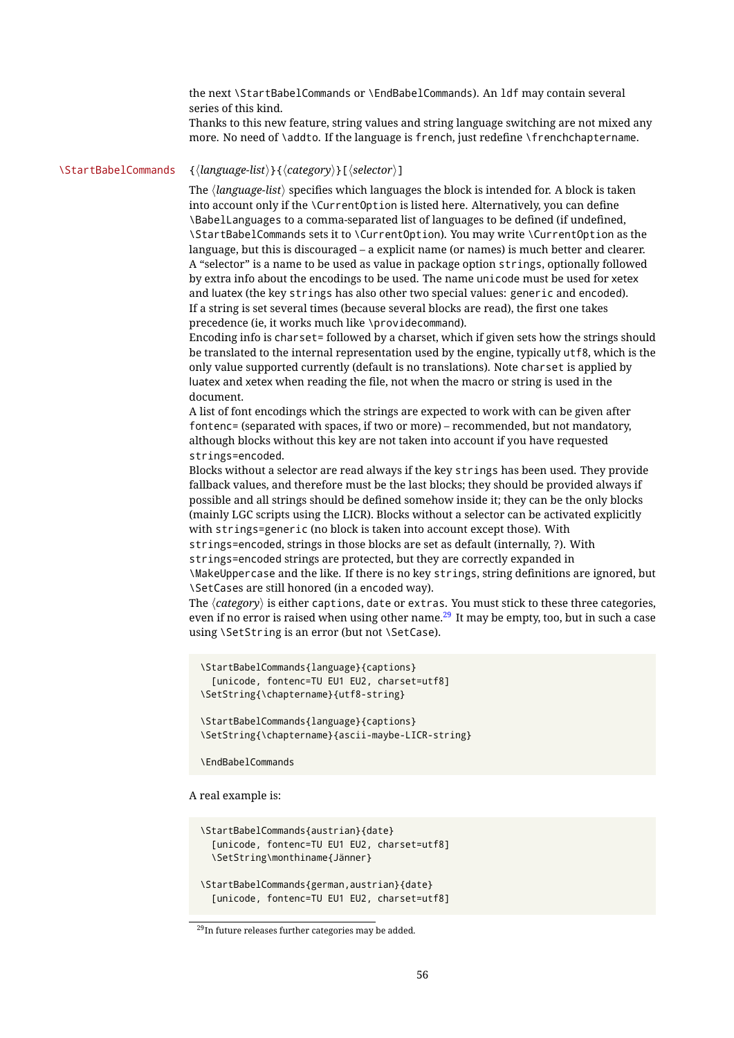the next \StartBabelCommands or \EndBabelCommands). An ldf may contain several series of this kind.
Thanks to this new feature, string values and string language switching are not mixed any more. No need of \addto. If the language is french, just redefine \frenchchaptername.

**\StartBabelCommands** {⟨*language-list*⟩}{⟨*category*⟩}[⟨*selector*⟩]

The ⟨*language-list*⟩ specifies which languages the block is intended for. A block is taken into account only if the \CurrentOption is listed here. Alternatively, you can define \BabelLanguages to a comma-separated list of languages to be defined (if undefined, \StartBabelCommands sets it to \CurrentOption). You may write \CurrentOption as the language, but this is discouraged – a explicit name (or names) is much better and clearer.
A "selector" is a name to be used as value in package option strings, optionally followed by extra info about the encodings to be used. The name unicode must be used for xetex and luatex (the key strings has also other two special values: generic and encoded).
If a string is set several times (because several blocks are read), the first one takes precedence (ie, it works much like \providecommand).
Encoding info is charset= followed by a charset, which if given sets how the strings should be translated to the internal representation used by the engine, typically utf8, which is the only value supported currently (default is no translations). Note charset is applied by luatex and xetex when reading the file, not when the macro or string is used in the document.
A list of font encodings which the strings are expected to work with can be given after fontenc= (separated with spaces, if two or more) – recommended, but not mandatory, although blocks without this key are not taken into account if you have requested strings=encoded.
Blocks without a selector are read always if the key strings has been used. They provide fallback values, and therefore must be the last blocks; they should be provided always if possible and all strings should be defined somehow inside it; they can be the only blocks (mainly LGC scripts using the LICR). Blocks without a selector can be activated explicitly with strings=generic (no block is taken into account except those). With strings=encoded, strings in those blocks are set as default (internally, ?). With strings=encoded strings are protected, but they are correctly expanded in \MakeUppercase and the like. If there is no key strings, string definitions are ignored, but \SetCases are still honored (in a encoded way).
The ⟨*category*⟩ is either captions, date or extras. You must stick to these three categories, even if no error is raised when using other name.[29] It may be empty, too, but in such a case using \SetString is an error (but not \SetCase).

```
\StartBabelCommands{language}{captions}
  [unicode, fontenc=TU EU1 EU2, charset=utf8]
\SetString{\chaptername}{utf8-string}

\StartBabelCommands{language}{captions}
\SetString{\chaptername}{ascii-maybe-LICR-string}

\EndBabelCommands
```

A real example is:

```
\StartBabelCommands{austrian}{date}
  [unicode, fontenc=TU EU1 EU2, charset=utf8]
  \SetString\monthiname{Jänner}

\StartBabelCommands{german,austrian}{date}
  [unicode, fontenc=TU EU1 EU2, charset=utf8]
```

[29] In future releases further categories may be added.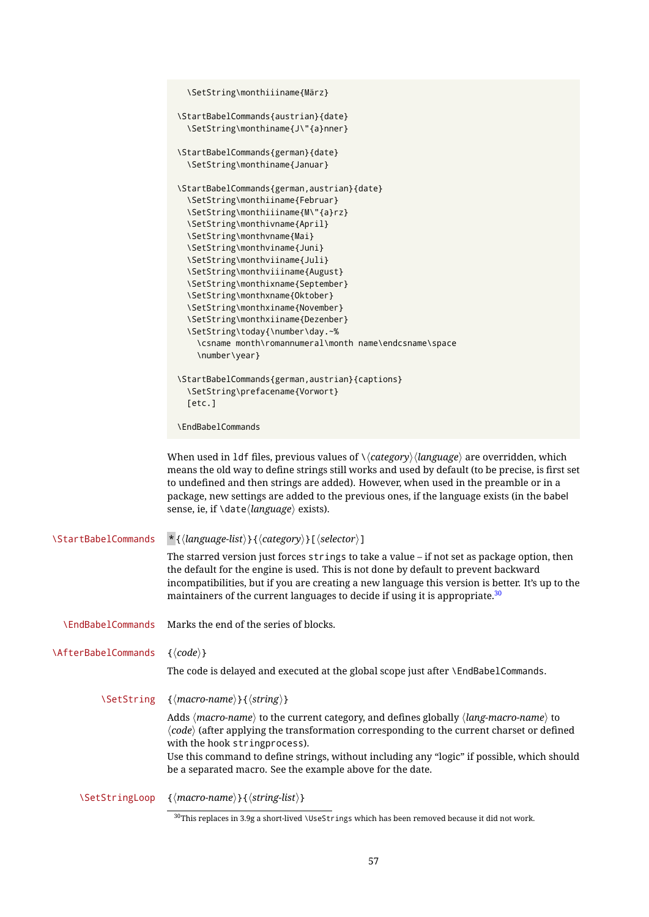```
  \SetString\monthiiiname{März}

\StartBabelCommands{austrian}{date}
  \SetString\monthiname{J\"{a}nner}

\StartBabelCommands{german}{date}
  \SetString\monthiname{Januar}

\StartBabelCommands{german,austrian}{date}
  \SetString\monthiiname{Februar}
  \SetString\monthiiiname{M\"{a}rz}
  \SetString\monthivname{April}
  \SetString\monthvname{Mai}
  \SetString\monthviname{Juni}
  \SetString\monthviiname{Juli}
  \SetString\monthviiiname{August}
  \SetString\monthixname{September}
  \SetString\monthxname{Oktober}
  \SetString\monthxiname{November}
  \SetString\monthxiiname{Dezenber}
  \SetString\today{\number\day.~%
    \csname month\romannumeral\month name\endcsname\space
    \number\year}

\StartBabelCommands{german,austrian}{captions}
  \SetString\prefacename{Vorwort}
  [etc.]

\EndBabelCommands
```

When used in `ldf` files, previous values of `\`⟨*category*⟩⟨*language*⟩ are overridden, which means the old way to define strings still works and used by default (to be precise, is first set to undefined and then strings are added). However, when used in the preamble or in a package, new settings are added to the previous ones, if the language exists (in the babel sense, ie, if `\date`⟨*language*⟩ exists).

`\StartBabelCommands` `*`{⟨*language-list*⟩}{⟨*category*⟩}[⟨*selector*⟩]

The starred version just forces `strings` to take a value – if not set as package option, then the default for the engine is used. This is not done by default to prevent backward incompatibilities, but if you are creating a new language this version is better. It's up to the maintainers of the current languages to decide if using it is appropriate.[30]

`\EndBabelCommands` Marks the end of the series of blocks.

`\AfterBabelCommands` {⟨*code*⟩}

The code is delayed and executed at the global scope just after `\EndBabelCommands`.

`\SetString` {⟨*macro-name*⟩}{⟨*string*⟩}

Adds ⟨*macro-name*⟩ to the current category, and defines globally ⟨*lang-macro-name*⟩ to ⟨*code*⟩ (after applying the transformation corresponding to the current charset or defined with the hook `stringprocess`).
Use this command to define strings, without including any "logic" if possible, which should be a separated macro. See the example above for the date.

`\SetStringLoop` {⟨*macro-name*⟩}{⟨*string-list*⟩}

[30] This replaces in 3.9g a short-lived `\UseStrings` which has been removed because it did not work.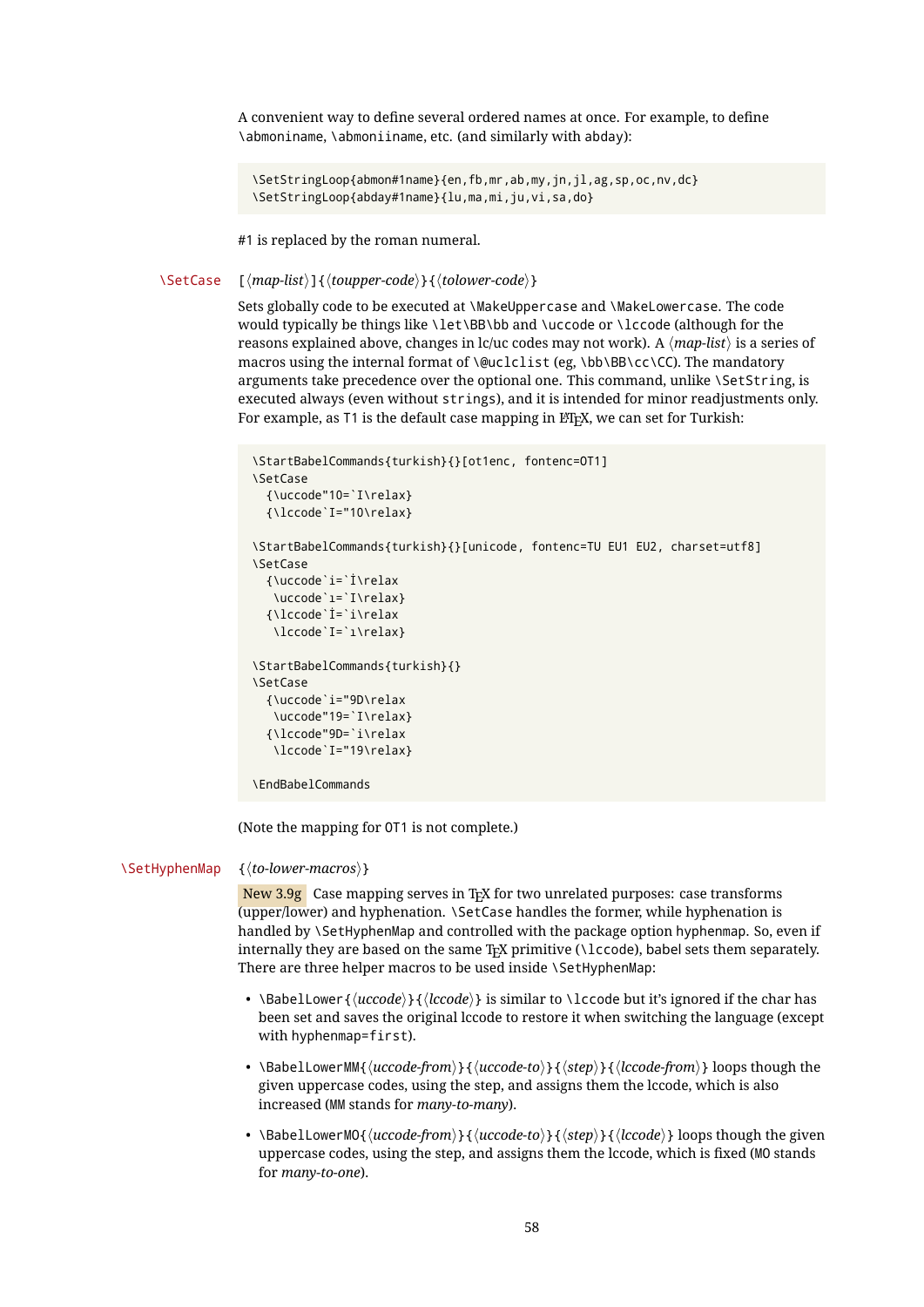A convenient way to define several ordered names at once. For example, to define \abmoniname, \abmoniiname, etc. (and similarly with abday):

```
\SetStringLoop{abmon#1name}{en,fb,mr,ab,my,jn,jl,ag,sp,oc,nv,dc}
\SetStringLoop{abday#1name}{lu,ma,mi,ju,vi,sa,do}
```

#1 is replaced by the roman numeral.

**\SetCase** [⟨*map-list*⟩]{⟨*toupper-code*⟩}{⟨*tolower-code*⟩}

Sets globally code to be executed at \MakeUppercase and \MakeLowercase. The code would typically be things like \let\BB\bb and \uccode or \lccode (although for the reasons explained above, changes in lc/uc codes may not work). A ⟨*map-list*⟩ is a series of macros using the internal format of \@uclclist (eg, \bb\BB\cc\CC). The mandatory arguments take precedence over the optional one. This command, unlike \SetString, is executed always (even without strings), and it is intended for minor readjustments only. For example, as T1 is the default case mapping in LaTeX, we can set for Turkish:

```
\StartBabelCommands{turkish}{}[ot1enc, fontenc=OT1]
\SetCase
  {\uccode"10=`I\relax}
  {\lccode`I="10\relax}

\StartBabelCommands{turkish}{}[unicode, fontenc=TU EU1 EU2, charset=utf8]
\SetCase
  {\uccode`i=`İ\relax
   \uccode`ı=`I\relax}
  {\lccode`İ=`i\relax
   \lccode`I=`ı\relax}

\StartBabelCommands{turkish}{}
\SetCase
  {\uccode`i="9D\relax
   \uccode"19=`I\relax}
  {\lccode"9D=`i\relax
   \lccode`I="19\relax}

\EndBabelCommands
```

(Note the mapping for OT1 is not complete.)

**\SetHyphenMap** {⟨*to-lower-macros*⟩}

New 3.9g Case mapping serves in TeX for two unrelated purposes: case transforms (upper/lower) and hyphenation. \SetCase handles the former, while hyphenation is handled by \SetHyphenMap and controlled with the package option hyphenmap. So, even if internally they are based on the same TeX primitive (\lccode), babel sets them separately. There are three helper macros to be used inside \SetHyphenMap:

- \BabelLower{⟨*uccode*⟩}{⟨*lccode*⟩} is similar to \lccode but it's ignored if the char has been set and saves the original lccode to restore it when switching the language (except with hyphenmap=first).
- \BabelLowerMM{⟨*uccode-from*⟩}{⟨*uccode-to*⟩}{⟨*step*⟩}{⟨*lccode-from*⟩} loops though the given uppercase codes, using the step, and assigns them the lccode, which is also increased (MM stands for *many-to-many*).
- \BabelLowerMO{⟨*uccode-from*⟩}{⟨*uccode-to*⟩}{⟨*step*⟩}{⟨*lccode*⟩} loops though the given uppercase codes, using the step, and assigns them the lccode, which is fixed (MO stands for *many-to-one*).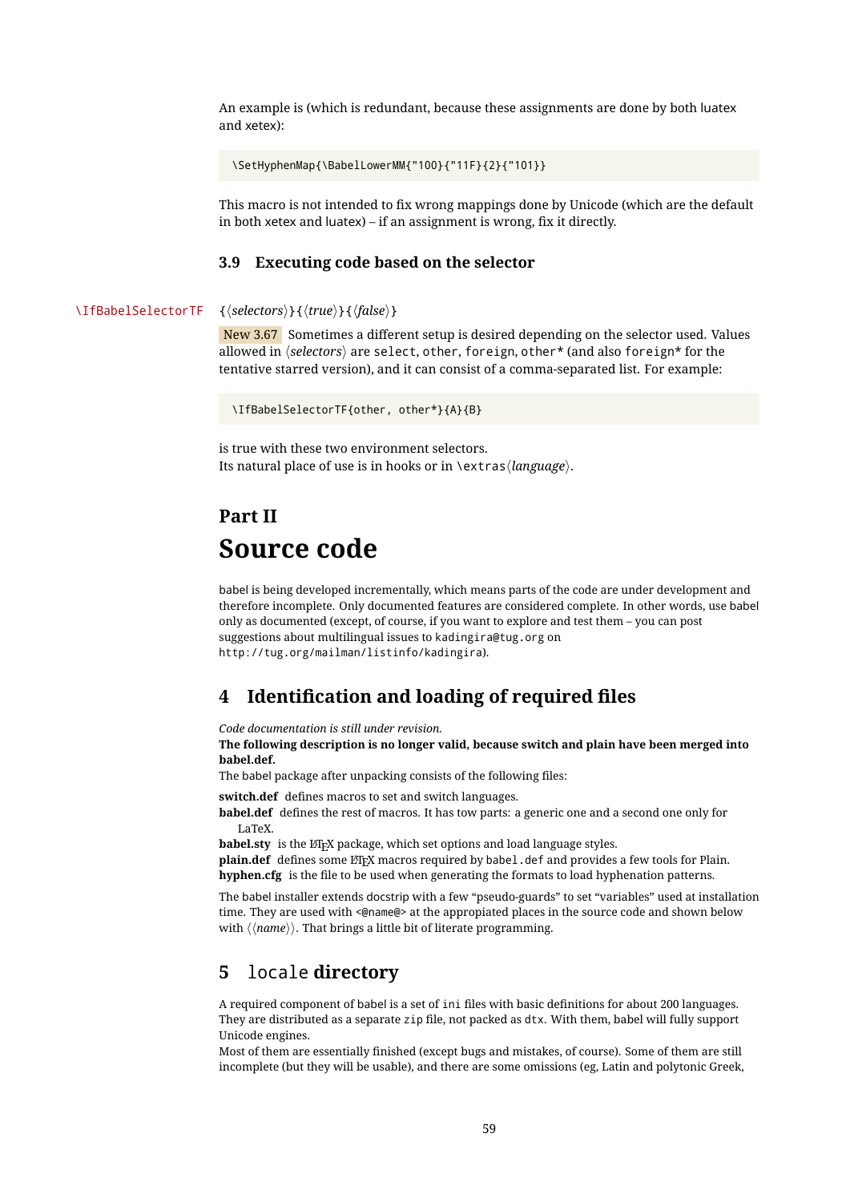An example is (which is redundant, because these assignments are done by both luatex and xetex):

```
\SetHyphenMap{\BabelLowerMM{"100}{"11F}{2}{"101}}
```

This macro is not intended to fix wrong mappings done by Unicode (which are the default in both xetex and luatex) – if an assignment is wrong, fix it directly.

### 3.9 Executing code based on the selector

\IfBabelSelectorTF {⟨*selectors*⟩}{⟨*true*⟩}{⟨*false*⟩}

New 3.67 Sometimes a different setup is desired depending on the selector used. Values allowed in ⟨*selectors*⟩ are `select`, `other`, `foreign`, `other*` (and also `foreign*` for the tentative starred version), and it can consist of a comma-separated list. For example:

```
\IfBabelSelectorTF{other, other*}{A}{B}
```

is true with these two environment selectors.
Its natural place of use is in hooks or in `\extras`⟨*language*⟩.

# Part II
# Source code

babel is being developed incrementally, which means parts of the code are under development and therefore incomplete. Only documented features are considered complete. In other words, use babel only as documented (except, of course, if you want to explore and test them – you can post suggestions about multilingual issues to `kadingira@tug.org` on `http://tug.org/mailman/listinfo/kadingira`).

## 4 Identification and loading of required files

*Code documentation is still under revision.*
**The following description is no longer valid, because switch and plain have been merged into babel.def.**
The babel package after unpacking consists of the following files:

**switch.def** defines macros to set and switch languages.
**babel.def** defines the rest of macros. It has tow parts: a generic one and a second one only for LaTeX.
**babel.sty** is the LaTeX package, which set options and load language styles.
**plain.def** defines some LaTeX macros required by `babel.def` and provides a few tools for Plain.
**hyphen.cfg** is the file to be used when generating the formats to load hyphenation patterns.

The babel installer extends docstrip with a few “pseudo-guards” to set “variables” used at installation time. They are used with `<@name@>` at the appropiated places in the source code and shown below with ⟨⟨*name*⟩⟩. That brings a little bit of literate programming.

## 5 `locale` directory

A required component of babel is a set of `ini` files with basic definitions for about 200 languages. They are distributed as a separate `zip` file, not packed as `dtx`. With them, babel will fully support Unicode engines.
Most of them are essentially finished (except bugs and mistakes, of course). Some of them are still incomplete (but they will be usable), and there are some omissions (eg, Latin and polytonic Greek,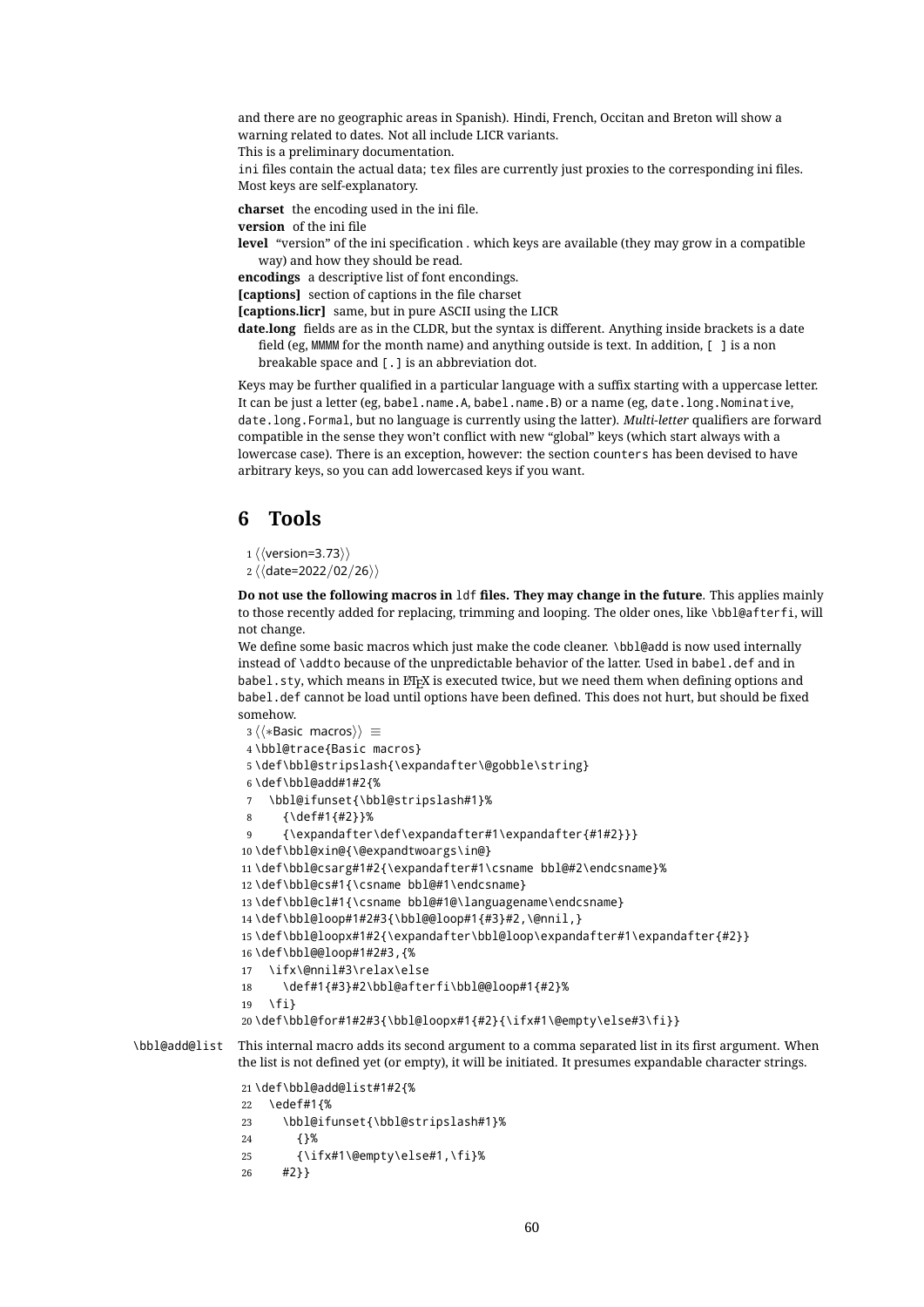and there are no geographic areas in Spanish). Hindi, French, Occitan and Breton will show a warning related to dates. Not all include LICR variants.

This is a preliminary documentation.

ini files contain the actual data; tex files are currently just proxies to the corresponding ini files. Most keys are self-explanatory.

**charset** the encoding used in the ini file.

**version** of the ini file

**level** "version" of the ini specification . which keys are available (they may grow in a compatible way) and how they should be read.

**encodings** a descriptive list of font encondings.

**[captions]** section of captions in the file charset

**[captions.licr]** same, but in pure ASCII using the LICR

**date.long** fields are as in the CLDR, but the syntax is different. Anything inside brackets is a date field (eg, MMMM for the month name) and anything outside is text. In addition, [ ] is a non breakable space and [.] is an abbreviation dot.

Keys may be further qualified in a particular language with a suffix starting with a uppercase letter. It can be just a letter (eg, babel.name.A, babel.name.B) or a name (eg, date.long.Nominative, date.long.Formal, but no language is currently using the latter). *Multi-letter* qualifiers are forward compatible in the sense they won't conflict with new "global" keys (which start always with a lowercase case). There is an exception, however: the section counters has been devised to have arbitrary keys, so you can add lowercased keys if you want.

# 6 Tools

```
1 ⟨⟨version=3.73⟩⟩
2 ⟨⟨date=2022/02/26⟩⟩
```

**Do not use the following macros in** ldf **files. They may change in the future**. This applies mainly to those recently added for replacing, trimming and looping. The older ones, like \bbl@afterfi, will not change.

We define some basic macros which just make the code cleaner. \bbl@add is now used internally instead of \addto because of the unpredictable behavior of the latter. Used in babel.def and in babel.sty, which means in LaTeX is executed twice, but we need them when defining options and babel.def cannot be load until options have been defined. This does not hurt, but should be fixed somehow.

```
3 ⟨⟨*Basic macros⟩⟩ ≡
4 \bbl@trace{Basic macros}
5 \def\bbl@stripslash{\expandafter\@gobble\string}
6 \def\bbl@add#1#2{%
7   \bbl@ifunset{\bbl@stripslash#1}%
8     {\def#1{#2}}%
9     {\expandafter\def\expandafter#1\expandafter{#1#2}}}
10 \def\bbl@xin@{\@expandtwoargs\in@}
11 \def\bbl@csarg#1#2{\expandafter#1\csname bbl@#2\endcsname}%
12 \def\bbl@cs#1{\csname bbl@#1\endcsname}
13 \def\bbl@cl#1{\csname bbl@#1@\languagename\endcsname}
14 \def\bbl@loop#1#2#3{\bbl@@loop#1{#3}#2,\@nnil,}
15 \def\bbl@loopx#1#2{\expandafter\bbl@loop\expandafter#1\expandafter{#2}}
16 \def\bbl@@loop#1#2#3,{%
17   \ifx\@nnil#3\relax\else
18     \def#1{#3}#2\bbl@afterfi\bbl@@loop#1{#2}%
19   \fi}
20 \def\bbl@for#1#2#3{\bbl@loopx#1{#2}{\ifx#1\@empty\else#3\fi}}
```

\bbl@add@list This internal macro adds its second argument to a comma separated list in its first argument. When the list is not defined yet (or empty), it will be initiated. It presumes expandable character strings.

```
21 \def\bbl@add@list#1#2{%
22   \edef#1{%
23     \bbl@ifunset{\bbl@stripslash#1}%
24       {}%
25       {\ifx#1\@empty\else#1,\fi}%
26     #2}}
```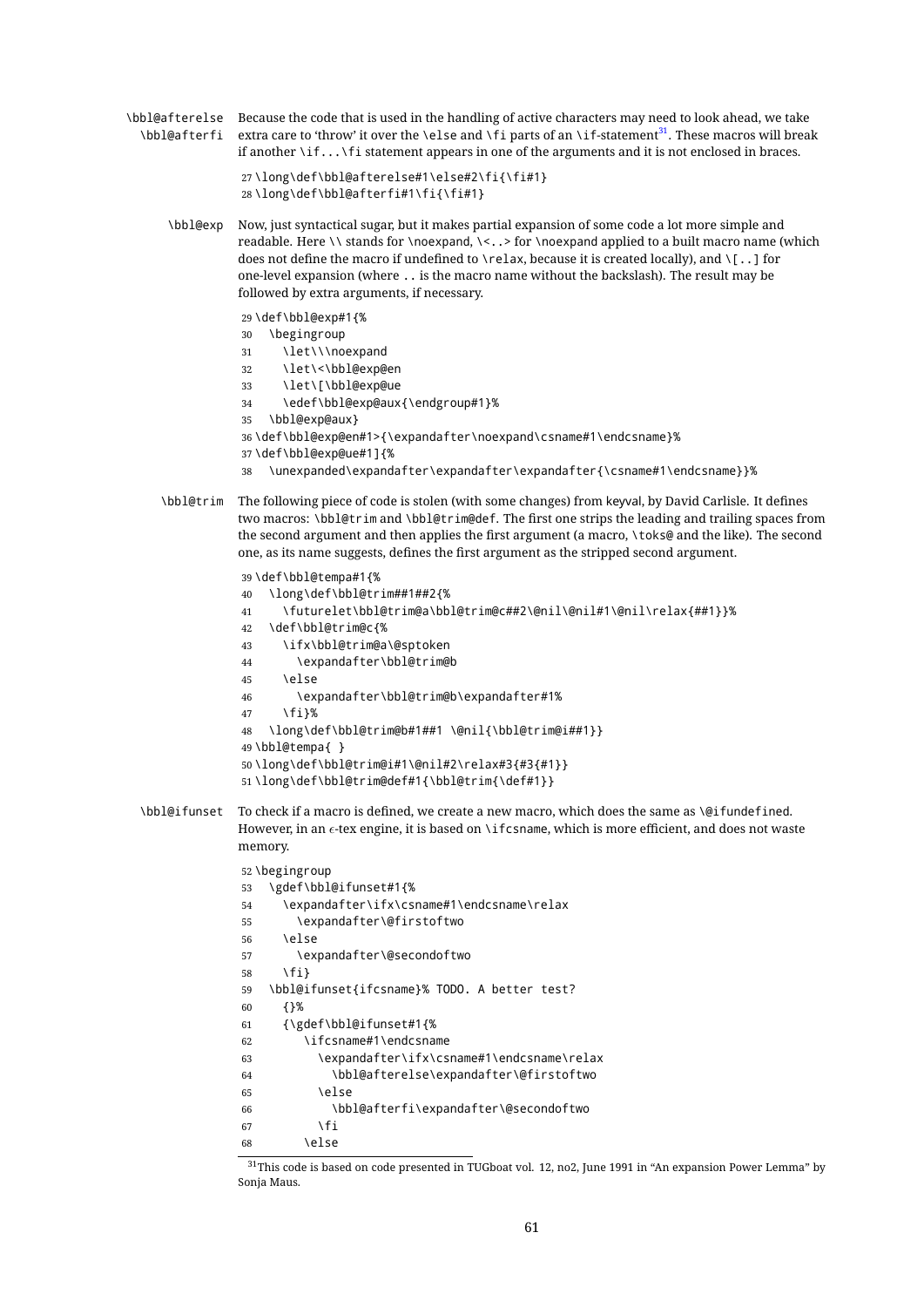**\bbl@afterelse \bbl@afterfi** Because the code that is used in the handling of active characters may need to look ahead, we take extra care to 'throw' it over the `\else` and `\fi` parts of an `\if`-statement[31]. These macros will break if another `\if...\fi` statement appears in one of the arguments and it is not enclosed in braces.

```
27 \long\def\bbl@afterelse#1\else#2\fi{\fi#1}
28 \long\def\bbl@afterfi#1\fi{\fi#1}
```

**\bbl@exp** Now, just syntactical sugar, but it makes partial expansion of some code a lot more simple and readable. Here `\\` stands for `\noexpand`, `\<..>` for `\noexpand` applied to a built macro name (which does not define the macro if undefined to `\relax`, because it is created locally), and `\[..]` for one-level expansion (where `..` is the macro name without the backslash). The result may be followed by extra arguments, if necessary.

```
29 \def\bbl@exp#1{%
30   \begingroup
31     \let\\\noexpand
32     \let\<\bbl@exp@en
33     \let\[\bbl@exp@ue
34     \edef\bbl@exp@aux{\endgroup#1}%
35   \bbl@exp@aux}
36 \def\bbl@exp@en#1>{\expandafter\noexpand\csname#1\endcsname}%
37 \def\bbl@exp@ue#1]{%
38   \unexpanded\expandafter\expandafter\expandafter{\csname#1\endcsname}}%
```

**\bbl@trim** The following piece of code is stolen (with some changes) from keyval, by David Carlisle. It defines two macros: `\bbl@trim` and `\bbl@trim@def`. The first one strips the leading and trailing spaces from the second argument and then applies the first argument (a macro, `\toks@` and the like). The second one, as its name suggests, defines the first argument as the stripped second argument.

```
39 \def\bbl@tempa#1{%
40   \long\def\bbl@trim##1##2{%
41     \futurelet\bbl@trim@a\bbl@trim@c##2\@nil\@nil#1\@nil\relax{##1}}%
42   \def\bbl@trim@c{%
43     \ifx\bbl@trim@a\@sptoken
44       \expandafter\bbl@trim@b
45     \else
46       \expandafter\bbl@trim@b\expandafter#1%
47     \fi}%
48   \long\def\bbl@trim@b#1##1 \@nil{\bbl@trim@i##1}}
49 \bbl@tempa{ }
50 \long\def\bbl@trim@i#1\@nil#2\relax#3{#3{#1}}
51 \long\def\bbl@trim@def#1{\bbl@trim{\def#1}}
```

**\bbl@ifunset** To check if a macro is defined, we create a new macro, which does the same as `\@ifundefined`. However, in an $\epsilon$-tex engine, it is based on `\ifcsname`, which is more efficient, and does not waste memory.

```
52 \begingroup
53   \gdef\bbl@ifunset#1{%
54     \expandafter\ifx\csname#1\endcsname\relax
55       \expandafter\@firstoftwo
56     \else
57       \expandafter\@secondoftwo
58     \fi}
59   \bbl@ifunset{ifcsname}% TODO. A better test?
60     {}%
61     {\gdef\bbl@ifunset#1{%
62        \ifcsname#1\endcsname
63          \expandafter\ifx\csname#1\endcsname\relax
64            \bbl@afterelse\expandafter\@firstoftwo
65          \else
66            \bbl@afterfi\expandafter\@secondoftwo
67          \fi
68        \else
```

[31] This code is based on code presented in TUGboat vol. 12, no2, June 1991 in "An expansion Power Lemma" by Sonja Maus.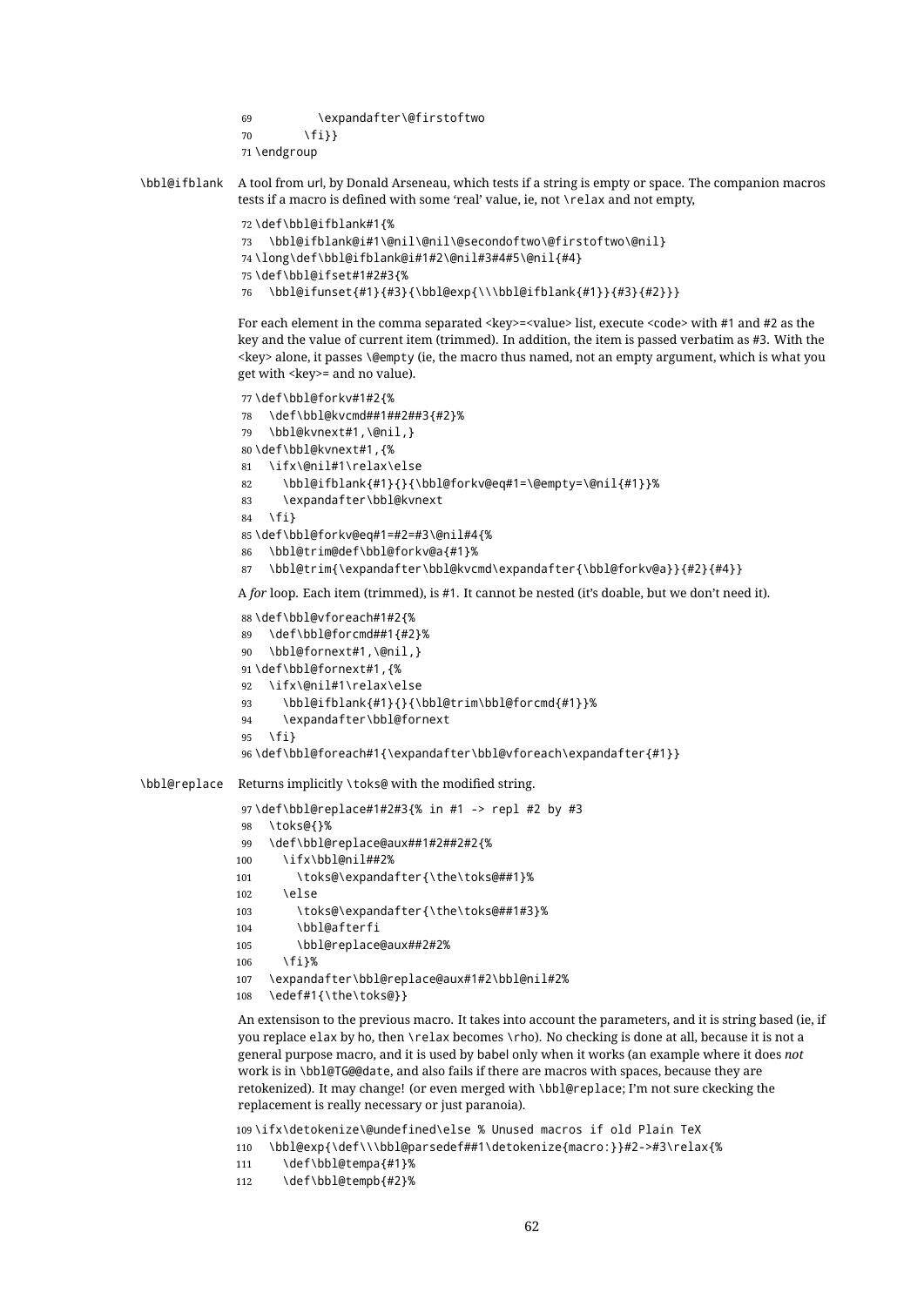```
69         \expandafter\@firstoftwo
70       \fi}}
71 \endgroup
```

`\bbl@ifblank` A tool from url, by Donald Arseneau, which tests if a string is empty or space. The companion macros tests if a macro is defined with some 'real' value, ie, not `\relax` and not empty,

```
72 \def\bbl@ifblank#1{%
73   \bbl@ifblank@i#1\@nil\@nil\@secondoftwo\@firstoftwo\@nil}
74 \long\def\bbl@ifblank@i#1#2\@nil#3#4#5\@nil{#4}
75 \def\bbl@ifset#1#2#3{%
76   \bbl@ifunset{#1}{#3}{\bbl@exp{\\\bbl@ifblank{#1}}{#3}{#2}}}
```

For each element in the comma separated <key>=<value> list, execute <code> with #1 and #2 as the key and the value of current item (trimmed). In addition, the item is passed verbatim as #3. With the <key> alone, it passes `\@empty` (ie, the macro thus named, not an empty argument, which is what you get with <key>= and no value).

```
77 \def\bbl@forkv#1#2{%
78   \def\bbl@kvcmd##1##2##3{#2}%
79   \bbl@kvnext#1,\@nil,}
80 \def\bbl@kvnext#1,{%
81   \ifx\@nil#1\relax\else
82     \bbl@ifblank{#1}{}{\bbl@forkv@eq#1=\@empty=\@nil{#1}}%
83     \expandafter\bbl@kvnext
84   \fi}
85 \def\bbl@forkv@eq#1=#2=#3\@nil#4{%
86   \bbl@trim@def\bbl@forkv@a{#1}%
87   \bbl@trim{\expandafter\bbl@kvcmd\expandafter{\bbl@forkv@a}}{#2}{#4}}
```

A *for* loop. Each item (trimmed), is #1. It cannot be nested (it's doable, but we don't need it).

```
88 \def\bbl@vforeach#1#2{%
89   \def\bbl@forcmd##1{#2}%
90   \bbl@fornext#1,\@nil,}
91 \def\bbl@fornext#1,{%
92   \ifx\@nil#1\relax\else
93     \bbl@ifblank{#1}{}{\bbl@trim\bbl@forcmd{#1}}%
94     \expandafter\bbl@fornext
95   \fi}
96 \def\bbl@foreach#1{\expandafter\bbl@vforeach\expandafter{#1}}
```

`\bbl@replace` Returns implicitly `\toks@` with the modified string.

```
97 \def\bbl@replace#1#2#3{% in #1 -> repl #2 by #3
98   \toks@{}%
99   \def\bbl@replace@aux##1#2##2#2{%
100     \ifx\bbl@nil##2%
101       \toks@\expandafter{\the\toks@##1}%
102     \else
103       \toks@\expandafter{\the\toks@##1#3}%
104       \bbl@afterfi
105       \bbl@replace@aux##2#2%
106     \fi}%
107   \expandafter\bbl@replace@aux#1#2\bbl@nil#2%
108   \edef#1{\the\toks@}}
```

An extensison to the previous macro. It takes into account the parameters, and it is string based (ie, if you replace `elax` by `ho`, then `\relax` becomes `\rho`). No checking is done at all, because it is not a general purpose macro, and it is used by babel only when it works (an example where it does *not* work is in `\bbl@TG@@date`, and also fails if there are macros with spaces, because they are retokenized). It may change! (or even merged with `\bbl@replace`; I'm not sure ckecking the replacement is really necessary or just paranoia).

```
109 \ifx\detokenize\@undefined\else % Unused macros if old Plain TeX
110   \bbl@exp{\def\\\bbl@parsedef##1\detokenize{macro:}}#2->#3\relax{%
111     \def\bbl@tempa{#1}%
112     \def\bbl@tempb{#2}%
```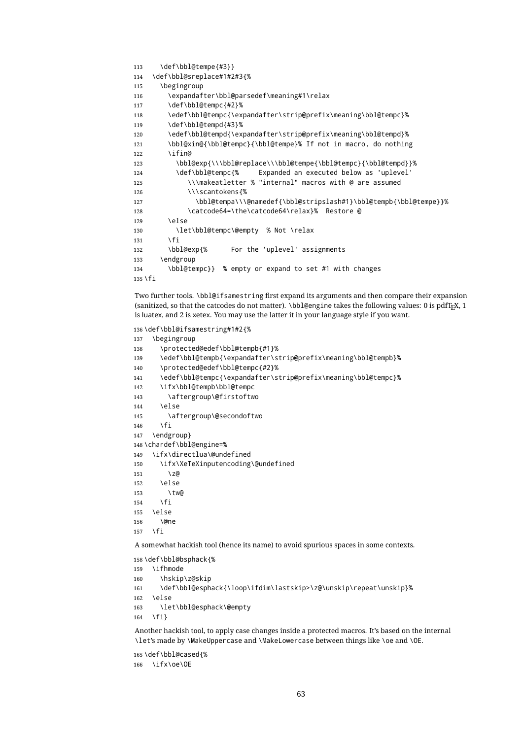```
113     \def\bbl@tempe{#3}}
114   \def\bbl@sreplace#1#2#3{%
115     \begingroup
116       \expandafter\bbl@parsedef\meaning#1\relax
117       \def\bbl@tempc{#2}%
118       \edef\bbl@tempc{\expandafter\strip@prefix\meaning\bbl@tempc}%
119       \def\bbl@tempd{#3}%
120       \edef\bbl@tempd{\expandafter\strip@prefix\meaning\bbl@tempd}%
121       \bbl@xin@{\bbl@tempc}{\bbl@tempe}% If not in macro, do nothing
122       \ifin@
123         \bbl@exp{\\\bbl@replace\\\bbl@tempe{\bbl@tempc}{\bbl@tempd}}%
124         \def\bbl@tempc{%     Expanded an executed below as 'uplevel'
125            \\\makeatletter % "internal" macros with @ are assumed
126            \\\scantokens{%
127              \bbl@tempa\\\@namedef{\bbl@stripslash#1}\bbl@tempb{\bbl@tempe}}%
128            \catcode64=\the\catcode64\relax}%  Restore @
129       \else
130         \let\bbl@tempc\@empty  % Not \relax
131       \fi
132       \bbl@exp{%      For the 'uplevel' assignments
133     \endgroup
134       \bbl@tempc}}  % empty or expand to set #1 with changes
135 \fi
```

Two further tools. `\bbl@ifsamestring` first expand its arguments and then compare their expansion (sanitized, so that the catcodes do not matter). `\bbl@engine` takes the following values: 0 is pdfTEX, 1 is luatex, and 2 is xetex. You may use the latter it in your language style if you want.

```
136 \def\bbl@ifsamestring#1#2{%
137   \begingroup
138     \protected@edef\bbl@tempb{#1}%
139     \edef\bbl@tempb{\expandafter\strip@prefix\meaning\bbl@tempb}%
140     \protected@edef\bbl@tempc{#2}%
141     \edef\bbl@tempc{\expandafter\strip@prefix\meaning\bbl@tempc}%
142     \ifx\bbl@tempb\bbl@tempc
143       \aftergroup\@firstoftwo
144     \else
145       \aftergroup\@secondoftwo
146     \fi
147   \endgroup}
148 \chardef\bbl@engine=%
149   \ifx\directlua\@undefined
150     \ifx\XeTeXinputencoding\@undefined
151       \z@
152     \else
153       \tw@
154     \fi
155   \else
156     \@ne
157   \fi
```

A somewhat hackish tool (hence its name) to avoid spurious spaces in some contexts.

```
158 \def\bbl@bsphack{%
159   \ifhmode
160     \hskip\z@skip
161     \def\bbl@esphack{\loop\ifdim\lastskip>\z@\unskip\repeat\unskip}%
162   \else
163     \let\bbl@esphack\@empty
164   \fi}
```

Another hackish tool, to apply case changes inside a protected macros. It's based on the internal `\let`'s made by `\MakeUppercase` and `\MakeLowercase` between things like `\oe` and `\OE`.

```
165 \def\bbl@cased{%
166   \ifx\oe\OE
```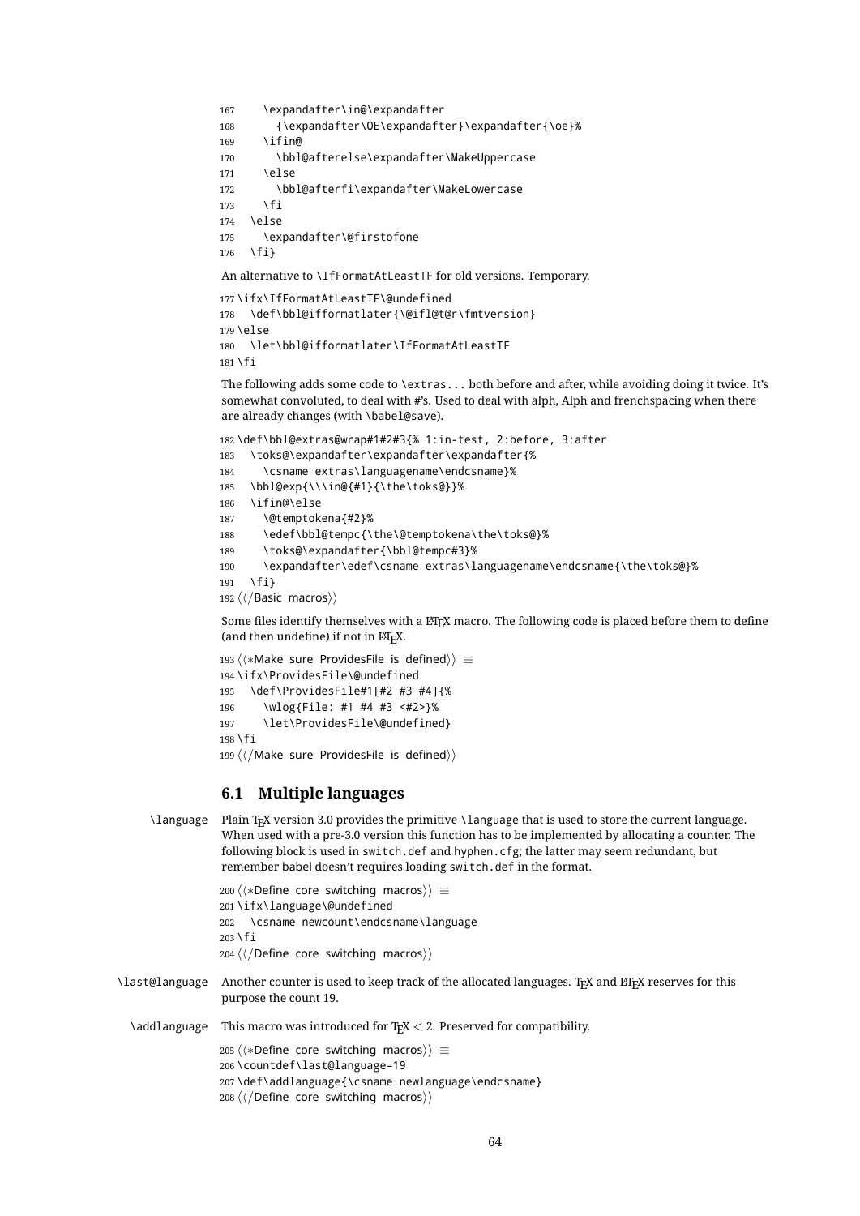```
167     \expandafter\in@\expandafter
168       {\expandafter\OE\expandafter}\expandafter{\oe}%
169     \ifin@
170       \bbl@afterelse\expandafter\MakeUppercase
171     \else
172       \bbl@afterfi\expandafter\MakeLowercase
173     \fi
174   \else
175     \expandafter\@firstofone
176   \fi}
```

An alternative to `\IfFormatAtLeastTF` for old versions. Temporary.

```
177 \ifx\IfFormatAtLeastTF\@undefined
178   \def\bbl@ifformatlater{\@ifl@t@r\fmtversion}
179 \else
180   \let\bbl@ifformatlater\IfFormatAtLeastTF
181 \fi
```

The following adds some code to `\extras...` both before and after, while avoiding doing it twice. It's somewhat convoluted, to deal with #'s. Used to deal with alph, Alph and frenchspacing when there are already changes (with `\babel@save`).

```
182 \def\bbl@extras@wrap#1#2#3{% 1:in-test, 2:before, 3:after
183   \toks@\expandafter\expandafter\expandafter{%
184     \csname extras\languagename\endcsname}%
185   \bbl@exp{\\\in@{#1}{\the\toks@}}%
186   \ifin@\else
187     \@temptokena{#2}%
188     \edef\bbl@tempc{\the\@temptokena\the\toks@}%
189     \toks@\expandafter{\bbl@tempc#3}%
190     \expandafter\edef\csname extras\languagename\endcsname{\the\toks@}%
191   \fi}
192 ⟨⟨/Basic macros⟩⟩
```

Some files identify themselves with a LaTeX macro. The following code is placed before them to define (and then undefine) if not in LaTeX.

```
193 ⟨⟨*Make sure ProvidesFile is defined⟩⟩ ≡
194 \ifx\ProvidesFile\@undefined
195   \def\ProvidesFile#1[#2 #3 #4]{%
196     \wlog{File: #1 #4 #3 <#2>}%
197     \let\ProvidesFile\@undefined}
198 \fi
199 ⟨⟨/Make sure ProvidesFile is defined⟩⟩
```

## 6.1 Multiple languages

`\language` Plain TeX version 3.0 provides the primitive `\language` that is used to store the current language. When used with a pre-3.0 version this function has to be implemented by allocating a counter. The following block is used in `switch.def` and `hyphen.cfg`; the latter may seem redundant, but remember babel doesn't requires loading `switch.def` in the format.

```
200 ⟨⟨*Define core switching macros⟩⟩ ≡
201 \ifx\language\@undefined
202   \csname newcount\endcsname\language
203 \fi
204 ⟨⟨/Define core switching macros⟩⟩
```

`\last@language` Another counter is used to keep track of the allocated languages. TeX and LaTeX reserves for this purpose the count 19.

`\addlanguage` This macro was introduced for TeX $< 2$. Preserved for compatibility.

```
205 ⟨⟨*Define core switching macros⟩⟩ ≡
206 \countdef\last@language=19
207 \def\addlanguage{\csname newlanguage\endcsname}
208 ⟨⟨/Define core switching macros⟩⟩
```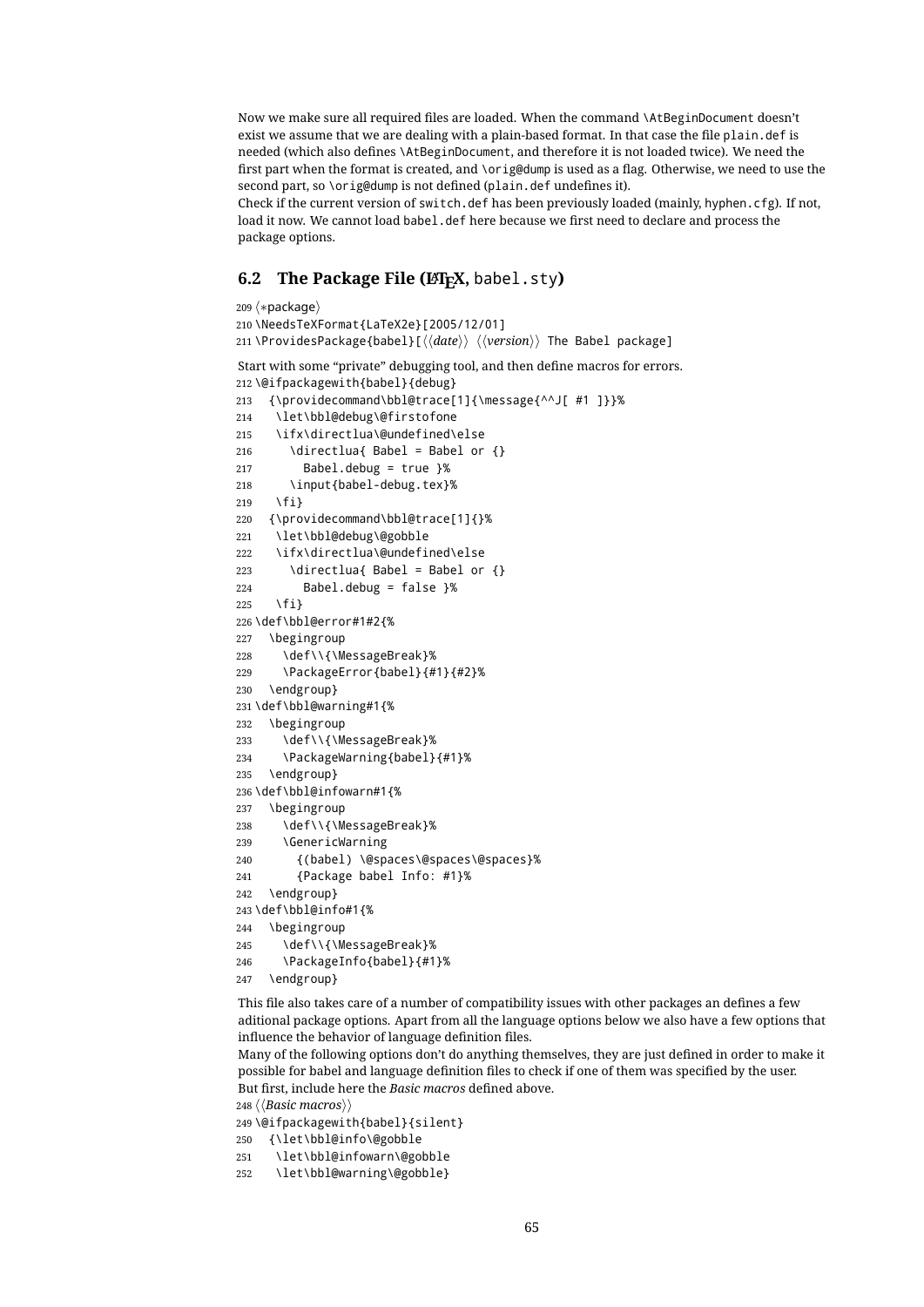Now we make sure all required files are loaded. When the command \AtBeginDocument doesn't exist we assume that we are dealing with a plain-based format. In that case the file plain.def is needed (which also defines \AtBeginDocument, and therefore it is not loaded twice). We need the first part when the format is created, and \orig@dump is used as a flag. Otherwise, we need to use the second part, so \orig@dump is not defined (plain.def undefines it).

Check if the current version of switch.def has been previously loaded (mainly, hyphen.cfg). If not, load it now. We cannot load babel.def here because we first need to declare and process the package options.

## 6.2 The Package File (LaTeX, babel.sty)

```
209 ⟨∗package⟩
210 \NeedsTeXFormat{LaTeX2e}[2005/12/01]
211 \ProvidesPackage{babel}[⟨⟨date⟩⟩ ⟨⟨version⟩⟩ The Babel package]
```

Start with some "private" debugging tool, and then define macros for errors.

```
212 \@ifpackagewith{babel}{debug}
213   {\providecommand\bbl@trace[1]{\message{^^J[ #1 ]}}%
214    \let\bbl@debug\@firstofone
215    \ifx\directlua\@undefined\else
216      \directlua{ Babel = Babel or {}
217        Babel.debug = true }%
218      \input{babel-debug.tex}%
219    \fi}
220   {\providecommand\bbl@trace[1]{}%
221    \let\bbl@debug\@gobble
222    \ifx\directlua\@undefined\else
223      \directlua{ Babel = Babel or {}
224        Babel.debug = false }%
225    \fi}
226 \def\bbl@error#1#2{%
227   \begingroup
228     \def\\{\MessageBreak}%
229     \PackageError{babel}{#1}{#2}%
230   \endgroup}
231 \def\bbl@warning#1{%
232   \begingroup
233     \def\\{\MessageBreak}%
234     \PackageWarning{babel}{#1}%
235   \endgroup}
236 \def\bbl@infowarn#1{%
237   \begingroup
238     \def\\{\MessageBreak}%
239     \GenericWarning
240       {(babel) \@spaces\@spaces\@spaces}%
241       {Package babel Info: #1}%
242   \endgroup}
243 \def\bbl@info#1{%
244   \begingroup
245     \def\\{\MessageBreak}%
246     \PackageInfo{babel}{#1}%
247   \endgroup}
```

This file also takes care of a number of compatibility issues with other packages an defines a few aditional package options. Apart from all the language options below we also have a few options that influence the behavior of language definition files.

Many of the following options don't do anything themselves, they are just defined in order to make it possible for babel and language definition files to check if one of them was specified by the user.

But first, include here the *Basic macros* defined above.

```
248 ⟨⟨Basic macros⟩⟩
249 \@ifpackagewith{babel}{silent}
250   {\let\bbl@info\@gobble
251    \let\bbl@infowarn\@gobble
252    \let\bbl@warning\@gobble}
```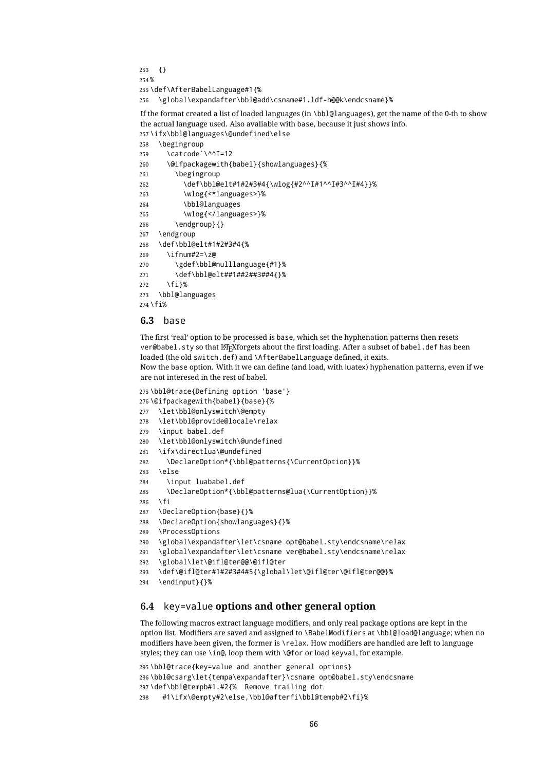```
253   {}
254 %
255 \def\AfterBabelLanguage#1{%
256   \global\expandafter\bbl@add\csname#1.ldf-h@@k\endcsname}%
```

If the format created a list of loaded languages (in `\bbl@languages`), get the name of the 0-th to show the actual language used. Also avaliable with `base`, because it just shows info.

```
257 \ifx\bbl@languages\@undefined\else
258   \begingroup
259     \catcode`\^^I=12
260     \@ifpackagewith{babel}{showlanguages}{%
261       \begingroup
262         \def\bbl@elt#1#2#3#4{\wlog{#2^^I#1^^I#3^^I#4}}%
263         \wlog{<*languages>}%
264         \bbl@languages
265         \wlog{</languages>}%
266       \endgroup}{}
267   \endgroup
268   \def\bbl@elt#1#2#3#4{%
269     \ifnum#2=\z@
270       \gdef\bbl@nulllanguage{#1}%
271       \def\bbl@elt##1##2##3##4{}%
272     \fi}%
273   \bbl@languages
274 \fi%
```

## 6.3 base

The first 'real' option to be processed is `base`, which set the hyphenation patterns then resets `ver@babel.sty` so that LaTeXforgets about the first loading. After a subset of `babel.def` has been loaded (the old `switch.def`) and `\AfterBabelLanguage` defined, it exits.

Now the `base` option. With it we can define (and load, with luatex) hyphenation patterns, even if we are not interesed in the rest of babel.

```
275 \bbl@trace{Defining option 'base'}
276 \@ifpackagewith{babel}{base}{%
277   \let\bbl@onlyswitch\@empty
278   \let\bbl@provide@locale\relax
279   \input babel.def
280   \let\bbl@onlyswitch\@undefined
281   \ifx\directlua\@undefined
282     \DeclareOption*{\bbl@patterns{\CurrentOption}}%
283   \else
284     \input luababel.def
285     \DeclareOption*{\bbl@patterns@lua{\CurrentOption}}%
286   \fi
287   \DeclareOption{base}{}%
288   \DeclareOption{showlanguages}{}%
289   \ProcessOptions
290   \global\expandafter\let\csname opt@babel.sty\endcsname\relax
291   \global\expandafter\let\csname ver@babel.sty\endcsname\relax
292   \global\let\@ifl@ter@@\@ifl@ter
293   \def\@ifl@ter#1#2#3#4#5{\global\let\@ifl@ter\@ifl@ter@@}%
294   \endinput}{}%
```

## 6.4 key=value options and other general option

The following macros extract language modifiers, and only real package options are kept in the option list. Modifiers are saved and assigned to `\BabelModifiers` at `\bbl@load@language`; when no modifiers have been given, the former is `\relax`. How modifiers are handled are left to language styles; they can use `\in@`, loop them with `\@for` or load `keyval`, for example.

```
295 \bbl@trace{key=value and another general options}
296 \bbl@csarg\let{tempa\expandafter}\csname opt@babel.sty\endcsname
297 \def\bbl@tempb#1.#2{% Remove trailing dot
298    #1\ifx\@empty#2\else,\bbl@afterfi\bbl@tempb#2\fi}%
```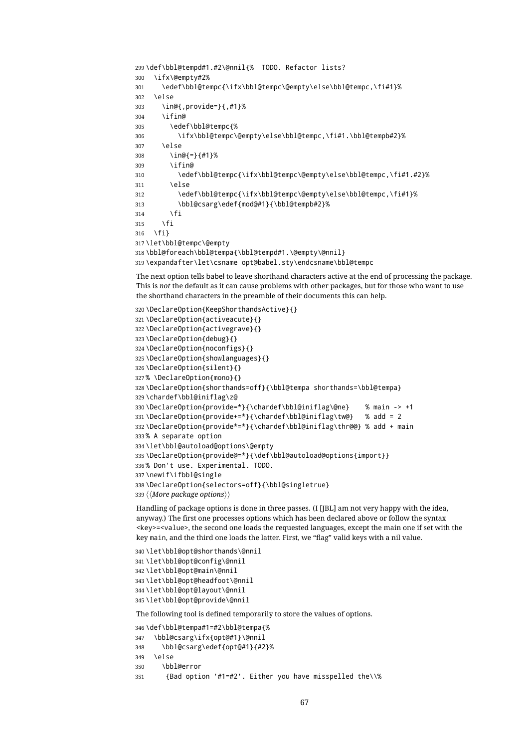```
299 \def\bbl@tempd#1.#2\@nnil{%  TODO. Refactor lists?
300   \ifx\@empty#2%
301     \edef\bbl@tempc{\ifx\bbl@tempc\@empty\else\bbl@tempc,\fi#1}%
302   \else
303     \in@{,provide=}{,#1}%
304     \ifin@
305       \edef\bbl@tempc{%
306         \ifx\bbl@tempc\@empty\else\bbl@tempc,\fi#1.\bbl@tempb#2}%
307     \else
308       \in@{=}{#1}%
309       \ifin@
310         \edef\bbl@tempc{\ifx\bbl@tempc\@empty\else\bbl@tempc,\fi#1.#2}%
311       \else
312         \edef\bbl@tempc{\ifx\bbl@tempc\@empty\else\bbl@tempc,\fi#1}%
313         \bbl@csarg\edef{mod@#1}{\bbl@tempb#2}%
314       \fi
315     \fi
316   \fi}
317 \let\bbl@tempc\@empty
318 \bbl@foreach\bbl@tempa{\bbl@tempd#1.\@empty\@nnil}
319 \expandafter\let\csname opt@babel.sty\endcsname\bbl@tempc
```

The next option tells babel to leave shorthand characters active at the end of processing the package. This is *not* the default as it can cause problems with other packages, but for those who want to use the shorthand characters in the preamble of their documents this can help.

```
320 \DeclareOption{KeepShorthandsActive}{}
321 \DeclareOption{activeacute}{}
322 \DeclareOption{activegrave}{}
323 \DeclareOption{debug}{}
324 \DeclareOption{noconfigs}{}
325 \DeclareOption{showlanguages}{}
326 \DeclareOption{silent}{}
327 % \DeclareOption{mono}{}
328 \DeclareOption{shorthands=off}{\bbl@tempa shorthands=\bbl@tempa}
329 \chardef\bbl@iniflag\z@
330 \DeclareOption{provide=*}{\chardef\bbl@iniflag\@ne}    % main -> +1
331 \DeclareOption{provide+=*}{\chardef\bbl@iniflag\tw@}   % add = 2
332 \DeclareOption{provide*=*}{\chardef\bbl@iniflag\thr@@} % add + main
333 % A separate option
334 \let\bbl@autoload@options\@empty
335 \DeclareOption{provide@=*}{\def\bbl@autoload@options{import}}
336 % Don't use. Experimental. TODO.
337 \newif\ifbbl@single
338 \DeclareOption{selectors=off}{\bbl@singletrue}
339 ⟨⟨More package options⟩⟩
```

Handling of package options is done in three passes. (I [JBL] am not very happy with the idea, anyway.) The first one processes options which has been declared above or follow the syntax `<key>=<value>`, the second one loads the requested languages, except the main one if set with the key `main`, and the third one loads the latter. First, we "flag" valid keys with a nil value.

```
340 \let\bbl@opt@shorthands\@nnil
341 \let\bbl@opt@config\@nnil
342 \let\bbl@opt@main\@nnil
343 \let\bbl@opt@headfoot\@nnil
344 \let\bbl@opt@layout\@nnil
345 \let\bbl@opt@provide\@nnil
```

The following tool is defined temporarily to store the values of options.

```
346 \def\bbl@tempa#1=#2\bbl@tempa{%
347   \bbl@csarg\ifx{opt@#1}\@nnil
348     \bbl@csarg\edef{opt@#1}{#2}%
349   \else
350     \bbl@error
351      {Bad option '#1=#2'. Either you have misspelled the\\%
```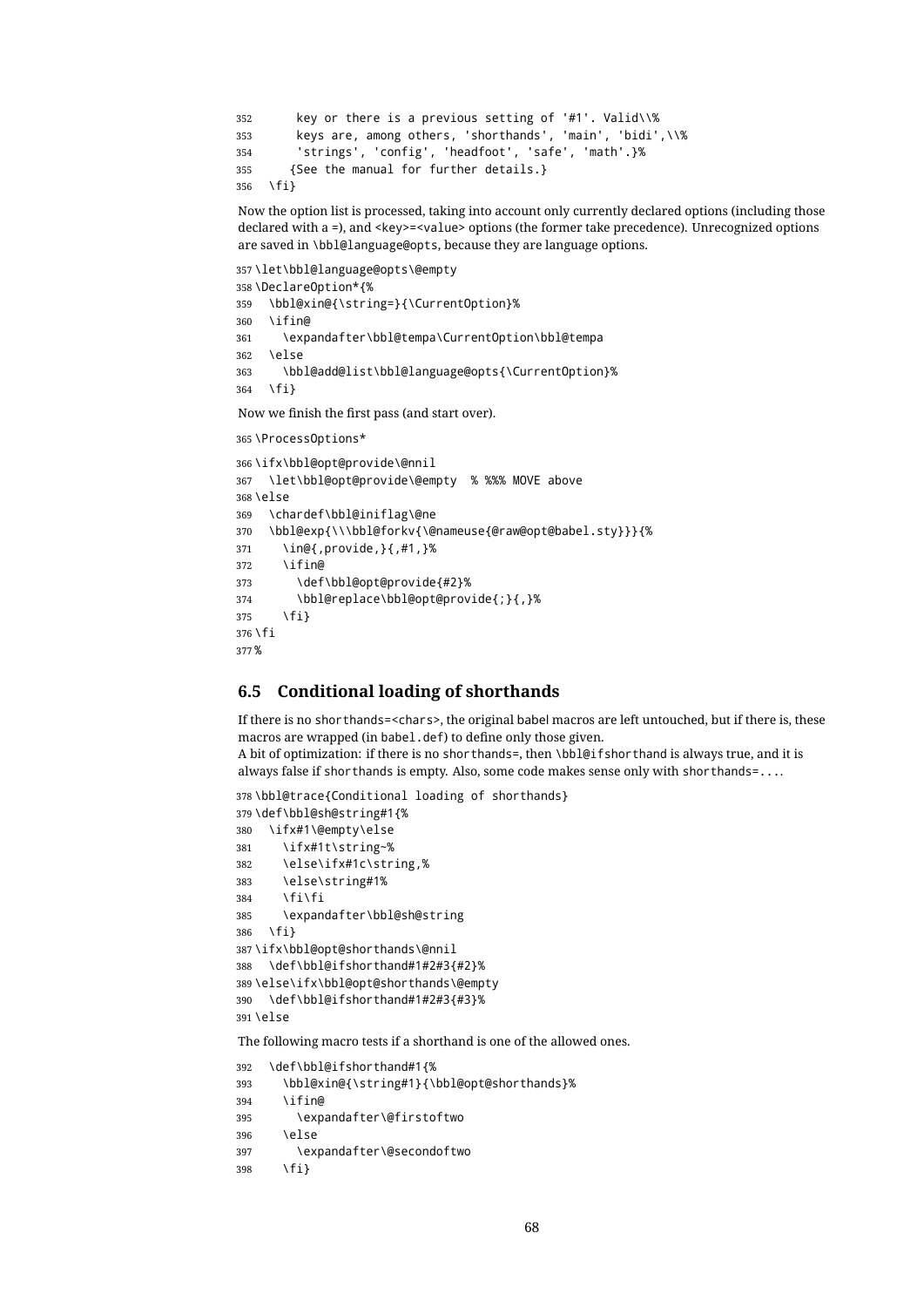```
352       key or there is a previous setting of '#1'. Valid\\%
353       keys are, among others, 'shorthands', 'main', 'bidi',\\%
354       'strings', 'config', 'headfoot', 'safe', 'math'.}%
355      {See the manual for further details.}
356   \fi}
```

Now the option list is processed, taking into account only currently declared options (including those declared with a =), and <key>=<value> options (the former take precedence). Unrecognized options are saved in \bbl@language@opts, because they are language options.

```
357 \let\bbl@language@opts\@empty
358 \DeclareOption*{%
359   \bbl@xin@{\string=}{\CurrentOption}%
360   \ifin@
361     \expandafter\bbl@tempa\CurrentOption\bbl@tempa
362   \else
363     \bbl@add@list\bbl@language@opts{\CurrentOption}%
364   \fi}
```

Now we finish the first pass (and start over).

```
365 \ProcessOptions*
366 \ifx\bbl@opt@provide\@nnil
367   \let\bbl@opt@provide\@empty  % %%% MOVE above
368 \else
369   \chardef\bbl@iniflag\@ne
370   \bbl@exp{\\\bbl@forkv{\@nameuse{@raw@opt@babel.sty}}}{%
371     \in@{,provide,}{,#1,}%
372     \ifin@
373       \def\bbl@opt@provide{#2}%
374       \bbl@replace\bbl@opt@provide{;}{,}%
375     \fi}
376 \fi
377 %
```

## 6.5 Conditional loading of shorthands

If there is no shorthands=<chars>, the original babel macros are left untouched, but if there is, these macros are wrapped (in babel.def) to define only those given.

A bit of optimization: if there is no shorthands=, then \bbl@ifshorthand is always true, and it is always false if shorthands is empty. Also, some code makes sense only with shorthands=....

```
378 \bbl@trace{Conditional loading of shorthands}
379 \def\bbl@sh@string#1{%
380   \ifx#1\@empty\else
381     \ifx#1t\string~%
382     \else\ifx#1c\string,%
383     \else\string#1%
384     \fi\fi
385     \expandafter\bbl@sh@string
386   \fi}
387 \ifx\bbl@opt@shorthands\@nnil
388   \def\bbl@ifshorthand#1#2#3{#2}%
389 \else\ifx\bbl@opt@shorthands\@empty
390   \def\bbl@ifshorthand#1#2#3{#3}%
391 \else
```

The following macro tests if a shorthand is one of the allowed ones.

```
392   \def\bbl@ifshorthand#1{%
393     \bbl@xin@{\string#1}{\bbl@opt@shorthands}%
394     \ifin@
395       \expandafter\@firstoftwo
396     \else
397       \expandafter\@secondoftwo
398     \fi}
```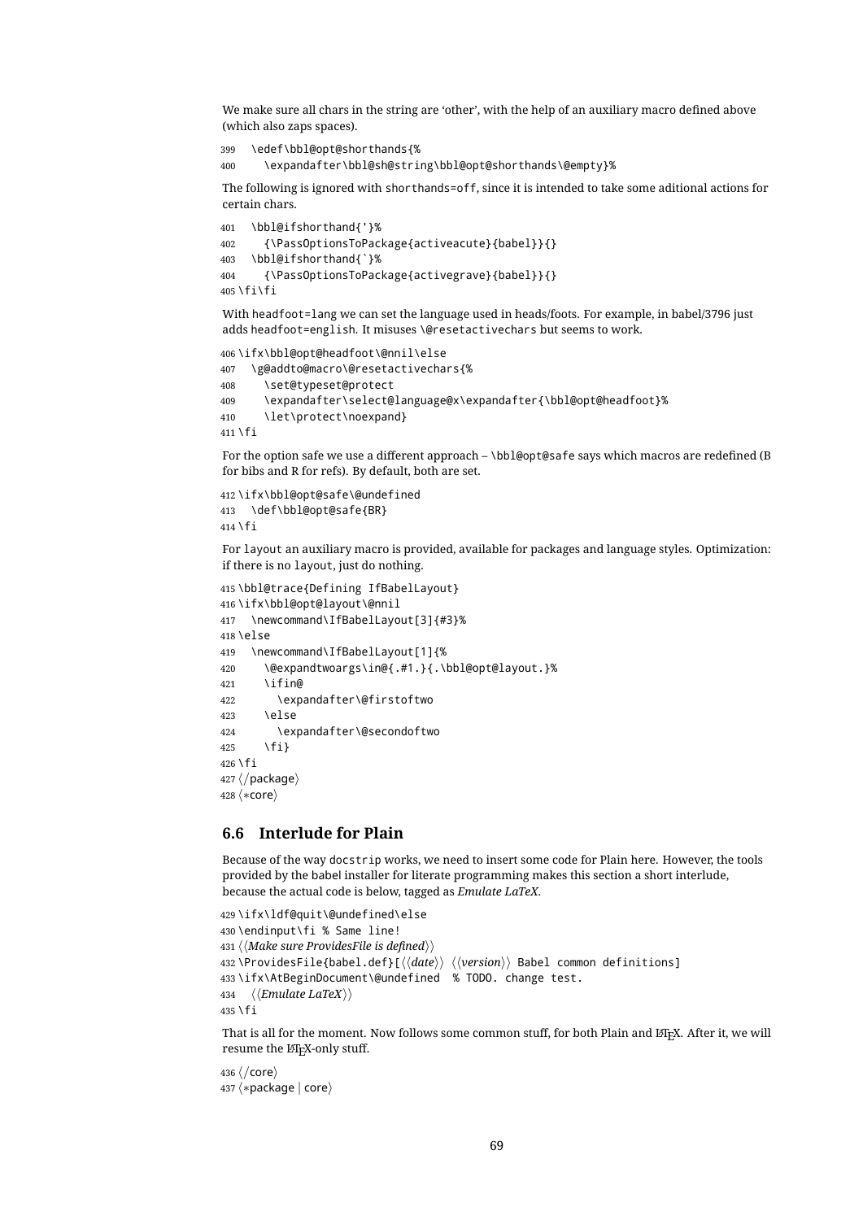We make sure all chars in the string are 'other', with the help of an auxiliary macro defined above (which also zaps spaces).

```
399   \edef\bbl@opt@shorthands{%
400     \expandafter\bbl@sh@string\bbl@opt@shorthands\@empty}%
```

The following is ignored with `shorthands=off`, since it is intended to take some aditional actions for certain chars.

```
401   \bbl@ifshorthand{'}%
402     {\PassOptionsToPackage{activeacute}{babel}}{}
403   \bbl@ifshorthand{`}%
404     {\PassOptionsToPackage{activegrave}{babel}}{}
405 \fi\fi
```

With `headfoot=lang` we can set the language used in heads/foots. For example, in babel/3796 just adds `headfoot=english`. It misuses `\@resetactivechars` but seems to work.

```
406 \ifx\bbl@opt@headfoot\@nnil\else
407   \g@addto@macro\@resetactivechars{%
408     \set@typeset@protect
409     \expandafter\select@language@x\expandafter{\bbl@opt@headfoot}%
410     \let\protect\noexpand}
411 \fi
```

For the option safe we use a different approach – `\bbl@opt@safe` says which macros are redefined (B for bibs and R for refs). By default, both are set.

```
412 \ifx\bbl@opt@safe\@undefined
413   \def\bbl@opt@safe{BR}
414 \fi
```

For `layout` an auxiliary macro is provided, available for packages and language styles. Optimization: if there is no `layout`, just do nothing.

```
415 \bbl@trace{Defining IfBabelLayout}
416 \ifx\bbl@opt@layout\@nnil
417   \newcommand\IfBabelLayout[3]{#3}%
418 \else
419   \newcommand\IfBabelLayout[1]{%
420     \@expandtwoargs\in@{.#1.}{.\bbl@opt@layout.}%
421     \ifin@
422       \expandafter\@firstoftwo
423     \else
424       \expandafter\@secondoftwo
425     \fi}
426 \fi
427 ⟨/package⟩
428 ⟨*core⟩
```

## 6.6 Interlude for Plain

Because of the way `docstrip` works, we need to insert some code for Plain here. However, the tools provided by the babel installer for literate programming makes this section a short interlude, because the actual code is below, tagged as *Emulate LaTeX*.

```
429 \ifx\ldf@quit\@undefined\else
430 \endinput\fi % Same line!
431 ⟨⟨Make sure ProvidesFile is defined⟩⟩
432 \ProvidesFile{babel.def}[⟨⟨date⟩⟩ ⟨⟨version⟩⟩ Babel common definitions]
433 \ifx\AtBeginDocument\@undefined  % TODO. change test.
434   ⟨⟨Emulate LaTeX⟩⟩
435 \fi
```

That is all for the moment. Now follows some common stuff, for both Plain and LaTeX. After it, we will resume the LaTeX-only stuff.

```
436 ⟨/core⟩
437 ⟨*package | core⟩
```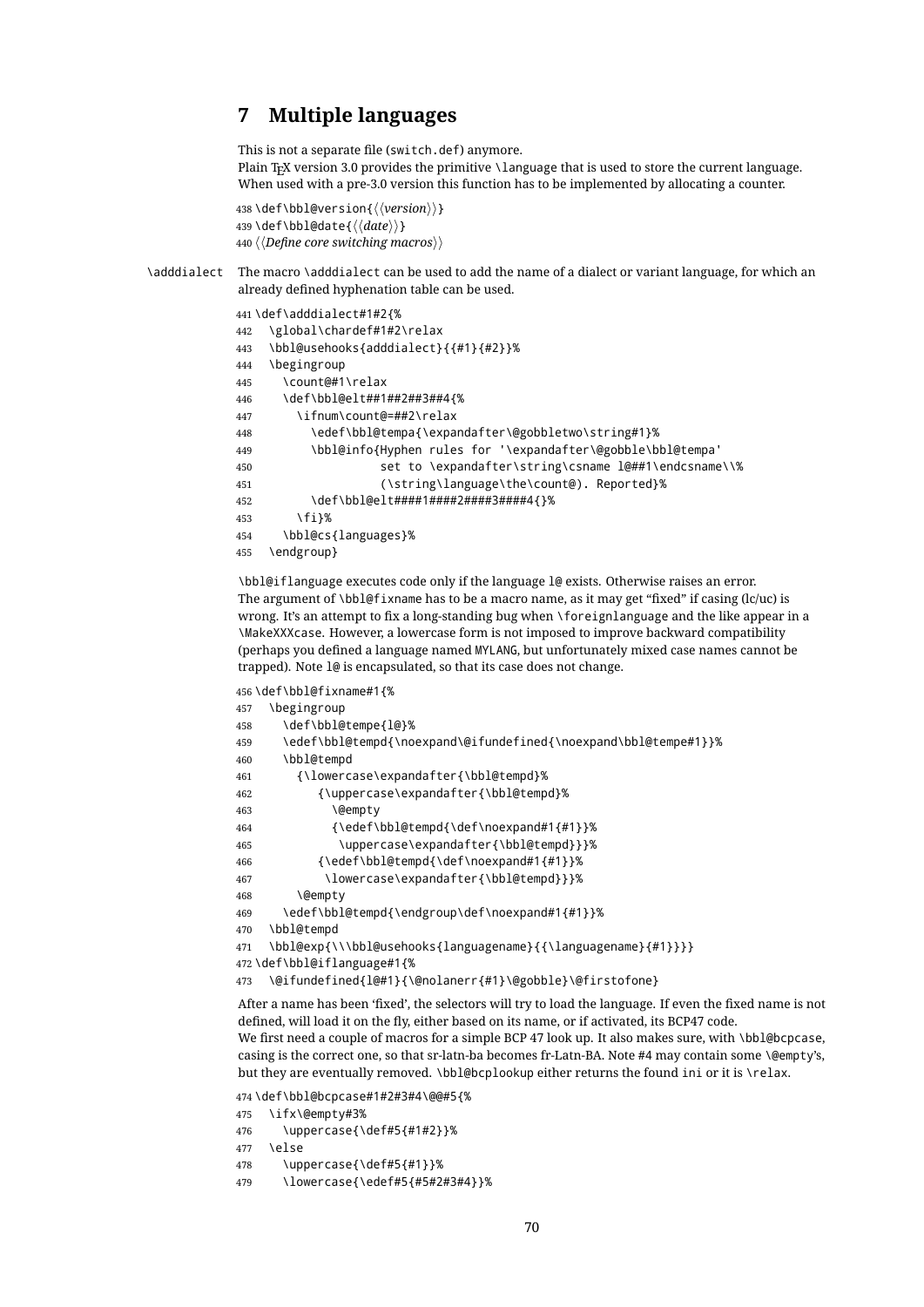## 7 Multiple languages

This is not a separate file (`switch.def`) anymore.

Plain TEX version 3.0 provides the primitive `\language` that is used to store the current language. When used with a pre-3.0 version this function has to be implemented by allocating a counter.

```
438 \def\bbl@version{⟨⟨version⟩⟩}
439 \def\bbl@date{⟨⟨date⟩⟩}
440 ⟨⟨Define core switching macros⟩⟩
```

`\adddialect` The macro `\adddialect` can be used to add the name of a dialect or variant language, for which an already defined hyphenation table can be used.

```
441 \def\adddialect#1#2{%
442   \global\chardef#1#2\relax
443   \bbl@usehooks{adddialect}{{#1}{#2}}%
444   \begingroup
445     \count@#1\relax
446     \def\bbl@elt##1##2##3##4{%
447       \ifnum\count@=##2\relax
448         \edef\bbl@tempa{\expandafter\@gobbletwo\string#1}%
449         \bbl@info{Hyphen rules for '\expandafter\@gobble\bbl@tempa'
450                   set to \expandafter\string\csname l@##1\endcsname\\%
451                   (\string\language\the\count@). Reported}%
452         \def\bbl@elt####1####2####3####4{}%
453       \fi}%
454     \bbl@cs{languages}%
455   \endgroup}
```

`\bbl@iflanguage` executes code only if the language `l@` exists. Otherwise raises an error.

The argument of `\bbl@fixname` has to be a macro name, as it may get “fixed” if casing (lc/uc) is wrong. It’s an attempt to fix a long-standing bug when `\foreignlanguage` and the like appear in a `\MakeXXXcase`. However, a lowercase form is not imposed to improve backward compatibility (perhaps you defined a language named `MYLANG`, but unfortunately mixed case names cannot be trapped). Note `l@` is encapsulated, so that its case does not change.

```
456 \def\bbl@fixname#1{%
457   \begingroup
458     \def\bbl@tempe{l@}%
459     \edef\bbl@tempd{\noexpand\@ifundefined{\noexpand\bbl@tempe#1}}%
460     \bbl@tempd
461       {\lowercase\expandafter{\bbl@tempd}%
462          {\uppercase\expandafter{\bbl@tempd}%
463            \@empty
464            {\edef\bbl@tempd{\def\noexpand#1{#1}}%
465             \uppercase\expandafter{\bbl@tempd}}}%
466          {\edef\bbl@tempd{\def\noexpand#1{#1}}%
467           \lowercase\expandafter{\bbl@tempd}}}%
468       \@empty
469     \edef\bbl@tempd{\endgroup\def\noexpand#1{#1}}%
470   \bbl@tempd
471   \bbl@exp{\\\bbl@usehooks{languagename}{{\languagename}{#1}}}}
472 \def\bbl@iflanguage#1{%
473   \@ifundefined{l@#1}{\@nolanerr{#1}\@gobble}\@firstofone}
```

After a name has been ‘fixed’, the selectors will try to load the language. If even the fixed name is not defined, will load it on the fly, either based on its name, or if activated, its BCP47 code.

We first need a couple of macros for a simple BCP 47 look up. It also makes sure, with `\bbl@bcpcase`, casing is the correct one, so that sr-latn-ba becomes fr-Latn-BA. Note #4 may contain some `\@empty`’s, but they are eventually removed. `\bbl@bcplookup` either returns the found `ini` or it is `\relax`.

```
474 \def\bbl@bcpcase#1#2#3#4\@@#5{%
475   \ifx\@empty#3%
476     \uppercase{\def#5{#1#2}}%
477   \else
478     \uppercase{\def#5{#1}}%
479     \lowercase{\edef#5{#5#2#3#4}}%
```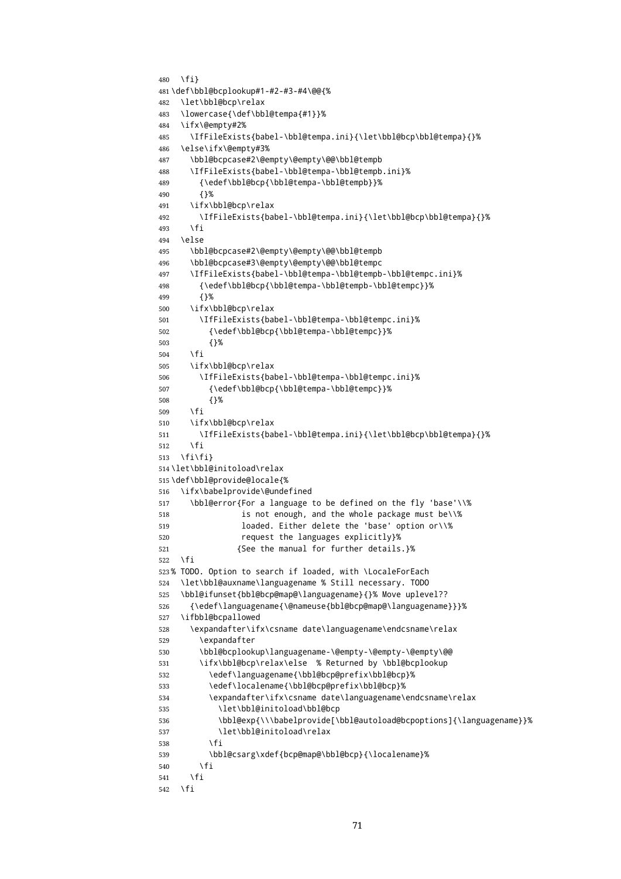```
480   \fi}
481 \def\bbl@bcplookup#1-#2-#3-#4\@@{%
482   \let\bbl@bcp\relax
483   \lowercase{\def\bbl@tempa{#1}}%
484   \ifx\@empty#2%
485     \IfFileExists{babel-\bbl@tempa.ini}{\let\bbl@bcp\bbl@tempa}{}%
486   \else\ifx\@empty#3%
487     \bbl@bcpcase#2\@empty\@empty\@@\bbl@tempb
488     \IfFileExists{babel-\bbl@tempa-\bbl@tempb.ini}%
489       {\edef\bbl@bcp{\bbl@tempa-\bbl@tempb}}%
490       {}%
491     \ifx\bbl@bcp\relax
492       \IfFileExists{babel-\bbl@tempa.ini}{\let\bbl@bcp\bbl@tempa}{}%
493     \fi
494   \else
495     \bbl@bcpcase#2\@empty\@empty\@@\bbl@tempb
496     \bbl@bcpcase#3\@empty\@empty\@@\bbl@tempc
497     \IfFileExists{babel-\bbl@tempa-\bbl@tempb-\bbl@tempc.ini}%
498       {\edef\bbl@bcp{\bbl@tempa-\bbl@tempb-\bbl@tempc}}%
499       {}%
500     \ifx\bbl@bcp\relax
501       \IfFileExists{babel-\bbl@tempa-\bbl@tempc.ini}%
502         {\edef\bbl@bcp{\bbl@tempa-\bbl@tempc}}%
503         {}%
504     \fi
505     \ifx\bbl@bcp\relax
506       \IfFileExists{babel-\bbl@tempa-\bbl@tempc.ini}%
507         {\edef\bbl@bcp{\bbl@tempa-\bbl@tempc}}%
508         {}%
509     \fi
510     \ifx\bbl@bcp\relax
511       \IfFileExists{babel-\bbl@tempa.ini}{\let\bbl@bcp\bbl@tempa}{}%
512     \fi
513   \fi\fi}
514 \let\bbl@initoload\relax
515 \def\bbl@provide@locale{%
516   \ifx\babelprovide\@undefined
517     \bbl@error{For a language to be defined on the fly 'base'\\%
518                is not enough, and the whole package must be\\%
519                loaded. Either delete the 'base' option or\\%
520                request the languages explicitly}%
521               {See the manual for further details.}%
522   \fi
523 % TODO. Option to search if loaded, with \LocaleForEach
524   \let\bbl@auxname\languagename % Still necessary. TODO
525   \bbl@ifunset{bbl@bcp@map@\languagename}{}% Move uplevel??
526     {\edef\languagename{\@nameuse{bbl@bcp@map@\languagename}}}%
527   \ifbbl@bcpallowed
528     \expandafter\ifx\csname date\languagename\endcsname\relax
529       \expandafter
530       \bbl@bcplookup\languagename-\@empty-\@empty-\@empty\@@
531       \ifx\bbl@bcp\relax\else  % Returned by \bbl@bcplookup
532         \edef\languagename{\bbl@bcp@prefix\bbl@bcp}%
533         \edef\localename{\bbl@bcp@prefix\bbl@bcp}%
534         \expandafter\ifx\csname date\languagename\endcsname\relax
535           \let\bbl@initoload\bbl@bcp
536           \bbl@exp{\\\babelprovide[\bbl@autoload@bcpoptions]{\languagename}}%
537           \let\bbl@initoload\relax
538         \fi
539         \bbl@csarg\xdef{bcp@map@\bbl@bcp}{\localename}%
540       \fi
541     \fi
542   \fi
```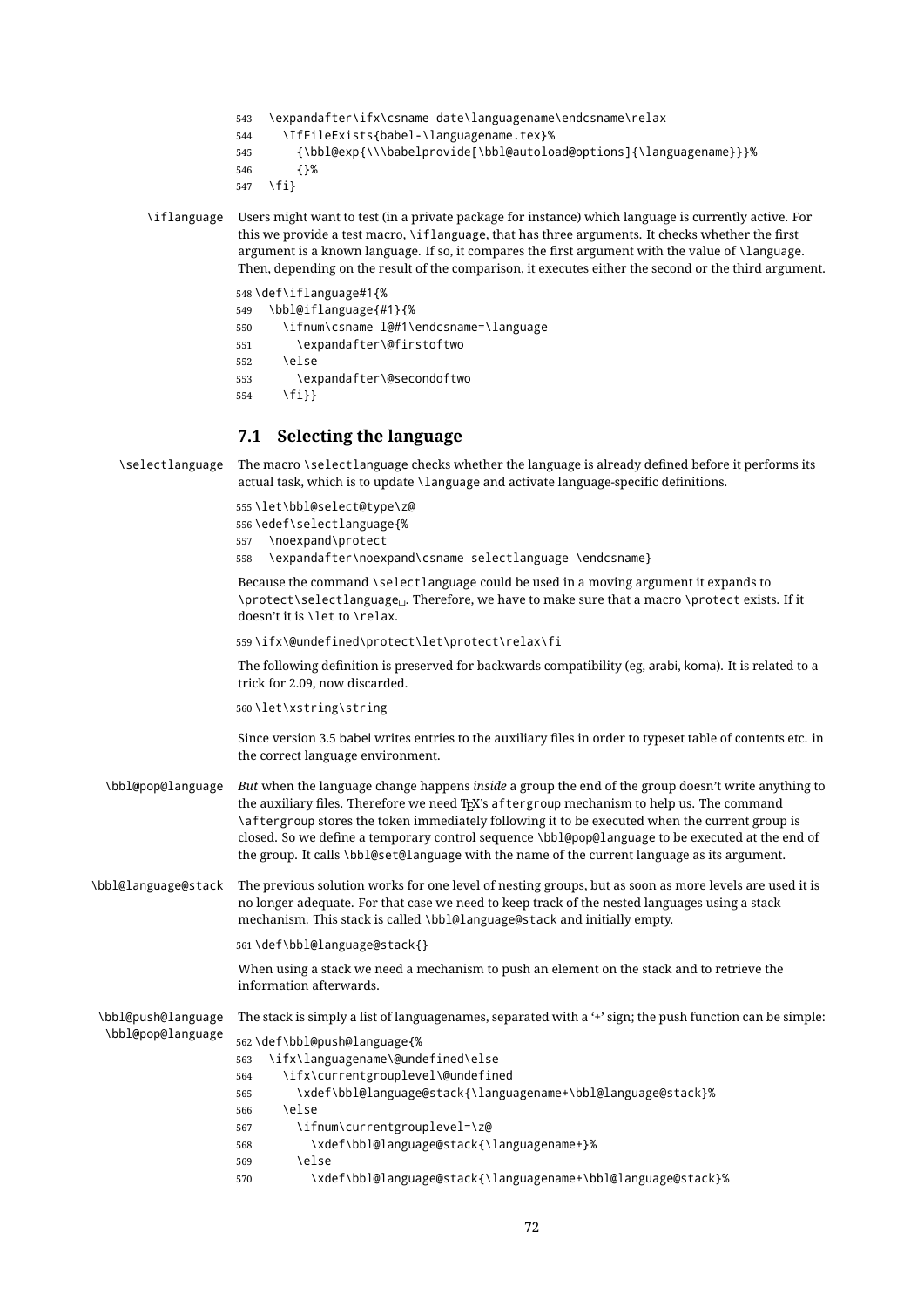```
543   \expandafter\ifx\csname date\languagename\endcsname\relax
544     \IfFileExists{babel-\languagename.tex}%
545       {\bbl@exp{\\\babelprovide[\bbl@autoload@options]{\languagename}}}%
546       {}%
547   \fi}
```

\iflanguage Users might want to test (in a private package for instance) which language is currently active. For this we provide a test macro, \iflanguage, that has three arguments. It checks whether the first argument is a known language. If so, it compares the first argument with the value of \language. Then, depending on the result of the comparison, it executes either the second or the third argument.

```
548 \def\iflanguage#1{%
549   \bbl@iflanguage{#1}{%
550     \ifnum\csname l@#1\endcsname=\language
551       \expandafter\@firstoftwo
552     \else
553       \expandafter\@secondoftwo
554     \fi}}
```

## 7.1 Selecting the language

\selectlanguage The macro \selectlanguage checks whether the language is already defined before it performs its actual task, which is to update \language and activate language-specific definitions.

```
555 \let\bbl@select@type\z@
556 \edef\selectlanguage{%
557   \noexpand\protect
558   \expandafter\noexpand\csname selectlanguage \endcsname}
```

Because the command \selectlanguage could be used in a moving argument it expands to \protect\selectlanguage␣. Therefore, we have to make sure that a macro \protect exists. If it doesn't it is \let to \relax.

```
559 \ifx\@undefined\protect\let\protect\relax\fi
```

The following definition is preserved for backwards compatibility (eg, arabi, koma). It is related to a trick for 2.09, now discarded.

```
560 \let\xstring\string
```

Since version 3.5 babel writes entries to the auxiliary files in order to typeset table of contents etc. in the correct language environment.

\bbl@pop@language *But* when the language change happens *inside* a group the end of the group doesn't write anything to the auxiliary files. Therefore we need TEX's aftergroup mechanism to help us. The command \aftergroup stores the token immediately following it to be executed when the current group is closed. So we define a temporary control sequence \bbl@pop@language to be executed at the end of the group. It calls \bbl@set@language with the name of the current language as its argument.

\bbl@language@stack The previous solution works for one level of nesting groups, but as soon as more levels are used it is no longer adequate. For that case we need to keep track of the nested languages using a stack mechanism. This stack is called \bbl@language@stack and initially empty.

```
561 \def\bbl@language@stack{}
```

When using a stack we need a mechanism to push an element on the stack and to retrieve the information afterwards.

\bbl@push@language
\bbl@pop@language The stack is simply a list of languagenames, separated with a '+' sign; the push function can be simple:

```
562 \def\bbl@push@language{%
563   \ifx\languagename\@undefined\else
564     \ifx\currentgrouplevel\@undefined
565       \xdef\bbl@language@stack{\languagename+\bbl@language@stack}%
566     \else
567       \ifnum\currentgrouplevel=\z@
568         \xdef\bbl@language@stack{\languagename+}%
569       \else
570         \xdef\bbl@language@stack{\languagename+\bbl@language@stack}%
```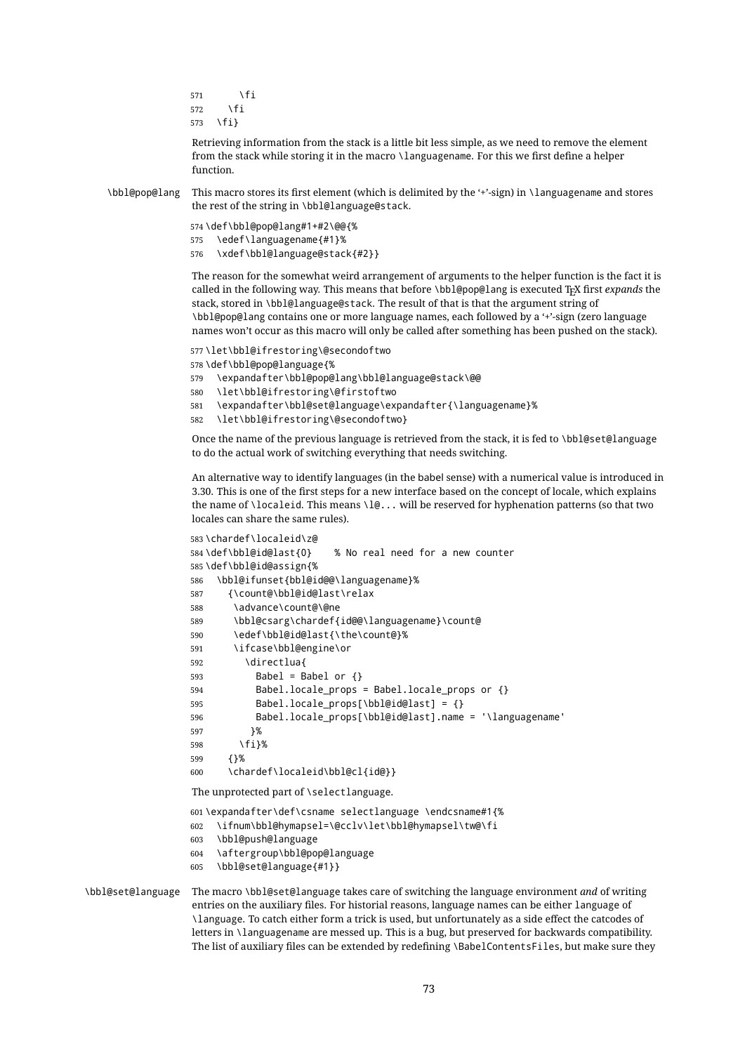```
571       \fi
572     \fi
573   \fi}
```

Retrieving information from the stack is a little bit less simple, as we need to remove the element from the stack while storing it in the macro \languagename. For this we first define a helper function.

\bbl@pop@lang This macro stores its first element (which is delimited by the '+'-sign) in \languagename and stores the rest of the string in \bbl@language@stack.

```
574 \def\bbl@pop@lang#1+#2\@@{%
575   \edef\languagename{#1}%
576   \xdef\bbl@language@stack{#2}}
```

The reason for the somewhat weird arrangement of arguments to the helper function is the fact it is called in the following way. This means that before \bbl@pop@lang is executed TeX first *expands* the stack, stored in \bbl@language@stack. The result of that is that the argument string of \bbl@pop@lang contains one or more language names, each followed by a '+'-sign (zero language names won't occur as this macro will only be called after something has been pushed on the stack).

```
577 \let\bbl@ifrestoring\@secondoftwo
578 \def\bbl@pop@language{%
579   \expandafter\bbl@pop@lang\bbl@language@stack\@@
580   \let\bbl@ifrestoring\@firstoftwo
581   \expandafter\bbl@set@language\expandafter{\languagename}%
582   \let\bbl@ifrestoring\@secondoftwo}
```

Once the name of the previous language is retrieved from the stack, it is fed to \bbl@set@language to do the actual work of switching everything that needs switching.

An alternative way to identify languages (in the babel sense) with a numerical value is introduced in 3.30. This is one of the first steps for a new interface based on the concept of locale, which explains the name of \localeid. This means \l@... will be reserved for hyphenation patterns (so that two locales can share the same rules).

```
583 \chardef\localeid\z@
584 \def\bbl@id@last{0}    % No real need for a new counter
585 \def\bbl@id@assign{%
586   \bbl@ifunset{bbl@id@@\languagename}%
587     {\count@\bbl@id@last\relax
588      \advance\count@\@ne
589      \bbl@csarg\chardef{id@@\languagename}\count@
590      \edef\bbl@id@last{\the\count@}%
591      \ifcase\bbl@engine\or
592        \directlua{
593          Babel = Babel or {}
594          Babel.locale_props = Babel.locale_props or {}
595          Babel.locale_props[\bbl@id@last] = {}
596          Babel.locale_props[\bbl@id@last].name = '\languagename'
597         }%
598       \fi}%
599     {}%
600     \chardef\localeid\bbl@cl{id@}}
```

The unprotected part of \selectlanguage.

```
601 \expandafter\def\csname selectlanguage \endcsname#1{%
602   \ifnum\bbl@hymapsel=\@cclv\let\bbl@hymapsel\tw@\fi
603   \bbl@push@language
604   \aftergroup\bbl@pop@language
605   \bbl@set@language{#1}}
```

\bbl@set@language The macro \bbl@set@language takes care of switching the language environment *and* of writing entries on the auxiliary files. For historial reasons, language names can be either language of \language. To catch either form a trick is used, but unfortunately as a side effect the catcodes of letters in \languagename are messed up. This is a bug, but preserved for backwards compatibility. The list of auxiliary files can be extended by redefining \BabelContentsFiles, but make sure they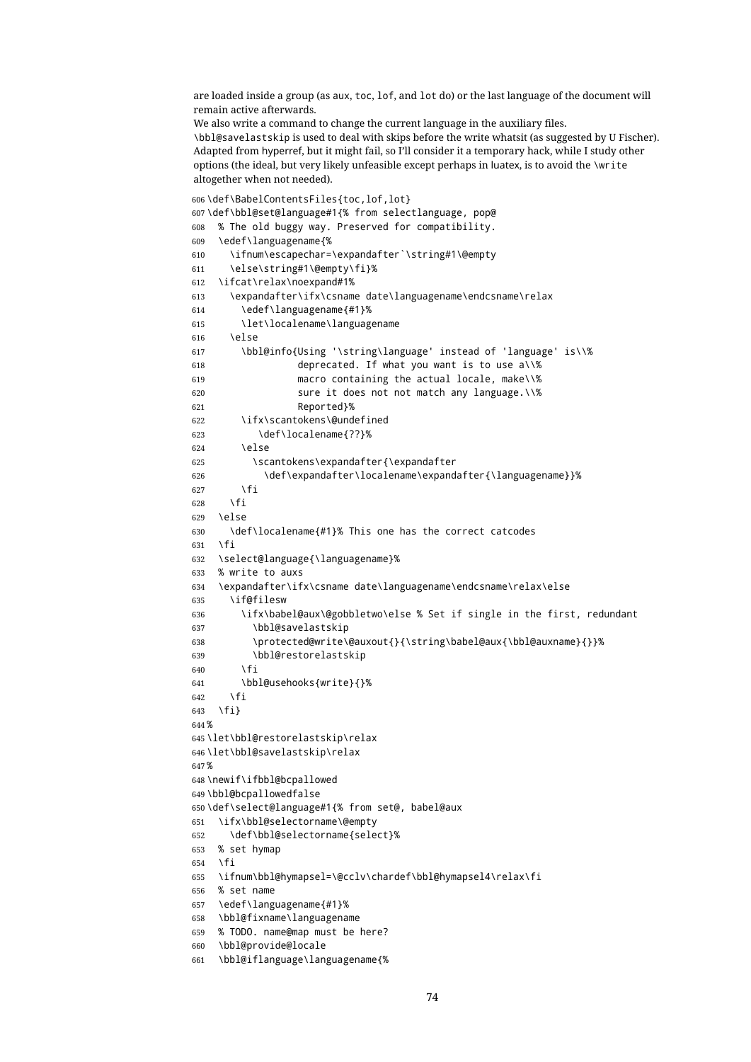are loaded inside a group (as aux, toc, lof, and lot do) or the last language of the document will remain active afterwards.

We also write a command to change the current language in the auxiliary files.

\bbl@savelastskip is used to deal with skips before the write whatsit (as suggested by U Fischer). Adapted from hyperref, but it might fail, so I'll consider it a temporary hack, while I study other options (the ideal, but very likely unfeasible except perhaps in luatex, is to avoid the \write altogether when not needed).

```
606 \def\BabelContentsFiles{toc,lof,lot}
607 \def\bbl@set@language#1{% from selectlanguage, pop@
608   % The old buggy way. Preserved for compatibility.
609   \edef\languagename{%
610     \ifnum\escapechar=\expandafter`\string#1\@empty
611     \else\string#1\@empty\fi}%
612   \ifcat\relax\noexpand#1%
613     \expandafter\ifx\csname date\languagename\endcsname\relax
614       \edef\languagename{#1}%
615       \let\localename\languagename
616     \else
617       \bbl@info{Using '\string\language' instead of 'language' is\\%
618                 deprecated. If what you want is to use a\\%
619                 macro containing the actual locale, make\\%
620                 sure it does not not match any language.\\%
621                 Reported}%
622       \ifx\scantokens\@undefined
623          \def\localename{??}%
624       \else
625         \scantokens\expandafter{\expandafter
626           \def\expandafter\localename\expandafter{\languagename}}%
627       \fi
628     \fi
629   \else
630     \def\localename{#1}% This one has the correct catcodes
631   \fi
632   \select@language{\languagename}%
633   % write to auxs
634   \expandafter\ifx\csname date\languagename\endcsname\relax\else
635     \if@filesw
636       \ifx\babel@aux\@gobbletwo\else % Set if single in the first, redundant
637         \bbl@savelastskip
638         \protected@write\@auxout{}{\string\babel@aux{\bbl@auxname}{}}%
639         \bbl@restorelastskip
640       \fi
641       \bbl@usehooks{write}{}%
642     \fi
643   \fi}
644 %
645 \let\bbl@restorelastskip\relax
646 \let\bbl@savelastskip\relax
647 %
648 \newif\ifbbl@bcpallowed
649 \bbl@bcpallowedfalse
650 \def\select@language#1{% from set@, babel@aux
651   \ifx\bbl@selectorname\@empty
652     \def\bbl@selectorname{select}%
653   % set hymap
654   \fi
655   \ifnum\bbl@hymapsel=\@cclv\chardef\bbl@hymapsel4\relax\fi
656   % set name
657   \edef\languagename{#1}%
658   \bbl@fixname\languagename
659   % TODO. name@map must be here?
660   \bbl@provide@locale
661   \bbl@iflanguage\languagename{%
```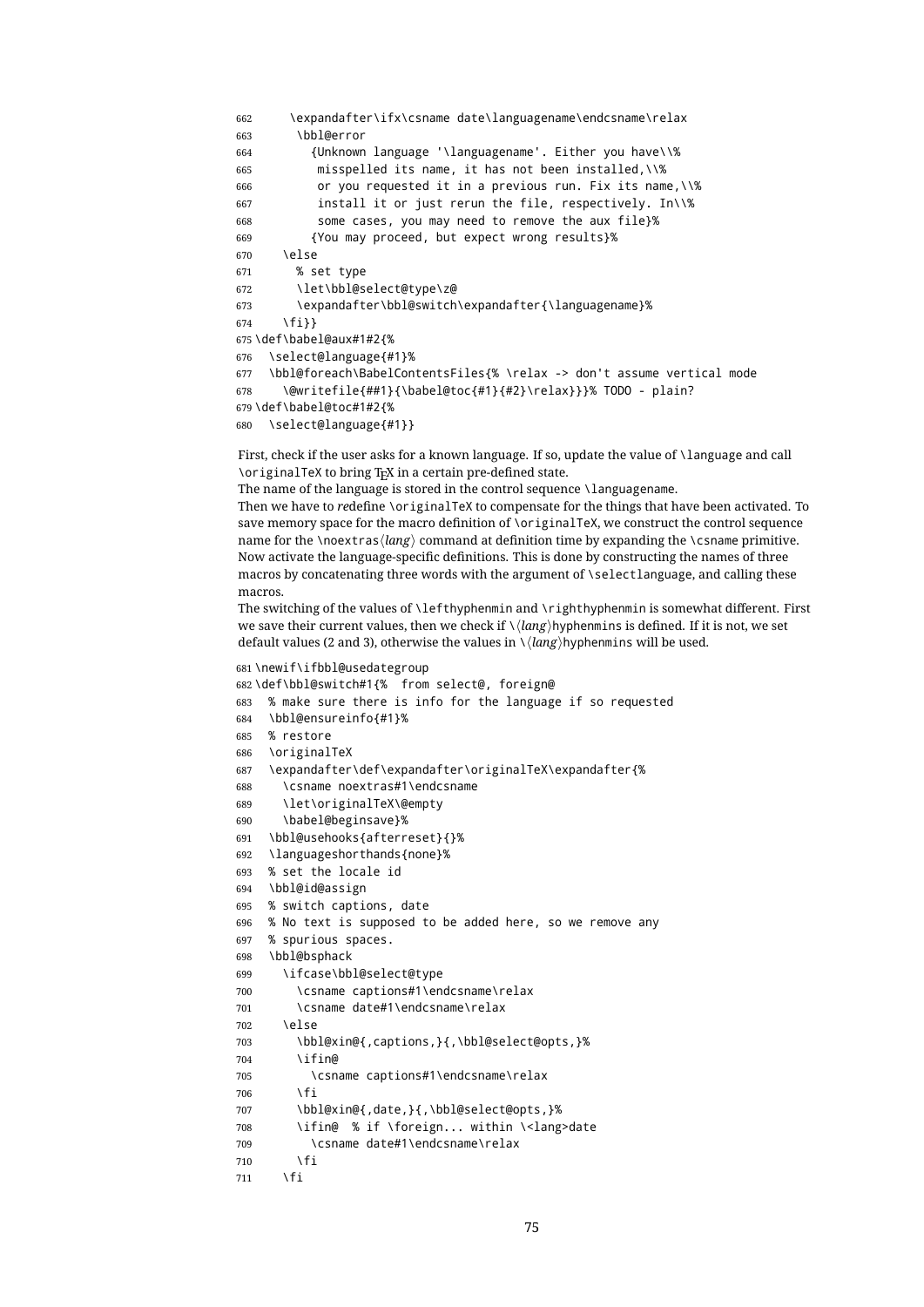```
662     \expandafter\ifx\csname date\languagename\endcsname\relax
663       \bbl@error
664         {Unknown language '\languagename'. Either you have\\%
665          misspelled its name, it has not been installed,\\%
666          or you requested it in a previous run. Fix its name,\\%
667          install it or just rerun the file, respectively. In\\%
668          some cases, you may need to remove the aux file}%
669         {You may proceed, but expect wrong results}%
670     \else
671       % set type
672       \let\bbl@select@type\z@
673       \expandafter\bbl@switch\expandafter{\languagename}%
674     \fi}}
675 \def\babel@aux#1#2{%
676   \select@language{#1}%
677   \bbl@foreach\BabelContentsFiles{% \relax -> don't assume vertical mode
678     \@writefile{##1}{\babel@toc{#1}{#2}\relax}}}% TODO - plain?
679 \def\babel@toc#1#2{%
680   \select@language{#1}}
```

First, check if the user asks for a known language. If so, update the value of `\language` and call `\originalTeX` to bring TeX in a certain pre-defined state.

The name of the language is stored in the control sequence `\languagename`.

Then we have to *re*define `\originalTeX` to compensate for the things that have been activated. To save memory space for the macro definition of `\originalTeX`, we construct the control sequence name for the `\noextras`⟨*lang*⟩ command at definition time by expanding the `\csname` primitive.

Now activate the language-specific definitions. This is done by constructing the names of three macros by concatenating three words with the argument of `\selectlanguage`, and calling these macros.

The switching of the values of `\lefthyphenmin` and `\righthyphenmin` is somewhat different. First we save their current values, then we check if `\`⟨*lang*⟩`hyphenmins` is defined. If it is not, we set default values (2 and 3), otherwise the values in `\`⟨*lang*⟩`hyphenmins` will be used.

```
681 \newif\ifbbl@usedategroup
682 \def\bbl@switch#1{%  from select@, foreign@
683   % make sure there is info for the language if so requested
684   \bbl@ensureinfo{#1}%
685   % restore
686   \originalTeX
687   \expandafter\def\expandafter\originalTeX\expandafter{%
688     \csname noextras#1\endcsname
689     \let\originalTeX\@empty
690     \babel@beginsave}%
691   \bbl@usehooks{afterreset}{}%
692   \languageshorthands{none}%
693   % set the locale id
694   \bbl@id@assign
695   % switch captions, date
696   % No text is supposed to be added here, so we remove any
697   % spurious spaces.
698   \bbl@bsphack
699     \ifcase\bbl@select@type
700       \csname captions#1\endcsname\relax
701       \csname date#1\endcsname\relax
702     \else
703       \bbl@xin@{,captions,}{,\bbl@select@opts,}%
704       \ifin@
705         \csname captions#1\endcsname\relax
706       \fi
707       \bbl@xin@{,date,}{,\bbl@select@opts,}%
708       \ifin@  % if \foreign... within \<lang>date
709         \csname date#1\endcsname\relax
710       \fi
711     \fi
```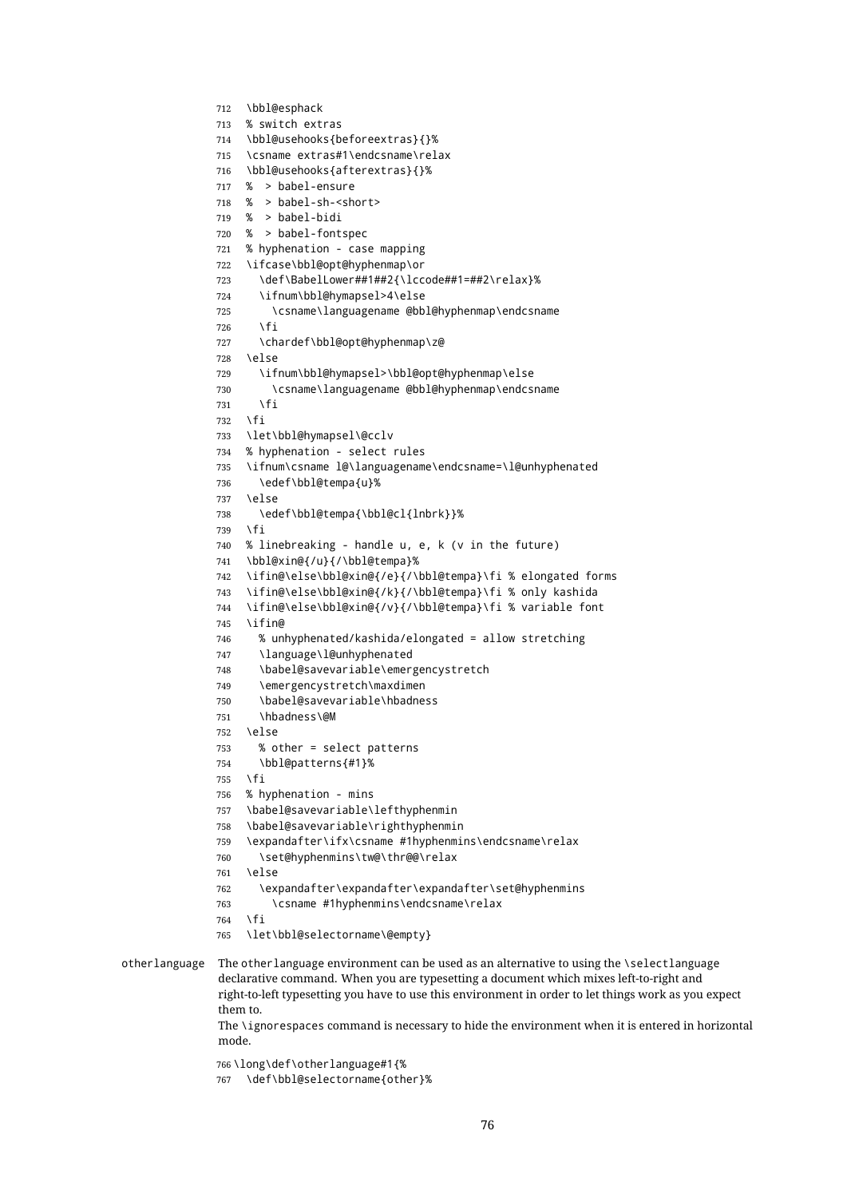```
712   \bbl@esphack
713   % switch extras
714   \bbl@usehooks{beforeextras}{}%
715   \csname extras#1\endcsname\relax
716   \bbl@usehooks{afterextras}{}%
717   %  > babel-ensure
718   %  > babel-sh-<short>
719   %  > babel-bidi
720   %  > babel-fontspec
721   % hyphenation - case mapping
722   \ifcase\bbl@opt@hyphenmap\or
723     \def\BabelLower##1##2{\lccode##1=##2\relax}%
724     \ifnum\bbl@hymapsel>4\else
725       \csname\languagename @bbl@hyphenmap\endcsname
726     \fi
727     \chardef\bbl@opt@hyphenmap\z@
728   \else
729     \ifnum\bbl@hymapsel>\bbl@opt@hyphenmap\else
730       \csname\languagename @bbl@hyphenmap\endcsname
731     \fi
732   \fi
733   \let\bbl@hymapsel\@cclv
734   % hyphenation - select rules
735   \ifnum\csname l@\languagename\endcsname=\l@unhyphenated
736     \edef\bbl@tempa{u}%
737   \else
738     \edef\bbl@tempa{\bbl@cl{lnbrk}}%
739   \fi
740   % linebreaking - handle u, e, k (v in the future)
741   \bbl@xin@{/u}{/\bbl@tempa}%
742   \ifin@\else\bbl@xin@{/e}{/\bbl@tempa}\fi % elongated forms
743   \ifin@\else\bbl@xin@{/k}{/\bbl@tempa}\fi % only kashida
744   \ifin@\else\bbl@xin@{/v}{/\bbl@tempa}\fi % variable font
745   \ifin@
746     % unhyphenated/kashida/elongated = allow stretching
747     \language\l@unhyphenated
748     \babel@savevariable\emergencystretch
749     \emergencystretch\maxdimen
750     \babel@savevariable\hbadness
751     \hbadness\@M
752   \else
753     % other = select patterns
754     \bbl@patterns{#1}%
755   \fi
756   % hyphenation - mins
757   \babel@savevariable\lefthyphenmin
758   \babel@savevariable\righthyphenmin
759   \expandafter\ifx\csname #1hyphenmins\endcsname\relax
760     \set@hyphenmins\tw@\thr@@\relax
761   \else
762     \expandafter\expandafter\expandafter\set@hyphenmins
763       \csname #1hyphenmins\endcsname\relax
764   \fi
765   \let\bbl@selectorname\@empty}
```

`otherlanguage` The otherlanguage environment can be used as an alternative to using the \selectlanguage declarative command. When you are typesetting a document which mixes left-to-right and right-to-left typesetting you have to use this environment in order to let things work as you expect them to.

The \ignorespaces command is necessary to hide the environment when it is entered in horizontal mode.

```
766 \long\def\otherlanguage#1{%
767   \def\bbl@selectorname{other}%
```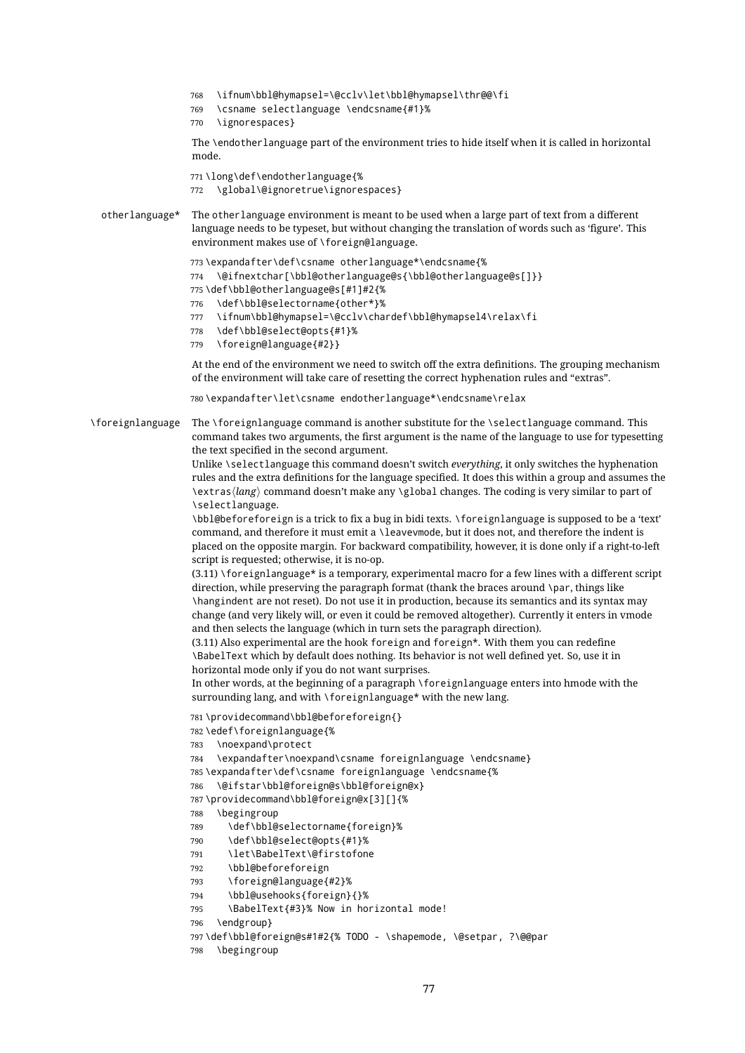```
768   \ifnum\bbl@hymapsel=\@cclv\let\bbl@hymapsel\thr@@\fi
769   \csname selectlanguage \endcsname{#1}%
770   \ignorespaces}
```

The `\endotherlanguage` part of the environment tries to hide itself when it is called in horizontal mode.

```
771 \long\def\endotherlanguage{%
772   \global\@ignoretrue\ignorespaces}
```

**otherlanguage*** The `otherlanguage` environment is meant to be used when a large part of text from a different language needs to be typeset, but without changing the translation of words such as 'figure'. This environment makes use of `\foreign@language`.

```
773 \expandafter\def\csname otherlanguage*\endcsname{%
774   \@ifnextchar[\bbl@otherlanguage@s{\bbl@otherlanguage@s[]}}
775 \def\bbl@otherlanguage@s[#1]#2{%
776   \def\bbl@selectorname{other*}%
777   \ifnum\bbl@hymapsel=\@cclv\chardef\bbl@hymapsel4\relax\fi
778   \def\bbl@select@opts{#1}%
779   \foreign@language{#2}}
```

At the end of the environment we need to switch off the extra definitions. The grouping mechanism of the environment will take care of resetting the correct hyphenation rules and "extras".

```
780 \expandafter\let\csname endotherlanguage*\endcsname\relax
```

**\foreignlanguage** The `\foreignlanguage` command is another substitute for the `\selectlanguage` command. This command takes two arguments, the first argument is the name of the language to use for typesetting the text specified in the second argument.

Unlike `\selectlanguage` this command doesn't switch *everything*, it only switches the hyphenation rules and the extra definitions for the language specified. It does this within a group and assumes the `\extras`⟨*lang*⟩ command doesn't make any `\global` changes. The coding is very similar to part of `\selectlanguage`.

`\bbl@beforeforeign` is a trick to fix a bug in bidi texts. `\foreignlanguage` is supposed to be a 'text' command, and therefore it must emit a `\leavevmode`, but it does not, and therefore the indent is placed on the opposite margin. For backward compatibility, however, it is done only if a right-to-left script is requested; otherwise, it is no-op.

(3.11) `\foreignlanguage*` is a temporary, experimental macro for a few lines with a different script direction, while preserving the paragraph format (thank the braces around `\par`, things like `\hangindent` are not reset). Do not use it in production, because its semantics and its syntax may change (and very likely will, or even it could be removed altogether). Currently it enters in vmode and then selects the language (which in turn sets the paragraph direction).

(3.11) Also experimental are the hook `foreign` and `foreign*`. With them you can redefine `\BabelText` which by default does nothing. Its behavior is not well defined yet. So, use it in horizontal mode only if you do not want surprises.

In other words, at the beginning of a paragraph `\foreignlanguage` enters into hmode with the surrounding lang, and with `\foreignlanguage*` with the new lang.

```
781 \providecommand\bbl@beforeforeign{}
782 \edef\foreignlanguage{%
783   \noexpand\protect
784   \expandafter\noexpand\csname foreignlanguage \endcsname}
785 \expandafter\def\csname foreignlanguage \endcsname{%
786   \@ifstar\bbl@foreign@s\bbl@foreign@x}
787 \providecommand\bbl@foreign@x[3][]{%
788   \begingroup
789     \def\bbl@selectorname{foreign}%
790     \def\bbl@select@opts{#1}%
791     \let\BabelText\@firstofone
792     \bbl@beforeforeign
793     \foreign@language{#2}%
794     \bbl@usehooks{foreign}{}%
795     \BabelText{#3}% Now in horizontal mode!
796   \endgroup}
797 \def\bbl@foreign@s#1#2{% TODO - \shapemode, \@setpar, ?\@@par
798   \begingroup
```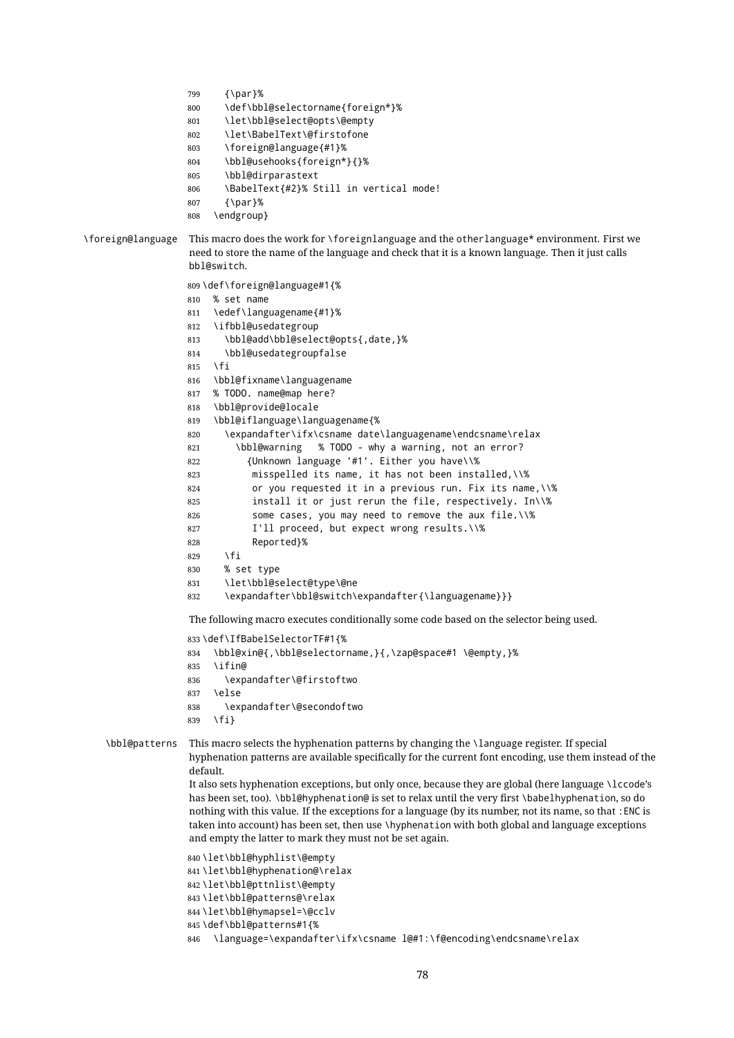```
799     {\par}%
800     \def\bbl@selectorname{foreign*}%
801     \let\bbl@select@opts\@empty
802     \let\BabelText\@firstofone
803     \foreign@language{#1}%
804     \bbl@usehooks{foreign*}{}%
805     \bbl@dirparastext
806     \BabelText{#2}% Still in vertical mode!
807     {\par}%
808   \endgroup}
```

**\foreign@language** This macro does the work for \foreignlanguage and the otherlanguage* environment. First we need to store the name of the language and check that it is a known language. Then it just calls bbl@switch.

```
809 \def\foreign@language#1{%
810   % set name
811   \edef\languagename{#1}%
812   \ifbbl@usedategroup
813     \bbl@add\bbl@select@opts{,date,}%
814     \bbl@usedategroupfalse
815   \fi
816   \bbl@fixname\languagename
817   % TODO. name@map here?
818   \bbl@provide@locale
819   \bbl@iflanguage\languagename{%
820     \expandafter\ifx\csname date\languagename\endcsname\relax
821       \bbl@warning   % TODO - why a warning, not an error?
822         {Unknown language '#1'. Either you have\\%
823          misspelled its name, it has not been installed,\\%
824          or you requested it in a previous run. Fix its name,\\%
825          install it or just rerun the file, respectively. In\\%
826          some cases, you may need to remove the aux file.\\%
827          I'll proceed, but expect wrong results.\\%
828          Reported}%
829     \fi
830     % set type
831     \let\bbl@select@type\@ne
832     \expandafter\bbl@switch\expandafter{\languagename}}}
```

The following macro executes conditionally some code based on the selector being used.

```
833 \def\IfBabelSelectorTF#1{%
834   \bbl@xin@{,\bbl@selectorname,}{,\zap@space#1 \@empty,}%
835   \ifin@
836     \expandafter\@firstoftwo
837   \else
838     \expandafter\@secondoftwo
839   \fi}
```

**\bbl@patterns** This macro selects the hyphenation patterns by changing the \language register. If special hyphenation patterns are available specifically for the current font encoding, use them instead of the default.

It also sets hyphenation exceptions, but only once, because they are global (here language \lccode's has been set, too). \bbl@hyphenation@ is set to relax until the very first \babelhyphenation, so do nothing with this value. If the exceptions for a language (by its number, not its name, so that :ENC is taken into account) has been set, then use \hyphenation with both global and language exceptions and empty the latter to mark they must not be set again.

```
840 \let\bbl@hyphlist\@empty
841 \let\bbl@hyphenation@\relax
842 \let\bbl@pttnlist\@empty
843 \let\bbl@patterns@\relax
844 \let\bbl@hymapsel=\@cclv
845 \def\bbl@patterns#1{%
846   \language=\expandafter\ifx\csname l@#1:\f@encoding\endcsname\relax
```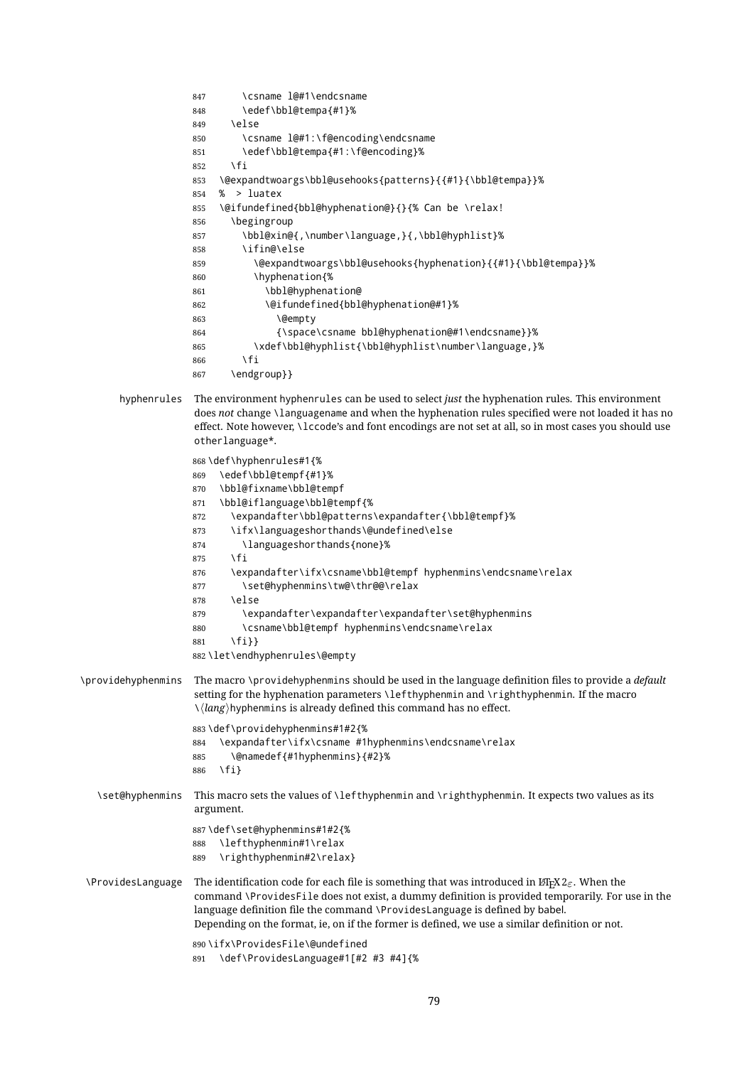```
847       \csname l@#1\endcsname
848       \edef\bbl@tempa{#1}%
849     \else
850       \csname l@#1:\f@encoding\endcsname
851       \edef\bbl@tempa{#1:\f@encoding}%
852     \fi
853   \@expandtwoargs\bbl@usehooks{patterns}{{#1}{\bbl@tempa}}%
854   %  > luatex
855   \@ifundefined{bbl@hyphenation@}{}{% Can be \relax!
856     \begingroup
857       \bbl@xin@{,\number\language,}{,\bbl@hyphlist}%
858       \ifin@\else
859         \@expandtwoargs\bbl@usehooks{hyphenation}{{#1}{\bbl@tempa}}%
860         \hyphenation{%
861           \bbl@hyphenation@
862           \@ifundefined{bbl@hyphenation@#1}%
863             \@empty
864             {\space\csname bbl@hyphenation@#1\endcsname}}%
865         \xdef\bbl@hyphlist{\bbl@hyphlist\number\language,}%
866       \fi
867     \endgroup}}
```

hyphenrules The environment hyphenrules can be used to select *just* the hyphenation rules. This environment does *not* change \languagename and when the hyphenation rules specified were not loaded it has no effect. Note however, \lccode's and font encodings are not set at all, so in most cases you should use otherlanguage*.

```
868 \def\hyphenrules#1{%
869   \edef\bbl@tempf{#1}%
870   \bbl@fixname\bbl@tempf
871   \bbl@iflanguage\bbl@tempf{%
872     \expandafter\bbl@patterns\expandafter{\bbl@tempf}%
873     \ifx\languageshorthands\@undefined\else
874       \languageshorthands{none}%
875     \fi
876     \expandafter\ifx\csname\bbl@tempf hyphenmins\endcsname\relax
877       \set@hyphenmins\tw@\thr@@\relax
878     \else
879       \expandafter\expandafter\expandafter\set@hyphenmins
880       \csname\bbl@tempf hyphenmins\endcsname\relax
881     \fi}}
882 \let\endhyphenrules\@empty
```

\providehyphenmins The macro \providehyphenmins should be used in the language definition files to provide a *default* setting for the hyphenation parameters \lefthyphenmin and \righthyphenmin. If the macro \⟨*lang*⟩hyphenmins is already defined this command has no effect.

```
883 \def\providehyphenmins#1#2{%
884   \expandafter\ifx\csname #1hyphenmins\endcsname\relax
885     \@namedef{#1hyphenmins}{#2}%
886   \fi}
```

\set@hyphenmins This macro sets the values of \lefthyphenmin and \righthyphenmin. It expects two values as its argument.

```
887 \def\set@hyphenmins#1#2{%
888   \lefthyphenmin#1\relax
889   \righthyphenmin#2\relax}
```

\ProvidesLanguage The identification code for each file is something that was introduced in LaTeX $2_\varepsilon$. When the command \ProvidesFile does not exist, a dummy definition is provided temporarily. For use in the language definition file the command \ProvidesLanguage is defined by babel.
Depending on the format, ie, on if the former is defined, we use a similar definition or not.

```
890 \ifx\ProvidesFile\@undefined
891   \def\ProvidesLanguage#1[#2 #3 #4]{%
```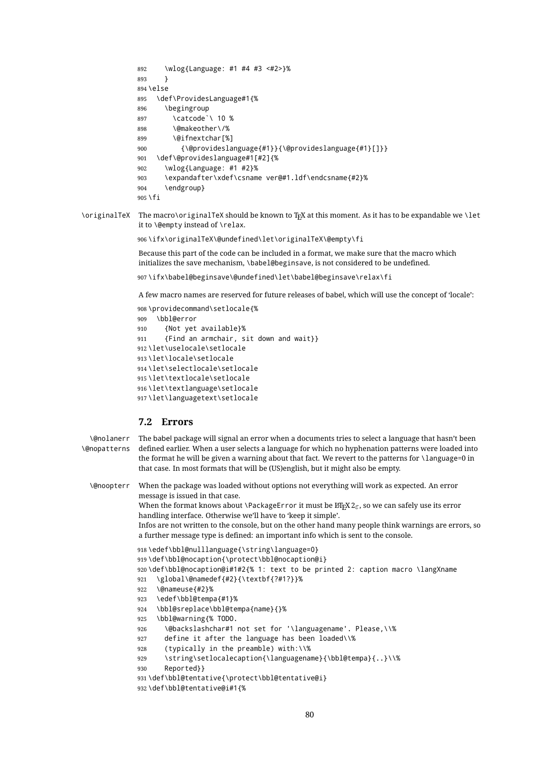```
892     \wlog{Language: #1 #4 #3 <#2>}%
893     }
894 \else
895   \def\ProvidesLanguage#1{%
896     \begingroup
897       \catcode`\ 10 %
898       \@makeother\/%
899       \@ifnextchar[%]
900         {\@provideslanguage{#1}}{\@provideslanguage{#1}[]}}
901   \def\@provideslanguage#1[#2]{%
902     \wlog{Language: #1 #2}%
903     \expandafter\xdef\csname ver@#1.ldf\endcsname{#2}%
904     \endgroup}
905 \fi
```

`\originalTeX` The macro `\originalTeX` should be known to TEX at this moment. As it has to be expandable we `\let` it to `\@empty` instead of `\relax`.

```
906 \ifx\originalTeX\@undefined\let\originalTeX\@empty\fi
```

Because this part of the code can be included in a format, we make sure that the macro which initializes the save mechanism, `\babel@beginsave`, is not considered to be undefined.

```
907 \ifx\babel@beginsave\@undefined\let\babel@beginsave\relax\fi
```

A few macro names are reserved for future releases of babel, which will use the concept of 'locale':

```
908 \providecommand\setlocale{%
909   \bbl@error
910     {Not yet available}%
911     {Find an armchair, sit down and wait}}
912 \let\uselocale\setlocale
913 \let\locale\setlocale
914 \let\selectlocale\setlocale
915 \let\textlocale\setlocale
916 \let\textlanguage\setlocale
917 \let\languagetext\setlocale
```

## 7.2 Errors

`\@nolanerr` `\@nopatterns` The babel package will signal an error when a documents tries to select a language that hasn't been defined earlier. When a user selects a language for which no hyphenation patterns were loaded into the format he will be given a warning about that fact. We revert to the patterns for `\language`=0 in that case. In most formats that will be (US)english, but it might also be empty.

`\@noopterr` When the package was loaded without options not everything will work as expected. An error message is issued in that case.
When the format knows about `\PackageError` it must be LaTeX $2_\varepsilon$, so we can safely use its error handling interface. Otherwise we'll have to 'keep it simple'.
Infos are not written to the console, but on the other hand many people think warnings are errors, so a further message type is defined: an important info which is sent to the console.

```
918 \edef\bbl@nulllanguage{\string\language=0}
919 \def\bbl@nocaption{\protect\bbl@nocaption@i}
920 \def\bbl@nocaption@i#1#2{% 1: text to be printed 2: caption macro \langXname
921   \global\@namedef{#2}{\textbf{?#1?}}%
922   \@nameuse{#2}%
923   \edef\bbl@tempa{#1}%
924   \bbl@sreplace\bbl@tempa{name}{}%
925   \bbl@warning{% TODO.
926     \@backslashchar#1 not set for '\languagename'. Please,\\%
927     define it after the language has been loaded\\%
928     (typically in the preamble) with:\\%
929     \string\setlocalecaption{\languagename}{\bbl@tempa}{..}\\%
930     Reported}}
931 \def\bbl@tentative{\protect\bbl@tentative@i}
932 \def\bbl@tentative@i#1{%
```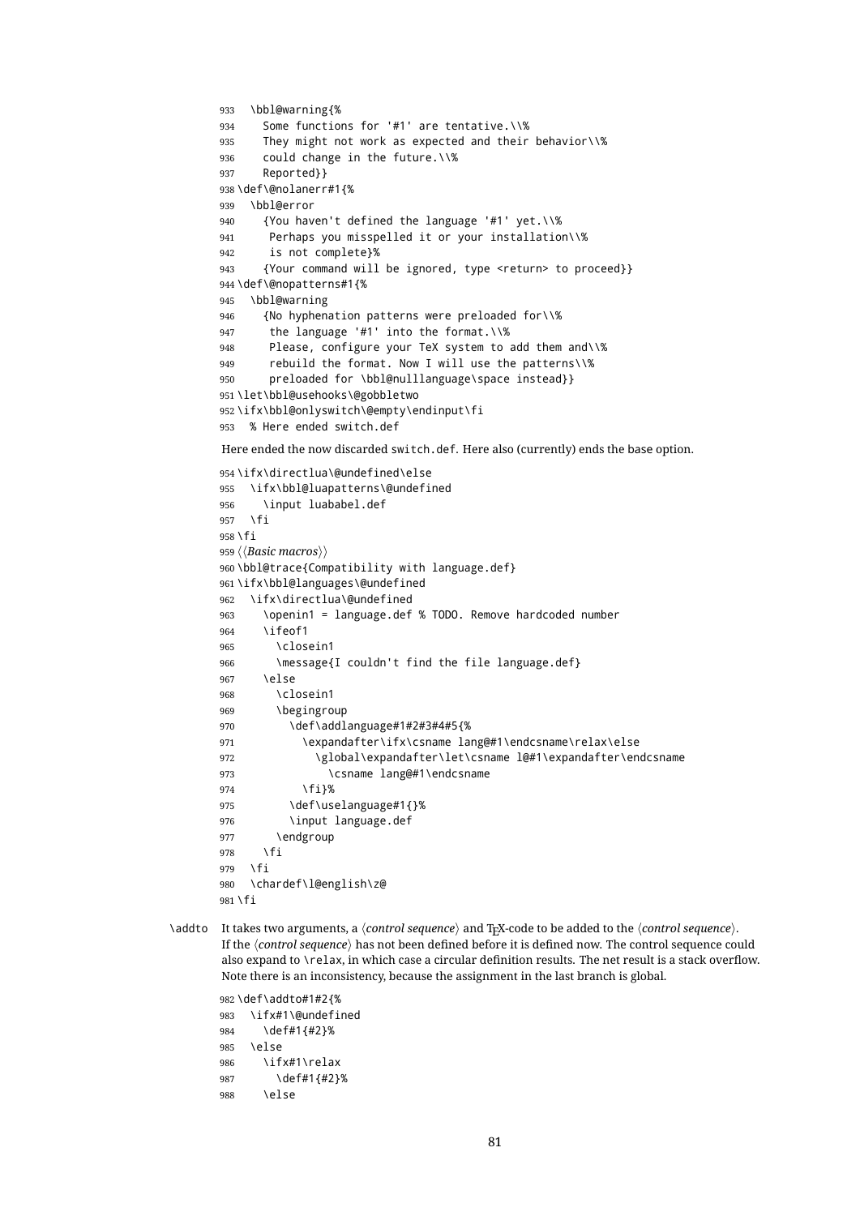```
933   \bbl@warning{%
934     Some functions for '#1' are tentative.\\%
935     They might not work as expected and their behavior\\%
936     could change in the future.\\%
937     Reported}}
938 \def\@nolanerr#1{%
939   \bbl@error
940     {You haven't defined the language '#1' yet.\\%
941      Perhaps you misspelled it or your installation\\%
942      is not complete}%
943     {Your command will be ignored, type <return> to proceed}}
944 \def\@nopatterns#1{%
945   \bbl@warning
946     {No hyphenation patterns were preloaded for\\%
947      the language '#1' into the format.\\%
948      Please, configure your TeX system to add them and\\%
949      rebuild the format. Now I will use the patterns\\%
950      preloaded for \bbl@nulllanguage\space instead}}
951 \let\bbl@usehooks\@gobbletwo
952 \ifx\bbl@onlyswitch\@empty\endinput\fi
953   % Here ended switch.def
```

Here ended the now discarded `switch.def`. Here also (currently) ends the base option.

```
954 \ifx\directlua\@undefined\else
955   \ifx\bbl@luapatterns\@undefined
956     \input luababel.def
957   \fi
958 \fi
959 ⟨⟨Basic macros⟩⟩
960 \bbl@trace{Compatibility with language.def}
961 \ifx\bbl@languages\@undefined
962   \ifx\directlua\@undefined
963     \openin1 = language.def % TODO. Remove hardcoded number
964     \ifeof1
965       \closein1
966       \message{I couldn't find the file language.def}
967     \else
968       \closein1
969       \begingroup
970         \def\addlanguage#1#2#3#4#5{%
971           \expandafter\ifx\csname lang@#1\endcsname\relax\else
972             \global\expandafter\let\csname l@#1\expandafter\endcsname
973               \csname lang@#1\endcsname
974           \fi}%
975         \def\uselanguage#1{}%
976         \input language.def
977       \endgroup
978     \fi
979   \fi
980   \chardef\l@english\z@
981 \fi
```

`\addto` It takes two arguments, a ⟨*control sequence*⟩ and TeX-code to be added to the ⟨*control sequence*⟩. If the ⟨*control sequence*⟩ has not been defined before it is defined now. The control sequence could also expand to `\relax`, in which case a circular definition results. The net result is a stack overflow. Note there is an inconsistency, because the assignment in the last branch is global.

```
982 \def\addto#1#2{%
983   \ifx#1\@undefined
984     \def#1{#2}%
985   \else
986     \ifx#1\relax
987       \def#1{#2}%
988     \else
```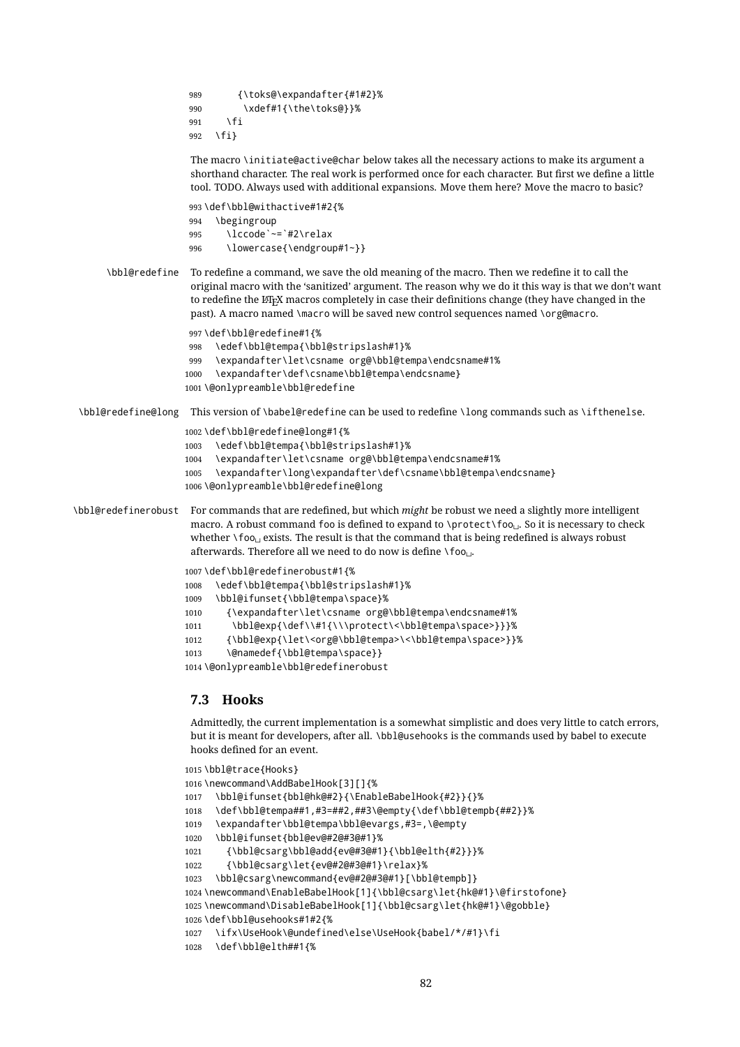```
989       {\toks@\expandafter{#1#2}%
990        \xdef#1{\the\toks@}}%
991     \fi
992   \fi}
```

The macro `\initiate@active@char` below takes all the necessary actions to make its argument a shorthand character. The real work is performed once for each character. But first we define a little tool. TODO. Always used with additional expansions. Move them here? Move the macro to basic?

```
993 \def\bbl@withactive#1#2{%
994   \begingroup
995     \lccode`~=`#2\relax
996     \lowercase{\endgroup#1~}}
```

`\bbl@redefine` To redefine a command, we save the old meaning of the macro. Then we redefine it to call the original macro with the 'sanitized' argument. The reason why we do it this way is that we don't want to redefine the LaTeX macros completely in case their definitions change (they have changed in the past). A macro named `\macro` will be saved new control sequences named `\org@macro`.

```
997 \def\bbl@redefine#1{%
998   \edef\bbl@tempa{\bbl@stripslash#1}%
999   \expandafter\let\csname org@\bbl@tempa\endcsname#1%
1000   \expandafter\def\csname\bbl@tempa\endcsname}
1001 \@onlypreamble\bbl@redefine
```

`\bbl@redefine@long` This version of `\babel@redefine` can be used to redefine `\long` commands such as `\ifthenelse`.

```
1002 \def\bbl@redefine@long#1{%
1003   \edef\bbl@tempa{\bbl@stripslash#1}%
1004   \expandafter\let\csname org@\bbl@tempa\endcsname#1%
1005   \expandafter\long\expandafter\def\csname\bbl@tempa\endcsname}
1006 \@onlypreamble\bbl@redefine@long
```

`\bbl@redefinerobust` For commands that are redefined, but which *might* be robust we need a slightly more intelligent macro. A robust command foo is defined to expand to `\protect\foo␣`. So it is necessary to check whether `\foo␣` exists. The result is that the command that is being redefined is always robust afterwards. Therefore all we need to do now is define `\foo␣`.

```
1007 \def\bbl@redefinerobust#1{%
1008   \edef\bbl@tempa{\bbl@stripslash#1}%
1009   \bbl@ifunset{\bbl@tempa\space}%
1010     {\expandafter\let\csname org@\bbl@tempa\endcsname#1%
1011      \bbl@exp{\def\\#1{\\\protect\<\bbl@tempa\space>}}}%
1012     {\bbl@exp{\let\<org@\bbl@tempa>\<\bbl@tempa\space>}}%
1013     \@namedef{\bbl@tempa\space}}
1014 \@onlypreamble\bbl@redefinerobust
```

### 7.3 Hooks

Admittedly, the current implementation is a somewhat simplistic and does very little to catch errors, but it is meant for developers, after all. `\bbl@usehooks` is the commands used by babel to execute hooks defined for an event.

```
1015 \bbl@trace{Hooks}
1016 \newcommand\AddBabelHook[3][]{%
1017   \bbl@ifunset{bbl@hk@#2}{\EnableBabelHook{#2}}{}%
1018   \def\bbl@tempa##1,#3=##2,##3\@empty{\def\bbl@tempb{##2}}%
1019   \expandafter\bbl@tempa\bbl@evargs,#3=,\@empty
1020   \bbl@ifunset{bbl@ev@#2@#3@#1}%
1021     {\bbl@csarg\bbl@add{ev@#3@#1}{\bbl@elth{#2}}}%
1022     {\bbl@csarg\let{ev@#2@#3@#1}\relax}%
1023   \bbl@csarg\newcommand{ev@#2@#3@#1}[\bbl@tempb]}
1024 \newcommand\EnableBabelHook[1]{\bbl@csarg\let{hk@#1}\@firstofone}
1025 \newcommand\DisableBabelHook[1]{\bbl@csarg\let{hk@#1}\@gobble}
1026 \def\bbl@usehooks#1#2{%
1027   \ifx\UseHook\@undefined\else\UseHook{babel/*/#1}\fi
1028   \def\bbl@elth##1{%
```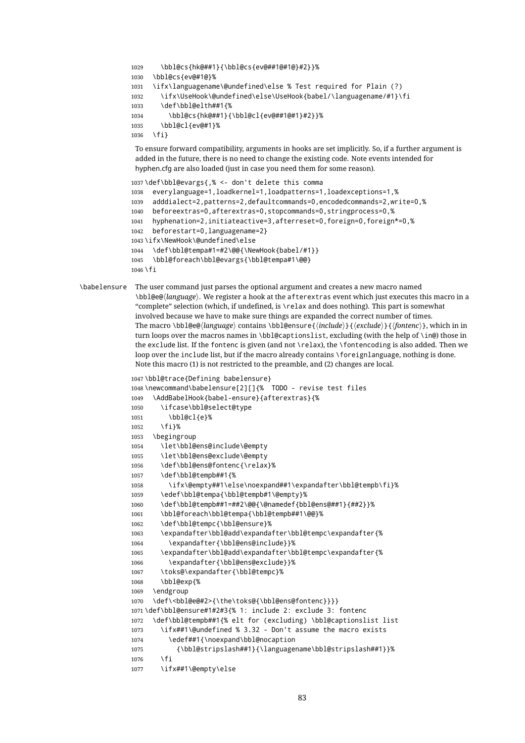```
1029     \bbl@cs{hk@##1}{\bbl@cs{ev@##1@#1@}#2}}%
1030   \bbl@cs{ev@#1@}%
1031   \ifx\languagename\@undefined\else % Test required for Plain (?)
1032     \ifx\UseHook\@undefined\else\UseHook{babel/\languagename/#1}\fi
1033     \def\bbl@elth##1{%
1034       \bbl@cs{hk@##1}{\bbl@cl{ev@##1@#1}#2}}%
1035     \bbl@cl{ev@#1}%
1036   \fi}
```

To ensure forward compatibility, arguments in hooks are set implicitly. So, if a further argument is added in the future, there is no need to change the existing code. Note events intended for hyphen.cfg are also loaded (just in case you need them for some reason).

```
1037 \def\bbl@evargs{,% <- don't delete this comma
1038   everylanguage=1,loadkernel=1,loadpatterns=1,loadexceptions=1,%
1039   adddialect=2,patterns=2,defaultcommands=0,encodedcommands=2,write=0,%
1040   beforeextras=0,afterextras=0,stopcommands=0,stringprocess=0,%
1041   hyphenation=2,initiateactive=3,afterreset=0,foreign=0,foreign*=0,%
1042   beforestart=0,languagename=2}
1043 \ifx\NewHook\@undefined\else
1044   \def\bbl@tempa#1=#2\@@{\NewHook{babel/#1}}
1045   \bbl@foreach\bbl@evargs{\bbl@tempa#1\@@}
1046 \fi
```

\babelensure The user command just parses the optional argument and creates a new macro named \bbl@e@⟨*language*⟩. We register a hook at the afterextras event which just executes this macro in a "complete" selection (which, if undefined, is \relax and does nothing). This part is somewhat involved because we have to make sure things are expanded the correct number of times.
The macro \bbl@e@⟨*language*⟩ contains \bbl@ensure{⟨*include*⟩}{⟨*exclude*⟩}{⟨*fontenc*⟩}, which in in turn loops over the macros names in \bbl@captionslist, excluding (with the help of \in@) those in the exclude list. If the fontenc is given (and not \relax), the \fontencoding is also added. Then we loop over the include list, but if the macro already contains \foreignlanguage, nothing is done. Note this macro (1) is not restricted to the preamble, and (2) changes are local.

```
1047 \bbl@trace{Defining babelensure}
1048 \newcommand\babelensure[2][]{%  TODO - revise test files
1049   \AddBabelHook{babel-ensure}{afterextras}{%
1050     \ifcase\bbl@select@type
1051       \bbl@cl{e}%
1052     \fi}%
1053   \begingroup
1054     \let\bbl@ens@include\@empty
1055     \let\bbl@ens@exclude\@empty
1056     \def\bbl@ens@fontenc{\relax}%
1057     \def\bbl@tempb##1{%
1058       \ifx\@empty##1\else\noexpand##1\expandafter\bbl@tempb\fi}%
1059     \edef\bbl@tempa{\bbl@tempb#1\@empty}%
1060     \def\bbl@tempb##1=##2\@@{\@namedef{bbl@ens@##1}{##2}}%
1061     \bbl@foreach\bbl@tempa{\bbl@tempb##1\@@}%
1062     \def\bbl@tempc{\bbl@ensure}%
1063     \expandafter\bbl@add\expandafter\bbl@tempc\expandafter{%
1064       \expandafter{\bbl@ens@include}}%
1065     \expandafter\bbl@add\expandafter\bbl@tempc\expandafter{%
1066       \expandafter{\bbl@ens@exclude}}%
1067     \toks@\expandafter{\bbl@tempc}%
1068     \bbl@exp{%
1069   \endgroup
1070   \def\<bbl@e@#2>{\the\toks@{\bbl@ens@fontenc}}}}
1071 \def\bbl@ensure#1#2#3{% 1: include 2: exclude 3: fontenc
1072   \def\bbl@tempb##1{% elt for (excluding) \bbl@captionslist list
1073     \ifx##1\@undefined % 3.32 - Don't assume the macro exists
1074       \edef##1{\noexpand\bbl@nocaption
1075         {\bbl@stripslash##1}{\languagename\bbl@stripslash##1}}%
1076     \fi
1077     \ifx##1\@empty\else
```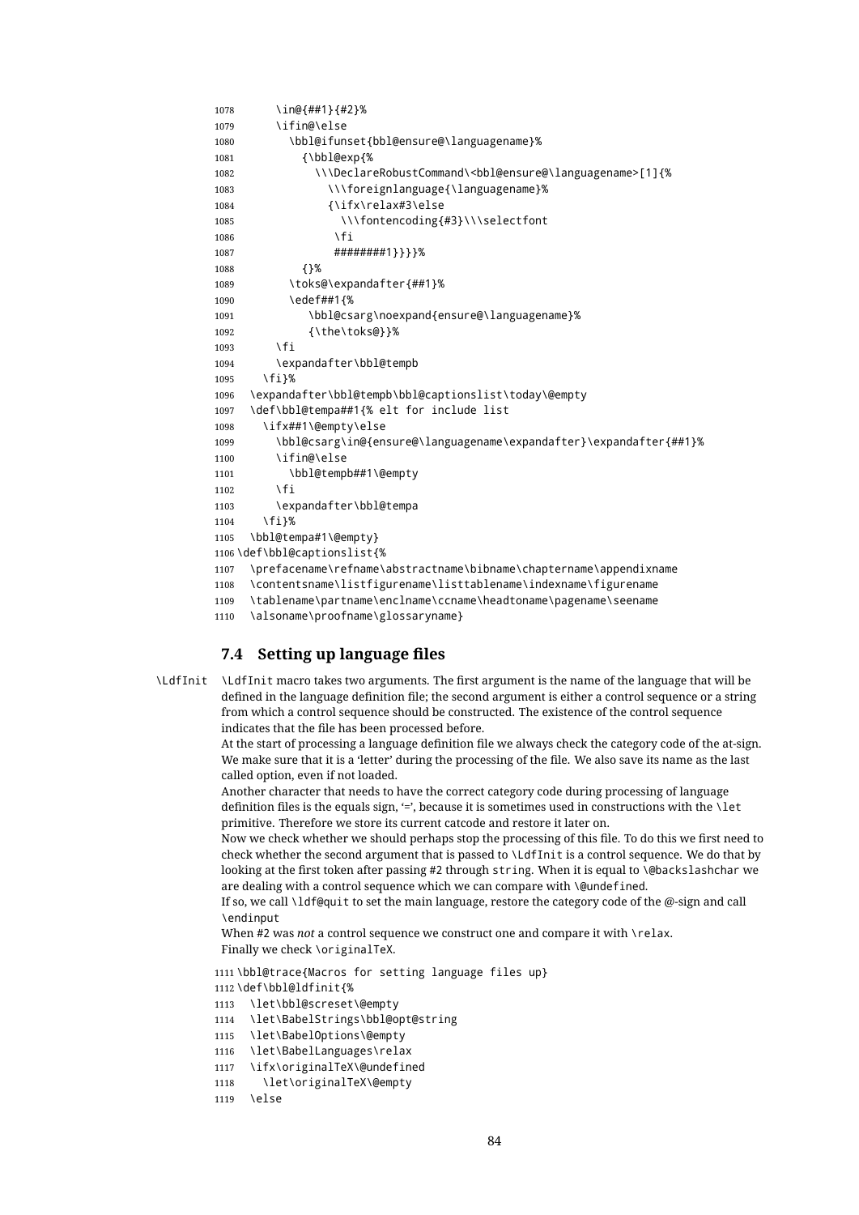```
1078      \in@{##1}{#2}%
1079      \ifin@\else
1080        \bbl@ifunset{bbl@ensure@\languagename}%
1081          {\bbl@exp{%
1082            \\\DeclareRobustCommand\<bbl@ensure@\languagename>[1]{%
1083              \\\foreignlanguage{\languagename}%
1084              {\ifx\relax#3\else
1085                \\\fontencoding{#3}\\\selectfont
1086               \fi
1087               ########1}}}}%
1088          {}%
1089        \toks@\expandafter{##1}%
1090        \edef##1{%
1091           \bbl@csarg\noexpand{ensure@\languagename}%
1092           {\the\toks@}}%
1093      \fi
1094      \expandafter\bbl@tempb
1095    \fi}%
1096  \expandafter\bbl@tempb\bbl@captionslist\today\@empty
1097  \def\bbl@tempa##1{% elt for include list
1098    \ifx##1\@empty\else
1099      \bbl@csarg\in@{ensure@\languagename\expandafter}\expandafter{##1}%
1100      \ifin@\else
1101        \bbl@tempb##1\@empty
1102      \fi
1103      \expandafter\bbl@tempa
1104    \fi}%
1105  \bbl@tempa#1\@empty}
1106 \def\bbl@captionslist{%
1107  \prefacename\refname\abstractname\bibname\chaptername\appendixname
1108  \contentsname\listfigurename\listtablename\indexname\figurename
1109  \tablename\partname\enclname\ccname\headtoname\pagename\seename
1110  \alsoname\proofname\glossaryname}
```

### 7.4 Setting up language files

\LdfInit

\LdfInit macro takes two arguments. The first argument is the name of the language that will be defined in the language definition file; the second argument is either a control sequence or a string from which a control sequence should be constructed. The existence of the control sequence indicates that the file has been processed before.

At the start of processing a language definition file we always check the category code of the at-sign. We make sure that it is a 'letter' during the processing of the file. We also save its name as the last called option, even if not loaded.

Another character that needs to have the correct category code during processing of language definition files is the equals sign, '=', because it is sometimes used in constructions with the \let primitive. Therefore we store its current catcode and restore it later on.

Now we check whether we should perhaps stop the processing of this file. To do this we first need to check whether the second argument that is passed to \LdfInit is a control sequence. We do that by looking at the first token after passing #2 through string. When it is equal to \@backslashchar we are dealing with a control sequence which we can compare with \@undefined.

If so, we call \ldf@quit to set the main language, restore the category code of the @-sign and call \endinput

When #2 was *not* a control sequence we construct one and compare it with \relax.

Finally we check \originalTeX.

```
1111 \bbl@trace{Macros for setting language files up}
1112 \def\bbl@ldfinit{%
1113  \let\bbl@screset\@empty
1114  \let\BabelStrings\bbl@opt@string
1115  \let\BabelOptions\@empty
1116  \let\BabelLanguages\relax
1117  \ifx\originalTeX\@undefined
1118    \let\originalTeX\@empty
1119  \else
```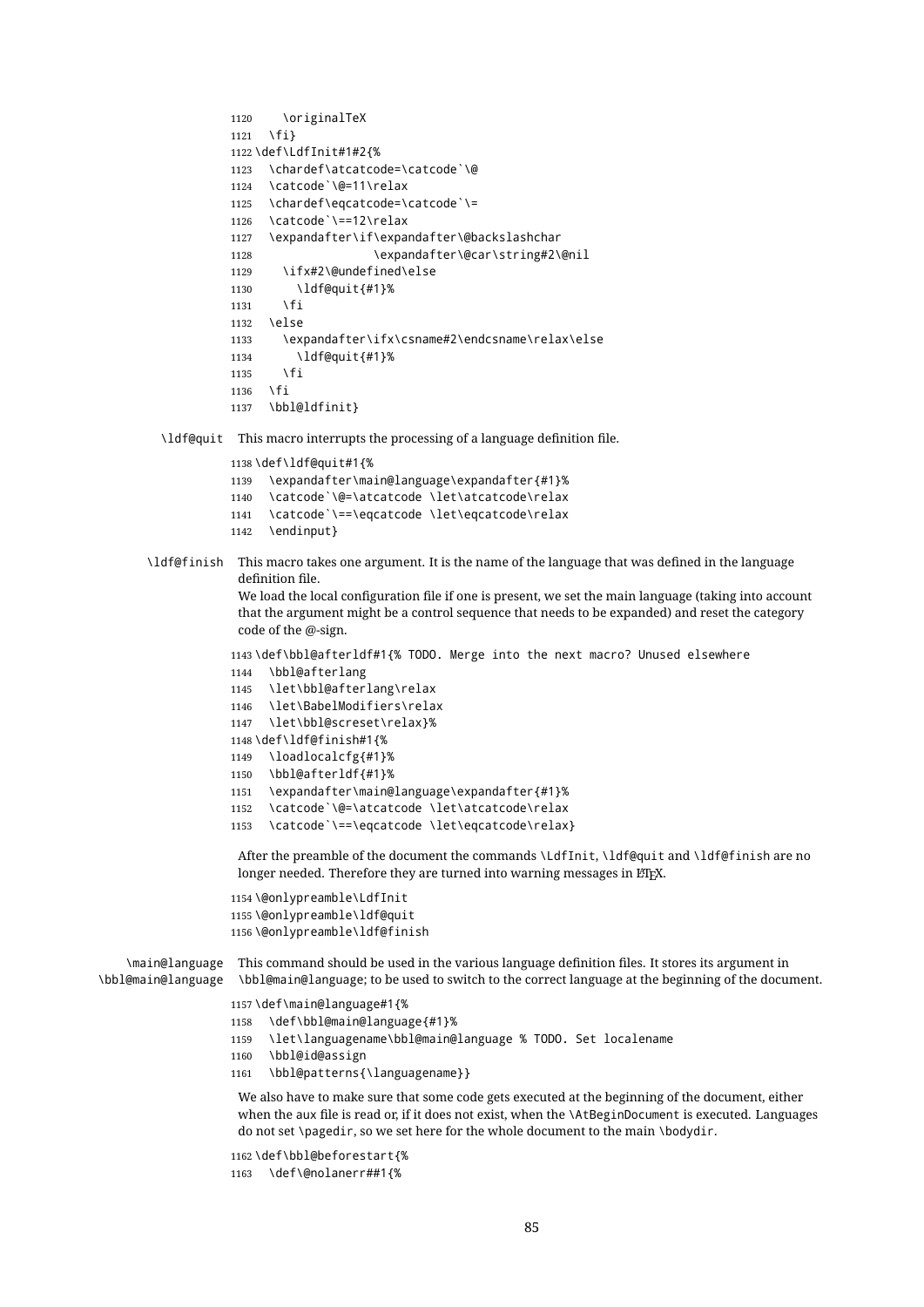```
1120      \originalTeX
1121   \fi}
1122 \def\LdfInit#1#2{%
1123   \chardef\atcatcode=\catcode`\@
1124   \catcode`\@=11\relax
1125   \chardef\eqcatcode=\catcode`\=
1126   \catcode`\==12\relax
1127   \expandafter\if\expandafter\@backslashchar
1128                   \expandafter\@car\string#2\@nil
1129     \ifx#2\@undefined\else
1130       \ldf@quit{#1}%
1131     \fi
1132   \else
1133     \expandafter\ifx\csname#2\endcsname\relax\else
1134       \ldf@quit{#1}%
1135     \fi
1136   \fi
1137   \bbl@ldfinit}
```

`\ldf@quit` This macro interrupts the processing of a language definition file.

```
1138 \def\ldf@quit#1{%
1139   \expandafter\main@language\expandafter{#1}%
1140   \catcode`\@=\atcatcode \let\atcatcode\relax
1141   \catcode`\==\eqcatcode \let\eqcatcode\relax
1142   \endinput}
```

`\ldf@finish` This macro takes one argument. It is the name of the language that was defined in the language definition file.

We load the local configuration file if one is present, we set the main language (taking into account that the argument might be a control sequence that needs to be expanded) and reset the category code of the @-sign.

```
1143 \def\bbl@afterldf#1{% TODO. Merge into the next macro? Unused elsewhere
1144   \bbl@afterlang
1145   \let\bbl@afterlang\relax
1146   \let\BabelModifiers\relax
1147   \let\bbl@screset\relax}%
1148 \def\ldf@finish#1{%
1149   \loadlocalcfg{#1}%
1150   \bbl@afterldf{#1}%
1151   \expandafter\main@language\expandafter{#1}%
1152   \catcode`\@=\atcatcode \let\atcatcode\relax
1153   \catcode`\==\eqcatcode \let\eqcatcode\relax}
```

After the preamble of the document the commands `\LdfInit`, `\ldf@quit` and `\ldf@finish` are no longer needed. Therefore they are turned into warning messages in LaTeX.

```
1154 \@onlypreamble\LdfInit
1155 \@onlypreamble\ldf@quit
1156 \@onlypreamble\ldf@finish
```

`\main@language` `\bbl@main@language` This command should be used in the various language definition files. It stores its argument in `\bbl@main@language`; to be used to switch to the correct language at the beginning of the document.

```
1157 \def\main@language#1{%
1158   \def\bbl@main@language{#1}%
1159   \let\languagename\bbl@main@language % TODO. Set localename
1160   \bbl@id@assign
1161   \bbl@patterns{\languagename}}
```

We also have to make sure that some code gets executed at the beginning of the document, either when the aux file is read or, if it does not exist, when the `\AtBeginDocument` is executed. Languages do not set `\pagedir`, so we set here for the whole document to the main `\bodydir`.

```
1162 \def\bbl@beforestart{%
1163   \def\@nolanerr##1{%
```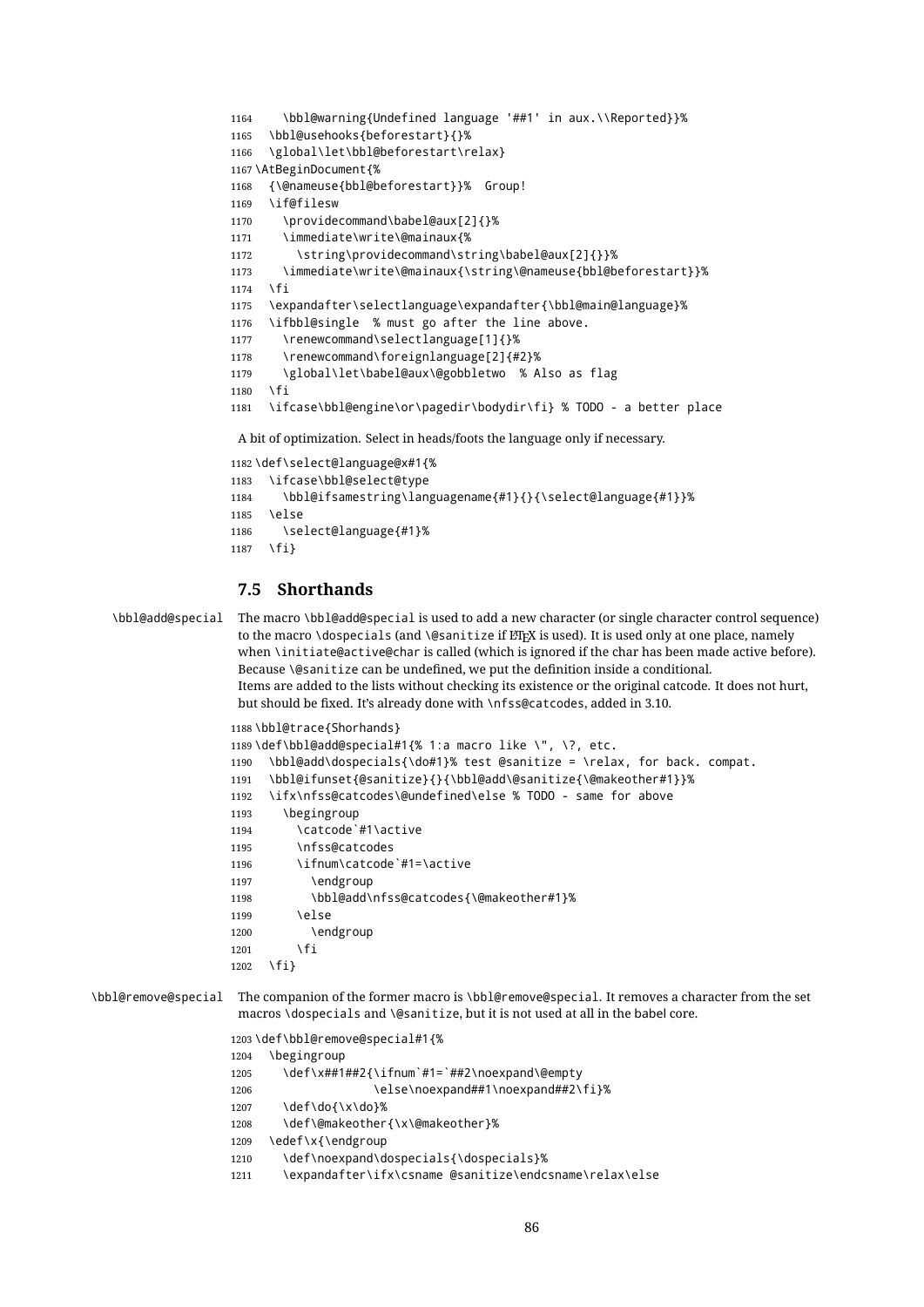```
1164     \bbl@warning{Undefined language '##1' in aux.\\Reported}}%
1165   \bbl@usehooks{beforestart}{}%
1166   \global\let\bbl@beforestart\relax}
1167 \AtBeginDocument{%
1168   {\@nameuse{bbl@beforestart}}%  Group!
1169   \if@filesw
1170     \providecommand\babel@aux[2]{}%
1171     \immediate\write\@mainaux{%
1172       \string\providecommand\string\babel@aux[2]{}}%
1173     \immediate\write\@mainaux{\string\@nameuse{bbl@beforestart}}%
1174   \fi
1175   \expandafter\selectlanguage\expandafter{\bbl@main@language}%
1176   \ifbbl@single  % must go after the line above.
1177     \renewcommand\selectlanguage[1]{}%
1178     \renewcommand\foreignlanguage[2]{#2}%
1179     \global\let\babel@aux\@gobbletwo  % Also as flag
1180   \fi
1181   \ifcase\bbl@engine\or\pagedir\bodydir\fi} % TODO - a better place
```

A bit of optimization. Select in heads/foots the language only if necessary.

```
1182 \def\select@language@x#1{%
1183   \ifcase\bbl@select@type
1184     \bbl@ifsamestring\languagename{#1}{}{\select@language{#1}}%
1185   \else
1186     \select@language{#1}%
1187   \fi}
```

## 7.5 Shorthands

\bbl@add@special The macro \bbl@add@special is used to add a new character (or single character control sequence) to the macro \dospecials (and \@sanitize if LaTeX is used). It is used only at one place, namely when \initiate@active@char is called (which is ignored if the char has been made active before). Because \@sanitize can be undefined, we put the definition inside a conditional.
Items are added to the lists without checking its existence or the original catcode. It does not hurt, but should be fixed. It's already done with \nfss@catcodes, added in 3.10.

```
1188 \bbl@trace{Shorthands}
1189 \def\bbl@add@special#1{% 1:a macro like \", \?, etc.
1190   \bbl@add\dospecials{\do#1}% test @sanitize = \relax, for back. compat.
1191   \bbl@ifunset{@sanitize}{}{\bbl@add\@sanitize{\@makeother#1}}%
1192   \ifx\nfss@catcodes\@undefined\else % TODO - same for above
1193     \begingroup
1194       \catcode`#1\active
1195       \nfss@catcodes
1196       \ifnum\catcode`#1=\active
1197         \endgroup
1198         \bbl@add\nfss@catcodes{\@makeother#1}%
1199       \else
1200         \endgroup
1201       \fi
1202   \fi}
```

\bbl@remove@special The companion of the former macro is \bbl@remove@special. It removes a character from the set macros \dospecials and \@sanitize, but it is not used at all in the babel core.

```
1203 \def\bbl@remove@special#1{%
1204   \begingroup
1205     \def\x##1##2{\ifnum`#1=`##2\noexpand\@empty
1206                  \else\noexpand##1\noexpand##2\fi}%
1207     \def\do{\x\do}%
1208     \def\@makeother{\x\@makeother}%
1209   \edef\x{\endgroup
1210     \def\noexpand\dospecials{\dospecials}%
1211     \expandafter\ifx\csname @sanitize\endcsname\relax\else
```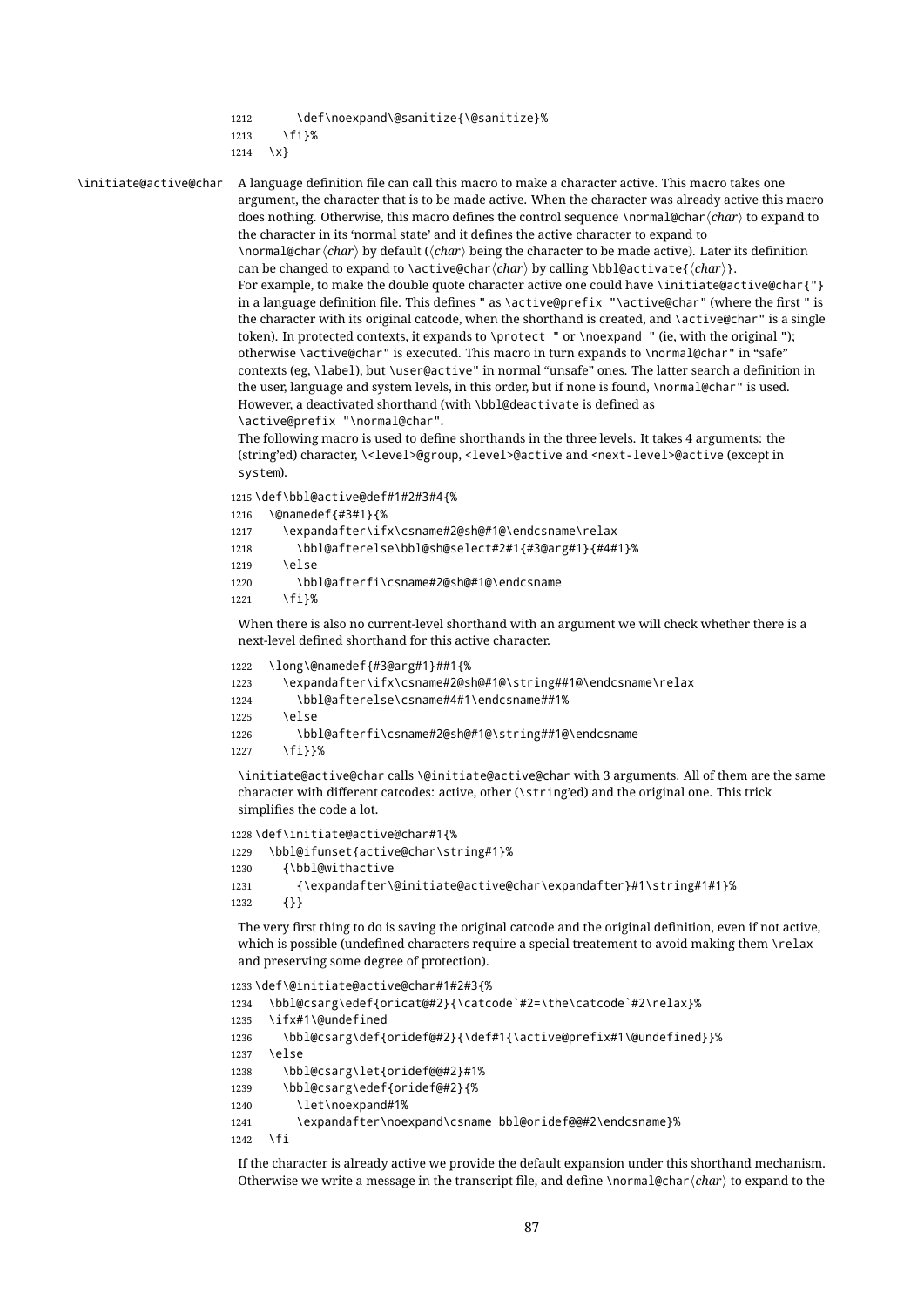```
1212       \def\noexpand\@sanitize{\@sanitize}%
1213     \fi}%
1214   \x}
```

`\initiate@active@char` A language definition file can call this macro to make a character active. This macro takes one argument, the character that is to be made active. When the character was already active this macro does nothing. Otherwise, this macro defines the control sequence `\normal@char`⟨*char*⟩ to expand to the character in its 'normal state' and it defines the active character to expand to `\normal@char`⟨*char*⟩ by default (⟨*char*⟩ being the character to be made active). Later its definition can be changed to expand to `\active@char`⟨*char*⟩ by calling `\bbl@activate{`⟨*char*⟩`}`.

For example, to make the double quote character active one could have `\initiate@active@char{"}` in a language definition file. This defines " as `\active@prefix "\active@char"` (where the first " is the character with its original catcode, when the shorthand is created, and `\active@char"` is a single token). In protected contexts, it expands to `\protect "` or `\noexpand "` (ie, with the original "); otherwise `\active@char"` is executed. This macro in turn expands to `\normal@char"` in "safe" contexts (eg, `\label`), but `\user@active"` in normal "unsafe" ones. The latter search a definition in the user, language and system levels, in this order, but if none is found, `\normal@char"` is used. However, a deactivated shorthand (with `\bbl@deactivate` is defined as `\active@prefix "\normal@char"`.

The following macro is used to define shorthands in the three levels. It takes 4 arguments: the (string'ed) character, `\<level>@group`, `<level>@active` and `<next-level>@active` (except in `system`).

```
1215 \def\bbl@active@def#1#2#3#4{%
1216   \@namedef{#3#1}{%
1217     \expandafter\ifx\csname#2@sh@#1@\endcsname\relax
1218       \bbl@afterelse\bbl@sh@select#2#1{#3@arg#1}{#4#1}%
1219     \else
1220       \bbl@afterfi\csname#2@sh@#1@\endcsname
1221     \fi}%
```

When there is also no current-level shorthand with an argument we will check whether there is a next-level defined shorthand for this active character.

```
1222   \long\@namedef{#3@arg#1}##1{%
1223     \expandafter\ifx\csname#2@sh@#1@\string##1@\endcsname\relax
1224       \bbl@afterelse\csname#4#1\endcsname##1%
1225     \else
1226       \bbl@afterfi\csname#2@sh@#1@\string##1@\endcsname
1227     \fi}}%
```

`\initiate@active@char` calls `\@initiate@active@char` with 3 arguments. All of them are the same character with different catcodes: active, other (`\string`'ed) and the original one. This trick simplifies the code a lot.

```
1228 \def\initiate@active@char#1{%
1229   \bbl@ifunset{active@char\string#1}%
1230     {\bbl@withactive
1231       {\expandafter\@initiate@active@char\expandafter}#1\string#1#1}%
1232     {}}
```

The very first thing to do is saving the original catcode and the original definition, even if not active, which is possible (undefined characters require a special treatement to avoid making them `\relax` and preserving some degree of protection).

```
1233 \def\@initiate@active@char#1#2#3{%
1234   \bbl@csarg\edef{oricat@#2}{\catcode`#2=\the\catcode`#2\relax}%
1235   \ifx#1\@undefined
1236     \bbl@csarg\def{oridef@#2}{\def#1{\active@prefix#1\@undefined}}%
1237   \else
1238     \bbl@csarg\let{oridef@@#2}#1%
1239     \bbl@csarg\edef{oridef@#2}{%
1240       \let\noexpand#1%
1241       \expandafter\noexpand\csname bbl@oridef@@#2\endcsname}%
1242   \fi
```

If the character is already active we provide the default expansion under this shorthand mechanism. Otherwise we write a message in the transcript file, and define `\normal@char`⟨*char*⟩ to expand to the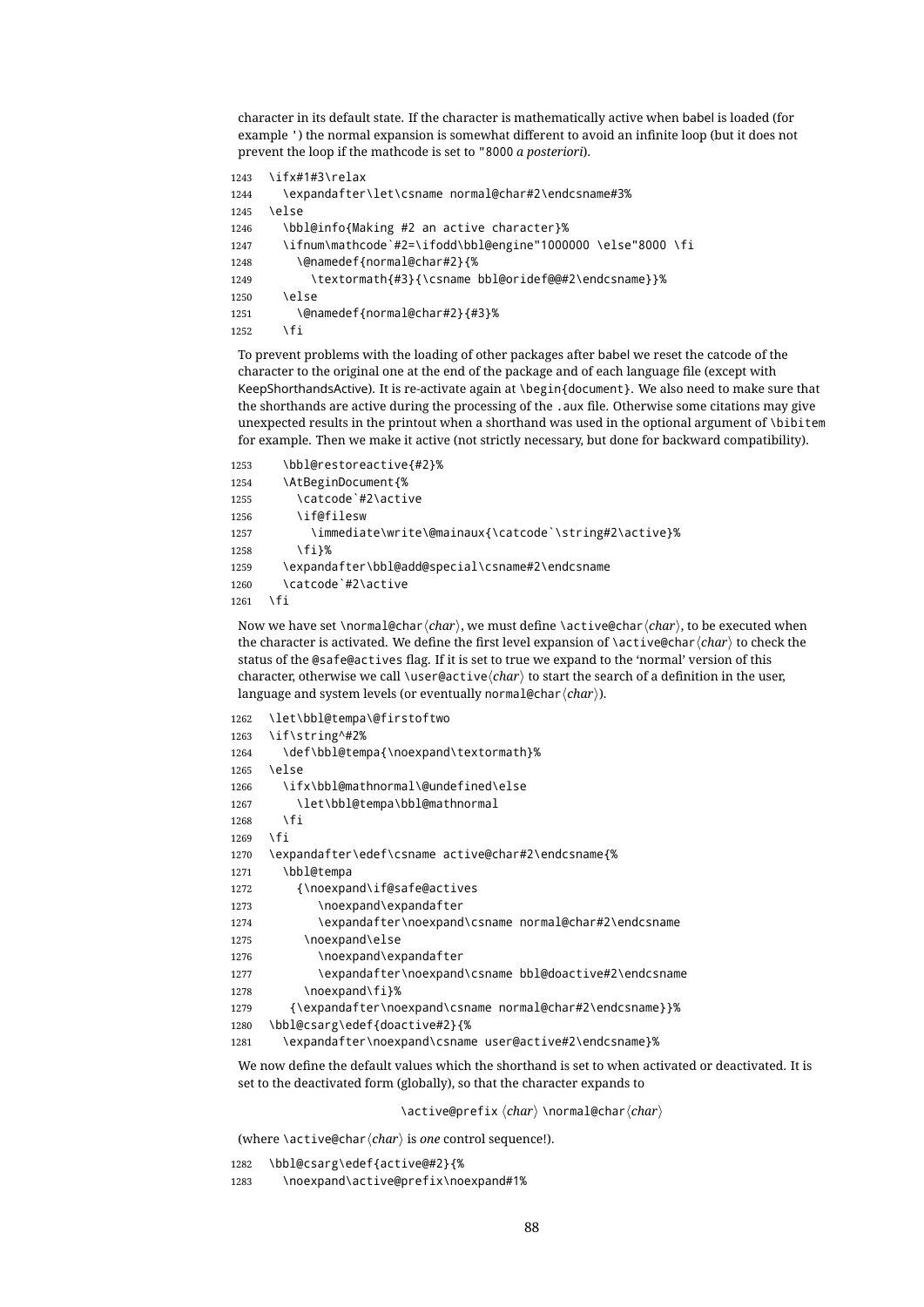character in its default state. If the character is mathematically active when babel is loaded (for example ') the normal expansion is somewhat different to avoid an infinite loop (but it does not prevent the loop if the mathcode is set to "8000 *a posteriori*).

```
1243   \ifx#1#3\relax
1244     \expandafter\let\csname normal@char#2\endcsname#3%
1245   \else
1246     \bbl@info{Making #2 an active character}%
1247     \ifnum\mathcode`#2=\ifodd\bbl@engine"1000000 \else"8000 \fi
1248       \@namedef{normal@char#2}{%
1249         \textormath{#3}{\csname bbl@oridef@@#2\endcsname}}%
1250     \else
1251       \@namedef{normal@char#2}{#3}%
1252     \fi
```

To prevent problems with the loading of other packages after babel we reset the catcode of the character to the original one at the end of the package and of each language file (except with KeepShorthandsActive). It is re-activate again at \begin{document}. We also need to make sure that the shorthands are active during the processing of the .aux file. Otherwise some citations may give unexpected results in the printout when a shorthand was used in the optional argument of \bibitem for example. Then we make it active (not strictly necessary, but done for backward compatibility).

```
1253     \bbl@restoreactive{#2}%
1254     \AtBeginDocument{%
1255       \catcode`#2\active
1256       \if@filesw
1257         \immediate\write\@mainaux{\catcode`\string#2\active}%
1258       \fi}%
1259     \expandafter\bbl@add@special\csname#2\endcsname
1260     \catcode`#2\active
1261   \fi
```

Now we have set \normal@char⟨*char*⟩, we must define \active@char⟨*char*⟩, to be executed when the character is activated. We define the first level expansion of \active@char⟨*char*⟩ to check the status of the @safe@actives flag. If it is set to true we expand to the 'normal' version of this character, otherwise we call \user@active⟨*char*⟩ to start the search of a definition in the user, language and system levels (or eventually normal@char⟨*char*⟩).

```
1262   \let\bbl@tempa\@firstoftwo
1263   \if\string^#2%
1264     \def\bbl@tempa{\noexpand\textormath}%
1265   \else
1266     \ifx\bbl@mathnormal\@undefined\else
1267       \let\bbl@tempa\bbl@mathnormal
1268     \fi
1269   \fi
1270   \expandafter\edef\csname active@char#2\endcsname{%
1271     \bbl@tempa
1272       {\noexpand\if@safe@actives
1273          \noexpand\expandafter
1274          \expandafter\noexpand\csname normal@char#2\endcsname
1275        \noexpand\else
1276          \noexpand\expandafter
1277          \expandafter\noexpand\csname bbl@doactive#2\endcsname
1278        \noexpand\fi}%
1279      {\expandafter\noexpand\csname normal@char#2\endcsname}}%
1280   \bbl@csarg\edef{doactive#2}{%
1281     \expandafter\noexpand\csname user@active#2\endcsname}%
```

We now define the default values which the shorthand is set to when activated or deactivated. It is set to the deactivated form (globally), so that the character expands to

\active@prefix ⟨*char*⟩ \normal@char⟨*char*⟩

(where \active@char⟨*char*⟩ is *one* control sequence!).

```
1282   \bbl@csarg\edef{active@#2}{%
1283     \noexpand\active@prefix\noexpand#1%
```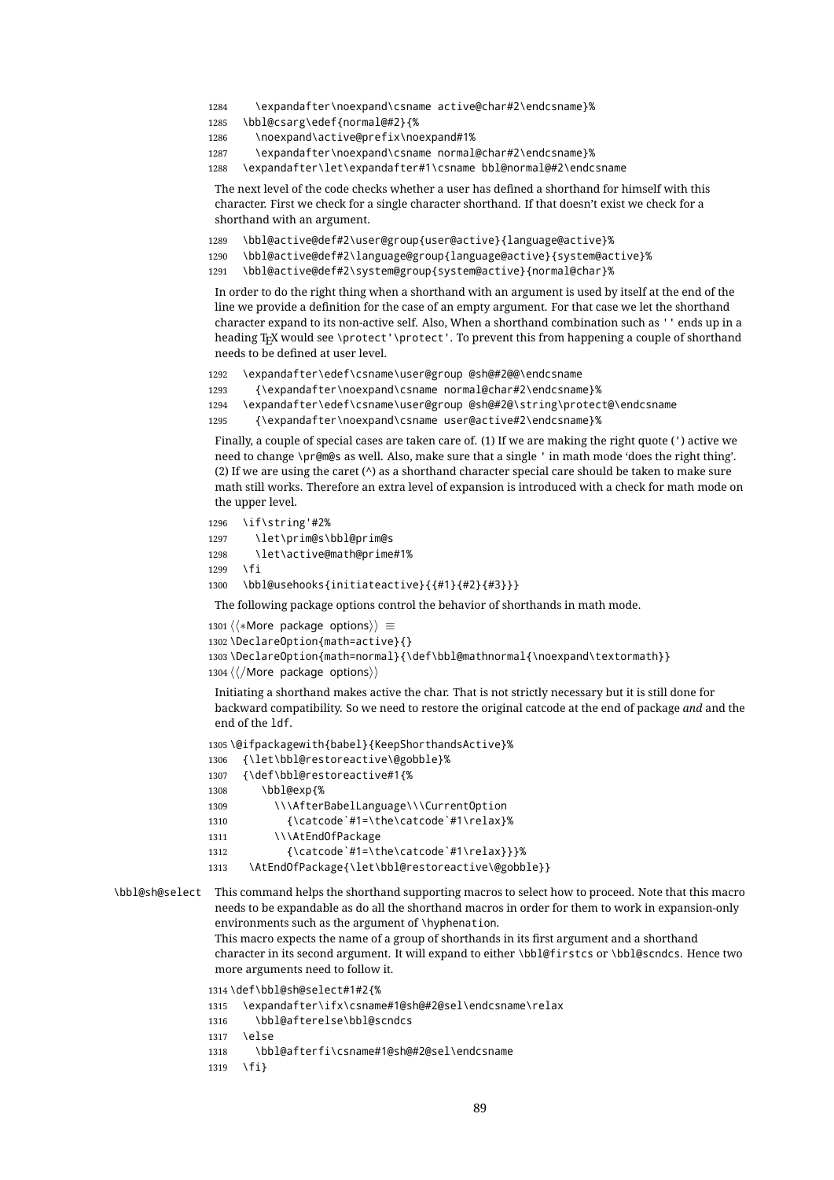```
1284     \expandafter\noexpand\csname active@char#2\endcsname}%
1285   \bbl@csarg\edef{normal@#2}{%
1286     \noexpand\active@prefix\noexpand#1%
1287     \expandafter\noexpand\csname normal@char#2\endcsname}%
1288   \expandafter\let\expandafter#1\csname bbl@normal@#2\endcsname
```

The next level of the code checks whether a user has defined a shorthand for himself with this character. First we check for a single character shorthand. If that doesn't exist we check for a shorthand with an argument.

```
1289   \bbl@active@def#2\user@group{user@active}{language@active}%
1290   \bbl@active@def#2\language@group{language@active}{system@active}%
1291   \bbl@active@def#2\system@group{system@active}{normal@char}%
```

In order to do the right thing when a shorthand with an argument is used by itself at the end of the line we provide a definition for the case of an empty argument. For that case we let the shorthand character expand to its non-active self. Also, When a shorthand combination such as `''` ends up in a heading TEX would see `\protect'\protect'`. To prevent this from happening a couple of shorthand needs to be defined at user level.

```
1292   \expandafter\edef\csname\user@group @sh@#2@@\endcsname
1293     {\expandafter\noexpand\csname normal@char#2\endcsname}%
1294   \expandafter\edef\csname\user@group @sh@#2@\string\protect@\endcsname
1295     {\expandafter\noexpand\csname user@active#2\endcsname}%
```

Finally, a couple of special cases are taken care of. (1) If we are making the right quote (`'`) active we need to change `\pr@m@s` as well. Also, make sure that a single `'` in math mode 'does the right thing'. (2) If we are using the caret (`^`) as a shorthand character special care should be taken to make sure math still works. Therefore an extra level of expansion is introduced with a check for math mode on the upper level.

```
1296   \if\string'#2%
1297     \let\prim@s\bbl@prim@s
1298     \let\active@math@prime#1%
1299   \fi
1300   \bbl@usehooks{initiateactive}{{#1}{#2}{#3}}}
```

The following package options control the behavior of shorthands in math mode.

```
1301 ⟨⟨*More package options⟩⟩ ≡
1302 \DeclareOption{math=active}{}
1303 \DeclareOption{math=normal}{\def\bbl@mathnormal{\noexpand\textormath}}
1304 ⟨⟨/More package options⟩⟩
```

Initiating a shorthand makes active the char. That is not strictly necessary but it is still done for backward compatibility. So we need to restore the original catcode at the end of package *and* and the end of the `ldf`.

```
1305 \@ifpackagewith{babel}{KeepShorthandsActive}%
1306   {\let\bbl@restoreactive\@gobble}%
1307   {\def\bbl@restoreactive#1{%
1308      \bbl@exp{%
1309        \\\AfterBabelLanguage\\\CurrentOption
1310          {\catcode`#1=\the\catcode`#1\relax}%
1311        \\\AtEndOfPackage
1312          {\catcode`#1=\the\catcode`#1\relax}}}%
1313    \AtEndOfPackage{\let\bbl@restoreactive\@gobble}}
```

`\bbl@sh@select` This command helps the shorthand supporting macros to select how to proceed. Note that this macro needs to be expandable as do all the shorthand macros in order for them to work in expansion-only environments such as the argument of `\hyphenation`.

This macro expects the name of a group of shorthands in its first argument and a shorthand character in its second argument. It will expand to either `\bbl@firstcs` or `\bbl@scndcs`. Hence two more arguments need to follow it.

```
1314 \def\bbl@sh@select#1#2{%
1315   \expandafter\ifx\csname#1@sh@#2@sel\endcsname\relax
1316     \bbl@afterelse\bbl@scndcs
1317   \else
1318     \bbl@afterfi\csname#1@sh@#2@sel\endcsname
1319   \fi}
```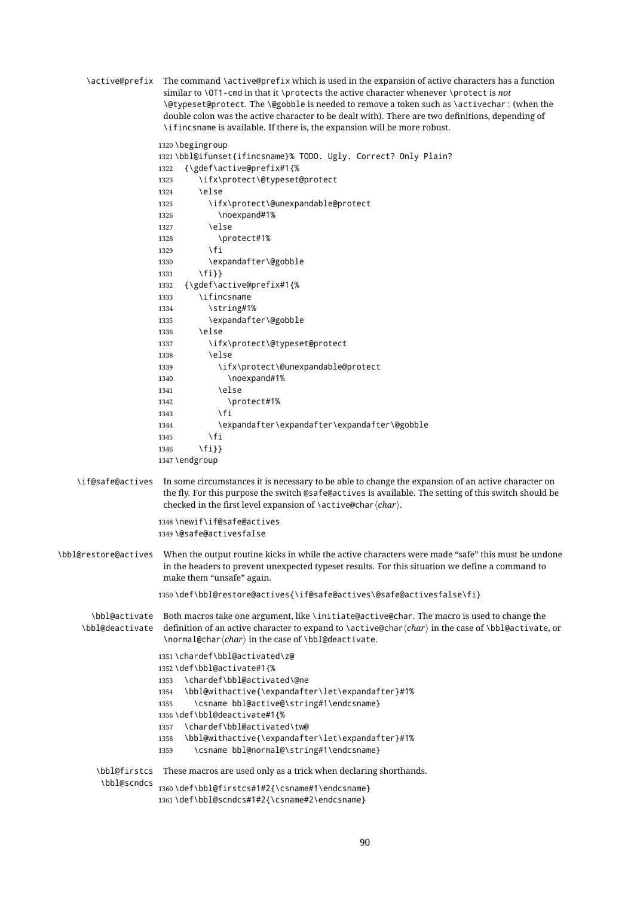\active@prefix The command `\active@prefix` which is used in the expansion of active characters has a function similar to `\OT1-cmd` in that it `\protect`s the active character whenever `\protect` is *not* `\@typeset@protect`. The `\@gobble` is needed to remove a token such as `\activechar:` (when the double colon was the active character to be dealt with). There are two definitions, depending of `\ifincsname` is available. If there is, the expansion will be more robust.

```
1320 \begingroup
1321 \bbl@ifunset{ifincsname}% TODO. Ugly. Correct? Only Plain?
1322   {\gdef\active@prefix#1{%
1323      \ifx\protect\@typeset@protect
1324      \else
1325        \ifx\protect\@unexpandable@protect
1326          \noexpand#1%
1327        \else
1328          \protect#1%
1329        \fi
1330        \expandafter\@gobble
1331      \fi}}
1332   {\gdef\active@prefix#1{%
1333      \ifincsname
1334        \string#1%
1335        \expandafter\@gobble
1336      \else
1337        \ifx\protect\@typeset@protect
1338        \else
1339          \ifx\protect\@unexpandable@protect
1340            \noexpand#1%
1341          \else
1342            \protect#1%
1343          \fi
1344          \expandafter\expandafter\expandafter\@gobble
1345        \fi
1346      \fi}}
1347 \endgroup
```

\if@safe@actives In some circumstances it is necessary to be able to change the expansion of an active character on the fly. For this purpose the switch `@safe@actives` is available. The setting of this switch should be checked in the first level expansion of `\active@char`⟨*char*⟩.

```
1348 \newif\if@safe@actives
1349 \@safe@activesfalse
```

\bbl@restore@actives When the output routine kicks in while the active characters were made "safe" this must be undone in the headers to prevent unexpected typeset results. For this situation we define a command to make them "unsafe" again.

```
1350 \def\bbl@restore@actives{\if@safe@actives\@safe@activesfalse\fi}
```

\bbl@activate \bbl@deactivate Both macros take one argument, like `\initiate@active@char`. The macro is used to change the definition of an active character to expand to `\active@char`⟨*char*⟩ in the case of `\bbl@activate`, or `\normal@char`⟨*char*⟩ in the case of `\bbl@deactivate`.

```
1351 \chardef\bbl@activated\z@
1352 \def\bbl@activate#1{%
1353   \chardef\bbl@activated\@ne
1354   \bbl@withactive{\expandafter\let\expandafter}#1%
1355     \csname bbl@active@\string#1\endcsname}
1356 \def\bbl@deactivate#1{%
1357   \chardef\bbl@activated\tw@
1358   \bbl@withactive{\expandafter\let\expandafter}#1%
1359     \csname bbl@normal@\string#1\endcsname}
```

\bbl@firstcs \bbl@scndcs These macros are used only as a trick when declaring shorthands.

```
1360 \def\bbl@firstcs#1#2{\csname#1\endcsname}
1361 \def\bbl@scndcs#1#2{\csname#2\endcsname}
```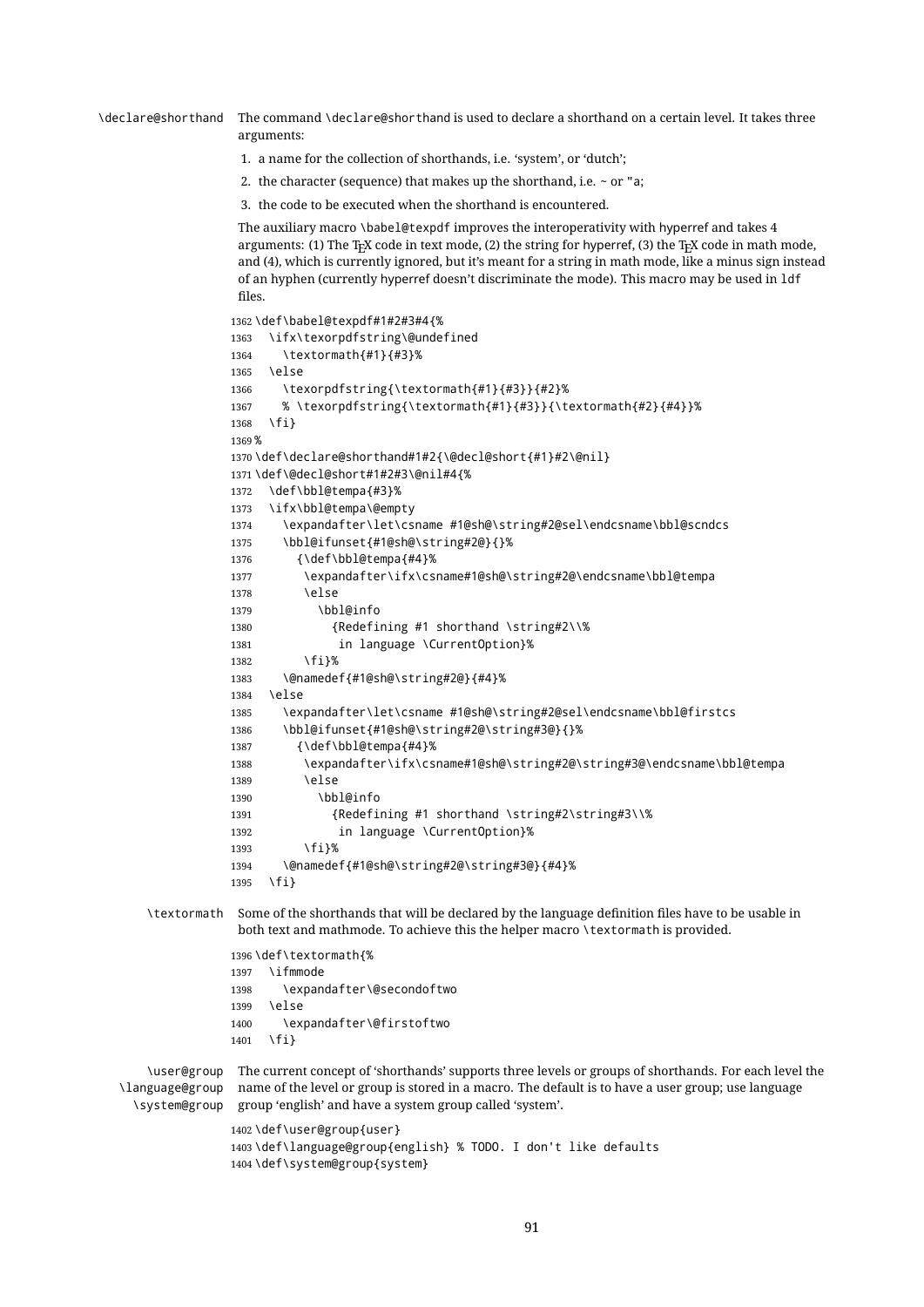\declare@shorthand The command `\declare@shorthand` is used to declare a shorthand on a certain level. It takes three arguments:

1. a name for the collection of shorthands, i.e. 'system', or 'dutch';
2. the character (sequence) that makes up the shorthand, i.e. ~ or "a;
3. the code to be executed when the shorthand is encountered.

The auxiliary macro `\babel@texpdf` improves the interoperativity with hyperref and takes 4 arguments: (1) The TEX code in text mode, (2) the string for hyperref, (3) the TEX code in math mode, and (4), which is currently ignored, but it's meant for a string in math mode, like a minus sign instead of an hyphen (currently hyperref doesn't discriminate the mode). This macro may be used in `ldf` files.

```
1362 \def\babel@texpdf#1#2#3#4{%
1363   \ifx\texorpdfstring\@undefined
1364     \textormath{#1}{#3}%
1365   \else
1366     \texorpdfstring{\textormath{#1}{#3}}{#2}%
1367     % \texorpdfstring{\textormath{#1}{#3}}{\textormath{#2}{#4}}%
1368   \fi}
1369 %
1370 \def\declare@shorthand#1#2{\@decl@short{#1}#2\@nil}
1371 \def\@decl@short#1#2#3\@nil#4{%
1372   \def\bbl@tempa{#3}%
1373   \ifx\bbl@tempa\@empty
1374     \expandafter\let\csname #1@sh@\string#2@sel\endcsname\bbl@scndcs
1375     \bbl@ifunset{#1@sh@\string#2@}{}%
1376       {\def\bbl@tempa{#4}%
1377        \expandafter\ifx\csname#1@sh@\string#2@\endcsname\bbl@tempa
1378        \else
1379          \bbl@info
1380            {Redefining #1 shorthand \string#2\\%
1381             in language \CurrentOption}%
1382        \fi}%
1383     \@namedef{#1@sh@\string#2@}{#4}%
1384   \else
1385     \expandafter\let\csname #1@sh@\string#2@sel\endcsname\bbl@firstcs
1386     \bbl@ifunset{#1@sh@\string#2@\string#3@}{}%
1387       {\def\bbl@tempa{#4}%
1388        \expandafter\ifx\csname#1@sh@\string#2@\string#3@\endcsname\bbl@tempa
1389        \else
1390          \bbl@info
1391            {Redefining #1 shorthand \string#2\string#3\\%
1392             in language \CurrentOption}%
1393        \fi}%
1394     \@namedef{#1@sh@\string#2@\string#3@}{#4}%
1395   \fi}
```

\textormath Some of the shorthands that will be declared by the language definition files have to be usable in both text and mathmode. To achieve this the helper macro `\textormath` is provided.

```
1396 \def\textormath{%
1397   \ifmmode
1398     \expandafter\@secondoftwo
1399   \else
1400     \expandafter\@firstoftwo
1401   \fi}
```

\user@group \language@group \system@group The current concept of 'shorthands' supports three levels or groups of shorthands. For each level the name of the level or group is stored in a macro. The default is to have a user group; use language group 'english' and have a system group called 'system'.

```
1402 \def\user@group{user}
1403 \def\language@group{english} % TODO. I don't like defaults
1404 \def\system@group{system}
```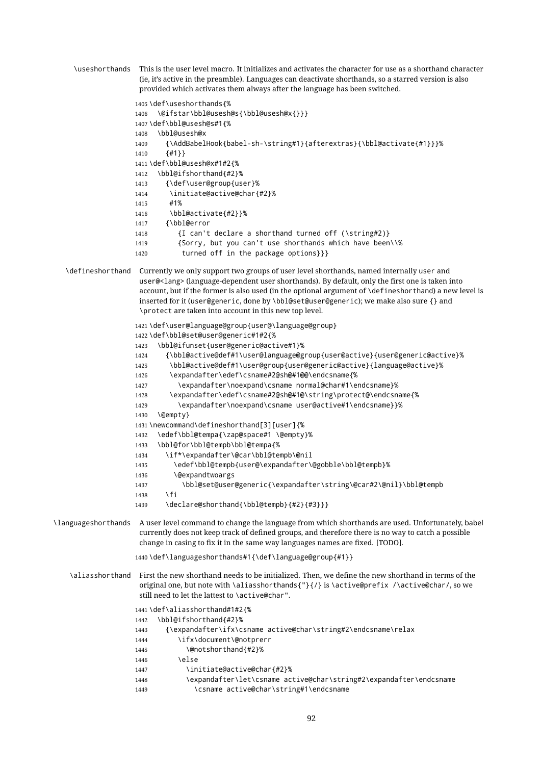\useshorthands This is the user level macro. It initializes and activates the character for use as a shorthand character (ie, it's active in the preamble). Languages can deactivate shorthands, so a starred version is also provided which activates them always after the language has been switched.

```
1405 \def\useshorthands{%
1406   \@ifstar\bbl@usesh@s{\bbl@usesh@x{}}}
1407 \def\bbl@usesh@s#1{%
1408   \bbl@usesh@x
1409     {\AddBabelHook{babel-sh-\string#1}{afterextras}{\bbl@activate{#1}}}%
1410     {#1}}
1411 \def\bbl@usesh@x#1#2{%
1412   \bbl@ifshorthand{#2}%
1413     {\def\user@group{user}%
1414      \initiate@active@char{#2}%
1415      #1%
1416      \bbl@activate{#2}}%
1417     {\bbl@error
1418        {I can't declare a shorthand turned off (\string#2)}
1419        {Sorry, but you can't use shorthands which have been\\%
1420         turned off in the package options}}}
```

\defineshorthand Currently we only support two groups of user level shorthands, named internally user and user@<lang> (language-dependent user shorthands). By default, only the first one is taken into account, but if the former is also used (in the optional argument of \defineshorthand) a new level is inserted for it (user@generic, done by \bbl@set@user@generic); we make also sure {} and \protect are taken into account in this new top level.

```
1421 \def\user@language@group{user@\language@group}
1422 \def\bbl@set@user@generic#1#2{%
1423   \bbl@ifunset{user@generic@active#1}%
1424     {\bbl@active@def#1\user@language@group{user@active}{user@generic@active}%
1425      \bbl@active@def#1\user@group{user@generic@active}{language@active}%
1426      \expandafter\edef\csname#2@sh@#1@@\endcsname{%
1427        \expandafter\noexpand\csname normal@char#1\endcsname}%
1428      \expandafter\edef\csname#2@sh@#1@\string\protect@\endcsname{%
1429        \expandafter\noexpand\csname user@active#1\endcsname}}%
1430   \@empty}
1431 \newcommand\defineshorthand[3][user]{%
1432   \edef\bbl@tempa{\zap@space#1 \@empty}%
1433   \bbl@for\bbl@tempb\bbl@tempa{%
1434     \if*\expandafter\@car\bbl@tempb\@nil
1435       \edef\bbl@tempb{user@\expandafter\@gobble\bbl@tempb}%
1436       \@expandtwoargs
1437         \bbl@set@user@generic{\expandafter\string\@car#2\@nil}\bbl@tempb
1438     \fi
1439     \declare@shorthand{\bbl@tempb}{#2}{#3}}}
```

\languageshorthands A user level command to change the language from which shorthands are used. Unfortunately, babel currently does not keep track of defined groups, and therefore there is no way to catch a possible change in casing to fix it in the same way languages names are fixed. [TODO].

```
1440 \def\languageshorthands#1{\def\language@group{#1}}
```

\aliasshorthand First the new shorthand needs to be initialized. Then, we define the new shorthand in terms of the original one, but note with \aliasshorthands{"}{/} is \active@prefix /\active@char/, so we still need to let the lattest to \active@char".

```
1441 \def\aliasshorthand#1#2{%
1442   \bbl@ifshorthand{#2}%
1443     {\expandafter\ifx\csname active@char\string#2\endcsname\relax
1444        \ifx\document\@notprerr
1445          \@notshorthand{#2}%
1446        \else
1447          \initiate@active@char{#2}%
1448          \expandafter\let\csname active@char\string#2\expandafter\endcsname
1449            \csname active@char\string#1\endcsname
```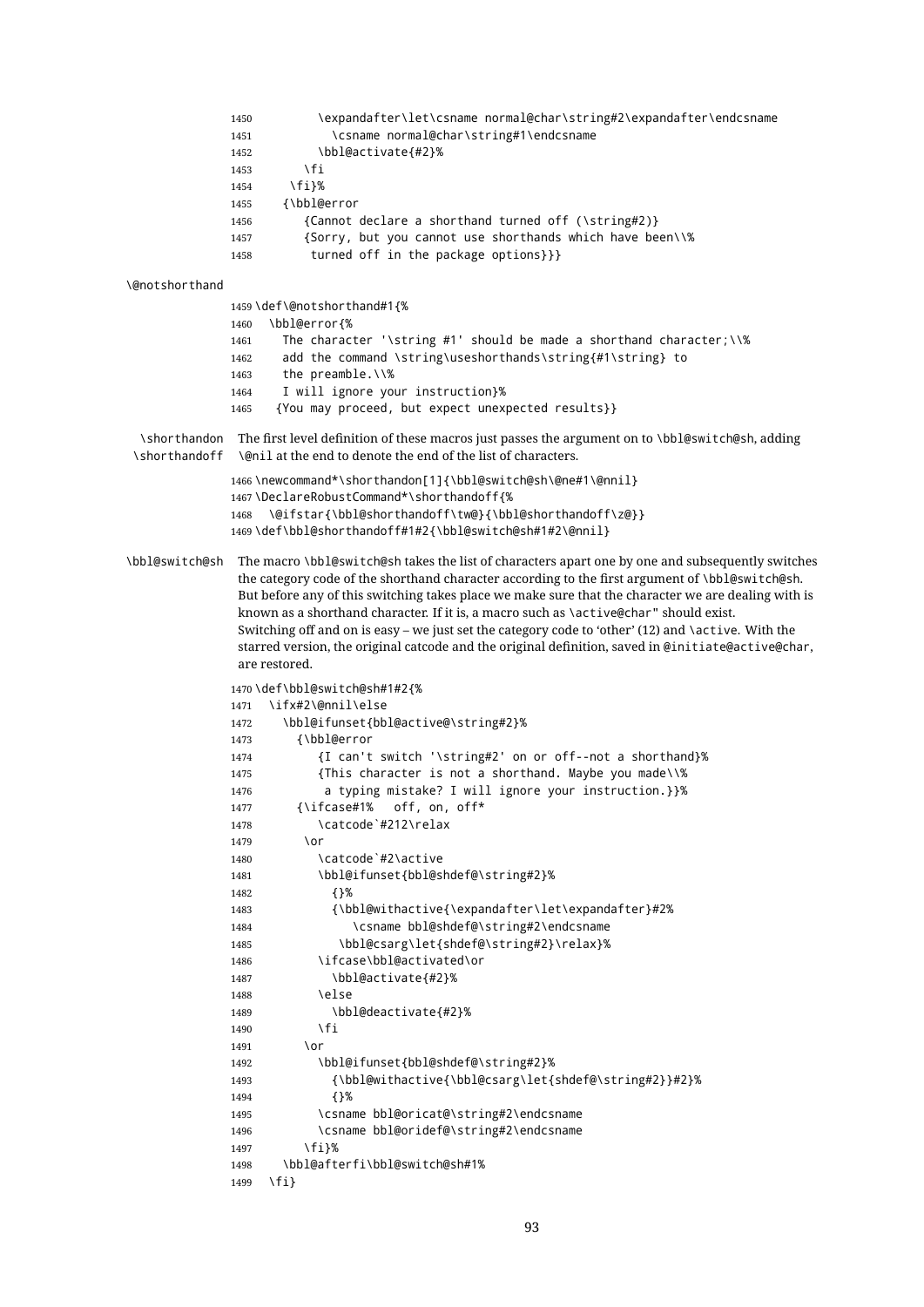```
1450         \expandafter\let\csname normal@char\string#2\expandafter\endcsname
1451           \csname normal@char\string#1\endcsname
1452         \bbl@activate{#2}%
1453       \fi
1454     \fi}%
1455    {\bbl@error
1456       {Cannot declare a shorthand turned off (\string#2)}
1457       {Sorry, but you cannot use shorthands which have been\\%
1458        turned off in the package options}}}
```

\@notshorthand

```
1459 \def\@notshorthand#1{%
1460   \bbl@error{%
1461     The character '\string #1' should be made a shorthand character;\\%
1462     add the command \string\useshorthands\string{#1\string} to
1463     the preamble.\\%
1464     I will ignore your instruction}%
1465    {You may proceed, but expect unexpected results}}
```

\shorthandon \shorthandoff The first level definition of these macros just passes the argument on to \bbl@switch@sh, adding \@nil at the end to denote the end of the list of characters.

```
1466 \newcommand*\shorthandon[1]{\bbl@switch@sh\@ne#1\@nnil}
1467 \DeclareRobustCommand*\shorthandoff{%
1468   \@ifstar{\bbl@shorthandoff\tw@}{\bbl@shorthandoff\z@}}
1469 \def\bbl@shorthandoff#1#2{\bbl@switch@sh#1#2\@nnil}
```

\bbl@switch@sh The macro \bbl@switch@sh takes the list of characters apart one by one and subsequently switches the category code of the shorthand character according to the first argument of \bbl@switch@sh. But before any of this switching takes place we make sure that the character we are dealing with is known as a shorthand character. If it is, a macro such as \active@char" should exist.
Switching off and on is easy – we just set the category code to 'other' (12) and \active. With the starred version, the original catcode and the original definition, saved in @initiate@active@char, are restored.

```
1470 \def\bbl@switch@sh#1#2{%
1471   \ifx#2\@nnil\else
1472     \bbl@ifunset{bbl@active@\string#2}%
1473       {\bbl@error
1474          {I can't switch '\string#2' on or off--not a shorthand}%
1475          {This character is not a shorthand. Maybe you made\\%
1476           a typing mistake? I will ignore your instruction.}}%
1477       {\ifcase#1%   off, on, off*
1478          \catcode`#212\relax
1479        \or
1480          \catcode`#2\active
1481          \bbl@ifunset{bbl@shdef@\string#2}%
1482            {}%
1483            {\bbl@withactive{\expandafter\let\expandafter}#2%
1484               \csname bbl@shdef@\string#2\endcsname
1485             \bbl@csarg\let{shdef@\string#2}\relax}%
1486          \ifcase\bbl@activated\or
1487            \bbl@activate{#2}%
1488          \else
1489            \bbl@deactivate{#2}%
1490          \fi
1491        \or
1492          \bbl@ifunset{bbl@shdef@\string#2}%
1493            {\bbl@withactive{\bbl@csarg\let{shdef@\string#2}}#2}%
1494            {}%
1495          \csname bbl@oricat@\string#2\endcsname
1496          \csname bbl@oridef@\string#2\endcsname
1497        \fi}%
1498     \bbl@afterfi\bbl@switch@sh#1%
1499   \fi}
```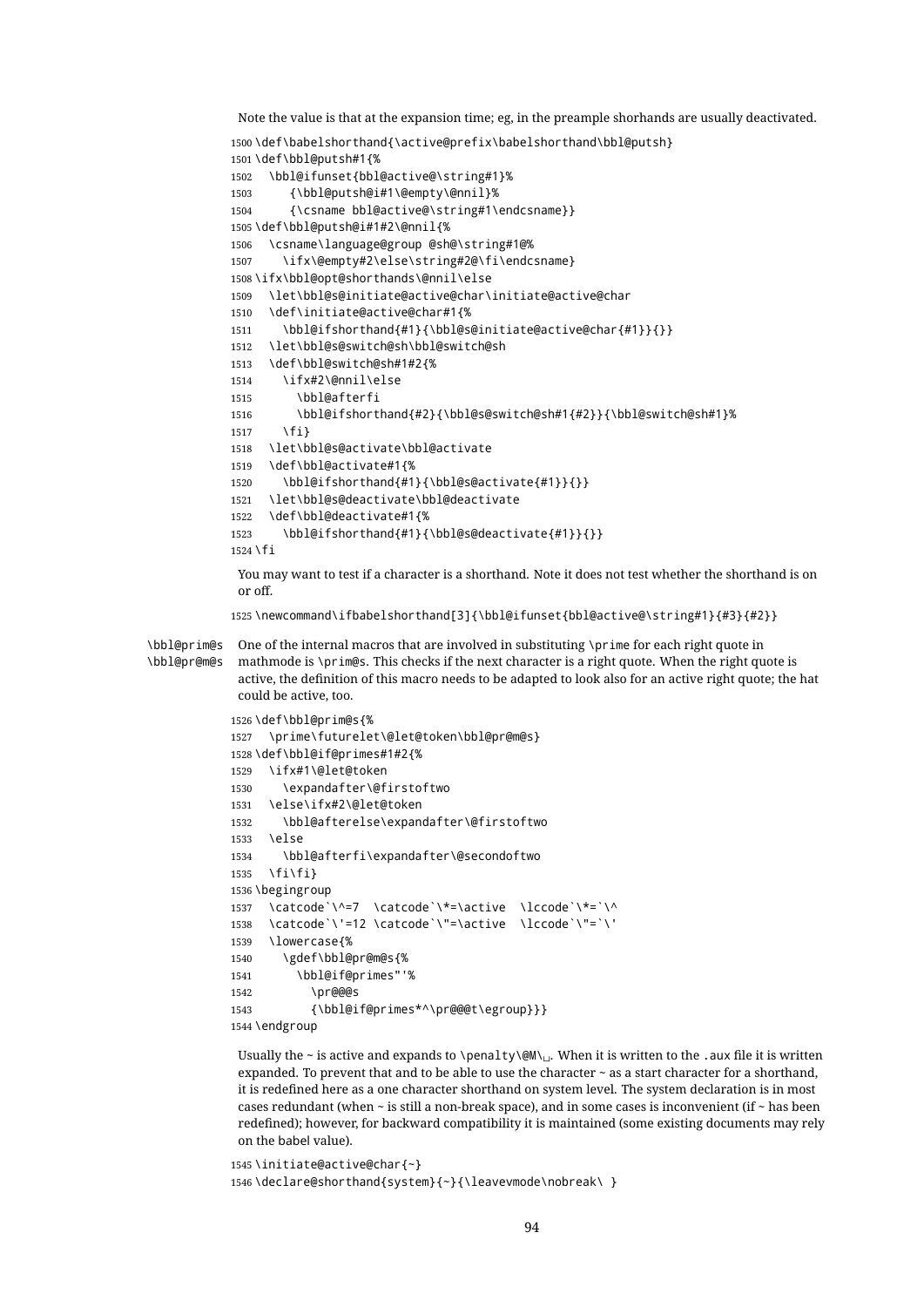Note the value is that at the expansion time; eg, in the preample shorhands are usually deactivated.

```
1500 \def\babelshorthand{\active@prefix\babelshorthand\bbl@putsh}
1501 \def\bbl@putsh#1{%
1502   \bbl@ifunset{bbl@active@\string#1}%
1503      {\bbl@putsh@i#1\@empty\@nnil}%
1504      {\csname bbl@active@\string#1\endcsname}}
1505 \def\bbl@putsh@i#1#2\@nnil{%
1506   \csname\language@group @sh@\string#1@%
1507     \ifx\@empty#2\else\string#2@\fi\endcsname}
1508 \ifx\bbl@opt@shorthands\@nnil\else
1509   \let\bbl@s@initiate@active@char\initiate@active@char
1510   \def\initiate@active@char#1{%
1511     \bbl@ifshorthand{#1}{\bbl@s@initiate@active@char{#1}}{}}
1512   \let\bbl@s@switch@sh\bbl@switch@sh
1513   \def\bbl@switch@sh#1#2{%
1514     \ifx#2\@nnil\else
1515       \bbl@afterfi
1516       \bbl@ifshorthand{#2}{\bbl@s@switch@sh#1{#2}}{\bbl@switch@sh#1}%
1517     \fi}
1518   \let\bbl@s@activate\bbl@activate
1519   \def\bbl@activate#1{%
1520     \bbl@ifshorthand{#1}{\bbl@s@activate{#1}}{}}
1521   \let\bbl@s@deactivate\bbl@deactivate
1522   \def\bbl@deactivate#1{%
1523     \bbl@ifshorthand{#1}{\bbl@s@deactivate{#1}}{}}
1524 \fi
```

You may want to test if a character is a shorthand. Note it does not test whether the shorthand is on or off.

```
1525 \newcommand\ifbabelshorthand[3]{\bbl@ifunset{bbl@active@\string#1}{#3}{#2}}
```

\bbl@prim@s \bbl@pr@m@s One of the internal macros that are involved in substituting \prime for each right quote in mathmode is \prim@s. This checks if the next character is a right quote. When the right quote is active, the definition of this macro needs to be adapted to look also for an active right quote; the hat could be active, too.

```
1526 \def\bbl@prim@s{%
1527   \prime\futurelet\@let@token\bbl@pr@m@s}
1528 \def\bbl@if@primes#1#2{%
1529   \ifx#1\@let@token
1530     \expandafter\@firstoftwo
1531   \else\ifx#2\@let@token
1532     \bbl@afterelse\expandafter\@firstoftwo
1533   \else
1534     \bbl@afterfi\expandafter\@secondoftwo
1535   \fi\fi}
1536 \begingroup
1537   \catcode`\^=7  \catcode`\*=\active  \lccode`\*=`\^
1538   \catcode`\'=12 \catcode`\"=\active  \lccode`\"=`\'
1539   \lowercase{%
1540     \gdef\bbl@pr@m@s{%
1541       \bbl@if@primes"'%
1542         \pr@@@s
1543         {\bbl@if@primes*^\pr@@@t\egroup}}}
1544 \endgroup
```

Usually the ~ is active and expands to \penalty\@M\␣. When it is written to the .aux file it is written expanded. To prevent that and to be able to use the character ~ as a start character for a shorthand, it is redefined here as a one character shorthand on system level. The system declaration is in most cases redundant (when ~ is still a non-break space), and in some cases is inconvenient (if ~ has been redefined); however, for backward compatibility it is maintained (some existing documents may rely on the babel value).

```
1545 \initiate@active@char{~}
1546 \declare@shorthand{system}{~}{\leavevmode\nobreak\ }
```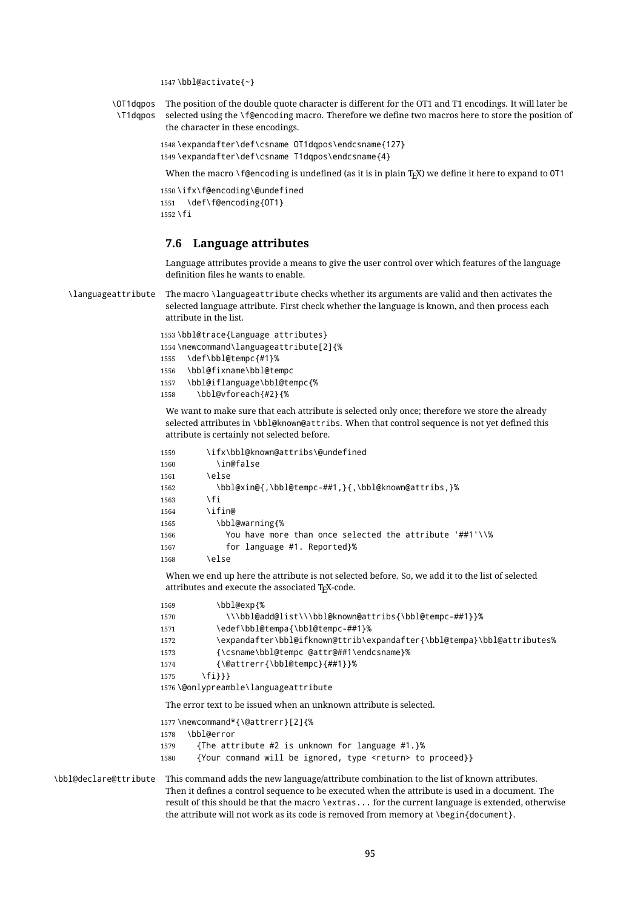```
1547 \bbl@activate{~}
```

\OT1dqpos \T1dqpos The position of the double quote character is different for the OT1 and T1 encodings. It will later be selected using the `\f@encoding` macro. Therefore we define two macros here to store the position of the character in these encodings.

```
1548 \expandafter\def\csname OT1dqpos\endcsname{127}
1549 \expandafter\def\csname T1dqpos\endcsname{4}
```

When the macro `\f@encoding` is undefined (as it is in plain TEX) we define it here to expand to `OT1`

```
1550 \ifx\f@encoding\@undefined
1551   \def\f@encoding{OT1}
1552 \fi
```

### 7.6 Language attributes

Language attributes provide a means to give the user control over which features of the language definition files he wants to enable.

\languageattribute The macro `\languageattribute` checks whether its arguments are valid and then activates the selected language attribute. First check whether the language is known, and then process each attribute in the list.

```
1553 \bbl@trace{Language attributes}
1554 \newcommand\languageattribute[2]{%
1555   \def\bbl@tempc{#1}%
1556   \bbl@fixname\bbl@tempc
1557   \bbl@iflanguage\bbl@tempc{%
1558     \bbl@vforeach{#2}{%
```

We want to make sure that each attribute is selected only once; therefore we store the already selected attributes in `\bbl@known@attribs`. When that control sequence is not yet defined this attribute is certainly not selected before.

```
1559       \ifx\bbl@known@attribs\@undefined
1560         \in@false
1561       \else
1562         \bbl@xin@{,\bbl@tempc-##1,}{,\bbl@known@attribs,}%
1563       \fi
1564       \ifin@
1565         \bbl@warning{%
1566           You have more than once selected the attribute '##1'\\%
1567           for language #1. Reported}%
1568       \else
```

When we end up here the attribute is not selected before. So, we add it to the list of selected attributes and execute the associated TEX-code.

```
1569         \bbl@exp{%
1570           \\\bbl@add@list\\\bbl@known@attribs{\bbl@tempc-##1}}%
1571         \edef\bbl@tempa{\bbl@tempc-##1}%
1572         \expandafter\bbl@ifknown@ttrib\expandafter{\bbl@tempa}\bbl@attributes%
1573         {\csname\bbl@tempc @attr@##1\endcsname}%
1574         {\@attrerr{\bbl@tempc}{##1}}%
1575      \fi}}}
1576 \@onlypreamble\languageattribute
```

The error text to be issued when an unknown attribute is selected.

```
1577 \newcommand*{\@attrerr}[2]{%
1578   \bbl@error
1579     {The attribute #2 is unknown for language #1.}%
1580     {Your command will be ignored, type <return> to proceed}}
```

\bbl@declare@ttribute This command adds the new language/attribute combination to the list of known attributes. Then it defines a control sequence to be executed when the attribute is used in a document. The result of this should be that the macro `\extras...` for the current language is extended, otherwise the attribute will not work as its code is removed from memory at `\begin{document}`.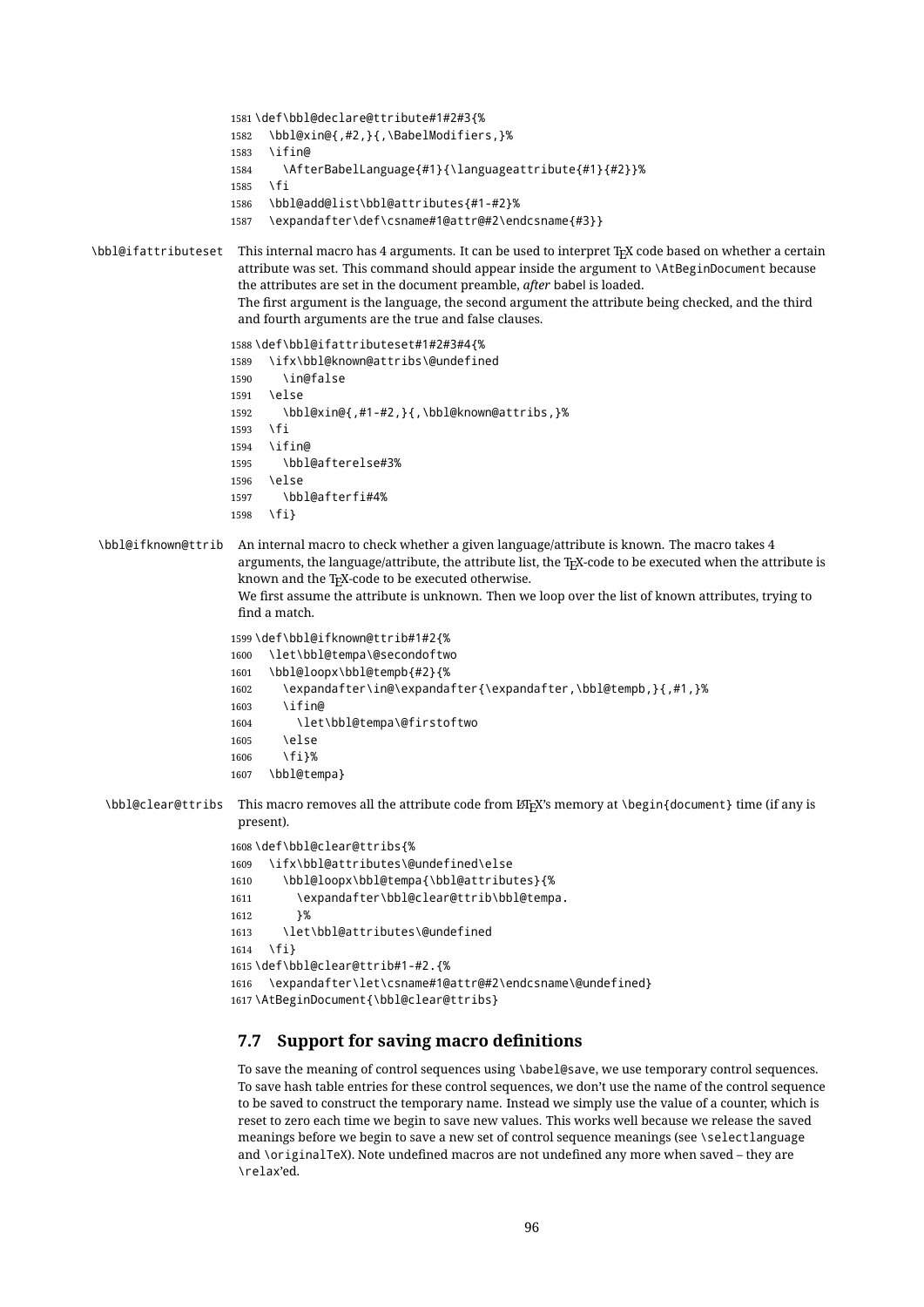```
1581 \def\bbl@declare@ttribute#1#2#3{%
1582   \bbl@xin@{,#2,}{,\BabelModifiers,}%
1583   \ifin@
1584     \AfterBabelLanguage{#1}{\languageattribute{#1}{#2}}%
1585   \fi
1586   \bbl@add@list\bbl@attributes{#1-#2}%
1587   \expandafter\def\csname#1@attr@#2\endcsname{#3}}
```

`\bbl@ifattributeset` This internal macro has 4 arguments. It can be used to interpret TEX code based on whether a certain attribute was set. This command should appear inside the argument to `\AtBeginDocument` because the attributes are set in the document preamble, *after* babel is loaded.

The first argument is the language, the second argument the attribute being checked, and the third and fourth arguments are the true and false clauses.

```
1588 \def\bbl@ifattributeset#1#2#3#4{%
1589   \ifx\bbl@known@attribs\@undefined
1590     \in@false
1591   \else
1592     \bbl@xin@{,#1-#2,}{,\bbl@known@attribs,}%
1593   \fi
1594   \ifin@
1595     \bbl@afterelse#3%
1596   \else
1597     \bbl@afterfi#4%
1598   \fi}
```

`\bbl@ifknown@ttrib` An internal macro to check whether a given language/attribute is known. The macro takes 4 arguments, the language/attribute, the attribute list, the TEX-code to be executed when the attribute is known and the TEX-code to be executed otherwise.

We first assume the attribute is unknown. Then we loop over the list of known attributes, trying to find a match.

```
1599 \def\bbl@ifknown@ttrib#1#2{%
1600   \let\bbl@tempa\@secondoftwo
1601   \bbl@loopx\bbl@tempb{#2}{%
1602     \expandafter\in@\expandafter{\expandafter,\bbl@tempb,}{,#1,}%
1603     \ifin@
1604       \let\bbl@tempa\@firstoftwo
1605     \else
1606     \fi}%
1607   \bbl@tempa}
```

`\bbl@clear@ttribs` This macro removes all the attribute code from LATEX's memory at `\begin{document}` time (if any is present).

```
1608 \def\bbl@clear@ttribs{%
1609   \ifx\bbl@attributes\@undefined\else
1610     \bbl@loopx\bbl@tempa{\bbl@attributes}{%
1611       \expandafter\bbl@clear@ttrib\bbl@tempa.
1612       }%
1613     \let\bbl@attributes\@undefined
1614   \fi}
1615 \def\bbl@clear@ttrib#1-#2.{%
1616   \expandafter\let\csname#1@attr@#2\endcsname\@undefined}
1617 \AtBeginDocument{\bbl@clear@ttribs}
```

## 7.7 Support for saving macro definitions

To save the meaning of control sequences using `\babel@save`, we use temporary control sequences. To save hash table entries for these control sequences, we don't use the name of the control sequence to be saved to construct the temporary name. Instead we simply use the value of a counter, which is reset to zero each time we begin to save new values. This works well because we release the saved meanings before we begin to save a new set of control sequence meanings (see `\selectlanguage` and `\originalTeX`). Note undefined macros are not undefined any more when saved – they are `\relax`'ed.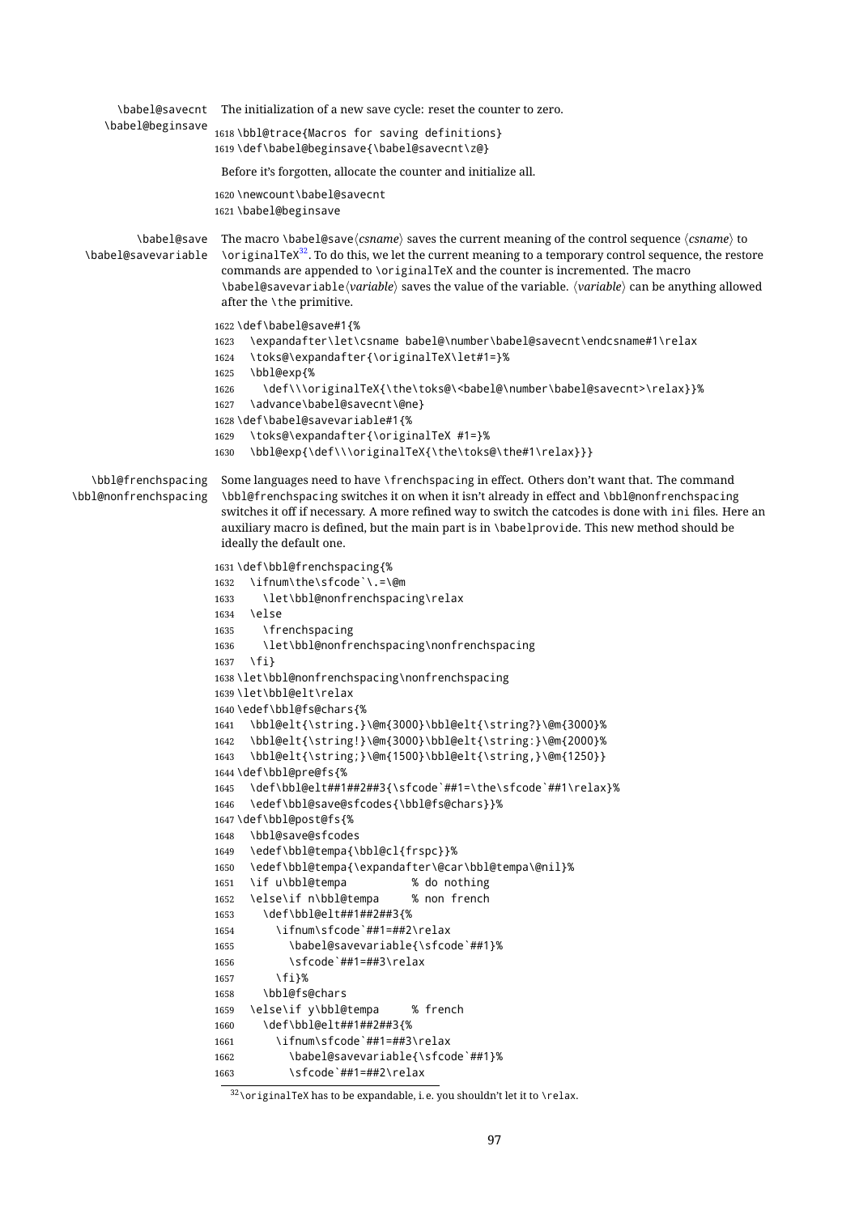**\babel@savecnt**
**\babel@beginsave**

The initialization of a new save cycle: reset the counter to zero.

```
1618 \bbl@trace{Macros for saving definitions}
1619 \def\babel@beginsave{\babel@savecnt\z@}
```

Before it's forgotten, allocate the counter and initialize all.

```
1620 \newcount\babel@savecnt
1621 \babel@beginsave
```

**\babel@save**
**\babel@savevariable**

The macro \babel@save⟨*csname*⟩ saves the current meaning of the control sequence ⟨*csname*⟩ to \originalTeX[32]. To do this, we let the current meaning to a temporary control sequence, the restore commands are appended to \originalTeX and the counter is incremented. The macro \babel@savevariable⟨*variable*⟩ saves the value of the variable. ⟨*variable*⟩ can be anything allowed after the \the primitive.

```
1622 \def\babel@save#1{%
1623   \expandafter\let\csname babel@\number\babel@savecnt\endcsname#1\relax
1624   \toks@\expandafter{\originalTeX\let#1=}%
1625   \bbl@exp{%
1626     \def\\\originalTeX{\the\toks@\<babel@\number\babel@savecnt>\relax}}%
1627   \advance\babel@savecnt\@ne}
1628 \def\babel@savevariable#1{%
1629   \toks@\expandafter{\originalTeX #1=}%
1630   \bbl@exp{\def\\\originalTeX{\the\toks@\the#1\relax}}}
```

**\bbl@frenchspacing**
**\bbl@nonfrenchspacing**

Some languages need to have \frenchspacing in effect. Others don't want that. The command \bbl@frenchspacing switches it on when it isn't already in effect and \bbl@nonfrenchspacing switches it off if necessary. A more refined way to switch the catcodes is done with ini files. Here an auxiliary macro is defined, but the main part is in \babelprovide. This new method should be ideally the default one.

```
1631 \def\bbl@frenchspacing{%
1632   \ifnum\the\sfcode`\.=\@m
1633     \let\bbl@nonfrenchspacing\relax
1634   \else
1635     \frenchspacing
1636     \let\bbl@nonfrenchspacing\nonfrenchspacing
1637   \fi}
1638 \let\bbl@nonfrenchspacing\nonfrenchspacing
1639 \let\bbl@elt\relax
1640 \edef\bbl@fs@chars{%
1641   \bbl@elt{\string.}\@m{3000}\bbl@elt{\string?}\@m{3000}%
1642   \bbl@elt{\string!}\@m{3000}\bbl@elt{\string:}\@m{2000}%
1643   \bbl@elt{\string;}\@m{1500}\bbl@elt{\string,}\@m{1250}}
1644 \def\bbl@pre@fs{%
1645   \def\bbl@elt##1##2##3{\sfcode`##1=\the\sfcode`##1\relax}%
1646   \edef\bbl@save@sfcodes{\bbl@fs@chars}}%
1647 \def\bbl@post@fs{%
1648   \bbl@save@sfcodes
1649   \edef\bbl@tempa{\bbl@cl{frspc}}%
1650   \edef\bbl@tempa{\expandafter\@car\bbl@tempa\@nil}%
1651   \if u\bbl@tempa          % do nothing
1652   \else\if n\bbl@tempa     % non french
1653     \def\bbl@elt##1##2##3{%
1654       \ifnum\sfcode`##1=##2\relax
1655         \babel@savevariable{\sfcode`##1}%
1656         \sfcode`##1=##3\relax
1657       \fi}%
1658     \bbl@fs@chars
1659   \else\if y\bbl@tempa     % french
1660     \def\bbl@elt##1##2##3{%
1661       \ifnum\sfcode`##1=##3\relax
1662         \babel@savevariable{\sfcode`##1}%
1663         \sfcode`##1=##2\relax
```

[32] \originalTeX has to be expandable, i. e. you shouldn't let it to \relax.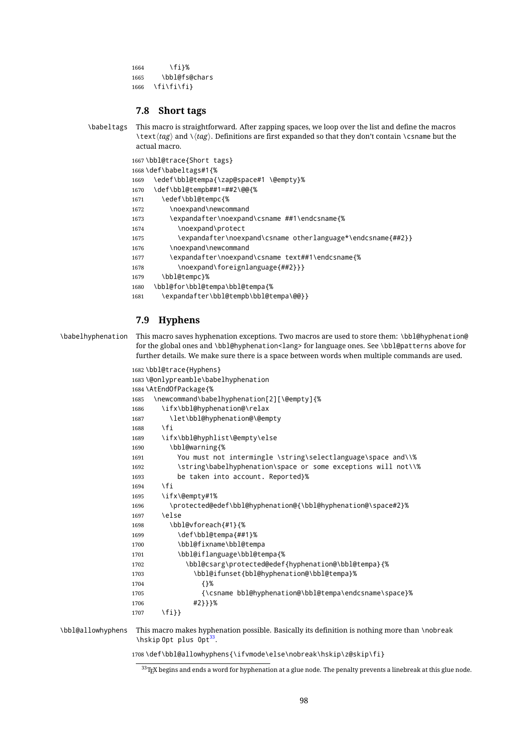```
1664      \fi}%
1665    \bbl@fs@chars
1666  \fi\fi\fi}
```

## 7.8 Short tags

\babeltags This macro is straightforward. After zapping spaces, we loop over the list and define the macros \text⟨*tag*⟩ and \⟨*tag*⟩. Definitions are first expanded so that they don't contain \csname but the actual macro.

```
1667 \bbl@trace{Short tags}
1668 \def\babeltags#1{%
1669   \edef\bbl@tempa{\zap@space#1 \@empty}%
1670   \def\bbl@tempb##1=##2\@@{%
1671     \edef\bbl@tempc{%
1672       \noexpand\newcommand
1673       \expandafter\noexpand\csname ##1\endcsname{%
1674         \noexpand\protect
1675         \expandafter\noexpand\csname otherlanguage*\endcsname{##2}}
1676       \noexpand\newcommand
1677       \expandafter\noexpand\csname text##1\endcsname{%
1678         \noexpand\foreignlanguage{##2}}}
1679     \bbl@tempc}%
1680   \bbl@for\bbl@tempa\bbl@tempa{%
1681     \expandafter\bbl@tempb\bbl@tempa\@@}}
```

## 7.9 Hyphens

\babelhyphenation This macro saves hyphenation exceptions. Two macros are used to store them: \bbl@hyphenation@ for the global ones and \bbl@hyphenation<lang> for language ones. See \bbl@patterns above for further details. We make sure there is a space between words when multiple commands are used.

```
1682 \bbl@trace{Hyphens}
1683 \@onlypreamble\babelhyphenation
1684 \AtEndOfPackage{%
1685   \newcommand\babelhyphenation[2][\@empty]{%
1686     \ifx\bbl@hyphenation@\relax
1687       \let\bbl@hyphenation@\@empty
1688     \fi
1689     \ifx\bbl@hyphlist\@empty\else
1690       \bbl@warning{%
1691         You must not intermingle \string\selectlanguage\space and\\%
1692         \string\babelhyphenation\space or some exceptions will not\\%
1693         be taken into account. Reported}%
1694     \fi
1695     \ifx\@empty#1%
1696       \protected@edef\bbl@hyphenation@{\bbl@hyphenation@\space#2}%
1697     \else
1698       \bbl@vforeach{#1}{%
1699         \def\bbl@tempa{##1}%
1700         \bbl@fixname\bbl@tempa
1701         \bbl@iflanguage\bbl@tempa{%
1702           \bbl@csarg\protected@edef{hyphenation@\bbl@tempa}{%
1703             \bbl@ifunset{bbl@hyphenation@\bbl@tempa}%
1704               {}%
1705               {\csname bbl@hyphenation@\bbl@tempa\endcsname\space}%
1706             #2}}}%
1707     \fi}}
```

\bbl@allowhyphens This macro makes hyphenation possible. Basically its definition is nothing more than \nobreak \hskip 0pt plus 0pt[33].

```
1708 \def\bbl@allowhyphens{\ifvmode\else\nobreak\hskip\z@skip\fi}
```

[33] TeX begins and ends a word for hyphenation at a glue node. The penalty prevents a linebreak at this glue node.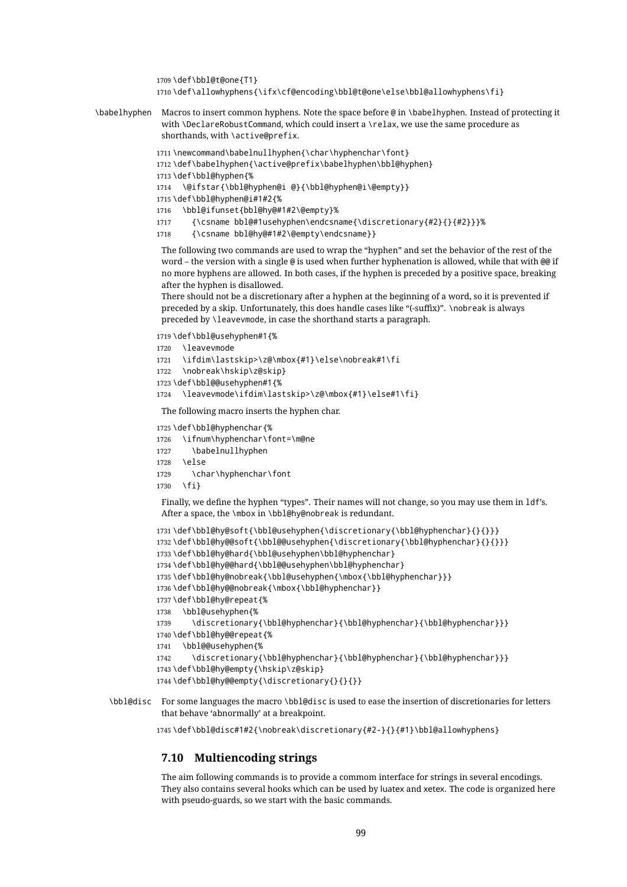```
1709 \def\bbl@t@one{T1}
1710 \def\allowhyphens{\ifx\cf@encoding\bbl@t@one\else\bbl@allowhyphens\fi}
```

\babelhyphen Macros to insert common hyphens. Note the space before @ in \babelhyphen. Instead of protecting it with \DeclareRobustCommand, which could insert a \relax, we use the same procedure as shorthands, with \active@prefix.

```
1711 \newcommand\babelnullhyphen{\char\hyphenchar\font}
1712 \def\babelhyphen{\active@prefix\babelhyphen\bbl@hyphen}
1713 \def\bbl@hyphen{%
1714   \@ifstar{\bbl@hyphen@i @}{\bbl@hyphen@i\@empty}}
1715 \def\bbl@hyphen@i#1#2{%
1716   \bbl@ifunset{bbl@hy@#1#2\@empty}%
1717     {\csname bbl@#1usehyphen\endcsname{\discretionary{#2}{}{#2}}}%
1718     {\csname bbl@hy@#1#2\@empty\endcsname}}
```

The following two commands are used to wrap the “hyphen” and set the behavior of the rest of the word – the version with a single @ is used when further hyphenation is allowed, while that with @@ if no more hyphens are allowed. In both cases, if the hyphen is preceded by a positive space, breaking after the hyphen is disallowed.
There should not be a discretionary after a hyphen at the beginning of a word, so it is prevented if preceded by a skip. Unfortunately, this does handle cases like “(-suffix)”. \nobreak is always preceded by \leavevmode, in case the shorthand starts a paragraph.

```
1719 \def\bbl@usehyphen#1{%
1720   \leavevmode
1721   \ifdim\lastskip>\z@\mbox{#1}\else\nobreak#1\fi
1722   \nobreak\hskip\z@skip}
1723 \def\bbl@@usehyphen#1{%
1724   \leavevmode\ifdim\lastskip>\z@\mbox{#1}\else#1\fi}
```

The following macro inserts the hyphen char.

```
1725 \def\bbl@hyphenchar{%
1726   \ifnum\hyphenchar\font=\m@ne
1727     \babelnullhyphen
1728   \else
1729     \char\hyphenchar\font
1730   \fi}
```

Finally, we define the hyphen “types”. Their names will not change, so you may use them in ldf’s. After a space, the \mbox in \bbl@hy@nobreak is redundant.

```
1731 \def\bbl@hy@soft{\bbl@usehyphen{\discretionary{\bbl@hyphenchar}{}{}}}
1732 \def\bbl@hy@@soft{\bbl@@usehyphen{\discretionary{\bbl@hyphenchar}{}{}}}
1733 \def\bbl@hy@hard{\bbl@usehyphen\bbl@hyphenchar}
1734 \def\bbl@hy@@hard{\bbl@@usehyphen\bbl@hyphenchar}
1735 \def\bbl@hy@nobreak{\bbl@usehyphen{\mbox{\bbl@hyphenchar}}}
1736 \def\bbl@hy@@nobreak{\mbox{\bbl@hyphenchar}}
1737 \def\bbl@hy@repeat{%
1738   \bbl@usehyphen{%
1739     \discretionary{\bbl@hyphenchar}{\bbl@hyphenchar}{\bbl@hyphenchar}}}
1740 \def\bbl@hy@@repeat{%
1741   \bbl@@usehyphen{%
1742     \discretionary{\bbl@hyphenchar}{\bbl@hyphenchar}{\bbl@hyphenchar}}}
1743 \def\bbl@hy@empty{\hskip\z@skip}
1744 \def\bbl@hy@@empty{\discretionary{}{}{}}
```

\bbl@disc For some languages the macro \bbl@disc is used to ease the insertion of discretionaries for letters that behave ‘abnormally’ at a breakpoint.

```
1745 \def\bbl@disc#1#2{\nobreak\discretionary{#2-}{}{#1}\bbl@allowhyphens}
```

## 7.10 Multiencoding strings

The aim following commands is to provide a commom interface for strings in several encodings. They also contains several hooks which can be used by luatex and xetex. The code is organized here with pseudo-guards, so we start with the basic commands.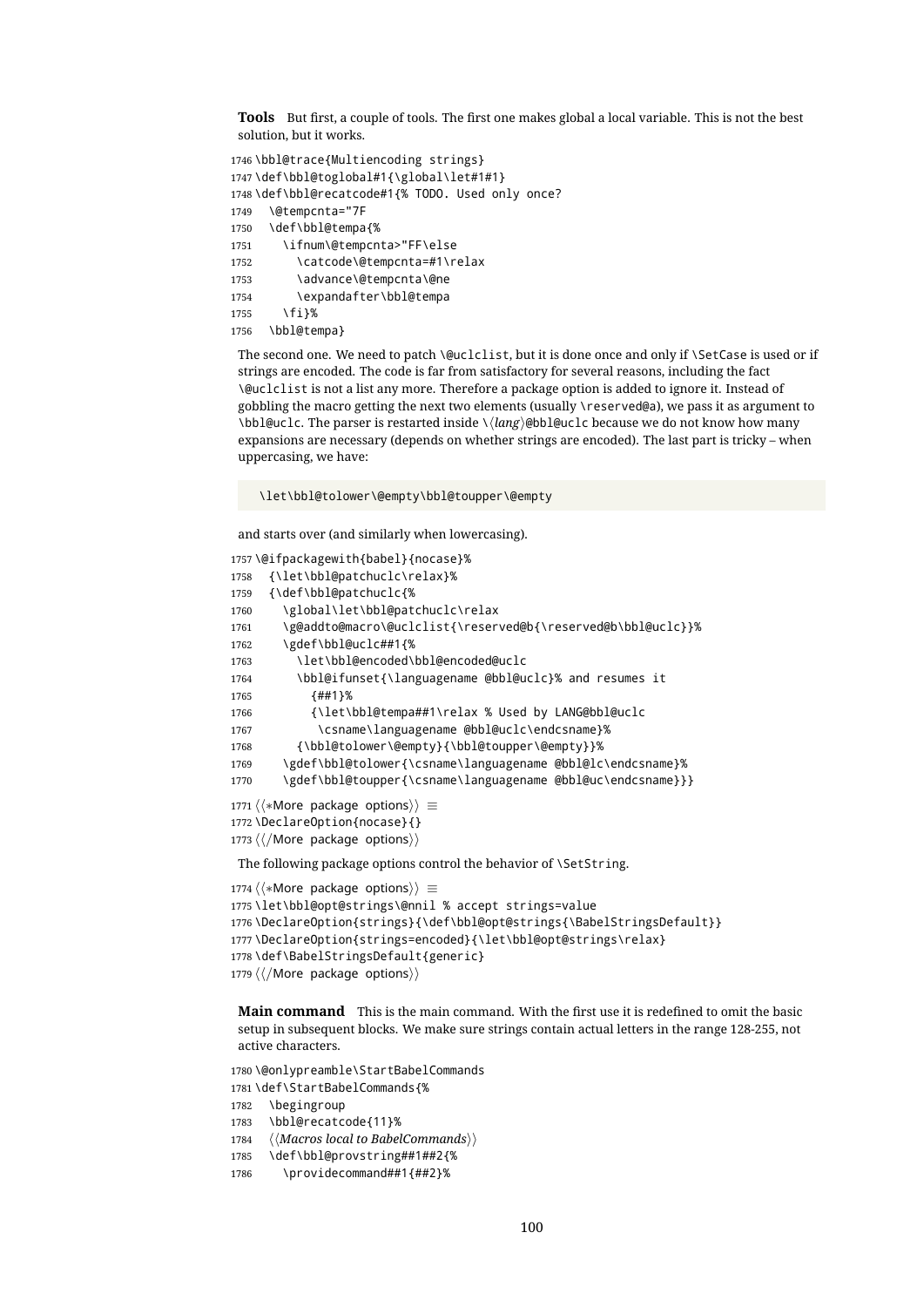**Tools** But first, a couple of tools. The first one makes global a local variable. This is not the best solution, but it works.

```
1746 \bbl@trace{Multiencoding strings}
1747 \def\bbl@toglobal#1{\global\let#1#1}
1748 \def\bbl@recatcode#1{% TODO. Used only once?
1749   \@tempcnta="7F
1750   \def\bbl@tempa{%
1751     \ifnum\@tempcnta>"FF\else
1752       \catcode\@tempcnta=#1\relax
1753       \advance\@tempcnta\@ne
1754       \expandafter\bbl@tempa
1755     \fi}%
1756   \bbl@tempa}
```

The second one. We need to patch `\@uclclist`, but it is done once and only if `\SetCase` is used or if strings are encoded. The code is far from satisfactory for several reasons, including the fact `\@uclclist` is not a list any more. Therefore a package option is added to ignore it. Instead of gobbling the macro getting the next two elements (usually `\reserved@a`), we pass it as argument to `\bbl@uclc`. The parser is restarted inside `\⟨lang⟩@bbl@uclc` because we do not know how many expansions are necessary (depends on whether strings are encoded). The last part is tricky – when uppercasing, we have:

```
\let\bbl@tolower\@empty\bbl@toupper\@empty
```

and starts over (and similarly when lowercasing).

```
1757 \@ifpackagewith{babel}{nocase}%
1758   {\let\bbl@patchuclc\relax}%
1759   {\def\bbl@patchuclc{%
1760     \global\let\bbl@patchuclc\relax
1761     \g@addto@macro\@uclclist{\reserved@b{\reserved@b\bbl@uclc}}%
1762     \gdef\bbl@uclc##1{%
1763       \let\bbl@encoded\bbl@encoded@uclc
1764       \bbl@ifunset{\languagename @bbl@uclc}% and resumes it
1765         {##1}%
1766         {\let\bbl@tempa##1\relax % Used by LANG@bbl@uclc
1767          \csname\languagename @bbl@uclc\endcsname}%
1768       {\bbl@tolower\@empty}{\bbl@toupper\@empty}}%
1769     \gdef\bbl@tolower{\csname\languagename @bbl@lc\endcsname}%
1770     \gdef\bbl@toupper{\csname\languagename @bbl@uc\endcsname}}}
1771 ⟨⟨*More package options⟩⟩ ≡
1772 \DeclareOption{nocase}{}
1773 ⟨⟨/More package options⟩⟩
```

The following package options control the behavior of `\SetString`.

```
1774 ⟨⟨*More package options⟩⟩ ≡
1775 \let\bbl@opt@strings\@nnil % accept strings=value
1776 \DeclareOption{strings}{\def\bbl@opt@strings{\BabelStringsDefault}}
1777 \DeclareOption{strings=encoded}{\let\bbl@opt@strings\relax}
1778 \def\BabelStringsDefault{generic}
1779 ⟨⟨/More package options⟩⟩
```

**Main command** This is the main command. With the first use it is redefined to omit the basic setup in subsequent blocks. We make sure strings contain actual letters in the range 128-255, not active characters.

```
1780 \@onlypreamble\StartBabelCommands
1781 \def\StartBabelCommands{%
1782   \begingroup
1783   \bbl@recatcode{11}%
1784   ⟨⟨Macros local to BabelCommands⟩⟩
1785   \def\bbl@provstring##1##2{%
1786     \providecommand##1{##2}%
```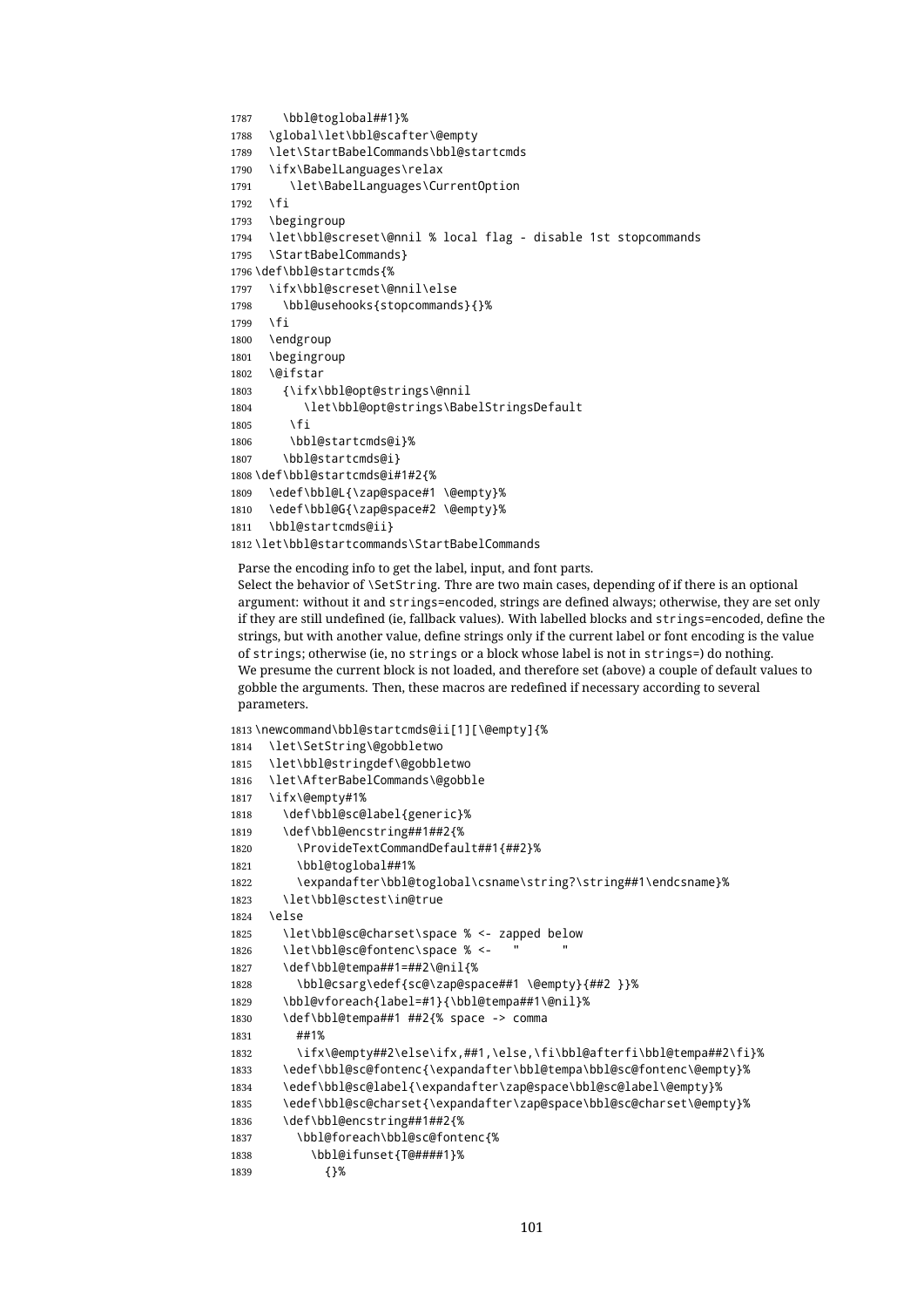```
1787     \bbl@toglobal##1}%
1788   \global\let\bbl@scafter\@empty
1789   \let\StartBabelCommands\bbl@startcmds
1790   \ifx\BabelLanguages\relax
1791      \let\BabelLanguages\CurrentOption
1792   \fi
1793   \begingroup
1794   \let\bbl@screset\@nnil % local flag - disable 1st stopcommands
1795   \StartBabelCommands}
1796 \def\bbl@startcmds{%
1797   \ifx\bbl@screset\@nnil\else
1798     \bbl@usehooks{stopcommands}{}%
1799   \fi
1800   \endgroup
1801   \begingroup
1802   \@ifstar
1803     {\ifx\bbl@opt@strings\@nnil
1804        \let\bbl@opt@strings\BabelStringsDefault
1805      \fi
1806      \bbl@startcmds@i}%
1807     \bbl@startcmds@i}
1808 \def\bbl@startcmds@i#1#2{%
1809   \edef\bbl@L{\zap@space#1 \@empty}%
1810   \edef\bbl@G{\zap@space#2 \@empty}%
1811   \bbl@startcmds@ii}
1812 \let\bbl@startcommands\StartBabelCommands
```

Parse the encoding info to get the label, input, and font parts.

Select the behavior of `\SetString`. Thre are two main cases, depending of if there is an optional argument: without it and `strings=encoded`, strings are defined always; otherwise, they are set only if they are still undefined (ie, fallback values). With labelled blocks and `strings=encoded`, define the strings, but with another value, define strings only if the current label or font encoding is the value of `strings`; otherwise (ie, no `strings` or a block whose label is not in `strings=`) do nothing.

We presume the current block is not loaded, and therefore set (above) a couple of default values to gobble the arguments. Then, these macros are redefined if necessary according to several parameters.

```
1813 \newcommand\bbl@startcmds@ii[1][\@empty]{%
1814   \let\SetString\@gobbletwo
1815   \let\bbl@stringdef\@gobbletwo
1816   \let\AfterBabelCommands\@gobble
1817   \ifx\@empty#1%
1818     \def\bbl@sc@label{generic}%
1819     \def\bbl@encstring##1##2{%
1820       \ProvideTextCommandDefault##1{##2}%
1821       \bbl@toglobal##1%
1822       \expandafter\bbl@toglobal\csname\string?\string##1\endcsname}%
1823     \let\bbl@sctest\in@true
1824   \else
1825     \let\bbl@sc@charset\space % <- zapped below
1826     \let\bbl@sc@fontenc\space % <-   "      "
1827     \def\bbl@tempa##1=##2\@nil{%
1828       \bbl@csarg\edef{sc@\zap@space##1 \@empty}{##2 }}%
1829     \bbl@vforeach{label=#1}{\bbl@tempa##1\@nil}%
1830     \def\bbl@tempa##1 ##2{% space -> comma
1831       ##1%
1832       \ifx\@empty##2\else\ifx,##1,\else,\fi\bbl@afterfi\bbl@tempa##2\fi}%
1833     \edef\bbl@sc@fontenc{\expandafter\bbl@tempa\bbl@sc@fontenc\@empty}%
1834     \edef\bbl@sc@label{\expandafter\zap@space\bbl@sc@label\@empty}%
1835     \edef\bbl@sc@charset{\expandafter\zap@space\bbl@sc@charset\@empty}%
1836     \def\bbl@encstring##1##2{%
1837       \bbl@foreach\bbl@sc@fontenc{%
1838         \bbl@ifunset{T@####1}%
1839           {}%
```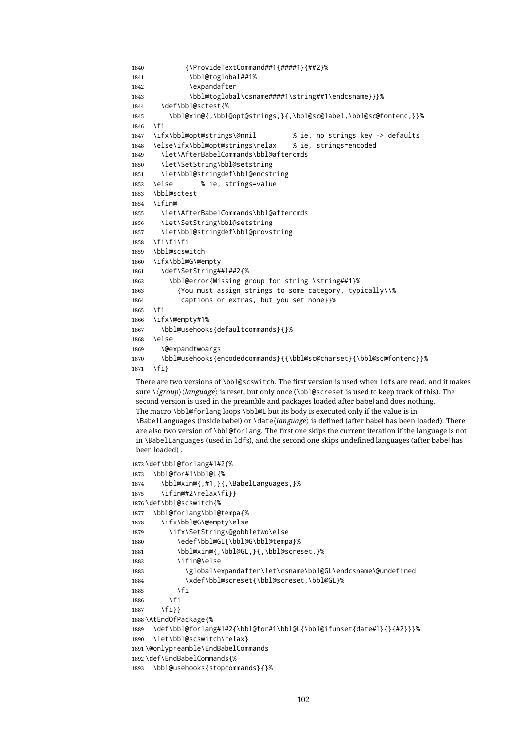```
1840          {\ProvideTextCommand##1{####1}{##2}%
1841           \bbl@toglobal##1%
1842           \expandafter
1843           \bbl@toglobal\csname####1\string##1\endcsname}}}%
1844     \def\bbl@sctest{%
1845       \bbl@xin@{,\bbl@opt@strings,}{,\bbl@sc@label,\bbl@sc@fontenc,}}%
1846   \fi
1847   \ifx\bbl@opt@strings\@nnil         % ie, no strings key -> defaults
1848   \else\ifx\bbl@opt@strings\relax    % ie, strings=encoded
1849     \let\AfterBabelCommands\bbl@aftercmds
1850     \let\SetString\bbl@setstring
1851     \let\bbl@stringdef\bbl@encstring
1852   \else       % ie, strings=value
1853   \bbl@sctest
1854   \ifin@
1855     \let\AfterBabelCommands\bbl@aftercmds
1856     \let\SetString\bbl@setstring
1857     \let\bbl@stringdef\bbl@provstring
1858   \fi\fi\fi
1859   \bbl@scswitch
1860   \ifx\bbl@G\@empty
1861     \def\SetString##1##2{%
1862       \bbl@error{Missing group for string \string##1}%
1863         {You must assign strings to some category, typically\\%
1864          captions or extras, but you set none}}%
1865   \fi
1866   \ifx\@empty#1%
1867     \bbl@usehooks{defaultcommands}{}%
1868   \else
1869     \@expandtwoargs
1870     \bbl@usehooks{encodedcommands}{{\bbl@sc@charset}{\bbl@sc@fontenc}}%
1871   \fi}
```

There are two versions of `\bbl@scswitch`. The first version is used when `ldf`s are read, and it makes sure `\⟨group⟩⟨language⟩` is reset, but only once (`\bbl@screset` is used to keep track of this). The second version is used in the preamble and packages loaded after babel and does nothing.
The macro `\bbl@forlang` loops `\bbl@L` but its body is executed only if the value is in `\BabelLanguages` (inside babel) or `\date⟨language⟩` is defined (after babel has been loaded). There are also two version of `\bbl@forlang`. The first one skips the current iteration if the language is not in `\BabelLanguages` (used in `ldf`s), and the second one skips undefined languages (after babel has been loaded) .

```
1872 \def\bbl@forlang#1#2{%
1873   \bbl@for#1\bbl@L{%
1874     \bbl@xin@{,#1,}{,\BabelLanguages,}%
1875     \ifin@#2\relax\fi}}
1876 \def\bbl@scswitch{%
1877   \bbl@forlang\bbl@tempa{%
1878     \ifx\bbl@G\@empty\else
1879       \ifx\SetString\@gobbletwo\else
1880         \edef\bbl@GL{\bbl@G\bbl@tempa}%
1881         \bbl@xin@{,\bbl@GL,}{,\bbl@screset,}%
1882         \ifin@\else
1883           \global\expandafter\let\csname\bbl@GL\endcsname\@undefined
1884           \xdef\bbl@screset{\bbl@screset,\bbl@GL}%
1885         \fi
1886       \fi
1887     \fi}}
1888 \AtEndOfPackage{%
1889   \def\bbl@forlang#1#2{\bbl@for#1\bbl@L{\bbl@ifunset{date#1}{}{#2}}}%
1890   \let\bbl@scswitch\relax}
1891 \@onlypreamble\EndBabelCommands
1892 \def\EndBabelCommands{%
1893   \bbl@usehooks{stopcommands}{}%
```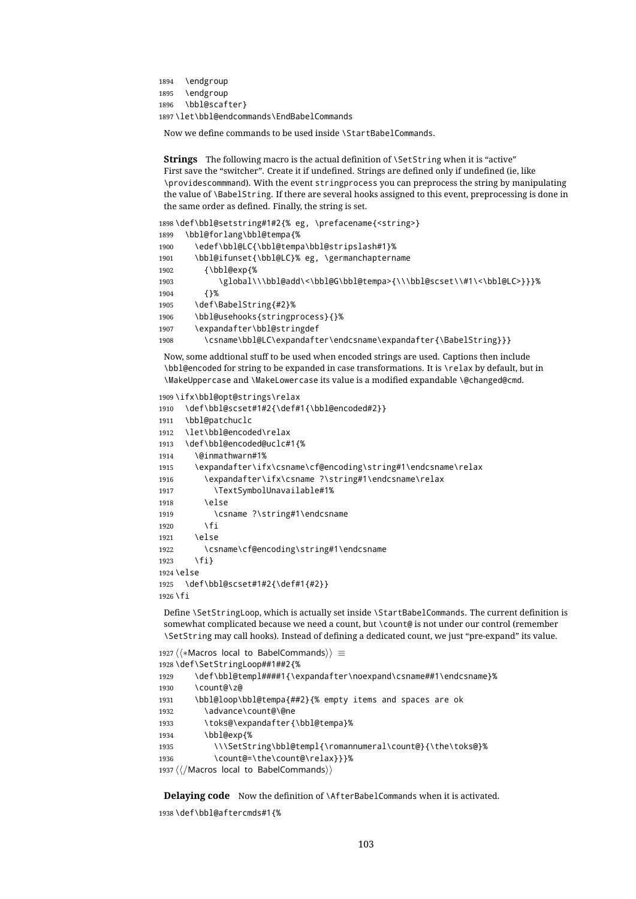```
1894   \endgroup
1895   \endgroup
1896   \bbl@scafter}
1897 \let\bbl@endcommands\EndBabelCommands
```

Now we define commands to be used inside \StartBabelCommands.

**Strings** The following macro is the actual definition of \SetString when it is "active" First save the "switcher". Create it if undefined. Strings are defined only if undefined (ie, like \providescommmand). With the event stringprocess you can preprocess the string by manipulating the value of \BabelString. If there are several hooks assigned to this event, preprocessing is done in the same order as defined. Finally, the string is set.

```
1898 \def\bbl@setstring#1#2{% eg, \prefacename{<string>}
1899   \bbl@forlang\bbl@tempa{%
1900     \edef\bbl@LC{\bbl@tempa\bbl@stripslash#1}%
1901     \bbl@ifunset{\bbl@LC}% eg, \germanchaptername
1902       {\bbl@exp{%
1903          \global\\\bbl@add\<\bbl@G\bbl@tempa>{\\\bbl@scset\\#1\<\bbl@LC>}}}%
1904       {}%
1905     \def\BabelString{#2}%
1906     \bbl@usehooks{stringprocess}{}%
1907     \expandafter\bbl@stringdef
1908       \csname\bbl@LC\expandafter\endcsname\expandafter{\BabelString}}}
```

Now, some addtional stuff to be used when encoded strings are used. Captions then include \bbl@encoded for string to be expanded in case transformations. It is \relax by default, but in \MakeUppercase and \MakeLowercase its value is a modified expandable \@changed@cmd.

```
1909 \ifx\bbl@opt@strings\relax
1910   \def\bbl@scset#1#2{\def#1{\bbl@encoded#2}}
1911   \bbl@patchuclc
1912   \let\bbl@encoded\relax
1913   \def\bbl@encoded@uclc#1{%
1914     \@inmathwarn#1%
1915     \expandafter\ifx\csname\cf@encoding\string#1\endcsname\relax
1916       \expandafter\ifx\csname ?\string#1\endcsname\relax
1917         \TextSymbolUnavailable#1%
1918       \else
1919         \csname ?\string#1\endcsname
1920       \fi
1921     \else
1922       \csname\cf@encoding\string#1\endcsname
1923     \fi}
1924 \else
1925   \def\bbl@scset#1#2{\def#1{#2}}
1926 \fi
```

Define \SetStringLoop, which is actually set inside \StartBabelCommands. The current definition is somewhat complicated because we need a count, but \count@ is not under our control (remember \SetString may call hooks). Instead of defining a dedicated count, we just "pre-expand" its value.

```
1927 ⟨⟨*Macros local to BabelCommands⟩⟩ ≡
1928 \def\SetStringLoop##1##2{%
1929     \def\bbl@templ####1{\expandafter\noexpand\csname##1\endcsname}%
1930     \count@\z@
1931     \bbl@loop\bbl@tempa{##2}{% empty items and spaces are ok
1932       \advance\count@\@ne
1933       \toks@\expandafter{\bbl@tempa}%
1934       \bbl@exp{%
1935         \\\SetString\bbl@templ{\romannumeral\count@}{\the\toks@}%
1936         \count@=\the\count@\relax}}}%
1937 ⟨⟨/Macros local to BabelCommands⟩⟩
```

**Delaying code** Now the definition of \AfterBabelCommands when it is activated.

```
1938 \def\bbl@aftercmds#1{%
```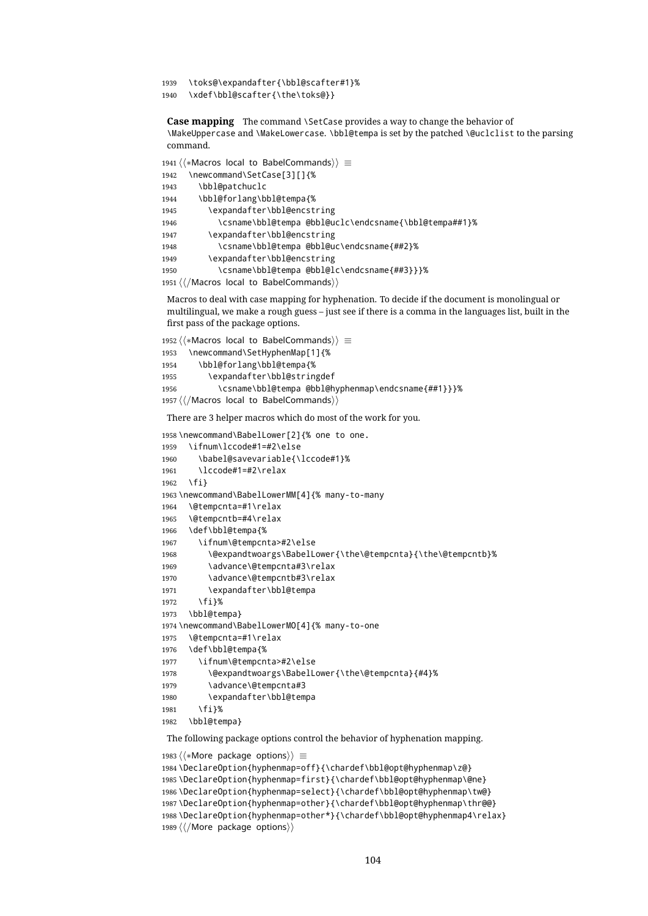```
1939   \toks@\expandafter{\bbl@scafter#1}%
1940   \xdef\bbl@scafter{\the\toks@}}
```

**Case mapping** The command `\SetCase` provides a way to change the behavior of `\MakeUppercase` and `\MakeLowercase`. `\bbl@tempa` is set by the patched `\@uclclist` to the parsing command.

```
1941 ⟨⟨*Macros local to BabelCommands⟩⟩ ≡
1942   \newcommand\SetCase[3][]{%
1943     \bbl@patchuclc
1944     \bbl@forlang\bbl@tempa{%
1945       \expandafter\bbl@encstring
1946         \csname\bbl@tempa @bbl@uclc\endcsname{\bbl@tempa##1}%
1947       \expandafter\bbl@encstring
1948         \csname\bbl@tempa @bbl@uc\endcsname{##2}%
1949       \expandafter\bbl@encstring
1950         \csname\bbl@tempa @bbl@lc\endcsname{##3}}}%
1951 ⟨⟨/Macros local to BabelCommands⟩⟩
```

Macros to deal with case mapping for hyphenation. To decide if the document is monolingual or multilingual, we make a rough guess – just see if there is a comma in the languages list, built in the first pass of the package options.

```
1952 ⟨⟨*Macros local to BabelCommands⟩⟩ ≡
1953   \newcommand\SetHyphenMap[1]{%
1954     \bbl@forlang\bbl@tempa{%
1955       \expandafter\bbl@stringdef
1956         \csname\bbl@tempa @bbl@hyphenmap\endcsname{##1}}}%
1957 ⟨⟨/Macros local to BabelCommands⟩⟩
```

There are 3 helper macros which do most of the work for you.

```
1958 \newcommand\BabelLower[2]{% one to one.
1959   \ifnum\lccode#1=#2\else
1960     \babel@savevariable{\lccode#1}%
1961     \lccode#1=#2\relax
1962   \fi}
1963 \newcommand\BabelLowerMM[4]{% many-to-many
1964   \@tempcnta=#1\relax
1965   \@tempcntb=#4\relax
1966   \def\bbl@tempa{%
1967     \ifnum\@tempcnta>#2\else
1968       \@expandtwoargs\BabelLower{\the\@tempcnta}{\the\@tempcntb}%
1969       \advance\@tempcnta#3\relax
1970       \advance\@tempcntb#3\relax
1971       \expandafter\bbl@tempa
1972     \fi}%
1973   \bbl@tempa}
1974 \newcommand\BabelLowerMO[4]{% many-to-one
1975   \@tempcnta=#1\relax
1976   \def\bbl@tempa{%
1977     \ifnum\@tempcnta>#2\else
1978       \@expandtwoargs\BabelLower{\the\@tempcnta}{#4}%
1979       \advance\@tempcnta#3
1980       \expandafter\bbl@tempa
1981     \fi}%
1982   \bbl@tempa}
```

The following package options control the behavior of hyphenation mapping.

```
1983 ⟨⟨*More package options⟩⟩ ≡
1984 \DeclareOption{hyphenmap=off}{\chardef\bbl@opt@hyphenmap\z@}
1985 \DeclareOption{hyphenmap=first}{\chardef\bbl@opt@hyphenmap\@ne}
1986 \DeclareOption{hyphenmap=select}{\chardef\bbl@opt@hyphenmap\tw@}
1987 \DeclareOption{hyphenmap=other}{\chardef\bbl@opt@hyphenmap\thr@@}
1988 \DeclareOption{hyphenmap=other*}{\chardef\bbl@opt@hyphenmap4\relax}
1989 ⟨⟨/More package options⟩⟩
```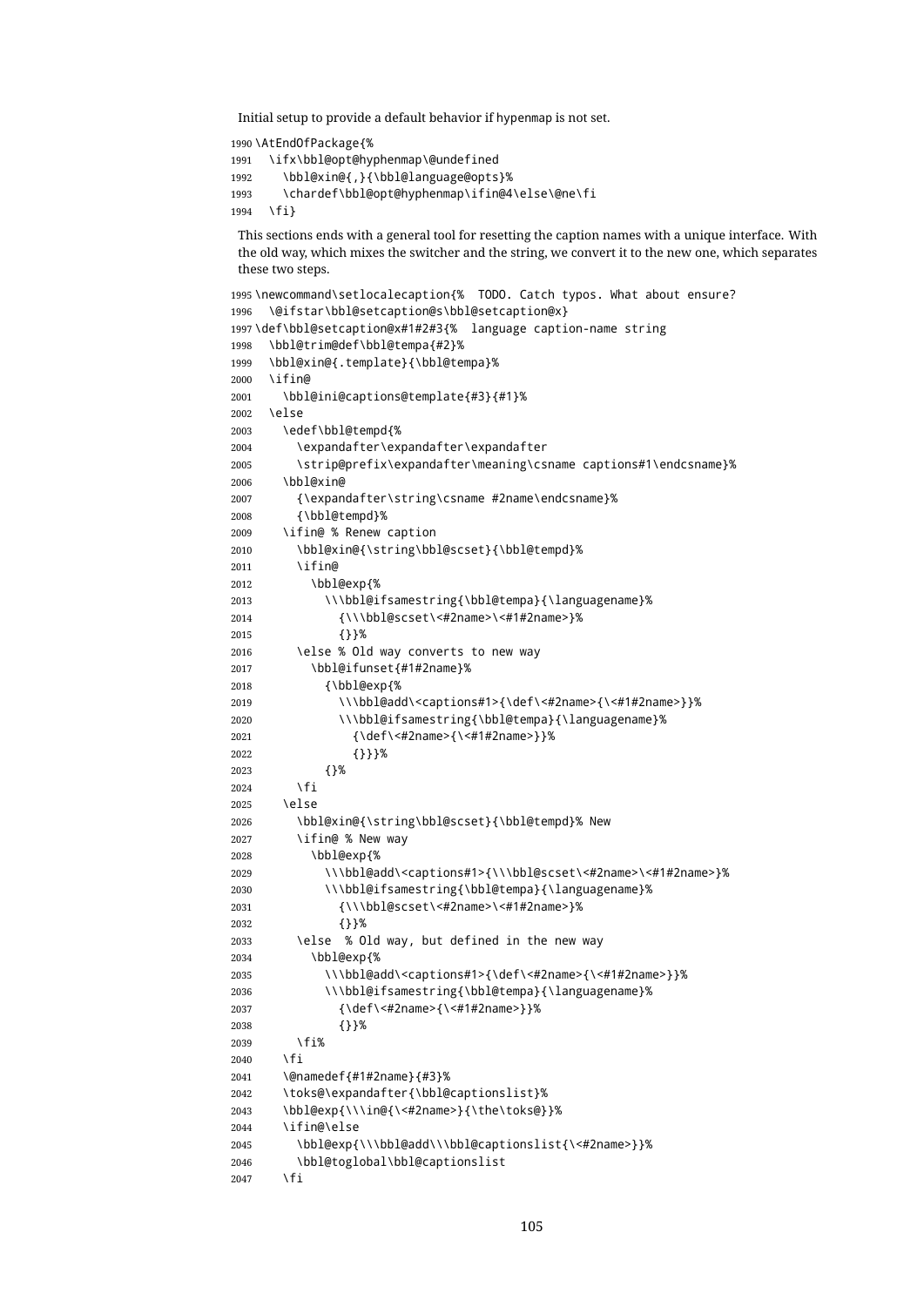Initial setup to provide a default behavior if hypenmap is not set.

```
1990 \AtEndOfPackage{%
1991   \ifx\bbl@opt@hyphenmap\@undefined
1992     \bbl@xin@{,}{\bbl@language@opts}%
1993     \chardef\bbl@opt@hyphenmap\ifin@4\else\@ne\fi
1994   \fi}
```

This sections ends with a general tool for resetting the caption names with a unique interface. With the old way, which mixes the switcher and the string, we convert it to the new one, which separates these two steps.

```
1995 \newcommand\setlocalecaption{%  TODO. Catch typos. What about ensure?
1996   \@ifstar\bbl@setcaption@s\bbl@setcaption@x}
1997 \def\bbl@setcaption@x#1#2#3{%  language caption-name string
1998   \bbl@trim@def\bbl@tempa{#2}%
1999   \bbl@xin@{.template}{\bbl@tempa}%
2000   \ifin@
2001     \bbl@ini@captions@template{#3}{#1}%
2002   \else
2003     \edef\bbl@tempd{%
2004       \expandafter\expandafter\expandafter
2005       \strip@prefix\expandafter\meaning\csname captions#1\endcsname}%
2006     \bbl@xin@
2007       {\expandafter\string\csname #2name\endcsname}%
2008       {\bbl@tempd}%
2009     \ifin@ % Renew caption
2010       \bbl@xin@{\string\bbl@scset}{\bbl@tempd}%
2011       \ifin@
2012         \bbl@exp{%
2013           \\\bbl@ifsamestring{\bbl@tempa}{\languagename}%
2014             {\\\bbl@scset\<#2name>\<#1#2name>}%
2015             {}}%
2016       \else % Old way converts to new way
2017         \bbl@ifunset{#1#2name}%
2018           {\bbl@exp{%
2019             \\\bbl@add\<captions#1>{\def\<#2name>{\<#1#2name>}}%
2020             \\\bbl@ifsamestring{\bbl@tempa}{\languagename}%
2021               {\def\<#2name>{\<#1#2name>}}%
2022               {}}}%
2023           {}%
2024       \fi
2025     \else
2026       \bbl@xin@{\string\bbl@scset}{\bbl@tempd}% New
2027       \ifin@ % New way
2028         \bbl@exp{%
2029           \\\bbl@add\<captions#1>{\\\bbl@scset\<#2name>\<#1#2name>}%
2030           \\\bbl@ifsamestring{\bbl@tempa}{\languagename}%
2031             {\\\bbl@scset\<#2name>\<#1#2name>}%
2032             {}}%
2033       \else  % Old way, but defined in the new way
2034         \bbl@exp{%
2035           \\\bbl@add\<captions#1>{\def\<#2name>{\<#1#2name>}}%
2036           \\\bbl@ifsamestring{\bbl@tempa}{\languagename}%
2037             {\def\<#2name>{\<#1#2name>}}%
2038             {}}%
2039       \fi%
2040     \fi
2041     \@namedef{#1#2name}{#3}%
2042     \toks@\expandafter{\bbl@captionslist}%
2043     \bbl@exp{\\\in@{\<#2name>}{\the\toks@}}%
2044     \ifin@\else
2045       \bbl@exp{\\\bbl@add\\\bbl@captionslist{\<#2name>}}%
2046       \bbl@toglobal\bbl@captionslist
2047     \fi
```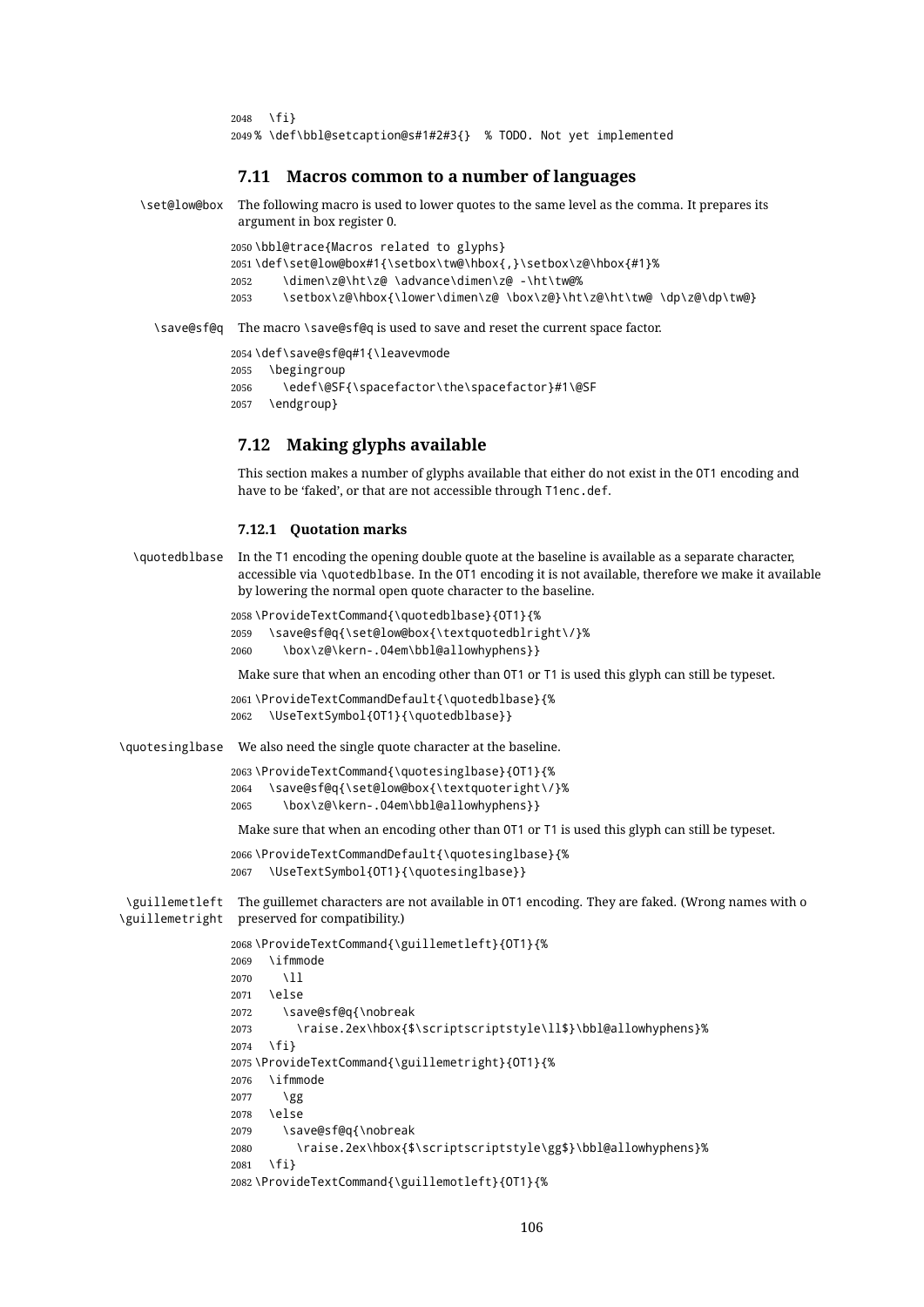```
2048   \fi}
2049 % \def\bbl@setcaption@s#1#2#3{}  % TODO. Not yet implemented
```

### 7.11 Macros common to a number of languages

\set@low@box The following macro is used to lower quotes to the same level as the comma. It prepares its argument in box register 0.

```
2050 \bbl@trace{Macros related to glyphs}
2051 \def\set@low@box#1{\setbox\tw@\hbox{,}\setbox\z@\hbox{#1}%
2052     \dimen\z@\ht\z@ \advance\dimen\z@ -\ht\tw@%
2053     \setbox\z@\hbox{\lower\dimen\z@ \box\z@}\ht\z@\ht\tw@ \dp\z@\dp\tw@}
```

\save@sf@q The macro \save@sf@q is used to save and reset the current space factor.

```
2054 \def\save@sf@q#1{\leavevmode
2055   \begingroup
2056     \edef\@SF{\spacefactor\the\spacefactor}#1\@SF
2057   \endgroup}
```

### 7.12 Making glyphs available

This section makes a number of glyphs available that either do not exist in the OT1 encoding and have to be 'faked', or that are not accessible through T1enc.def.

#### 7.12.1 Quotation marks

\quotedblbase In the T1 encoding the opening double quote at the baseline is available as a separate character, accessible via \quotedblbase. In the OT1 encoding it is not available, therefore we make it available by lowering the normal open quote character to the baseline.

```
2058 \ProvideTextCommand{\quotedblbase}{OT1}{%
2059   \save@sf@q{\set@low@box{\textquotedblright\/}%
2060     \box\z@\kern-.04em\bbl@allowhyphens}}
```

Make sure that when an encoding other than OT1 or T1 is used this glyph can still be typeset.

```
2061 \ProvideTextCommandDefault{\quotedblbase}{%
2062   \UseTextSymbol{OT1}{\quotedblbase}}
```

\quotesinglbase We also need the single quote character at the baseline.

```
2063 \ProvideTextCommand{\quotesinglbase}{OT1}{%
2064   \save@sf@q{\set@low@box{\textquoteright\/}%
2065     \box\z@\kern-.04em\bbl@allowhyphens}}
```

Make sure that when an encoding other than OT1 or T1 is used this glyph can still be typeset.

```
2066 \ProvideTextCommandDefault{\quotesinglbase}{%
2067   \UseTextSymbol{OT1}{\quotesinglbase}}
```

\guillemetleft \guillemetright The guillemet characters are not available in OT1 encoding. They are faked. (Wrong names with o preserved for compatibility.)

```
2068 \ProvideTextCommand{\guillemetleft}{OT1}{%
2069   \ifmmode
2070     \ll
2071   \else
2072     \save@sf@q{\nobreak
2073       \raise.2ex\hbox{$\scriptscriptstyle\ll$}\bbl@allowhyphens}%
2074   \fi}
2075 \ProvideTextCommand{\guillemetright}{OT1}{%
2076   \ifmmode
2077     \gg
2078   \else
2079     \save@sf@q{\nobreak
2080       \raise.2ex\hbox{$\scriptscriptstyle\gg$}\bbl@allowhyphens}%
2081   \fi}
2082 \ProvideTextCommand{\guillemotleft}{OT1}{%
```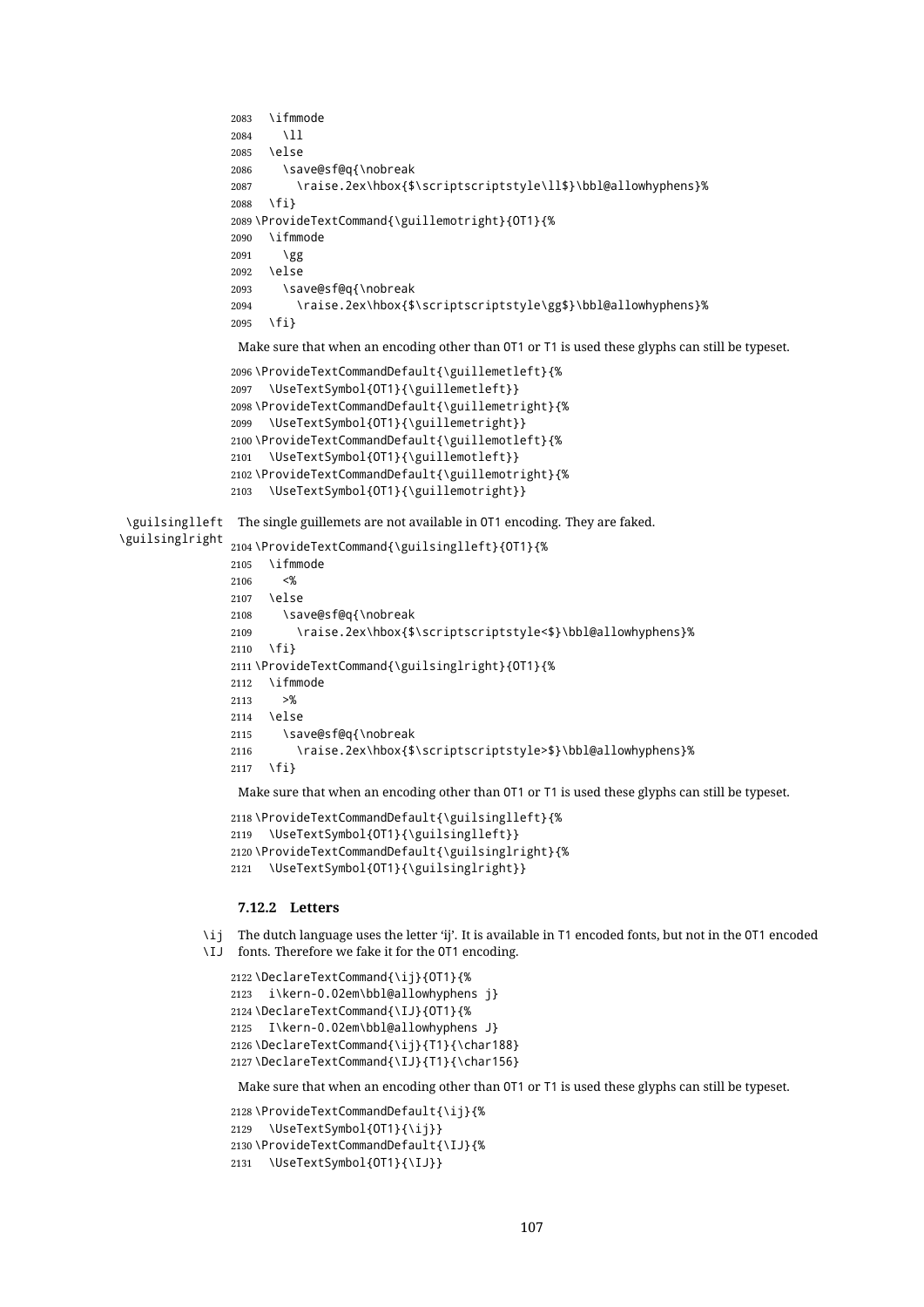```
2083   \ifmmode
2084     \ll
2085   \else
2086     \save@sf@q{\nobreak
2087       \raise.2ex\hbox{$\scriptscriptstyle\ll$}\bbl@allowhyphens}%
2088   \fi}
2089 \ProvideTextCommand{\guillemotright}{OT1}{%
2090   \ifmmode
2091     \gg
2092   \else
2093     \save@sf@q{\nobreak
2094       \raise.2ex\hbox{$\scriptscriptstyle\gg$}\bbl@allowhyphens}%
2095   \fi}
```

Make sure that when an encoding other than OT1 or T1 is used these glyphs can still be typeset.

```
2096 \ProvideTextCommandDefault{\guillemetleft}{%
2097   \UseTextSymbol{OT1}{\guillemetleft}}
2098 \ProvideTextCommandDefault{\guillemetright}{%
2099   \UseTextSymbol{OT1}{\guillemetright}}
2100 \ProvideTextCommandDefault{\guillemotleft}{%
2101   \UseTextSymbol{OT1}{\guillemotleft}}
2102 \ProvideTextCommandDefault{\guillemotright}{%
2103   \UseTextSymbol{OT1}{\guillemotright}}
```

\guilsinglleft \guilsinglright The single guillemets are not available in OT1 encoding. They are faked.

```
2104 \ProvideTextCommand{\guilsinglleft}{OT1}{%
2105   \ifmmode
2106     <%
2107   \else
2108     \save@sf@q{\nobreak
2109       \raise.2ex\hbox{$\scriptscriptstyle<$}\bbl@allowhyphens}%
2110   \fi}
2111 \ProvideTextCommand{\guilsinglright}{OT1}{%
2112   \ifmmode
2113     >%
2114   \else
2115     \save@sf@q{\nobreak
2116       \raise.2ex\hbox{$\scriptscriptstyle>$}\bbl@allowhyphens}%
2117   \fi}
```

Make sure that when an encoding other than OT1 or T1 is used these glyphs can still be typeset.

```
2118 \ProvideTextCommandDefault{\guilsinglleft}{%
2119   \UseTextSymbol{OT1}{\guilsinglleft}}
2120 \ProvideTextCommandDefault{\guilsinglright}{%
2121   \UseTextSymbol{OT1}{\guilsinglright}}
```

### 7.12.2 Letters

\ij \IJ The dutch language uses the letter 'ij'. It is available in T1 encoded fonts, but not in the OT1 encoded fonts. Therefore we fake it for the OT1 encoding.

```
2122 \DeclareTextCommand{\ij}{OT1}{%
2123   i\kern-0.02em\bbl@allowhyphens j}
2124 \DeclareTextCommand{\IJ}{OT1}{%
2125   I\kern-0.02em\bbl@allowhyphens J}
2126 \DeclareTextCommand{\ij}{T1}{\char188}
2127 \DeclareTextCommand{\IJ}{T1}{\char156}
```

Make sure that when an encoding other than OT1 or T1 is used these glyphs can still be typeset.

```
2128 \ProvideTextCommandDefault{\ij}{%
2129   \UseTextSymbol{OT1}{\ij}}
2130 \ProvideTextCommandDefault{\IJ}{%
2131   \UseTextSymbol{OT1}{\IJ}}
```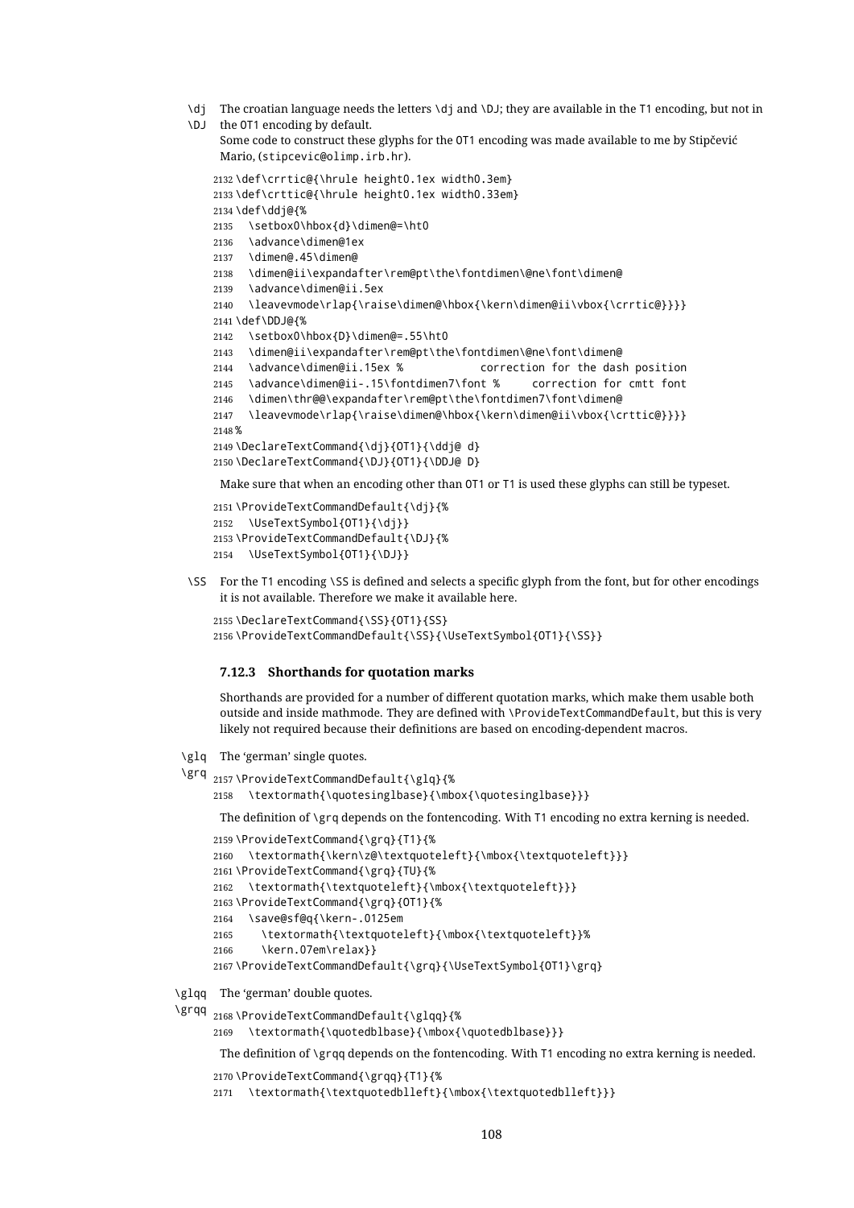`\dj` `\DJ` The croatian language needs the letters `\dj` and `\DJ`; they are available in the T1 encoding, but not in the OT1 encoding by default.

Some code to construct these glyphs for the OT1 encoding was made available to me by Stipčević Mario, (stipcevic@olimp.irb.hr).

```
2132 \def\crrtic@{\hrule height0.1ex width0.3em}
2133 \def\crttic@{\hrule height0.1ex width0.33em}
2134 \def\ddj@{%
2135   \setbox0\hbox{d}\dimen@=\ht0
2136   \advance\dimen@1ex
2137   \dimen@.45\dimen@
2138   \dimen@ii\expandafter\rem@pt\the\fontdimen\@ne\font\dimen@
2139   \advance\dimen@ii.5ex
2140   \leavevmode\rlap{\raise\dimen@\hbox{\kern\dimen@ii\vbox{\crrtic@}}}}
2141 \def\DDJ@{%
2142   \setbox0\hbox{D}\dimen@=.55\ht0
2143   \dimen@ii\expandafter\rem@pt\the\fontdimen\@ne\font\dimen@
2144   \advance\dimen@ii.15ex %            correction for the dash position
2145   \advance\dimen@ii-.15\fontdimen7\font %     correction for cmtt font
2146   \dimen\thr@@\expandafter\rem@pt\the\fontdimen7\font\dimen@
2147   \leavevmode\rlap{\raise\dimen@\hbox{\kern\dimen@ii\vbox{\crttic@}}}}
2148 %
2149 \DeclareTextCommand{\dj}{OT1}{\ddj@ d}
2150 \DeclareTextCommand{\DJ}{OT1}{\DDJ@ D}
```

Make sure that when an encoding other than OT1 or T1 is used these glyphs can still be typeset.

```
2151 \ProvideTextCommandDefault{\dj}{%
2152   \UseTextSymbol{OT1}{\dj}}
2153 \ProvideTextCommandDefault{\DJ}{%
2154   \UseTextSymbol{OT1}{\DJ}}
```

`\SS` For the T1 encoding `\SS` is defined and selects a specific glyph from the font, but for other encodings it is not available. Therefore we make it available here.

```
2155 \DeclareTextCommand{\SS}{OT1}{SS}
2156 \ProvideTextCommandDefault{\SS}{\UseTextSymbol{OT1}{\SS}}
```

### 7.12.3 Shorthands for quotation marks

Shorthands are provided for a number of different quotation marks, which make them usable both outside and inside mathmode. They are defined with `\ProvideTextCommandDefault`, but this is very likely not required because their definitions are based on encoding-dependent macros.

`\glq` `\grq` The 'german' single quotes.

```
2157 \ProvideTextCommandDefault{\glq}{%
2158   \textormath{\quotesinglbase}{\mbox{\quotesinglbase}}}
```

The definition of `\grq` depends on the fontencoding. With T1 encoding no extra kerning is needed.

```
2159 \ProvideTextCommand{\grq}{T1}{%
2160   \textormath{\kern\z@\textquoteleft}{\mbox{\textquoteleft}}}
2161 \ProvideTextCommand{\grq}{TU}{%
2162   \textormath{\textquoteleft}{\mbox{\textquoteleft}}}
2163 \ProvideTextCommand{\grq}{OT1}{%
2164   \save@sf@q{\kern-.0125em
2165     \textormath{\textquoteleft}{\mbox{\textquoteleft}}%
2166     \kern.07em\relax}}
2167 \ProvideTextCommandDefault{\grq}{\UseTextSymbol{OT1}\grq}
```

`\glqq` `\grqq` The 'german' double quotes.

```
2168 \ProvideTextCommandDefault{\glqq}{%
2169   \textormath{\quotedblbase}{\mbox{\quotedblbase}}}
```

The definition of `\grqq` depends on the fontencoding. With T1 encoding no extra kerning is needed.

```
2170 \ProvideTextCommand{\grqq}{T1}{%
2171   \textormath{\textquotedblleft}{\mbox{\textquotedblleft}}}
```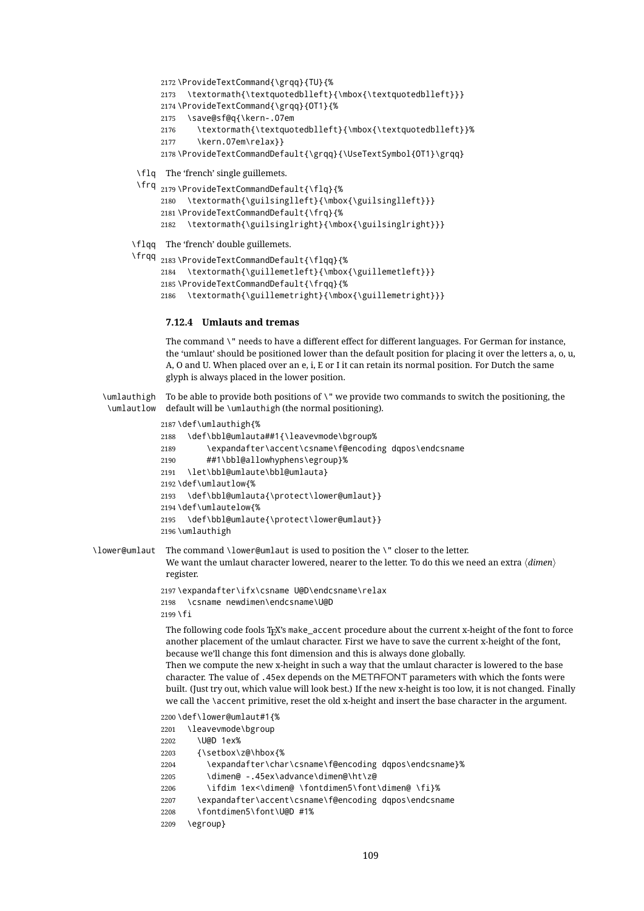```
2172 \ProvideTextCommand{\grqq}{TU}{%
2173   \textormath{\textquotedblleft}{\mbox{\textquotedblleft}}}
2174 \ProvideTextCommand{\grqq}{OT1}{%
2175   \save@sf@q{\kern-.07em
2176     \textormath{\textquotedblleft}{\mbox{\textquotedblleft}}%
2177     \kern.07em\relax}}
2178 \ProvideTextCommandDefault{\grqq}{\UseTextSymbol{OT1}\grqq}
```

\flq \frq The 'french' single guillemets.

```
2179 \ProvideTextCommandDefault{\flq}{%
2180   \textormath{\guilsinglleft}{\mbox{\guilsinglleft}}}
2181 \ProvideTextCommandDefault{\frq}{%
2182   \textormath{\guilsinglright}{\mbox{\guilsinglright}}}
```

\flqq \frqq The 'french' double guillemets.

```
2183 \ProvideTextCommandDefault{\flqq}{%
2184   \textormath{\guillemetleft}{\mbox{\guillemetleft}}}
2185 \ProvideTextCommandDefault{\frqq}{%
2186   \textormath{\guillemetright}{\mbox{\guillemetright}}}
```

### 7.12.4 Umlauts and tremas

The command \" needs to have a different effect for different languages. For German for instance, the 'umlaut' should be positioned lower than the default position for placing it over the letters a, o, u, A, O and U. When placed over an e, i, E or I it can retain its normal position. For Dutch the same glyph is always placed in the lower position.

\umlauthigh \umlautlow To be able to provide both positions of \" we provide two commands to switch the positioning, the default will be \umlauthigh (the normal positioning).

```
2187 \def\umlauthigh{%
2188   \def\bbl@umlauta##1{\leavevmode\bgroup%
2189       \expandafter\accent\csname\f@encoding dqpos\endcsname
2190       ##1\bbl@allowhyphens\egroup}%
2191   \let\bbl@umlaute\bbl@umlauta}
2192 \def\umlautlow{%
2193   \def\bbl@umlauta{\protect\lower@umlaut}}
2194 \def\umlautelow{%
2195   \def\bbl@umlaute{\protect\lower@umlaut}}
2196 \umlauthigh
```

\lower@umlaut The command \lower@umlaut is used to position the \" closer to the letter.
We want the umlaut character lowered, nearer to the letter. To do this we need an extra ⟨*dimen*⟩ register.

```
2197 \expandafter\ifx\csname U@D\endcsname\relax
2198   \csname newdimen\endcsname\U@D
2199 \fi
```

The following code fools TEX's make_accent procedure about the current x-height of the font to force another placement of the umlaut character. First we have to save the current x-height of the font, because we'll change this font dimension and this is always done globally.
Then we compute the new x-height in such a way that the umlaut character is lowered to the base character. The value of .45ex depends on the METAFONT parameters with which the fonts were built. (Just try out, which value will look best.) If the new x-height is too low, it is not changed. Finally we call the \accent primitive, reset the old x-height and insert the base character in the argument.

```
2200 \def\lower@umlaut#1{%
2201   \leavevmode\bgroup
2202     \U@D 1ex%
2203     {\setbox\z@\hbox{%
2204       \expandafter\char\csname\f@encoding dqpos\endcsname}%
2205       \dimen@ -.45ex\advance\dimen@\ht\z@
2206       \ifdim 1ex<\dimen@ \fontdimen5\font\dimen@ \fi}%
2207     \expandafter\accent\csname\f@encoding dqpos\endcsname
2208     \fontdimen5\font\U@D #1%
2209   \egroup}
```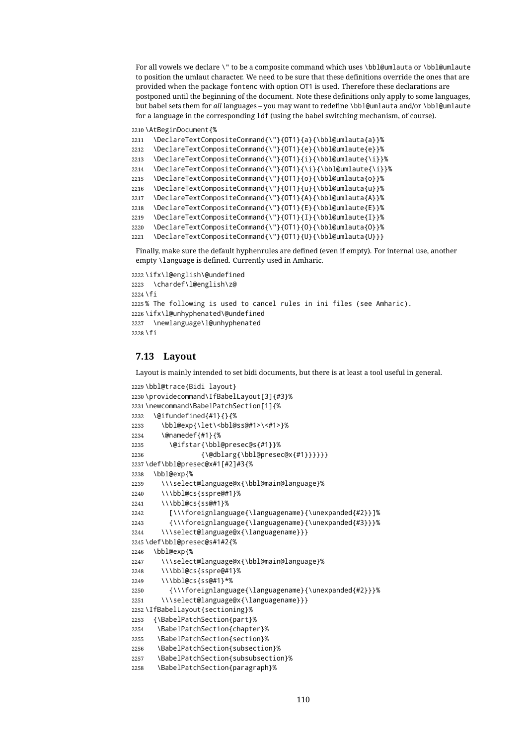For all vowels we declare `\"` to be a composite command which uses `\bbl@umlauta` or `\bbl@umlaute` to position the umlaut character. We need to be sure that these definitions override the ones that are provided when the package `fontenc` with option OT1 is used. Therefore these declarations are postponed until the beginning of the document. Note these definitions only apply to some languages, but babel sets them for *all* languages – you may want to redefine `\bbl@umlauta` and/or `\bbl@umlaute` for a language in the corresponding `ldf` (using the babel switching mechanism, of course).

```
2210 \AtBeginDocument{%
2211   \DeclareTextCompositeCommand{\"}{OT1}{a}{\bbl@umlauta{a}}%
2212   \DeclareTextCompositeCommand{\"}{OT1}{e}{\bbl@umlaute{e}}%
2213   \DeclareTextCompositeCommand{\"}{OT1}{i}{\bbl@umlaute{\i}}%
2214   \DeclareTextCompositeCommand{\"}{OT1}{\i}{\bbl@umlaute{\i}}%
2215   \DeclareTextCompositeCommand{\"}{OT1}{o}{\bbl@umlauta{o}}%
2216   \DeclareTextCompositeCommand{\"}{OT1}{u}{\bbl@umlauta{u}}%
2217   \DeclareTextCompositeCommand{\"}{OT1}{A}{\bbl@umlauta{A}}%
2218   \DeclareTextCompositeCommand{\"}{OT1}{E}{\bbl@umlaute{E}}%
2219   \DeclareTextCompositeCommand{\"}{OT1}{I}{\bbl@umlaute{I}}%
2220   \DeclareTextCompositeCommand{\"}{OT1}{O}{\bbl@umlauta{O}}%
2221   \DeclareTextCompositeCommand{\"}{OT1}{U}{\bbl@umlauta{U}}}
```

Finally, make sure the default hyphenrules are defined (even if empty). For internal use, another empty `\language` is defined. Currently used in Amharic.

```
2222 \ifx\l@english\@undefined
2223   \chardef\l@english\z@
2224 \fi
2225 % The following is used to cancel rules in ini files (see Amharic).
2226 \ifx\l@unhyphenated\@undefined
2227   \newlanguage\l@unhyphenated
2228 \fi
```

### 7.13 Layout

Layout is mainly intended to set bidi documents, but there is at least a tool useful in general.

```
2229 \bbl@trace{Bidi layout}
2230 \providecommand\IfBabelLayout[3]{#3}%
2231 \newcommand\BabelPatchSection[1]{%
2232   \@ifundefined{#1}{}{%
2233     \bbl@exp{\let\<bbl@ss@#1>\<#1>}%
2234     \@namedef{#1}{%
2235       \@ifstar{\bbl@presec@s{#1}}%
2236               {\@dblarg{\bbl@presec@x{#1}}}}}}
2237 \def\bbl@presec@x#1[#2]#3{%
2238   \bbl@exp{%
2239     \\\select@language@x{\bbl@main@language}%
2240     \\\bbl@cs{sspre@#1}%
2241     \\\bbl@cs{ss@#1}%
2242       [\\\foreignlanguage{\languagename}{\unexpanded{#2}}]%
2243       {\\\foreignlanguage{\languagename}{\unexpanded{#3}}}%
2244     \\\select@language@x{\languagename}}}
2245 \def\bbl@presec@s#1#2{%
2246   \bbl@exp{%
2247     \\\select@language@x{\bbl@main@language}%
2248     \\\bbl@cs{sspre@#1}%
2249     \\\bbl@cs{ss@#1}*%
2250       {\\\foreignlanguage{\languagename}{\unexpanded{#2}}}%
2251     \\\select@language@x{\languagename}}}
2252 \IfBabelLayout{sectioning}%
2253   {\BabelPatchSection{part}%
2254    \BabelPatchSection{chapter}%
2255    \BabelPatchSection{section}%
2256    \BabelPatchSection{subsection}%
2257    \BabelPatchSection{subsubsection}%
2258    \BabelPatchSection{paragraph}%
```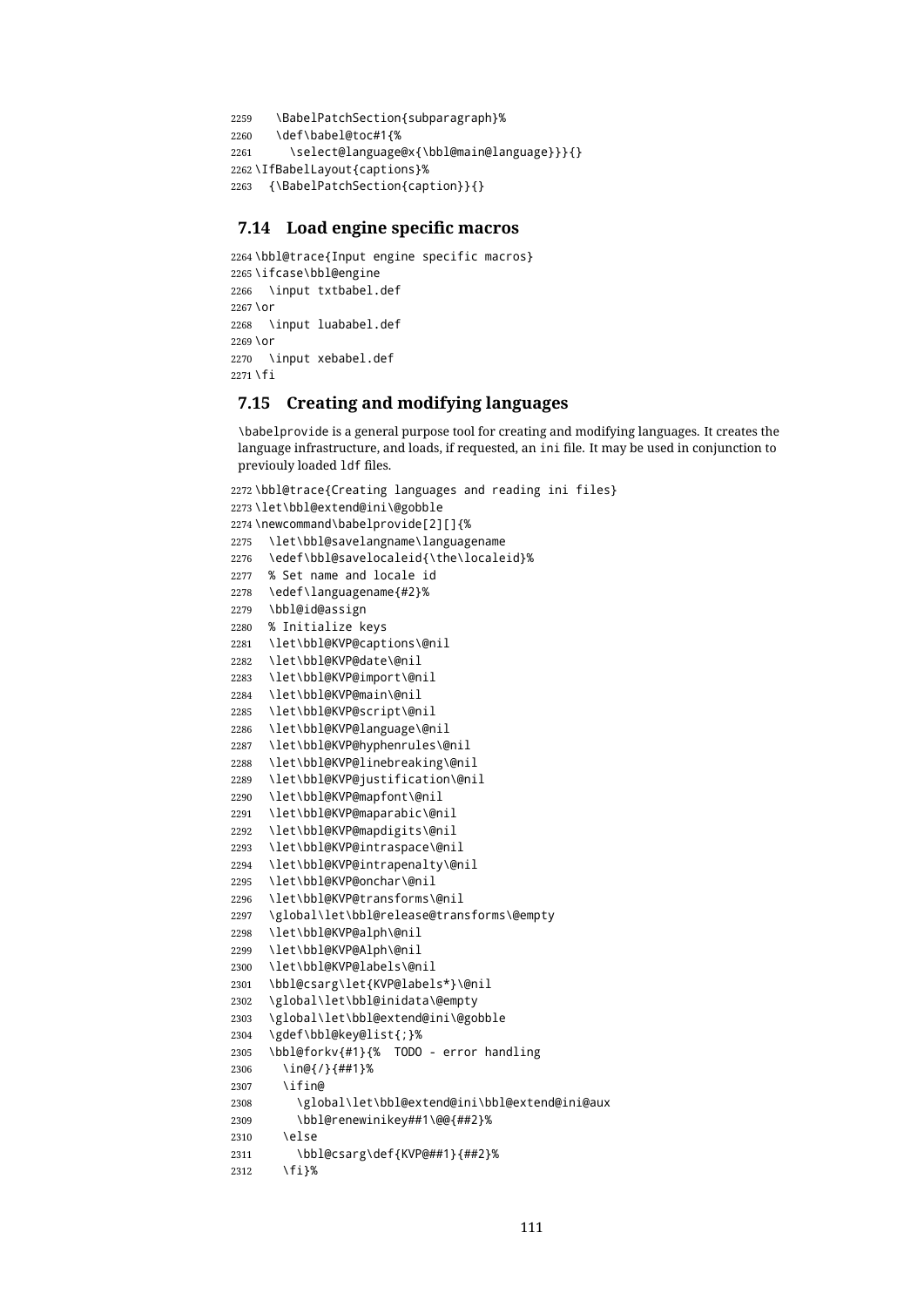```
2259   \BabelPatchSection{subparagraph}%
2260   \def\babel@toc#1{%
2261     \select@language@x{\bbl@main@language}}}{}
2262 \IfBabelLayout{captions}%
2263   {\BabelPatchSection{caption}}{}
```

## 7.14 Load engine specific macros

```
2264 \bbl@trace{Input engine specific macros}
2265 \ifcase\bbl@engine
2266   \input txtbabel.def
2267 \or
2268   \input luababel.def
2269 \or
2270   \input xebabel.def
2271 \fi
```

## 7.15 Creating and modifying languages

`\babelprovide` is a general purpose tool for creating and modifying languages. It creates the language infrastructure, and loads, if requested, an ini file. It may be used in conjunction to previouly loaded ldf files.

```
2272 \bbl@trace{Creating languages and reading ini files}
2273 \let\bbl@extend@ini\@gobble
2274 \newcommand\babelprovide[2][]{%
2275   \let\bbl@savelangname\languagename
2276   \edef\bbl@savelocaleid{\the\localeid}%
2277   % Set name and locale id
2278   \edef\languagename{#2}%
2279   \bbl@id@assign
2280   % Initialize keys
2281   \let\bbl@KVP@captions\@nil
2282   \let\bbl@KVP@date\@nil
2283   \let\bbl@KVP@import\@nil
2284   \let\bbl@KVP@main\@nil
2285   \let\bbl@KVP@script\@nil
2286   \let\bbl@KVP@language\@nil
2287   \let\bbl@KVP@hyphenrules\@nil
2288   \let\bbl@KVP@linebreaking\@nil
2289   \let\bbl@KVP@justification\@nil
2290   \let\bbl@KVP@mapfont\@nil
2291   \let\bbl@KVP@maparabic\@nil
2292   \let\bbl@KVP@mapdigits\@nil
2293   \let\bbl@KVP@intraspace\@nil
2294   \let\bbl@KVP@intrapenalty\@nil
2295   \let\bbl@KVP@onchar\@nil
2296   \let\bbl@KVP@transforms\@nil
2297   \global\let\bbl@release@transforms\@empty
2298   \let\bbl@KVP@alph\@nil
2299   \let\bbl@KVP@Alph\@nil
2300   \let\bbl@KVP@labels\@nil
2301   \bbl@csarg\let{KVP@labels*}\@nil
2302   \global\let\bbl@inidata\@empty
2303   \global\let\bbl@extend@ini\@gobble
2304   \gdef\bbl@key@list{;}%
2305   \bbl@forkv{#1}{%  TODO - error handling
2306     \in@{/}{##1}%
2307     \ifin@
2308       \global\let\bbl@extend@ini\bbl@extend@ini@aux
2309       \bbl@renewinikey##1\@@{##2}%
2310     \else
2311       \bbl@csarg\def{KVP@##1}{##2}%
2312     \fi}%
```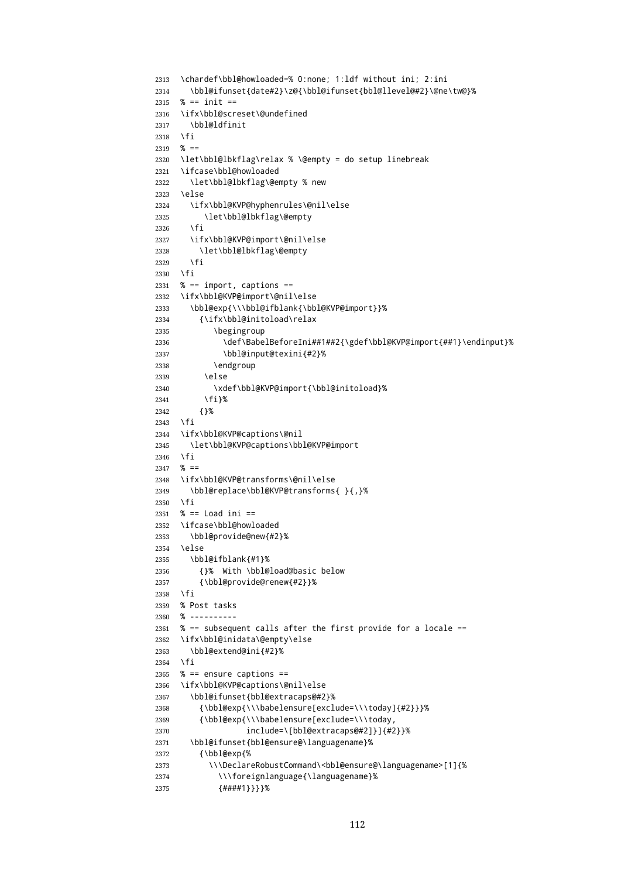```
2313 \chardef\bbl@howloaded=% 0:none; 1:ldf without ini; 2:ini
2314   \bbl@ifunset{date#2}\z@{\bbl@ifunset{bbl@llevel@#2}\@ne\tw@}%
2315 % == init ==
2316 \ifx\bbl@screset\@undefined
2317   \bbl@ldfinit
2318 \fi
2319 % ==
2320 \let\bbl@lbkflag\relax % \@empty = do setup linebreak
2321 \ifcase\bbl@howloaded
2322   \let\bbl@lbkflag\@empty % new
2323 \else
2324   \ifx\bbl@KVP@hyphenrules\@nil\else
2325      \let\bbl@lbkflag\@empty
2326   \fi
2327   \ifx\bbl@KVP@import\@nil\else
2328     \let\bbl@lbkflag\@empty
2329   \fi
2330 \fi
2331 % == import, captions ==
2332 \ifx\bbl@KVP@import\@nil\else
2333   \bbl@exp{\\\bbl@ifblank{\bbl@KVP@import}}%
2334     {\ifx\bbl@initoload\relax
2335        \begingroup
2336          \def\BabelBeforeIni##1##2{\gdef\bbl@KVP@import{##1}\endinput}%
2337          \bbl@input@texini{#2}%
2338        \endgroup
2339      \else
2340        \xdef\bbl@KVP@import{\bbl@initoload}%
2341      \fi}%
2342     {}%
2343 \fi
2344 \ifx\bbl@KVP@captions\@nil
2345   \let\bbl@KVP@captions\bbl@KVP@import
2346 \fi
2347 % ==
2348 \ifx\bbl@KVP@transforms\@nil\else
2349   \bbl@replace\bbl@KVP@transforms{ }{,}%
2350 \fi
2351 % == Load ini ==
2352 \ifcase\bbl@howloaded
2353   \bbl@provide@new{#2}%
2354 \else
2355   \bbl@ifblank{#1}%
2356     {}%  With \bbl@load@basic below
2357     {\bbl@provide@renew{#2}}%
2358 \fi
2359 % Post tasks
2360 % ----------
2361 % == subsequent calls after the first provide for a locale ==
2362 \ifx\bbl@inidata\@empty\else
2363   \bbl@extend@ini{#2}%
2364 \fi
2365 % == ensure captions ==
2366 \ifx\bbl@KVP@captions\@nil\else
2367   \bbl@ifunset{bbl@extracaps@#2}%
2368     {\bbl@exp{\\\babelensure[exclude=\\\today]{#2}}}%
2369     {\bbl@exp{\\\babelensure[exclude=\\\today,
2370               include=\[bbl@extracaps@#2]}]{#2}}%
2371   \bbl@ifunset{bbl@ensure@\languagename}%
2372     {\bbl@exp{%
2373       \\\DeclareRobustCommand\<bbl@ensure@\languagename>[1]{%
2374         \\\foreignlanguage{\languagename}%
2375         {####1}}}}%
```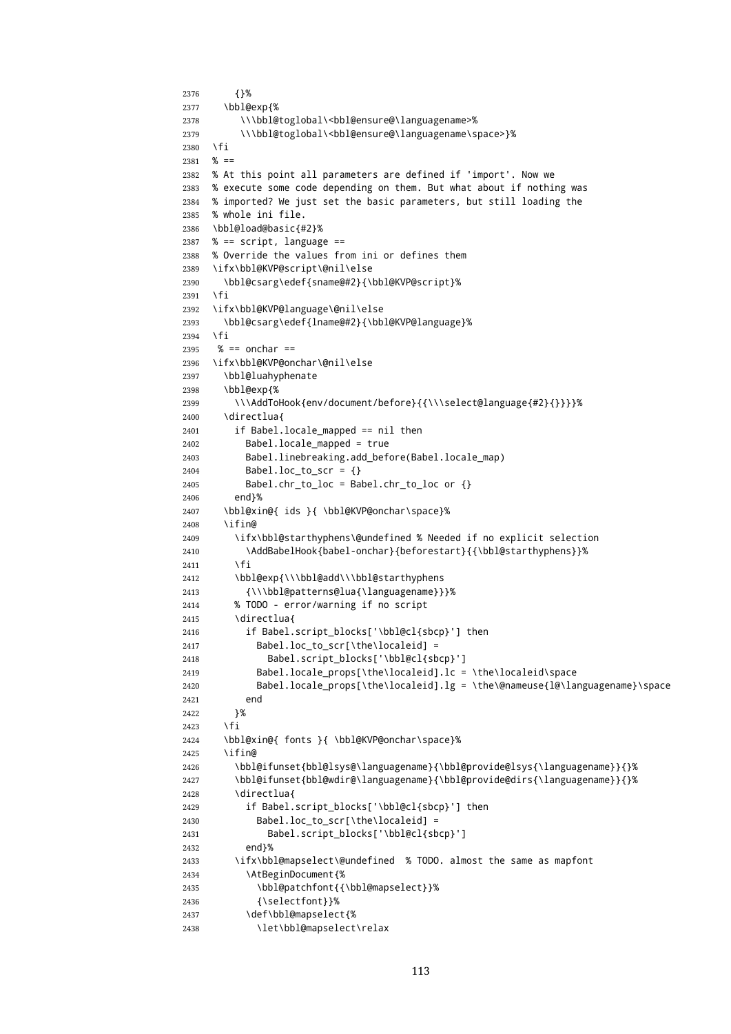```
2376      {}%
2377    \bbl@exp{%
2378       \\\bbl@toglobal\<bbl@ensure@\languagename>%
2379       \\\bbl@toglobal\<bbl@ensure@\languagename\space>}%
2380  \fi
2381  % ==
2382  % At this point all parameters are defined if 'import'. Now we
2383  % execute some code depending on them. But what about if nothing was
2384  % imported? We just set the basic parameters, but still loading the
2385  % whole ini file.
2386  \bbl@load@basic{#2}%
2387  % == script, language ==
2388  % Override the values from ini or defines them
2389  \ifx\bbl@KVP@script\@nil\else
2390    \bbl@csarg\edef{sname@#2}{\bbl@KVP@script}%
2391  \fi
2392  \ifx\bbl@KVP@language\@nil\else
2393    \bbl@csarg\edef{lname@#2}{\bbl@KVP@language}%
2394  \fi
2395   % == onchar ==
2396  \ifx\bbl@KVP@onchar\@nil\else
2397    \bbl@luahyphenate
2398    \bbl@exp{%
2399      \\\AddToHook{env/document/before}{{\\\select@language{#2}{}}}}%
2400    \directlua{
2401      if Babel.locale_mapped == nil then
2402        Babel.locale_mapped = true
2403        Babel.linebreaking.add_before(Babel.locale_map)
2404        Babel.loc_to_scr = {}
2405        Babel.chr_to_loc = Babel.chr_to_loc or {}
2406      end}%
2407    \bbl@xin@{ ids }{ \bbl@KVP@onchar\space}%
2408    \ifin@
2409      \ifx\bbl@starthyphens\@undefined % Needed if no explicit selection
2410        \AddBabelHook{babel-onchar}{beforestart}{{\bbl@starthyphens}}%
2411      \fi
2412      \bbl@exp{\\\bbl@add\\\bbl@starthyphens
2413        {\\\bbl@patterns@lua{\languagename}}}%
2414      % TODO - error/warning if no script
2415      \directlua{
2416        if Babel.script_blocks['\bbl@cl{sbcp}'] then
2417          Babel.loc_to_scr[\the\localeid] =
2418            Babel.script_blocks['\bbl@cl{sbcp}']
2419          Babel.locale_props[\the\localeid].lc = \the\localeid\space
2420          Babel.locale_props[\the\localeid].lg = \the\@nameuse{l@\languagename}\space
2421        end
2422      }%
2423    \fi
2424    \bbl@xin@{ fonts }{ \bbl@KVP@onchar\space}%
2425    \ifin@
2426      \bbl@ifunset{bbl@lsys@\languagename}{\bbl@provide@lsys{\languagename}}{}%
2427      \bbl@ifunset{bbl@wdir@\languagename}{\bbl@provide@dirs{\languagename}}{}%
2428      \directlua{
2429        if Babel.script_blocks['\bbl@cl{sbcp}'] then
2430          Babel.loc_to_scr[\the\localeid] =
2431            Babel.script_blocks['\bbl@cl{sbcp}']
2432        end}%
2433      \ifx\bbl@mapselect\@undefined  % TODO. almost the same as mapfont
2434        \AtBeginDocument{%
2435          \bbl@patchfont{{\bbl@mapselect}}%
2436          {\selectfont}}%
2437        \def\bbl@mapselect{%
2438          \let\bbl@mapselect\relax
```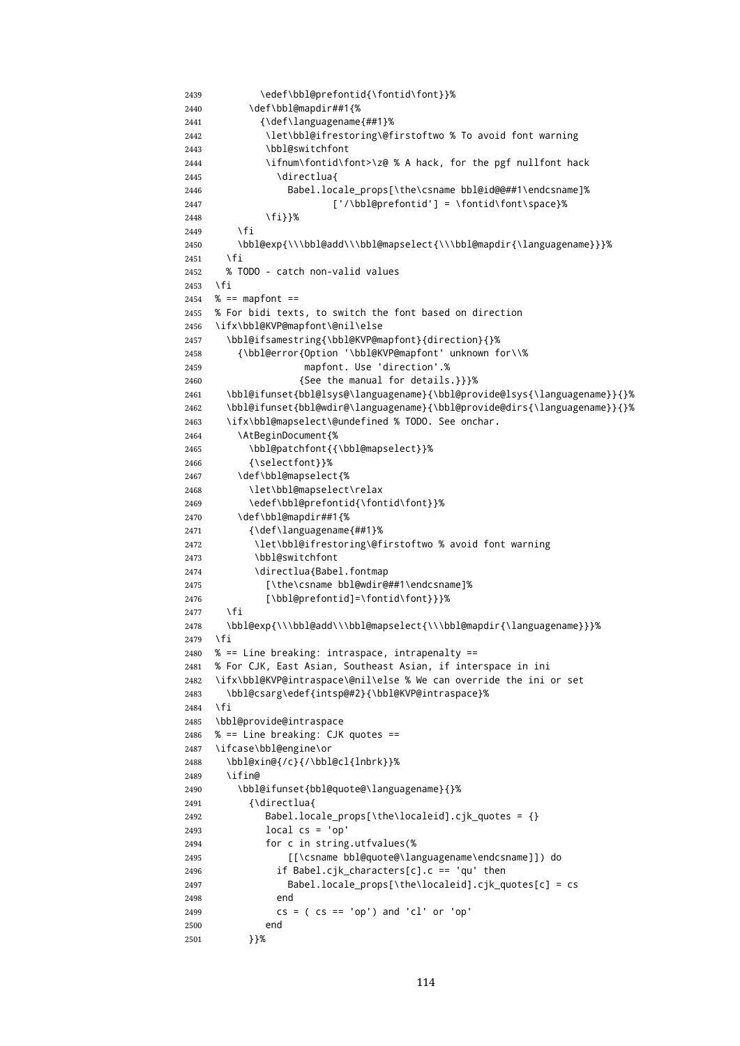```
2439          \edef\bbl@prefontid{\fontid\font}}%
2440        \def\bbl@mapdir##1{%
2441          {\def\languagename{##1}%
2442           \let\bbl@ifrestoring\@firstoftwo % To avoid font warning
2443           \bbl@switchfont
2444           \ifnum\fontid\font>\z@ % A hack, for the pgf nullfont hack
2445             \directlua{
2446               Babel.locale_props[\the\csname bbl@id@@##1\endcsname]%
2447                       ['/\bbl@prefontid'] = \fontid\font\space}%
2448           \fi}}%
2449      \fi
2450      \bbl@exp{\\\bbl@add\\\bbl@mapselect{\\\bbl@mapdir{\languagename}}}%
2451    \fi
2452    % TODO - catch non-valid values
2453  \fi
2454  % == mapfont ==
2455  % For bidi texts, to switch the font based on direction
2456  \ifx\bbl@KVP@mapfont\@nil\else
2457    \bbl@ifsamestring{\bbl@KVP@mapfont}{direction}{}%
2458      {\bbl@error{Option '\bbl@KVP@mapfont' unknown for\\%
2459                  mapfont. Use 'direction'.%
2460                 {See the manual for details.}}}%
2461    \bbl@ifunset{bbl@lsys@\languagename}{\bbl@provide@lsys{\languagename}}{}%
2462    \bbl@ifunset{bbl@wdir@\languagename}{\bbl@provide@dirs{\languagename}}{}%
2463    \ifx\bbl@mapselect\@undefined % TODO. See onchar.
2464      \AtBeginDocument{%
2465        \bbl@patchfont{{\bbl@mapselect}}%
2466        {\selectfont}}%
2467      \def\bbl@mapselect{%
2468        \let\bbl@mapselect\relax
2469        \edef\bbl@prefontid{\fontid\font}}%
2470      \def\bbl@mapdir##1{%
2471        {\def\languagename{##1}%
2472         \let\bbl@ifrestoring\@firstoftwo % avoid font warning
2473         \bbl@switchfont
2474         \directlua{Babel.fontmap
2475           [\the\csname bbl@wdir@##1\endcsname]%
2476           [\bbl@prefontid]=\fontid\font}}}%
2477    \fi
2478    \bbl@exp{\\\bbl@add\\\bbl@mapselect{\\\bbl@mapdir{\languagename}}}%
2479  \fi
2480  % == Line breaking: intraspace, intrapenalty ==
2481  % For CJK, East Asian, Southeast Asian, if interspace in ini
2482  \ifx\bbl@KVP@intraspace\@nil\else % We can override the ini or set
2483    \bbl@csarg\edef{intsp@#2}{\bbl@KVP@intraspace}%
2484  \fi
2485  \bbl@provide@intraspace
2486  % == Line breaking: CJK quotes ==
2487  \ifcase\bbl@engine\or
2488    \bbl@xin@{/c}{/\bbl@cl{lnbrk}}%
2489    \ifin@
2490      \bbl@ifunset{bbl@quote@\languagename}{}%
2491        {\directlua{
2492           Babel.locale_props[\the\localeid].cjk_quotes = {}
2493           local cs = 'op'
2494           for c in string.utfvalues(%
2495               [[\csname bbl@quote@\languagename\endcsname]]) do
2496             if Babel.cjk_characters[c].c == 'qu' then
2497               Babel.locale_props[\the\localeid].cjk_quotes[c] = cs
2498             end
2499             cs = ( cs == 'op') and 'cl' or 'op'
2500           end
2501        }}%
```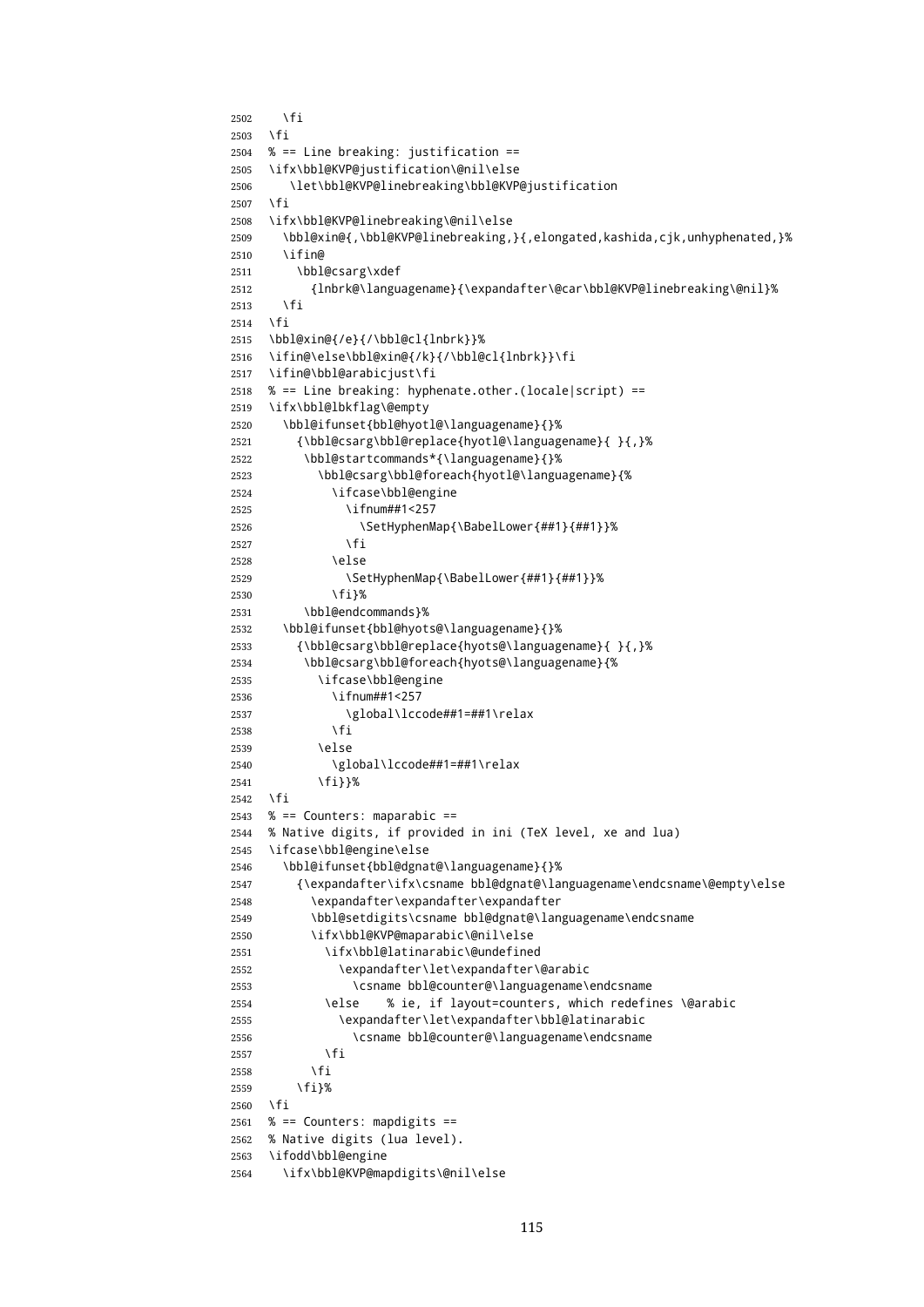```
2502     \fi
2503   \fi
2504   % == Line breaking: justification ==
2505   \ifx\bbl@KVP@justification\@nil\else
2506      \let\bbl@KVP@linebreaking\bbl@KVP@justification
2507   \fi
2508   \ifx\bbl@KVP@linebreaking\@nil\else
2509     \bbl@xin@{,\bbl@KVP@linebreaking,}{,elongated,kashida,cjk,unhyphenated,}%
2510     \ifin@
2511       \bbl@csarg\xdef
2512         {lnbrk@\languagename}{\expandafter\@car\bbl@KVP@linebreaking\@nil}%
2513     \fi
2514   \fi
2515   \bbl@xin@{/e}{/\bbl@cl{lnbrk}}%
2516   \ifin@\else\bbl@xin@{/k}{/\bbl@cl{lnbrk}}\fi
2517   \ifin@\bbl@arabicjust\fi
2518   % == Line breaking: hyphenate.other.(locale|script) ==
2519   \ifx\bbl@lbkflag\@empty
2520     \bbl@ifunset{bbl@hyotl@\languagename}{}%
2521       {\bbl@csarg\bbl@replace{hyotl@\languagename}{ }{,}%
2522        \bbl@startcommands*{\languagename}{}%
2523          \bbl@csarg\bbl@foreach{hyotl@\languagename}{%
2524            \ifcase\bbl@engine
2525              \ifnum##1<257
2526                \SetHyphenMap{\BabelLower{##1}{##1}}%
2527              \fi
2528            \else
2529              \SetHyphenMap{\BabelLower{##1}{##1}}%
2530            \fi}%
2531        \bbl@endcommands}%
2532     \bbl@ifunset{bbl@hyots@\languagename}{}%
2533       {\bbl@csarg\bbl@replace{hyots@\languagename}{ }{,}%
2534        \bbl@csarg\bbl@foreach{hyots@\languagename}{%
2535          \ifcase\bbl@engine
2536            \ifnum##1<257
2537              \global\lccode##1=##1\relax
2538            \fi
2539          \else
2540            \global\lccode##1=##1\relax
2541          \fi}}%
2542   \fi
2543   % == Counters: maparabic ==
2544   % Native digits, if provided in ini (TeX level, xe and lua)
2545   \ifcase\bbl@engine\else
2546     \bbl@ifunset{bbl@dgnat@\languagename}{}%
2547       {\expandafter\ifx\csname bbl@dgnat@\languagename\endcsname\@empty\else
2548         \expandafter\expandafter\expandafter
2549         \bbl@setdigits\csname bbl@dgnat@\languagename\endcsname
2550         \ifx\bbl@KVP@maparabic\@nil\else
2551           \ifx\bbl@latinarabic\@undefined
2552             \expandafter\let\expandafter\@arabic
2553               \csname bbl@counter@\languagename\endcsname
2554           \else    % ie, if layout=counters, which redefines \@arabic
2555             \expandafter\let\expandafter\bbl@latinarabic
2556               \csname bbl@counter@\languagename\endcsname
2557           \fi
2558         \fi
2559       \fi}%
2560   \fi
2561   % == Counters: mapdigits ==
2562   % Native digits (lua level).
2563   \ifodd\bbl@engine
2564     \ifx\bbl@KVP@mapdigits\@nil\else
```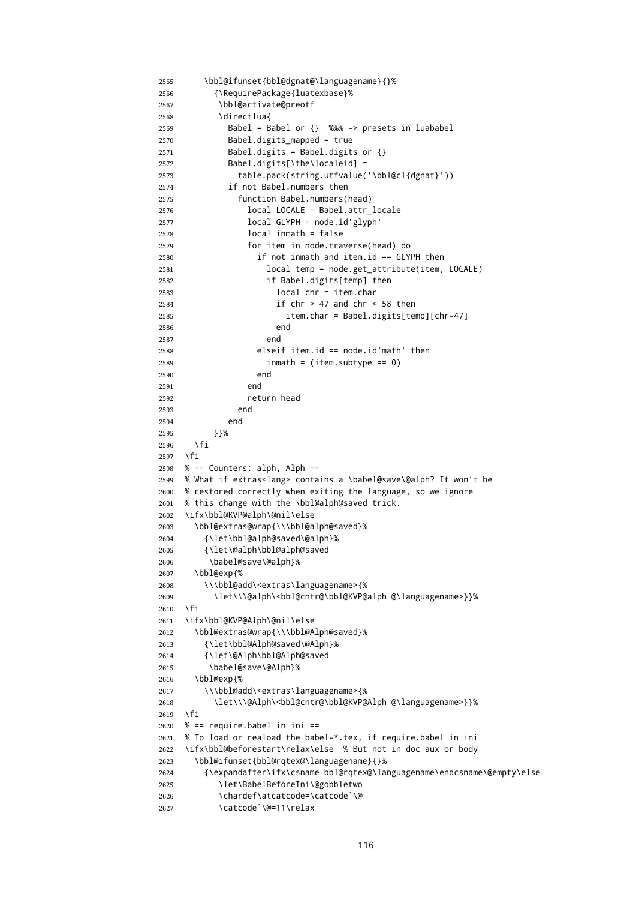```
2565      \bbl@ifunset{bbl@dgnat@\languagename}{}%
2566        {\RequirePackage{luatexbase}%
2567         \bbl@activate@preotf
2568         \directlua{
2569           Babel = Babel or {}  %%% -> presets in luababel
2570           Babel.digits_mapped = true
2571           Babel.digits = Babel.digits or {}
2572           Babel.digits[\the\localeid] =
2573             table.pack(string.utfvalue('\bbl@cl{dgnat}'))
2574           if not Babel.numbers then
2575             function Babel.numbers(head)
2576               local LOCALE = Babel.attr_locale
2577               local GLYPH = node.id'glyph'
2578               local inmath = false
2579               for item in node.traverse(head) do
2580                 if not inmath and item.id == GLYPH then
2581                   local temp = node.get_attribute(item, LOCALE)
2582                   if Babel.digits[temp] then
2583                     local chr = item.char
2584                     if chr > 47 and chr < 58 then
2585                       item.char = Babel.digits[temp][chr-47]
2586                     end
2587                   end
2588                 elseif item.id == node.id'math' then
2589                   inmath = (item.subtype == 0)
2590                 end
2591               end
2592               return head
2593             end
2594           end
2595        }}%
2596    \fi
2597  \fi
2598  % == Counters: alph, Alph ==
2599  % What if extras<lang> contains a \babel@save\@alph? It won't be
2600  % restored correctly when exiting the language, so we ignore
2601  % this change with the \bbl@alph@saved trick.
2602  \ifx\bbl@KVP@alph\@nil\else
2603    \bbl@extras@wrap{\\\bbl@alph@saved}%
2604      {\let\bbl@alph@saved\@alph}%
2605      {\let\@alph\bbl@alph@saved
2606       \babel@save\@alph}%
2607    \bbl@exp{%
2608      \\\bbl@add\<extras\languagename>{%
2609        \let\\\@alph\<bbl@cntr@\bbl@KVP@alph @\languagename>}}%
2610  \fi
2611  \ifx\bbl@KVP@Alph\@nil\else
2612    \bbl@extras@wrap{\\\bbl@Alph@saved}%
2613      {\let\bbl@Alph@saved\@Alph}%
2614      {\let\@Alph\bbl@Alph@saved
2615       \babel@save\@Alph}%
2616    \bbl@exp{%
2617      \\\bbl@add\<extras\languagename>{%
2618        \let\\\@Alph\<bbl@cntr@\bbl@KVP@Alph @\languagename>}}%
2619  \fi
2620  % == require.babel in ini ==
2621  % To load or reaload the babel-*.tex, if require.babel in ini
2622  \ifx\bbl@beforestart\relax\else  % But not in doc aux or body
2623    \bbl@ifunset{bbl@rqtex@\languagename}{}%
2624      {\expandafter\ifx\csname bbl@rqtex@\languagename\endcsname\@empty\else
2625         \let\BabelBeforeIni\@gobbletwo
2626         \chardef\atcatcode=\catcode`\@
2627         \catcode`\@=11\relax
```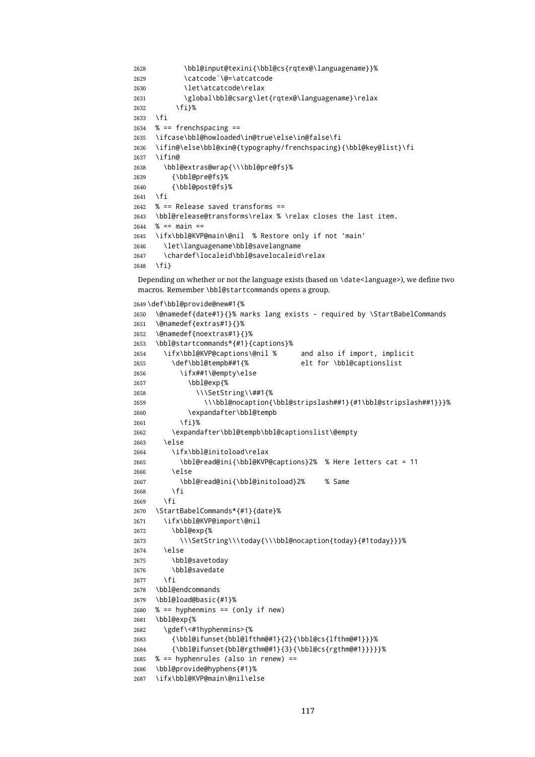```
2628         \bbl@input@texini{\bbl@cs{rqtex@\languagename}}%
2629         \catcode`\@=\atcatcode
2630         \let\atcatcode\relax
2631         \global\bbl@csarg\let{rqtex@\languagename}\relax
2632       \fi}%
2633   \fi
2634   % == frenchspacing ==
2635   \ifcase\bbl@howloaded\in@true\else\in@false\fi
2636   \ifin@\else\bbl@xin@{typography/frenchspacing}{\bbl@key@list}\fi
2637   \ifin@
2638     \bbl@extras@wrap{\\\bbl@pre@fs}%
2639       {\bbl@pre@fs}%
2640       {\bbl@post@fs}%
2641   \fi
2642   % == Release saved transforms ==
2643   \bbl@release@transforms\relax % \relax closes the last item.
2644   % == main ==
2645   \ifx\bbl@KVP@main\@nil  % Restore only if not 'main'
2646     \let\languagename\bbl@savelangname
2647     \chardef\localeid\bbl@savelocaleid\relax
2648   \fi}
```

Depending on whether or not the language exists (based on \date<language>), we define two macros. Remember \bbl@startcommands opens a group.

```
2649 \def\bbl@provide@new#1{%
2650   \@namedef{date#1}{}% marks lang exists - required by \StartBabelCommands
2651   \@namedef{extras#1}{}%
2652   \@namedef{noextras#1}{}%
2653   \bbl@startcommands*{#1}{captions}%
2654     \ifx\bbl@KVP@captions\@nil %      and also if import, implicit
2655       \def\bbl@tempb##1{%             elt for \bbl@captionslist
2656         \ifx##1\@empty\else
2657           \bbl@exp{%
2658             \\\SetString\\##1{%
2659               \\\bbl@nocaption{\bbl@stripslash##1}{#1\bbl@stripslash##1}}}%
2660           \expandafter\bbl@tempb
2661         \fi}%
2662       \expandafter\bbl@tempb\bbl@captionslist\@empty
2663     \else
2664       \ifx\bbl@initoload\relax
2665         \bbl@read@ini{\bbl@KVP@captions}2%  % Here letters cat = 11
2666       \else
2667         \bbl@read@ini{\bbl@initoload}2%     % Same
2668       \fi
2669     \fi
2670   \StartBabelCommands*{#1}{date}%
2671     \ifx\bbl@KVP@import\@nil
2672       \bbl@exp{%
2673         \\\SetString\\\today{\\\bbl@nocaption{today}{#1today}}}%
2674     \else
2675       \bbl@savetoday
2676       \bbl@savedate
2677     \fi
2678   \bbl@endcommands
2679   \bbl@load@basic{#1}%
2680   % == hyphenmins == (only if new)
2681   \bbl@exp{%
2682     \gdef\<#1hyphenmins>{%
2683       {\bbl@ifunset{bbl@lfthm@#1}{2}{\bbl@cs{lfthm@#1}}}%
2684       {\bbl@ifunset{bbl@rgthm@#1}{3}{\bbl@cs{rgthm@#1}}}}}%
2685   % == hyphenrules (also in renew) ==
2686   \bbl@provide@hyphens{#1}%
2687   \ifx\bbl@KVP@main\@nil\else
```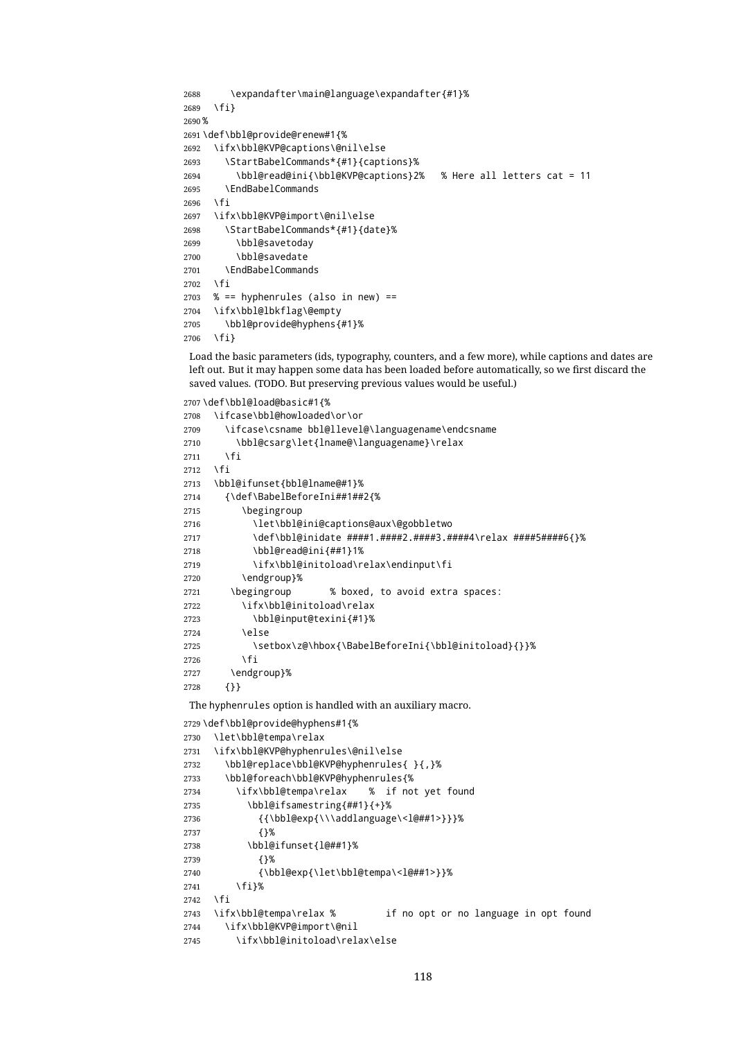```
2688      \expandafter\main@language\expandafter{#1}%
2689   \fi}
2690 %
2691 \def\bbl@provide@renew#1{%
2692   \ifx\bbl@KVP@captions\@nil\else
2693     \StartBabelCommands*{#1}{captions}%
2694       \bbl@read@ini{\bbl@KVP@captions}2%   % Here all letters cat = 11
2695     \EndBabelCommands
2696   \fi
2697   \ifx\bbl@KVP@import\@nil\else
2698     \StartBabelCommands*{#1}{date}%
2699       \bbl@savetoday
2700       \bbl@savedate
2701     \EndBabelCommands
2702   \fi
2703   % == hyphenrules (also in new) ==
2704   \ifx\bbl@lbkflag\@empty
2705     \bbl@provide@hyphens{#1}%
2706   \fi}
```

Load the basic parameters (ids, typography, counters, and a few more), while captions and dates are left out. But it may happen some data has been loaded before automatically, so we first discard the saved values. (TODO. But preserving previous values would be useful.)

```
2707 \def\bbl@load@basic#1{%
2708   \ifcase\bbl@howloaded\or\or
2709     \ifcase\csname bbl@llevel@\languagename\endcsname
2710       \bbl@csarg\let{lname@\languagename}\relax
2711     \fi
2712   \fi
2713   \bbl@ifunset{bbl@lname@#1}%
2714     {\def\BabelBeforeIni##1##2{%
2715        \begingroup
2716          \let\bbl@ini@captions@aux\@gobbletwo
2717          \def\bbl@inidate ####1.####2.####3.####4\relax ####5####6{}%
2718          \bbl@read@ini{##1}1%
2719          \ifx\bbl@initoload\relax\endinput\fi
2720        \endgroup}%
2721      \begingroup       % boxed, to avoid extra spaces:
2722        \ifx\bbl@initoload\relax
2723          \bbl@input@texini{#1}%
2724        \else
2725          \setbox\z@\hbox{\BabelBeforeIni{\bbl@initoload}{}}%
2726        \fi
2727      \endgroup}%
2728     {}}
```

The hyphenrules option is handled with an auxiliary macro.

```
2729 \def\bbl@provide@hyphens#1{%
2730   \let\bbl@tempa\relax
2731   \ifx\bbl@KVP@hyphenrules\@nil\else
2732     \bbl@replace\bbl@KVP@hyphenrules{ }{,}%
2733     \bbl@foreach\bbl@KVP@hyphenrules{%
2734       \ifx\bbl@tempa\relax    %  if not yet found
2735         \bbl@ifsamestring{##1}{+}%
2736           {{\bbl@exp{\\\addlanguage\<l@##1>}}}%
2737           {}%
2738         \bbl@ifunset{l@##1}%
2739           {}%
2740           {\bbl@exp{\let\bbl@tempa\<l@##1>}}%
2741       \fi}%
2742   \fi
2743   \ifx\bbl@tempa\relax %         if no opt or no language in opt found
2744     \ifx\bbl@KVP@import\@nil
2745       \ifx\bbl@initoload\relax\else
```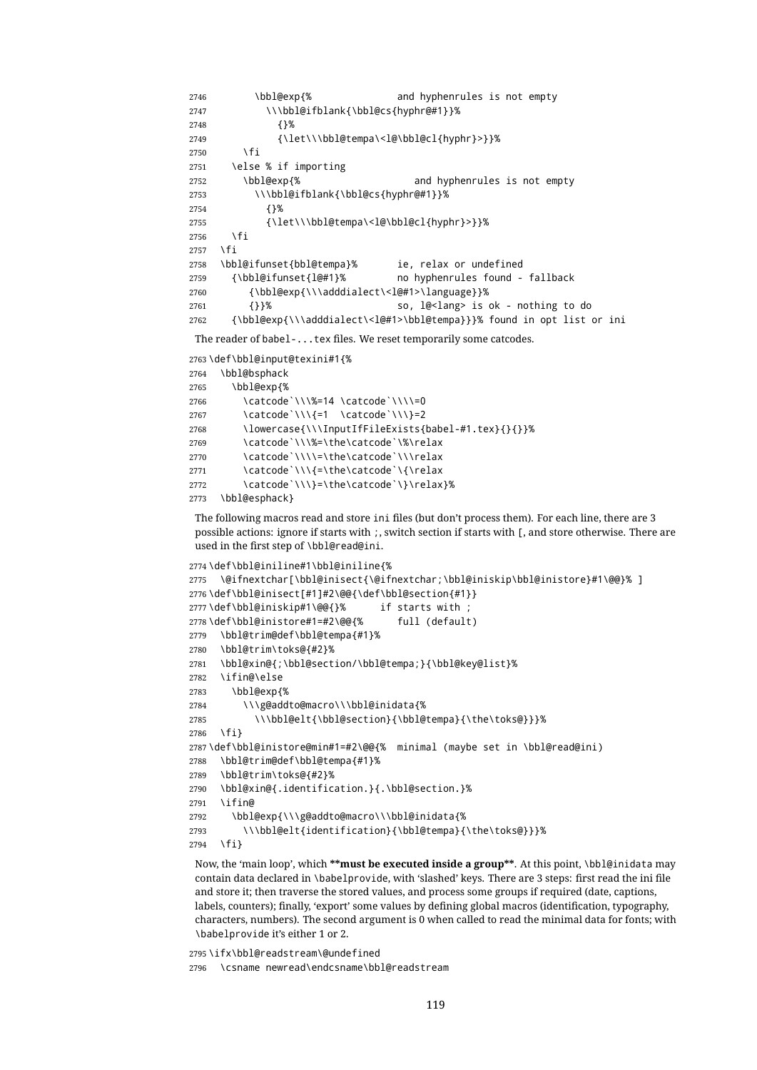```
2746        \bbl@exp{%                and hyphenrules is not empty
2747          \\\bbl@ifblank{\bbl@cs{hyphr@#1}}%
2748            {}%
2749            {\let\\\bbl@tempa\<l@\bbl@cl{hyphr}>}}%
2750      \fi
2751    \else % if importing
2752      \bbl@exp{%                      and hyphenrules is not empty
2753        \\\bbl@ifblank{\bbl@cs{hyphr@#1}}%
2754          {}%
2755          {\let\\\bbl@tempa\<l@\bbl@cl{hyphr}>}}%
2756    \fi
2757  \fi
2758  \bbl@ifunset{bbl@tempa}%        ie, relax or undefined
2759    {\bbl@ifunset{l@#1}%          no hyphenrules found - fallback
2760       {\bbl@exp{\\\adddialect\<l@#1>\language}}%
2761       {}}%                        so, l@<lang> is ok - nothing to do
2762    {\bbl@exp{\\\adddialect\<l@#1>\bbl@tempa}}}% found in opt list or ini
```

The reader of babel-...tex files. We reset temporarily some catcodes.

```
2763 \def\bbl@input@texini#1{%
2764   \bbl@bsphack
2765     \bbl@exp{%
2766       \catcode`\\\%=14 \catcode`\\\\=0
2767       \catcode`\\\{=1  \catcode`\\\}=2
2768       \lowercase{\\\InputIfFileExists{babel-#1.tex}{}{}}%
2769       \catcode`\\\%=\the\catcode`\%\relax
2770       \catcode`\\\\=\the\catcode`\\\relax
2771       \catcode`\\\{=\the\catcode`\{\relax
2772       \catcode`\\\}=\the\catcode`\}\relax}%
2773   \bbl@esphack}
```

The following macros read and store ini files (but don't process them). For each line, there are 3 possible actions: ignore if starts with ;, switch section if starts with [, and store otherwise. There are used in the first step of \bbl@read@ini.

```
2774 \def\bbl@iniline#1\bbl@iniline{%
2775   \@ifnextchar[\bbl@inisect{\@ifnextchar;\bbl@iniskip\bbl@inistore}#1\@@}% ]
2776 \def\bbl@inisect[#1]#2\@@{\def\bbl@section{#1}}
2777 \def\bbl@iniskip#1\@@{}%      if starts with ;
2778 \def\bbl@inistore#1=#2\@@{%      full (default)
2779   \bbl@trim@def\bbl@tempa{#1}%
2780   \bbl@trim\toks@{#2}%
2781   \bbl@xin@{;\bbl@section/\bbl@tempa;}{\bbl@key@list}%
2782   \ifin@\else
2783     \bbl@exp{%
2784       \\\g@addto@macro\\\bbl@inidata{%
2785         \\\bbl@elt{\bbl@section}{\bbl@tempa}{\the\toks@}}}%
2786   \fi}
2787 \def\bbl@inistore@min#1=#2\@@{%  minimal (maybe set in \bbl@read@ini)
2788   \bbl@trim@def\bbl@tempa{#1}%
2789   \bbl@trim\toks@{#2}%
2790   \bbl@xin@{.identification.}{.\bbl@section.}%
2791   \ifin@
2792     \bbl@exp{\\\g@addto@macro\\\bbl@inidata{%
2793       \\\bbl@elt{identification}{\bbl@tempa}{\the\toks@}}}%
2794   \fi}
```

Now, the 'main loop', which **\*\*must be executed inside a group\*\***. At this point, \bbl@inidata may contain data declared in \babelprovide, with 'slashed' keys. There are 3 steps: first read the ini file and store it; then traverse the stored values, and process some groups if required (date, captions, labels, counters); finally, 'export' some values by defining global macros (identification, typography, characters, numbers). The second argument is 0 when called to read the minimal data for fonts; with \babelprovide it's either 1 or 2.

```
2795 \ifx\bbl@readstream\@undefined
2796   \csname newread\endcsname\bbl@readstream
```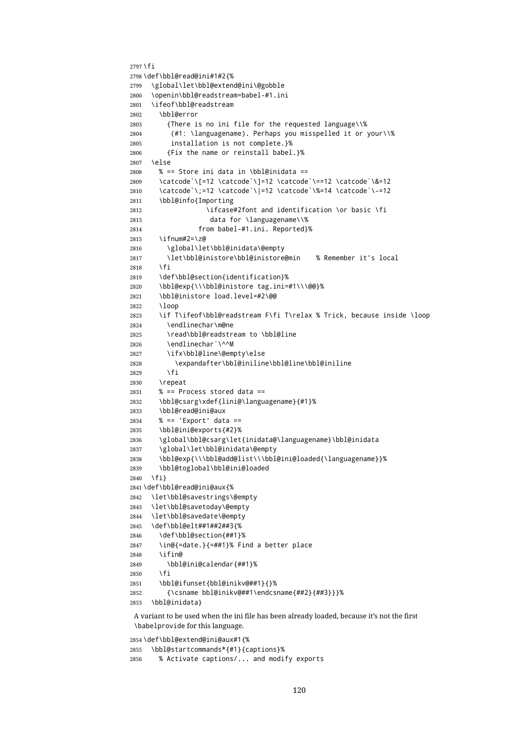```
2797 \fi
2798 \def\bbl@read@ini#1#2{%
2799   \global\let\bbl@extend@ini\@gobble
2800   \openin\bbl@readstream=babel-#1.ini
2801   \ifeof\bbl@readstream
2802     \bbl@error
2803       {There is no ini file for the requested language\\%
2804        (#1: \languagename). Perhaps you misspelled it or your\\%
2805        installation is not complete.}%
2806       {Fix the name or reinstall babel.}%
2807   \else
2808     % == Store ini data in \bbl@inidata ==
2809     \catcode`\[=12 \catcode`\]=12 \catcode`\==12 \catcode`\&=12
2810     \catcode`\;=12 \catcode`\|=12 \catcode`\%=14 \catcode`\-=12
2811     \bbl@info{Importing
2812                 \ifcase#2font and identification \or basic \fi
2813                  data for \languagename\\%
2814               from babel-#1.ini. Reported}%
2815     \ifnum#2=\z@
2816       \global\let\bbl@inidata\@empty
2817       \let\bbl@inistore\bbl@inistore@min    % Remember it's local
2818     \fi
2819     \def\bbl@section{identification}%
2820     \bbl@exp{\\\bbl@inistore tag.ini=#1\\\@@}%
2821     \bbl@inistore load.level=#2\@@
2822     \loop
2823     \if T\ifeof\bbl@readstream F\fi T\relax % Trick, because inside \loop
2824       \endlinechar\m@ne
2825       \read\bbl@readstream to \bbl@line
2826       \endlinechar`\^^M
2827       \ifx\bbl@line\@empty\else
2828         \expandafter\bbl@iniline\bbl@line\bbl@iniline
2829       \fi
2830     \repeat
2831     % == Process stored data ==
2832     \bbl@csarg\xdef{lini@\languagename}{#1}%
2833     \bbl@read@ini@aux
2834     % == 'Export' data ==
2835     \bbl@ini@exports{#2}%
2836     \global\bbl@csarg\let{inidata@\languagename}\bbl@inidata
2837     \global\let\bbl@inidata\@empty
2838     \bbl@exp{\\\bbl@add@list\\\bbl@ini@loaded{\languagename}}%
2839     \bbl@toglobal\bbl@ini@loaded
2840   \fi}
2841 \def\bbl@read@ini@aux{%
2842   \let\bbl@savestrings\@empty
2843   \let\bbl@savetoday\@empty
2844   \let\bbl@savedate\@empty
2845   \def\bbl@elt##1##2##3{%
2846     \def\bbl@section{##1}%
2847     \in@{=date.}{=##1}% Find a better place
2848     \ifin@
2849       \bbl@ini@calendar{##1}%
2850     \fi
2851     \bbl@ifunset{bbl@inikv@##1}{}%
2852       {\csname bbl@inikv@##1\endcsname{##2}{##3}}}%
2853   \bbl@inidata}
```

A variant to be used when the ini file has been already loaded, because it's not the first \babelprovide for this language.

```
2854 \def\bbl@extend@ini@aux#1{%
2855   \bbl@startcommands*{#1}{captions}%
2856     % Activate captions/... and modify exports
```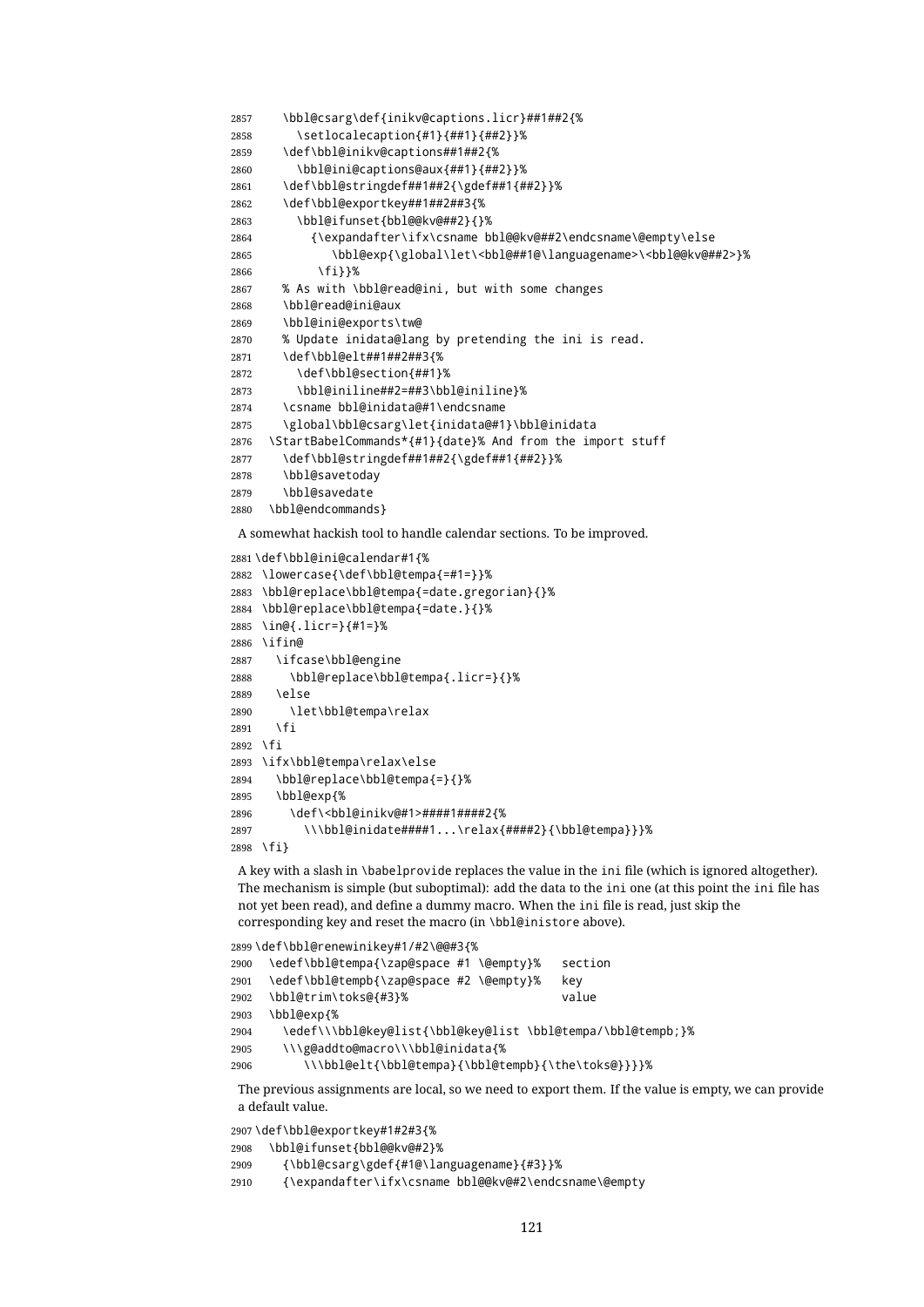```
2857    \bbl@csarg\def{inikv@captions.licr}##1##2{%
2858      \setlocalecaption{#1}{##1}{##2}}%
2859    \def\bbl@inikv@captions##1##2{%
2860      \bbl@ini@captions@aux{##1}{##2}}%
2861    \def\bbl@stringdef##1##2{\gdef##1{##2}}%
2862    \def\bbl@exportkey##1##2##3{%
2863      \bbl@ifunset{bbl@@kv@##2}{}%
2864        {\expandafter\ifx\csname bbl@@kv@##2\endcsname\@empty\else
2865           \bbl@exp{\global\let\<bbl@##1@\languagename>\<bbl@@kv@##2>}%
2866         \fi}}%
2867    % As with \bbl@read@ini, but with some changes
2868    \bbl@read@ini@aux
2869    \bbl@ini@exports\tw@
2870    % Update inidata@lang by pretending the ini is read.
2871    \def\bbl@elt##1##2##3{%
2872      \def\bbl@section{##1}%
2873      \bbl@iniline##2=##3\bbl@iniline}%
2874    \csname bbl@inidata@#1\endcsname
2875    \global\bbl@csarg\let{inidata@#1}\bbl@inidata
2876  \StartBabelCommands*{#1}{date}% And from the import stuff
2877    \def\bbl@stringdef##1##2{\gdef##1{##2}}%
2878    \bbl@savetoday
2879    \bbl@savedate
2880  \bbl@endcommands}
```

A somewhat hackish tool to handle calendar sections. To be improved.

```
2881 \def\bbl@ini@calendar#1{%
2882  \lowercase{\def\bbl@tempa{=#1=}}%
2883  \bbl@replace\bbl@tempa{=date.gregorian}{}%
2884  \bbl@replace\bbl@tempa{=date.}{}%
2885  \in@{.licr=}{#1=}%
2886  \ifin@
2887    \ifcase\bbl@engine
2888      \bbl@replace\bbl@tempa{.licr=}{}%
2889    \else
2890      \let\bbl@tempa\relax
2891    \fi
2892  \fi
2893  \ifx\bbl@tempa\relax\else
2894    \bbl@replace\bbl@tempa{=}{}%
2895    \bbl@exp{%
2896      \def\<bbl@inikv@#1>####1####2{%
2897        \\\bbl@inidate####1...\relax{####2}{\bbl@tempa}}}%
2898  \fi}
```

A key with a slash in \babelprovide replaces the value in the ini file (which is ignored altogether). The mechanism is simple (but suboptimal): add the data to the ini one (at this point the ini file has not yet been read), and define a dummy macro. When the ini file is read, just skip the corresponding key and reset the macro (in \bbl@inistore above).

```
2899 \def\bbl@renewinikey#1/#2\@@#3{%
2900   \edef\bbl@tempa{\zap@space #1 \@empty}%   section
2901   \edef\bbl@tempb{\zap@space #2 \@empty}%   key
2902   \bbl@trim\toks@{#3}%                      value
2903   \bbl@exp{%
2904     \edef\\\bbl@key@list{\bbl@key@list \bbl@tempa/\bbl@tempb;}%
2905     \\\g@addto@macro\\\bbl@inidata{%
2906        \\\bbl@elt{\bbl@tempa}{\bbl@tempb}{\the\toks@}}}}%
```

The previous assignments are local, so we need to export them. If the value is empty, we can provide a default value.

```
2907 \def\bbl@exportkey#1#2#3{%
2908   \bbl@ifunset{bbl@@kv@#2}%
2909     {\bbl@csarg\gdef{#1@\languagename}{#3}}%
2910     {\expandafter\ifx\csname bbl@@kv@#2\endcsname\@empty
```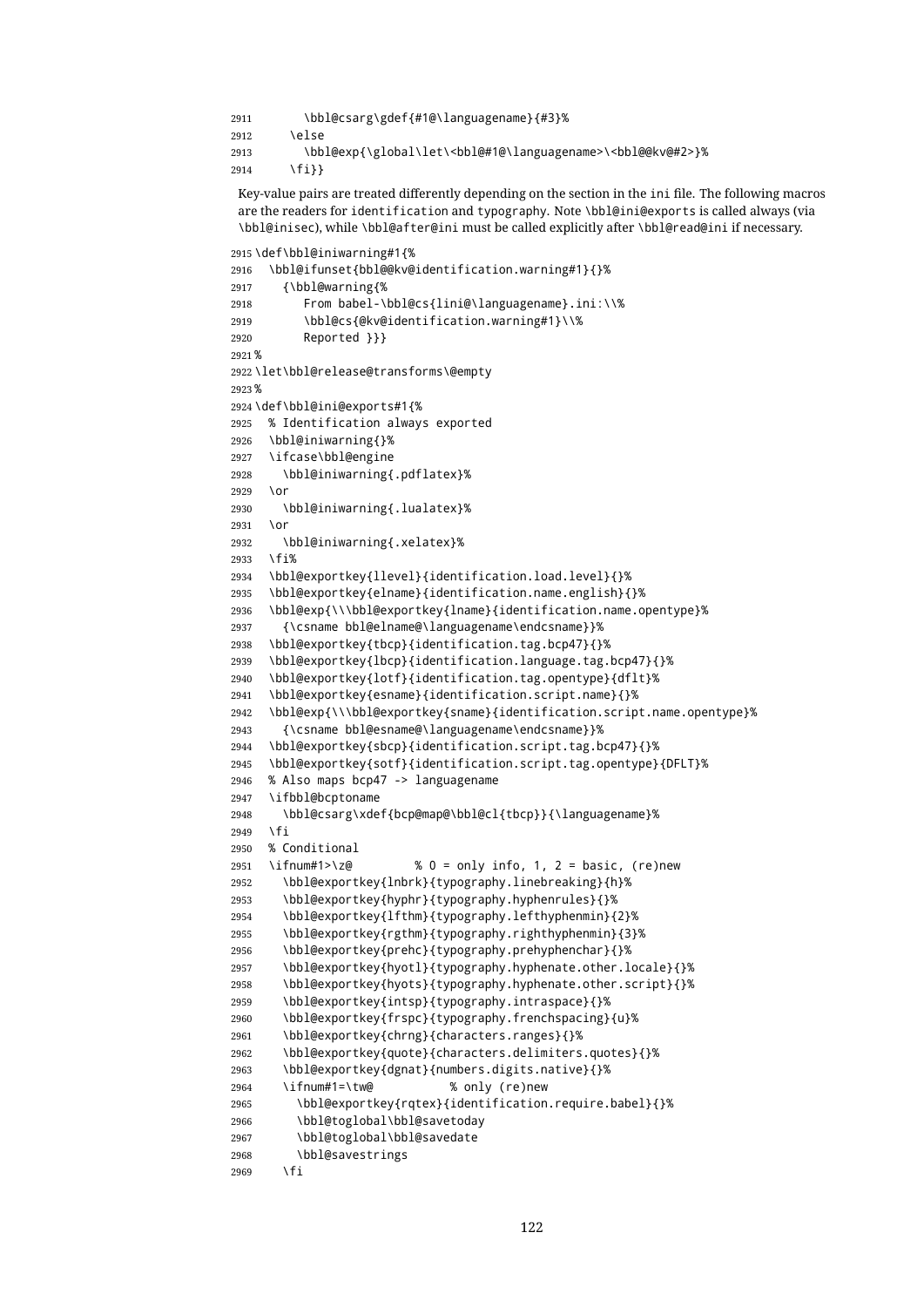```
2911        \bbl@csarg\gdef{#1@\languagename}{#3}%
2912     \else
2913       \bbl@exp{\global\let\<bbl@#1@\languagename>\<bbl@@kv@#2>}%
2914     \fi}}
```

Key-value pairs are treated differently depending on the section in the ini file. The following macros are the readers for identification and typography. Note \bbl@ini@exports is called always (via \bbl@inisec), while \bbl@after@ini must be called explicitly after \bbl@read@ini if necessary.

```
2915 \def\bbl@iniwarning#1{%
2916   \bbl@ifunset{bbl@@kv@identification.warning#1}{}%
2917     {\bbl@warning{%
2918        From babel-\bbl@cs{lini@\languagename}.ini:\\%
2919        \bbl@cs{@kv@identification.warning#1}\\%
2920        Reported }}}
2921 %
2922 \let\bbl@release@transforms\@empty
2923 %
2924 \def\bbl@ini@exports#1{%
2925   % Identification always exported
2926   \bbl@iniwarning{}%
2927   \ifcase\bbl@engine
2928     \bbl@iniwarning{.pdflatex}%
2929   \or
2930     \bbl@iniwarning{.lualatex}%
2931   \or
2932     \bbl@iniwarning{.xelatex}%
2933   \fi%
2934   \bbl@exportkey{llevel}{identification.load.level}{}%
2935   \bbl@exportkey{elname}{identification.name.english}{}%
2936   \bbl@exp{\\\bbl@exportkey{lname}{identification.name.opentype}%
2937     {\csname bbl@elname@\languagename\endcsname}}%
2938   \bbl@exportkey{tbcp}{identification.tag.bcp47}{}%
2939   \bbl@exportkey{lbcp}{identification.language.tag.bcp47}{}%
2940   \bbl@exportkey{lotf}{identification.tag.opentype}{dflt}%
2941   \bbl@exportkey{esname}{identification.script.name}{}%
2942   \bbl@exp{\\\bbl@exportkey{sname}{identification.script.name.opentype}%
2943     {\csname bbl@esname@\languagename\endcsname}}%
2944   \bbl@exportkey{sbcp}{identification.script.tag.bcp47}{}%
2945   \bbl@exportkey{sotf}{identification.script.tag.opentype}{DFLT}%
2946   % Also maps bcp47 -> languagename
2947   \ifbbl@bcptoname
2948     \bbl@csarg\xdef{bcp@map@\bbl@cl{tbcp}}{\languagename}%
2949   \fi
2950   % Conditional
2951   \ifnum#1>\z@         % 0 = only info, 1, 2 = basic, (re)new
2952     \bbl@exportkey{lnbrk}{typography.linebreaking}{h}%
2953     \bbl@exportkey{hyphr}{typography.hyphenrules}{}%
2954     \bbl@exportkey{lfthm}{typography.lefthyphenmin}{2}%
2955     \bbl@exportkey{rgthm}{typography.righthyphenmin}{3}%
2956     \bbl@exportkey{prehc}{typography.prehyphenchar}{}%
2957     \bbl@exportkey{hyotl}{typography.hyphenate.other.locale}{}%
2958     \bbl@exportkey{hyots}{typography.hyphenate.other.script}{}%
2959     \bbl@exportkey{intsp}{typography.intraspace}{}%
2960     \bbl@exportkey{frspc}{typography.frenchspacing}{u}%
2961     \bbl@exportkey{chrng}{characters.ranges}{}%
2962     \bbl@exportkey{quote}{characters.delimiters.quotes}{}%
2963     \bbl@exportkey{dgnat}{numbers.digits.native}{}%
2964     \ifnum#1=\tw@           % only (re)new
2965       \bbl@exportkey{rqtex}{identification.require.babel}{}%
2966       \bbl@toglobal\bbl@savetoday
2967       \bbl@toglobal\bbl@savedate
2968       \bbl@savestrings
2969     \fi
```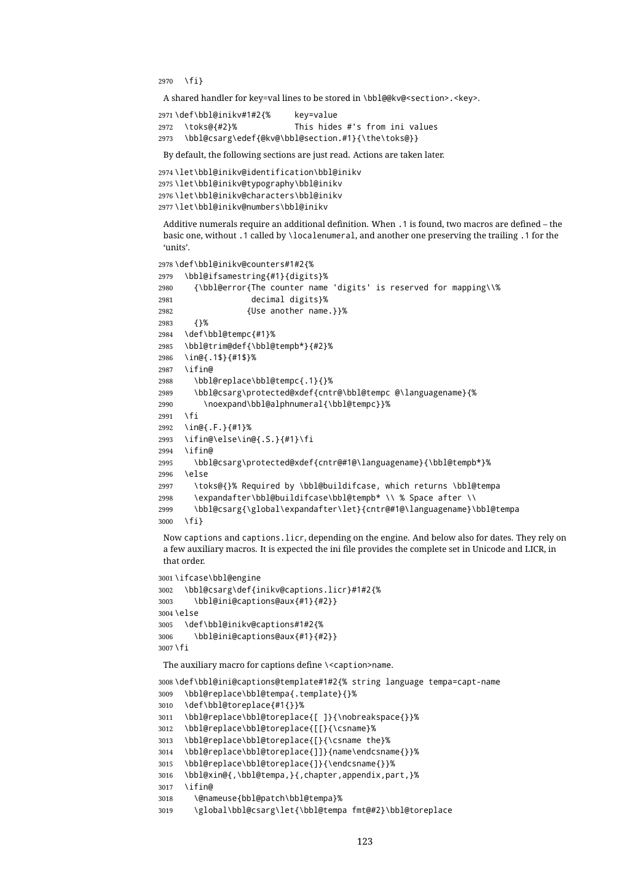```
2970   \fi}
```

A shared handler for key=val lines to be stored in `\bbl@@kv@<section>.<key>`.

```
2971 \def\bbl@inikv#1#2{%     key=value
2972   \toks@{#2}%            This hides #'s from ini values
2973   \bbl@csarg\edef{@kv@\bbl@section.#1}{\the\toks@}}
```

By default, the following sections are just read. Actions are taken later.

```
2974 \let\bbl@inikv@identification\bbl@inikv
2975 \let\bbl@inikv@typography\bbl@inikv
2976 \let\bbl@inikv@characters\bbl@inikv
2977 \let\bbl@inikv@numbers\bbl@inikv
```

Additive numerals require an additional definition. When `.1` is found, two macros are defined – the basic one, without `.1` called by `\localenumeral`, and another one preserving the trailing `.1` for the 'units'.

```
2978 \def\bbl@inikv@counters#1#2{%
2979   \bbl@ifsamestring{#1}{digits}%
2980     {\bbl@error{The counter name 'digits' is reserved for mapping\\%
2981                 decimal digits}%
2982                {Use another name.}}%
2983     {}%
2984   \def\bbl@tempc{#1}%
2985   \bbl@trim@def{\bbl@tempb*}{#2}%
2986   \in@{.1$}{#1$}%
2987   \ifin@
2988     \bbl@replace\bbl@tempc{.1}{}%
2989     \bbl@csarg\protected@xdef{cntr@\bbl@tempc @\languagename}{%
2990       \noexpand\bbl@alphnumeral{\bbl@tempc}}%
2991   \fi
2992   \in@{.F.}{#1}%
2993   \ifin@\else\in@{.S.}{#1}\fi
2994   \ifin@
2995     \bbl@csarg\protected@xdef{cntr@#1@\languagename}{\bbl@tempb*}%
2996   \else
2997     \toks@{}% Required by \bbl@buildifcase, which returns \bbl@tempa
2998     \expandafter\bbl@buildifcase\bbl@tempb* \\ % Space after \\
2999     \bbl@csarg{\global\expandafter\let}{cntr@#1@\languagename}\bbl@tempa
3000   \fi}
```

Now captions and `captions.licr`, depending on the engine. And below also for dates. They rely on a few auxiliary macros. It is expected the ini file provides the complete set in Unicode and LICR, in that order.

```
3001 \ifcase\bbl@engine
3002   \bbl@csarg\def{inikv@captions.licr}#1#2{%
3003     \bbl@ini@captions@aux{#1}{#2}}
3004 \else
3005   \def\bbl@inikv@captions#1#2{%
3006     \bbl@ini@captions@aux{#1}{#2}}
3007 \fi
```

The auxiliary macro for captions define `\<caption>name`.

```
3008 \def\bbl@ini@captions@template#1#2{% string language tempa=capt-name
3009   \bbl@replace\bbl@tempa{.template}{}%
3010   \def\bbl@toreplace{#1{}}%
3011   \bbl@replace\bbl@toreplace{[ ]}{\nobreakspace{}}%
3012   \bbl@replace\bbl@toreplace{[[]{\csname}%
3013   \bbl@replace\bbl@toreplace{[]{\csname the}%
3014   \bbl@replace\bbl@toreplace{]]}{name\endcsname{}}%
3015   \bbl@replace\bbl@toreplace{]}{\endcsname{}}%
3016   \bbl@xin@{,\bbl@tempa,}{,chapter,appendix,part,}%
3017   \ifin@
3018     \@nameuse{bbl@patch\bbl@tempa}%
3019     \global\bbl@csarg\let{\bbl@tempa fmt@#2}\bbl@toreplace
```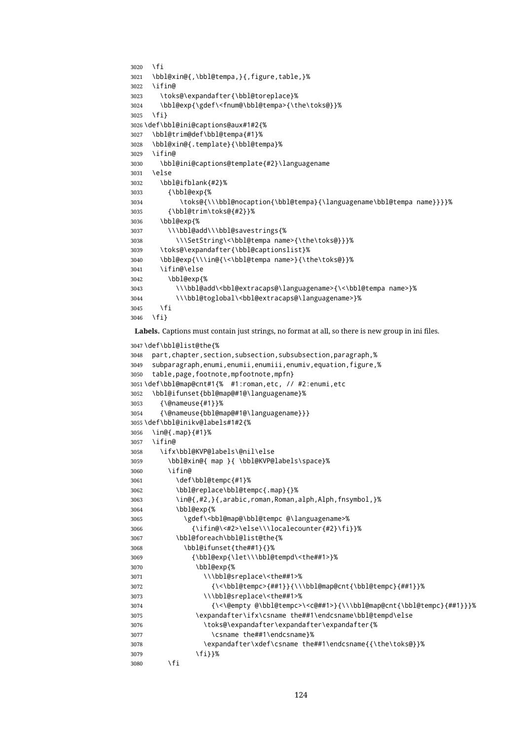```
3020   \fi
3021   \bbl@xin@{,\bbl@tempa,}{,figure,table,}%
3022   \ifin@
3023     \toks@\expandafter{\bbl@toreplace}%
3024     \bbl@exp{\gdef\<fnum@\bbl@tempa>{\the\toks@}}%
3025   \fi}
3026 \def\bbl@ini@captions@aux#1#2{%
3027   \bbl@trim@def\bbl@tempa{#1}%
3028   \bbl@xin@{.template}{\bbl@tempa}%
3029   \ifin@
3030     \bbl@ini@captions@template{#2}\languagename
3031   \else
3032     \bbl@ifblank{#2}%
3033       {\bbl@exp{%
3034          \toks@{\\\bbl@nocaption{\bbl@tempa}{\languagename\bbl@tempa name}}}}%
3035       {\bbl@trim\toks@{#2}}%
3036     \bbl@exp{%
3037       \\\bbl@add\\\bbl@savestrings{%
3038         \\\SetString\<\bbl@tempa name>{\the\toks@}}}%
3039     \toks@\expandafter{\bbl@captionslist}%
3040     \bbl@exp{\\\in@{\<\bbl@tempa name>}{\the\toks@}}%
3041     \ifin@\else
3042       \bbl@exp{%
3043         \\\bbl@add\<bbl@extracaps@\languagename>{\<\bbl@tempa name>}%
3044         \\\bbl@toglobal\<bbl@extracaps@\languagename>}%
3045     \fi
3046   \fi}
```

**Labels.** Captions must contain just strings, no format at all, so there is new group in ini files.

```
3047 \def\bbl@list@the{%
3048   part,chapter,section,subsection,subsubsection,paragraph,%
3049   subparagraph,enumi,enumii,enumiii,enumiv,equation,figure,%
3050   table,page,footnote,mpfootnote,mpfn}
3051 \def\bbl@map@cnt#1{%  #1:roman,etc, // #2:enumi,etc
3052   \bbl@ifunset{bbl@map@#1@\languagename}%
3053     {\@nameuse{#1}}%
3054     {\@nameuse{bbl@map@#1@\languagename}}}
3055 \def\bbl@inikv@labels#1#2{%
3056   \in@{.map}{#1}%
3057   \ifin@
3058     \ifx\bbl@KVP@labels\@nil\else
3059       \bbl@xin@{ map }{ \bbl@KVP@labels\space}%
3060       \ifin@
3061         \def\bbl@tempc{#1}%
3062         \bbl@replace\bbl@tempc{.map}{}%
3063         \in@{,#2,}{,arabic,roman,Roman,alph,Alph,fnsymbol,}%
3064         \bbl@exp{%
3065           \gdef\<bbl@map@\bbl@tempc @\languagename>%
3066             {\ifin@\<#2>\else\\\localecounter{#2}\fi}}%
3067         \bbl@foreach\bbl@list@the{%
3068           \bbl@ifunset{the##1}{}%
3069             {\bbl@exp{\let\\\bbl@tempd\<the##1>}%
3070              \bbl@exp{%
3071                \\\bbl@sreplace\<the##1>%
3072                  {\<\bbl@tempc>{##1}}{\\\bbl@map@cnt{\bbl@tempc}{##1}}%
3073                \\\bbl@sreplace\<the##1>%
3074                  {\<\@empty @\bbl@tempc>\<c@##1>}{\\\bbl@map@cnt{\bbl@tempc}{##1}}}%
3075              \expandafter\ifx\csname the##1\endcsname\bbl@tempd\else
3076                \toks@\expandafter\expandafter\expandafter{%
3077                  \csname the##1\endcsname}%
3078                \expandafter\xdef\csname the##1\endcsname{{\the\toks@}}%
3079              \fi}}%
3080       \fi
```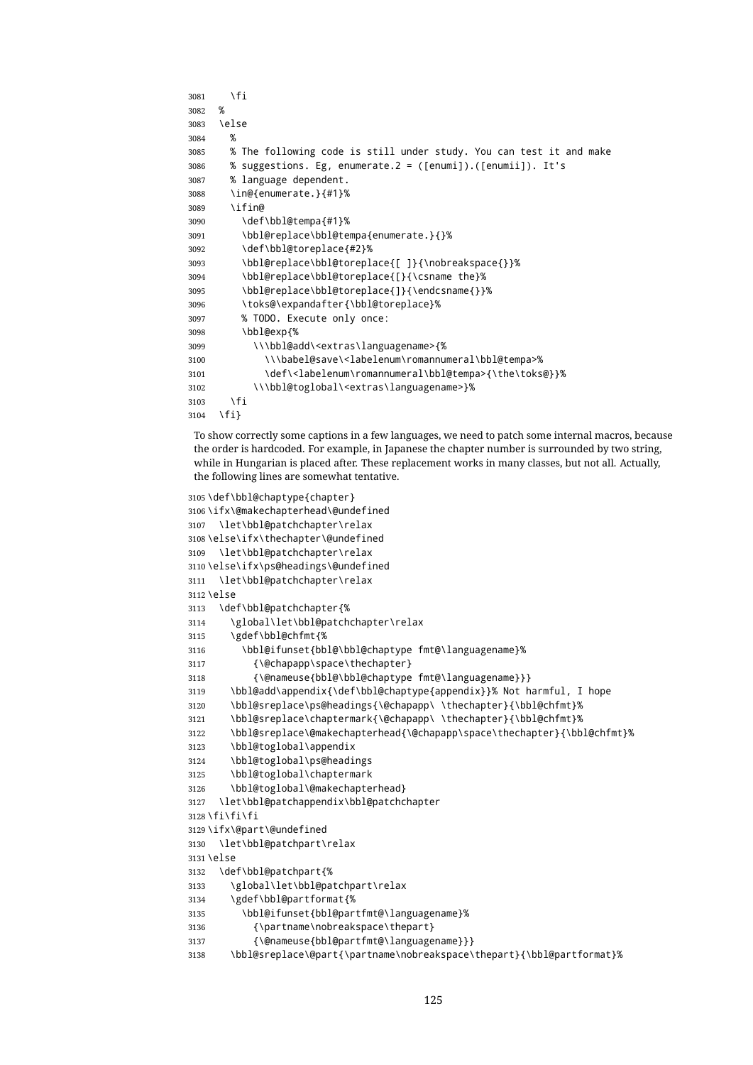```
3081     \fi
3082   %
3083   \else
3084     %
3085     % The following code is still under study. You can test it and make
3086     % suggestions. Eg, enumerate.2 = ([enumi]).([enumii]). It's
3087     % language dependent.
3088     \in@{enumerate.}{#1}%
3089     \ifin@
3090       \def\bbl@tempa{#1}%
3091       \bbl@replace\bbl@tempa{enumerate.}{}%
3092       \def\bbl@toreplace{#2}%
3093       \bbl@replace\bbl@toreplace{[ ]}{\nobreakspace{}}%
3094       \bbl@replace\bbl@toreplace{[}{\csname the}%
3095       \bbl@replace\bbl@toreplace{]}{\endcsname{}}%
3096       \toks@\expandafter{\bbl@toreplace}%
3097       % TODO. Execute only once:
3098       \bbl@exp{%
3099         \\\bbl@add\<extras\languagename>{%
3100           \\\babel@save\<labelenum\romannumeral\bbl@tempa>%
3101           \def\<labelenum\romannumeral\bbl@tempa>{\the\toks@}}%
3102         \\\bbl@toglobal\<extras\languagename>}%
3103     \fi
3104   \fi}
```

To show correctly some captions in a few languages, we need to patch some internal macros, because the order is hardcoded. For example, in Japanese the chapter number is surrounded by two string, while in Hungarian is placed after. These replacement works in many classes, but not all. Actually, the following lines are somewhat tentative.

```
3105 \def\bbl@chaptype{chapter}
3106 \ifx\@makechapterhead\@undefined
3107   \let\bbl@patchchapter\relax
3108 \else\ifx\thechapter\@undefined
3109   \let\bbl@patchchapter\relax
3110 \else\ifx\ps@headings\@undefined
3111   \let\bbl@patchchapter\relax
3112 \else
3113   \def\bbl@patchchapter{%
3114     \global\let\bbl@patchchapter\relax
3115     \gdef\bbl@chfmt{%
3116       \bbl@ifunset{bbl@\bbl@chaptype fmt@\languagename}%
3117         {\@chapapp\space\thechapter}
3118         {\@nameuse{bbl@\bbl@chaptype fmt@\languagename}}}
3119     \bbl@add\appendix{\def\bbl@chaptype{appendix}}% Not harmful, I hope
3120     \bbl@sreplace\ps@headings{\@chapapp\ \thechapter}{\bbl@chfmt}%
3121     \bbl@sreplace\chaptermark{\@chapapp\ \thechapter}{\bbl@chfmt}%
3122     \bbl@sreplace\@makechapterhead{\@chapapp\space\thechapter}{\bbl@chfmt}%
3123     \bbl@toglobal\appendix
3124     \bbl@toglobal\ps@headings
3125     \bbl@toglobal\chaptermark
3126     \bbl@toglobal\@makechapterhead}
3127   \let\bbl@patchappendix\bbl@patchchapter
3128 \fi\fi\fi
3129 \ifx\@part\@undefined
3130   \let\bbl@patchpart\relax
3131 \else
3132   \def\bbl@patchpart{%
3133     \global\let\bbl@patchpart\relax
3134     \gdef\bbl@partformat{%
3135       \bbl@ifunset{bbl@partfmt@\languagename}%
3136         {\partname\nobreakspace\thepart}
3137         {\@nameuse{bbl@partfmt@\languagename}}}
3138     \bbl@sreplace\@part{\partname\nobreakspace\thepart}{\bbl@partformat}%
```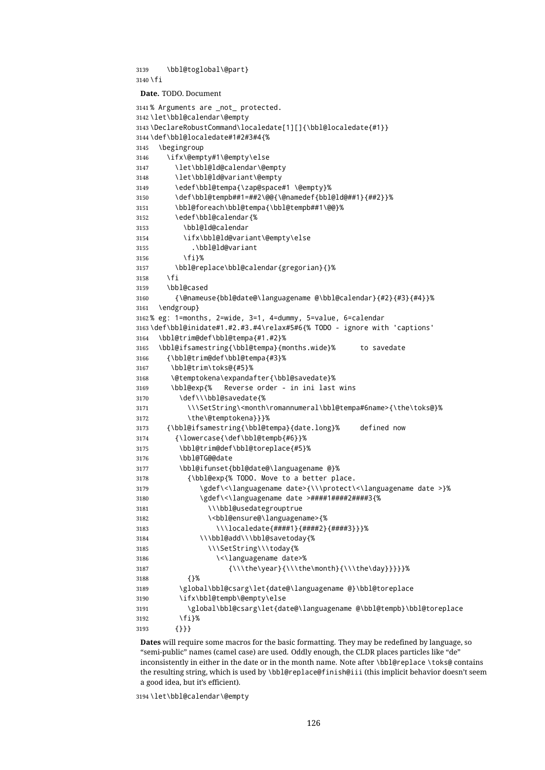```
3139     \bbl@toglobal\@part}
3140 \fi
```

**Date.** TODO. Document

```
3141 % Arguments are _not_ protected.
3142 \let\bbl@calendar\@empty
3143 \DeclareRobustCommand\localedate[1][]{\bbl@localedate{#1}}
3144 \def\bbl@localedate#1#2#3#4{%
3145   \begingroup
3146     \ifx\@empty#1\@empty\else
3147       \let\bbl@ld@calendar\@empty
3148       \let\bbl@ld@variant\@empty
3149       \edef\bbl@tempa{\zap@space#1 \@empty}%
3150       \def\bbl@tempb##1=##2\@@{\@namedef{bbl@ld@##1}{##2}}%
3151       \bbl@foreach\bbl@tempa{\bbl@tempb##1\@@}%
3152       \edef\bbl@calendar{%
3153         \bbl@ld@calendar
3154         \ifx\bbl@ld@variant\@empty\else
3155           .\bbl@ld@variant
3156         \fi}%
3157       \bbl@replace\bbl@calendar{gregorian}{}%
3158     \fi
3159     \bbl@cased
3160       {\@nameuse{bbl@date@\languagename @\bbl@calendar}{#2}{#3}{#4}}%
3161   \endgroup}
3162 % eg: 1=months, 2=wide, 3=1, 4=dummy, 5=value, 6=calendar
3163 \def\bbl@inidate#1.#2.#3.#4\relax#5#6{% TODO - ignore with 'captions'
3164   \bbl@trim@def\bbl@tempa{#1.#2}%
3165   \bbl@ifsamestring{\bbl@tempa}{months.wide}%      to savedate
3166     {\bbl@trim@def\bbl@tempa{#3}%
3167      \bbl@trim\toks@{#5}%
3168      \@temptokena\expandafter{\bbl@savedate}%
3169      \bbl@exp{%   Reverse order - in ini last wins
3170        \def\\\bbl@savedate{%
3171          \\\SetString\<month\romannumeral\bbl@tempa#6name>{\the\toks@}%
3172          \the\@temptokena}}}%
3173     {\bbl@ifsamestring{\bbl@tempa}{date.long}%     defined now
3174       {\lowercase{\def\bbl@tempb{#6}}%
3175        \bbl@trim@def\bbl@toreplace{#5}%
3176        \bbl@TG@@date
3177        \bbl@ifunset{bbl@date@\languagename @}%
3178          {\bbl@exp{% TODO. Move to a better place.
3179             \gdef\<\languagename date>{\\\protect\<\languagename date >}%
3180             \gdef\<\languagename date >####1####2####3{%
3181               \\\bbl@usedategrouptrue
3182               \<bbl@ensure@\languagename>{%
3183                 \\\localedate{####1}{####2}{####3}}}%
3184             \\\bbl@add\\\bbl@savetoday{%
3185               \\\SetString\\\today{%
3186                 \<\languagename date>%
3187                    {\\\the\year}{\\\the\month}{\\\the\day}}}}}%
3188          {}%
3189        \global\bbl@csarg\let{date@\languagename @}\bbl@toreplace
3190        \ifx\bbl@tempb\@empty\else
3191          \global\bbl@csarg\let{date@\languagename @\bbl@tempb}\bbl@toreplace
3192        \fi}%
3193       {}}}
```

**Dates** will require some macros for the basic formatting. They may be redefined by language, so "semi-public" names (camel case) are used. Oddly enough, the CLDR places particles like "de" inconsistently in either in the date or in the month name. Note after `\bbl@replace \toks@` contains the resulting string, which is used by `\bbl@replace@finish@iii` (this implicit behavior doesn't seem a good idea, but it's efficient).

```
3194 \let\bbl@calendar\@empty
```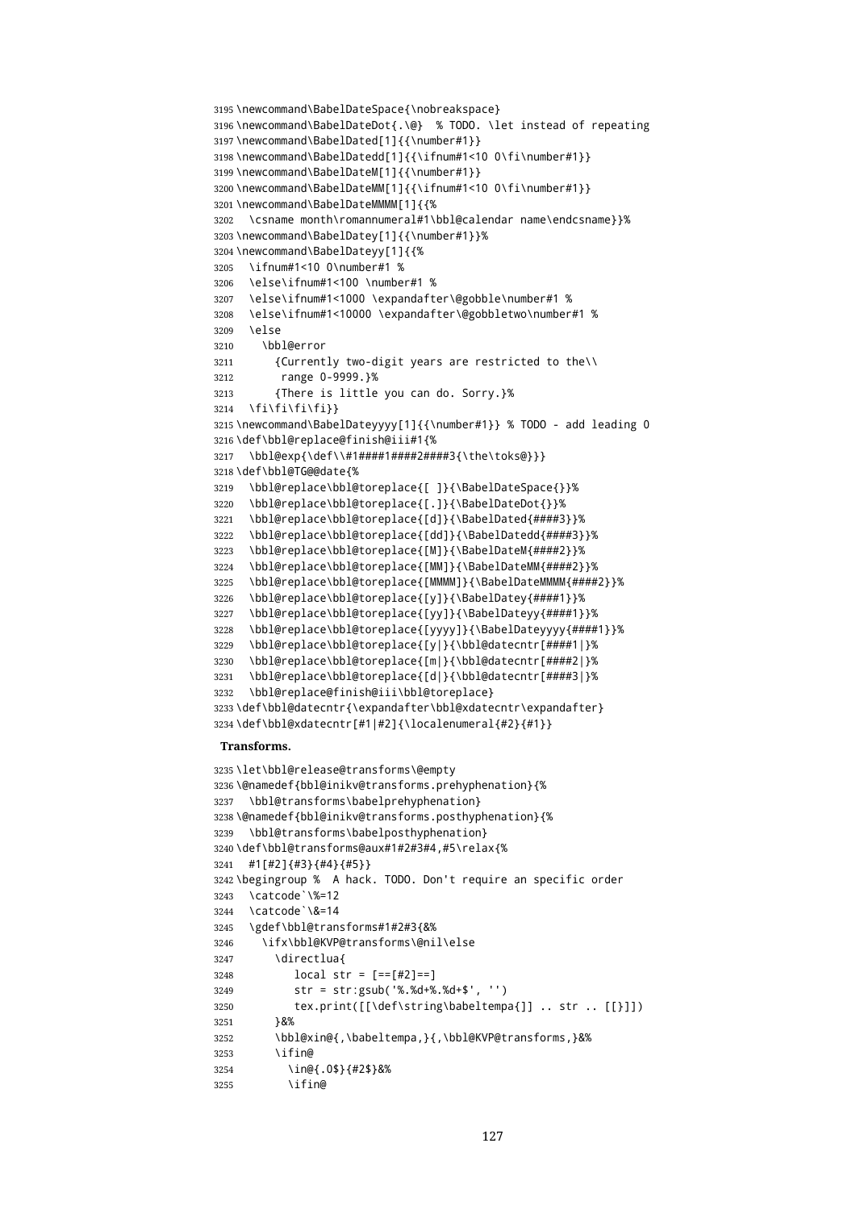```
3195 \newcommand\BabelDateSpace{\nobreakspace}
3196 \newcommand\BabelDateDot{.\@}  % TODO. \let instead of repeating
3197 \newcommand\BabelDated[1]{{\number#1}}
3198 \newcommand\BabelDatedd[1]{{\ifnum#1<10 0\fi\number#1}}
3199 \newcommand\BabelDateM[1]{{\number#1}}
3200 \newcommand\BabelDateMM[1]{{\ifnum#1<10 0\fi\number#1}}
3201 \newcommand\BabelDateMMMM[1]{{%
3202   \csname month\romannumeral#1\bbl@calendar name\endcsname}}%
3203 \newcommand\BabelDatey[1]{{\number#1}}%
3204 \newcommand\BabelDateyy[1]{{%
3205   \ifnum#1<10 0\number#1 %
3206   \else\ifnum#1<100 \number#1 %
3207   \else\ifnum#1<1000 \expandafter\@gobble\number#1 %
3208   \else\ifnum#1<10000 \expandafter\@gobbletwo\number#1 %
3209   \else
3210     \bbl@error
3211       {Currently two-digit years are restricted to the\\
3212        range 0-9999.}%
3213       {There is little you can do. Sorry.}%
3214   \fi\fi\fi\fi}}
3215 \newcommand\BabelDateyyyy[1]{{\number#1}} % TODO - add leading 0
3216 \def\bbl@replace@finish@iii#1{%
3217   \bbl@exp{\def\\#1####1####2####3{\the\toks@}}}
3218 \def\bbl@TG@@date{%
3219   \bbl@replace\bbl@toreplace{[ ]}{\BabelDateSpace{}}%
3220   \bbl@replace\bbl@toreplace{[.]}{\BabelDateDot{}}%
3221   \bbl@replace\bbl@toreplace{[d]}{\BabelDated{####3}}%
3222   \bbl@replace\bbl@toreplace{[dd]}{\BabelDatedd{####3}}%
3223   \bbl@replace\bbl@toreplace{[M]}{\BabelDateM{####2}}%
3224   \bbl@replace\bbl@toreplace{[MM]}{\BabelDateMM{####2}}%
3225   \bbl@replace\bbl@toreplace{[MMMM]}{\BabelDateMMMM{####2}}%
3226   \bbl@replace\bbl@toreplace{[y]}{\BabelDatey{####1}}%
3227   \bbl@replace\bbl@toreplace{[yy]}{\BabelDateyy{####1}}%
3228   \bbl@replace\bbl@toreplace{[yyyy]}{\BabelDateyyyy{####1}}%
3229   \bbl@replace\bbl@toreplace{[y|]}{\bbl@datecntr[####1|]}%
3230   \bbl@replace\bbl@toreplace{[m|]}{\bbl@datecntr[####2|]}%
3231   \bbl@replace\bbl@toreplace{[d|]}{\bbl@datecntr[####3|]}%
3232   \bbl@replace@finish@iii\bbl@toreplace}
3233 \def\bbl@datecntr{\expandafter\bbl@xdatecntr\expandafter}
3234 \def\bbl@xdatecntr[#1|#2]{\localenumeral{#2}{#1}}
```

**Transforms.**

```
3235 \let\bbl@release@transforms\@empty
3236 \@namedef{bbl@inikv@transforms.prehyphenation}{%
3237   \bbl@transforms\babelprehyphenation}
3238 \@namedef{bbl@inikv@transforms.posthyphenation}{%
3239   \bbl@transforms\babelposthyphenation}
3240 \def\bbl@transforms@aux#1#2#3#4,#5\relax{%
3241   #1[#2]{#3}{#4}{#5}}
3242 \begingroup % A hack. TODO. Don't require an specific order
3243   \catcode`\%=12
3244   \catcode`\&=14
3245   \gdef\bbl@transforms#1#2#3{&%
3246     \ifx\bbl@KVP@transforms\@nil\else
3247       \directlua{
3248          local str = [==[#2]==]
3249          str = str:gsub('%.%d+%.%d+$', '')
3250          tex.print([[\def\string\babeltempa{]] .. str .. [[}]])
3251       }&%
3252       \bbl@xin@{,\babeltempa,}{,\bbl@KVP@transforms,}&%
3253       \ifin@
3254         \in@{.0$}{#2$}&%
3255         \ifin@
```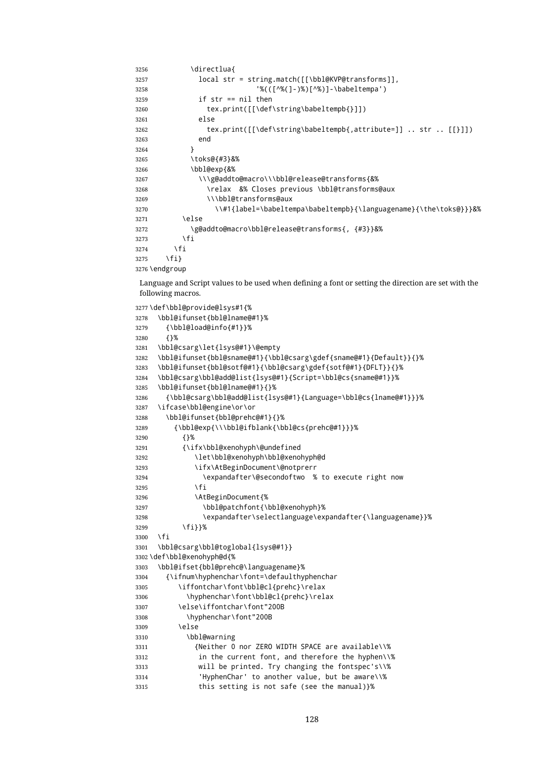```
3256          \directlua{
3257            local str = string.match([[\bbl@KVP@transforms]],
3258                            '%(([^%(]-)%)[^%)]-\babeltempa')
3259            if str == nil then
3260              tex.print([[\def\string\babeltempb{}]])
3261            else
3262              tex.print([[\def\string\babeltempb{,attribute=]] .. str .. [[}]])
3263            end
3264          }
3265          \toks@{#3}&%
3266          \bbl@exp{&%
3267            \\\g@addto@macro\\\bbl@release@transforms{&%
3268              \relax  &% Closes previous \bbl@transforms@aux
3269              \\\bbl@transforms@aux
3270                \\#1{label=\babeltempa\babeltempb}{\languagename}{\the\toks@}}}&%
3271        \else
3272          \g@addto@macro\bbl@release@transforms{, {#3}}&%
3273        \fi
3274      \fi
3275    \fi}
3276 \endgroup
```

Language and Script values to be used when defining a font or setting the direction are set with the following macros.

```
3277 \def\bbl@provide@lsys#1{%
3278   \bbl@ifunset{bbl@lname@#1}%
3279     {\bbl@load@info{#1}}%
3280     {}%
3281   \bbl@csarg\let{lsys@#1}\@empty
3282   \bbl@ifunset{bbl@sname@#1}{\bbl@csarg\gdef{sname@#1}{Default}}{}%
3283   \bbl@ifunset{bbl@sotf@#1}{\bbl@csarg\gdef{sotf@#1}{DFLT}}{}%
3284   \bbl@csarg\bbl@add@list{lsys@#1}{Script=\bbl@cs{sname@#1}}%
3285   \bbl@ifunset{bbl@lname@#1}{}%
3286     {\bbl@csarg\bbl@add@list{lsys@#1}{Language=\bbl@cs{lname@#1}}}%
3287   \ifcase\bbl@engine\or\or
3288     \bbl@ifunset{bbl@prehc@#1}{}%
3289       {\bbl@exp{\\\bbl@ifblank{\bbl@cs{prehc@#1}}}%
3290         {}%
3291         {\ifx\bbl@xenohyph\@undefined
3292            \let\bbl@xenohyph\bbl@xenohyph@d
3293            \ifx\AtBeginDocument\@notprerr
3294              \expandafter\@secondoftwo  % to execute right now
3295            \fi
3296            \AtBeginDocument{%
3297              \bbl@patchfont{\bbl@xenohyph}%
3298              \expandafter\selectlanguage\expandafter{\languagename}}%
3299         \fi}}%
3300   \fi
3301   \bbl@csarg\bbl@toglobal{lsys@#1}}
3302 \def\bbl@xenohyph@d{%
3303   \bbl@ifset{bbl@prehc@\languagename}%
3304     {\ifnum\hyphenchar\font=\defaulthyphenchar
3305        \iffontchar\font\bbl@cl{prehc}\relax
3306          \hyphenchar\font\bbl@cl{prehc}\relax
3307        \else\iffontchar\font"200B
3308          \hyphenchar\font"200B
3309        \else
3310          \bbl@warning
3311            {Neither 0 nor ZERO WIDTH SPACE are available\\%
3312             in the current font, and therefore the hyphen\\%
3313             will be printed. Try changing the fontspec's\\%
3314             'HyphenChar' to another value, but be aware\\%
3315             this setting is not safe (see the manual)}%
```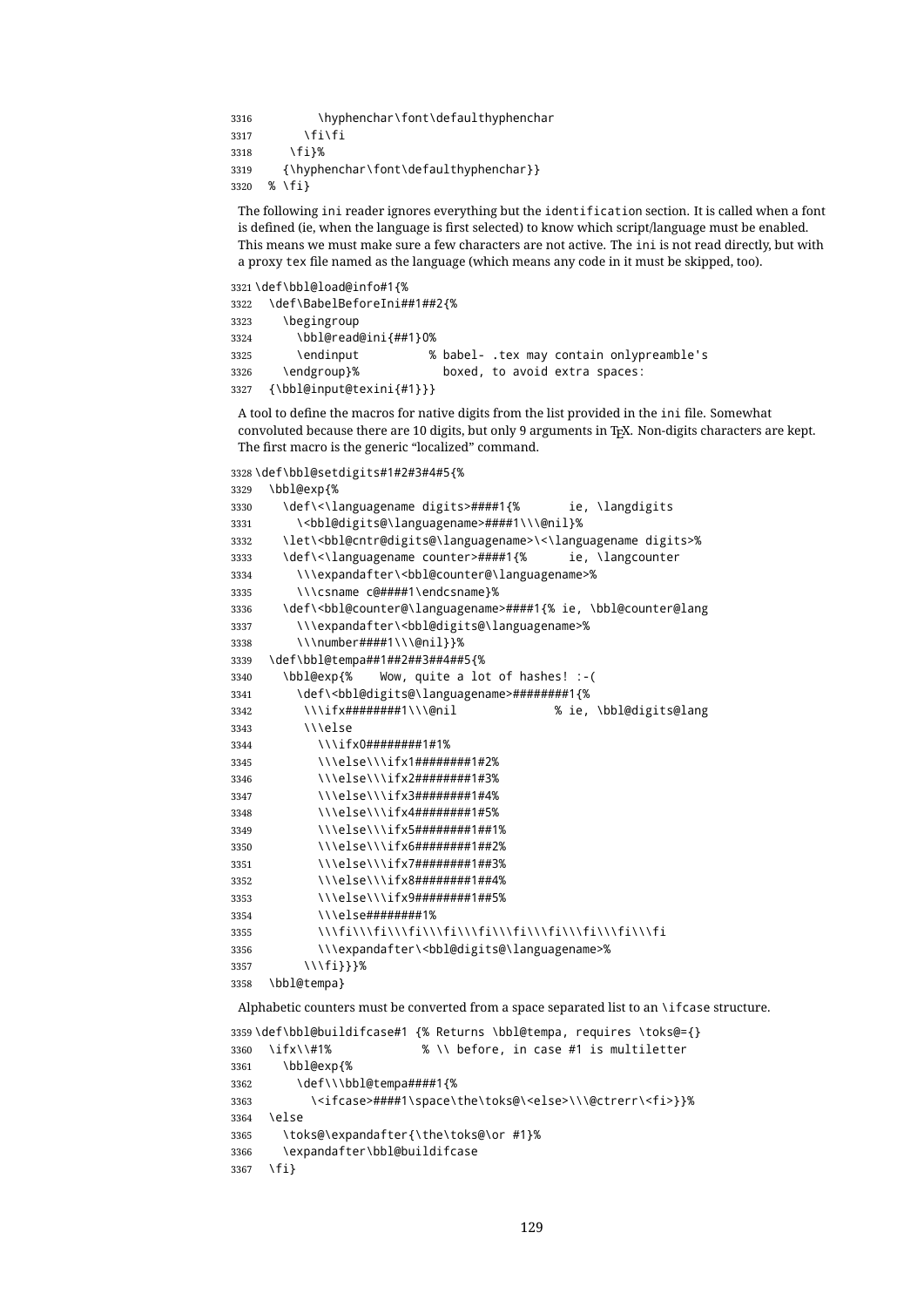```
3316        \hyphenchar\font\defaulthyphenchar
3317      \fi\fi
3318    \fi}%
3319   {\hyphenchar\font\defaulthyphenchar}}
3320  % \fi}
```

The following ini reader ignores everything but the identification section. It is called when a font is defined (ie, when the language is first selected) to know which script/language must be enabled. This means we must make sure a few characters are not active. The ini is not read directly, but with a proxy tex file named as the language (which means any code in it must be skipped, too).

```
3321 \def\bbl@load@info#1{%
3322   \def\BabelBeforeIni##1##2{%
3323     \begingroup
3324       \bbl@read@ini{##1}0%
3325       \endinput          % babel- .tex may contain onlypreamble's
3326     \endgroup}%            boxed, to avoid extra spaces:
3327   {\bbl@input@texini{#1}}}
```

A tool to define the macros for native digits from the list provided in the ini file. Somewhat convoluted because there are 10 digits, but only 9 arguments in TEX. Non-digits characters are kept. The first macro is the generic "localized" command.

```
3328 \def\bbl@setdigits#1#2#3#4#5{%
3329   \bbl@exp{%
3330     \def\<\languagename digits>####1{%       ie, \langdigits
3331       \<bbl@digits@\languagename>####1\\\@nil}%
3332     \let\<bbl@cntr@digits@\languagename>\<\languagename digits>%
3333     \def\<\languagename counter>####1{%      ie, \langcounter
3334       \\\expandafter\<bbl@counter@\languagename>%
3335       \\\csname c@####1\endcsname}%
3336     \def\<bbl@counter@\languagename>####1{% ie, \bbl@counter@lang
3337       \\\expandafter\<bbl@digits@\languagename>%
3338       \\\number####1\\\@nil}}%
3339   \def\bbl@tempa##1##2##3##4##5{%
3340     \bbl@exp{%    Wow, quite a lot of hashes! :-(
3341       \def\<bbl@digits@\languagename>########1{%
3342         \\\ifx########1\\\@nil              % ie, \bbl@digits@lang
3343         \\\else
3344           \\\ifx0########1#1%
3345           \\\else\\\ifx1########1#2%
3346           \\\else\\\ifx2########1#3%
3347           \\\else\\\ifx3########1#4%
3348           \\\else\\\ifx4########1#5%
3349           \\\else\\\ifx5########1##1%
3350           \\\else\\\ifx6########1##2%
3351           \\\else\\\ifx7########1##3%
3352           \\\else\\\ifx8########1##4%
3353           \\\else\\\ifx9########1##5%
3354           \\\else########1%
3355           \\\fi\\\fi\\\fi\\\fi\\\fi\\\fi\\\fi\\\fi\\\fi\\\fi
3356           \\\expandafter\<bbl@digits@\languagename>%
3357         \\\fi}}}%
3358   \bbl@tempa}
```

Alphabetic counters must be converted from a space separated list to an \ifcase structure.

```
3359 \def\bbl@buildifcase#1 {% Returns \bbl@tempa, requires \toks@={}
3360   \ifx\\#1%             % \\ before, in case #1 is multiletter
3361     \bbl@exp{%
3362       \def\\\bbl@tempa####1{%
3363         \<ifcase>####1\space\the\toks@\<else>\\\@ctrerr\<fi>}}%
3364   \else
3365     \toks@\expandafter{\the\toks@\or #1}%
3366     \expandafter\bbl@buildifcase
3367   \fi}
```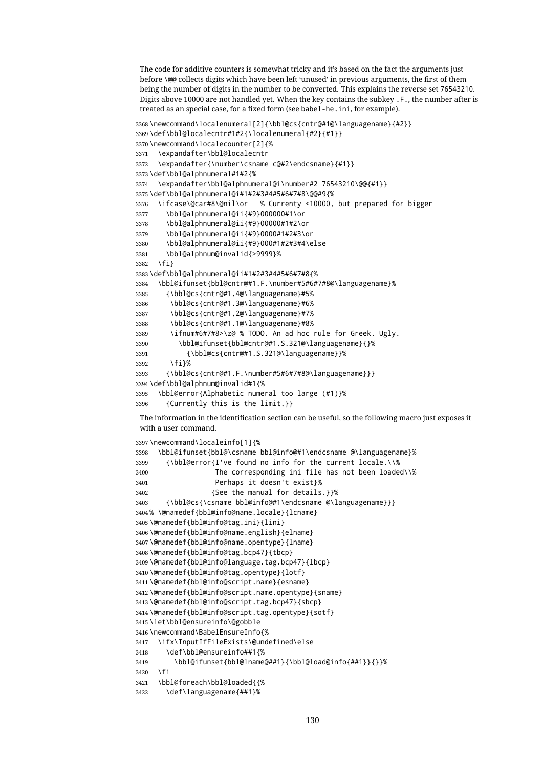The code for additive counters is somewhat tricky and it's based on the fact the arguments just before `\@@` collects digits which have been left 'unused' in previous arguments, the first of them being the number of digits in the number to be converted. This explains the reverse set 76543210. Digits above 10000 are not handled yet. When the key contains the subkey `.F.`, the number after is treated as an special case, for a fixed form (see `babel-he.ini`, for example).

```
3368 \newcommand\localenumeral[2]{\bbl@cs{cntr@#1@\languagename}{#2}}
3369 \def\bbl@localecntr#1#2{\localenumeral{#2}{#1}}
3370 \newcommand\localecounter[2]{%
3371   \expandafter\bbl@localecntr
3372   \expandafter{\number\csname c@#2\endcsname}{#1}}
3373 \def\bbl@alphnumeral#1#2{%
3374   \expandafter\bbl@alphnumeral@i\number#2 76543210\@@{#1}}
3375 \def\bbl@alphnumeral@i#1#2#3#4#5#6#7#8\@@#9{%
3376   \ifcase\@car#8\@nil\or   % Currenty <10000, but prepared for bigger
3377     \bbl@alphnumeral@ii{#9}000000#1\or
3378     \bbl@alphnumeral@ii{#9}00000#1#2\or
3379     \bbl@alphnumeral@ii{#9}0000#1#2#3\or
3380     \bbl@alphnumeral@ii{#9}000#1#2#3#4\else
3381     \bbl@alphnum@invalid{>9999}%
3382   \fi}
3383 \def\bbl@alphnumeral@ii#1#2#3#4#5#6#7#8{%
3384   \bbl@ifunset{bbl@cntr@#1.F.\number#5#6#7#8@\languagename}%
3385     {\bbl@cs{cntr@#1.4@\languagename}#5%
3386      \bbl@cs{cntr@#1.3@\languagename}#6%
3387      \bbl@cs{cntr@#1.2@\languagename}#7%
3388      \bbl@cs{cntr@#1.1@\languagename}#8%
3389      \ifnum#6#7#8>\z@ % TODO. An ad hoc rule for Greek. Ugly.
3390        \bbl@ifunset{bbl@cntr@#1.S.321@\languagename}{}%
3391          {\bbl@cs{cntr@#1.S.321@\languagename}}%
3392      \fi}%
3393     {\bbl@cs{cntr@#1.F.\number#5#6#7#8@\languagename}}}
3394 \def\bbl@alphnum@invalid#1{%
3395   \bbl@error{Alphabetic numeral too large (#1)}%
3396     {Currently this is the limit.}}
```

The information in the identification section can be useful, so the following macro just exposes it with a user command.

```
3397 \newcommand\localeinfo[1]{%
3398   \bbl@ifunset{bbl@\csname bbl@info@#1\endcsname @\languagename}%
3399     {\bbl@error{I've found no info for the current locale.\\%
3400                 The corresponding ini file has not been loaded\\%
3401                 Perhaps it doesn't exist}%
3402                {See the manual for details.}}%
3403     {\bbl@cs{\csname bbl@info@#1\endcsname @\languagename}}}
3404 % \@namedef{bbl@info@name.locale}{lcname}
3405 \@namedef{bbl@info@tag.ini}{lini}
3406 \@namedef{bbl@info@name.english}{elname}
3407 \@namedef{bbl@info@name.opentype}{lname}
3408 \@namedef{bbl@info@tag.bcp47}{tbcp}
3409 \@namedef{bbl@info@language.tag.bcp47}{lbcp}
3410 \@namedef{bbl@info@tag.opentype}{lotf}
3411 \@namedef{bbl@info@script.name}{esname}
3412 \@namedef{bbl@info@script.name.opentype}{sname}
3413 \@namedef{bbl@info@script.tag.bcp47}{sbcp}
3414 \@namedef{bbl@info@script.tag.opentype}{sotf}
3415 \let\bbl@ensureinfo\@gobble
3416 \newcommand\BabelEnsureInfo{%
3417   \ifx\InputIfFileExists\@undefined\else
3418     \def\bbl@ensureinfo##1{%
3419       \bbl@ifunset{bbl@lname@##1}{\bbl@load@info{##1}}{}}%
3420   \fi
3421   \bbl@foreach\bbl@loaded{{%
3422     \def\languagename{##1}%
```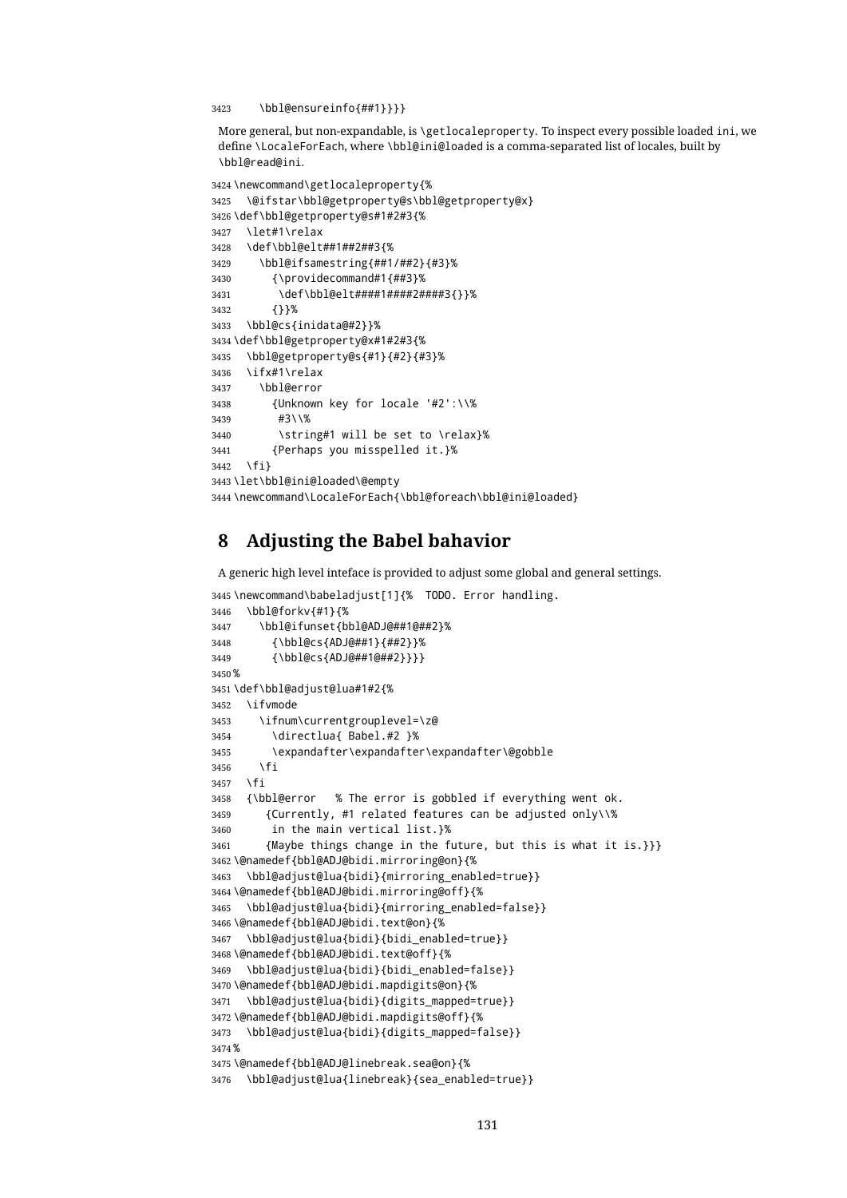```
3423      \bbl@ensureinfo{##1}}}}
```

More general, but non-expandable, is `\getlocaleproperty`. To inspect every possible loaded ini, we define `\LocaleForEach`, where `\bbl@ini@loaded` is a comma-separated list of locales, built by `\bbl@read@ini`.

```
3424 \newcommand\getlocaleproperty{%
3425   \@ifstar\bbl@getproperty@s\bbl@getproperty@x}
3426 \def\bbl@getproperty@s#1#2#3{%
3427   \let#1\relax
3428   \def\bbl@elt##1##2##3{%
3429     \bbl@ifsamestring{##1/##2}{#3}%
3430       {\providecommand#1{##3}%
3431        \def\bbl@elt####1####2####3{}}%
3432       {}}%
3433   \bbl@cs{inidata@#2}}%
3434 \def\bbl@getproperty@x#1#2#3{%
3435   \bbl@getproperty@s{#1}{#2}{#3}%
3436   \ifx#1\relax
3437     \bbl@error
3438       {Unknown key for locale '#2':\\%
3439        #3\\%
3440        \string#1 will be set to \relax}%
3441       {Perhaps you misspelled it.}%
3442   \fi}
3443 \let\bbl@ini@loaded\@empty
3444 \newcommand\LocaleForEach{\bbl@foreach\bbl@ini@loaded}
```

# 8 Adjusting the Babel bahavior

A generic high level inteface is provided to adjust some global and general settings.

```
3445 \newcommand\babeladjust[1]{%  TODO. Error handling.
3446   \bbl@forkv{#1}{%
3447     \bbl@ifunset{bbl@ADJ@##1@##2}%
3448       {\bbl@cs{ADJ@##1}{##2}}%
3449       {\bbl@cs{ADJ@##1@##2}}}}
3450 %
3451 \def\bbl@adjust@lua#1#2{%
3452   \ifvmode
3453     \ifnum\currentgrouplevel=\z@
3454       \directlua{ Babel.#2 }%
3455       \expandafter\expandafter\expandafter\@gobble
3456     \fi
3457   \fi
3458   {\bbl@error   % The error is gobbled if everything went ok.
3459      {Currently, #1 related features can be adjusted only\\%
3460       in the main vertical list.}%
3461      {Maybe things change in the future, but this is what it is.}}}
3462 \@namedef{bbl@ADJ@bidi.mirroring@on}{%
3463   \bbl@adjust@lua{bidi}{mirroring_enabled=true}}
3464 \@namedef{bbl@ADJ@bidi.mirroring@off}{%
3465   \bbl@adjust@lua{bidi}{mirroring_enabled=false}}
3466 \@namedef{bbl@ADJ@bidi.text@on}{%
3467   \bbl@adjust@lua{bidi}{bidi_enabled=true}}
3468 \@namedef{bbl@ADJ@bidi.text@off}{%
3469   \bbl@adjust@lua{bidi}{bidi_enabled=false}}
3470 \@namedef{bbl@ADJ@bidi.mapdigits@on}{%
3471   \bbl@adjust@lua{bidi}{digits_mapped=true}}
3472 \@namedef{bbl@ADJ@bidi.mapdigits@off}{%
3473   \bbl@adjust@lua{bidi}{digits_mapped=false}}
3474 %
3475 \@namedef{bbl@ADJ@linebreak.sea@on}{%
3476   \bbl@adjust@lua{linebreak}{sea_enabled=true}}
```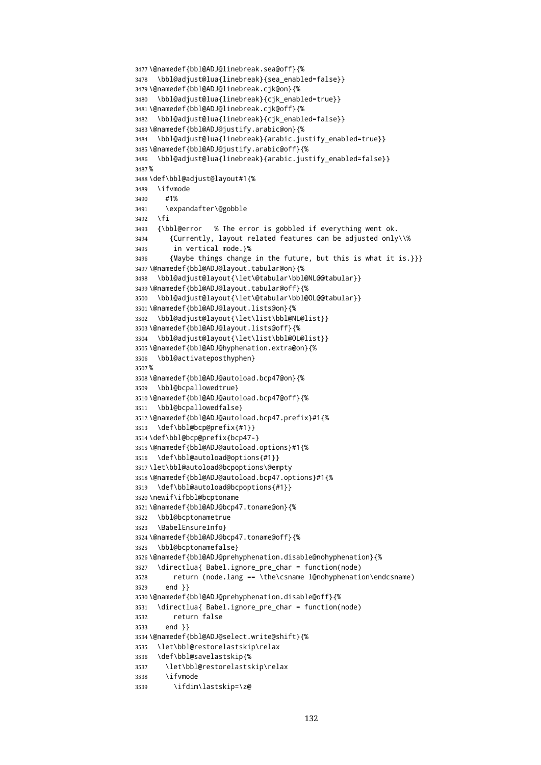```
3477 \@namedef{bbl@ADJ@linebreak.sea@off}{%
3478   \bbl@adjust@lua{linebreak}{sea_enabled=false}}
3479 \@namedef{bbl@ADJ@linebreak.cjk@on}{%
3480   \bbl@adjust@lua{linebreak}{cjk_enabled=true}}
3481 \@namedef{bbl@ADJ@linebreak.cjk@off}{%
3482   \bbl@adjust@lua{linebreak}{cjk_enabled=false}}
3483 \@namedef{bbl@ADJ@justify.arabic@on}{%
3484   \bbl@adjust@lua{linebreak}{arabic.justify_enabled=true}}
3485 \@namedef{bbl@ADJ@justify.arabic@off}{%
3486   \bbl@adjust@lua{linebreak}{arabic.justify_enabled=false}}
3487 %
3488 \def\bbl@adjust@layout#1{%
3489   \ifvmode
3490     #1%
3491     \expandafter\@gobble
3492   \fi
3493   {\bbl@error   % The error is gobbled if everything went ok.
3494      {Currently, layout related features can be adjusted only\\%
3495       in vertical mode.}%
3496      {Maybe things change in the future, but this is what it is.}}}
3497 \@namedef{bbl@ADJ@layout.tabular@on}{%
3498   \bbl@adjust@layout{\let\@tabular\bbl@NL@@tabular}}
3499 \@namedef{bbl@ADJ@layout.tabular@off}{%
3500   \bbl@adjust@layout{\let\@tabular\bbl@OL@@tabular}}
3501 \@namedef{bbl@ADJ@layout.lists@on}{%
3502   \bbl@adjust@layout{\let\list\bbl@NL@list}}
3503 \@namedef{bbl@ADJ@layout.lists@off}{%
3504   \bbl@adjust@layout{\let\list\bbl@OL@list}}
3505 \@namedef{bbl@ADJ@hyphenation.extra@on}{%
3506   \bbl@activateposthyphen}
3507 %
3508 \@namedef{bbl@ADJ@autoload.bcp47@on}{%
3509   \bbl@bcpallowedtrue}
3510 \@namedef{bbl@ADJ@autoload.bcp47@off}{%
3511   \bbl@bcpallowedfalse}
3512 \@namedef{bbl@ADJ@autoload.bcp47.prefix}#1{%
3513   \def\bbl@bcp@prefix{#1}}
3514 \def\bbl@bcp@prefix{bcp47-}
3515 \@namedef{bbl@ADJ@autoload.options}#1{%
3516   \def\bbl@autoload@options{#1}}
3517 \let\bbl@autoload@bcpoptions\@empty
3518 \@namedef{bbl@ADJ@autoload.bcp47.options}#1{%
3519   \def\bbl@autoload@bcpoptions{#1}}
3520 \newif\ifbbl@bcptoname
3521 \@namedef{bbl@ADJ@bcp47.toname@on}{%
3522   \bbl@bcptonametrue
3523   \BabelEnsureInfo}
3524 \@namedef{bbl@ADJ@bcp47.toname@off}{%
3525   \bbl@bcptonamefalse}
3526 \@namedef{bbl@ADJ@prehyphenation.disable@nohyphenation}{%
3527   \directlua{ Babel.ignore_pre_char = function(node)
3528       return (node.lang == \the\csname l@nohyphenation\endcsname)
3529     end }}
3530 \@namedef{bbl@ADJ@prehyphenation.disable@off}{%
3531   \directlua{ Babel.ignore_pre_char = function(node)
3532       return false
3533     end }}
3534 \@namedef{bbl@ADJ@select.write@shift}{%
3535   \let\bbl@restorelastskip\relax
3536   \def\bbl@savelastskip{%
3537     \let\bbl@restorelastskip\relax
3538     \ifvmode
3539       \ifdim\lastskip=\z@
```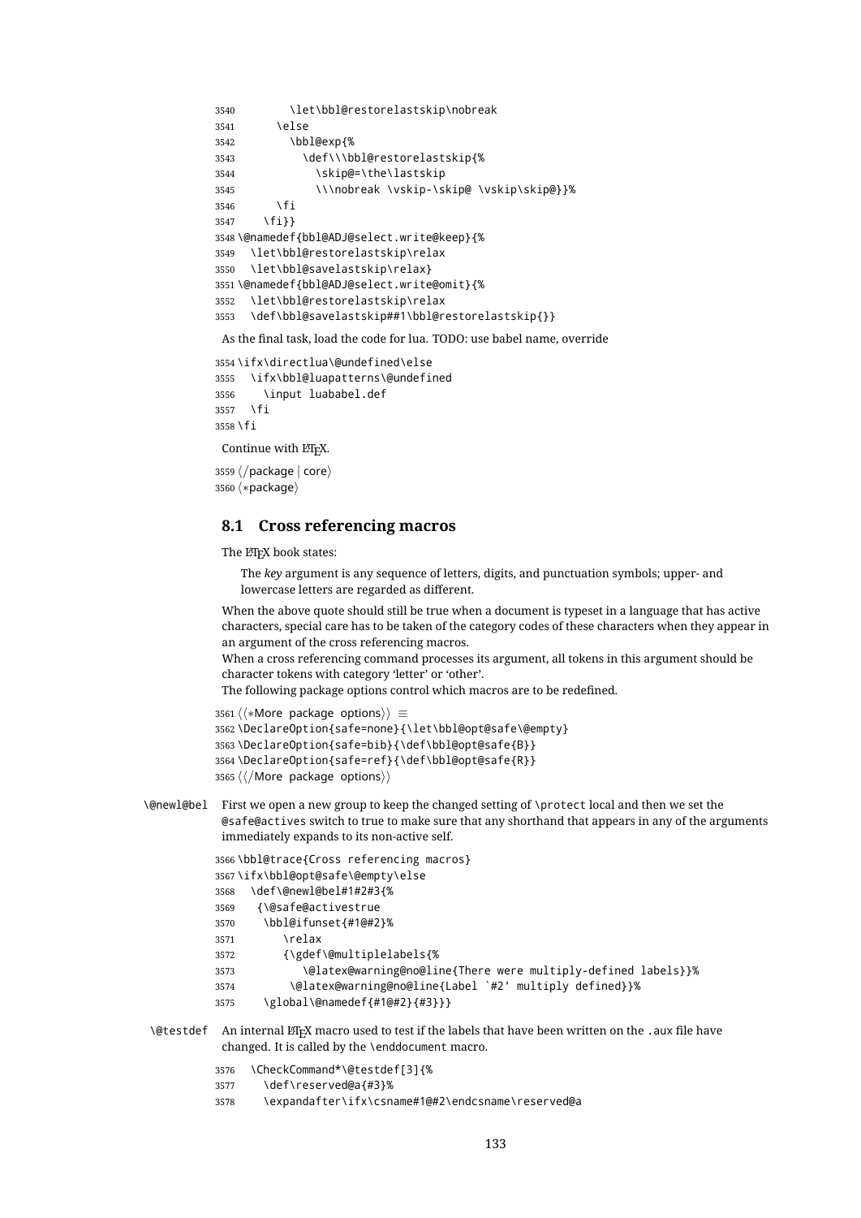```
3540        \let\bbl@restorelastskip\nobreak
3541      \else
3542        \bbl@exp{%
3543          \def\\bbl@restorelastskip{%
3544            \skip@=\the\lastskip
3545            \\nobreak \vskip-\skip@ \vskip\skip@}}%
3546      \fi
3547    \fi}}
3548 \@namedef{bbl@ADJ@select.write@keep}{%
3549   \let\bbl@restorelastskip\relax
3550   \let\bbl@savelastskip\relax}
3551 \@namedef{bbl@ADJ@select.write@omit}{%
3552   \let\bbl@restorelastskip\relax
3553   \def\bbl@savelastskip##1\bbl@restorelastskip{}}
```

As the final task, load the code for lua. TODO: use babel name, override

```
3554 \ifx\directlua\@undefined\else
3555   \ifx\bbl@luapatterns\@undefined
3556     \input luababel.def
3557   \fi
3558 \fi
```

Continue with LaTeX.

```
3559 ⟨/package | core⟩
3560 ⟨*package⟩
```

## 8.1 Cross referencing macros

The LaTeX book states:

> The *key* argument is any sequence of letters, digits, and punctuation symbols; upper- and lowercase letters are regarded as different.

When the above quote should still be true when a document is typeset in a language that has active characters, special care has to be taken of the category codes of these characters when they appear in an argument of the cross referencing macros.
When a cross referencing command processes its argument, all tokens in this argument should be character tokens with category 'letter' or 'other'.
The following package options control which macros are to be redefined.

```
3561 ⟨⟨*More package options⟩⟩ ≡
3562 \DeclareOption{safe=none}{\let\bbl@opt@safe\@empty}
3563 \DeclareOption{safe=bib}{\def\bbl@opt@safe{B}}
3564 \DeclareOption{safe=ref}{\def\bbl@opt@safe{R}}
3565 ⟨⟨/More package options⟩⟩
```

\@newl@bel First we open a new group to keep the changed setting of \protect local and then we set the @safe@actives switch to true to make sure that any shorthand that appears in any of the arguments immediately expands to its non-active self.

```
3566 \bbl@trace{Cross referencing macros}
3567 \ifx\bbl@opt@safe\@empty\else
3568   \def\@newl@bel#1#2#3{%
3569    {\@safe@activestrue
3570     \bbl@ifunset{#1@#2}%
3571        \relax
3572        {\gdef\@multiplelabels{%
3573           \@latex@warning@no@line{There were multiply-defined labels}}%
3574         \@latex@warning@no@line{Label `#2' multiply defined}}%
3575     \global\@namedef{#1@#2}{#3}}}
```

\@testdef An internal LaTeX macro used to test if the labels that have been written on the .aux file have changed. It is called by the \enddocument macro.

```
3576   \CheckCommand*\@testdef[3]{%
3577     \def\reserved@a{#3}%
3578     \expandafter\ifx\csname#1@#2\endcsname\reserved@a
```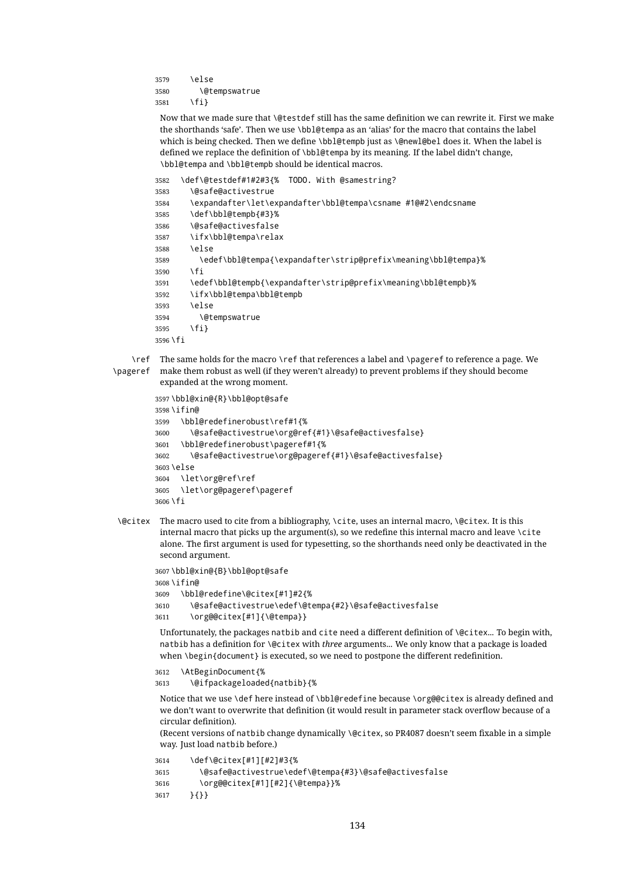```
3579      \else
3580        \@tempswatrue
3581      \fi}
```

Now that we made sure that `\@testdef` still has the same definition we can rewrite it. First we make the shorthands 'safe'. Then we use `\bbl@tempa` as an 'alias' for the macro that contains the label which is being checked. Then we define `\bbl@tempb` just as `\@newl@bel` does it. When the label is defined we replace the definition of `\bbl@tempa` by its meaning. If the label didn't change, `\bbl@tempa` and `\bbl@tempb` should be identical macros.

```
3582   \def\@testdef#1#2#3{%  TODO. With @samestring?
3583     \@safe@activestrue
3584     \expandafter\let\expandafter\bbl@tempa\csname #1@#2\endcsname
3585     \def\bbl@tempb{#3}%
3586     \@safe@activesfalse
3587     \ifx\bbl@tempa\relax
3588     \else
3589       \edef\bbl@tempa{\expandafter\strip@prefix\meaning\bbl@tempa}%
3590     \fi
3591     \edef\bbl@tempb{\expandafter\strip@prefix\meaning\bbl@tempb}%
3592     \ifx\bbl@tempa\bbl@tempb
3593     \else
3594       \@tempswatrue
3595     \fi}
3596 \fi
```

`\ref` `\pageref` The same holds for the macro `\ref` that references a label and `\pageref` to reference a page. We make them robust as well (if they weren't already) to prevent problems if they should become expanded at the wrong moment.

```
3597 \bbl@xin@{R}\bbl@opt@safe
3598 \ifin@
3599   \bbl@redefinerobust\ref#1{%
3600     \@safe@activestrue\org@ref{#1}\@safe@activesfalse}
3601   \bbl@redefinerobust\pageref#1{%
3602     \@safe@activestrue\org@pageref{#1}\@safe@activesfalse}
3603 \else
3604   \let\org@ref\ref
3605   \let\org@pageref\pageref
3606 \fi
```

`\@citex` The macro used to cite from a bibliography, `\cite`, uses an internal macro, `\@citex`. It is this internal macro that picks up the argument(s), so we redefine this internal macro and leave `\cite` alone. The first argument is used for typesetting, so the shorthands need only be deactivated in the second argument.

```
3607 \bbl@xin@{B}\bbl@opt@safe
3608 \ifin@
3609   \bbl@redefine\@citex[#1]#2{%
3610     \@safe@activestrue\edef\@tempa{#2}\@safe@activesfalse
3611     \org@@citex[#1]{\@tempa}}
```

Unfortunately, the packages natbib and cite need a different definition of `\@citex`... To begin with, natbib has a definition for `\@citex` with *three* arguments... We only know that a package is loaded when `\begin{document}` is executed, so we need to postpone the different redefinition.

```
3612   \AtBeginDocument{%
3613     \@ifpackageloaded{natbib}{%
```

Notice that we use `\def` here instead of `\bbl@redefine` because `\org@@citex` is already defined and we don't want to overwrite that definition (it would result in parameter stack overflow because of a circular definition).

(Recent versions of natbib change dynamically `\@citex`, so PR4087 doesn't seem fixable in a simple way. Just load natbib before.)

```
3614     \def\@citex[#1][#2]#3{%
3615       \@safe@activestrue\edef\@tempa{#3}\@safe@activesfalse
3616       \org@@citex[#1][#2]{\@tempa}}%
3617     }{}}
```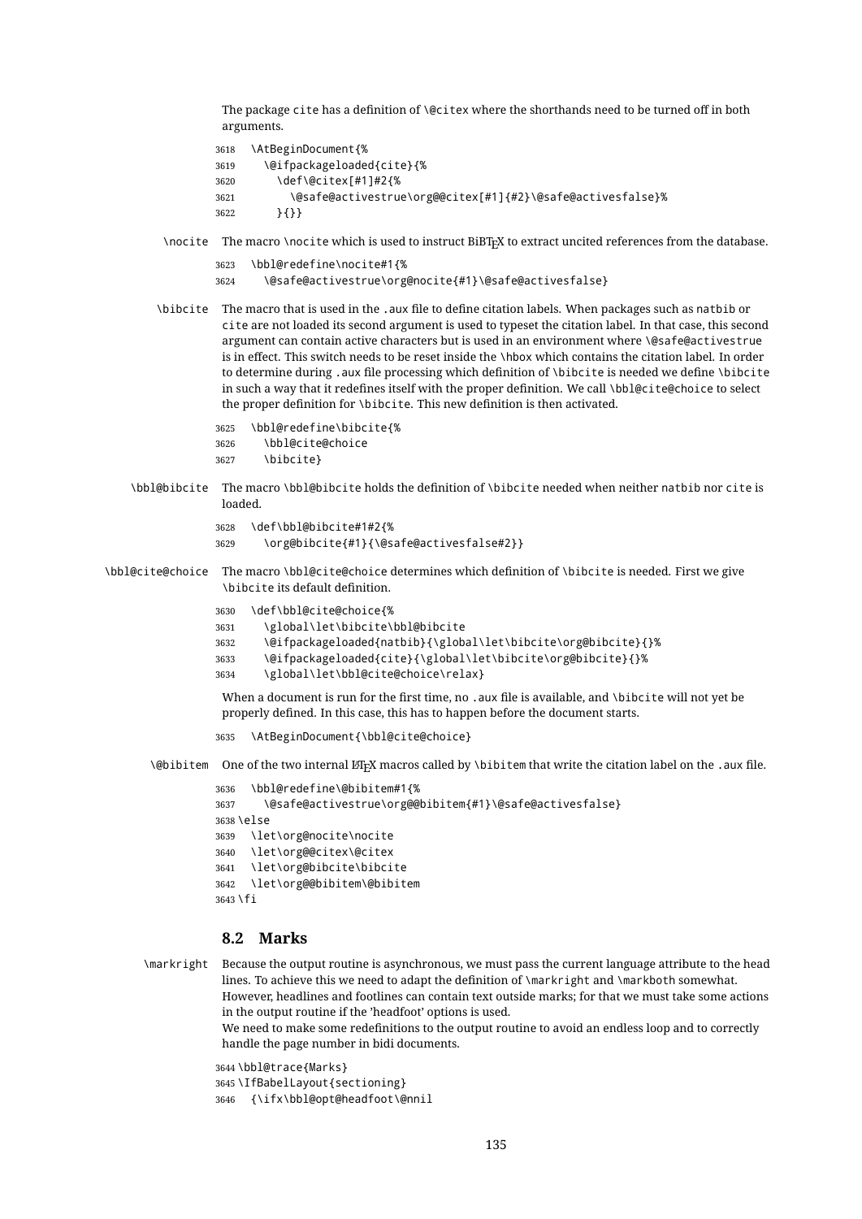The package cite has a definition of \@citex where the shorthands need to be turned off in both arguments.

```
3618   \AtBeginDocument{%
3619     \@ifpackageloaded{cite}{%
3620       \def\@citex[#1]#2{%
3621         \@safe@activestrue\org@@citex[#1]{#2}\@safe@activesfalse}%
3622       }{}}
```

\nocite The macro \nocite which is used to instruct BiBTEX to extract uncited references from the database.

```
3623   \bbl@redefine\nocite#1{%
3624     \@safe@activestrue\org@nocite{#1}\@safe@activesfalse}
```

\bibcite The macro that is used in the .aux file to define citation labels. When packages such as natbib or cite are not loaded its second argument is used to typeset the citation label. In that case, this second argument can contain active characters but is used in an environment where \@safe@activestrue is in effect. This switch needs to be reset inside the \hbox which contains the citation label. In order to determine during .aux file processing which definition of \bibcite is needed we define \bibcite in such a way that it redefines itself with the proper definition. We call \bbl@cite@choice to select the proper definition for \bibcite. This new definition is then activated.

```
3625   \bbl@redefine\bibcite{%
3626     \bbl@cite@choice
3627     \bibcite}
```

\bbl@bibcite The macro \bbl@bibcite holds the definition of \bibcite needed when neither natbib nor cite is loaded.

```
3628   \def\bbl@bibcite#1#2{%
3629     \org@bibcite{#1}{\@safe@activesfalse#2}}
```

\bbl@cite@choice The macro \bbl@cite@choice determines which definition of \bibcite is needed. First we give \bibcite its default definition.

```
3630   \def\bbl@cite@choice{%
3631     \global\let\bibcite\bbl@bibcite
3632     \@ifpackageloaded{natbib}{\global\let\bibcite\org@bibcite}{}%
3633     \@ifpackageloaded{cite}{\global\let\bibcite\org@bibcite}{}%
3634     \global\let\bbl@cite@choice\relax}
```

When a document is run for the first time, no .aux file is available, and \bibcite will not yet be properly defined. In this case, this has to happen before the document starts.

```
3635   \AtBeginDocument{\bbl@cite@choice}
```

\@bibitem One of the two internal LaTeX macros called by \bibitem that write the citation label on the .aux file.

```
3636   \bbl@redefine\@bibitem#1{%
3637     \@safe@activestrue\org@@bibitem{#1}\@safe@activesfalse}
3638 \else
3639   \let\org@nocite\nocite
3640   \let\org@@citex\@citex
3641   \let\org@bibcite\bibcite
3642   \let\org@@bibitem\@bibitem
3643 \fi
```

### 8.2 Marks

\markright Because the output routine is asynchronous, we must pass the current language attribute to the head lines. To achieve this we need to adapt the definition of \markright and \markboth somewhat. However, headlines and footlines can contain text outside marks; for that we must take some actions in the output routine if the 'headfoot' options is used.
We need to make some redefinitions to the output routine to avoid an endless loop and to correctly handle the page number in bidi documents.

```
3644 \bbl@trace{Marks}
3645 \IfBabelLayout{sectioning}
3646   {\ifx\bbl@opt@headfoot\@nnil
```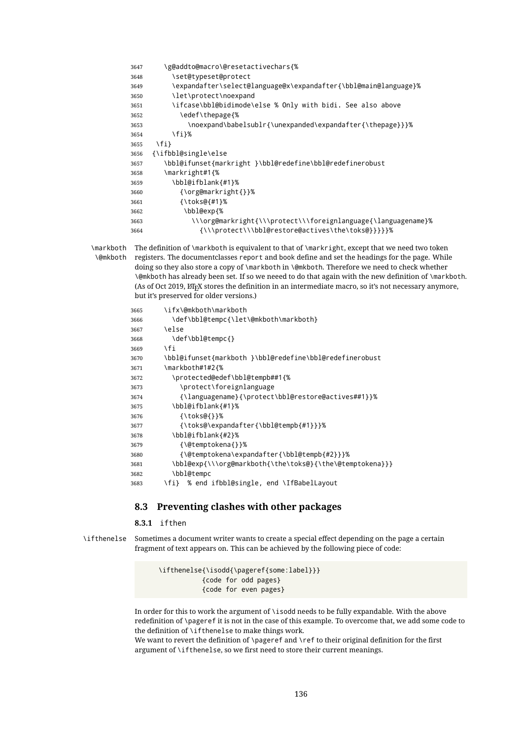```
3647      \g@addto@macro\@resetactivechars{%
3648        \set@typeset@protect
3649        \expandafter\select@language@x\expandafter{\bbl@main@language}%
3650        \let\protect\noexpand
3651        \ifcase\bbl@bidimode\else % Only with bidi. See also above
3652          \edef\thepage{%
3653            \noexpand\babelsublr{\unexpanded\expandafter{\thepage}}}%
3654        \fi}%
3655    \fi}
3656   {\ifbbl@single\else
3657      \bbl@ifunset{markright }\bbl@redefine\bbl@redefinerobust
3658      \markright#1{%
3659        \bbl@ifblank{#1}%
3660          {\org@markright{}}%
3661          {\toks@{#1}%
3662           \bbl@exp{%
3663             \\\org@markright{\\\protect\\\foreignlanguage{\languagename}%
3664               {\\\protect\\\bbl@restore@actives\the\toks@}}}}}%
```

\markboth \@mkboth The definition of `\markboth` is equivalent to that of `\markright`, except that we need two token registers. The documentclasses `report` and `book` define and set the headings for the page. While doing so they also store a copy of `\markboth` in `\@mkboth`. Therefore we need to check whether `\@mkboth` has already been set. If so we neeed to do that again with the new definition of `\markboth`. (As of Oct 2019, LaTeX stores the definition in an intermediate macro, so it's not necessary anymore, but it's preserved for older versions.)

```
3665      \ifx\@mkboth\markboth
3666        \def\bbl@tempc{\let\@mkboth\markboth}
3667      \else
3668        \def\bbl@tempc{}
3669      \fi
3670      \bbl@ifunset{markboth }\bbl@redefine\bbl@redefinerobust
3671      \markboth#1#2{%
3672        \protected@edef\bbl@tempb##1{%
3673          \protect\foreignlanguage
3674          {\languagename}{\protect\bbl@restore@actives##1}}%
3675        \bbl@ifblank{#1}%
3676          {\toks@{}}%
3677          {\toks@\expandafter{\bbl@tempb{#1}}}%
3678        \bbl@ifblank{#2}%
3679          {\@temptokena{}}%
3680          {\@temptokena\expandafter{\bbl@tempb{#2}}}%
3681        \bbl@exp{\\\org@markboth{\the\toks@}{\the\@temptokena}}}
3682        \bbl@tempc
3683      \fi}  % end ifbbl@single, end \IfBabelLayout
```

## 8.3 Preventing clashes with other packages

### 8.3.1 ifthen

\ifthenelse Sometimes a document writer wants to create a special effect depending on the page a certain fragment of text appears on. This can be achieved by the following piece of code:

```
\ifthenelse{\isodd{\pageref{some:label}}}
           {code for odd pages}
           {code for even pages}
```

In order for this to work the argument of `\isodd` needs to be fully expandable. With the above redefinition of `\pageref` it is not in the case of this example. To overcome that, we add some code to the definition of `\ifthenelse` to make things work.

We want to revert the definition of `\pageref` and `\ref` to their original definition for the first argument of `\ifthenelse`, so we first need to store their current meanings.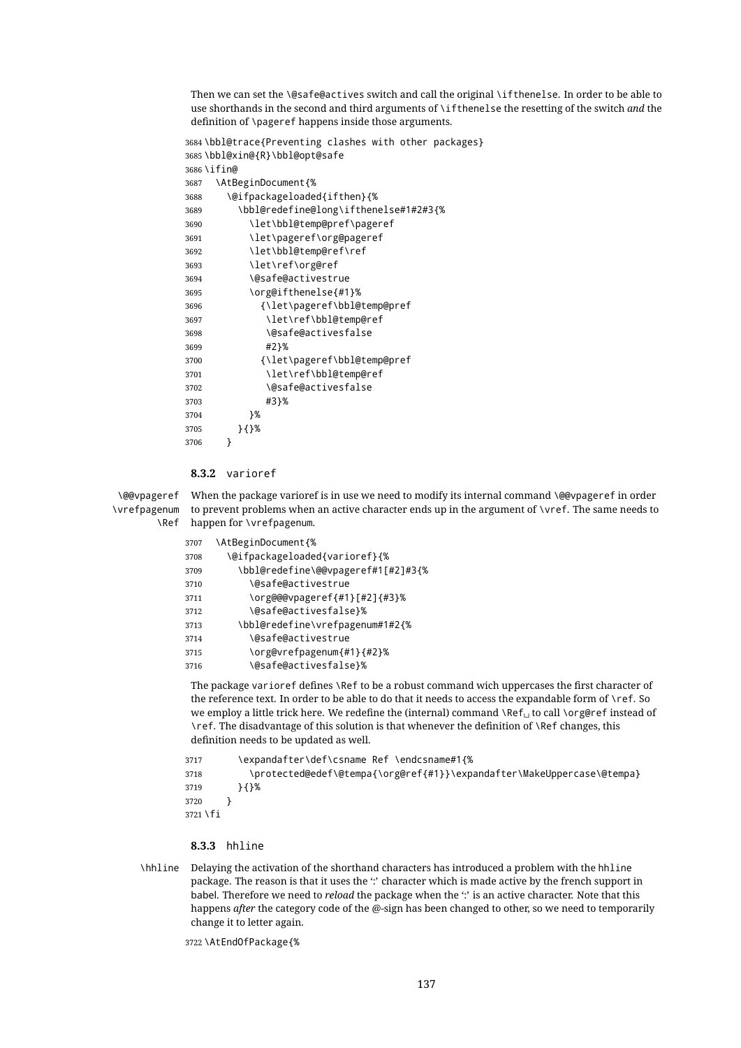Then we can set the \@safe@actives switch and call the original \ifthenelse. In order to be able to use shorthands in the second and third arguments of \ifthenelse the resetting of the switch *and* the definition of \pageref happens inside those arguments.

```
3684 \bbl@trace{Preventing clashes with other packages}
3685 \bbl@xin@{R}\bbl@opt@safe
3686 \ifin@
3687   \AtBeginDocument{%
3688     \@ifpackageloaded{ifthen}{%
3689       \bbl@redefine@long\ifthenelse#1#2#3{%
3690         \let\bbl@temp@pref\pageref
3691         \let\pageref\org@pageref
3692         \let\bbl@temp@ref\ref
3693         \let\ref\org@ref
3694         \@safe@activestrue
3695         \org@ifthenelse{#1}%
3696           {\let\pageref\bbl@temp@pref
3697            \let\ref\bbl@temp@ref
3698            \@safe@activesfalse
3699            #2}%
3700           {\let\pageref\bbl@temp@pref
3701            \let\ref\bbl@temp@ref
3702            \@safe@activesfalse
3703            #3}%
3704         }%
3705       }{}%
3706   }
```

### 8.3.2 varioref

\@@vpageref \vrefpagenum \Ref

When the package varioref is in use we need to modify its internal command \@@vpageref in order to prevent problems when an active character ends up in the argument of \vref. The same needs to happen for \vrefpagenum.

```
3707   \AtBeginDocument{%
3708     \@ifpackageloaded{varioref}{%
3709       \bbl@redefine\@@vpageref#1[#2]#3{%
3710         \@safe@activestrue
3711         \org@@@vpageref{#1}[#2]{#3}%
3712         \@safe@activesfalse}%
3713       \bbl@redefine\vrefpagenum#1#2{%
3714         \@safe@activestrue
3715         \org@vrefpagenum{#1}{#2}%
3716         \@safe@activesfalse}%
```

The package varioref defines \Ref to be a robust command wich uppercases the first character of the reference text. In order to be able to do that it needs to access the expandable form of \ref. So we employ a little trick here. We redefine the (internal) command \Ref␣ to call \org@ref instead of \ref. The disadvantage of this solution is that whenever the definition of \Ref changes, this definition needs to be updated as well.

```
3717       \expandafter\def\csname Ref \endcsname#1{%
3718         \protected@edef\@tempa{\org@ref{#1}}\expandafter\MakeUppercase\@tempa}
3719       }{}%
3720   }
3721 \fi
```

### 8.3.3 hhline

\hhline

Delaying the activation of the shorthand characters has introduced a problem with the hhline package. The reason is that it uses the ':' character which is made active by the french support in babel. Therefore we need to *reload* the package when the ':' is an active character. Note that this happens *after* the category code of the @-sign has been changed to other, so we need to temporarily change it to letter again.

```
3722 \AtEndOfPackage{%
```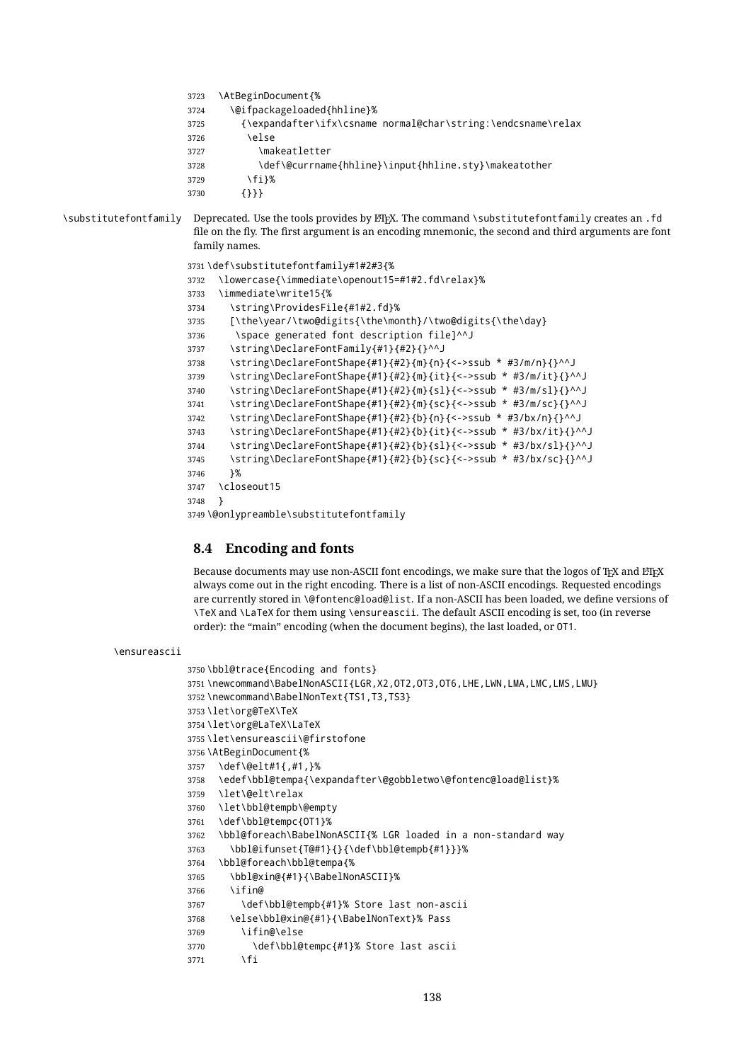```
3723 \AtBeginDocument{%
3724   \@ifpackageloaded{hhline}%
3725     {\expandafter\ifx\csname normal@char\string:\endcsname\relax
3726      \else
3727        \makeatletter
3728        \def\@currname{hhline}\input{hhline.sty}\makeatother
3729      \fi}%
3730     {}}}
```

\substitutefontfamily Deprecated. Use the tools provides by LaTeX. The command \substitutefontfamily creates an .fd file on the fly. The first argument is an encoding mnemonic, the second and third arguments are font family names.

```
3731 \def\substitutefontfamily#1#2#3{%
3732   \lowercase{\immediate\openout15=#1#2.fd\relax}%
3733   \immediate\write15{%
3734     \string\ProvidesFile{#1#2.fd}%
3735     [\the\year/\two@digits{\the\month}/\two@digits{\the\day}
3736      \space generated font description file]^^J
3737     \string\DeclareFontFamily{#1}{#2}{}^^J
3738     \string\DeclareFontShape{#1}{#2}{m}{n}{<->ssub * #3/m/n}{}^^J
3739     \string\DeclareFontShape{#1}{#2}{m}{it}{<->ssub * #3/m/it}{}^^J
3740     \string\DeclareFontShape{#1}{#2}{m}{sl}{<->ssub * #3/m/sl}{}^^J
3741     \string\DeclareFontShape{#1}{#2}{m}{sc}{<->ssub * #3/m/sc}{}^^J
3742     \string\DeclareFontShape{#1}{#2}{b}{n}{<->ssub * #3/bx/n}{}^^J
3743     \string\DeclareFontShape{#1}{#2}{b}{it}{<->ssub * #3/bx/it}{}^^J
3744     \string\DeclareFontShape{#1}{#2}{b}{sl}{<->ssub * #3/bx/sl}{}^^J
3745     \string\DeclareFontShape{#1}{#2}{b}{sc}{<->ssub * #3/bx/sc}{}^^J
3746     }%
3747   \closeout15
3748   }
3749 \@onlypreamble\substitutefontfamily
```

## 8.4 Encoding and fonts

Because documents may use non-ASCII font encodings, we make sure that the logos of TeX and LaTeX always come out in the right encoding. There is a list of non-ASCII encodings. Requested encodings are currently stored in \@fontenc@load@list. If a non-ASCII has been loaded, we define versions of \TeX and \LaTeX for them using \ensureascii. The default ASCII encoding is set, too (in reverse order): the "main" encoding (when the document begins), the last loaded, or OT1.

\ensureascii

```
3750 \bbl@trace{Encoding and fonts}
3751 \newcommand\BabelNonASCII{LGR,X2,OT2,OT3,OT6,LHE,LWN,LMA,LMC,LMS,LMU}
3752 \newcommand\BabelNonText{TS1,T3,TS3}
3753 \let\org@TeX\TeX
3754 \let\org@LaTeX\LaTeX
3755 \let\ensureascii\@firstofone
3756 \AtBeginDocument{%
3757   \def\@elt#1{,#1,}%
3758   \edef\bbl@tempa{\expandafter\@gobbletwo\@fontenc@load@list}%
3759   \let\@elt\relax
3760   \let\bbl@tempb\@empty
3761   \def\bbl@tempc{OT1}%
3762   \bbl@foreach\BabelNonASCII{% LGR loaded in a non-standard way
3763     \bbl@ifunset{T@#1}{}{\def\bbl@tempb{#1}}}%
3764   \bbl@foreach\bbl@tempa{%
3765     \bbl@xin@{#1}{\BabelNonASCII}%
3766     \ifin@
3767       \def\bbl@tempb{#1}% Store last non-ascii
3768     \else\bbl@xin@{#1}{\BabelNonText}% Pass
3769       \ifin@\else
3770         \def\bbl@tempc{#1}% Store last ascii
3771       \fi
```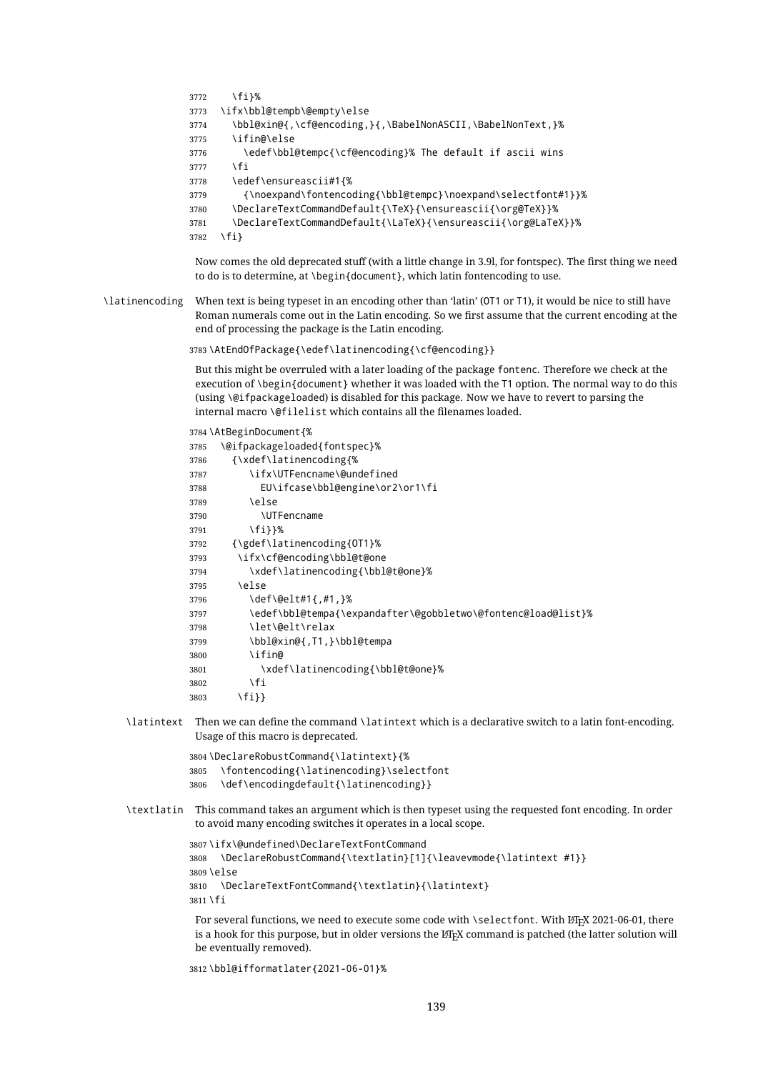```
3772     \fi}%
3773   \ifx\bbl@tempb\@empty\else
3774     \bbl@xin@{,\cf@encoding,}{,\BabelNonASCII,\BabelNonText,}%
3775     \ifin@\else
3776       \edef\bbl@tempc{\cf@encoding}% The default if ascii wins
3777     \fi
3778     \edef\ensureascii#1{%
3779       {\noexpand\fontencoding{\bbl@tempc}\noexpand\selectfont#1}}%
3780     \DeclareTextCommandDefault{\TeX}{\ensureascii{\org@TeX}}%
3781     \DeclareTextCommandDefault{\LaTeX}{\ensureascii{\org@LaTeX}}%
3782   \fi}
```

Now comes the old deprecated stuff (with a little change in 3.9l, for fontspec). The first thing we need to do is to determine, at `\begin{document}`, which latin fontencoding to use.

`\latinencoding` When text is being typeset in an encoding other than 'latin' (OT1 or T1), it would be nice to still have Roman numerals come out in the Latin encoding. So we first assume that the current encoding at the end of processing the package is the Latin encoding.

```
3783 \AtEndOfPackage{\edef\latinencoding{\cf@encoding}}
```

But this might be overruled with a later loading of the package fontenc. Therefore we check at the execution of `\begin{document}` whether it was loaded with the T1 option. The normal way to do this (using `\@ifpackageloaded`) is disabled for this package. Now we have to revert to parsing the internal macro `\@filelist` which contains all the filenames loaded.

```
3784 \AtBeginDocument{%
3785   \@ifpackageloaded{fontspec}%
3786     {\xdef\latinencoding{%
3787        \ifx\UTFencname\@undefined
3788          EU\ifcase\bbl@engine\or2\or1\fi
3789        \else
3790          \UTFencname
3791        \fi}}%
3792     {\gdef\latinencoding{OT1}%
3793      \ifx\cf@encoding\bbl@t@one
3794        \xdef\latinencoding{\bbl@t@one}%
3795      \else
3796        \def\@elt#1{,#1,}%
3797        \edef\bbl@tempa{\expandafter\@gobbletwo\@fontenc@load@list}%
3798        \let\@elt\relax
3799        \bbl@xin@{,T1,}\bbl@tempa
3800        \ifin@
3801          \xdef\latinencoding{\bbl@t@one}%
3802        \fi
3803      \fi}}
```

`\latintext` Then we can define the command `\latintext` which is a declarative switch to a latin font-encoding. Usage of this macro is deprecated.

```
3804 \DeclareRobustCommand{\latintext}{%
3805   \fontencoding{\latinencoding}\selectfont
3806   \def\encodingdefault{\latinencoding}}
```

`\textlatin` This command takes an argument which is then typeset using the requested font encoding. In order to avoid many encoding switches it operates in a local scope.

```
3807 \ifx\@undefined\DeclareTextFontCommand
3808   \DeclareRobustCommand{\textlatin}[1]{\leavevmode{\latintext #1}}
3809 \else
3810   \DeclareTextFontCommand{\textlatin}{\latintext}
3811 \fi
```

For several functions, we need to execute some code with `\selectfont`. With LaTeX 2021-06-01, there is a hook for this purpose, but in older versions the LaTeX command is patched (the latter solution will be eventually removed).

```
3812 \bbl@ifformatlater{2021-06-01}%
```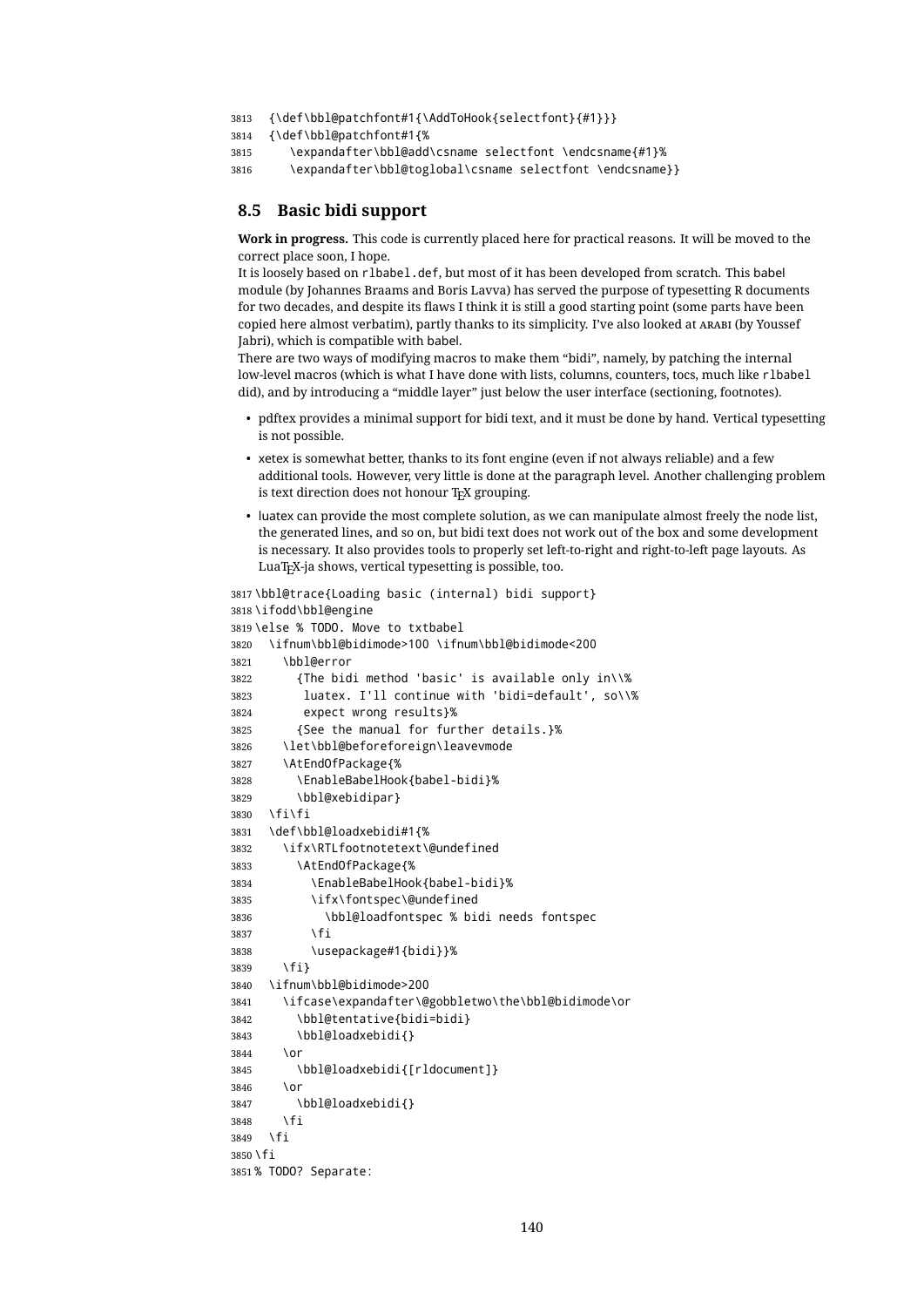```
3813  {\def\bbl@patchfont#1{\AddToHook{selectfont}{#1}}}
3814  {\def\bbl@patchfont#1{%
3815     \expandafter\bbl@add\csname selectfont \endcsname{#1}%
3816     \expandafter\bbl@toglobal\csname selectfont \endcsname}}
```

## 8.5 Basic bidi support

**Work in progress.** This code is currently placed here for practical reasons. It will be moved to the correct place soon, I hope.

It is loosely based on `rlbabel.def`, but most of it has been developed from scratch. This babel module (by Johannes Braams and Boris Lavva) has served the purpose of typesetting R documents for two decades, and despite its flaws I think it is still a good starting point (some parts have been copied here almost verbatim), partly thanks to its simplicity. I've also looked at ARABI (by Youssef Jabri), which is compatible with babel.

There are two ways of modifying macros to make them "bidi", namely, by patching the internal low-level macros (which is what I have done with lists, columns, counters, tocs, much like `rlbabel` did), and by introducing a "middle layer" just below the user interface (sectioning, footnotes).

- pdftex provides a minimal support for bidi text, and it must be done by hand. Vertical typesetting is not possible.
- xetex is somewhat better, thanks to its font engine (even if not always reliable) and a few additional tools. However, very little is done at the paragraph level. Another challenging problem is text direction does not honour TEX grouping.
- luatex can provide the most complete solution, as we can manipulate almost freely the node list, the generated lines, and so on, but bidi text does not work out of the box and some development is necessary. It also provides tools to properly set left-to-right and right-to-left page layouts. As LuaTEX-ja shows, vertical typesetting is possible, too.

```
3817 \bbl@trace{Loading basic (internal) bidi support}
3818 \ifodd\bbl@engine
3819 \else % TODO. Move to txtbabel
3820   \ifnum\bbl@bidimode>100 \ifnum\bbl@bidimode<200
3821     \bbl@error
3822       {The bidi method 'basic' is available only in\\%
3823        luatex. I'll continue with 'bidi=default', so\\%
3824        expect wrong results}%
3825       {See the manual for further details.}%
3826     \let\bbl@beforeforeign\leavevmode
3827     \AtEndOfPackage{%
3828       \EnableBabelHook{babel-bidi}%
3829       \bbl@xebidipar}
3830   \fi\fi
3831   \def\bbl@loadxebidi#1{%
3832     \ifx\RTLfootnotetext\@undefined
3833       \AtEndOfPackage{%
3834         \EnableBabelHook{babel-bidi}%
3835         \ifx\fontspec\@undefined
3836           \bbl@loadfontspec % bidi needs fontspec
3837         \fi
3838         \usepackage#1{bidi}}%
3839     \fi}
3840   \ifnum\bbl@bidimode>200
3841     \ifcase\expandafter\@gobbletwo\the\bbl@bidimode\or
3842       \bbl@tentative{bidi=bidi}
3843       \bbl@loadxebidi{}
3844     \or
3845       \bbl@loadxebidi{[rldocument]}
3846     \or
3847       \bbl@loadxebidi{}
3848     \fi
3849   \fi
3850 \fi
3851 % TODO? Separate:
```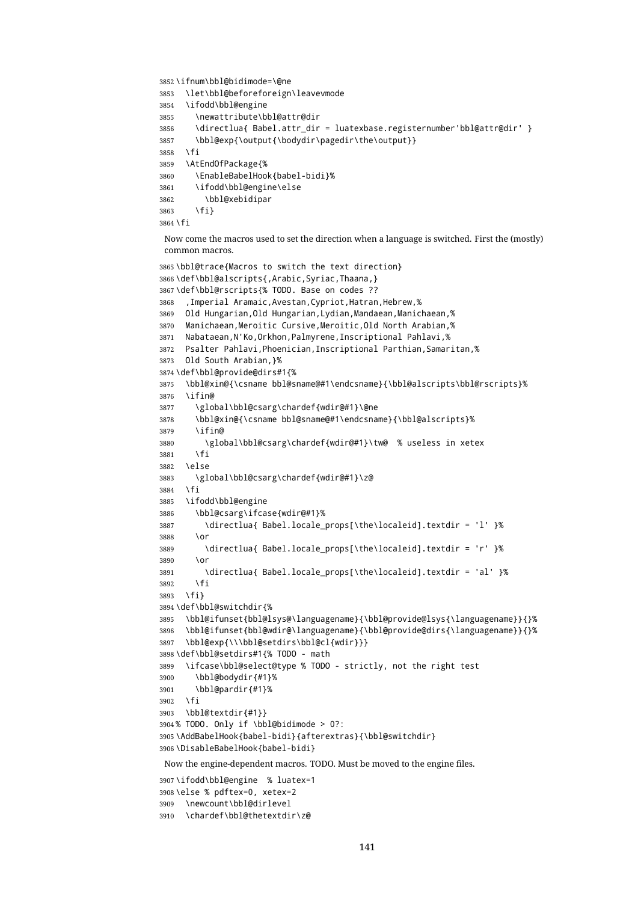```
3852 \ifnum\bbl@bidimode=\@ne
3853   \let\bbl@beforeforeign\leavevmode
3854   \ifodd\bbl@engine
3855     \newattribute\bbl@attr@dir
3856     \directlua{ Babel.attr_dir = luatexbase.registernumber'bbl@attr@dir' }
3857     \bbl@exp{\output{\bodydir\pagedir\the\output}}
3858   \fi
3859   \AtEndOfPackage{%
3860     \EnableBabelHook{babel-bidi}%
3861     \ifodd\bbl@engine\else
3862       \bbl@xebidipar
3863     \fi}
3864 \fi
```

Now come the macros used to set the direction when a language is switched. First the (mostly) common macros.

```
3865 \bbl@trace{Macros to switch the text direction}
3866 \def\bbl@alscripts{,Arabic,Syriac,Thaana,}
3867 \def\bbl@rscripts{% TODO. Base on codes ??
3868   ,Imperial Aramaic,Avestan,Cypriot,Hatran,Hebrew,%
3869   Old Hungarian,Old Hungarian,Lydian,Mandaean,Manichaean,%
3870   Manichaean,Meroitic Cursive,Meroitic,Old North Arabian,%
3871   Nabataean,N'Ko,Orkhon,Palmyrene,Inscriptional Pahlavi,%
3872   Psalter Pahlavi,Phoenician,Inscriptional Parthian,Samaritan,%
3873   Old South Arabian,}%
3874 \def\bbl@provide@dirs#1{%
3875   \bbl@xin@{\csname bbl@sname@#1\endcsname}{\bbl@alscripts\bbl@rscripts}%
3876   \ifin@
3877     \global\bbl@csarg\chardef{wdir@#1}\@ne
3878     \bbl@xin@{\csname bbl@sname@#1\endcsname}{\bbl@alscripts}%
3879     \ifin@
3880       \global\bbl@csarg\chardef{wdir@#1}\tw@  % useless in xetex
3881     \fi
3882   \else
3883     \global\bbl@csarg\chardef{wdir@#1}\z@
3884   \fi
3885   \ifodd\bbl@engine
3886     \bbl@csarg\ifcase{wdir@#1}%
3887       \directlua{ Babel.locale_props[\the\localeid].textdir = 'l' }%
3888     \or
3889       \directlua{ Babel.locale_props[\the\localeid].textdir = 'r' }%
3890     \or
3891       \directlua{ Babel.locale_props[\the\localeid].textdir = 'al' }%
3892     \fi
3893   \fi}
3894 \def\bbl@switchdir{%
3895   \bbl@ifunset{bbl@lsys@\languagename}{\bbl@provide@lsys{\languagename}}{}%
3896   \bbl@ifunset{bbl@wdir@\languagename}{\bbl@provide@dirs{\languagename}}{}%
3897   \bbl@exp{\\\bbl@setdirs\bbl@cl{wdir}}}
3898 \def\bbl@setdirs#1{% TODO - math
3899   \ifcase\bbl@select@type % TODO - strictly, not the right test
3900     \bbl@bodydir{#1}%
3901     \bbl@pardir{#1}%
3902   \fi
3903   \bbl@textdir{#1}}
3904 % TODO. Only if \bbl@bidimode > 0?:
3905 \AddBabelHook{babel-bidi}{afterextras}{\bbl@switchdir}
3906 \DisableBabelHook{babel-bidi}
```

Now the engine-dependent macros. TODO. Must be moved to the engine files.

```
3907 \ifodd\bbl@engine  % luatex=1
3908 \else % pdftex=0, xetex=2
3909   \newcount\bbl@dirlevel
3910   \chardef\bbl@thetextdir\z@
```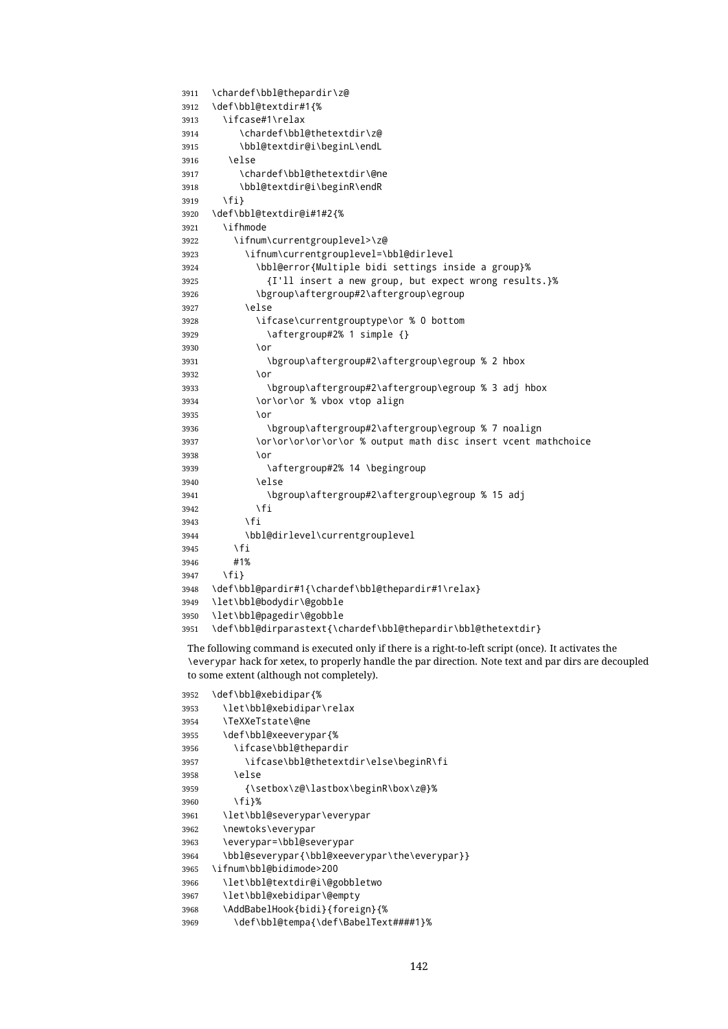```
3911 \chardef\bbl@thepardir\z@
3912 \def\bbl@textdir#1{%
3913   \ifcase#1\relax
3914      \chardef\bbl@thetextdir\z@
3915      \bbl@textdir@i\beginL\endL
3916    \else
3917      \chardef\bbl@thetextdir\@ne
3918      \bbl@textdir@i\beginR\endR
3919   \fi}
3920 \def\bbl@textdir@i#1#2{%
3921   \ifhmode
3922     \ifnum\currentgrouplevel>\z@
3923       \ifnum\currentgrouplevel=\bbl@dirlevel
3924         \bbl@error{Multiple bidi settings inside a group}%
3925           {I'll insert a new group, but expect wrong results.}%
3926         \bgroup\aftergroup#2\aftergroup\egroup
3927       \else
3928         \ifcase\currentgrouptype\or % 0 bottom
3929           \aftergroup#2% 1 simple {}
3930         \or
3931           \bgroup\aftergroup#2\aftergroup\egroup % 2 hbox
3932         \or
3933           \bgroup\aftergroup#2\aftergroup\egroup % 3 adj hbox
3934         \or\or\or % vbox vtop align
3935         \or
3936           \bgroup\aftergroup#2\aftergroup\egroup % 7 noalign
3937         \or\or\or\or\or\or % output math disc insert vcent mathchoice
3938         \or
3939           \aftergroup#2% 14 \begingroup
3940         \else
3941           \bgroup\aftergroup#2\aftergroup\egroup % 15 adj
3942         \fi
3943       \fi
3944       \bbl@dirlevel\currentgrouplevel
3945     \fi
3946     #1%
3947   \fi}
3948 \def\bbl@pardir#1{\chardef\bbl@thepardir#1\relax}
3949 \let\bbl@bodydir\@gobble
3950 \let\bbl@pagedir\@gobble
3951 \def\bbl@dirparastext{\chardef\bbl@thepardir\bbl@thetextdir}
```

The following command is executed only if there is a right-to-left script (once). It activates the \everypar hack for xetex, to properly handle the par direction. Note text and par dirs are decoupled to some extent (although not completely).

```
3952 \def\bbl@xebidipar{%
3953   \let\bbl@xebidipar\relax
3954   \TeXXeTstate\@ne
3955   \def\bbl@xeeverypar{%
3956     \ifcase\bbl@thepardir
3957       \ifcase\bbl@thetextdir\else\beginR\fi
3958     \else
3959       {\setbox\z@\lastbox\beginR\box\z@}%
3960     \fi}%
3961   \let\bbl@severypar\everypar
3962   \newtoks\everypar
3963   \everypar=\bbl@severypar
3964   \bbl@severypar{\bbl@xeeverypar\the\everypar}}
3965 \ifnum\bbl@bidimode>200
3966   \let\bbl@textdir@i\@gobbletwo
3967   \let\bbl@xebidipar\@empty
3968   \AddBabelHook{bidi}{foreign}{%
3969     \def\bbl@tempa{\def\BabelText####1}%
```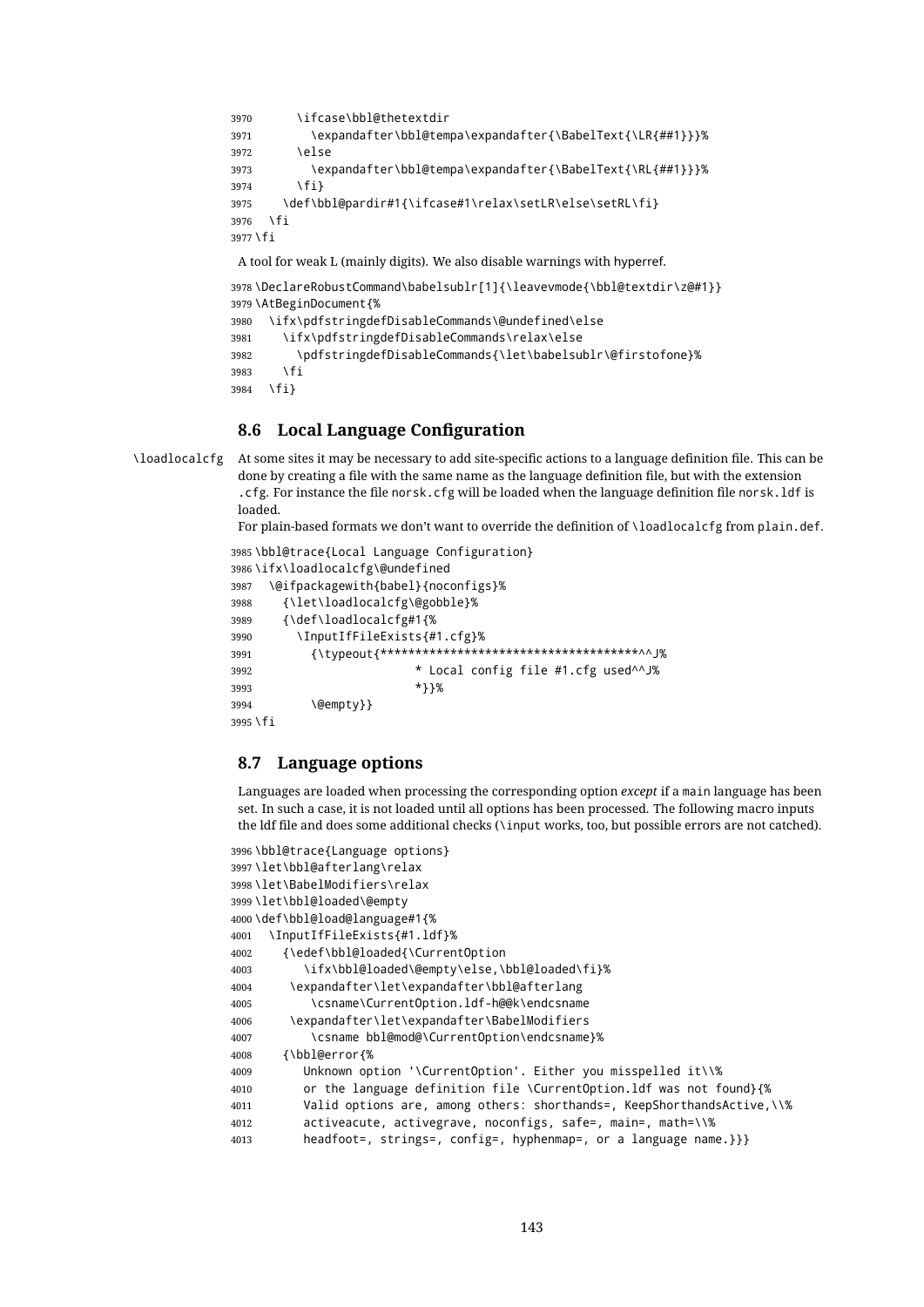```
3970      \ifcase\bbl@thetextdir
3971        \expandafter\bbl@tempa\expandafter{\BabelText{\LR{##1}}}%
3972      \else
3973        \expandafter\bbl@tempa\expandafter{\BabelText{\RL{##1}}}%
3974      \fi}
3975    \def\bbl@pardir#1{\ifcase#1\relax\setLR\else\setRL\fi}
3976  \fi
3977 \fi
```

A tool for weak L (mainly digits). We also disable warnings with hyperref.

```
3978 \DeclareRobustCommand\babelsublr[1]{\leavevmode{\bbl@textdir\z@#1}}
3979 \AtBeginDocument{%
3980   \ifx\pdfstringdefDisableCommands\@undefined\else
3981     \ifx\pdfstringdefDisableCommands\relax\else
3982       \pdfstringdefDisableCommands{\let\babelsublr\@firstofone}%
3983     \fi
3984   \fi}
```

## 8.6 Local Language Configuration

\loadlocalcfg At some sites it may be necessary to add site-specific actions to a language definition file. This can be done by creating a file with the same name as the language definition file, but with the extension .cfg. For instance the file norsk.cfg will be loaded when the language definition file norsk.ldf is loaded.

For plain-based formats we don't want to override the definition of \loadlocalcfg from plain.def.

```
3985 \bbl@trace{Local Language Configuration}
3986 \ifx\loadlocalcfg\@undefined
3987   \@ifpackagewith{babel}{noconfigs}%
3988     {\let\loadlocalcfg\@gobble}%
3989     {\def\loadlocalcfg#1{%
3990       \InputIfFileExists{#1.cfg}%
3991         {\typeout{*************************************^^J%
3992                        * Local config file #1.cfg used^^J%
3993                        *}}%
3994         \@empty}}
3995 \fi
```

## 8.7 Language options

Languages are loaded when processing the corresponding option *except* if a main language has been set. In such a case, it is not loaded until all options has been processed. The following macro inputs the ldf file and does some additional checks (\input works, too, but possible errors are not catched).

```
3996 \bbl@trace{Language options}
3997 \let\bbl@afterlang\relax
3998 \let\BabelModifiers\relax
3999 \let\bbl@loaded\@empty
4000 \def\bbl@load@language#1{%
4001   \InputIfFileExists{#1.ldf}%
4002     {\edef\bbl@loaded{\CurrentOption
4003        \ifx\bbl@loaded\@empty\else,\bbl@loaded\fi}%
4004      \expandafter\let\expandafter\bbl@afterlang
4005         \csname\CurrentOption.ldf-h@@k\endcsname
4006      \expandafter\let\expandafter\BabelModifiers
4007         \csname bbl@mod@\CurrentOption\endcsname}%
4008     {\bbl@error{%
4009        Unknown option '\CurrentOption'. Either you misspelled it\\%
4010        or the language definition file \CurrentOption.ldf was not found}{%
4011        Valid options are, among others: shorthands=, KeepShorthandsActive,\\%
4012        activeacute, activegrave, noconfigs, safe=, main=, math=\\%
4013        headfoot=, strings=, config=, hyphenmap=, or a language name.}}}
```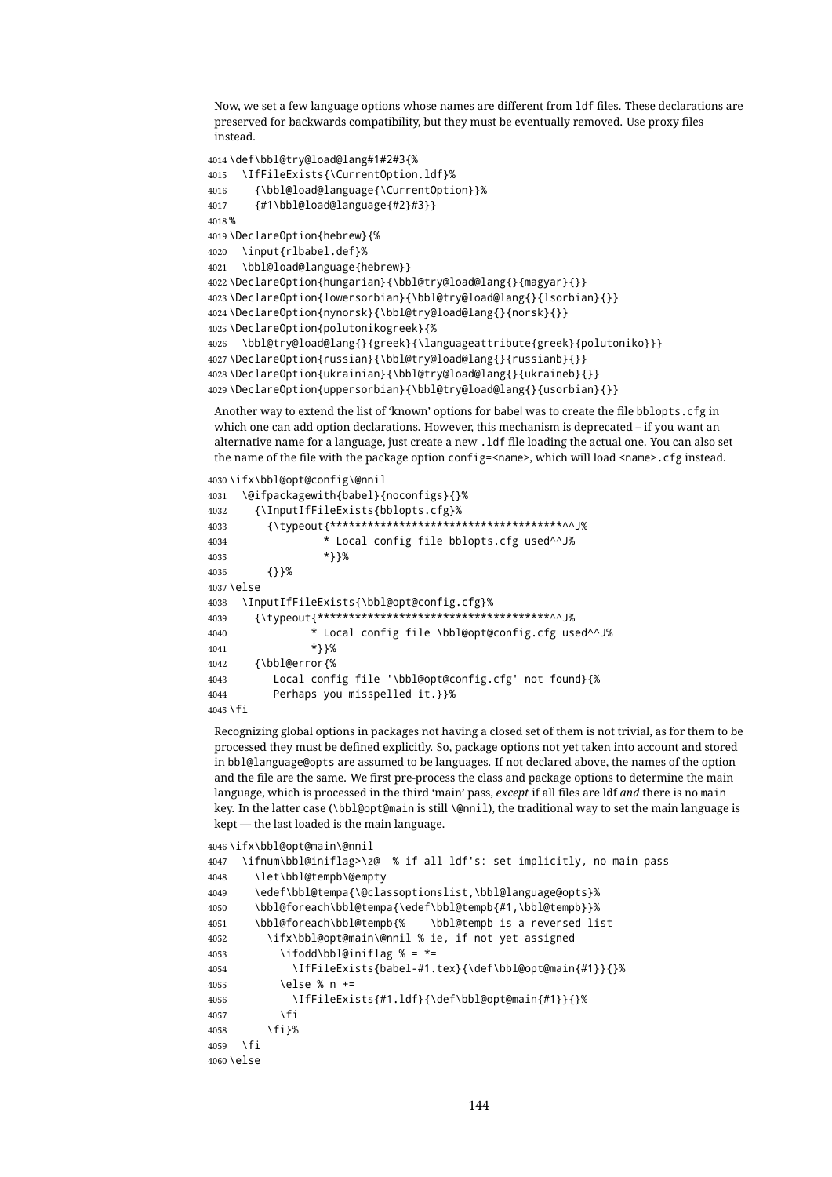Now, we set a few language options whose names are different from ldf files. These declarations are preserved for backwards compatibility, but they must be eventually removed. Use proxy files instead.

```
4014 \def\bbl@try@load@lang#1#2#3{%
4015   \IfFileExists{\CurrentOption.ldf}%
4016     {\bbl@load@language{\CurrentOption}}%
4017     {#1\bbl@load@language{#2}#3}}
4018 %
4019 \DeclareOption{hebrew}{%
4020   \input{rlbabel.def}%
4021   \bbl@load@language{hebrew}}
4022 \DeclareOption{hungarian}{\bbl@try@load@lang{}{magyar}{}}
4023 \DeclareOption{lowersorbian}{\bbl@try@load@lang{}{lsorbian}{}}
4024 \DeclareOption{nynorsk}{\bbl@try@load@lang{}{norsk}{}}
4025 \DeclareOption{polutonikogreek}{%
4026   \bbl@try@load@lang{}{greek}{\languageattribute{greek}{polutoniko}}}
4027 \DeclareOption{russian}{\bbl@try@load@lang{}{russianb}{}}
4028 \DeclareOption{ukrainian}{\bbl@try@load@lang{}{ukraineb}{}}
4029 \DeclareOption{uppersorbian}{\bbl@try@load@lang{}{usorbian}{}}
```

Another way to extend the list of 'known' options for babel was to create the file bblopts.cfg in which one can add option declarations. However, this mechanism is deprecated – if you want an alternative name for a language, just create a new .ldf file loading the actual one. You can also set the name of the file with the package option config=<name>, which will load <name>.cfg instead.

```
4030 \ifx\bbl@opt@config\@nnil
4031   \@ifpackagewith{babel}{noconfigs}{}%
4032     {\InputIfFileExists{bblopts.cfg}%
4033       {\typeout{*************************************^^J%
4034                * Local config file bblopts.cfg used^^J%
4035                *}}%
4036       {}}%
4037 \else
4038   \InputIfFileExists{\bbl@opt@config.cfg}%
4039     {\typeout{*************************************^^J%
4040              * Local config file \bbl@opt@config.cfg used^^J%
4041              *}}%
4042     {\bbl@error{%
4043        Local config file '\bbl@opt@config.cfg' not found}{%
4044        Perhaps you misspelled it.}}%
4045 \fi
```

Recognizing global options in packages not having a closed set of them is not trivial, as for them to be processed they must be defined explicitly. So, package options not yet taken into account and stored in bbl@language@opts are assumed to be languages. If not declared above, the names of the option and the file are the same. We first pre-process the class and package options to determine the main language, which is processed in the third 'main' pass, *except* if all files are ldf *and* there is no main key. In the latter case (\bbl@opt@main is still \@nnil), the traditional way to set the main language is kept — the last loaded is the main language.

```
4046 \ifx\bbl@opt@main\@nnil
4047   \ifnum\bbl@iniflag>\z@  % if all ldf's: set implicitly, no main pass
4048     \let\bbl@tempb\@empty
4049     \edef\bbl@tempa{\@classoptionslist,\bbl@language@opts}%
4050     \bbl@foreach\bbl@tempa{\edef\bbl@tempb{#1,\bbl@tempb}}%
4051     \bbl@foreach\bbl@tempb{%    \bbl@tempb is a reversed list
4052       \ifx\bbl@opt@main\@nnil % ie, if not yet assigned
4053         \ifodd\bbl@iniflag % = *=
4054           \IfFileExists{babel-#1.tex}{\def\bbl@opt@main{#1}}{}%
4055         \else % n +=
4056           \IfFileExists{#1.ldf}{\def\bbl@opt@main{#1}}{}%
4057         \fi
4058       \fi}%
4059   \fi
4060 \else
```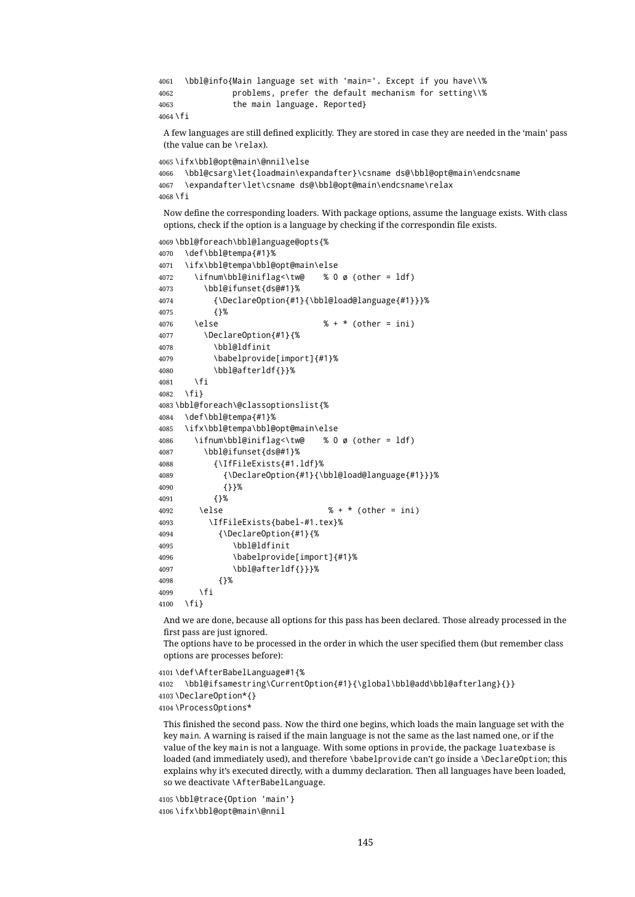```
4061   \bbl@info{Main language set with 'main='. Except if you have\\%
4062             problems, prefer the default mechanism for setting\\%
4063             the main language. Reported}
4064 \fi
```

A few languages are still defined explicitly. They are stored in case they are needed in the 'main' pass (the value can be \relax).

```
4065 \ifx\bbl@opt@main\@nnil\else
4066   \bbl@csarg\let{loadmain\expandafter}\csname ds@\bbl@opt@main\endcsname
4067   \expandafter\let\csname ds@\bbl@opt@main\endcsname\relax
4068 \fi
```

Now define the corresponding loaders. With package options, assume the language exists. With class options, check if the option is a language by checking if the correspondin file exists.

```
4069 \bbl@foreach\bbl@language@opts{%
4070   \def\bbl@tempa{#1}%
4071   \ifx\bbl@tempa\bbl@opt@main\else
4072     \ifnum\bbl@iniflag<\tw@    % 0 ø (other = ldf)
4073       \bbl@ifunset{ds@#1}%
4074         {\DeclareOption{#1}{\bbl@load@language{#1}}}%
4075         {}%
4076     \else                       % + * (other = ini)
4077       \DeclareOption{#1}{%
4078         \bbl@ldfinit
4079         \babelprovide[import]{#1}%
4080         \bbl@afterldf{}}%
4081     \fi
4082   \fi}
4083 \bbl@foreach\@classoptionslist{%
4084   \def\bbl@tempa{#1}%
4085   \ifx\bbl@tempa\bbl@opt@main\else
4086     \ifnum\bbl@iniflag<\tw@    % 0 ø (other = ldf)
4087       \bbl@ifunset{ds@#1}%
4088         {\IfFileExists{#1.ldf}%
4089           {\DeclareOption{#1}{\bbl@load@language{#1}}}%
4090           {}}%
4091         {}%
4092      \else                       % + * (other = ini)
4093        \IfFileExists{babel-#1.tex}%
4094          {\DeclareOption{#1}{%
4095             \bbl@ldfinit
4096             \babelprovide[import]{#1}%
4097             \bbl@afterldf{}}}%
4098          {}%
4099      \fi
4100   \fi}
```

And we are done, because all options for this pass has been declared. Those already processed in the first pass are just ignored.
The options have to be processed in the order in which the user specified them (but remember class options are processes before):

```
4101 \def\AfterBabelLanguage#1{%
4102   \bbl@ifsamestring\CurrentOption{#1}{\global\bbl@add\bbl@afterlang}{}}
4103 \DeclareOption*{}
4104 \ProcessOptions*
```

This finished the second pass. Now the third one begins, which loads the main language set with the key main. A warning is raised if the main language is not the same as the last named one, or if the value of the key main is not a language. With some options in provide, the package luatexbase is loaded (and immediately used), and therefore \babelprovide can't go inside a \DeclareOption; this explains why it's executed directly, with a dummy declaration. Then all languages have been loaded, so we deactivate \AfterBabelLanguage.

```
4105 \bbl@trace{Option 'main'}
4106 \ifx\bbl@opt@main\@nnil
```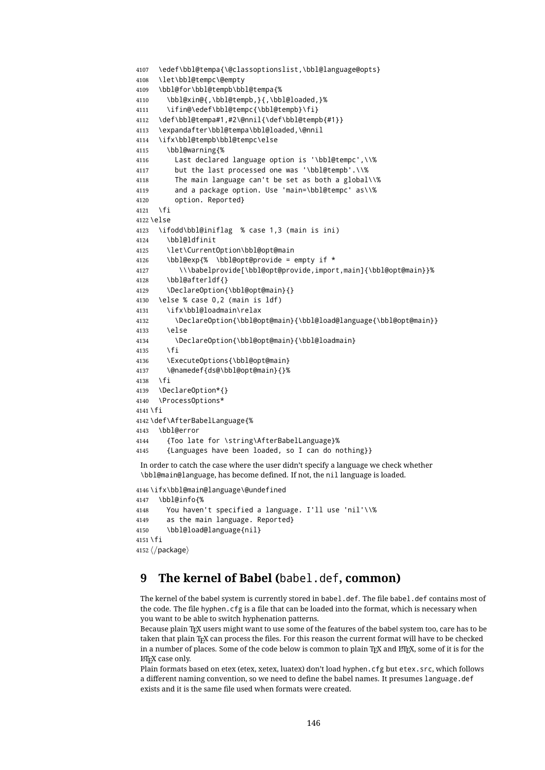```
4107   \edef\bbl@tempa{\@classoptionslist,\bbl@language@opts}
4108   \let\bbl@tempc\@empty
4109   \bbl@for\bbl@tempb\bbl@tempa{%
4110     \bbl@xin@{,\bbl@tempb,}{,\bbl@loaded,}%
4111     \ifin@\edef\bbl@tempc{\bbl@tempb}\fi}
4112   \def\bbl@tempa#1,#2\@nnil{\def\bbl@tempb{#1}}
4113   \expandafter\bbl@tempa\bbl@loaded,\@nnil
4114   \ifx\bbl@tempb\bbl@tempc\else
4115     \bbl@warning{%
4116       Last declared language option is '\bbl@tempc',\\%
4117       but the last processed one was '\bbl@tempb'.\\%
4118       The main language can't be set as both a global\\%
4119       and a package option. Use 'main=\bbl@tempc' as\\%
4120       option. Reported}
4121   \fi
4122 \else
4123   \ifodd\bbl@iniflag  % case 1,3 (main is ini)
4124     \bbl@ldfinit
4125     \let\CurrentOption\bbl@opt@main
4126     \bbl@exp{%  \bbl@opt@provide = empty if *
4127        \\\babelprovide[\bbl@opt@provide,import,main]{\bbl@opt@main}}%
4128     \bbl@afterldf{}
4129     \DeclareOption{\bbl@opt@main}{}
4130   \else % case 0,2 (main is ldf)
4131     \ifx\bbl@loadmain\relax
4132       \DeclareOption{\bbl@opt@main}{\bbl@load@language{\bbl@opt@main}}
4133     \else
4134       \DeclareOption{\bbl@opt@main}{\bbl@loadmain}
4135     \fi
4136     \ExecuteOptions{\bbl@opt@main}
4137     \@namedef{ds@\bbl@opt@main}{}%
4138   \fi
4139   \DeclareOption*{}
4140   \ProcessOptions*
4141 \fi
4142 \def\AfterBabelLanguage{%
4143   \bbl@error
4144     {Too late for \string\AfterBabelLanguage}%
4145     {Languages have been loaded, so I can do nothing}}
```

In order to catch the case where the user didn't specify a language we check whether `\bbl@main@language`, has become defined. If not, the `nil` language is loaded.

```
4146 \ifx\bbl@main@language\@undefined
4147   \bbl@info{%
4148     You haven't specified a language. I'll use 'nil'\\%
4149     as the main language. Reported}
4150     \bbl@load@language{nil}
4151 \fi
4152 ⟨/package⟩
```

## 9 The kernel of Babel (babel.def, common)

The kernel of the babel system is currently stored in `babel.def`. The file `babel.def` contains most of the code. The file `hyphen.cfg` is a file that can be loaded into the format, which is necessary when you want to be able to switch hyphenation patterns.

Because plain TeX users might want to use some of the features of the babel system too, care has to be taken that plain TeX can process the files. For this reason the current format will have to be checked in a number of places. Some of the code below is common to plain TeX and LaTeX, some of it is for the LaTeX case only.

Plain formats based on etex (etex, xetex, luatex) don't load `hyphen.cfg` but `etex.src`, which follows a different naming convention, so we need to define the babel names. It presumes `language.def` exists and it is the same file used when formats were created.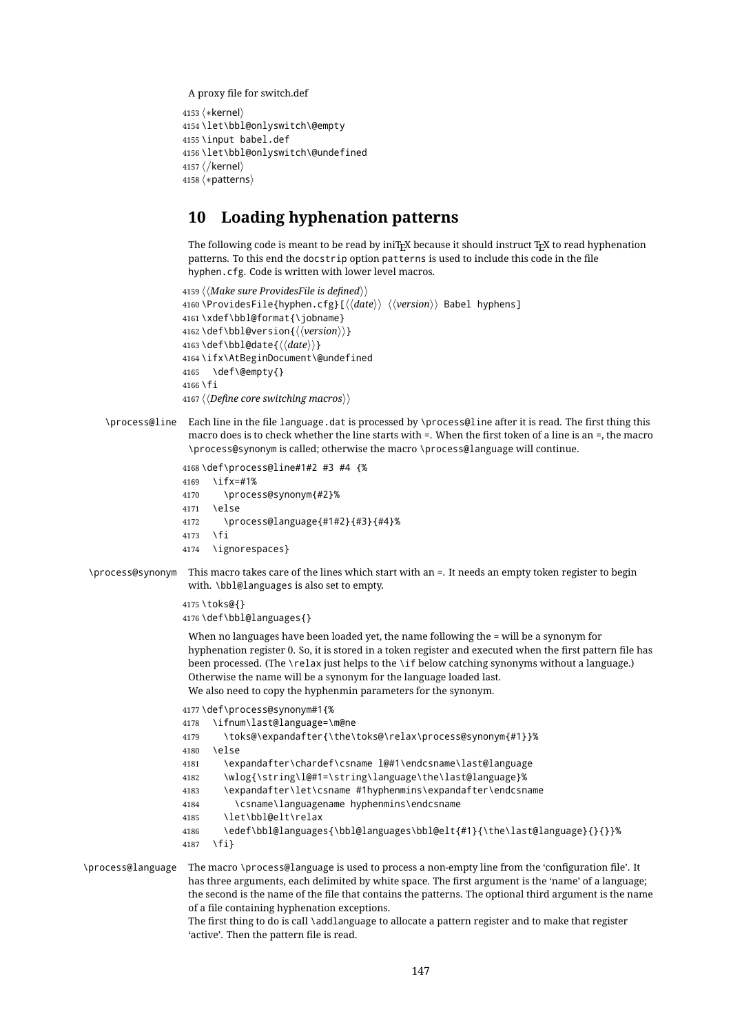A proxy file for switch.def

```
4153 ⟨*kernel⟩
4154 \let\bbl@onlyswitch\@empty
4155 \input babel.def
4156 \let\bbl@onlyswitch\@undefined
4157 ⟨/kernel⟩
4158 ⟨*patterns⟩
```

# 10 Loading hyphenation patterns

The following code is meant to be read by iniTEX because it should instruct TEX to read hyphenation patterns. To this end the docstrip option patterns is used to include this code in the file hyphen.cfg. Code is written with lower level macros.

```
4159 ⟨⟨Make sure ProvidesFile is defined⟩⟩
4160 \ProvidesFile{hyphen.cfg}[⟨⟨date⟩⟩ ⟨⟨version⟩⟩ Babel hyphens]
4161 \xdef\bbl@format{\jobname}
4162 \def\bbl@version{⟨⟨version⟩⟩}
4163 \def\bbl@date{⟨⟨date⟩⟩}
4164 \ifx\AtBeginDocument\@undefined
4165   \def\@empty{}
4166 \fi
4167 ⟨⟨Define core switching macros⟩⟩
```

\process@line Each line in the file language.dat is processed by \process@line after it is read. The first thing this macro does is to check whether the line starts with =. When the first token of a line is an =, the macro \process@synonym is called; otherwise the macro \process@language will continue.

```
4168 \def\process@line#1#2 #3 #4 {%
4169   \ifx=#1%
4170     \process@synonym{#2}%
4171   \else
4172     \process@language{#1#2}{#3}{#4}%
4173   \fi
4174   \ignorespaces}
```

\process@synonym This macro takes care of the lines which start with an =. It needs an empty token register to begin with. \bbl@languages is also set to empty.

```
4175 \toks@{}
4176 \def\bbl@languages{}
```

When no languages have been loaded yet, the name following the = will be a synonym for hyphenation register 0. So, it is stored in a token register and executed when the first pattern file has been processed. (The \relax just helps to the \if below catching synonyms without a language.) Otherwise the name will be a synonym for the language loaded last.
We also need to copy the hyphenmin parameters for the synonym.

```
4177 \def\process@synonym#1{%
4178   \ifnum\last@language=\m@ne
4179     \toks@\expandafter{\the\toks@\relax\process@synonym{#1}}%
4180   \else
4181     \expandafter\chardef\csname l@#1\endcsname\last@language
4182     \wlog{\string\l@#1=\string\language\the\last@language}%
4183     \expandafter\let\csname #1hyphenmins\expandafter\endcsname
4184       \csname\languagename hyphenmins\endcsname
4185     \let\bbl@elt\relax
4186     \edef\bbl@languages{\bbl@languages\bbl@elt{#1}{\the\last@language}{}{}}%
4187   \fi}
```

\process@language The macro \process@language is used to process a non-empty line from the 'configuration file'. It has three arguments, each delimited by white space. The first argument is the 'name' of a language; the second is the name of the file that contains the patterns. The optional third argument is the name of a file containing hyphenation exceptions.
The first thing to do is call \addlanguage to allocate a pattern register and to make that register 'active'. Then the pattern file is read.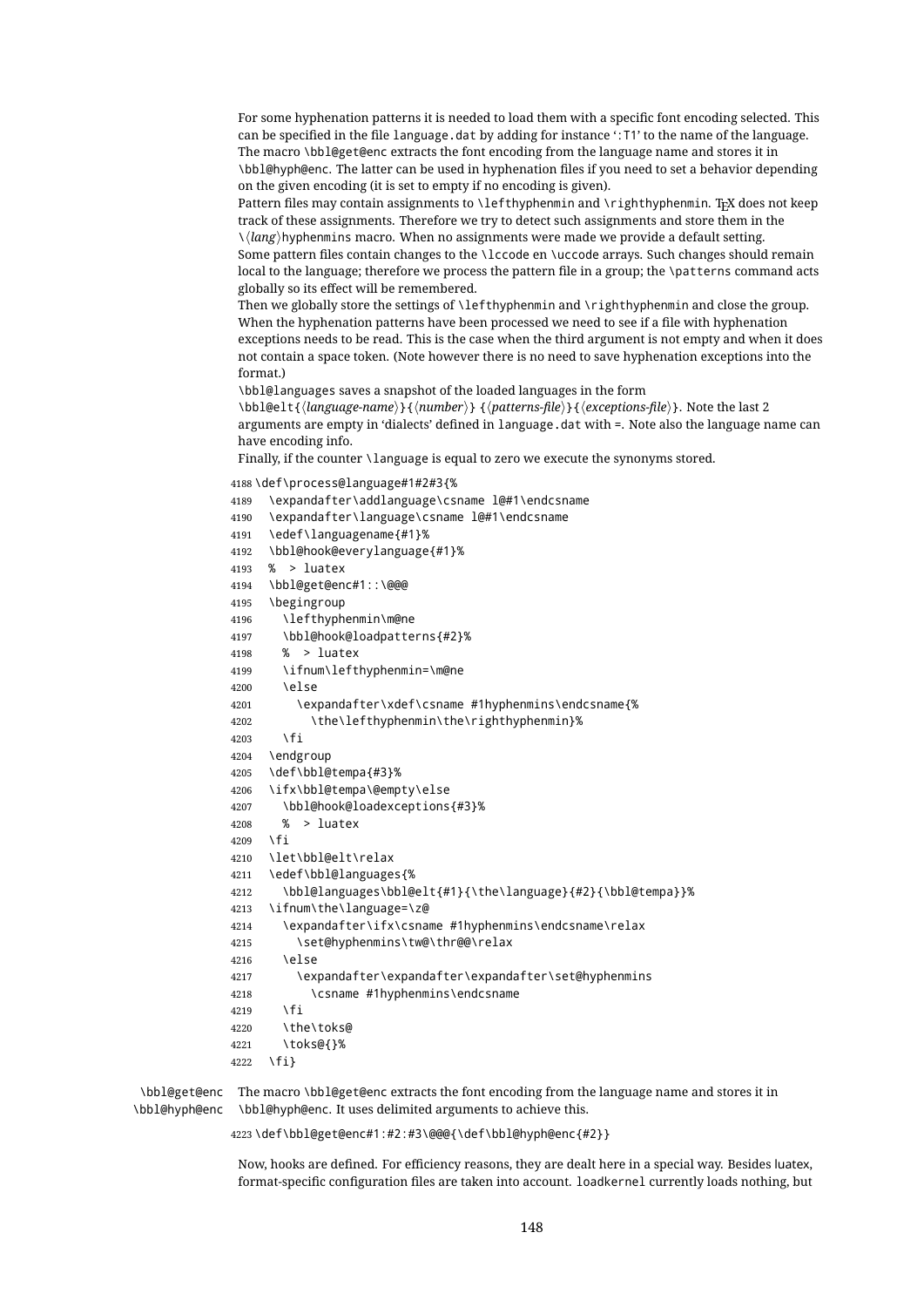For some hyphenation patterns it is needed to load them with a specific font encoding selected. This can be specified in the file `language.dat` by adding for instance ':T1' to the name of the language. The macro `\bbl@get@enc` extracts the font encoding from the language name and stores it in `\bbl@hyph@enc`. The latter can be used in hyphenation files if you need to set a behavior depending on the given encoding (it is set to empty if no encoding is given).

Pattern files may contain assignments to `\lefthyphenmin` and `\righthyphenmin`. TEX does not keep track of these assignments. Therefore we try to detect such assignments and store them in the `\⟨lang⟩hyphenmins` macro. When no assignments were made we provide a default setting.

Some pattern files contain changes to the `\lccode` en `\uccode` arrays. Such changes should remain local to the language; therefore we process the pattern file in a group; the `\patterns` command acts globally so its effect will be remembered.

Then we globally store the settings of `\lefthyphenmin` and `\righthyphenmin` and close the group.

When the hyphenation patterns have been processed we need to see if a file with hyphenation exceptions needs to be read. This is the case when the third argument is not empty and when it does not contain a space token. (Note however there is no need to save hyphenation exceptions into the format.)

`\bbl@languages` saves a snapshot of the loaded languages in the form `\bbl@elt{⟨language-name⟩}{⟨number⟩} {⟨patterns-file⟩}{⟨exceptions-file⟩}`. Note the last 2 arguments are empty in 'dialects' defined in `language.dat` with `=`. Note also the language name can have encoding info.

Finally, if the counter `\language` is equal to zero we execute the synonyms stored.

```
4188 \def\process@language#1#2#3{%
4189   \expandafter\addlanguage\csname l@#1\endcsname
4190   \expandafter\language\csname l@#1\endcsname
4191   \edef\languagename{#1}%
4192   \bbl@hook@everylanguage{#1}%
4193   % > luatex
4194   \bbl@get@enc#1::\@@@
4195   \begingroup
4196     \lefthyphenmin\m@ne
4197     \bbl@hook@loadpatterns{#2}%
4198     % > luatex
4199     \ifnum\lefthyphenmin=\m@ne
4200     \else
4201       \expandafter\xdef\csname #1hyphenmins\endcsname{%
4202         \the\lefthyphenmin\the\righthyphenmin}%
4203     \fi
4204   \endgroup
4205   \def\bbl@tempa{#3}%
4206   \ifx\bbl@tempa\@empty\else
4207     \bbl@hook@loadexceptions{#3}%
4208     % > luatex
4209   \fi
4210   \let\bbl@elt\relax
4211   \edef\bbl@languages{%
4212     \bbl@languages\bbl@elt{#1}{\the\language}{#2}{\bbl@tempa}}%
4213   \ifnum\the\language=\z@
4214     \expandafter\ifx\csname #1hyphenmins\endcsname\relax
4215       \set@hyphenmins\tw@\thr@@\relax
4216     \else
4217       \expandafter\expandafter\expandafter\set@hyphenmins
4218         \csname #1hyphenmins\endcsname
4219     \fi
4220     \the\toks@
4221     \toks@{}%
4222   \fi}
```

`\bbl@get@enc` `\bbl@hyph@enc` The macro `\bbl@get@enc` extracts the font encoding from the language name and stores it in `\bbl@hyph@enc`. It uses delimited arguments to achieve this.

```
4223 \def\bbl@get@enc#1:#2:#3\@@@{\def\bbl@hyph@enc{#2}}
```

Now, hooks are defined. For efficiency reasons, they are dealt here in a special way. Besides luatex, format-specific configuration files are taken into account. `loadkernel` currently loads nothing, but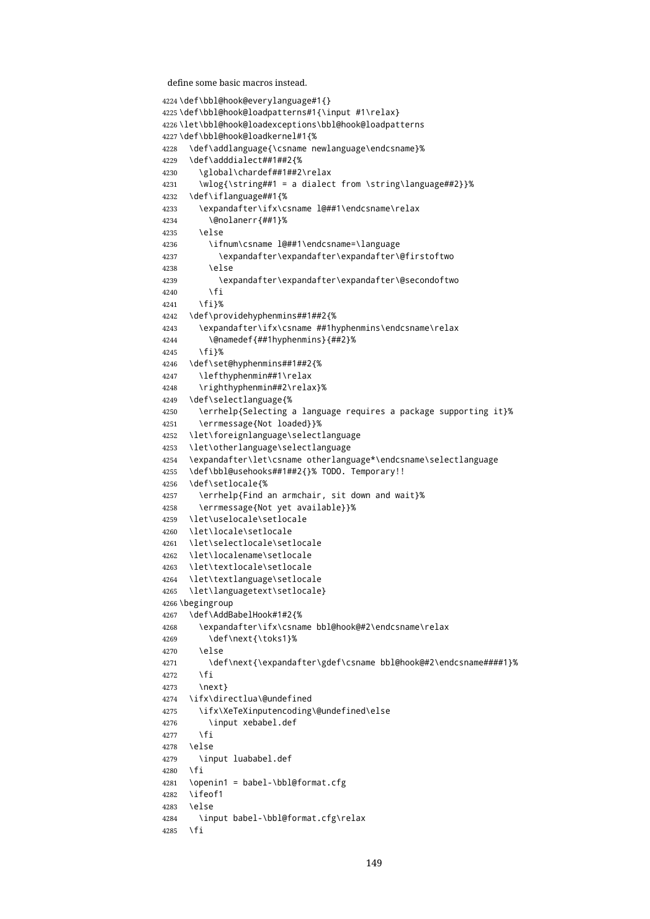define some basic macros instead.

```
4224 \def\bbl@hook@everylanguage#1{}
4225 \def\bbl@hook@loadpatterns#1{\input #1\relax}
4226 \let\bbl@hook@loadexceptions\bbl@hook@loadpatterns
4227 \def\bbl@hook@loadkernel#1{%
4228   \def\addlanguage{\csname newlanguage\endcsname}%
4229   \def\adddialect##1##2{%
4230     \global\chardef##1##2\relax
4231     \wlog{\string##1 = a dialect from \string\language##2}}%
4232   \def\iflanguage##1{%
4233     \expandafter\ifx\csname l@##1\endcsname\relax
4234       \@nolanerr{##1}%
4235     \else
4236       \ifnum\csname l@##1\endcsname=\language
4237         \expandafter\expandafter\expandafter\@firstoftwo
4238       \else
4239         \expandafter\expandafter\expandafter\@secondoftwo
4240       \fi
4241     \fi}%
4242   \def\providehyphenmins##1##2{%
4243     \expandafter\ifx\csname ##1hyphenmins\endcsname\relax
4244       \@namedef{##1hyphenmins}{##2}%
4245     \fi}%
4246   \def\set@hyphenmins##1##2{%
4247     \lefthyphenmin##1\relax
4248     \righthyphenmin##2\relax}%
4249   \def\selectlanguage{%
4250     \errhelp{Selecting a language requires a package supporting it}%
4251     \errmessage{Not loaded}}%
4252   \let\foreignlanguage\selectlanguage
4253   \let\otherlanguage\selectlanguage
4254   \expandafter\let\csname otherlanguage*\endcsname\selectlanguage
4255   \def\bbl@usehooks##1##2{}% TODO. Temporary!!
4256   \def\setlocale{%
4257     \errhelp{Find an armchair, sit down and wait}%
4258     \errmessage{Not yet available}}%
4259   \let\uselocale\setlocale
4260   \let\locale\setlocale
4261   \let\selectlocale\setlocale
4262   \let\localename\setlocale
4263   \let\textlocale\setlocale
4264   \let\textlanguage\setlocale
4265   \let\languagetext\setlocale}
4266 \begingroup
4267   \def\AddBabelHook#1#2{%
4268     \expandafter\ifx\csname bbl@hook@#2\endcsname\relax
4269       \def\next{\toks1}%
4270     \else
4271       \def\next{\expandafter\gdef\csname bbl@hook@#2\endcsname####1}%
4272     \fi
4273     \next}
4274   \ifx\directlua\@undefined
4275     \ifx\XeTeXinputencoding\@undefined\else
4276       \input xebabel.def
4277     \fi
4278   \else
4279     \input luababel.def
4280   \fi
4281   \openin1 = babel-\bbl@format.cfg
4282   \ifeof1
4283   \else
4284     \input babel-\bbl@format.cfg\relax
4285   \fi
```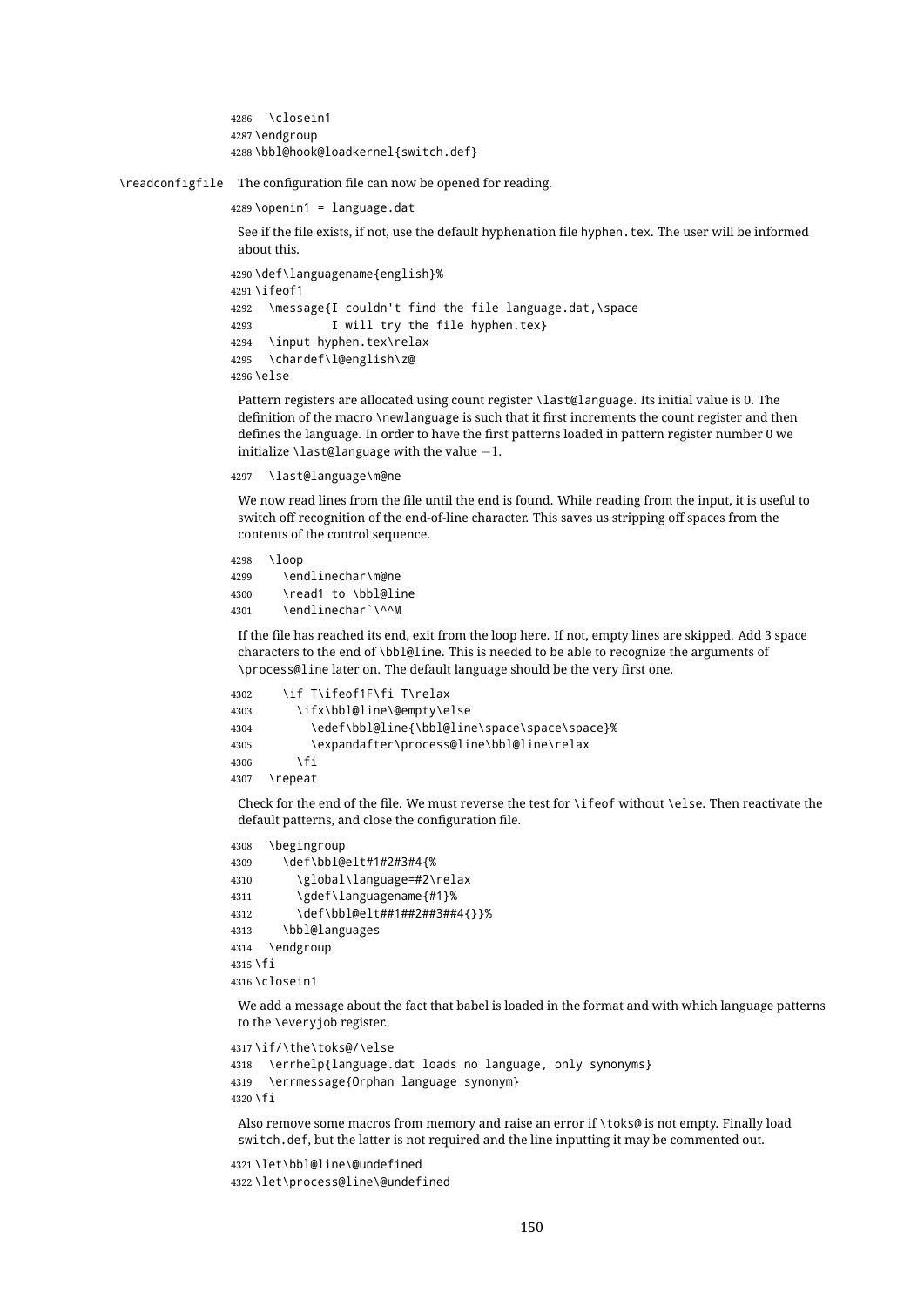```
4286   \closein1
4287 \endgroup
4288 \bbl@hook@loadkernel{switch.def}
```

\readconfigfile The configuration file can now be opened for reading.

```
4289 \openin1 = language.dat
```

See if the file exists, if not, use the default hyphenation file hyphen.tex. The user will be informed about this.

```
4290 \def\languagename{english}%
4291 \ifeof1
4292   \message{I couldn't find the file language.dat,\space
4293            I will try the file hyphen.tex}
4294   \input hyphen.tex\relax
4295   \chardef\l@english\z@
4296 \else
```

Pattern registers are allocated using count register \last@language. Its initial value is 0. The definition of the macro \newlanguage is such that it first increments the count register and then defines the language. In order to have the first patterns loaded in pattern register number 0 we initialize \last@language with the value $-1$.

```
4297   \last@language\m@ne
```

We now read lines from the file until the end is found. While reading from the input, it is useful to switch off recognition of the end-of-line character. This saves us stripping off spaces from the contents of the control sequence.

```
4298   \loop
4299     \endlinechar\m@ne
4300     \read1 to \bbl@line
4301     \endlinechar`\^^M
```

If the file has reached its end, exit from the loop here. If not, empty lines are skipped. Add 3 space characters to the end of \bbl@line. This is needed to be able to recognize the arguments of \process@line later on. The default language should be the very first one.

```
4302     \if T\ifeof1F\fi T\relax
4303       \ifx\bbl@line\@empty\else
4304         \edef\bbl@line{\bbl@line\space\space\space}%
4305         \expandafter\process@line\bbl@line\relax
4306       \fi
4307   \repeat
```

Check for the end of the file. We must reverse the test for \ifeof without \else. Then reactivate the default patterns, and close the configuration file.

```
4308   \begingroup
4309     \def\bbl@elt#1#2#3#4{%
4310       \global\language=#2\relax
4311       \gdef\languagename{#1}%
4312       \def\bbl@elt##1##2##3##4{}}%
4313     \bbl@languages
4314   \endgroup
4315 \fi
4316 \closein1
```

We add a message about the fact that babel is loaded in the format and with which language patterns to the \everyjob register.

```
4317 \if/\the\toks@/\else
4318   \errhelp{language.dat loads no language, only synonyms}
4319   \errmessage{Orphan language synonym}
4320 \fi
```

Also remove some macros from memory and raise an error if \toks@ is not empty. Finally load switch.def, but the latter is not required and the line inputting it may be commented out.

```
4321 \let\bbl@line\@undefined
4322 \let\process@line\@undefined
```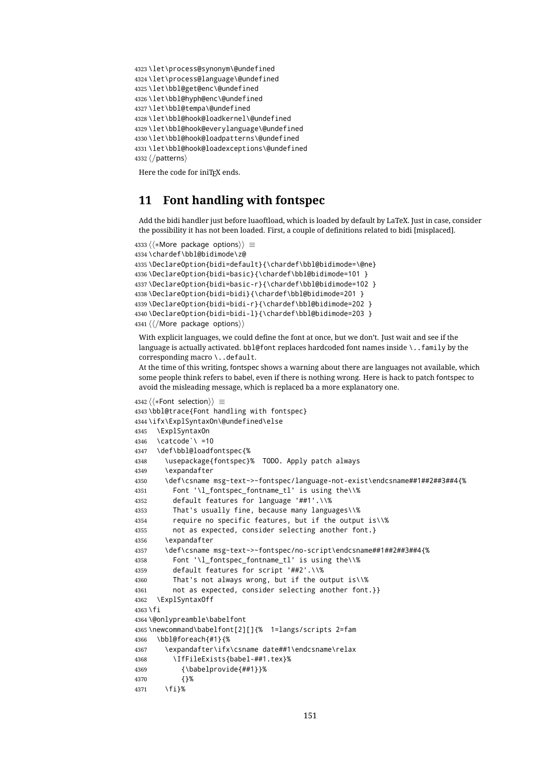```
4323 \let\process@synonym\@undefined
4324 \let\process@language\@undefined
4325 \let\bbl@get@enc\@undefined
4326 \let\bbl@hyph@enc\@undefined
4327 \let\bbl@tempa\@undefined
4328 \let\bbl@hook@loadkernel\@undefined
4329 \let\bbl@hook@everylanguage\@undefined
4330 \let\bbl@hook@loadpatterns\@undefined
4331 \let\bbl@hook@loadexceptions\@undefined
4332 ⟨/patterns⟩
```

Here the code for iniTEX ends.

## 11 Font handling with fontspec

Add the bidi handler just before luaoftload, which is loaded by default by LaTeX. Just in case, consider the possibility it has not been loaded. First, a couple of definitions related to bidi [misplaced].

```
4333 ⟨⟨*More package options⟩⟩ ≡
4334 \chardef\bbl@bidimode\z@
4335 \DeclareOption{bidi=default}{\chardef\bbl@bidimode=\@ne}
4336 \DeclareOption{bidi=basic}{\chardef\bbl@bidimode=101 }
4337 \DeclareOption{bidi=basic-r}{\chardef\bbl@bidimode=102 }
4338 \DeclareOption{bidi=bidi}{\chardef\bbl@bidimode=201 }
4339 \DeclareOption{bidi=bidi-r}{\chardef\bbl@bidimode=202 }
4340 \DeclareOption{bidi=bidi-l}{\chardef\bbl@bidimode=203 }
4341 ⟨⟨/More package options⟩⟩
```

With explicit languages, we could define the font at once, but we don't. Just wait and see if the language is actually activated. bbl@font replaces hardcoded font names inside `\..family` by the corresponding macro `\..default`.

At the time of this writing, fontspec shows a warning about there are languages not available, which some people think refers to babel, even if there is nothing wrong. Here is hack to patch fontspec to avoid the misleading message, which is replaced ba a more explanatory one.

```
4342 ⟨⟨*Font selection⟩⟩ ≡
4343 \bbl@trace{Font handling with fontspec}
4344 \ifx\ExplSyntaxOn\@undefined\else
4345   \ExplSyntaxOn
4346   \catcode`\ =10
4347   \def\bbl@loadfontspec{%
4348     \usepackage{fontspec}%  TODO. Apply patch always
4349     \expandafter
4350     \def\csname msg~text~>~fontspec/language-not-exist\endcsname##1##2##3##4{%
4351       Font '\l_fontspec_fontname_tl' is using the\\%
4352       default features for language '##1'.\\%
4353       That's usually fine, because many languages\\%
4354       require no specific features, but if the output is\\%
4355       not as expected, consider selecting another font.}
4356     \expandafter
4357     \def\csname msg~text~>~fontspec/no-script\endcsname##1##2##3##4{%
4358       Font '\l_fontspec_fontname_tl' is using the\\%
4359       default features for script '##2'.\\%
4360       That's not always wrong, but if the output is\\%
4361       not as expected, consider selecting another font.}}
4362   \ExplSyntaxOff
4363 \fi
4364 \@onlypreamble\babelfont
4365 \newcommand\babelfont[2][]{%  1=langs/scripts 2=fam
4366   \bbl@foreach{#1}{%
4367     \expandafter\ifx\csname date##1\endcsname\relax
4368       \IfFileExists{babel-##1.tex}%
4369         {\babelprovide{##1}}%
4370         {}%
4371     \fi}%
```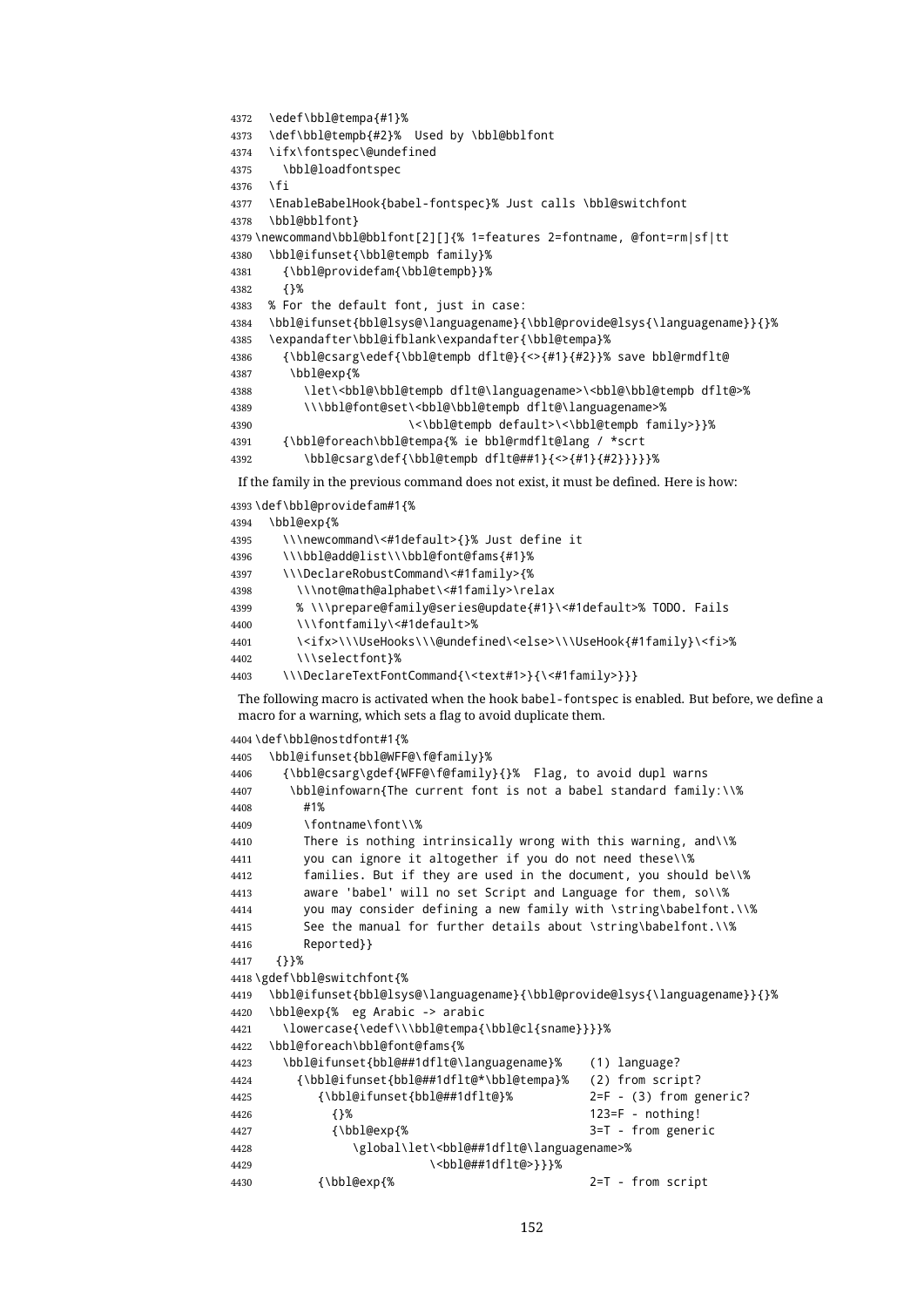```
4372   \edef\bbl@tempa{#1}%
4373   \def\bbl@tempb{#2}%  Used by \bbl@bblfont
4374   \ifx\fontspec\@undefined
4375     \bbl@loadfontspec
4376   \fi
4377   \EnableBabelHook{babel-fontspec}% Just calls \bbl@switchfont
4378   \bbl@bblfont}
4379 \newcommand\bbl@bblfont[2][]{% 1=features 2=fontname, @font=rm|sf|tt
4380   \bbl@ifunset{\bbl@tempb family}%
4381     {\bbl@providefam{\bbl@tempb}}%
4382     {}%
4383   % For the default font, just in case:
4384   \bbl@ifunset{bbl@lsys@\languagename}{\bbl@provide@lsys{\languagename}}{}%
4385   \expandafter\bbl@ifblank\expandafter{\bbl@tempa}%
4386     {\bbl@csarg\edef{\bbl@tempb dflt@}{<>{#1}{#2}}% save bbl@rmdflt@
4387      \bbl@exp{%
4388        \let\<bbl@\bbl@tempb dflt@\languagename>\<bbl@\bbl@tempb dflt@>%
4389        \\\bbl@font@set\<bbl@\bbl@tempb dflt@\languagename>%
4390                       \<\bbl@tempb default>\<\bbl@tempb family>}}%
4391     {\bbl@foreach\bbl@tempa{% ie bbl@rmdflt@lang / *scrt
4392        \bbl@csarg\def{\bbl@tempb dflt@##1}{<>{#1}{#2}}}}}%
```

If the family in the previous command does not exist, it must be defined. Here is how:

```
4393 \def\bbl@providefam#1{%
4394   \bbl@exp{%
4395     \\\newcommand\<#1default>{}% Just define it
4396     \\\bbl@add@list\\\bbl@font@fams{#1}%
4397     \\\DeclareRobustCommand\<#1family>{%
4398       \\\not@math@alphabet\<#1family>\relax
4399       % \\\prepare@family@series@update{#1}\<#1default>% TODO. Fails
4400       \\\fontfamily\<#1default>%
4401       \<ifx>\\\UseHooks\\\@undefined\<else>\\\UseHook{#1family}\<fi>%
4402       \\\selectfont}%
4403     \\\DeclareTextFontCommand{\<text#1>}{\<#1family>}}}
```

The following macro is activated when the hook babel-fontspec is enabled. But before, we define a macro for a warning, which sets a flag to avoid duplicate them.

```
4404 \def\bbl@nostdfont#1{%
4405   \bbl@ifunset{bbl@WFF@\f@family}%
4406     {\bbl@csarg\gdef{WFF@\f@family}{}%  Flag, to avoid dupl warns
4407      \bbl@infowarn{The current font is not a babel standard family:\\%
4408        #1%
4409        \fontname\font\\%
4410        There is nothing intrinsically wrong with this warning, and\\%
4411        you can ignore it altogether if you do not need these\\%
4412        families. But if they are used in the document, you should be\\%
4413        aware 'babel' will no set Script and Language for them, so\\%
4414        you may consider defining a new family with \string\babelfont.\\%
4415        See the manual for further details about \string\babelfont.\\%
4416        Reported}}
4417    {}}%
4418 \gdef\bbl@switchfont{%
4419   \bbl@ifunset{bbl@lsys@\languagename}{\bbl@provide@lsys{\languagename}}{}%
4420   \bbl@exp{%  eg Arabic -> arabic
4421     \lowercase{\edef\\\bbl@tempa{\bbl@cl{sname}}}}%
4422   \bbl@foreach\bbl@font@fams{%
4423     \bbl@ifunset{bbl@##1dflt@\languagename}%    (1) language?
4424       {\bbl@ifunset{bbl@##1dflt@*\bbl@tempa}%   (2) from script?
4425          {\bbl@ifunset{bbl@##1dflt@}%           2=F - (3) from generic?
4426            {}%                                  123=F - nothing!
4427            {\bbl@exp{%                          3=T - from generic
4428               \global\let\<bbl@##1dflt@\languagename>%
4429                          \<bbl@##1dflt@>}}}%
4430          {\bbl@exp{%                            2=T - from script
```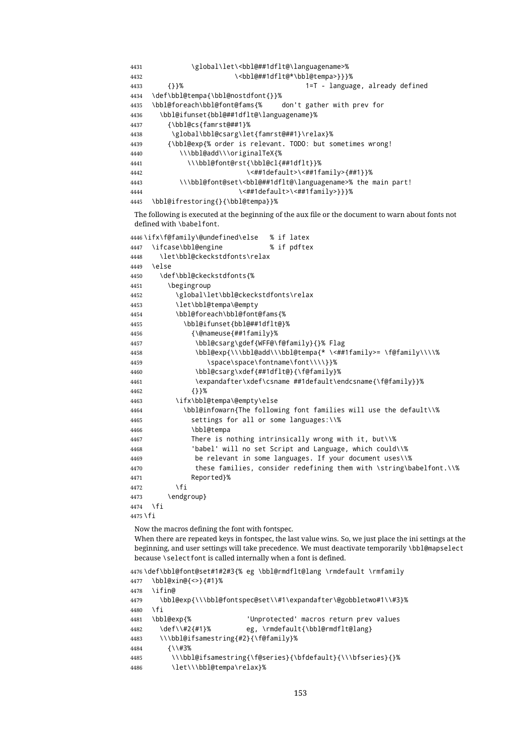```
4431            \global\let\<bbl@##1dflt@\languagename>%
4432                       \<bbl@##1dflt@*\bbl@tempa>}}}%
4433      {}}%                              1=T - language, already defined
4434  \def\bbl@tempa{\bbl@nostdfont{}}%
4435  \bbl@foreach\bbl@font@fams{%     don't gather with prev for
4436    \bbl@ifunset{bbl@##1dflt@\languagename}%
4437      {\bbl@cs{famrst@##1}%
4438       \global\bbl@csarg\let{famrst@##1}\relax}%
4439      {\bbl@exp{% order is relevant. TODO: but sometimes wrong!
4440         \\\bbl@add\\\originalTeX{%
4441           \\\bbl@font@rst{\bbl@cl{##1dflt}}%
4442                          \<##1default>\<##1family>{##1}}%
4443         \\\bbl@font@set\<bbl@##1dflt@\languagename>% the main part!
4444                        \<##1default>\<##1family>}}}%
4445  \bbl@ifrestoring{}{\bbl@tempa}}%
```

The following is executed at the beginning of the aux file or the document to warn about fonts not defined with \babelfont.

```
4446 \ifx\f@family\@undefined\else   % if latex
4447   \ifcase\bbl@engine            % if pdftex
4448     \let\bbl@ckeckstdfonts\relax
4449   \else
4450     \def\bbl@ckeckstdfonts{%
4451       \begingroup
4452         \global\let\bbl@ckeckstdfonts\relax
4453         \let\bbl@tempa\@empty
4454         \bbl@foreach\bbl@font@fams{%
4455           \bbl@ifunset{bbl@##1dflt@}%
4456             {\@nameuse{##1family}%
4457              \bbl@csarg\gdef{WFF@\f@family}{}% Flag
4458              \bbl@exp{\\\bbl@add\\\bbl@tempa{* \<##1family>= \f@family\\\\%
4459                 \space\space\fontname\font\\\\}}%
4460              \bbl@csarg\xdef{##1dflt@}{\f@family}%
4461              \expandafter\xdef\csname ##1default\endcsname{\f@family}}%
4462             {}}%
4463         \ifx\bbl@tempa\@empty\else
4464           \bbl@infowarn{The following font families will use the default\\%
4465             settings for all or some languages:\\%
4466             \bbl@tempa
4467             There is nothing intrinsically wrong with it, but\\%
4468             'babel' will no set Script and Language, which could\\%
4469              be relevant in some languages. If your document uses\\%
4470              these families, consider redefining them with \string\babelfont.\\%
4471             Reported}%
4472         \fi
4473       \endgroup}
4474   \fi
4475 \fi
```

Now the macros defining the font with fontspec.

When there are repeated keys in fontspec, the last value wins. So, we just place the ini settings at the beginning, and user settings will take precedence. We must deactivate temporarily \bbl@mapselect because \selectfont is called internally when a font is defined.

```
4476 \def\bbl@font@set#1#2#3{% eg \bbl@rmdflt@lang \rmdefault \rmfamily
4477   \bbl@xin@{<>}{#1}%
4478   \ifin@
4479     \bbl@exp{\\\bbl@fontspec@set\\#1\expandafter\@gobbletwo#1\\#3}%
4480   \fi
4481   \bbl@exp{%               'Unprotected' macros return prev values
4482     \def\\#2{#1}%         eg, \rmdefault{\bbl@rmdflt@lang}
4483     \\\bbl@ifsamestring{#2}{\f@family}%
4484       {\\#3%
4485        \\\bbl@ifsamestring{\f@series}{\bfdefault}{\\\bfseries}{}%
4486        \let\\\bbl@tempa\relax}%
```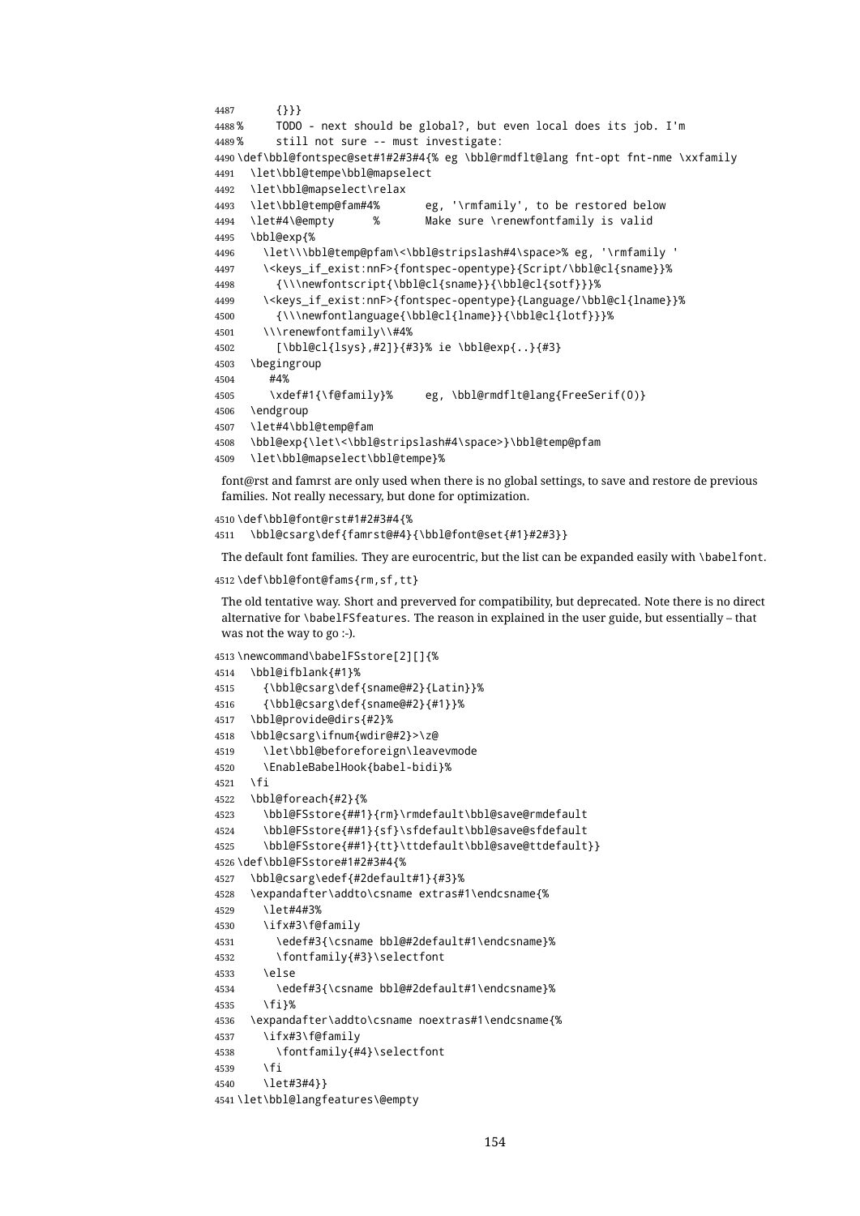```
4487      {}}}
4488 %     TODO - next should be global?, but even local does its job. I'm
4489 %     still not sure -- must investigate:
4490 \def\bbl@fontspec@set#1#2#3#4{% eg \bbl@rmdflt@lang fnt-opt fnt-nme \xxfamily
4491   \let\bbl@tempe\bbl@mapselect
4492   \let\bbl@mapselect\relax
4493   \let\bbl@temp@fam#4%       eg, '\rmfamily', to be restored below
4494   \let#4\@empty      %       Make sure \renewfontfamily is valid
4495   \bbl@exp{%
4496     \let\\\bbl@temp@pfam\<\bbl@stripslash#4\space>% eg, '\rmfamily '
4497     \<keys_if_exist:nnF>{fontspec-opentype}{Script/\bbl@cl{sname}}%
4498       {\\\newfontscript{\bbl@cl{sname}}{\bbl@cl{sotf}}}%
4499     \<keys_if_exist:nnF>{fontspec-opentype}{Language/\bbl@cl{lname}}%
4500       {\\\newfontlanguage{\bbl@cl{lname}}{\bbl@cl{lotf}}}%
4501     \\\renewfontfamily\\#4%
4502       [\bbl@cl{lsys},#2]}{#3}% ie \bbl@exp{..}{#3}
4503   \begingroup
4504      #4%
4505      \xdef#1{\f@family}%     eg, \bbl@rmdflt@lang{FreeSerif(0)}
4506   \endgroup
4507   \let#4\bbl@temp@fam
4508   \bbl@exp{\let\<\bbl@stripslash#4\space>}\bbl@temp@pfam
4509   \let\bbl@mapselect\bbl@tempe}%
```

font@rst and famrst are only used when there is no global settings, to save and restore de previous families. Not really necessary, but done for optimization.

```
4510 \def\bbl@font@rst#1#2#3#4{%
4511   \bbl@csarg\def{famrst@#4}{\bbl@font@set{#1}#2#3}}
```

The default font families. They are eurocentric, but the list can be expanded easily with `\babelfont`.

```
4512 \def\bbl@font@fams{rm,sf,tt}
```

The old tentative way. Short and preverved for compatibility, but deprecated. Note there is no direct alternative for `\babelFSfeatures`. The reason in explained in the user guide, but essentially – that was not the way to go :-).

```
4513 \newcommand\babelFSstore[2][]{%
4514   \bbl@ifblank{#1}%
4515     {\bbl@csarg\def{sname@#2}{Latin}}%
4516     {\bbl@csarg\def{sname@#2}{#1}}%
4517   \bbl@provide@dirs{#2}%
4518   \bbl@csarg\ifnum{wdir@#2}>\z@
4519     \let\bbl@beforeforeign\leavevmode
4520     \EnableBabelHook{babel-bidi}%
4521   \fi
4522   \bbl@foreach{#2}{%
4523     \bbl@FSstore{##1}{rm}\rmdefault\bbl@save@rmdefault
4524     \bbl@FSstore{##1}{sf}\sfdefault\bbl@save@sfdefault
4525     \bbl@FSstore{##1}{tt}\ttdefault\bbl@save@ttdefault}}
4526 \def\bbl@FSstore#1#2#3#4{%
4527   \bbl@csarg\edef{#2default#1}{#3}%
4528   \expandafter\addto\csname extras#1\endcsname{%
4529     \let#4#3%
4530     \ifx#3\f@family
4531       \edef#3{\csname bbl@#2default#1\endcsname}%
4532       \fontfamily{#3}\selectfont
4533     \else
4534       \edef#3{\csname bbl@#2default#1\endcsname}%
4535     \fi}%
4536   \expandafter\addto\csname noextras#1\endcsname{%
4537     \ifx#3\f@family
4538       \fontfamily{#4}\selectfont
4539     \fi
4540     \let#3#4}}
4541 \let\bbl@langfeatures\@empty
```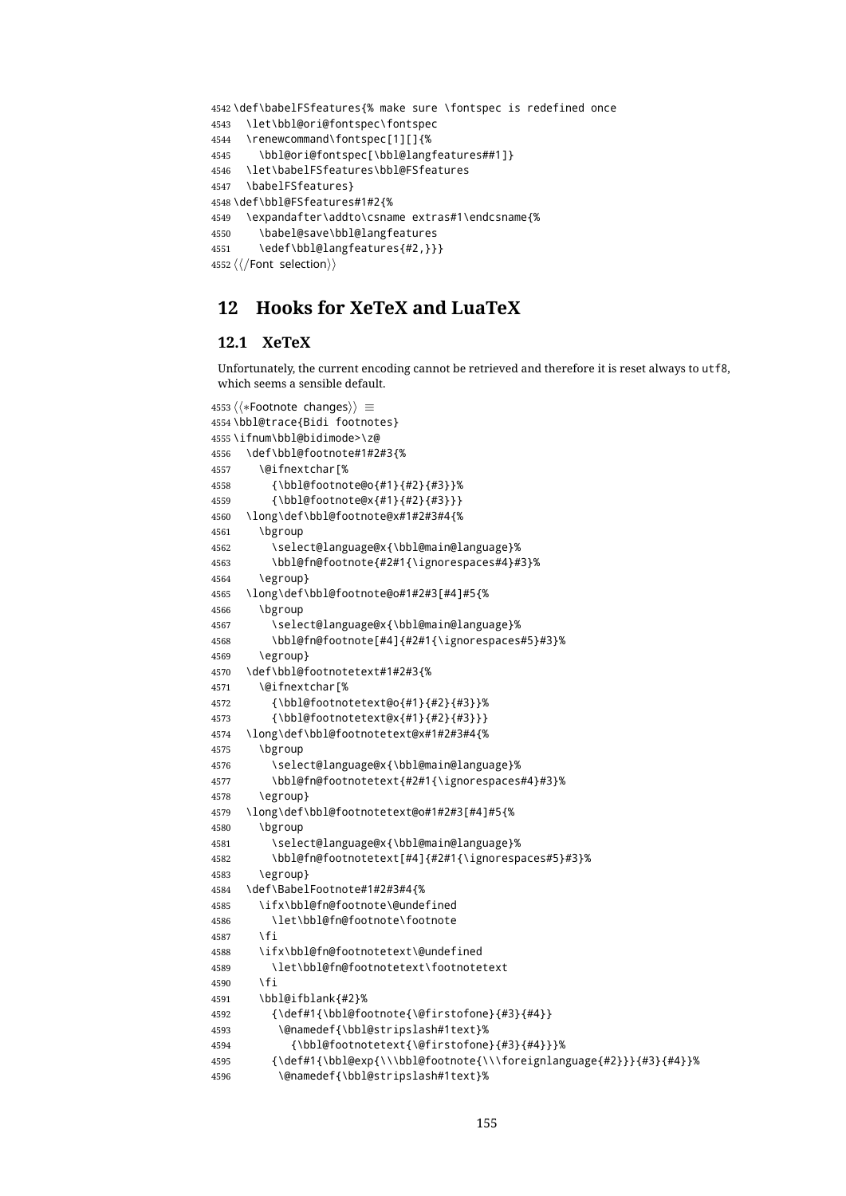```
4542 \def\babelFSfeatures{% make sure \fontspec is redefined once
4543   \let\bbl@ori@fontspec\fontspec
4544   \renewcommand\fontspec[1][]{%
4545     \bbl@ori@fontspec[\bbl@langfeatures##1]}
4546   \let\babelFSfeatures\bbl@FSfeatures
4547   \babelFSfeatures}
4548 \def\bbl@FSfeatures#1#2{%
4549   \expandafter\addto\csname extras#1\endcsname{%
4550     \babel@save\bbl@langfeatures
4551     \edef\bbl@langfeatures{#2,}}}
4552 ⟨⟨/Font selection⟩⟩
```

# 12 Hooks for XeTeX and LuaTeX

## 12.1 XeTeX

Unfortunately, the current encoding cannot be retrieved and therefore it is reset always to utf8, which seems a sensible default.

```
4553 ⟨⟨*Footnote changes⟩⟩ ≡
4554 \bbl@trace{Bidi footnotes}
4555 \ifnum\bbl@bidimode>\z@
4556   \def\bbl@footnote#1#2#3{%
4557     \@ifnextchar[%
4558       {\bbl@footnote@o{#1}{#2}{#3}}%
4559       {\bbl@footnote@x{#1}{#2}{#3}}}
4560   \long\def\bbl@footnote@x#1#2#3#4{%
4561     \bgroup
4562       \select@language@x{\bbl@main@language}%
4563       \bbl@fn@footnote{#2#1{\ignorespaces#4}#3}%
4564     \egroup}
4565   \long\def\bbl@footnote@o#1#2#3[#4]#5{%
4566     \bgroup
4567       \select@language@x{\bbl@main@language}%
4568       \bbl@fn@footnote[#4]{#2#1{\ignorespaces#5}#3}%
4569     \egroup}
4570   \def\bbl@footnotetext#1#2#3{%
4571     \@ifnextchar[%
4572       {\bbl@footnotetext@o{#1}{#2}{#3}}%
4573       {\bbl@footnotetext@x{#1}{#2}{#3}}}
4574   \long\def\bbl@footnotetext@x#1#2#3#4{%
4575     \bgroup
4576       \select@language@x{\bbl@main@language}%
4577       \bbl@fn@footnotetext{#2#1{\ignorespaces#4}#3}%
4578     \egroup}
4579   \long\def\bbl@footnotetext@o#1#2#3[#4]#5{%
4580     \bgroup
4581       \select@language@x{\bbl@main@language}%
4582       \bbl@fn@footnotetext[#4]{#2#1{\ignorespaces#5}#3}%
4583     \egroup}
4584   \def\BabelFootnote#1#2#3#4{%
4585     \ifx\bbl@fn@footnote\@undefined
4586       \let\bbl@fn@footnote\footnote
4587     \fi
4588     \ifx\bbl@fn@footnotetext\@undefined
4589       \let\bbl@fn@footnotetext\footnotetext
4590     \fi
4591     \bbl@ifblank{#2}%
4592       {\def#1{\bbl@footnote{\@firstofone}{#3}{#4}}
4593        \@namedef{\bbl@stripslash#1text}%
4594          {\bbl@footnotetext{\@firstofone}{#3}{#4}}}%
4595       {\def#1{\bbl@exp{\\\bbl@footnote{\\\foreignlanguage{#2}}}{#3}{#4}}%
4596        \@namedef{\bbl@stripslash#1text}%
```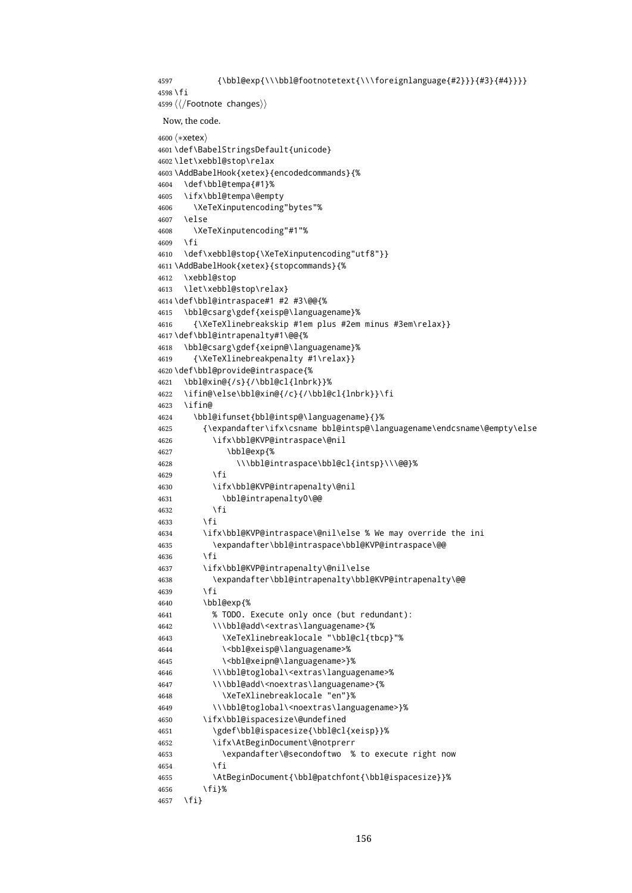```
4597         {\bbl@exp{\\\bbl@footnotetext{\\\foreignlanguage{#2}}}{#3}{#4}}}}
4598 \fi
4599 ⟨⟨/Footnote changes⟩⟩
```

Now, the code.

```
4600 ⟨*xetex⟩
4601 \def\BabelStringsDefault{unicode}
4602 \let\xebbl@stop\relax
4603 \AddBabelHook{xetex}{encodedcommands}{%
4604   \def\bbl@tempa{#1}%
4605   \ifx\bbl@tempa\@empty
4606     \XeTeXinputencoding"bytes"%
4607   \else
4608     \XeTeXinputencoding"#1"%
4609   \fi
4610   \def\xebbl@stop{\XeTeXinputencoding"utf8"}}
4611 \AddBabelHook{xetex}{stopcommands}{%
4612   \xebbl@stop
4613   \let\xebbl@stop\relax}
4614 \def\bbl@intraspace#1 #2 #3\@@{%
4615   \bbl@csarg\gdef{xeisp@\languagename}%
4616     {\XeTeXlinebreakskip #1em plus #2em minus #3em\relax}}
4617 \def\bbl@intrapenalty#1\@@{%
4618   \bbl@csarg\gdef{xeipn@\languagename}%
4619     {\XeTeXlinebreakpenalty #1\relax}}
4620 \def\bbl@provide@intraspace{%
4621   \bbl@xin@{/s}{/\bbl@cl{lnbrk}}%
4622   \ifin@\else\bbl@xin@{/c}{/\bbl@cl{lnbrk}}\fi
4623   \ifin@
4624     \bbl@ifunset{bbl@intsp@\languagename}{}%
4625       {\expandafter\ifx\csname bbl@intsp@\languagename\endcsname\@empty\else
4626         \ifx\bbl@KVP@intraspace\@nil
4627           \bbl@exp{%
4628             \\\bbl@intraspace\bbl@cl{intsp}\\\@@}%
4629         \fi
4630         \ifx\bbl@KVP@intrapenalty\@nil
4631           \bbl@intrapenalty0\@@
4632         \fi
4633       \fi
4634       \ifx\bbl@KVP@intraspace\@nil\else % We may override the ini
4635         \expandafter\bbl@intraspace\bbl@KVP@intraspace\@@
4636       \fi
4637       \ifx\bbl@KVP@intrapenalty\@nil\else
4638         \expandafter\bbl@intrapenalty\bbl@KVP@intrapenalty\@@
4639       \fi
4640       \bbl@exp{%
4641         % TODO. Execute only once (but redundant):
4642         \\\bbl@add\<extras\languagename>{%
4643           \XeTeXlinebreaklocale "\bbl@cl{tbcp}"%
4644           \<bbl@xeisp@\languagename>%
4645           \<bbl@xeipn@\languagename>}%
4646         \\\bbl@toglobal\<extras\languagename>%
4647         \\\bbl@add\<noextras\languagename>{%
4648           \XeTeXlinebreaklocale "en"}%
4649         \\\bbl@toglobal\<noextras\languagename>}%
4650       \ifx\bbl@ispacesize\@undefined
4651         \gdef\bbl@ispacesize{\bbl@cl{xeisp}}%
4652         \ifx\AtBeginDocument\@notprerr
4653           \expandafter\@secondoftwo  % to execute right now
4654         \fi
4655         \AtBeginDocument{\bbl@patchfont{\bbl@ispacesize}}%
4656       \fi}%
4657   \fi}
```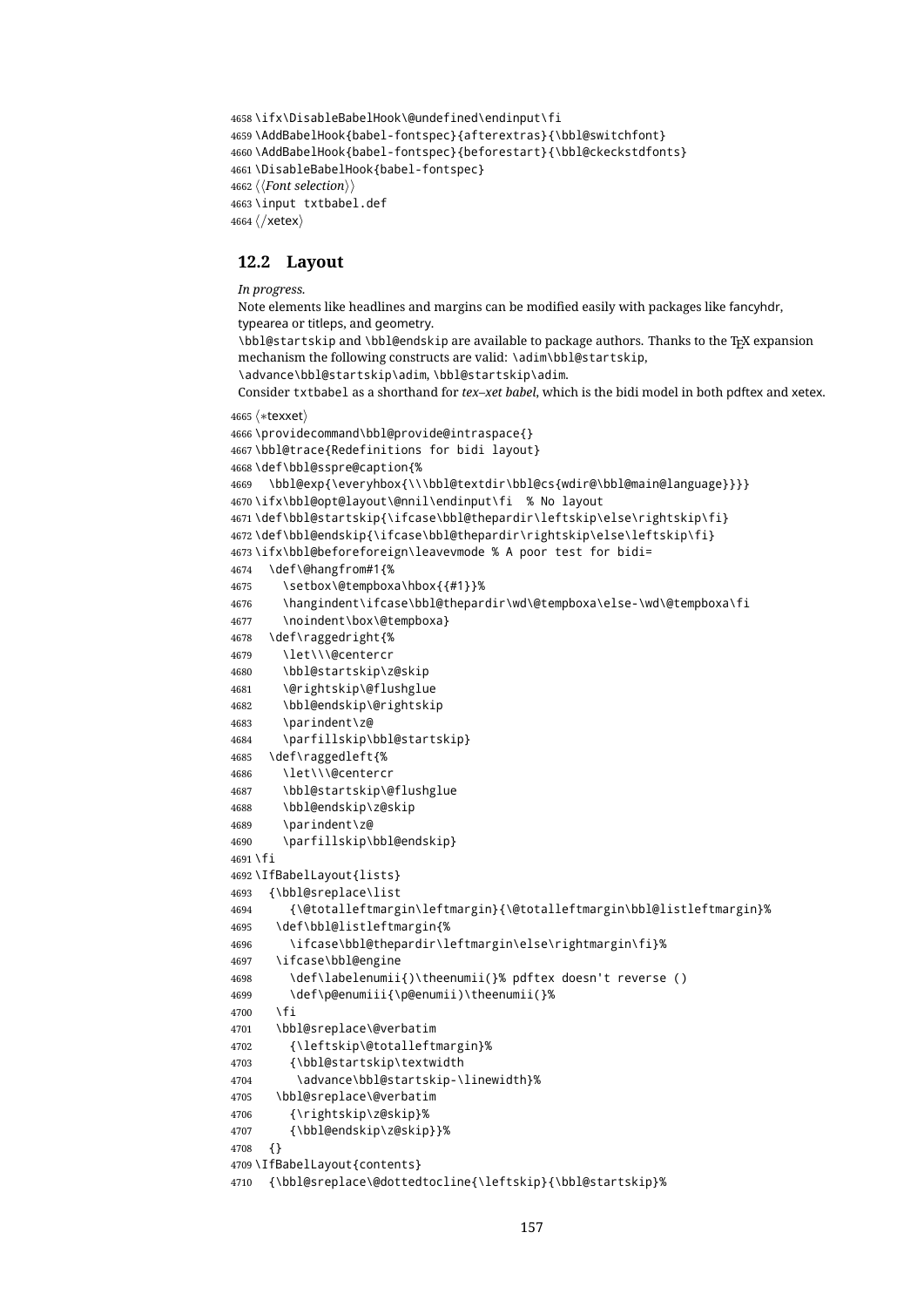```
4658 \ifx\DisableBabelHook\@undefined\endinput\fi
4659 \AddBabelHook{babel-fontspec}{afterextras}{\bbl@switchfont}
4660 \AddBabelHook{babel-fontspec}{beforestart}{\bbl@ckeckstdfonts}
4661 \DisableBabelHook{babel-fontspec}
4662 ⟨⟨Font selection⟩⟩
4663 \input txtbabel.def
4664 ⟨/xetex⟩
```

## 12.2 Layout

*In progress.*

Note elements like headlines and margins can be modified easily with packages like fancyhdr, typearea or titleps, and geometry.

`\bbl@startskip` and `\bbl@endskip` are available to package authors. Thanks to the TEX expansion mechanism the following constructs are valid: `\adim\bbl@startskip`, `\advance\bbl@startskip\adim`, `\bbl@startskip\adim`.

Consider `txtbabel` as a shorthand for *tex–xet babel*, which is the bidi model in both pdftex and xetex.

```
4665 ⟨*texxet⟩
4666 \providecommand\bbl@provide@intraspace{}
4667 \bbl@trace{Redefinitions for bidi layout}
4668 \def\bbl@sspre@caption{%
4669   \bbl@exp{\everyhbox{\\\bbl@textdir\bbl@cs{wdir@\bbl@main@language}}}}
4670 \ifx\bbl@opt@layout\@nnil\endinput\fi  % No layout
4671 \def\bbl@startskip{\ifcase\bbl@thepardir\leftskip\else\rightskip\fi}
4672 \def\bbl@endskip{\ifcase\bbl@thepardir\rightskip\else\leftskip\fi}
4673 \ifx\bbl@beforeforeign\leavevmode % A poor test for bidi=
4674   \def\@hangfrom#1{%
4675     \setbox\@tempboxa\hbox{{#1}}%
4676     \hangindent\ifcase\bbl@thepardir\wd\@tempboxa\else-\wd\@tempboxa\fi
4677     \noindent\box\@tempboxa}
4678   \def\raggedright{%
4679     \let\\\@centercr
4680     \bbl@startskip\z@skip
4681     \@rightskip\@flushglue
4682     \bbl@endskip\@rightskip
4683     \parindent\z@
4684     \parfillskip\bbl@startskip}
4685   \def\raggedleft{%
4686     \let\\\@centercr
4687     \bbl@startskip\@flushglue
4688     \bbl@endskip\z@skip
4689     \parindent\z@
4690     \parfillskip\bbl@endskip}
4691 \fi
4692 \IfBabelLayout{lists}
4693   {\bbl@sreplace\list
4694      {\@totalleftmargin\leftmargin}{\@totalleftmargin\bbl@listleftmargin}%
4695    \def\bbl@listleftmargin{%
4696      \ifcase\bbl@thepardir\leftmargin\else\rightmargin\fi}%
4697    \ifcase\bbl@engine
4698      \def\labelenumii{)\theenumii(}% pdftex doesn't reverse ()
4699      \def\p@enumiii{\p@enumii)\theenumii(}%
4700    \fi
4701    \bbl@sreplace\@verbatim
4702      {\leftskip\@totalleftmargin}%
4703      {\bbl@startskip\textwidth
4704       \advance\bbl@startskip-\linewidth}%
4705    \bbl@sreplace\@verbatim
4706      {\rightskip\z@skip}%
4707      {\bbl@endskip\z@skip}}%
4708   {}
4709 \IfBabelLayout{contents}
4710   {\bbl@sreplace\@dottedtocline{\leftskip}{\bbl@startskip}%
```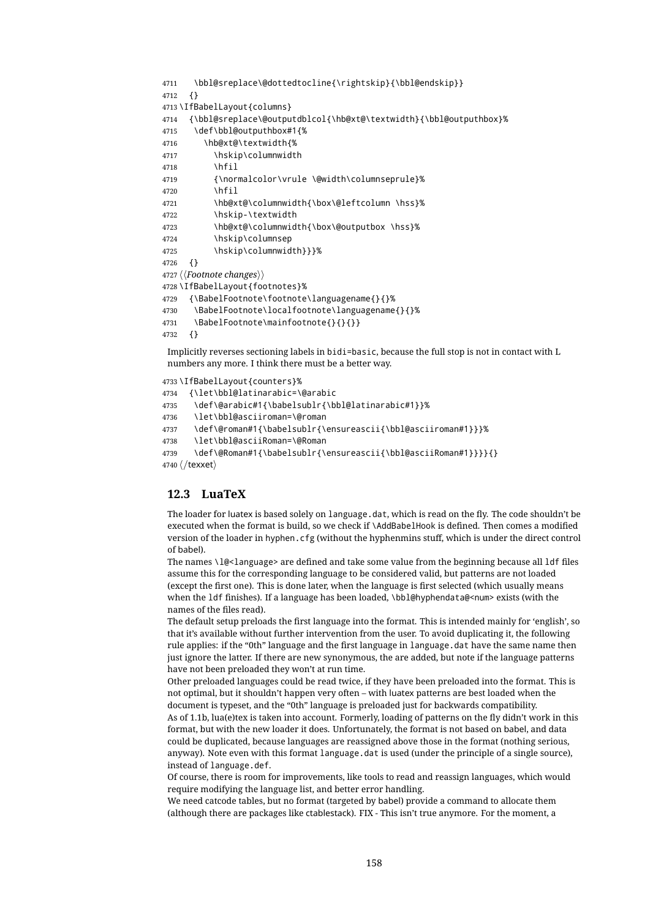```
4711    \bbl@sreplace\@dottedtocline{\rightskip}{\bbl@endskip}}
4712  {}
4713 \IfBabelLayout{columns}
4714  {\bbl@sreplace\@outputdblcol{\hb@xt@\textwidth}{\bbl@outputhbox}%
4715   \def\bbl@outputhbox#1{%
4716     \hb@xt@\textwidth{%
4717       \hskip\columnwidth
4718       \hfil
4719       {\normalcolor\vrule \@width\columnseprule}%
4720       \hfil
4721       \hb@xt@\columnwidth{\box\@leftcolumn \hss}%
4722       \hskip-\textwidth
4723       \hb@xt@\columnwidth{\box\@outputbox \hss}%
4724       \hskip\columnsep
4725       \hskip\columnwidth}}%
4726  {}
4727 ⟨⟨Footnote changes⟩⟩
4728 \IfBabelLayout{footnotes}%
4729  {\BabelFootnote\footnote\languagename{}{}%
4730   \BabelFootnote\localfootnote\languagename{}{}%
4731   \BabelFootnote\mainfootnote{}{}{}}
4732  {}
```

Implicitly reverses sectioning labels in `bidi=basic`, because the full stop is not in contact with L numbers any more. I think there must be a better way.

```
4733 \IfBabelLayout{counters}%
4734  {\let\bbl@latinarabic=\@arabic
4735   \def\@arabic#1{\babelsublr{\bbl@latinarabic#1}}%
4736   \let\bbl@asciiroman=\@roman
4737   \def\@roman#1{\babelsublr{\ensureascii{\bbl@asciiroman#1}}}%
4738   \let\bbl@asciiRoman=\@Roman
4739   \def\@Roman#1{\babelsublr{\ensureascii{\bbl@asciiRoman#1}}}}{}
4740 ⟨/texxet⟩
```

## 12.3 LuaTeX

The loader for luatex is based solely on `language.dat`, which is read on the fly. The code shouldn't be executed when the format is build, so we check if `\AddBabelHook` is defined. Then comes a modified version of the loader in `hyphen.cfg` (without the hyphenmins stuff, which is under the direct control of babel).

The names `\l@<language>` are defined and take some value from the beginning because all `ldf` files assume this for the corresponding language to be considered valid, but patterns are not loaded (except the first one). This is done later, when the language is first selected (which usually means when the `ldf` finishes). If a language has been loaded, `\bbl@hyphendata@<num>` exists (with the names of the files read).

The default setup preloads the first language into the format. This is intended mainly for 'english', so that it's available without further intervention from the user. To avoid duplicating it, the following rule applies: if the "0th" language and the first language in `language.dat` have the same name then just ignore the latter. If there are new synonymous, the are added, but note if the language patterns have not been preloaded they won't at run time.

Other preloaded languages could be read twice, if they have been preloaded into the format. This is not optimal, but it shouldn't happen very often – with luatex patterns are best loaded when the document is typeset, and the "0th" language is preloaded just for backwards compatibility.

As of 1.1b, lua(e)tex is taken into account. Formerly, loading of patterns on the fly didn't work in this format, but with the new loader it does. Unfortunately, the format is not based on babel, and data could be duplicated, because languages are reassigned above those in the format (nothing serious, anyway). Note even with this format `language.dat` is used (under the principle of a single source), instead of `language.def`.

Of course, there is room for improvements, like tools to read and reassign languages, which would require modifying the language list, and better error handling.

We need catcode tables, but no format (targeted by babel) provide a command to allocate them (although there are packages like ctablestack). FIX - This isn't true anymore. For the moment, a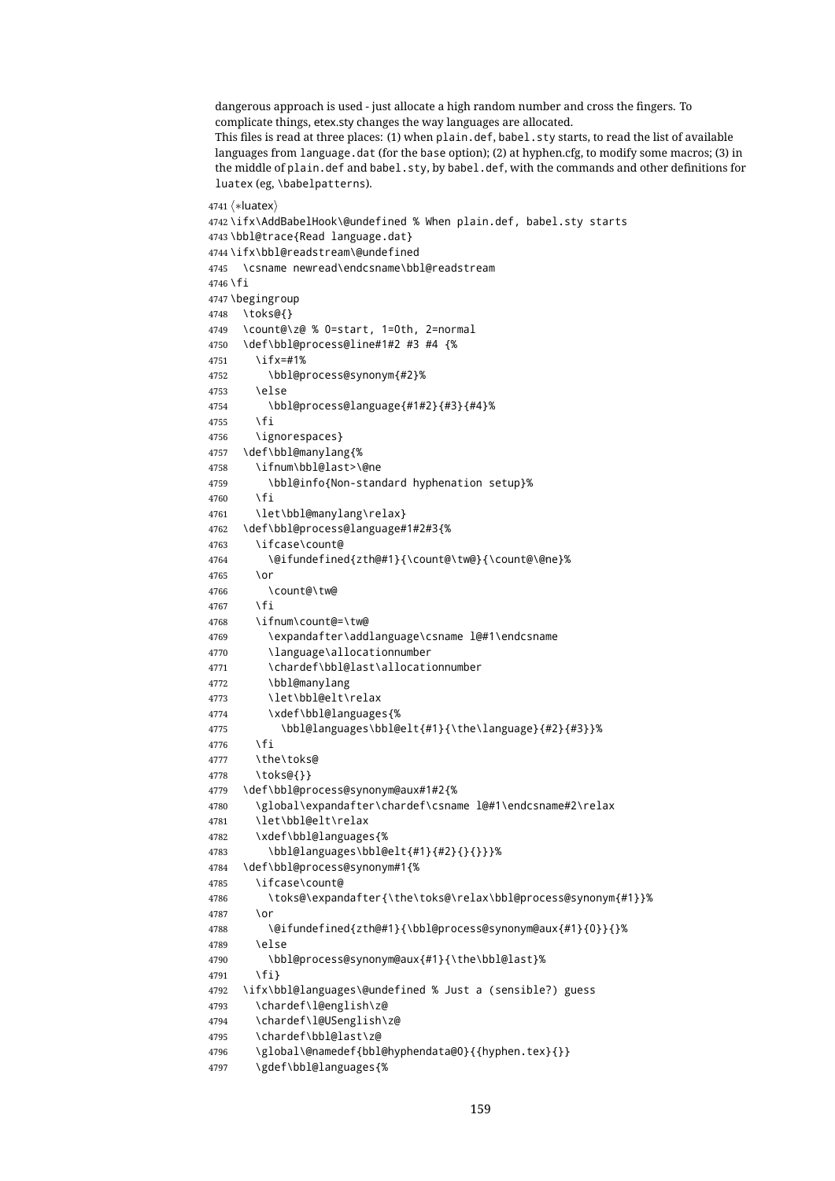dangerous approach is used - just allocate a high random number and cross the fingers. To complicate things, etex.sty changes the way languages are allocated.
This files is read at three places: (1) when `plain.def`, `babel.sty` starts, to read the list of available languages from `language.dat` (for the base option); (2) at hyphen.cfg, to modify some macros; (3) in the middle of `plain.def` and `babel.sty`, by `babel.def`, with the commands and other definitions for `luatex` (eg, `\babelpatterns`).

```
4741 ⟨*luatex⟩
4742 \ifx\AddBabelHook\@undefined % When plain.def, babel.sty starts
4743 \bbl@trace{Read language.dat}
4744 \ifx\bbl@readstream\@undefined
4745   \csname newread\endcsname\bbl@readstream
4746 \fi
4747 \begingroup
4748   \toks@{}
4749   \count@\z@ % 0=start, 1=0th, 2=normal
4750   \def\bbl@process@line#1#2 #3 #4 {%
4751     \ifx=#1%
4752       \bbl@process@synonym{#2}%
4753     \else
4754       \bbl@process@language{#1#2}{#3}{#4}%
4755     \fi
4756     \ignorespaces}
4757   \def\bbl@manylang{%
4758     \ifnum\bbl@last>\@ne
4759       \bbl@info{Non-standard hyphenation setup}%
4760     \fi
4761     \let\bbl@manylang\relax}
4762   \def\bbl@process@language#1#2#3{%
4763     \ifcase\count@
4764       \@ifundefined{zth@#1}{\count@\tw@}{\count@\@ne}%
4765     \or
4766       \count@\tw@
4767     \fi
4768     \ifnum\count@=\tw@
4769       \expandafter\addlanguage\csname l@#1\endcsname
4770       \language\allocationnumber
4771       \chardef\bbl@last\allocationnumber
4772       \bbl@manylang
4773       \let\bbl@elt\relax
4774       \xdef\bbl@languages{%
4775         \bbl@languages\bbl@elt{#1}{\the\language}{#2}{#3}}%
4776     \fi
4777     \the\toks@
4778     \toks@{}}
4779   \def\bbl@process@synonym@aux#1#2{%
4780     \global\expandafter\chardef\csname l@#1\endcsname#2\relax
4781     \let\bbl@elt\relax
4782     \xdef\bbl@languages{%
4783       \bbl@languages\bbl@elt{#1}{#2}{}{}}}%
4784   \def\bbl@process@synonym#1{%
4785     \ifcase\count@
4786       \toks@\expandafter{\the\toks@\relax\bbl@process@synonym{#1}}%
4787     \or
4788       \@ifundefined{zth@#1}{\bbl@process@synonym@aux{#1}{0}}{}%
4789     \else
4790       \bbl@process@synonym@aux{#1}{\the\bbl@last}%
4791     \fi}
4792   \ifx\bbl@languages\@undefined % Just a (sensible?) guess
4793     \chardef\l@english\z@
4794     \chardef\l@USenglish\z@
4795     \chardef\bbl@last\z@
4796     \global\@namedef{bbl@hyphendata@0}{{hyphen.tex}{}}
4797     \gdef\bbl@languages{%
```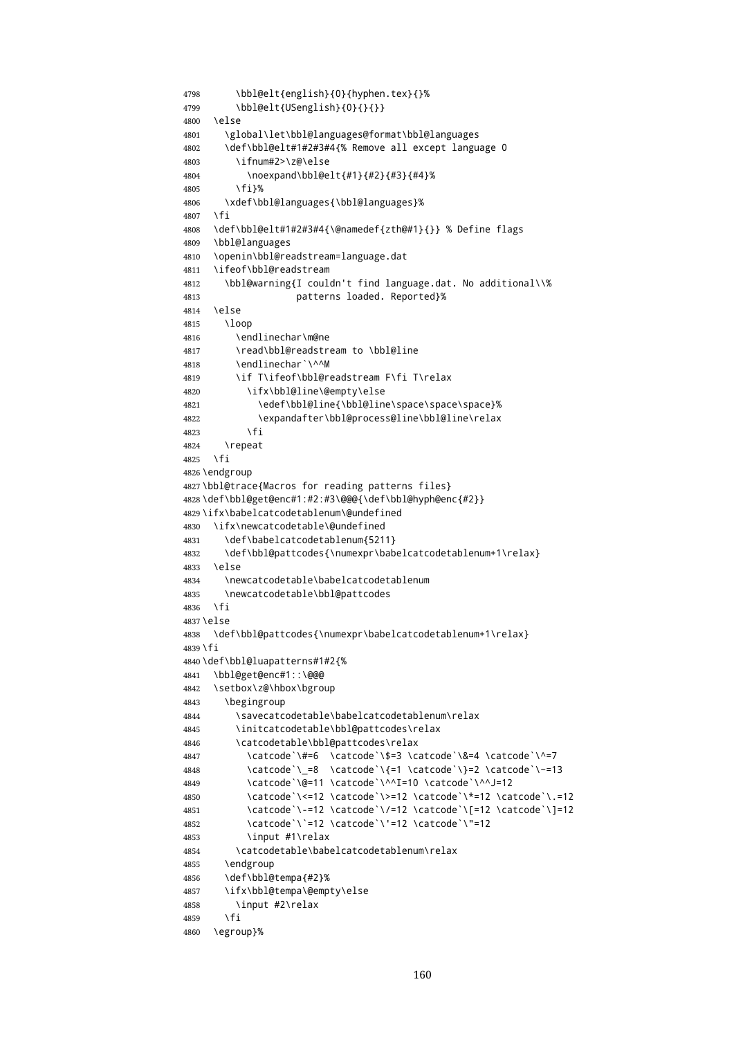```
4798      \bbl@elt{english}{0}{hyphen.tex}{}%
4799      \bbl@elt{USenglish}{0}{}{}}
4800  \else
4801    \global\let\bbl@languages@format\bbl@languages
4802    \def\bbl@elt#1#2#3#4{% Remove all except language 0
4803      \ifnum#2>\z@\else
4804        \noexpand\bbl@elt{#1}{#2}{#3}{#4}%
4805      \fi}%
4806    \xdef\bbl@languages{\bbl@languages}%
4807  \fi
4808  \def\bbl@elt#1#2#3#4{\@namedef{zth@#1}{}} % Define flags
4809  \bbl@languages
4810  \openin\bbl@readstream=language.dat
4811  \ifeof\bbl@readstream
4812    \bbl@warning{I couldn't find language.dat. No additional\\%
4813                 patterns loaded. Reported}%
4814  \else
4815    \loop
4816      \endlinechar\m@ne
4817      \read\bbl@readstream to \bbl@line
4818      \endlinechar`\^^M
4819      \if T\ifeof\bbl@readstream F\fi T\relax
4820        \ifx\bbl@line\@empty\else
4821          \edef\bbl@line{\bbl@line\space\space\space}%
4822          \expandafter\bbl@process@line\bbl@line\relax
4823        \fi
4824    \repeat
4825  \fi
4826 \endgroup
4827 \bbl@trace{Macros for reading patterns files}
4828 \def\bbl@get@enc#1:#2:#3\@@@{\def\bbl@hyph@enc{#2}}
4829 \ifx\babelcatcodetablenum\@undefined
4830   \ifx\newcatcodetable\@undefined
4831     \def\babelcatcodetablenum{5211}
4832     \def\bbl@pattcodes{\numexpr\babelcatcodetablenum+1\relax}
4833   \else
4834     \newcatcodetable\babelcatcodetablenum
4835     \newcatcodetable\bbl@pattcodes
4836   \fi
4837 \else
4838   \def\bbl@pattcodes{\numexpr\babelcatcodetablenum+1\relax}
4839 \fi
4840 \def\bbl@luapatterns#1#2{%
4841   \bbl@get@enc#1::\@@@
4842   \setbox\z@\hbox\bgroup
4843     \begingroup
4844       \savecatcodetable\babelcatcodetablenum\relax
4845       \initcatcodetable\bbl@pattcodes\relax
4846       \catcodetable\bbl@pattcodes\relax
4847         \catcode`\#=6  \catcode`\$=3 \catcode`\&=4 \catcode`\^=7
4848         \catcode`\_=8  \catcode`\{=1 \catcode`\}=2 \catcode`\~=13
4849         \catcode`\@=11 \catcode`\^^I=10 \catcode`\^^J=12
4850         \catcode`\<=12 \catcode`\>=12 \catcode`\*=12 \catcode`\.=12
4851         \catcode`\-=12 \catcode`\/=12 \catcode`\[=12 \catcode`\]=12
4852         \catcode`\`=12 \catcode`\'=12 \catcode`\"=12
4853         \input #1\relax
4854       \catcodetable\babelcatcodetablenum\relax
4855     \endgroup
4856     \def\bbl@tempa{#2}%
4857     \ifx\bbl@tempa\@empty\else
4858       \input #2\relax
4859     \fi
4860   \egroup}%
```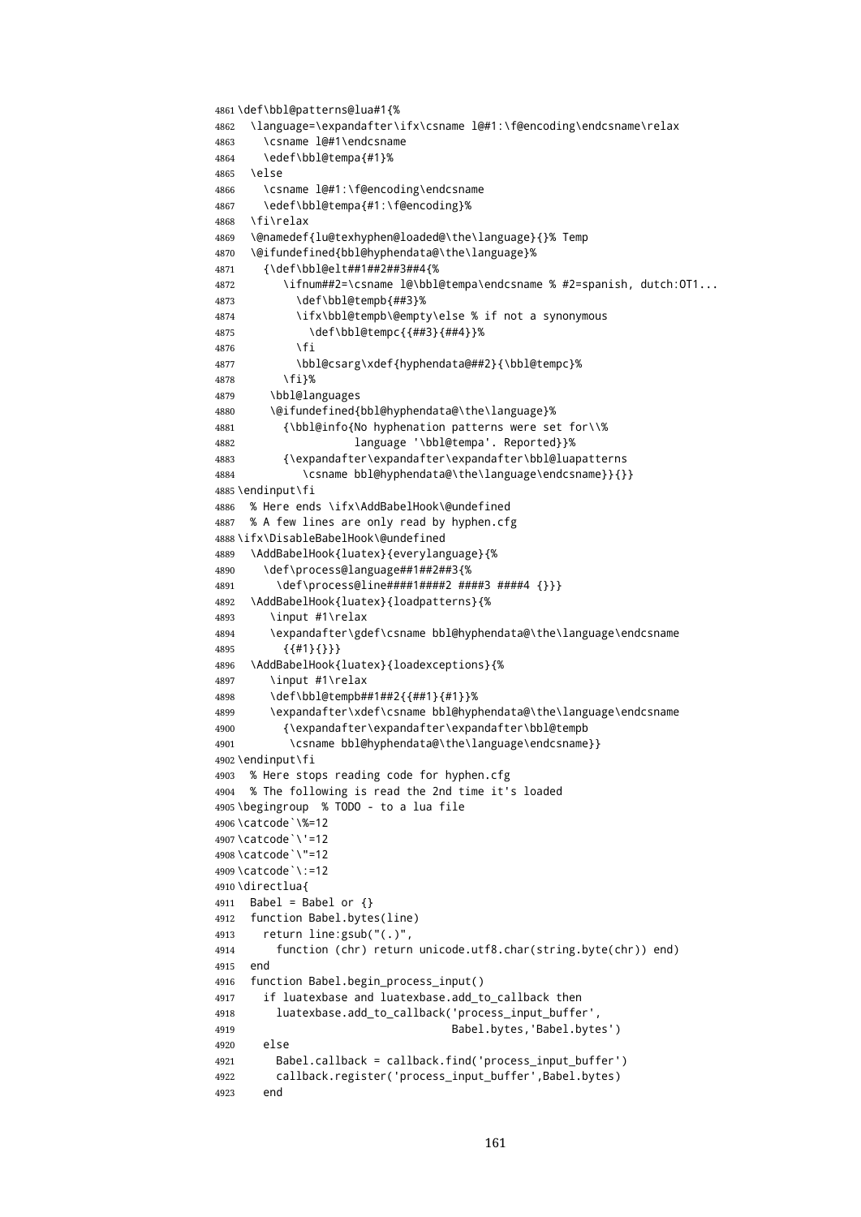```
4861 \def\bbl@patterns@lua#1{%
4862   \language=\expandafter\ifx\csname l@#1:\f@encoding\endcsname\relax
4863     \csname l@#1\endcsname
4864     \edef\bbl@tempa{#1}%
4865   \else
4866     \csname l@#1:\f@encoding\endcsname
4867     \edef\bbl@tempa{#1:\f@encoding}%
4868   \fi\relax
4869   \@namedef{lu@texhyphen@loaded@\the\language}{}% Temp
4870   \@ifundefined{bbl@hyphendata@\the\language}%
4871     {\def\bbl@elt##1##2##3##4{%
4872        \ifnum##2=\csname l@\bbl@tempa\endcsname % #2=spanish, dutch:OT1...
4873          \def\bbl@tempb{##3}%
4874          \ifx\bbl@tempb\@empty\else % if not a synonymous
4875            \def\bbl@tempc{{##3}{##4}}%
4876          \fi
4877          \bbl@csarg\xdef{hyphendata@##2}{\bbl@tempc}%
4878        \fi}%
4879      \bbl@languages
4880      \@ifundefined{bbl@hyphendata@\the\language}%
4881        {\bbl@info{No hyphenation patterns were set for\\%
4882                   language '\bbl@tempa'. Reported}}%
4883        {\expandafter\expandafter\expandafter\bbl@luapatterns
4884           \csname bbl@hyphendata@\the\language\endcsname}}{}}
4885 \endinput\fi
4886   % Here ends \ifx\AddBabelHook\@undefined
4887   % A few lines are only read by hyphen.cfg
4888 \ifx\DisableBabelHook\@undefined
4889   \AddBabelHook{luatex}{everylanguage}{%
4890     \def\process@language##1##2##3{%
4891       \def\process@line####1####2 ####3 ####4 {}}}
4892   \AddBabelHook{luatex}{loadpatterns}{%
4893      \input #1\relax
4894      \expandafter\gdef\csname bbl@hyphendata@\the\language\endcsname
4895        {{#1}{}}}
4896   \AddBabelHook{luatex}{loadexceptions}{%
4897      \input #1\relax
4898      \def\bbl@tempb##1##2{{##1}{#1}}%
4899      \expandafter\xdef\csname bbl@hyphendata@\the\language\endcsname
4900        {\expandafter\expandafter\expandafter\bbl@tempb
4901         \csname bbl@hyphendata@\the\language\endcsname}}
4902 \endinput\fi
4903   % Here stops reading code for hyphen.cfg
4904   % The following is read the 2nd time it's loaded
4905 \begingroup  % TODO - to a lua file
4906 \catcode`\%=12
4907 \catcode`\'=12
4908 \catcode`\"=12
4909 \catcode`\:=12
4910 \directlua{
4911   Babel = Babel or {}
4912   function Babel.bytes(line)
4913     return line:gsub("(.)",
4914       function (chr) return unicode.utf8.char(string.byte(chr)) end)
4915   end
4916   function Babel.begin_process_input()
4917     if luatexbase and luatexbase.add_to_callback then
4918       luatexbase.add_to_callback('process_input_buffer',
4919                                  Babel.bytes,'Babel.bytes')
4920     else
4921       Babel.callback = callback.find('process_input_buffer')
4922       callback.register('process_input_buffer',Babel.bytes)
4923     end
```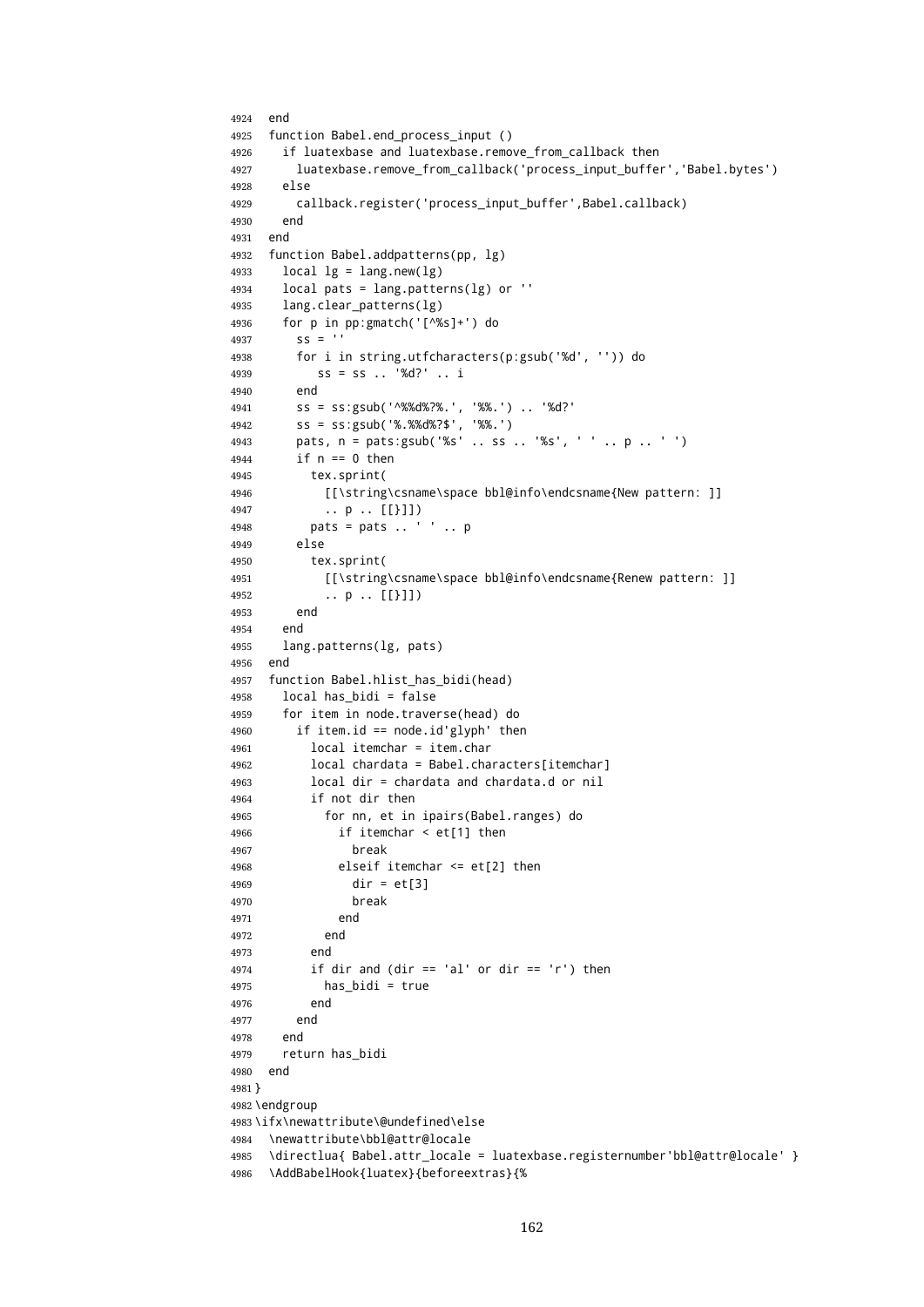```
4924   end
4925   function Babel.end_process_input ()
4926     if luatexbase and luatexbase.remove_from_callback then
4927       luatexbase.remove_from_callback('process_input_buffer','Babel.bytes')
4928     else
4929       callback.register('process_input_buffer',Babel.callback)
4930     end
4931   end
4932   function Babel.addpatterns(pp, lg)
4933     local lg = lang.new(lg)
4934     local pats = lang.patterns(lg) or ''
4935     lang.clear_patterns(lg)
4936     for p in pp:gmatch('[^%s]+') do
4937       ss = ''
4938       for i in string.utfcharacters(p:gsub('%d', '')) do
4939          ss = ss .. '%d?' .. i
4940       end
4941       ss = ss:gsub('^%%d%?%.', '%%.') .. '%d?'
4942       ss = ss:gsub('%.%%d%?$', '%%.')
4943       pats, n = pats:gsub('%s' .. ss .. '%s', ' ' .. p .. ' ')
4944       if n == 0 then
4945         tex.sprint(
4946           [[\string\csname\space bbl@info\endcsname{New pattern: ]]
4947           .. p .. [[}]])
4948         pats = pats .. ' ' .. p
4949       else
4950         tex.sprint(
4951           [[\string\csname\space bbl@info\endcsname{Renew pattern: ]]
4952           .. p .. [[}]])
4953       end
4954     end
4955     lang.patterns(lg, pats)
4956   end
4957   function Babel.hlist_has_bidi(head)
4958     local has_bidi = false
4959     for item in node.traverse(head) do
4960       if item.id == node.id'glyph' then
4961         local itemchar = item.char
4962         local chardata = Babel.characters[itemchar]
4963         local dir = chardata and chardata.d or nil
4964         if not dir then
4965           for nn, et in ipairs(Babel.ranges) do
4966             if itemchar < et[1] then
4967               break
4968             elseif itemchar <= et[2] then
4969               dir = et[3]
4970               break
4971             end
4972           end
4973         end
4974         if dir and (dir == 'al' or dir == 'r') then
4975           has_bidi = true
4976         end
4977       end
4978     end
4979     return has_bidi
4980   end
4981 }
4982 \endgroup
4983 \ifx\newattribute\@undefined\else
4984   \newattribute\bbl@attr@locale
4985   \directlua{ Babel.attr_locale = luatexbase.registernumber'bbl@attr@locale' }
4986   \AddBabelHook{luatex}{beforeextras}{%
```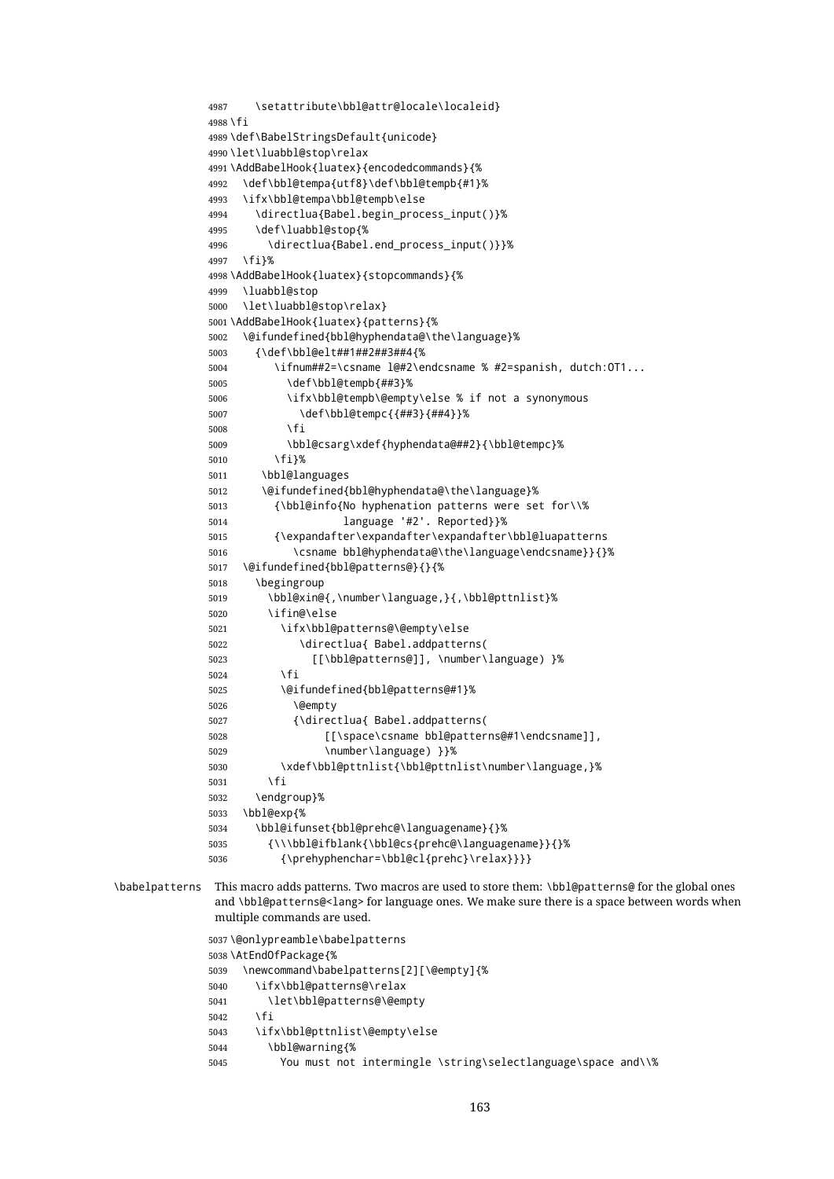```
4987     \setattribute\bbl@attr@locale\localeid}
4988 \fi
4989 \def\BabelStringsDefault{unicode}
4990 \let\luabbl@stop\relax
4991 \AddBabelHook{luatex}{encodedcommands}{%
4992   \def\bbl@tempa{utf8}\def\bbl@tempb{#1}%
4993   \ifx\bbl@tempa\bbl@tempb\else
4994     \directlua{Babel.begin_process_input()}%
4995     \def\luabbl@stop{%
4996       \directlua{Babel.end_process_input()}}%
4997   \fi}%
4998 \AddBabelHook{luatex}{stopcommands}{%
4999   \luabbl@stop
5000   \let\luabbl@stop\relax}
5001 \AddBabelHook{luatex}{patterns}{%
5002   \@ifundefined{bbl@hyphendata@\the\language}%
5003     {\def\bbl@elt##1##2##3##4{%
5004        \ifnum##2=\csname l@#2\endcsname % #2=spanish, dutch:OT1...
5005          \def\bbl@tempb{##3}%
5006          \ifx\bbl@tempb\@empty\else % if not a synonymous
5007            \def\bbl@tempc{{##3}{##4}}%
5008          \fi
5009          \bbl@csarg\xdef{hyphendata@##2}{\bbl@tempc}%
5010        \fi}%
5011      \bbl@languages
5012      \@ifundefined{bbl@hyphendata@\the\language}%
5013        {\bbl@info{No hyphenation patterns were set for\\%
5014                   language '#2'. Reported}}%
5015        {\expandafter\expandafter\expandafter\bbl@luapatterns
5016           \csname bbl@hyphendata@\the\language\endcsname}}{}%
5017   \@ifundefined{bbl@patterns@}{}{%
5018     \begingroup
5019       \bbl@xin@{,\number\language,}{,\bbl@pttnlist}%
5020       \ifin@\else
5021         \ifx\bbl@patterns@\@empty\else
5022            \directlua{ Babel.addpatterns(
5023              [[\bbl@patterns@]], \number\language) }%
5024         \fi
5025         \@ifundefined{bbl@patterns@#1}%
5026           \@empty
5027           {\directlua{ Babel.addpatterns(
5028                [[\space\csname bbl@patterns@#1\endcsname]],
5029                \number\language) }}%
5030         \xdef\bbl@pttnlist{\bbl@pttnlist\number\language,}%
5031       \fi
5032     \endgroup}%
5033   \bbl@exp{%
5034     \bbl@ifunset{bbl@prehc@\languagename}{}%
5035       {\\\bbl@ifblank{\bbl@cs{prehc@\languagename}}{}%
5036         {\prehyphenchar=\bbl@cl{prehc}\relax}}}}
```

\babelpatterns This macro adds patterns. Two macros are used to store them: \bbl@patterns@ for the global ones and \bbl@patterns@<lang> for language ones. We make sure there is a space between words when multiple commands are used.

```
5037 \@onlypreamble\babelpatterns
5038 \AtEndOfPackage{%
5039   \newcommand\babelpatterns[2][\@empty]{%
5040     \ifx\bbl@patterns@\relax
5041       \let\bbl@patterns@\@empty
5042     \fi
5043     \ifx\bbl@pttnlist\@empty\else
5044       \bbl@warning{%
5045         You must not intermingle \string\selectlanguage\space and\\%
```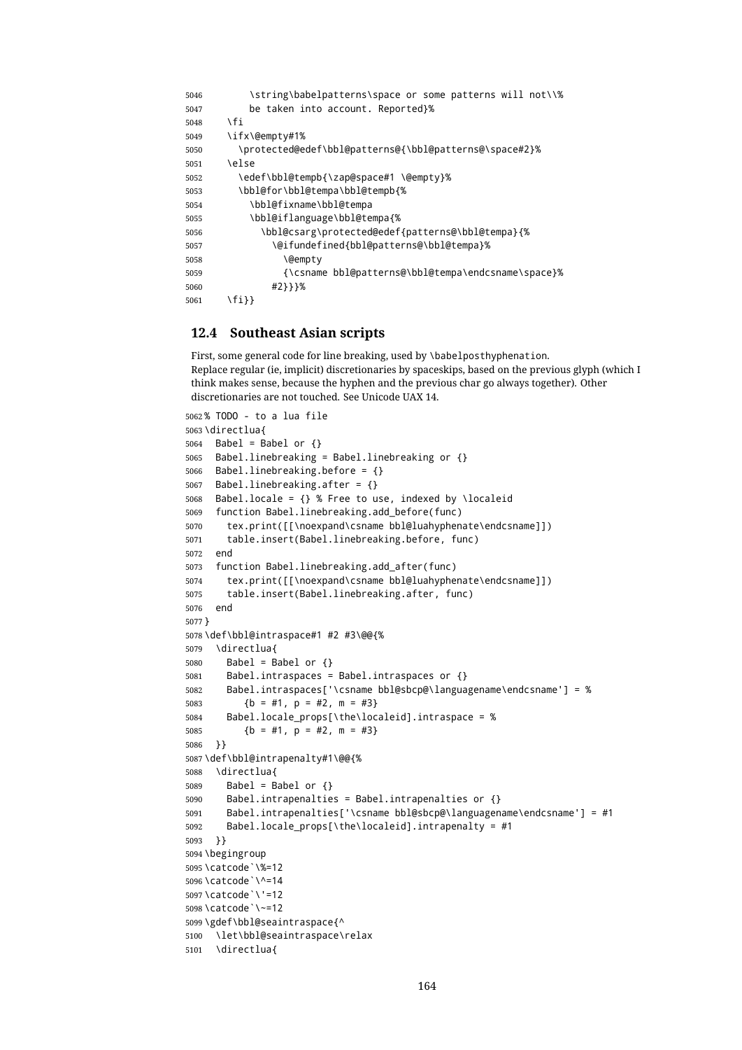```
5046        \string\babelpatterns\space or some patterns will not\\%
5047        be taken into account. Reported}%
5048    \fi
5049    \ifx\@empty#1%
5050      \protected@edef\bbl@patterns@{\bbl@patterns@\space#2}%
5051    \else
5052      \edef\bbl@tempb{\zap@space#1 \@empty}%
5053      \bbl@for\bbl@tempa\bbl@tempb{%
5054        \bbl@fixname\bbl@tempa
5055        \bbl@iflanguage\bbl@tempa{%
5056          \bbl@csarg\protected@edef{patterns@\bbl@tempa}{%
5057            \@ifundefined{bbl@patterns@\bbl@tempa}%
5058              \@empty
5059              {\csname bbl@patterns@\bbl@tempa\endcsname\space}%
5060            #2}}}%
5061    \fi}}
```

### 12.4 Southeast Asian scripts

First, some general code for line breaking, used by `\babelposthyphenation`.
Replace regular (ie, implicit) discretionaries by spaceskips, based on the previous glyph (which I think makes sense, because the hyphen and the previous char go always together). Other discretionaries are not touched. See Unicode UAX 14.

```
5062 % TODO - to a lua file
5063 \directlua{
5064   Babel = Babel or {}
5065   Babel.linebreaking = Babel.linebreaking or {}
5066   Babel.linebreaking.before = {}
5067   Babel.linebreaking.after = {}
5068   Babel.locale = {} % Free to use, indexed by \localeid
5069   function Babel.linebreaking.add_before(func)
5070     tex.print([[\noexpand\csname bbl@luahyphenate\endcsname]])
5071     table.insert(Babel.linebreaking.before, func)
5072   end
5073   function Babel.linebreaking.add_after(func)
5074     tex.print([[\noexpand\csname bbl@luahyphenate\endcsname]])
5075     table.insert(Babel.linebreaking.after, func)
5076   end
5077 }
5078 \def\bbl@intraspace#1 #2 #3\@@{%
5079   \directlua{
5080     Babel = Babel or {}
5081     Babel.intraspaces = Babel.intraspaces or {}
5082     Babel.intraspaces['\csname bbl@sbcp@\languagename\endcsname'] = %
5083        {b = #1, p = #2, m = #3}
5084     Babel.locale_props[\the\localeid].intraspace = %
5085        {b = #1, p = #2, m = #3}
5086   }}
5087 \def\bbl@intrapenalty#1\@@{%
5088   \directlua{
5089     Babel = Babel or {}
5090     Babel.intrapenalties = Babel.intrapenalties or {}
5091     Babel.intrapenalties['\csname bbl@sbcp@\languagename\endcsname'] = #1
5092     Babel.locale_props[\the\localeid].intrapenalty = #1
5093   }}
5094 \begingroup
5095 \catcode`\%=12
5096 \catcode`\^=14
5097 \catcode`\'=12
5098 \catcode`\~=12
5099 \gdef\bbl@seaintraspace{^
5100   \let\bbl@seaintraspace\relax
5101   \directlua{
```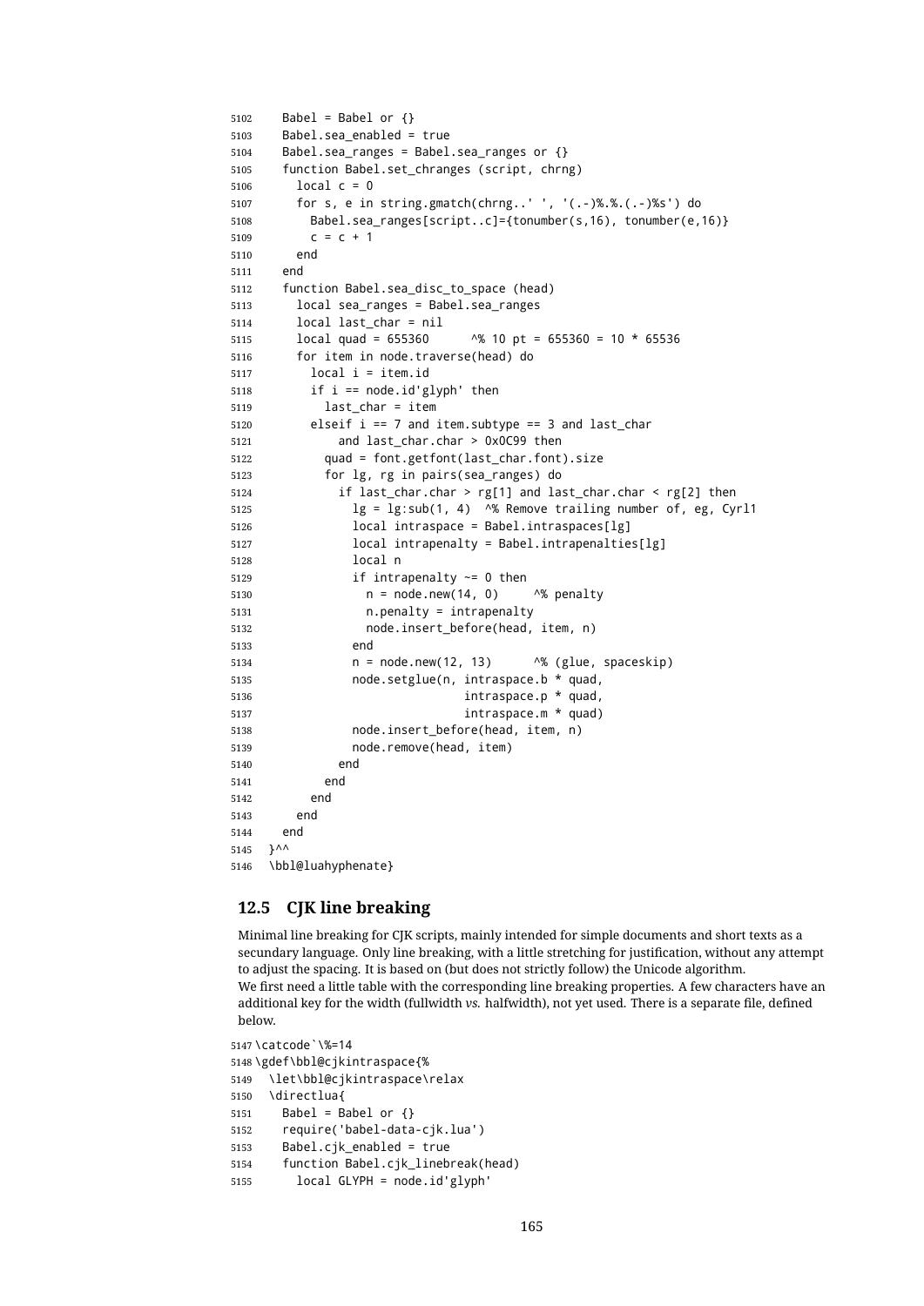```
5102    Babel = Babel or {}
5103    Babel.sea_enabled = true
5104    Babel.sea_ranges = Babel.sea_ranges or {}
5105    function Babel.set_chranges (script, chrng)
5106      local c = 0
5107      for s, e in string.gmatch(chrng..' ', '(.-)%.%.(.-)%s') do
5108        Babel.sea_ranges[script..c]={tonumber(s,16), tonumber(e,16)}
5109        c = c + 1
5110      end
5111    end
5112    function Babel.sea_disc_to_space (head)
5113      local sea_ranges = Babel.sea_ranges
5114      local last_char = nil
5115      local quad = 655360      ^% 10 pt = 655360 = 10 * 65536
5116      for item in node.traverse(head) do
5117        local i = item.id
5118        if i == node.id'glyph' then
5119          last_char = item
5120        elseif i == 7 and item.subtype == 3 and last_char
5121            and last_char.char > 0x0C99 then
5122          quad = font.getfont(last_char.font).size
5123          for lg, rg in pairs(sea_ranges) do
5124            if last_char.char > rg[1] and last_char.char < rg[2] then
5125              lg = lg:sub(1, 4)  ^% Remove trailing number of, eg, Cyrl1
5126              local intraspace = Babel.intraspaces[lg]
5127              local intrapenalty = Babel.intrapenalties[lg]
5128              local n
5129              if intrapenalty ~= 0 then
5130                n = node.new(14, 0)     ^% penalty
5131                n.penalty = intrapenalty
5132                node.insert_before(head, item, n)
5133              end
5134              n = node.new(12, 13)      ^% (glue, spaceskip)
5135              node.setglue(n, intraspace.b * quad,
5136                              intraspace.p * quad,
5137                              intraspace.m * quad)
5138              node.insert_before(head, item, n)
5139              node.remove(head, item)
5140            end
5141          end
5142        end
5143      end
5144    end
5145  }^^
5146  \bbl@luahyphenate}
```

## 12.5 CJK line breaking

Minimal line breaking for CJK scripts, mainly intended for simple documents and short texts as a secundary language. Only line breaking, with a little stretching for justification, without any attempt to adjust the spacing. It is based on (but does not strictly follow) the Unicode algorithm.
We first need a little table with the corresponding line breaking properties. A few characters have an additional key for the width (fullwidth *vs.* halfwidth), not yet used. There is a separate file, defined below.

```
5147 \catcode`\%=14
5148 \gdef\bbl@cjkintraspace{%
5149   \let\bbl@cjkintraspace\relax
5150   \directlua{
5151     Babel = Babel or {}
5152     require('babel-data-cjk.lua')
5153     Babel.cjk_enabled = true
5154     function Babel.cjk_linebreak(head)
5155       local GLYPH = node.id'glyph'
```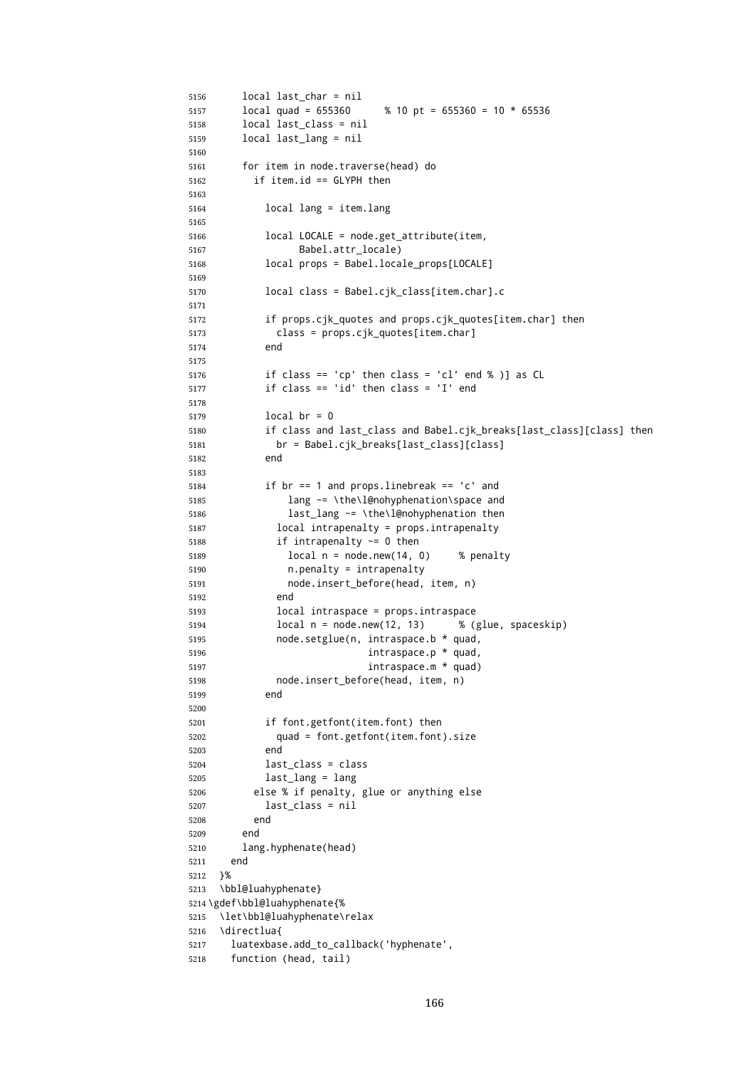```
5156      local last_char = nil
5157      local quad = 655360      % 10 pt = 655360 = 10 * 65536
5158      local last_class = nil
5159      local last_lang = nil
5160
5161      for item in node.traverse(head) do
5162        if item.id == GLYPH then
5163
5164          local lang = item.lang
5165
5166          local LOCALE = node.get_attribute(item,
5167                Babel.attr_locale)
5168          local props = Babel.locale_props[LOCALE]
5169
5170          local class = Babel.cjk_class[item.char].c
5171
5172          if props.cjk_quotes and props.cjk_quotes[item.char] then
5173            class = props.cjk_quotes[item.char]
5174          end
5175
5176          if class == 'cp' then class = 'cl' end % )] as CL
5177          if class == 'id' then class = 'I' end
5178
5179          local br = 0
5180          if class and last_class and Babel.cjk_breaks[last_class][class] then
5181            br = Babel.cjk_breaks[last_class][class]
5182          end
5183
5184          if br == 1 and props.linebreak == 'c' and
5185              lang ~= \the\l@nohyphenation\space and
5186              last_lang ~= \the\l@nohyphenation then
5187            local intrapenalty = props.intrapenalty
5188            if intrapenalty ~= 0 then
5189              local n = node.new(14, 0)     % penalty
5190              n.penalty = intrapenalty
5191              node.insert_before(head, item, n)
5192            end
5193            local intraspace = props.intraspace
5194            local n = node.new(12, 13)      % (glue, spaceskip)
5195            node.setglue(n, intraspace.b * quad,
5196                            intraspace.p * quad,
5197                            intraspace.m * quad)
5198            node.insert_before(head, item, n)
5199          end
5200
5201          if font.getfont(item.font) then
5202            quad = font.getfont(item.font).size
5203          end
5204          last_class = class
5205          last_lang = lang
5206        else % if penalty, glue or anything else
5207          last_class = nil
5208        end
5209      end
5210      lang.hyphenate(head)
5211    end
5212  }%
5213  \bbl@luahyphenate}
5214 \gdef\bbl@luahyphenate{%
5215   \let\bbl@luahyphenate\relax
5216   \directlua{
5217     luatexbase.add_to_callback('hyphenate',
5218     function (head, tail)
```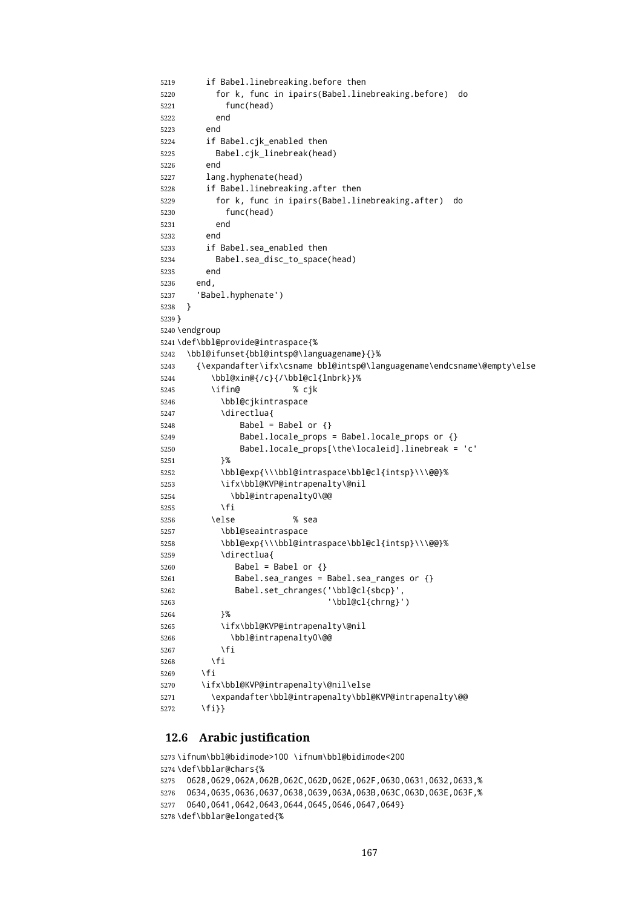```
5219      if Babel.linebreaking.before then
5220        for k, func in ipairs(Babel.linebreaking.before)  do
5221          func(head)
5222        end
5223      end
5224      if Babel.cjk_enabled then
5225        Babel.cjk_linebreak(head)
5226      end
5227      lang.hyphenate(head)
5228      if Babel.linebreaking.after then
5229        for k, func in ipairs(Babel.linebreaking.after)  do
5230          func(head)
5231        end
5232      end
5233      if Babel.sea_enabled then
5234        Babel.sea_disc_to_space(head)
5235      end
5236    end,
5237    'Babel.hyphenate')
5238  }
5239 }
5240 \endgroup
5241 \def\bbl@provide@intraspace{%
5242   \bbl@ifunset{bbl@intsp@\languagename}{}%
5243     {\expandafter\ifx\csname bbl@intsp@\languagename\endcsname\@empty\else
5244       \bbl@xin@{/c}{/\bbl@cl{lnbrk}}%
5245       \ifin@           % cjk
5246         \bbl@cjkintraspace
5247         \directlua{
5248             Babel = Babel or {}
5249             Babel.locale_props = Babel.locale_props or {}
5250             Babel.locale_props[\the\localeid].linebreak = 'c'
5251         }%
5252         \bbl@exp{\\\bbl@intraspace\bbl@cl{intsp}\\\@@}%
5253         \ifx\bbl@KVP@intrapenalty\@nil
5254           \bbl@intrapenalty0\@@
5255         \fi
5256       \else            % sea
5257         \bbl@seaintraspace
5258         \bbl@exp{\\\bbl@intraspace\bbl@cl{intsp}\\\@@}%
5259         \directlua{
5260            Babel = Babel or {}
5261            Babel.sea_ranges = Babel.sea_ranges or {}
5262            Babel.set_chranges('\bbl@cl{sbcp}',
5263                               '\bbl@cl{chrng}')
5264         }%
5265         \ifx\bbl@KVP@intrapenalty\@nil
5266           \bbl@intrapenalty0\@@
5267         \fi
5268       \fi
5269     \fi
5270     \ifx\bbl@KVP@intrapenalty\@nil\else
5271       \expandafter\bbl@intrapenalty\bbl@KVP@intrapenalty\@@
5272     \fi}}
```

## 12.6 Arabic justification

```
5273 \ifnum\bbl@bidimode>100 \ifnum\bbl@bidimode<200
5274 \def\bblar@chars{%
5275   0628,0629,062A,062B,062C,062D,062E,062F,0630,0631,0632,0633,%
5276   0634,0635,0636,0637,0638,0639,063A,063B,063C,063D,063E,063F,%
5277   0640,0641,0642,0643,0644,0645,0646,0647,0649}
5278 \def\bblar@elongated{%
```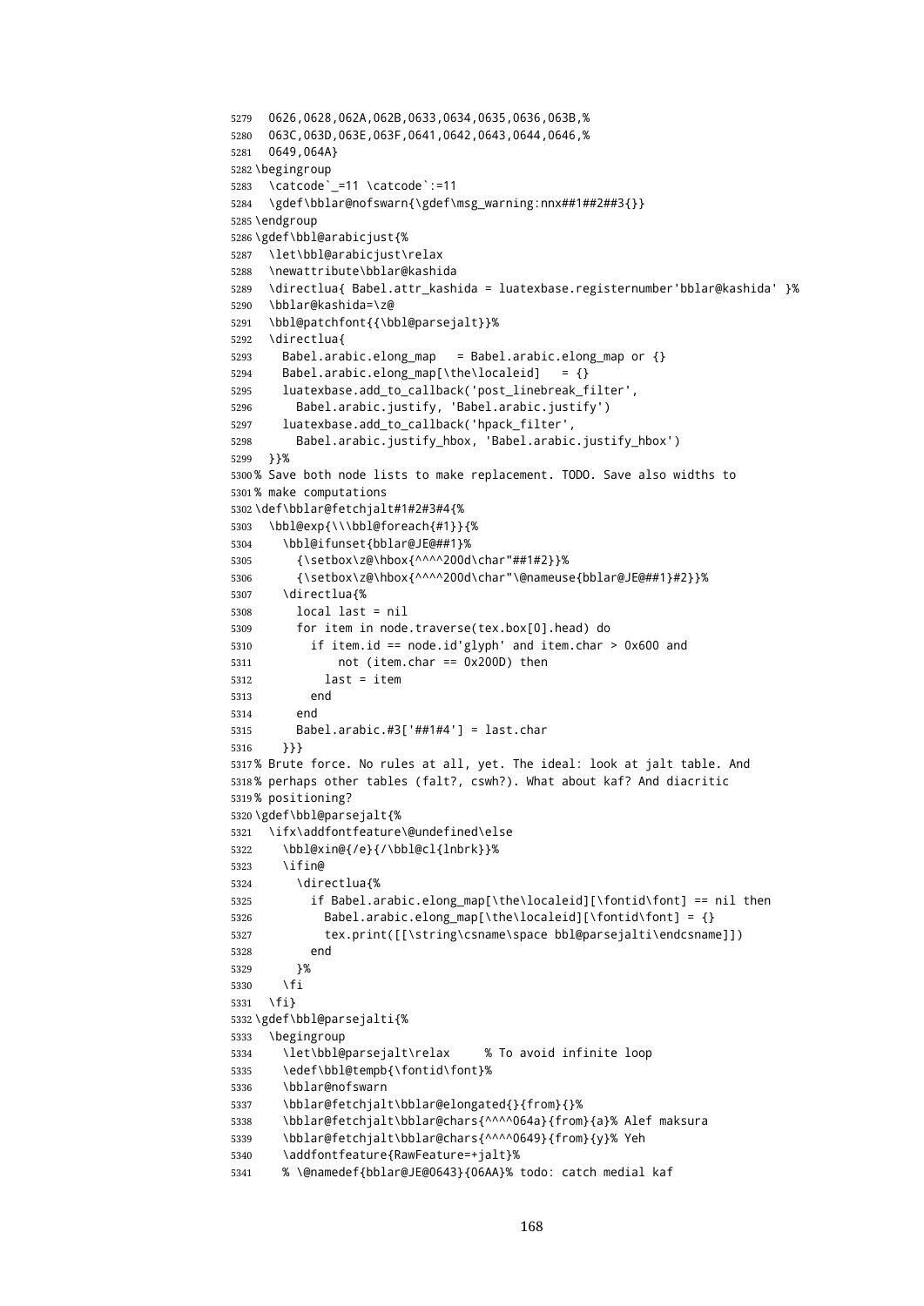```
5279   0626,0628,062A,062B,0633,0634,0635,0636,063B,%
5280   063C,063D,063E,063F,0641,0642,0643,0644,0646,%
5281   0649,064A}
5282 \begingroup
5283   \catcode`_=11 \catcode`:=11
5284   \gdef\bblar@nofswarn{\gdef\msg_warning:nnx##1##2##3{}}
5285 \endgroup
5286 \gdef\bbl@arabicjust{%
5287   \let\bbl@arabicjust\relax
5288   \newattribute\bblar@kashida
5289   \directlua{ Babel.attr_kashida = luatexbase.registernumber'bblar@kashida' }%
5290   \bblar@kashida=\z@
5291   \bbl@patchfont{{\bbl@parsejalt}}%
5292   \directlua{
5293     Babel.arabic.elong_map   = Babel.arabic.elong_map or {}
5294     Babel.arabic.elong_map[\the\localeid]   = {}
5295     luatexbase.add_to_callback('post_linebreak_filter',
5296       Babel.arabic.justify, 'Babel.arabic.justify')
5297     luatexbase.add_to_callback('hpack_filter',
5298       Babel.arabic.justify_hbox, 'Babel.arabic.justify_hbox')
5299   }}%
5300 % Save both node lists to make replacement. TODO. Save also widths to
5301 % make computations
5302 \def\bblar@fetchjalt#1#2#3#4{%
5303   \bbl@exp{\\\bbl@foreach{#1}}{%
5304     \bbl@ifunset{bblar@JE@##1}%
5305       {\setbox\z@\hbox{^^^^200d\char"##1#2}}%
5306       {\setbox\z@\hbox{^^^^200d\char"\@nameuse{bblar@JE@##1}#2}}%
5307     \directlua{%
5308       local last = nil
5309       for item in node.traverse(tex.box[0].head) do
5310         if item.id == node.id'glyph' and item.char > 0x600 and
5311             not (item.char == 0x200D) then
5312           last = item
5313         end
5314       end
5315       Babel.arabic.#3['##1#4'] = last.char
5316     }}}
5317 % Brute force. No rules at all, yet. The ideal: look at jalt table. And
5318 % perhaps other tables (falt?, cswh?). What about kaf? And diacritic
5319 % positioning?
5320 \gdef\bbl@parsejalt{%
5321   \ifx\addfontfeature\@undefined\else
5322     \bbl@xin@{/e}{/\bbl@cl{lnbrk}}%
5323     \ifin@
5324       \directlua{%
5325         if Babel.arabic.elong_map[\the\localeid][\fontid\font] == nil then
5326           Babel.arabic.elong_map[\the\localeid][\fontid\font] = {}
5327           tex.print([[\string\csname\space bbl@parsejalti\endcsname]])
5328         end
5329       }%
5330     \fi
5331   \fi}
5332 \gdef\bbl@parsejalti{%
5333   \begingroup
5334     \let\bbl@parsejalt\relax     % To avoid infinite loop
5335     \edef\bbl@tempb{\fontid\font}%
5336     \bblar@nofswarn
5337     \bblar@fetchjalt\bblar@elongated{}{from}{}%
5338     \bblar@fetchjalt\bblar@chars{^^^^064a}{from}{a}% Alef maksura
5339     \bblar@fetchjalt\bblar@chars{^^^^0649}{from}{y}% Yeh
5340     \addfontfeature{RawFeature=+jalt}%
5341     % \@namedef{bblar@JE@0643}{06AA}% todo: catch medial kaf
```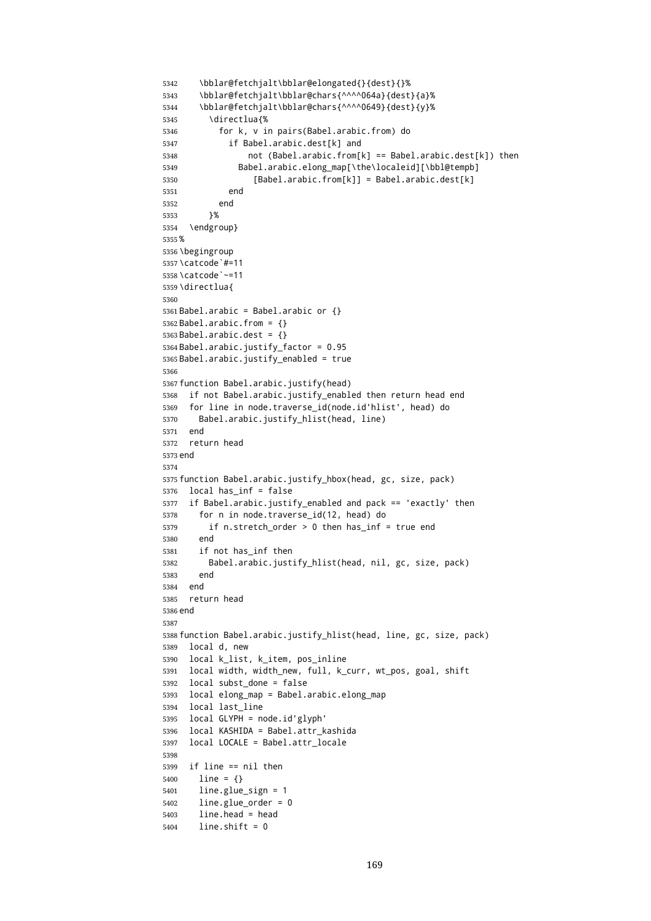```
5342     \bblar@fetchjalt\bblar@elongated{}{dest}{}%
5343     \bblar@fetchjalt\bblar@chars{^^^^064a}{dest}{a}%
5344     \bblar@fetchjalt\bblar@chars{^^^^0649}{dest}{y}%
5345       \directlua{%
5346         for k, v in pairs(Babel.arabic.from) do
5347           if Babel.arabic.dest[k] and
5348               not (Babel.arabic.from[k] == Babel.arabic.dest[k]) then
5349             Babel.arabic.elong_map[\the\localeid][\bbl@tempb]
5350                [Babel.arabic.from[k]] = Babel.arabic.dest[k]
5351           end
5352         end
5353       }%
5354   \endgroup}
5355 %
5356 \begingroup
5357 \catcode`#=11
5358 \catcode`~=11
5359 \directlua{
5360
5361 Babel.arabic = Babel.arabic or {}
5362 Babel.arabic.from = {}
5363 Babel.arabic.dest = {}
5364 Babel.arabic.justify_factor = 0.95
5365 Babel.arabic.justify_enabled = true
5366
5367 function Babel.arabic.justify(head)
5368   if not Babel.arabic.justify_enabled then return head end
5369   for line in node.traverse_id(node.id'hlist', head) do
5370     Babel.arabic.justify_hlist(head, line)
5371   end
5372   return head
5373 end
5374
5375 function Babel.arabic.justify_hbox(head, gc, size, pack)
5376   local has_inf = false
5377   if Babel.arabic.justify_enabled and pack == 'exactly' then
5378     for n in node.traverse_id(12, head) do
5379       if n.stretch_order > 0 then has_inf = true end
5380     end
5381     if not has_inf then
5382       Babel.arabic.justify_hlist(head, nil, gc, size, pack)
5383     end
5384   end
5385   return head
5386 end
5387
5388 function Babel.arabic.justify_hlist(head, line, gc, size, pack)
5389   local d, new
5390   local k_list, k_item, pos_inline
5391   local width, width_new, full, k_curr, wt_pos, goal, shift
5392   local subst_done = false
5393   local elong_map = Babel.arabic.elong_map
5394   local last_line
5395   local GLYPH = node.id'glyph'
5396   local KASHIDA = Babel.attr_kashida
5397   local LOCALE = Babel.attr_locale
5398
5399   if line == nil then
5400     line = {}
5401     line.glue_sign = 1
5402     line.glue_order = 0
5403     line.head = head
5404     line.shift = 0
```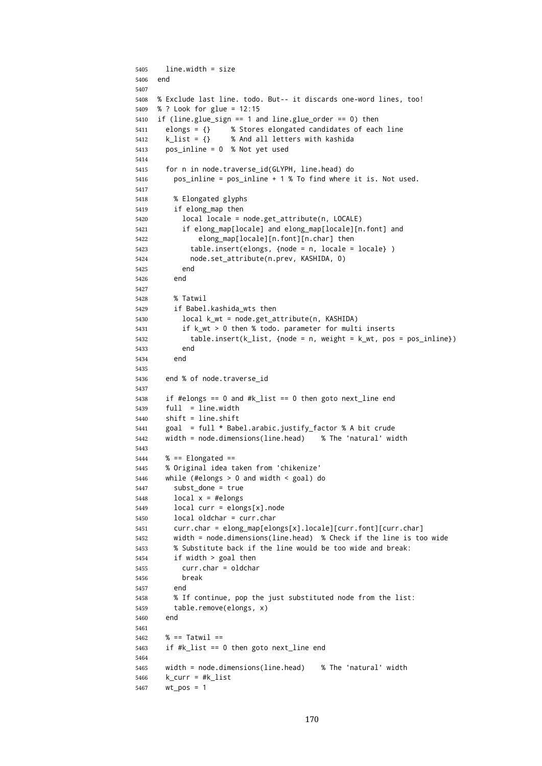```
5405     line.width = size
5406   end
5407
5408   % Exclude last line. todo. But-- it discards one-word lines, too!
5409   % ? Look for glue = 12:15
5410   if (line.glue_sign == 1 and line.glue_order == 0) then
5411     elongs = {}     % Stores elongated candidates of each line
5412     k_list = {}     % And all letters with kashida
5413     pos_inline = 0  % Not yet used
5414
5415     for n in node.traverse_id(GLYPH, line.head) do
5416       pos_inline = pos_inline + 1 % To find where it is. Not used.
5417
5418       % Elongated glyphs
5419       if elong_map then
5420         local locale = node.get_attribute(n, LOCALE)
5421         if elong_map[locale] and elong_map[locale][n.font] and
5422             elong_map[locale][n.font][n.char] then
5423           table.insert(elongs, {node = n, locale = locale} )
5424           node.set_attribute(n.prev, KASHIDA, 0)
5425         end
5426       end
5427
5428       % Tatwil
5429       if Babel.kashida_wts then
5430         local k_wt = node.get_attribute(n, KASHIDA)
5431         if k_wt > 0 then % todo. parameter for multi inserts
5432           table.insert(k_list, {node = n, weight = k_wt, pos = pos_inline})
5433         end
5434       end
5435
5436     end % of node.traverse_id
5437
5438     if #elongs == 0 and #k_list == 0 then goto next_line end
5439     full  = line.width
5440     shift = line.shift
5441     goal  = full * Babel.arabic.justify_factor % A bit crude
5442     width = node.dimensions(line.head)    % The 'natural' width
5443
5444     % == Elongated ==
5445     % Original idea taken from 'chikenize'
5446     while (#elongs > 0 and width < goal) do
5447       subst_done = true
5448       local x = #elongs
5449       local curr = elongs[x].node
5450       local oldchar = curr.char
5451       curr.char = elong_map[elongs[x].locale][curr.font][curr.char]
5452       width = node.dimensions(line.head)  % Check if the line is too wide
5453       % Substitute back if the line would be too wide and break:
5454       if width > goal then
5455         curr.char = oldchar
5456         break
5457       end
5458       % If continue, pop the just substituted node from the list:
5459       table.remove(elongs, x)
5460     end
5461
5462     % == Tatwil ==
5463     if #k_list == 0 then goto next_line end
5464
5465     width = node.dimensions(line.head)    % The 'natural' width
5466     k_curr = #k_list
5467     wt_pos = 1
```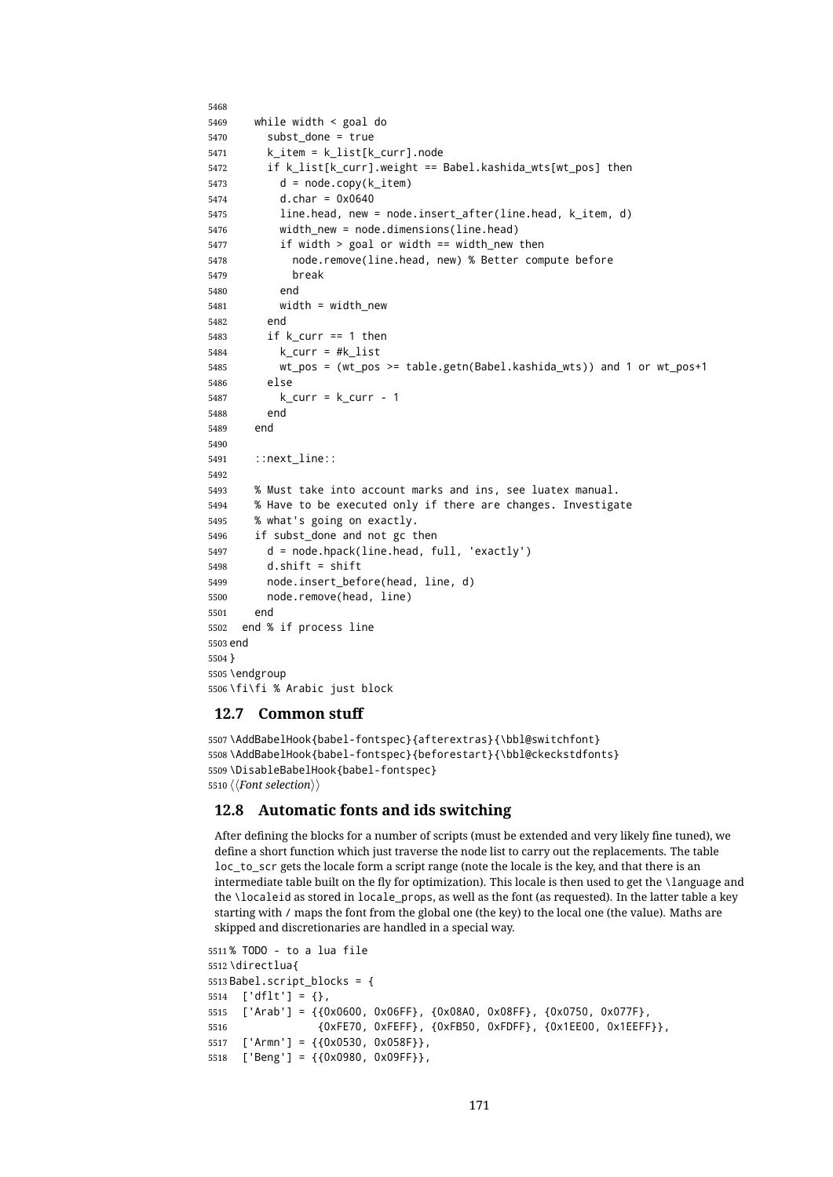```
5468
5469    while width < goal do
5470      subst_done = true
5471      k_item = k_list[k_curr].node
5472      if k_list[k_curr].weight == Babel.kashida_wts[wt_pos] then
5473        d = node.copy(k_item)
5474        d.char = 0x0640
5475        line.head, new = node.insert_after(line.head, k_item, d)
5476        width_new = node.dimensions(line.head)
5477        if width > goal or width == width_new then
5478          node.remove(line.head, new) % Better compute before
5479          break
5480        end
5481        width = width_new
5482      end
5483      if k_curr == 1 then
5484        k_curr = #k_list
5485        wt_pos = (wt_pos >= table.getn(Babel.kashida_wts)) and 1 or wt_pos+1
5486      else
5487        k_curr = k_curr - 1
5488      end
5489    end
5490
5491    ::next_line::
5492
5493    % Must take into account marks and ins, see luatex manual.
5494    % Have to be executed only if there are changes. Investigate
5495    % what's going on exactly.
5496    if subst_done and not gc then
5497      d = node.hpack(line.head, full, 'exactly')
5498      d.shift = shift
5499      node.insert_before(head, line, d)
5500      node.remove(head, line)
5501    end
5502  end % if process line
5503 end
5504 }
5505 \endgroup
5506 \fi\fi % Arabic just block
```

## 12.7 Common stuff

```
5507 \AddBabelHook{babel-fontspec}{afterextras}{\bbl@switchfont}
5508 \AddBabelHook{babel-fontspec}{beforestart}{\bbl@ckeckstdfonts}
5509 \DisableBabelHook{babel-fontspec}
5510 ⟨⟨Font selection⟩⟩
```

## 12.8 Automatic fonts and ids switching

After defining the blocks for a number of scripts (must be extended and very likely fine tuned), we define a short function which just traverse the node list to carry out the replacements. The table `loc_to_scr` gets the locale form a script range (note the locale is the key, and that there is an intermediate table built on the fly for optimization). This locale is then used to get the `\language` and the `\localeid` as stored in `locale_props`, as well as the font (as requested). In the latter table a key starting with `/` maps the font from the global one (the key) to the local one (the value). Maths are skipped and discretionaries are handled in a special way.

```
5511 % TODO - to a lua file
5512 \directlua{
5513 Babel.script_blocks = {
5514   ['dflt'] = {},
5515   ['Arab'] = {{0x0600, 0x06FF}, {0x08A0, 0x08FF}, {0x0750, 0x077F},
5516               {0xFE70, 0xFEFF}, {0xFB50, 0xFDFF}, {0x1EE00, 0x1EEFF}},
5517   ['Armn'] = {{0x0530, 0x058F}},
5518   ['Beng'] = {{0x0980, 0x09FF}},
```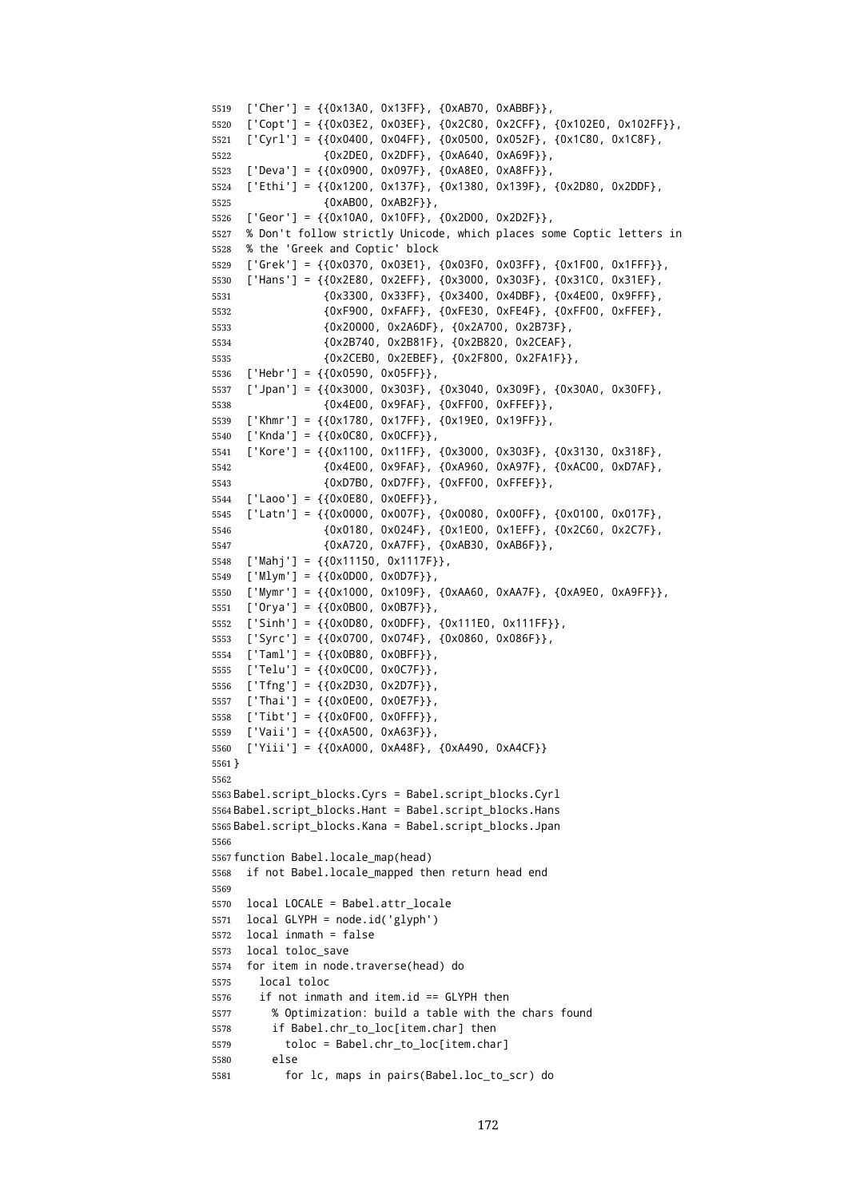```
5519   ['Cher'] = {{0x13A0, 0x13FF}, {0xAB70, 0xABBF}},
5520   ['Copt'] = {{0x03E2, 0x03EF}, {0x2C80, 0x2CFF}, {0x102E0, 0x102FF}},
5521   ['Cyrl'] = {{0x0400, 0x04FF}, {0x0500, 0x052F}, {0x1C80, 0x1C8F},
5522               {0x2DE0, 0x2DFF}, {0xA640, 0xA69F}},
5523   ['Deva'] = {{0x0900, 0x097F}, {0xA8E0, 0xA8FF}},
5524   ['Ethi'] = {{0x1200, 0x137F}, {0x1380, 0x139F}, {0x2D80, 0x2DDF},
5525               {0xAB00, 0xAB2F}},
5526   ['Geor'] = {{0x10A0, 0x10FF}, {0x2D00, 0x2D2F}},
5527   % Don't follow strictly Unicode, which places some Coptic letters in
5528   % the 'Greek and Coptic' block
5529   ['Grek'] = {{0x0370, 0x03E1}, {0x03F0, 0x03FF}, {0x1F00, 0x1FFF}},
5530   ['Hans'] = {{0x2E80, 0x2EFF}, {0x3000, 0x303F}, {0x31C0, 0x31EF},
5531               {0x3300, 0x33FF}, {0x3400, 0x4DBF}, {0x4E00, 0x9FFF},
5532               {0xF900, 0xFAFF}, {0xFE30, 0xFE4F}, {0xFF00, 0xFFEF},
5533               {0x20000, 0x2A6DF}, {0x2A700, 0x2B73F},
5534               {0x2B740, 0x2B81F}, {0x2B820, 0x2CEAF},
5535               {0x2CEB0, 0x2EBEF}, {0x2F800, 0x2FA1F}},
5536   ['Hebr'] = {{0x0590, 0x05FF}},
5537   ['Jpan'] = {{0x3000, 0x303F}, {0x3040, 0x309F}, {0x30A0, 0x30FF},
5538               {0x4E00, 0x9FAF}, {0xFF00, 0xFFEF}},
5539   ['Khmr'] = {{0x1780, 0x17FF}, {0x19E0, 0x19FF}},
5540   ['Knda'] = {{0x0C80, 0x0CFF}},
5541   ['Kore'] = {{0x1100, 0x11FF}, {0x3000, 0x303F}, {0x3130, 0x318F},
5542               {0x4E00, 0x9FAF}, {0xA960, 0xA97F}, {0xAC00, 0xD7AF},
5543               {0xD7B0, 0xD7FF}, {0xFF00, 0xFFEF}},
5544   ['Laoo'] = {{0x0E80, 0x0EFF}},
5545   ['Latn'] = {{0x0000, 0x007F}, {0x0080, 0x00FF}, {0x0100, 0x017F},
5546               {0x0180, 0x024F}, {0x1E00, 0x1EFF}, {0x2C60, 0x2C7F},
5547               {0xA720, 0xA7FF}, {0xAB30, 0xAB6F}},
5548   ['Mahj'] = {{0x11150, 0x1117F}},
5549   ['Mlym'] = {{0x0D00, 0x0D7F}},
5550   ['Mymr'] = {{0x1000, 0x109F}, {0xAA60, 0xAA7F}, {0xA9E0, 0xA9FF}},
5551   ['Orya'] = {{0x0B00, 0x0B7F}},
5552   ['Sinh'] = {{0x0D80, 0x0DFF}, {0x111E0, 0x111FF}},
5553   ['Syrc'] = {{0x0700, 0x074F}, {0x0860, 0x086F}},
5554   ['Taml'] = {{0x0B80, 0x0BFF}},
5555   ['Telu'] = {{0x0C00, 0x0C7F}},
5556   ['Tfng'] = {{0x2D30, 0x2D7F}},
5557   ['Thai'] = {{0x0E00, 0x0E7F}},
5558   ['Tibt'] = {{0x0F00, 0x0FFF}},
5559   ['Vaii'] = {{0xA500, 0xA63F}},
5560   ['Yiii'] = {{0xA000, 0xA48F}, {0xA490, 0xA4CF}}
5561 }
5562
5563 Babel.script_blocks.Cyrs = Babel.script_blocks.Cyrl
5564 Babel.script_blocks.Hant = Babel.script_blocks.Hans
5565 Babel.script_blocks.Kana = Babel.script_blocks.Jpan
5566
5567 function Babel.locale_map(head)
5568   if not Babel.locale_mapped then return head end
5569
5570   local LOCALE = Babel.attr_locale
5571   local GLYPH = node.id('glyph')
5572   local inmath = false
5573   local toloc_save
5574   for item in node.traverse(head) do
5575     local toloc
5576     if not inmath and item.id == GLYPH then
5577       % Optimization: build a table with the chars found
5578       if Babel.chr_to_loc[item.char] then
5579         toloc = Babel.chr_to_loc[item.char]
5580       else
5581         for lc, maps in pairs(Babel.loc_to_scr) do
```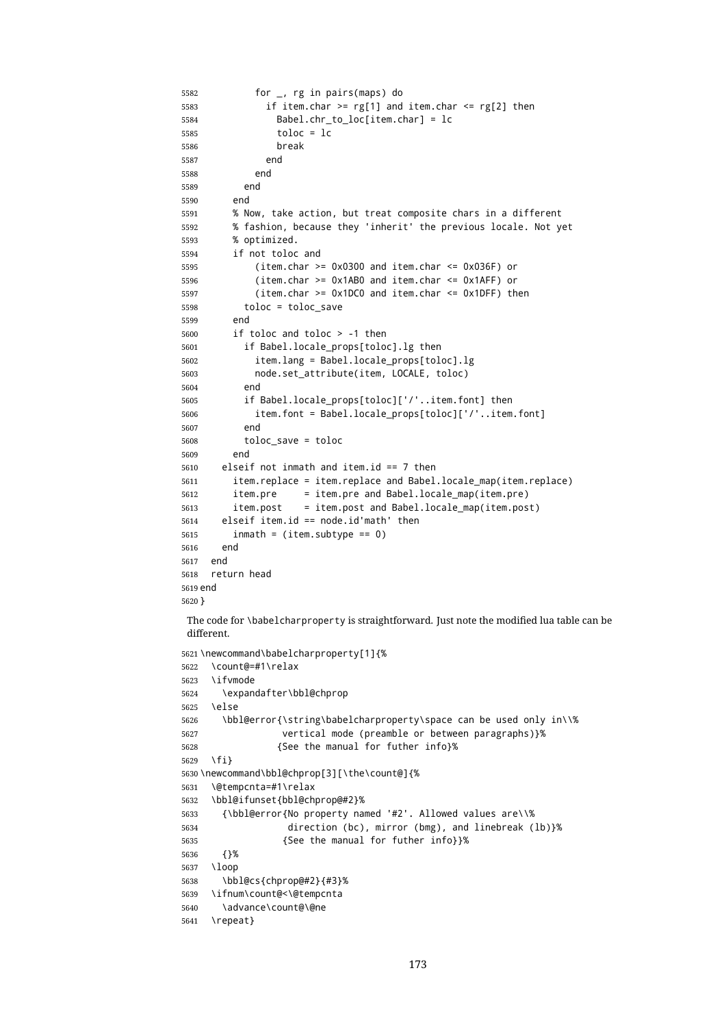```
5582          for _, rg in pairs(maps) do
5583            if item.char >= rg[1] and item.char <= rg[2] then
5584              Babel.chr_to_loc[item.char] = lc
5585              toloc = lc
5586              break
5587            end
5588          end
5589        end
5590      end
5591      % Now, take action, but treat composite chars in a different
5592      % fashion, because they 'inherit' the previous locale. Not yet
5593      % optimized.
5594      if not toloc and
5595          (item.char >= 0x0300 and item.char <= 0x036F) or
5596          (item.char >= 0x1AB0 and item.char <= 0x1AFF) or
5597          (item.char >= 0x1DC0 and item.char <= 0x1DFF) then
5598        toloc = toloc_save
5599      end
5600      if toloc and toloc > -1 then
5601        if Babel.locale_props[toloc].lg then
5602          item.lang = Babel.locale_props[toloc].lg
5603          node.set_attribute(item, LOCALE, toloc)
5604        end
5605        if Babel.locale_props[toloc]['/'..item.font] then
5606          item.font = Babel.locale_props[toloc]['/'..item.font]
5607        end
5608        toloc_save = toloc
5609      end
5610    elseif not inmath and item.id == 7 then
5611      item.replace = item.replace and Babel.locale_map(item.replace)
5612      item.pre     = item.pre and Babel.locale_map(item.pre)
5613      item.post    = item.post and Babel.locale_map(item.post)
5614    elseif item.id == node.id'math' then
5615      inmath = (item.subtype == 0)
5616    end
5617  end
5618  return head
5619 end
5620 }
```

The code for \babelcharproperty is straightforward. Just note the modified lua table can be different.

```
5621 \newcommand\babelcharproperty[1]{%
5622   \count@=#1\relax
5623   \ifvmode
5624     \expandafter\bbl@chprop
5625   \else
5626     \bbl@error{\string\babelcharproperty\space can be used only in\\%
5627                vertical mode (preamble or between paragraphs)}%
5628               {See the manual for futher info}%
5629   \fi}
5630 \newcommand\bbl@chprop[3][\the\count@]{%
5631   \@tempcnta=#1\relax
5632   \bbl@ifunset{bbl@chprop@#2}%
5633     {\bbl@error{No property named '#2'. Allowed values are\\%
5634                 direction (bc), mirror (bmg), and linebreak (lb)}%
5635                {See the manual for futher info}}%
5636     {}%
5637   \loop
5638     \bbl@cs{chprop@#2}{#3}%
5639   \ifnum\count@<\@tempcnta
5640     \advance\count@\@ne
5641   \repeat}
```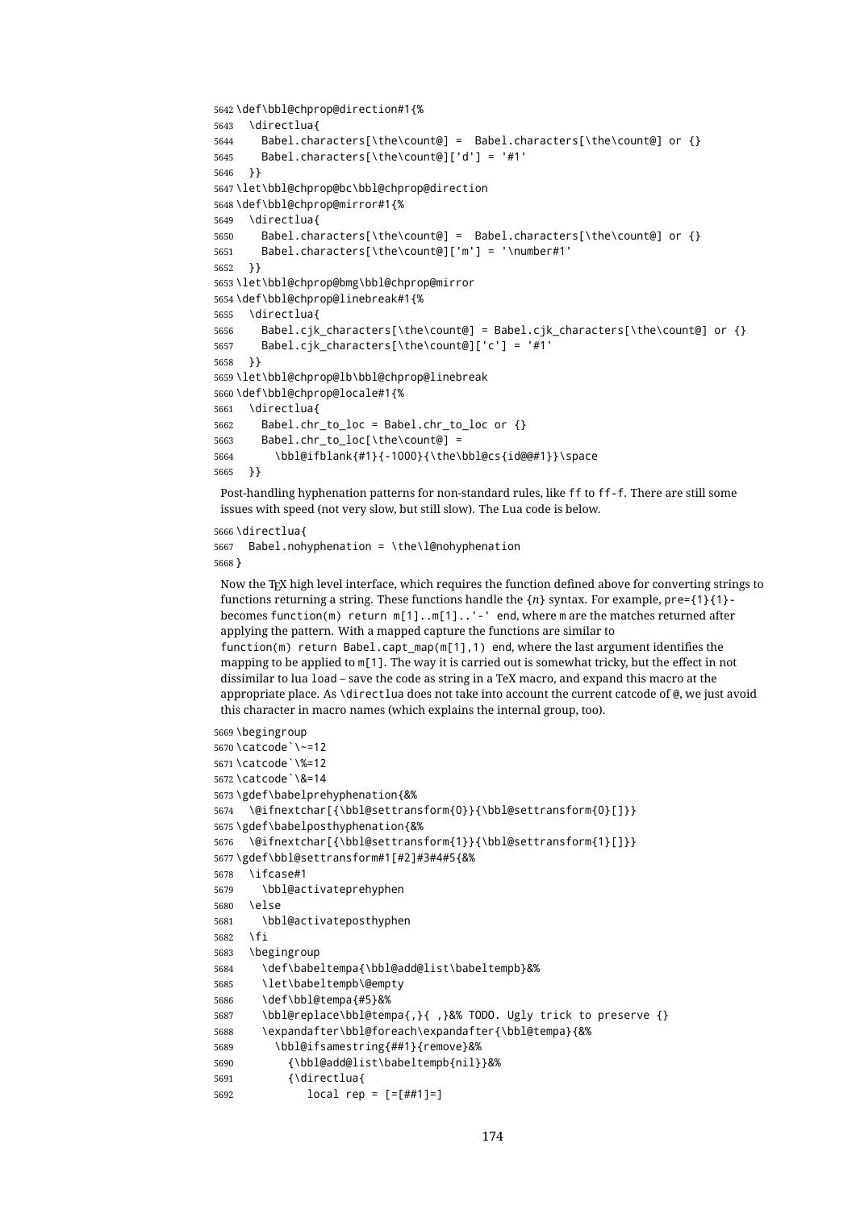```
5642 \def\bbl@chprop@direction#1{%
5643   \directlua{
5644     Babel.characters[\the\count@] =  Babel.characters[\the\count@] or {}
5645     Babel.characters[\the\count@]['d'] = '#1'
5646   }}
5647 \let\bbl@chprop@bc\bbl@chprop@direction
5648 \def\bbl@chprop@mirror#1{%
5649   \directlua{
5650     Babel.characters[\the\count@] =  Babel.characters[\the\count@] or {}
5651     Babel.characters[\the\count@]['m'] = '\number#1'
5652   }}
5653 \let\bbl@chprop@bmg\bbl@chprop@mirror
5654 \def\bbl@chprop@linebreak#1{%
5655   \directlua{
5656     Babel.cjk_characters[\the\count@] = Babel.cjk_characters[\the\count@] or {}
5657     Babel.cjk_characters[\the\count@]['c'] = '#1'
5658   }}
5659 \let\bbl@chprop@lb\bbl@chprop@linebreak
5660 \def\bbl@chprop@locale#1{%
5661   \directlua{
5662     Babel.chr_to_loc = Babel.chr_to_loc or {}
5663     Babel.chr_to_loc[\the\count@] =
5664       \bbl@ifblank{#1}{-1000}{\the\bbl@cs{id@@#1}}\space
5665   }}
```

Post-handling hyphenation patterns for non-standard rules, like ff to ff-f. There are still some issues with speed (not very slow, but still slow). The Lua code is below.

```
5666 \directlua{
5667   Babel.nohyphenation = \the\l@nohyphenation
5668 }
```

Now the TEX high level interface, which requires the function defined above for converting strings to functions returning a string. These functions handle the {*n*} syntax. For example, pre={1}{1}- becomes function(m) return m[1]..m[1]..'-' end, where m are the matches returned after applying the pattern. With a mapped capture the functions are similar to function(m) return Babel.capt_map(m[1],1) end, where the last argument identifies the mapping to be applied to m[1]. The way it is carried out is somewhat tricky, but the effect in not dissimilar to lua load – save the code as string in a TeX macro, and expand this macro at the appropriate place. As \directlua does not take into account the current catcode of @, we just avoid this character in macro names (which explains the internal group, too).

```
5669 \begingroup
5670 \catcode`\~=12
5671 \catcode`\%=12
5672 \catcode`\&=14
5673 \gdef\babelprehyphenation{&%
5674   \@ifnextchar[{\bbl@settransform{0}}{\bbl@settransform{0}[]}}
5675 \gdef\babelposthyphenation{&%
5676   \@ifnextchar[{\bbl@settransform{1}}{\bbl@settransform{1}[]}}
5677 \gdef\bbl@settransform#1[#2]#3#4#5{&%
5678   \ifcase#1
5679     \bbl@activateprehyphen
5680   \else
5681     \bbl@activateposthyphen
5682   \fi
5683   \begingroup
5684     \def\babeltempa{\bbl@add@list\babeltempb}&%
5685     \let\babeltempb\@empty
5686     \def\bbl@tempa{#5}&%
5687     \bbl@replace\bbl@tempa{,}{ ,}&% TODO. Ugly trick to preserve {}
5688     \expandafter\bbl@foreach\expandafter{\bbl@tempa}{&%
5689       \bbl@ifsamestring{##1}{remove}&%
5690         {\bbl@add@list\babeltempb{nil}}&%
5691         {\directlua{
5692            local rep = [=[##1]=]
```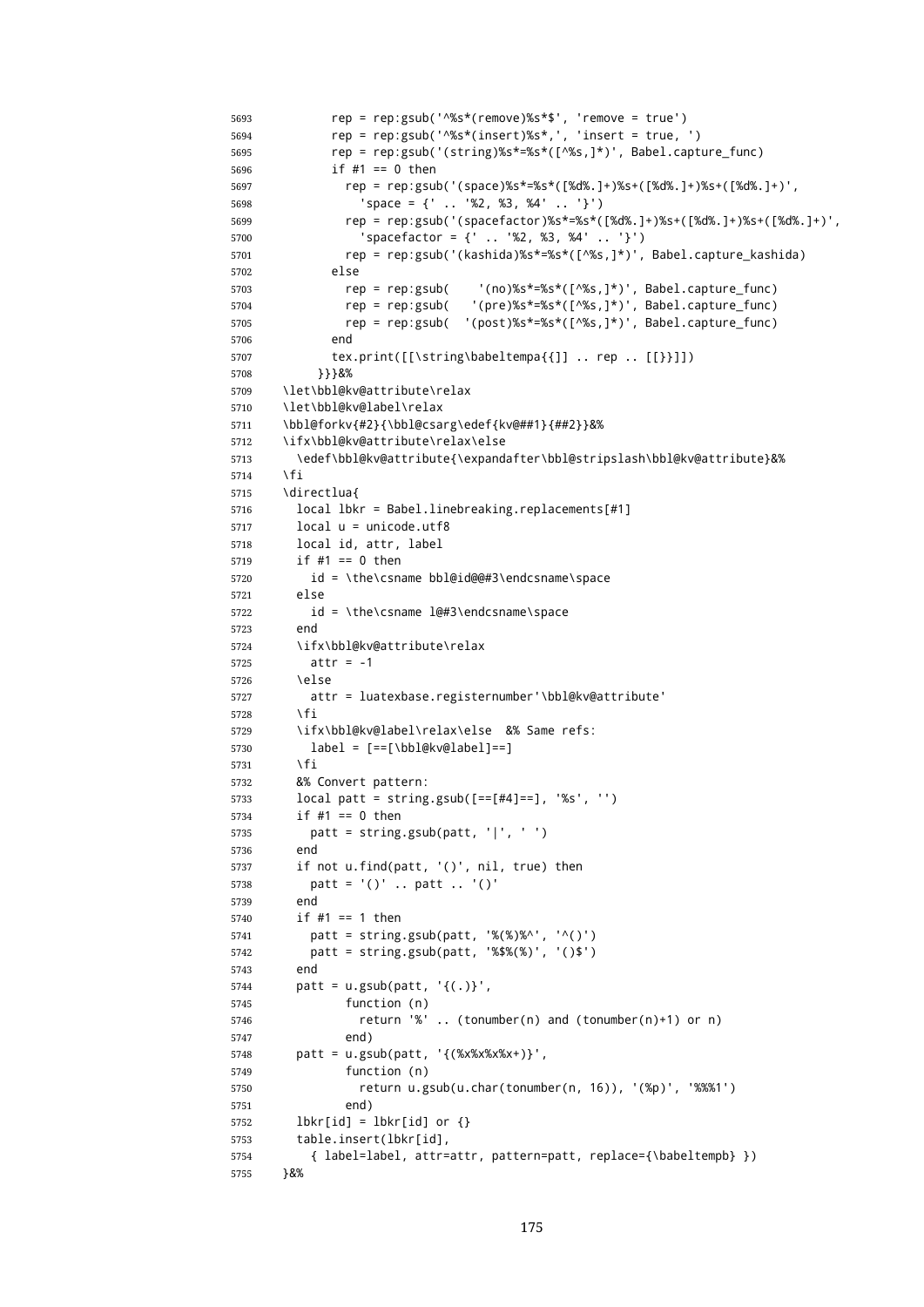```
5693          rep = rep:gsub('^%s*(remove)%s*$', 'remove = true')
5694          rep = rep:gsub('^%s*(insert)%s*,', 'insert = true, ')
5695          rep = rep:gsub('(string)%s*=%s*([^%s,]*)', Babel.capture_func)
5696          if #1 == 0 then
5697            rep = rep:gsub('(space)%s*=%s*([%d%.]+)%s+([%d%.]+)%s+([%d%.]+)',
5698              'space = {' .. '%2, %3, %4' .. '}')
5699            rep = rep:gsub('(spacefactor)%s*=%s*([%d%.]+)%s+([%d%.]+)%s+([%d%.]+)',
5700              'spacefactor = {' .. '%2, %3, %4' .. '}')
5701            rep = rep:gsub('(kashida)%s*=%s*([^%s,]*)', Babel.capture_kashida)
5702          else
5703            rep = rep:gsub(    '(no)%s*=%s*([^%s,]*)', Babel.capture_func)
5704            rep = rep:gsub(   '(pre)%s*=%s*([^%s,]*)', Babel.capture_func)
5705            rep = rep:gsub(  '(post)%s*=%s*([^%s,]*)', Babel.capture_func)
5706          end
5707          tex.print([[\string\babeltempa{{]] .. rep .. [[}}]])
5708        }}}&%
5709    \let\bbl@kv@attribute\relax
5710    \let\bbl@kv@label\relax
5711    \bbl@forkv{#2}{\bbl@csarg\edef{kv@##1}{##2}}&%
5712    \ifx\bbl@kv@attribute\relax\else
5713      \edef\bbl@kv@attribute{\expandafter\bbl@stripslash\bbl@kv@attribute}&%
5714    \fi
5715    \directlua{
5716      local lbkr = Babel.linebreaking.replacements[#1]
5717      local u = unicode.utf8
5718      local id, attr, label
5719      if #1 == 0 then
5720        id = \the\csname bbl@id@@#3\endcsname\space
5721      else
5722        id = \the\csname l@#3\endcsname\space
5723      end
5724      \ifx\bbl@kv@attribute\relax
5725        attr = -1
5726      \else
5727        attr = luatexbase.registernumber'\bbl@kv@attribute'
5728      \fi
5729      \ifx\bbl@kv@label\relax\else  &% Same refs:
5730        label = [==[\bbl@kv@label]==]
5731      \fi
5732      &% Convert pattern:
5733      local patt = string.gsub([==[#4]==], '%s', '')
5734      if #1 == 0 then
5735        patt = string.gsub(patt, '|', ' ')
5736      end
5737      if not u.find(patt, '()', nil, true) then
5738        patt = '()' .. patt .. '()'
5739      end
5740      if #1 == 1 then
5741        patt = string.gsub(patt, '%(%)%^', '^()')
5742        patt = string.gsub(patt, '%$%(%)', '()$')
5743      end
5744      patt = u.gsub(patt, '{(.)}',
5745              function (n)
5746                return '%' .. (tonumber(n) and (tonumber(n)+1) or n)
5747              end)
5748      patt = u.gsub(patt, '{(%x%x%x%x+)}',
5749              function (n)
5750                return u.gsub(u.char(tonumber(n, 16)), '(%p)', '%%%1')
5751              end)
5752      lbkr[id] = lbkr[id] or {}
5753      table.insert(lbkr[id],
5754        { label=label, attr=attr, pattern=patt, replace={\babeltempb} })
5755    }&%
```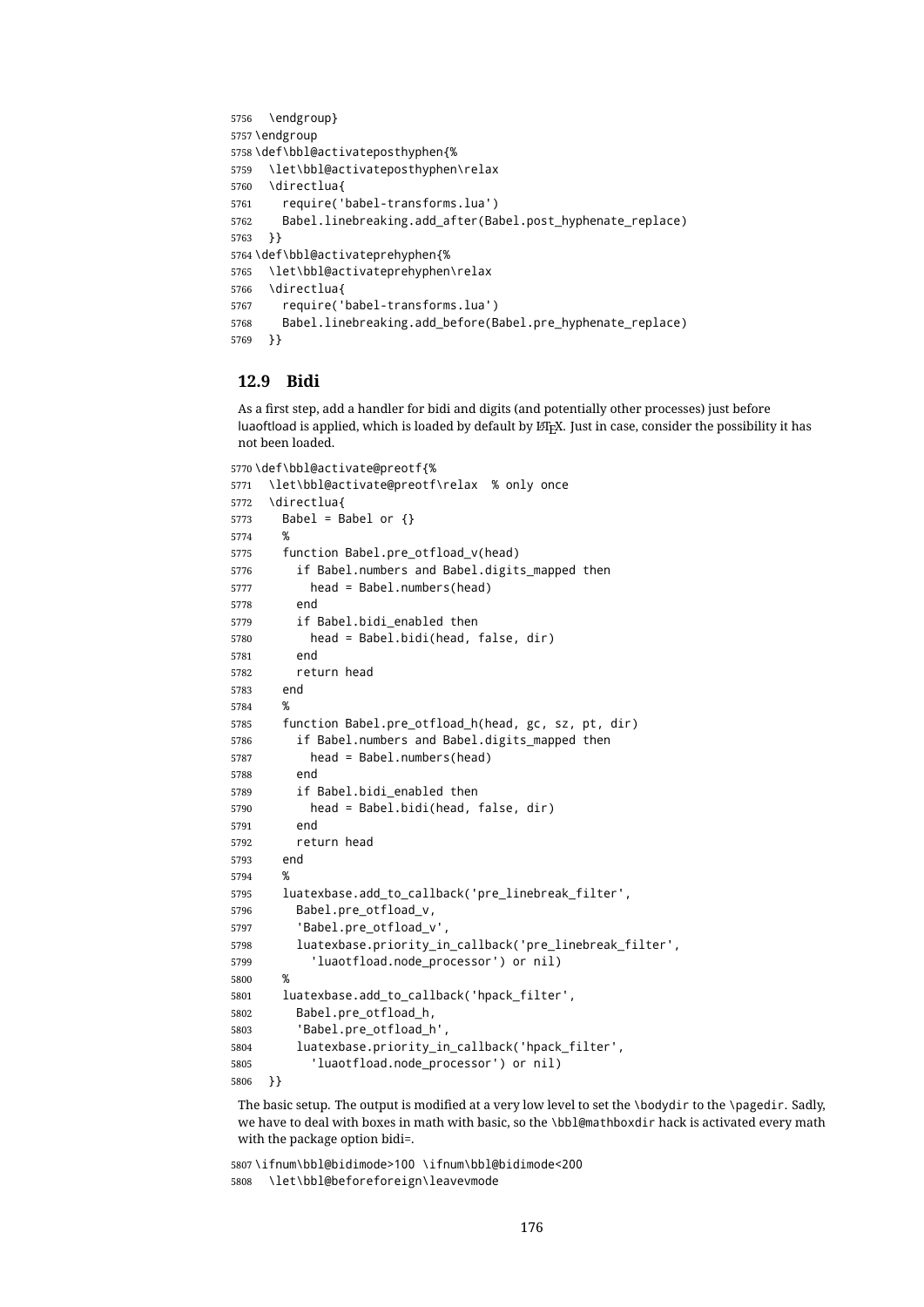```
5756   \endgroup}
5757 \endgroup
5758 \def\bbl@activateposthyphen{%
5759   \let\bbl@activateposthyphen\relax
5760   \directlua{
5761     require('babel-transforms.lua')
5762     Babel.linebreaking.add_after(Babel.post_hyphenate_replace)
5763   }}
5764 \def\bbl@activateprehyphen{%
5765   \let\bbl@activateprehyphen\relax
5766   \directlua{
5767     require('babel-transforms.lua')
5768     Babel.linebreaking.add_before(Babel.pre_hyphenate_replace)
5769   }}
```

## 12.9 Bidi

As a first step, add a handler for bidi and digits (and potentially other processes) just before luaotfload is applied, which is loaded by default by LaTeX. Just in case, consider the possibility it has not been loaded.

```
5770 \def\bbl@activate@preotf{%
5771   \let\bbl@activate@preotf\relax  % only once
5772   \directlua{
5773     Babel = Babel or {}
5774     %
5775     function Babel.pre_otfload_v(head)
5776       if Babel.numbers and Babel.digits_mapped then
5777         head = Babel.numbers(head)
5778       end
5779       if Babel.bidi_enabled then
5780         head = Babel.bidi(head, false, dir)
5781       end
5782       return head
5783     end
5784     %
5785     function Babel.pre_otfload_h(head, gc, sz, pt, dir)
5786       if Babel.numbers and Babel.digits_mapped then
5787         head = Babel.numbers(head)
5788       end
5789       if Babel.bidi_enabled then
5790         head = Babel.bidi(head, false, dir)
5791       end
5792       return head
5793     end
5794     %
5795     luatexbase.add_to_callback('pre_linebreak_filter',
5796       Babel.pre_otfload_v,
5797       'Babel.pre_otfload_v',
5798       luatexbase.priority_in_callback('pre_linebreak_filter',
5799         'luaotfload.node_processor') or nil)
5800     %
5801     luatexbase.add_to_callback('hpack_filter',
5802       Babel.pre_otfload_h,
5803       'Babel.pre_otfload_h',
5804       luatexbase.priority_in_callback('hpack_filter',
5805         'luaotfload.node_processor') or nil)
5806   }}
```

The basic setup. The output is modified at a very low level to set the `\bodydir` to the `\pagedir`. Sadly, we have to deal with boxes in math with basic, so the `\bbl@mathboxdir` hack is activated every math with the package option bidi=.

```
5807 \ifnum\bbl@bidimode>100 \ifnum\bbl@bidimode<200
5808   \let\bbl@beforeforeign\leavevmode
```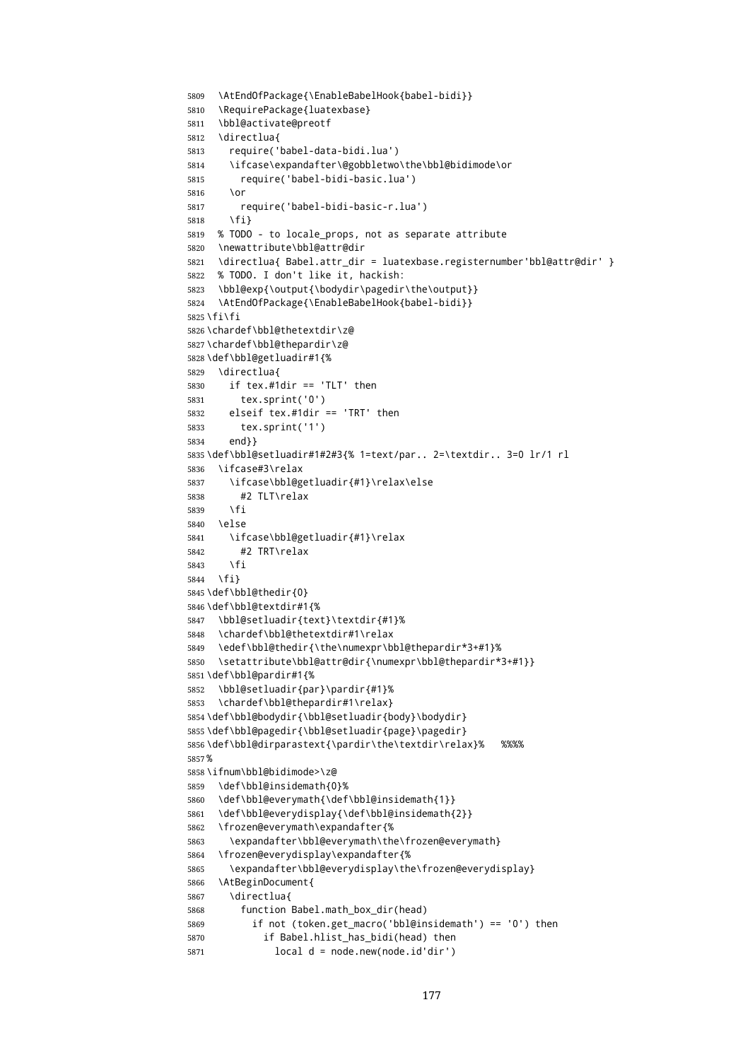```
5809   \AtEndOfPackage{\EnableBabelHook{babel-bidi}}
5810   \RequirePackage{luatexbase}
5811   \bbl@activate@preotf
5812   \directlua{
5813     require('babel-data-bidi.lua')
5814     \ifcase\expandafter\@gobbletwo\the\bbl@bidimode\or
5815       require('babel-bidi-basic.lua')
5816     \or
5817       require('babel-bidi-basic-r.lua')
5818     \fi}
5819   % TODO - to locale_props, not as separate attribute
5820   \newattribute\bbl@attr@dir
5821   \directlua{ Babel.attr_dir = luatexbase.registernumber'bbl@attr@dir' }
5822   % TODO. I don't like it, hackish:
5823   \bbl@exp{\output{\bodydir\pagedir\the\output}}
5824   \AtEndOfPackage{\EnableBabelHook{babel-bidi}}
5825 \fi\fi
5826 \chardef\bbl@thetextdir\z@
5827 \chardef\bbl@thepardir\z@
5828 \def\bbl@getluadir#1{%
5829   \directlua{
5830     if tex.#1dir == 'TLT' then
5831       tex.sprint('0')
5832     elseif tex.#1dir == 'TRT' then
5833       tex.sprint('1')
5834     end}}
5835 \def\bbl@setluadir#1#2#3{% 1=text/par.. 2=\textdir.. 3=0 lr/1 rl
5836   \ifcase#3\relax
5837     \ifcase\bbl@getluadir{#1}\relax\else
5838       #2 TLT\relax
5839     \fi
5840   \else
5841     \ifcase\bbl@getluadir{#1}\relax
5842       #2 TRT\relax
5843     \fi
5844   \fi}
5845 \def\bbl@thedir{0}
5846 \def\bbl@textdir#1{%
5847   \bbl@setluadir{text}\textdir{#1}%
5848   \chardef\bbl@thetextdir#1\relax
5849   \edef\bbl@thedir{\the\numexpr\bbl@thepardir*3+#1}%
5850   \setattribute\bbl@attr@dir{\numexpr\bbl@thepardir*3+#1}}
5851 \def\bbl@pardir#1{%
5852   \bbl@setluadir{par}\pardir{#1}%
5853   \chardef\bbl@thepardir#1\relax}
5854 \def\bbl@bodydir{\bbl@setluadir{body}\bodydir}
5855 \def\bbl@pagedir{\bbl@setluadir{page}\pagedir}
5856 \def\bbl@dirparastext{\pardir\the\textdir\relax}%   %%%%
5857 %
5858 \ifnum\bbl@bidimode>\z@
5859   \def\bbl@insidemath{0}%
5860   \def\bbl@everymath{\def\bbl@insidemath{1}}
5861   \def\bbl@everydisplay{\def\bbl@insidemath{2}}
5862   \frozen@everymath\expandafter{%
5863     \expandafter\bbl@everymath\the\frozen@everymath}
5864   \frozen@everydisplay\expandafter{%
5865     \expandafter\bbl@everydisplay\the\frozen@everydisplay}
5866   \AtBeginDocument{
5867     \directlua{
5868       function Babel.math_box_dir(head)
5869         if not (token.get_macro('bbl@insidemath') == '0') then
5870           if Babel.hlist_has_bidi(head) then
5871             local d = node.new(node.id'dir')
```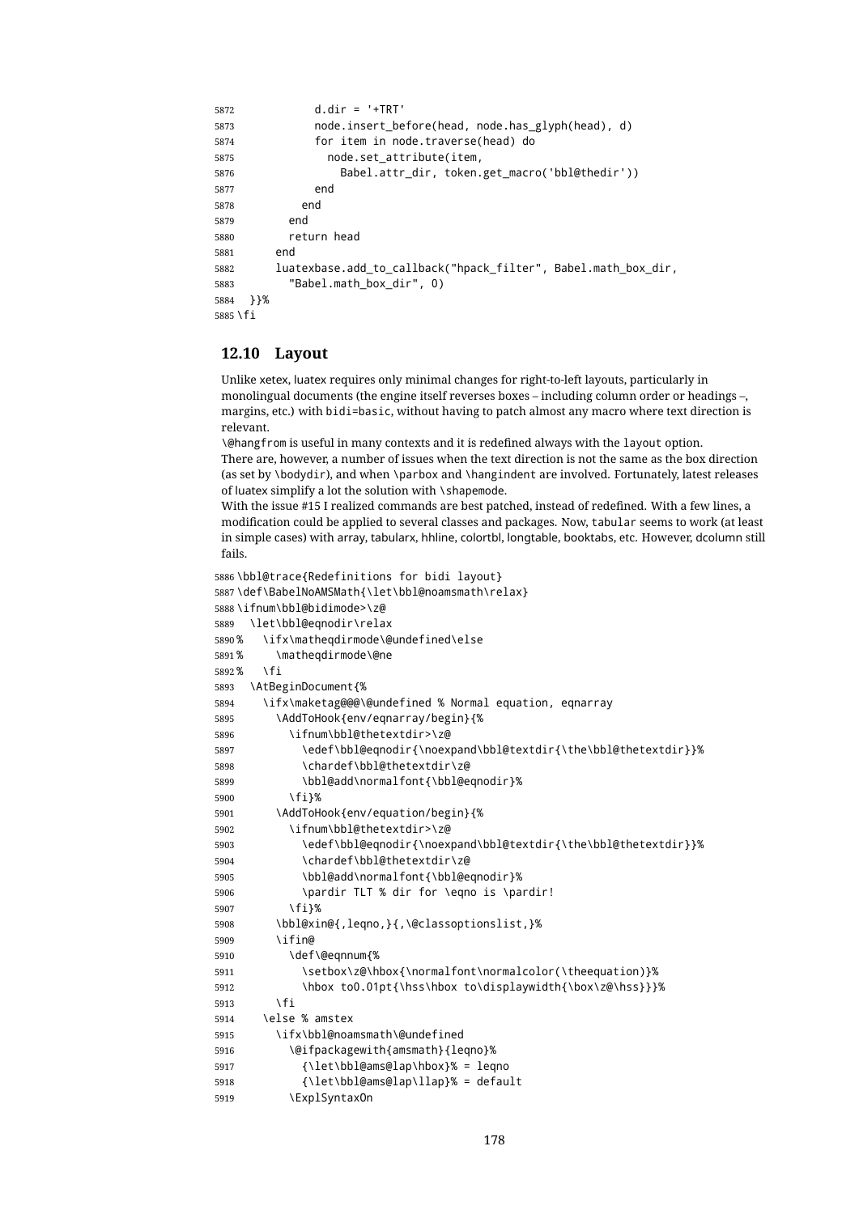```
5872            d.dir = '+TRT'
5873            node.insert_before(head, node.has_glyph(head), d)
5874            for item in node.traverse(head) do
5875              node.set_attribute(item,
5876                Babel.attr_dir, token.get_macro('bbl@thedir'))
5877            end
5878          end
5879        end
5880        return head
5881      end
5882      luatexbase.add_to_callback("hpack_filter", Babel.math_box_dir,
5883        "Babel.math_box_dir", 0)
5884  }}%
5885 \fi
```

### 12.10 Layout

Unlike xetex, luatex requires only minimal changes for right-to-left layouts, particularly in monolingual documents (the engine itself reverses boxes – including column order or headings –, margins, etc.) with `bidi=basic`, without having to patch almost any macro where text direction is relevant.

`\@hangfrom` is useful in many contexts and it is redefined always with the `layout` option.

There are, however, a number of issues when the text direction is not the same as the box direction (as set by `\bodydir`), and when `\parbox` and `\hangindent` are involved. Fortunately, latest releases of luatex simplify a lot the solution with `\shapemode`.

With the issue #15 I realized commands are best patched, instead of redefined. With a few lines, a modification could be applied to several classes and packages. Now, `tabular` seems to work (at least in simple cases) with array, tabularx, hhline, colortbl, longtable, booktabs, etc. However, dcolumn still fails.

```
5886 \bbl@trace{Redefinitions for bidi layout}
5887 \def\BabelNoAMSMath{\let\bbl@noamsmath\relax}
5888 \ifnum\bbl@bidimode>\z@
5889   \let\bbl@eqnodir\relax
5890 %   \ifx\matheqdirmode\@undefined\else
5891 %     \matheqdirmode\@ne
5892 %   \fi
5893   \AtBeginDocument{%
5894     \ifx\maketag@@@\@undefined % Normal equation, eqnarray
5895       \AddToHook{env/eqnarray/begin}{%
5896         \ifnum\bbl@thetextdir>\z@
5897           \edef\bbl@eqnodir{\noexpand\bbl@textdir{\the\bbl@thetextdir}}%
5898           \chardef\bbl@thetextdir\z@
5899           \bbl@add\normalfont{\bbl@eqnodir}%
5900         \fi}%
5901       \AddToHook{env/equation/begin}{%
5902         \ifnum\bbl@thetextdir>\z@
5903           \edef\bbl@eqnodir{\noexpand\bbl@textdir{\the\bbl@thetextdir}}%
5904           \chardef\bbl@thetextdir\z@
5905           \bbl@add\normalfont{\bbl@eqnodir}%
5906           \pardir TLT % dir for \eqno is \pardir!
5907         \fi}%
5908       \bbl@xin@{,leqno,}{,\@classoptionslist,}%
5909       \ifin@
5910         \def\@eqnnum{%
5911           \setbox\z@\hbox{\normalfont\normalcolor(\theequation)}%
5912           \hbox to0.01pt{\hss\hbox to\displaywidth{\box\z@\hss}}}%
5913       \fi
5914     \else % amstex
5915       \ifx\bbl@noamsmath\@undefined
5916         \@ifpackagewith{amsmath}{leqno}%
5917           {\let\bbl@ams@lap\hbox}% = leqno
5918           {\let\bbl@ams@lap\llap}% = default
5919         \ExplSyntaxOn
```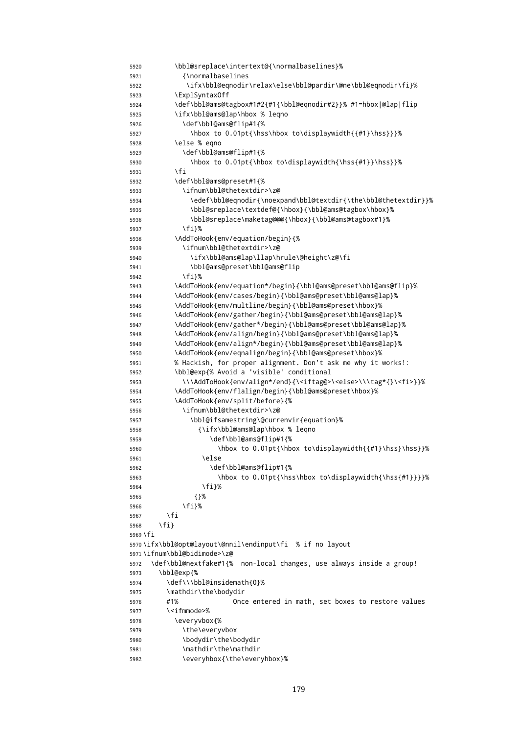```
5920        \bbl@sreplace\intertext@{\normalbaselines}%
5921          {\normalbaselines
5922           \ifx\bbl@eqnodir\relax\else\bbl@pardir\@ne\bbl@eqnodir\fi}%
5923        \ExplSyntaxOff
5924        \def\bbl@ams@tagbox#1#2{#1{\bbl@eqnodir#2}}% #1=hbox|@lap|flip
5925        \ifx\bbl@ams@lap\hbox % leqno
5926          \def\bbl@ams@flip#1{%
5927            \hbox to 0.01pt{\hss\hbox to\displaywidth{{#1}\hss}}}%
5928        \else % eqno
5929          \def\bbl@ams@flip#1{%
5930            \hbox to 0.01pt{\hbox to\displaywidth{\hss{#1}}\hss}}%
5931        \fi
5932        \def\bbl@ams@preset#1{%
5933          \ifnum\bbl@thetextdir>\z@
5934            \edef\bbl@eqnodir{\noexpand\bbl@textdir{\the\bbl@thetextdir}}%
5935            \bbl@sreplace\textdef@{\hbox}{\bbl@ams@tagbox\hbox}%
5936            \bbl@sreplace\maketag@@@{\hbox}{\bbl@ams@tagbox#1}%
5937          \fi}%
5938        \AddToHook{env/equation/begin}{%
5939          \ifnum\bbl@thetextdir>\z@
5940            \ifx\bbl@ams@lap\llap\hrule\@height\z@\fi
5941            \bbl@ams@preset\bbl@ams@flip
5942          \fi}%
5943        \AddToHook{env/equation*/begin}{\bbl@ams@preset\bbl@ams@flip}%
5944        \AddToHook{env/cases/begin}{\bbl@ams@preset\bbl@ams@lap}%
5945        \AddToHook{env/multline/begin}{\bbl@ams@preset\hbox}%
5946        \AddToHook{env/gather/begin}{\bbl@ams@preset\bbl@ams@lap}%
5947        \AddToHook{env/gather*/begin}{\bbl@ams@preset\bbl@ams@lap}%
5948        \AddToHook{env/align/begin}{\bbl@ams@preset\bbl@ams@lap}%
5949        \AddToHook{env/align*/begin}{\bbl@ams@preset\bbl@ams@lap}%
5950        \AddToHook{env/eqnalign/begin}{\bbl@ams@preset\hbox}%
5951        % Hackish, for proper alignment. Don't ask me why it works!:
5952        \bbl@exp{% Avoid a 'visible' conditional
5953          \\\AddToHook{env/align*/end}{\<iftag@>\<else>\\\tag*{}\<fi>}}%
5954        \AddToHook{env/flalign/begin}{\bbl@ams@preset\hbox}%
5955        \AddToHook{env/split/before}{%
5956          \ifnum\bbl@thetextdir>\z@
5957            \bbl@ifsamestring\@currenvir{equation}%
5958              {\ifx\bbl@ams@lap\hbox % leqno
5959                 \def\bbl@ams@flip#1{%
5960                   \hbox to 0.01pt{\hbox to\displaywidth{{#1}\hss}\hss}}%
5961               \else
5962                 \def\bbl@ams@flip#1{%
5963                   \hbox to 0.01pt{\hss\hbox to\displaywidth{\hss{#1}}}}%
5964               \fi}%
5965             {}%
5966          \fi}%
5967      \fi
5968    \fi}
5969 \fi
5970 \ifx\bbl@opt@layout\@nnil\endinput\fi  % if no layout
5971 \ifnum\bbl@bidimode>\z@
5972   \def\bbl@nextfake#1{%  non-local changes, use always inside a group!
5973     \bbl@exp{%
5974       \def\\\bbl@insidemath{0}%
5975       \mathdir\the\bodydir
5976       #1%              Once entered in math, set boxes to restore values
5977       \<ifmmode>%
5978         \everyvbox{%
5979           \the\everyvbox
5980           \bodydir\the\bodydir
5981           \mathdir\the\mathdir
5982           \everyhbox{\the\everyhbox}%
```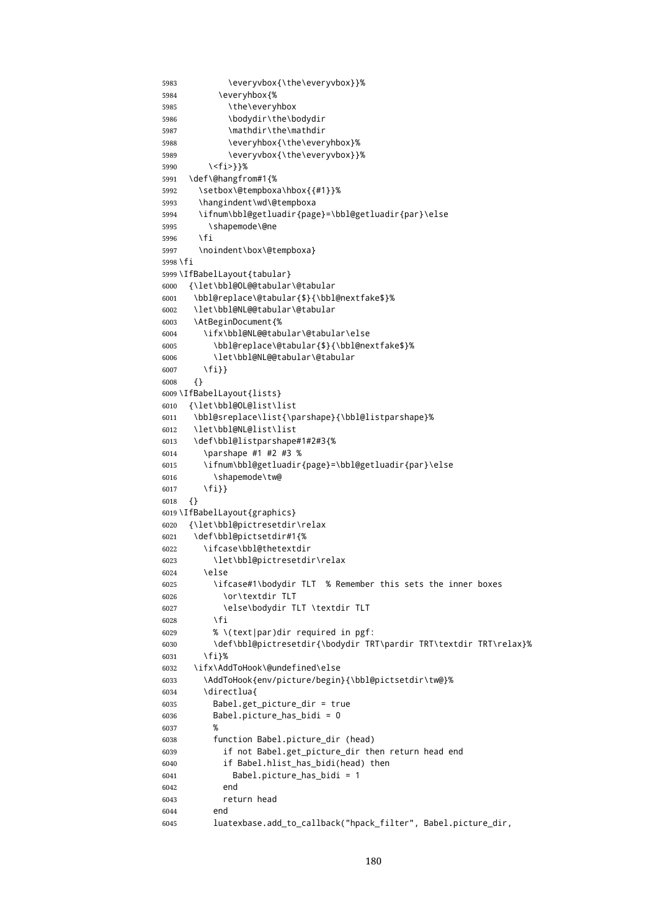```
5983          \everyvbox{\the\everyvbox}}%
5984        \everyhbox{%
5985          \the\everyhbox
5986          \bodydir\the\bodydir
5987          \mathdir\the\mathdir
5988          \everyhbox{\the\everyhbox}%
5989          \everyvbox{\the\everyvbox}}%
5990      \<fi>}}%
5991  \def\@hangfrom#1{%
5992    \setbox\@tempboxa\hbox{{#1}}%
5993    \hangindent\wd\@tempboxa
5994    \ifnum\bbl@getluadir{page}=\bbl@getluadir{par}\else
5995      \shapemode\@ne
5996    \fi
5997    \noindent\box\@tempboxa}
5998 \fi
5999 \IfBabelLayout{tabular}
6000   {\let\bbl@OL@@tabular\@tabular
6001    \bbl@replace\@tabular{$}{\bbl@nextfake$}%
6002    \let\bbl@NL@@tabular\@tabular
6003    \AtBeginDocument{%
6004      \ifx\bbl@NL@@tabular\@tabular\else
6005        \bbl@replace\@tabular{$}{\bbl@nextfake$}%
6006        \let\bbl@NL@@tabular\@tabular
6007      \fi}}
6008   {}
6009 \IfBabelLayout{lists}
6010   {\let\bbl@OL@list\list
6011    \bbl@sreplace\list{\parshape}{\bbl@listparshape}%
6012    \let\bbl@NL@list\list
6013    \def\bbl@listparshape#1#2#3{%
6014      \parshape #1 #2 #3 %
6015      \ifnum\bbl@getluadir{page}=\bbl@getluadir{par}\else
6016        \shapemode\tw@
6017      \fi}}
6018   {}
6019 \IfBabelLayout{graphics}
6020   {\let\bbl@pictresetdir\relax
6021    \def\bbl@pictsetdir#1{%
6022      \ifcase\bbl@thetextdir
6023        \let\bbl@pictresetdir\relax
6024      \else
6025        \ifcase#1\bodydir TLT  % Remember this sets the inner boxes
6026          \or\textdir TLT
6027          \else\bodydir TLT \textdir TLT
6028        \fi
6029        % \(text|par)dir required in pgf:
6030        \def\bbl@pictresetdir{\bodydir TRT\pardir TRT\textdir TRT\relax}%
6031      \fi}%
6032    \ifx\AddToHook\@undefined\else
6033      \AddToHook{env/picture/begin}{\bbl@pictsetdir\tw@}%
6034      \directlua{
6035        Babel.get_picture_dir = true
6036        Babel.picture_has_bidi = 0
6037        %
6038        function Babel.picture_dir (head)
6039          if not Babel.get_picture_dir then return head end
6040          if Babel.hlist_has_bidi(head) then
6041            Babel.picture_has_bidi = 1
6042          end
6043          return head
6044        end
6045        luatexbase.add_to_callback("hpack_filter", Babel.picture_dir,
```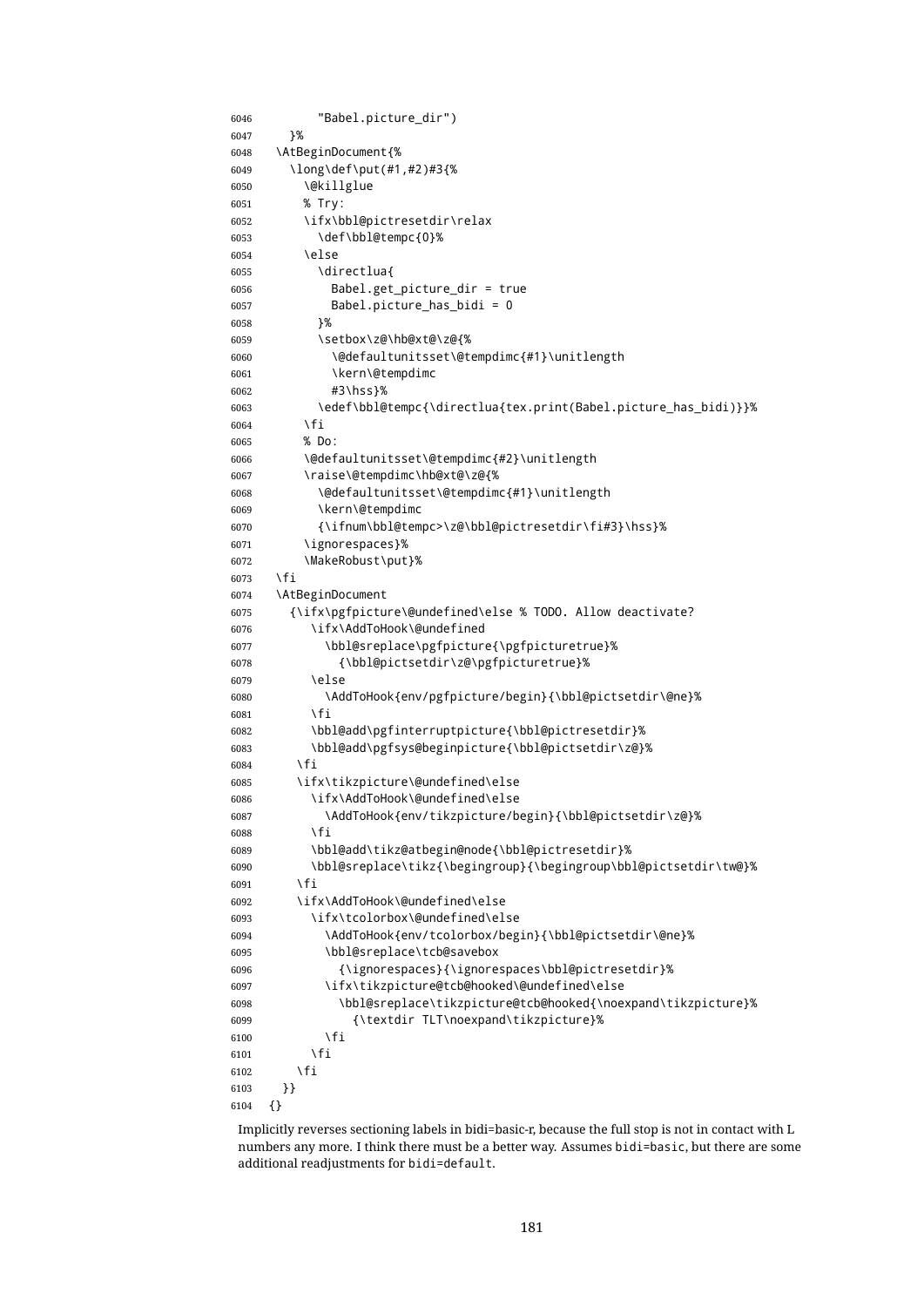```
6046          "Babel.picture_dir")
6047     }%
6048   \AtBeginDocument{%
6049     \long\def\put(#1,#2)#3{%
6050       \@killglue
6051       % Try:
6052       \ifx\bbl@pictresetdir\relax
6053         \def\bbl@tempc{0}%
6054       \else
6055         \directlua{
6056           Babel.get_picture_dir = true
6057           Babel.picture_has_bidi = 0
6058         }%
6059         \setbox\z@\hb@xt@\z@{%
6060           \@defaultunitsset\@tempdimc{#1}\unitlength
6061           \kern\@tempdimc
6062           #3\hss}%
6063         \edef\bbl@tempc{\directlua{tex.print(Babel.picture_has_bidi)}}%
6064       \fi
6065       % Do:
6066       \@defaultunitsset\@tempdimc{#2}\unitlength
6067       \raise\@tempdimc\hb@xt@\z@{%
6068         \@defaultunitsset\@tempdimc{#1}\unitlength
6069         \kern\@tempdimc
6070         {\ifnum\bbl@tempc>\z@\bbl@pictresetdir\fi#3}\hss}%
6071       \ignorespaces}%
6072       \MakeRobust\put}%
6073   \fi
6074   \AtBeginDocument
6075     {\ifx\pgfpicture\@undefined\else % TODO. Allow deactivate?
6076        \ifx\AddToHook\@undefined
6077          \bbl@sreplace\pgfpicture{\pgfpicturetrue}%
6078            {\bbl@pictsetdir\z@\pgfpicturetrue}%
6079        \else
6080          \AddToHook{env/pgfpicture/begin}{\bbl@pictsetdir\@ne}%
6081        \fi
6082        \bbl@add\pgfinterruptpicture{\bbl@pictresetdir}%
6083        \bbl@add\pgfsys@beginpicture{\bbl@pictsetdir\z@}%
6084      \fi
6085      \ifx\tikzpicture\@undefined\else
6086        \ifx\AddToHook\@undefined\else
6087          \AddToHook{env/tikzpicture/begin}{\bbl@pictsetdir\z@}%
6088        \fi
6089        \bbl@add\tikz@atbegin@node{\bbl@pictresetdir}%
6090        \bbl@sreplace\tikz{\begingroup}{\begingroup\bbl@pictsetdir\tw@}%
6091      \fi
6092      \ifx\AddToHook\@undefined\else
6093        \ifx\tcolorbox\@undefined\else
6094          \AddToHook{env/tcolorbox/begin}{\bbl@pictsetdir\@ne}%
6095          \bbl@sreplace\tcb@savebox
6096            {\ignorespaces}{\ignorespaces\bbl@pictresetdir}%
6097          \ifx\tikzpicture@tcb@hooked\@undefined\else
6098            \bbl@sreplace\tikzpicture@tcb@hooked{\noexpand\tikzpicture}%
6099              {\textdir TLT\noexpand\tikzpicture}%
6100          \fi
6101        \fi
6102      \fi
6103    }}
6104  {}
```

Implicitly reverses sectioning labels in bidi=basic-r, because the full stop is not in contact with L numbers any more. I think there must be a better way. Assumes `bidi=basic`, but there are some additional readjustments for `bidi=default`.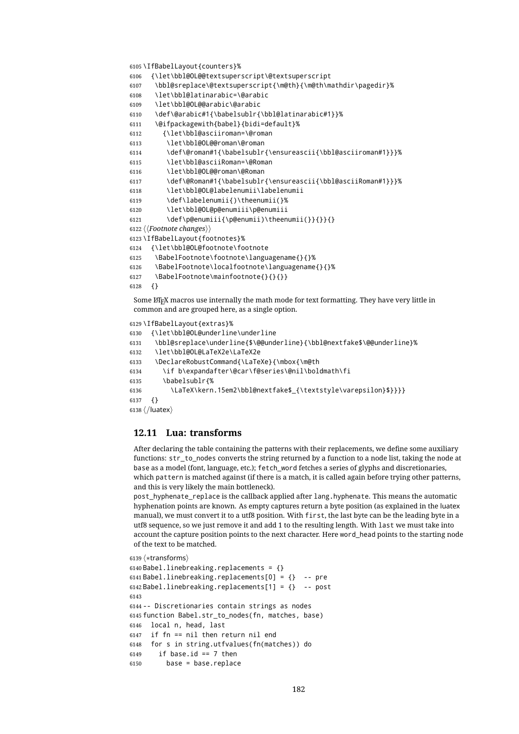```
6105 \IfBabelLayout{counters}%
6106   {\let\bbl@OL@@textsuperscript\@textsuperscript
6107    \bbl@sreplace\@textsuperscript{\m@th}{\m@th\mathdir\pagedir}%
6108    \let\bbl@latinarabic=\@arabic
6109    \let\bbl@OL@@arabic\@arabic
6110    \def\@arabic#1{\babelsublr{\bbl@latinarabic#1}}%
6111    \@ifpackagewith{babel}{bidi=default}%
6112      {\let\bbl@asciiroman=\@roman
6113       \let\bbl@OL@@roman\@roman
6114       \def\@roman#1{\babelsublr{\ensureascii{\bbl@asciiroman#1}}}%
6115       \let\bbl@asciiRoman=\@Roman
6116       \let\bbl@OL@@roman\@Roman
6117       \def\@Roman#1{\babelsublr{\ensureascii{\bbl@asciiRoman#1}}}%
6118       \let\bbl@OL@labelenumii\labelenumii
6119       \def\labelenumii{)\theenumii(}%
6120       \let\bbl@OL@p@enumiii\p@enumiii
6121       \def\p@enumiii{\p@enumii)\theenumii(}}{}}{}
6122 ⟨⟨Footnote changes⟩⟩
6123 \IfBabelLayout{footnotes}%
6124   {\let\bbl@OL@footnote\footnote
6125    \BabelFootnote\footnote\languagename{}{}%
6126    \BabelFootnote\localfootnote\languagename{}{}%
6127    \BabelFootnote\mainfootnote{}{}{}}
6128   {}
```

Some LaTeX macros use internally the math mode for text formatting. They have very little in common and are grouped here, as a single option.

```
6129 \IfBabelLayout{extras}%
6130   {\let\bbl@OL@underline\underline
6131    \bbl@sreplace\underline{$\@@underline}{\bbl@nextfake$\@@underline}%
6132    \let\bbl@OL@LaTeX2e\LaTeX2e
6133    \DeclareRobustCommand{\LaTeXe}{\mbox{\m@th
6134      \if b\expandafter\@car\f@series\@nil\boldmath\fi
6135      \babelsublr{%
6136        \LaTeX\kern.15em2\bbl@nextfake$_{\textstyle\varepsilon}$}}}}
6137   {}
6138 ⟨/luatex⟩
```

## 12.11 Lua: transforms

After declaring the table containing the patterns with their replacements, we define some auxiliary functions: `str_to_nodes` converts the string returned by a function to a node list, taking the node at `base` as a model (font, language, etc.); `fetch_word` fetches a series of glyphs and discretionaries, which `pattern` is matched against (if there is a match, it is called again before trying other patterns, and this is very likely the main bottleneck).

`post_hyphenate_replace` is the callback applied after `lang.hyphenate`. This means the automatic hyphenation points are known. As empty captures return a byte position (as explained in the luatex manual), we must convert it to a utf8 position. With `first`, the last byte can be the leading byte in a utf8 sequence, so we just remove it and add 1 to the resulting length. With `last` we must take into account the capture position points to the next character. Here word_head points to the starting node of the text to be matched.

```
6139 ⟨*transforms⟩
6140 Babel.linebreaking.replacements = {}
6141 Babel.linebreaking.replacements[0] = {}  -- pre
6142 Babel.linebreaking.replacements[1] = {}  -- post
6143
6144 -- Discretionaries contain strings as nodes
6145 function Babel.str_to_nodes(fn, matches, base)
6146   local n, head, last
6147   if fn == nil then return nil end
6148   for s in string.utfvalues(fn(matches)) do
6149     if base.id == 7 then
6150       base = base.replace
```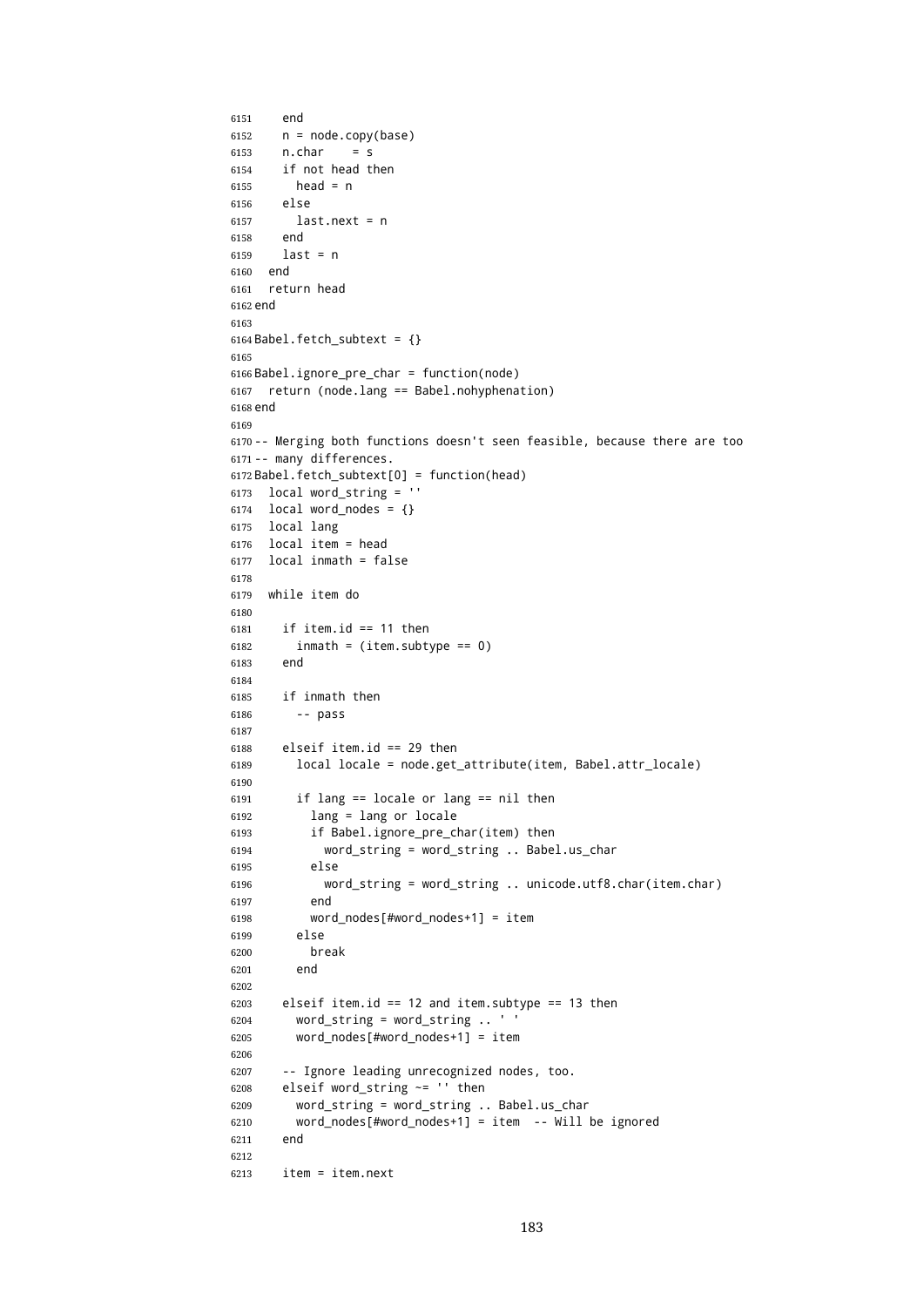```
6151     end
6152     n = node.copy(base)
6153     n.char    = s
6154     if not head then
6155       head = n
6156     else
6157       last.next = n
6158     end
6159     last = n
6160   end
6161   return head
6162 end
6163
6164 Babel.fetch_subtext = {}
6165
6166 Babel.ignore_pre_char = function(node)
6167   return (node.lang == Babel.nohyphenation)
6168 end
6169
6170 -- Merging both functions doesn't seen feasible, because there are too
6171 -- many differences.
6172 Babel.fetch_subtext[0] = function(head)
6173   local word_string = ''
6174   local word_nodes = {}
6175   local lang
6176   local item = head
6177   local inmath = false
6178
6179   while item do
6180
6181     if item.id == 11 then
6182       inmath = (item.subtype == 0)
6183     end
6184
6185     if inmath then
6186       -- pass
6187
6188     elseif item.id == 29 then
6189       local locale = node.get_attribute(item, Babel.attr_locale)
6190
6191       if lang == locale or lang == nil then
6192         lang = lang or locale
6193         if Babel.ignore_pre_char(item) then
6194           word_string = word_string .. Babel.us_char
6195         else
6196           word_string = word_string .. unicode.utf8.char(item.char)
6197         end
6198         word_nodes[#word_nodes+1] = item
6199       else
6200         break
6201       end
6202
6203     elseif item.id == 12 and item.subtype == 13 then
6204       word_string = word_string .. ' '
6205       word_nodes[#word_nodes+1] = item
6206
6207     -- Ignore leading unrecognized nodes, too.
6208     elseif word_string ~= '' then
6209       word_string = word_string .. Babel.us_char
6210       word_nodes[#word_nodes+1] = item  -- Will be ignored
6211     end
6212
6213     item = item.next
```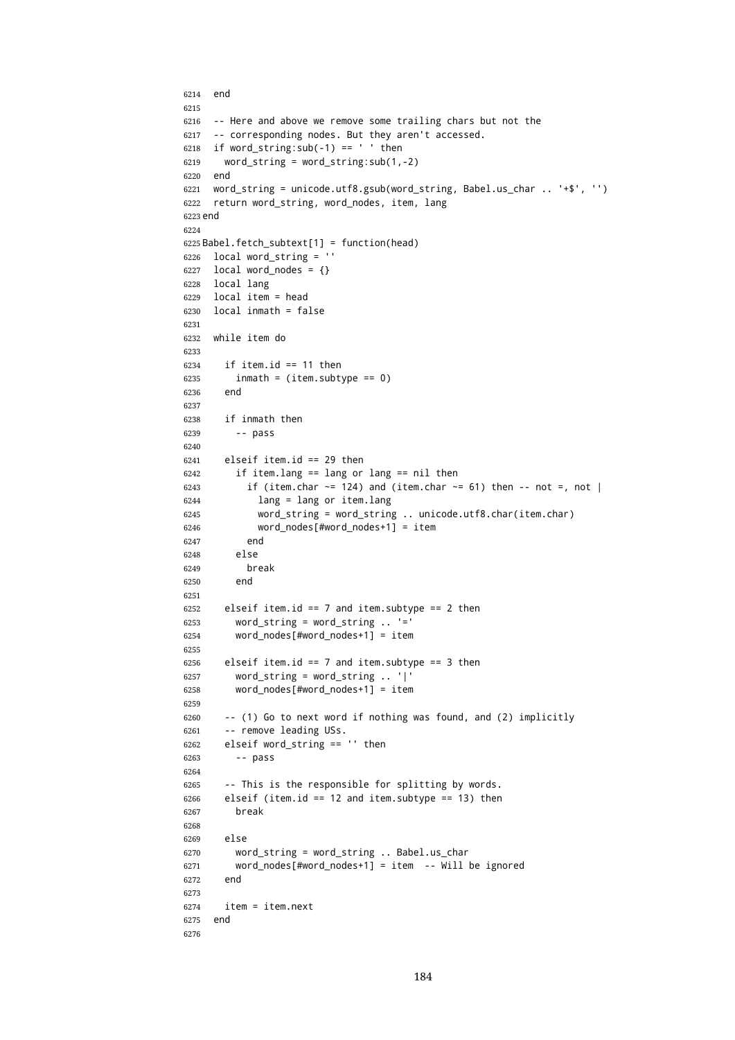```
6214   end
6215
6216   -- Here and above we remove some trailing chars but not the
6217   -- corresponding nodes. But they aren't accessed.
6218   if word_string:sub(-1) == ' ' then
6219     word_string = word_string:sub(1,-2)
6220   end
6221   word_string = unicode.utf8.gsub(word_string, Babel.us_char .. '+$', '')
6222   return word_string, word_nodes, item, lang
6223 end
6224
6225 Babel.fetch_subtext[1] = function(head)
6226   local word_string = ''
6227   local word_nodes = {}
6228   local lang
6229   local item = head
6230   local inmath = false
6231
6232   while item do
6233
6234     if item.id == 11 then
6235       inmath = (item.subtype == 0)
6236     end
6237
6238     if inmath then
6239       -- pass
6240
6241     elseif item.id == 29 then
6242       if item.lang == lang or lang == nil then
6243         if (item.char ~= 124) and (item.char ~= 61) then -- not =, not |
6244           lang = lang or item.lang
6245           word_string = word_string .. unicode.utf8.char(item.char)
6246           word_nodes[#word_nodes+1] = item
6247         end
6248       else
6249         break
6250       end
6251
6252     elseif item.id == 7 and item.subtype == 2 then
6253       word_string = word_string .. '='
6254       word_nodes[#word_nodes+1] = item
6255
6256     elseif item.id == 7 and item.subtype == 3 then
6257       word_string = word_string .. '|'
6258       word_nodes[#word_nodes+1] = item
6259
6260     -- (1) Go to next word if nothing was found, and (2) implicitly
6261     -- remove leading USs.
6262     elseif word_string == '' then
6263       -- pass
6264
6265     -- This is the responsible for splitting by words.
6266     elseif (item.id == 12 and item.subtype == 13) then
6267       break
6268
6269     else
6270       word_string = word_string .. Babel.us_char
6271       word_nodes[#word_nodes+1] = item  -- Will be ignored
6272     end
6273
6274     item = item.next
6275   end
6276
```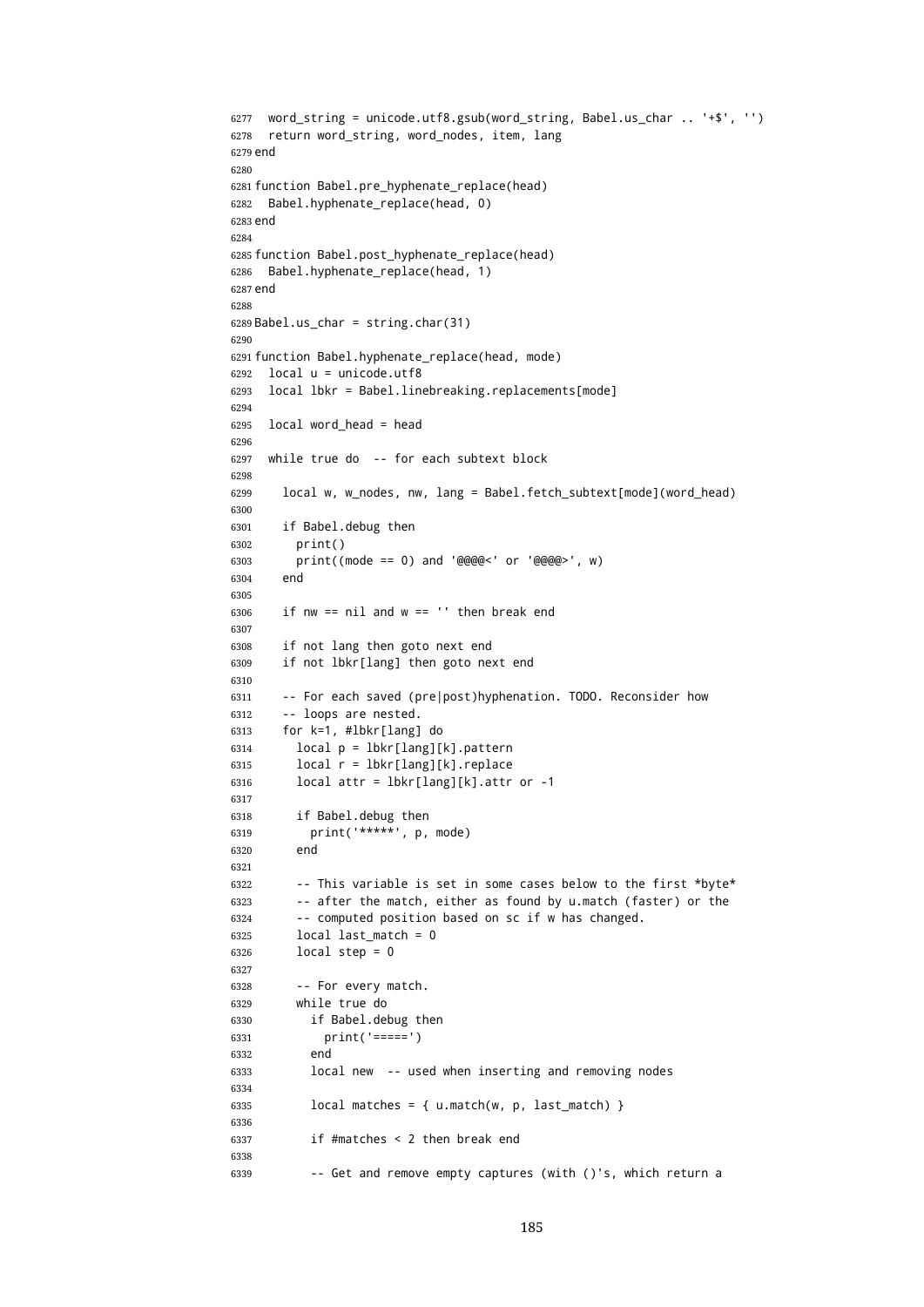```
6277   word_string = unicode.utf8.gsub(word_string, Babel.us_char .. '+$', '')
6278   return word_string, word_nodes, item, lang
6279 end
6280
6281 function Babel.pre_hyphenate_replace(head)
6282   Babel.hyphenate_replace(head, 0)
6283 end
6284
6285 function Babel.post_hyphenate_replace(head)
6286   Babel.hyphenate_replace(head, 1)
6287 end
6288
6289 Babel.us_char = string.char(31)
6290
6291 function Babel.hyphenate_replace(head, mode)
6292   local u = unicode.utf8
6293   local lbkr = Babel.linebreaking.replacements[mode]
6294
6295   local word_head = head
6296
6297   while true do  -- for each subtext block
6298
6299     local w, w_nodes, nw, lang = Babel.fetch_subtext[mode](word_head)
6300
6301     if Babel.debug then
6302       print()
6303       print((mode == 0) and '@@@@<' or '@@@@>', w)
6304     end
6305
6306     if nw == nil and w == '' then break end
6307
6308     if not lang then goto next end
6309     if not lbkr[lang] then goto next end
6310
6311     -- For each saved (pre|post)hyphenation. TODO. Reconsider how
6312     -- loops are nested.
6313     for k=1, #lbkr[lang] do
6314       local p = lbkr[lang][k].pattern
6315       local r = lbkr[lang][k].replace
6316       local attr = lbkr[lang][k].attr or -1
6317
6318       if Babel.debug then
6319         print('*****', p, mode)
6320       end
6321
6322       -- This variable is set in some cases below to the first *byte*
6323       -- after the match, either as found by u.match (faster) or the
6324       -- computed position based on sc if w has changed.
6325       local last_match = 0
6326       local step = 0
6327
6328       -- For every match.
6329       while true do
6330         if Babel.debug then
6331           print('=====')
6332         end
6333         local new  -- used when inserting and removing nodes
6334
6335         local matches = { u.match(w, p, last_match) }
6336
6337         if #matches < 2 then break end
6338
6339         -- Get and remove empty captures (with ()'s, which return a
```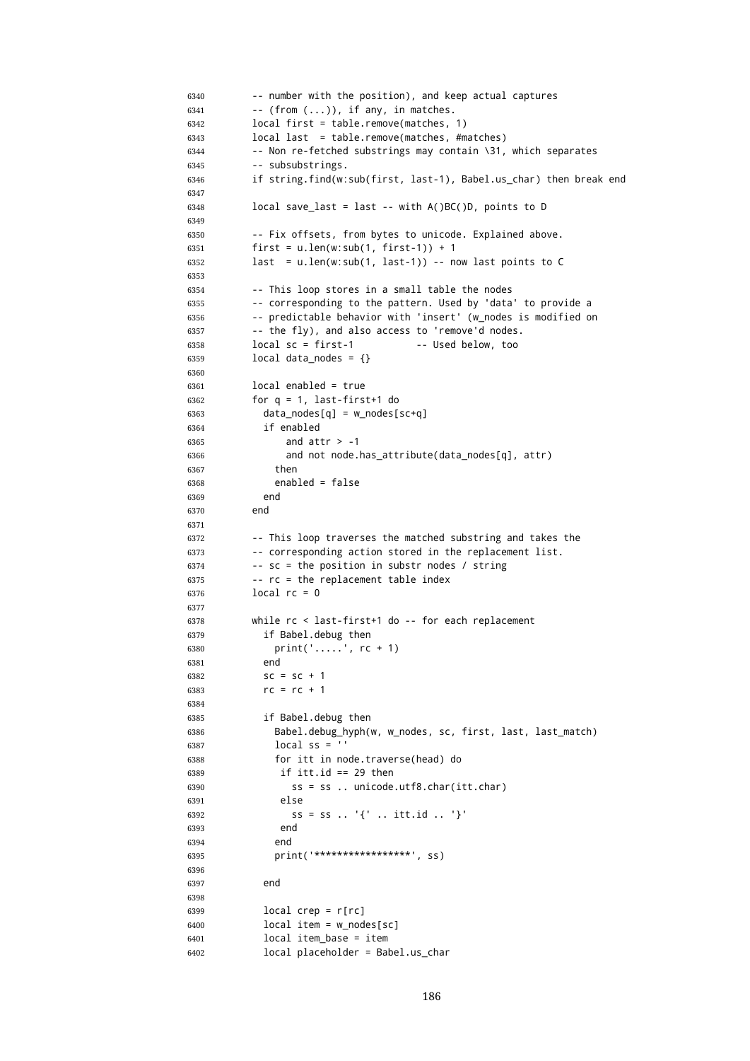```
6340        -- number with the position), and keep actual captures
6341        -- (from (...)), if any, in matches.
6342        local first = table.remove(matches, 1)
6343        local last  = table.remove(matches, #matches)
6344        -- Non re-fetched substrings may contain \31, which separates
6345        -- subsubstrings.
6346        if string.find(w:sub(first, last-1), Babel.us_char) then break end
6347
6348        local save_last = last -- with A()BC()D, points to D
6349
6350        -- Fix offsets, from bytes to unicode. Explained above.
6351        first = u.len(w:sub(1, first-1)) + 1
6352        last  = u.len(w:sub(1, last-1)) -- now last points to C
6353
6354        -- This loop stores in a small table the nodes
6355        -- corresponding to the pattern. Used by 'data' to provide a
6356        -- predictable behavior with 'insert' (w_nodes is modified on
6357        -- the fly), and also access to 'remove'd nodes.
6358        local sc = first-1           -- Used below, too
6359        local data_nodes = {}
6360
6361        local enabled = true
6362        for q = 1, last-first+1 do
6363          data_nodes[q] = w_nodes[sc+q]
6364          if enabled
6365              and attr > -1
6366              and not node.has_attribute(data_nodes[q], attr)
6367            then
6368            enabled = false
6369          end
6370        end
6371
6372        -- This loop traverses the matched substring and takes the
6373        -- corresponding action stored in the replacement list.
6374        -- sc = the position in substr nodes / string
6375        -- rc = the replacement table index
6376        local rc = 0
6377
6378        while rc < last-first+1 do -- for each replacement
6379          if Babel.debug then
6380            print('.....', rc + 1)
6381          end
6382          sc = sc + 1
6383          rc = rc + 1
6384
6385          if Babel.debug then
6386            Babel.debug_hyph(w, w_nodes, sc, first, last, last_match)
6387            local ss = ''
6388            for itt in node.traverse(head) do
6389             if itt.id == 29 then
6390               ss = ss .. unicode.utf8.char(itt.char)
6391             else
6392               ss = ss .. '{' .. itt.id .. '}'
6393             end
6394            end
6395            print('*****************', ss)
6396
6397          end
6398
6399          local crep = r[rc]
6400          local item = w_nodes[sc]
6401          local item_base = item
6402          local placeholder = Babel.us_char
```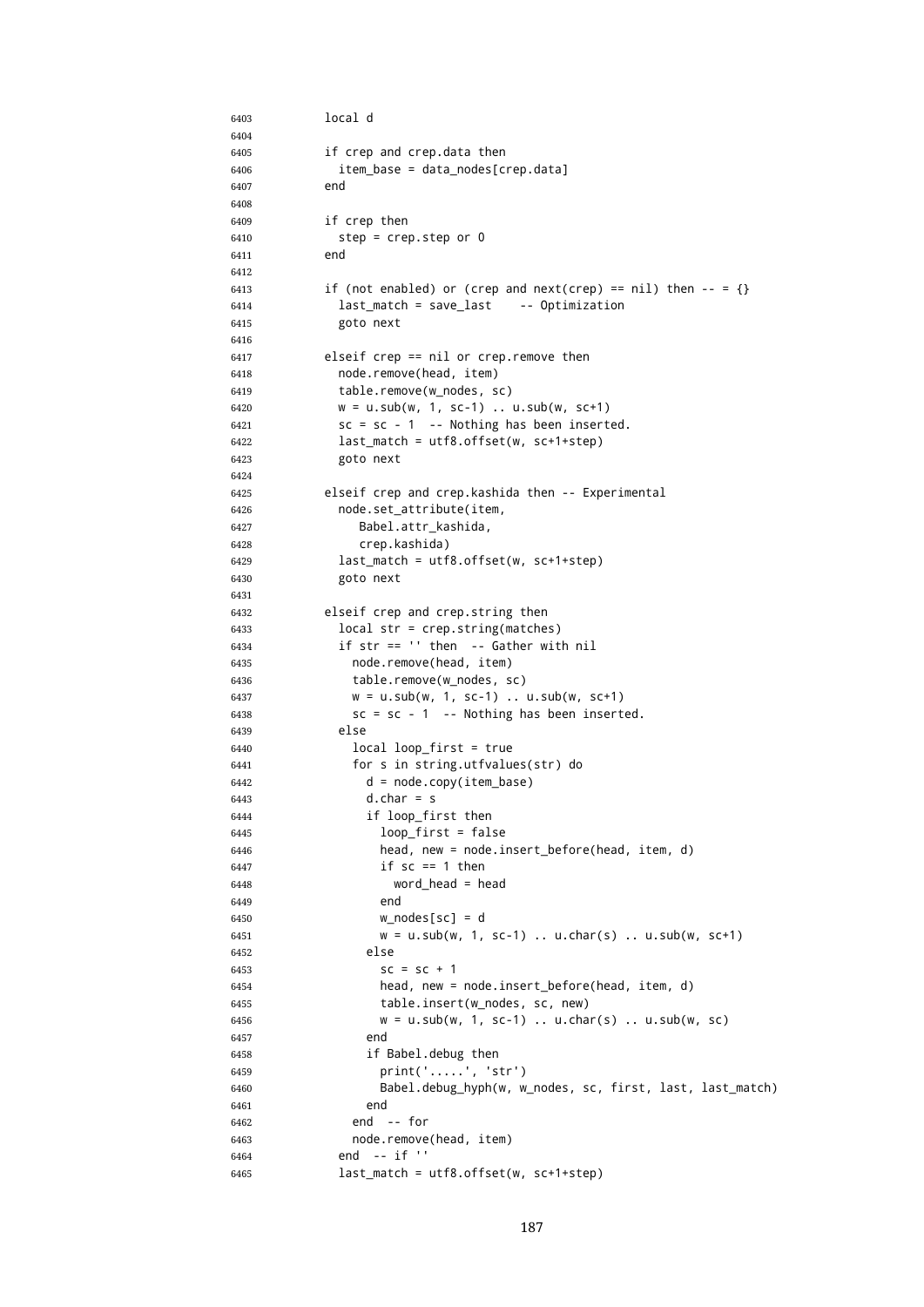```
6403          local d
6404
6405          if crep and crep.data then
6406            item_base = data_nodes[crep.data]
6407          end
6408
6409          if crep then
6410            step = crep.step or 0
6411          end
6412
6413          if (not enabled) or (crep and next(crep) == nil) then -- = {}
6414            last_match = save_last    -- Optimization
6415            goto next
6416
6417          elseif crep == nil or crep.remove then
6418            node.remove(head, item)
6419            table.remove(w_nodes, sc)
6420            w = u.sub(w, 1, sc-1) .. u.sub(w, sc+1)
6421            sc = sc - 1  -- Nothing has been inserted.
6422            last_match = utf8.offset(w, sc+1+step)
6423            goto next
6424
6425          elseif crep and crep.kashida then -- Experimental
6426            node.set_attribute(item,
6427               Babel.attr_kashida,
6428               crep.kashida)
6429            last_match = utf8.offset(w, sc+1+step)
6430            goto next
6431
6432          elseif crep and crep.string then
6433            local str = crep.string(matches)
6434            if str == '' then  -- Gather with nil
6435              node.remove(head, item)
6436              table.remove(w_nodes, sc)
6437              w = u.sub(w, 1, sc-1) .. u.sub(w, sc+1)
6438              sc = sc - 1  -- Nothing has been inserted.
6439            else
6440              local loop_first = true
6441              for s in string.utfvalues(str) do
6442                d = node.copy(item_base)
6443                d.char = s
6444                if loop_first then
6445                  loop_first = false
6446                  head, new = node.insert_before(head, item, d)
6447                  if sc == 1 then
6448                    word_head = head
6449                  end
6450                  w_nodes[sc] = d
6451                  w = u.sub(w, 1, sc-1) .. u.char(s) .. u.sub(w, sc+1)
6452                else
6453                  sc = sc + 1
6454                  head, new = node.insert_before(head, item, d)
6455                  table.insert(w_nodes, sc, new)
6456                  w = u.sub(w, 1, sc-1) .. u.char(s) .. u.sub(w, sc)
6457                end
6458                if Babel.debug then
6459                  print('.....', 'str')
6460                  Babel.debug_hyph(w, w_nodes, sc, first, last, last_match)
6461                end
6462              end  -- for
6463              node.remove(head, item)
6464            end  -- if ''
6465            last_match = utf8.offset(w, sc+1+step)
```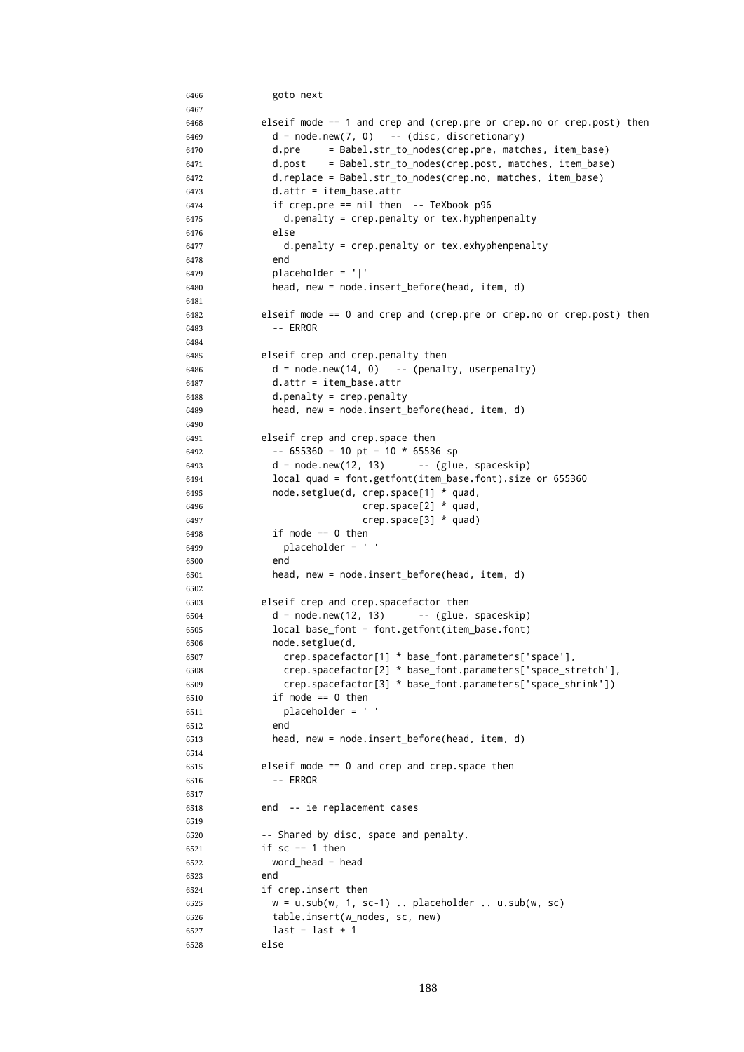```
6466            goto next
6467
6468          elseif mode == 1 and crep and (crep.pre or crep.no or crep.post) then
6469            d = node.new(7, 0)   -- (disc, discretionary)
6470            d.pre     = Babel.str_to_nodes(crep.pre, matches, item_base)
6471            d.post    = Babel.str_to_nodes(crep.post, matches, item_base)
6472            d.replace = Babel.str_to_nodes(crep.no, matches, item_base)
6473            d.attr = item_base.attr
6474            if crep.pre == nil then  -- TeXbook p96
6475              d.penalty = crep.penalty or tex.hyphenpenalty
6476            else
6477              d.penalty = crep.penalty or tex.exhyphenpenalty
6478            end
6479            placeholder = '|'
6480            head, new = node.insert_before(head, item, d)
6481
6482          elseif mode == 0 and crep and (crep.pre or crep.no or crep.post) then
6483            -- ERROR
6484
6485          elseif crep and crep.penalty then
6486            d = node.new(14, 0)   -- (penalty, userpenalty)
6487            d.attr = item_base.attr
6488            d.penalty = crep.penalty
6489            head, new = node.insert_before(head, item, d)
6490
6491          elseif crep and crep.space then
6492            -- 655360 = 10 pt = 10 * 65536 sp
6493            d = node.new(12, 13)      -- (glue, spaceskip)
6494            local quad = font.getfont(item_base.font).size or 655360
6495            node.setglue(d, crep.space[1] * quad,
6496                            crep.space[2] * quad,
6497                            crep.space[3] * quad)
6498            if mode == 0 then
6499              placeholder = ' '
6500            end
6501            head, new = node.insert_before(head, item, d)
6502
6503          elseif crep and crep.spacefactor then
6504            d = node.new(12, 13)      -- (glue, spaceskip)
6505            local base_font = font.getfont(item_base.font)
6506            node.setglue(d,
6507              crep.spacefactor[1] * base_font.parameters['space'],
6508              crep.spacefactor[2] * base_font.parameters['space_stretch'],
6509              crep.spacefactor[3] * base_font.parameters['space_shrink'])
6510            if mode == 0 then
6511              placeholder = ' '
6512            end
6513            head, new = node.insert_before(head, item, d)
6514
6515          elseif mode == 0 and crep and crep.space then
6516            -- ERROR
6517
6518          end  -- ie replacement cases
6519
6520          -- Shared by disc, space and penalty.
6521          if sc == 1 then
6522            word_head = head
6523          end
6524          if crep.insert then
6525            w = u.sub(w, 1, sc-1) .. placeholder .. u.sub(w, sc)
6526            table.insert(w_nodes, sc, new)
6527            last = last + 1
6528          else
```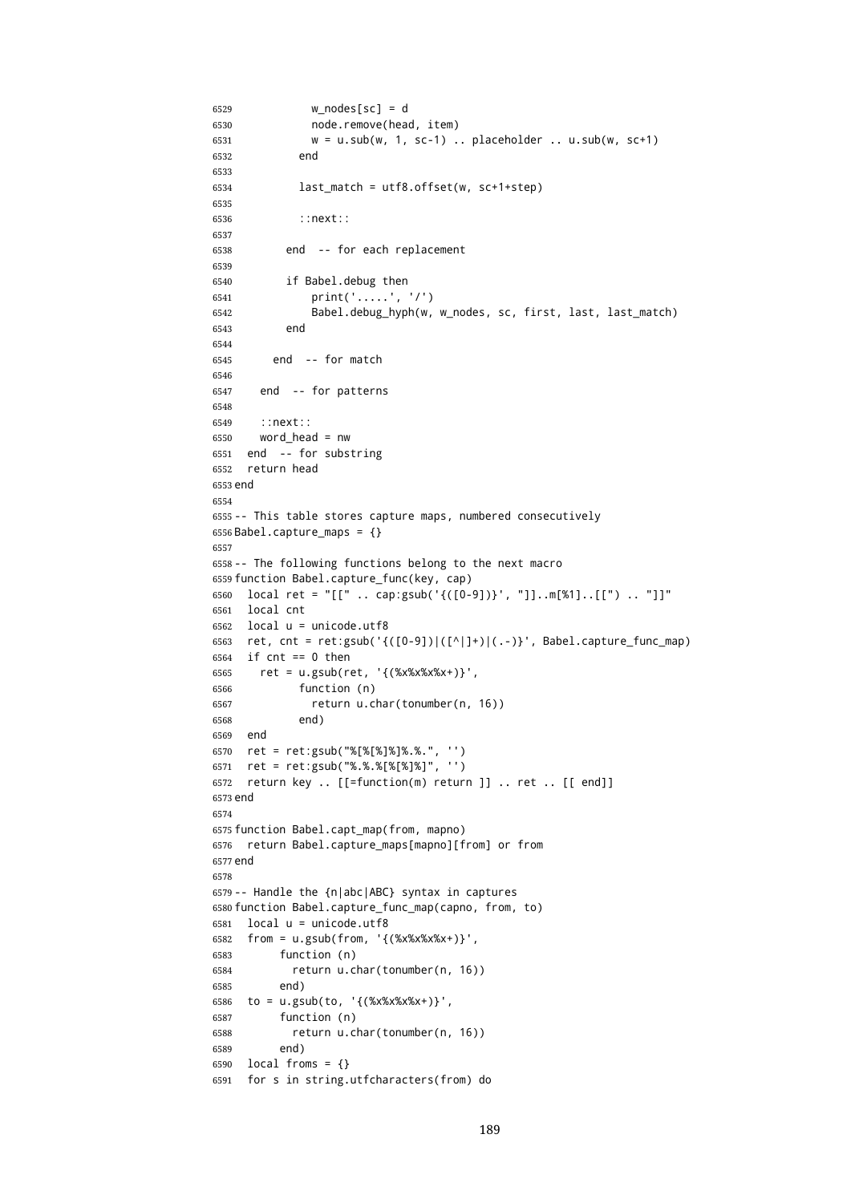```
6529            w_nodes[sc] = d
6530            node.remove(head, item)
6531            w = u.sub(w, 1, sc-1) .. placeholder .. u.sub(w, sc+1)
6532          end
6533
6534          last_match = utf8.offset(w, sc+1+step)
6535
6536          ::next::
6537
6538        end  -- for each replacement
6539
6540        if Babel.debug then
6541            print('.....', '/')
6542            Babel.debug_hyph(w, w_nodes, sc, first, last, last_match)
6543        end
6544
6545      end  -- for match
6546
6547    end  -- for patterns
6548
6549    ::next::
6550    word_head = nw
6551  end  -- for substring
6552  return head
6553 end
6554
6555 -- This table stores capture maps, numbered consecutively
6556 Babel.capture_maps = {}
6557
6558 -- The following functions belong to the next macro
6559 function Babel.capture_func(key, cap)
6560   local ret = "[[" .. cap:gsub('{([0-9])}', "]]..m[%1]..[[") .. "]]"
6561   local cnt
6562   local u = unicode.utf8
6563   ret, cnt = ret:gsub('{([0-9])|([^|]+)|(.-)}', Babel.capture_func_map)
6564   if cnt == 0 then
6565     ret = u.gsub(ret, '{(%x%x%x%x+)}',
6566           function (n)
6567             return u.char(tonumber(n, 16))
6568           end)
6569   end
6570   ret = ret:gsub("%[%[%]%]%.%.", '')
6571   ret = ret:gsub("%.%.%[%[%]%]", '')
6572   return key .. [[=function(m) return ]] .. ret .. [[ end]]
6573 end
6574
6575 function Babel.capt_map(from, mapno)
6576   return Babel.capture_maps[mapno][from] or from
6577 end
6578
6579 -- Handle the {n|abc|ABC} syntax in captures
6580 function Babel.capture_func_map(capno, from, to)
6581   local u = unicode.utf8
6582   from = u.gsub(from, '{(%x%x%x%x+)}',
6583        function (n)
6584          return u.char(tonumber(n, 16))
6585        end)
6586   to = u.gsub(to, '{(%x%x%x%x+)}',
6587        function (n)
6588          return u.char(tonumber(n, 16))
6589        end)
6590   local froms = {}
6591   for s in string.utfcharacters(from) do
```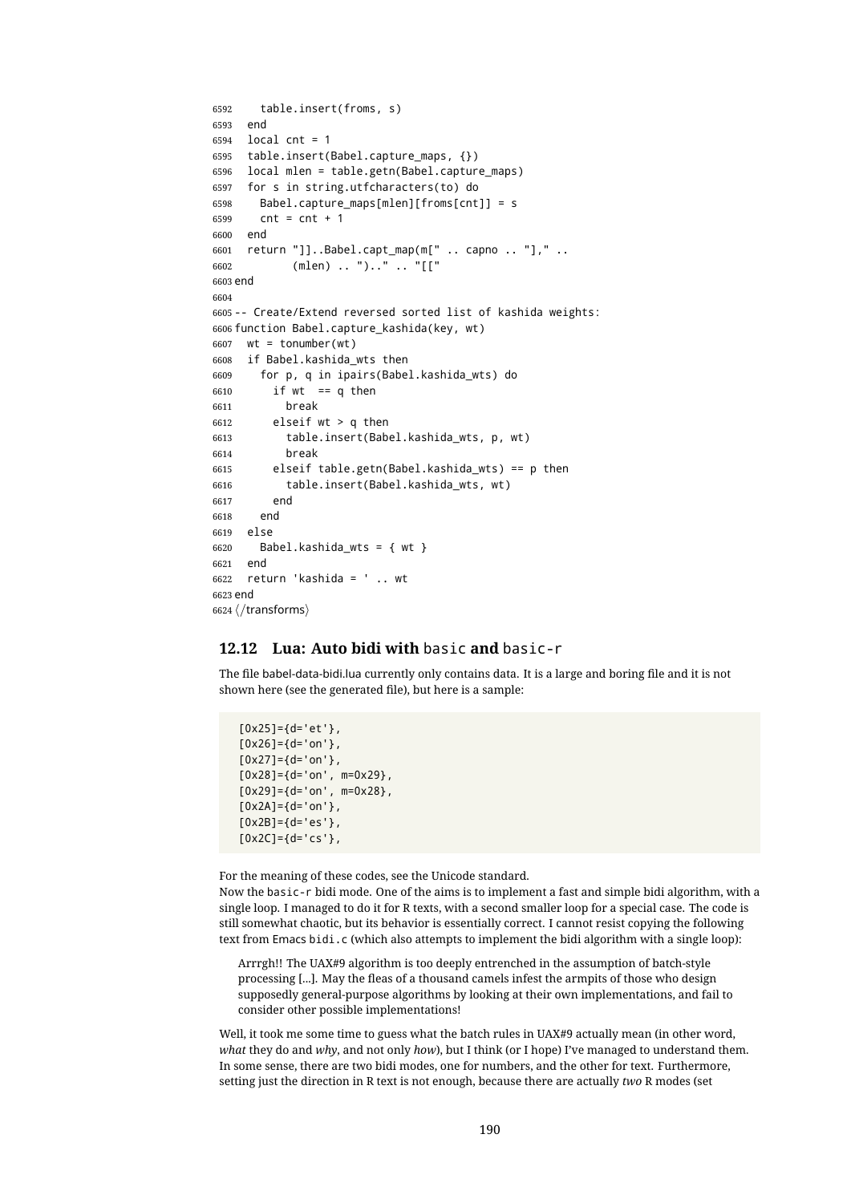```
6592      table.insert(froms, s)
6593    end
6594    local cnt = 1
6595    table.insert(Babel.capture_maps, {})
6596    local mlen = table.getn(Babel.capture_maps)
6597    for s in string.utfcharacters(to) do
6598      Babel.capture_maps[mlen][froms[cnt]] = s
6599      cnt = cnt + 1
6600    end
6601    return "]]..Babel.capt_map(m[" .. capno .. "]," ..
6602           (mlen) .. ").." .. "[["
6603  end
6604
6605  -- Create/Extend reversed sorted list of kashida weights:
6606  function Babel.capture_kashida(key, wt)
6607    wt = tonumber(wt)
6608    if Babel.kashida_wts then
6609      for p, q in ipairs(Babel.kashida_wts) do
6610        if wt  == q then
6611          break
6612        elseif wt > q then
6613          table.insert(Babel.kashida_wts, p, wt)
6614          break
6615        elseif table.getn(Babel.kashida_wts) == p then
6616          table.insert(Babel.kashida_wts, wt)
6617        end
6618      end
6619    else
6620      Babel.kashida_wts = { wt }
6621    end
6622    return 'kashida = ' .. wt
6623  end
6624  ⟨/transforms⟩
```

## 12.12 Lua: Auto bidi with `basic` and `basic-r`

The file babel-data-bidi.lua currently only contains data. It is a large and boring file and it is not shown here (see the generated file), but here is a sample:

```
[0x25]={d='et'},
[0x26]={d='on'},
[0x27]={d='on'},
[0x28]={d='on', m=0x29},
[0x29]={d='on', m=0x28},
[0x2A]={d='on'},
[0x2B]={d='es'},
[0x2C]={d='cs'},
```

For the meaning of these codes, see the Unicode standard.
Now the `basic-r` bidi mode. One of the aims is to implement a fast and simple bidi algorithm, with a single loop. I managed to do it for R texts, with a second smaller loop for a special case. The code is still somewhat chaotic, but its behavior is essentially correct. I cannot resist copying the following text from Emacs `bidi.c` (which also attempts to implement the bidi algorithm with a single loop):

> Arrrgh!! The UAX#9 algorithm is too deeply entrenched in the assumption of batch-style processing [...]. May the fleas of a thousand camels infest the armpits of those who design supposedly general-purpose algorithms by looking at their own implementations, and fail to consider other possible implementations!

Well, it took me some time to guess what the batch rules in UAX#9 actually mean (in other word, *what* they do and *why*, and not only *how*), but I think (or I hope) I've managed to understand them. In some sense, there are two bidi modes, one for numbers, and the other for text. Furthermore, setting just the direction in R text is not enough, because there are actually *two* R modes (set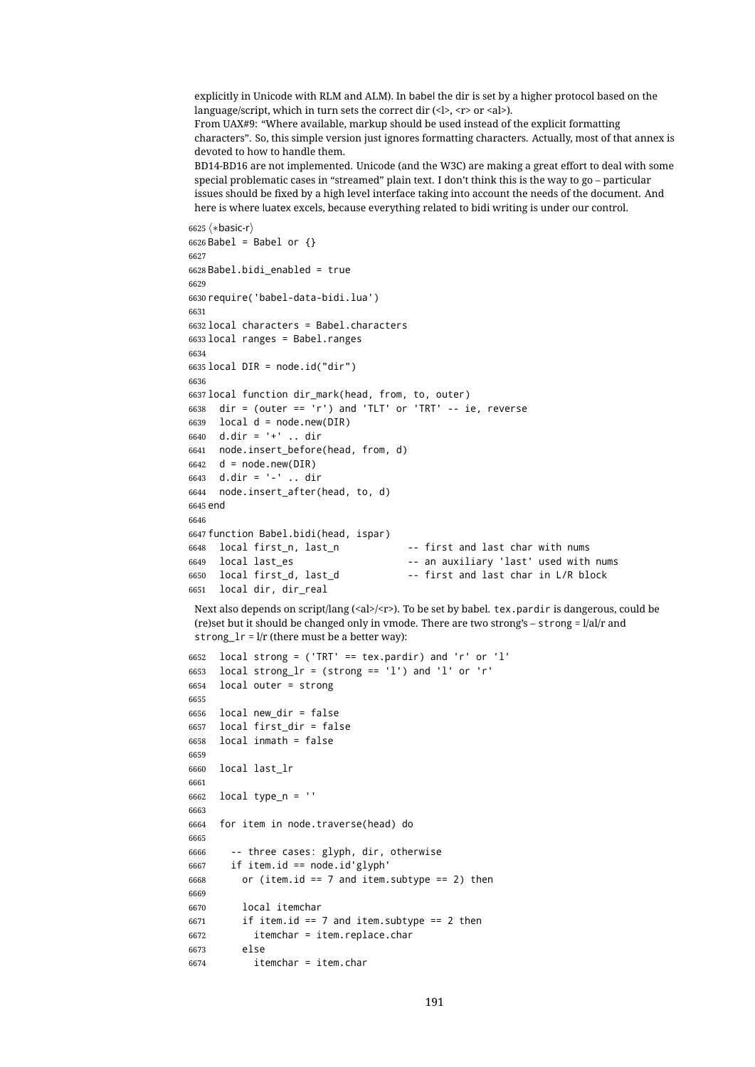explicitly in Unicode with RLM and ALM). In babel the dir is set by a higher protocol based on the language/script, which in turn sets the correct dir (<l>, <r> or <al>).

From UAX#9: “Where available, markup should be used instead of the explicit formatting characters”. So, this simple version just ignores formatting characters. Actually, most of that annex is devoted to how to handle them.

BD14-BD16 are not implemented. Unicode (and the W3C) are making a great effort to deal with some special problematic cases in “streamed” plain text. I don’t think this is the way to go – particular issues should be fixed by a high level interface taking into account the needs of the document. And here is where luatex excels, because everything related to bidi writing is under our control.

```
6625 ⟨*basic-r⟩
6626 Babel = Babel or {}
6627
6628 Babel.bidi_enabled = true
6629
6630 require('babel-data-bidi.lua')
6631
6632 local characters = Babel.characters
6633 local ranges = Babel.ranges
6634
6635 local DIR = node.id("dir")
6636
6637 local function dir_mark(head, from, to, outer)
6638   dir = (outer == 'r') and 'TLT' or 'TRT' -- ie, reverse
6639   local d = node.new(DIR)
6640   d.dir = '+' .. dir
6641   node.insert_before(head, from, d)
6642   d = node.new(DIR)
6643   d.dir = '-' .. dir
6644   node.insert_after(head, to, d)
6645 end
6646
6647 function Babel.bidi(head, ispar)
6648   local first_n, last_n            -- first and last char with nums
6649   local last_es                    -- an auxiliary 'last' used with nums
6650   local first_d, last_d            -- first and last char in L/R block
6651   local dir, dir_real
```

Next also depends on script/lang (<al>/<r>). To be set by babel. `tex.pardir` is dangerous, could be (re)set but it should be changed only in vmode. There are two strong's – `strong` = l/al/r and `strong_lr` = l/r (there must be a better way):

```
6652   local strong = ('TRT' == tex.pardir) and 'r' or 'l'
6653   local strong_lr = (strong == 'l') and 'l' or 'r'
6654   local outer = strong
6655
6656   local new_dir = false
6657   local first_dir = false
6658   local inmath = false
6659
6660   local last_lr
6661
6662   local type_n = ''
6663
6664   for item in node.traverse(head) do
6665
6666     -- three cases: glyph, dir, otherwise
6667     if item.id == node.id'glyph'
6668       or (item.id == 7 and item.subtype == 2) then
6669
6670       local itemchar
6671       if item.id == 7 and item.subtype == 2 then
6672         itemchar = item.replace.char
6673       else
6674         itemchar = item.char
```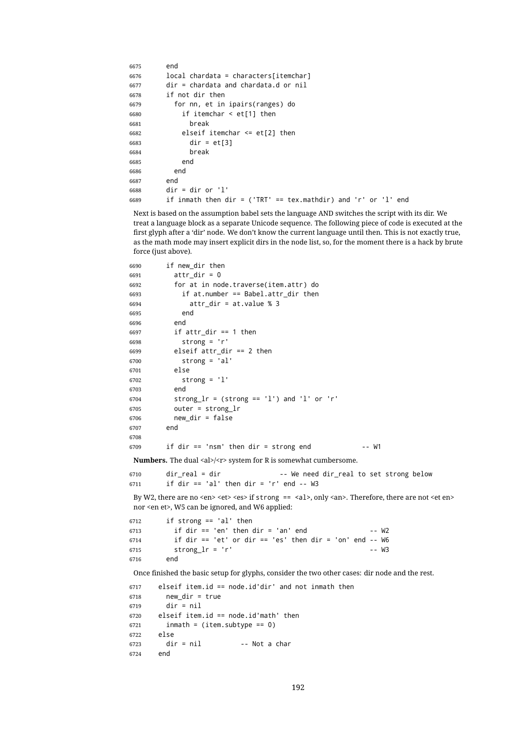```
6675      end
6676      local chardata = characters[itemchar]
6677      dir = chardata and chardata.d or nil
6678      if not dir then
6679        for nn, et in ipairs(ranges) do
6680          if itemchar < et[1] then
6681            break
6682          elseif itemchar <= et[2] then
6683            dir = et[3]
6684            break
6685          end
6686        end
6687      end
6688      dir = dir or 'l'
6689      if inmath then dir = ('TRT' == tex.mathdir) and 'r' or 'l' end
```

Next is based on the assumption babel sets the language AND switches the script with its dir. We treat a language block as a separate Unicode sequence. The following piece of code is executed at the first glyph after a 'dir' node. We don't know the current language until then. This is not exactly true, as the math mode may insert explicit dirs in the node list, so, for the moment there is a hack by brute force (just above).

```
6690      if new_dir then
6691        attr_dir = 0
6692        for at in node.traverse(item.attr) do
6693          if at.number == Babel.attr_dir then
6694            attr_dir = at.value % 3
6695          end
6696        end
6697        if attr_dir == 1 then
6698          strong = 'r'
6699        elseif attr_dir == 2 then
6700          strong = 'al'
6701        else
6702          strong = 'l'
6703        end
6704        strong_lr = (strong == 'l') and 'l' or 'r'
6705        outer = strong_lr
6706        new_dir = false
6707      end
6708
6709      if dir == 'nsm' then dir = strong end             -- W1
```

**Numbers.** The dual <al>/<r> system for R is somewhat cumbersome.

```
6710      dir_real = dir               -- We need dir_real to set strong below
6711      if dir == 'al' then dir = 'r' end -- W3
```

By W2, there are no <en> <et> <es> if strong == <al>, only <an>. Therefore, there are not <et en> nor <en et>, W5 can be ignored, and W6 applied:

```
6712      if strong == 'al' then
6713        if dir == 'en' then dir = 'an' end                -- W2
6714        if dir == 'et' or dir == 'es' then dir = 'on' end -- W6
6715        strong_lr = 'r'                                   -- W3
6716      end
```

Once finished the basic setup for glyphs, consider the two other cases: dir node and the rest.

```
6717    elseif item.id == node.id'dir' and not inmath then
6718      new_dir = true
6719      dir = nil
6720    elseif item.id == node.id'math' then
6721      inmath = (item.subtype == 0)
6722    else
6723      dir = nil          -- Not a char
6724    end
```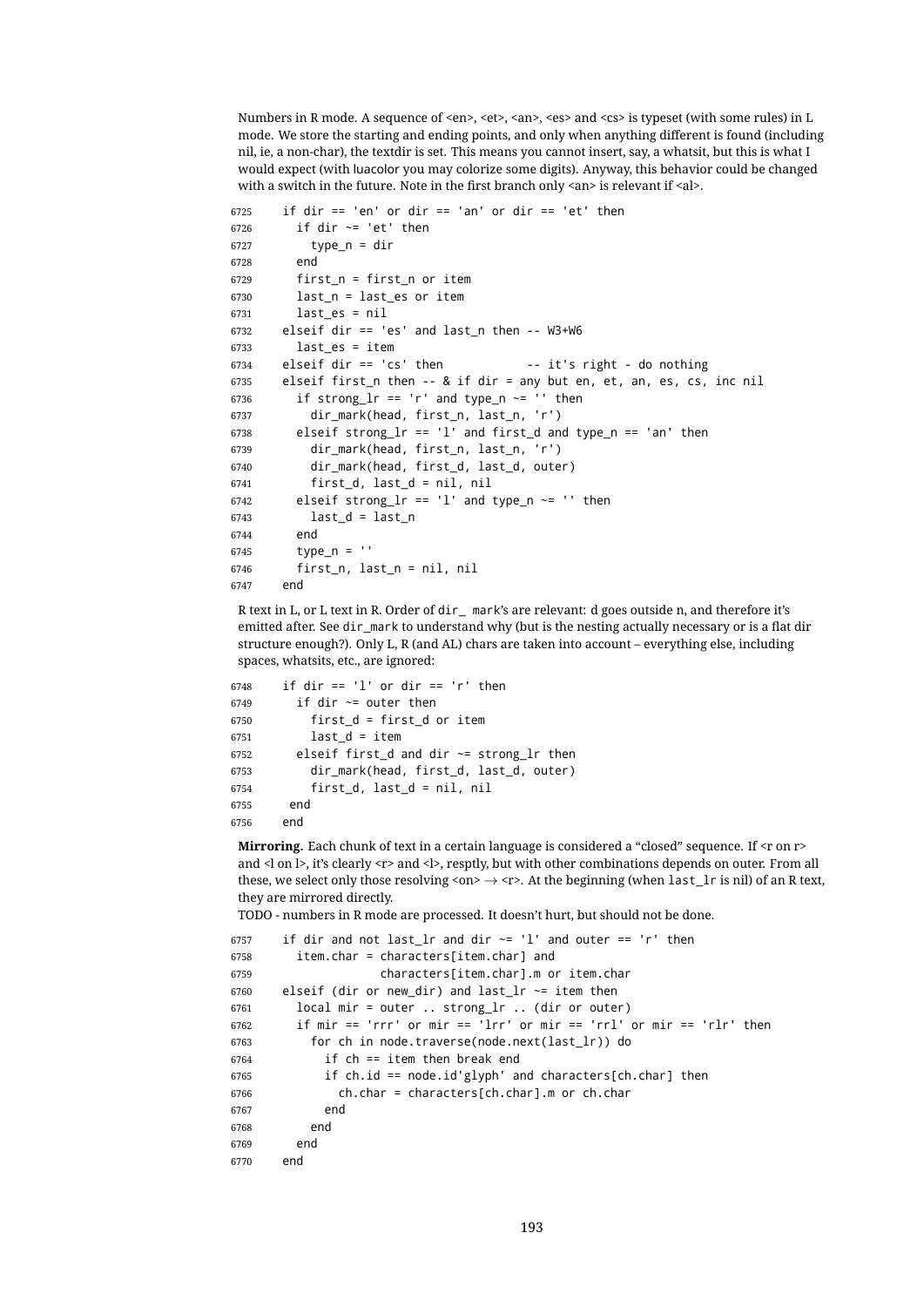Numbers in R mode. A sequence of <en>, <et>, <an>, <es> and <cs> is typeset (with some rules) in L mode. We store the starting and ending points, and only when anything different is found (including nil, ie, a non-char), the textdir is set. This means you cannot insert, say, a whatsit, but this is what I would expect (with luacolor you may colorize some digits). Anyway, this behavior could be changed with a switch in the future. Note in the first branch only <an> is relevant if <al>.

```
6725     if dir == 'en' or dir == 'an' or dir == 'et' then
6726       if dir ~= 'et' then
6727         type_n = dir
6728       end
6729       first_n = first_n or item
6730       last_n = last_es or item
6731       last_es = nil
6732     elseif dir == 'es' and last_n then -- W3+W6
6733       last_es = item
6734     elseif dir == 'cs' then            -- it's right - do nothing
6735     elseif first_n then -- & if dir = any but en, et, an, es, cs, inc nil
6736       if strong_lr == 'r' and type_n ~= '' then
6737         dir_mark(head, first_n, last_n, 'r')
6738       elseif strong_lr == 'l' and first_d and type_n == 'an' then
6739         dir_mark(head, first_n, last_n, 'r')
6740         dir_mark(head, first_d, last_d, outer)
6741         first_d, last_d = nil, nil
6742       elseif strong_lr == 'l' and type_n ~= '' then
6743         last_d = last_n
6744       end
6745       type_n = ''
6746       first_n, last_n = nil, nil
6747     end
```

R text in L, or L text in R. Order of `dir_ mark`'s are relevant: d goes outside n, and therefore it's emitted after. See `dir_mark` to understand why (but is the nesting actually necessary or is a flat dir structure enough?). Only L, R (and AL) chars are taken into account – everything else, including spaces, whatsits, etc., are ignored:

```
6748     if dir == 'l' or dir == 'r' then
6749       if dir ~= outer then
6750         first_d = first_d or item
6751         last_d = item
6752       elseif first_d and dir ~= strong_lr then
6753         dir_mark(head, first_d, last_d, outer)
6754         first_d, last_d = nil, nil
6755      end
6756     end
```

**Mirroring.** Each chunk of text in a certain language is considered a "closed" sequence. If <r on r> and <l on l>, it's clearly <r> and <l>, resptly, but with other combinations depends on outer. From all these, we select only those resolving <on> → <r>. At the beginning (when `last_lr` is nil) of an R text, they are mirrored directly.

TODO - numbers in R mode are processed. It doesn't hurt, but should not be done.

```
6757     if dir and not last_lr and dir ~= 'l' and outer == 'r' then
6758       item.char = characters[item.char] and
6759                   characters[item.char].m or item.char
6760     elseif (dir or new_dir) and last_lr ~= item then
6761       local mir = outer .. strong_lr .. (dir or outer)
6762       if mir == 'rrr' or mir == 'lrr' or mir == 'rrl' or mir == 'rlr' then
6763         for ch in node.traverse(node.next(last_lr)) do
6764           if ch == item then break end
6765           if ch.id == node.id'glyph' and characters[ch.char] then
6766             ch.char = characters[ch.char].m or ch.char
6767           end
6768         end
6769       end
6770     end
```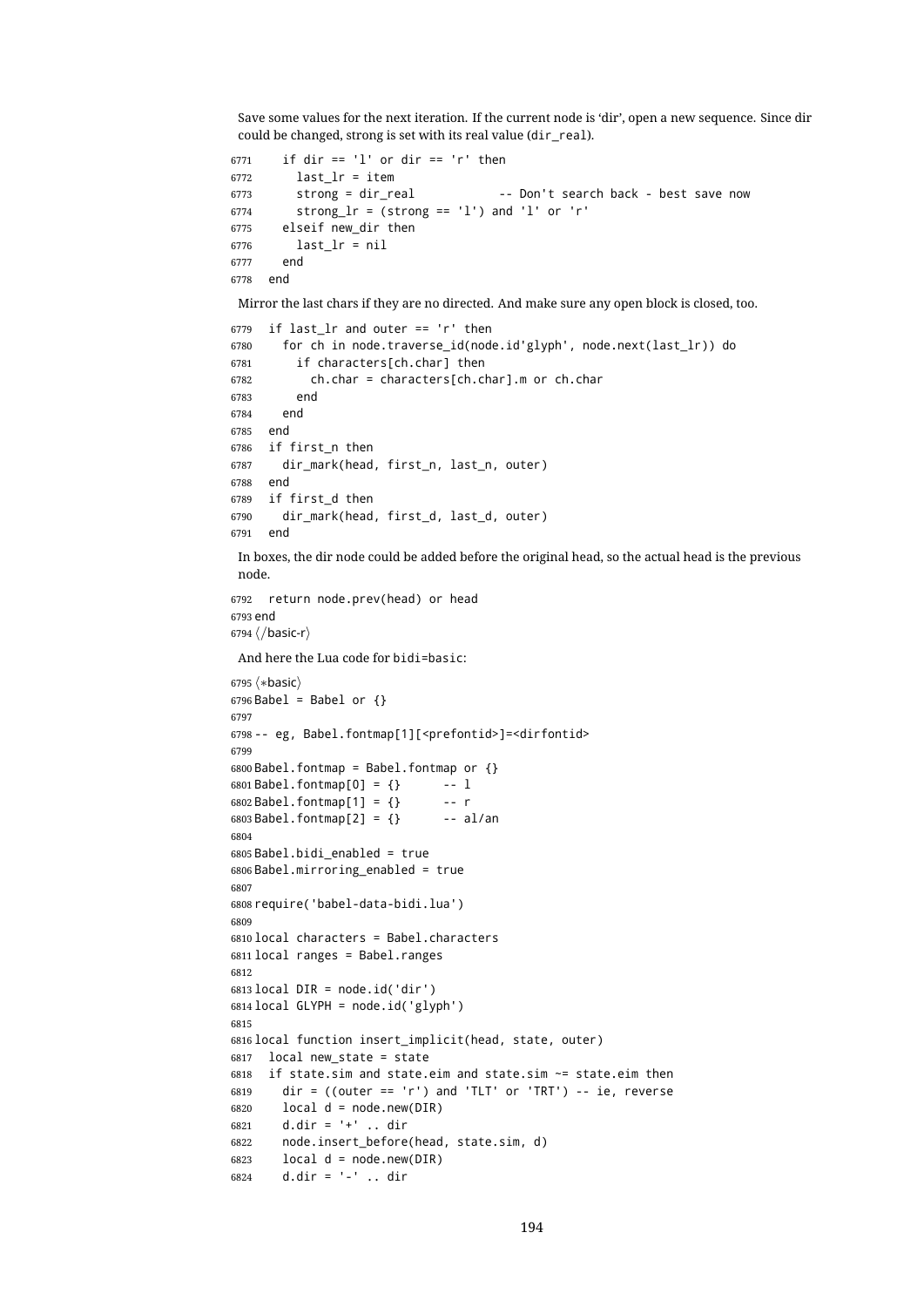Save some values for the next iteration. If the current node is 'dir', open a new sequence. Since dir could be changed, strong is set with its real value (dir_real).

```
6771    if dir == 'l' or dir == 'r' then
6772      last_lr = item
6773      strong = dir_real            -- Don't search back - best save now
6774      strong_lr = (strong == 'l') and 'l' or 'r'
6775    elseif new_dir then
6776      last_lr = nil
6777    end
6778  end
```

Mirror the last chars if they are no directed. And make sure any open block is closed, too.

```
6779  if last_lr and outer == 'r' then
6780    for ch in node.traverse_id(node.id'glyph', node.next(last_lr)) do
6781      if characters[ch.char] then
6782        ch.char = characters[ch.char].m or ch.char
6783      end
6784    end
6785  end
6786  if first_n then
6787    dir_mark(head, first_n, last_n, outer)
6788  end
6789  if first_d then
6790    dir_mark(head, first_d, last_d, outer)
6791  end
```

In boxes, the dir node could be added before the original head, so the actual head is the previous node.

```
6792  return node.prev(head) or head
6793 end
6794 ⟨/basic-r⟩
```

And here the Lua code for bidi=basic:

```
6795 ⟨*basic⟩
6796 Babel = Babel or {}
6797
6798 -- eg, Babel.fontmap[1][<prefontid>]=<dirfontid>
6799
6800 Babel.fontmap = Babel.fontmap or {}
6801 Babel.fontmap[0] = {}      -- l
6802 Babel.fontmap[1] = {}      -- r
6803 Babel.fontmap[2] = {}      -- al/an
6804
6805 Babel.bidi_enabled = true
6806 Babel.mirroring_enabled = true
6807
6808 require('babel-data-bidi.lua')
6809
6810 local characters = Babel.characters
6811 local ranges = Babel.ranges
6812
6813 local DIR = node.id('dir')
6814 local GLYPH = node.id('glyph')
6815
6816 local function insert_implicit(head, state, outer)
6817   local new_state = state
6818   if state.sim and state.eim and state.sim ~= state.eim then
6819     dir = ((outer == 'r') and 'TLT' or 'TRT') -- ie, reverse
6820     local d = node.new(DIR)
6821     d.dir = '+' .. dir
6822     node.insert_before(head, state.sim, d)
6823     local d = node.new(DIR)
6824     d.dir = '-' .. dir
```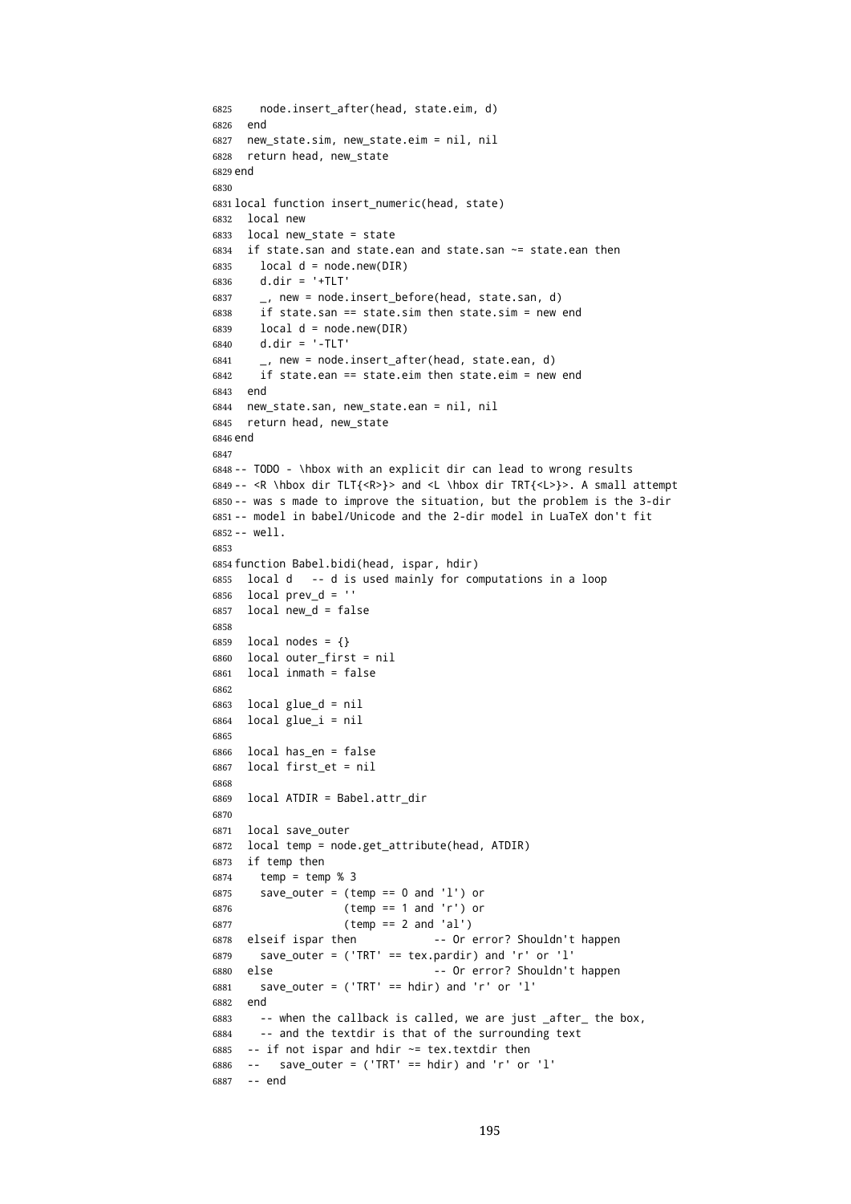```
6825     node.insert_after(head, state.eim, d)
6826   end
6827   new_state.sim, new_state.eim = nil, nil
6828   return head, new_state
6829 end
6830
6831 local function insert_numeric(head, state)
6832   local new
6833   local new_state = state
6834   if state.san and state.ean and state.san ~= state.ean then
6835     local d = node.new(DIR)
6836     d.dir = '+TLT'
6837     _, new = node.insert_before(head, state.san, d)
6838     if state.san == state.sim then state.sim = new end
6839     local d = node.new(DIR)
6840     d.dir = '-TLT'
6841     _, new = node.insert_after(head, state.ean, d)
6842     if state.ean == state.eim then state.eim = new end
6843   end
6844   new_state.san, new_state.ean = nil, nil
6845   return head, new_state
6846 end
6847
6848 -- TODO - \hbox with an explicit dir can lead to wrong results
6849 -- <R \hbox dir TLT{<R>}> and <L \hbox dir TRT{<L>}>. A small attempt
6850 -- was s made to improve the situation, but the problem is the 3-dir
6851 -- model in babel/Unicode and the 2-dir model in LuaTeX don't fit
6852 -- well.
6853
6854 function Babel.bidi(head, ispar, hdir)
6855   local d   -- d is used mainly for computations in a loop
6856   local prev_d = ''
6857   local new_d = false
6858
6859   local nodes = {}
6860   local outer_first = nil
6861   local inmath = false
6862
6863   local glue_d = nil
6864   local glue_i = nil
6865
6866   local has_en = false
6867   local first_et = nil
6868
6869   local ATDIR = Babel.attr_dir
6870
6871   local save_outer
6872   local temp = node.get_attribute(head, ATDIR)
6873   if temp then
6874     temp = temp % 3
6875     save_outer = (temp == 0 and 'l') or
6876                  (temp == 1 and 'r') or
6877                  (temp == 2 and 'al')
6878   elseif ispar then            -- Or error? Shouldn't happen
6879     save_outer = ('TRT' == tex.pardir) and 'r' or 'l'
6880   else                         -- Or error? Shouldn't happen
6881     save_outer = ('TRT' == hdir) and 'r' or 'l'
6882   end
6883     -- when the callback is called, we are just _after_ the box,
6884     -- and the textdir is that of the surrounding text
6885   -- if not ispar and hdir ~= tex.textdir then
6886   --   save_outer = ('TRT' == hdir) and 'r' or 'l'
6887   -- end
```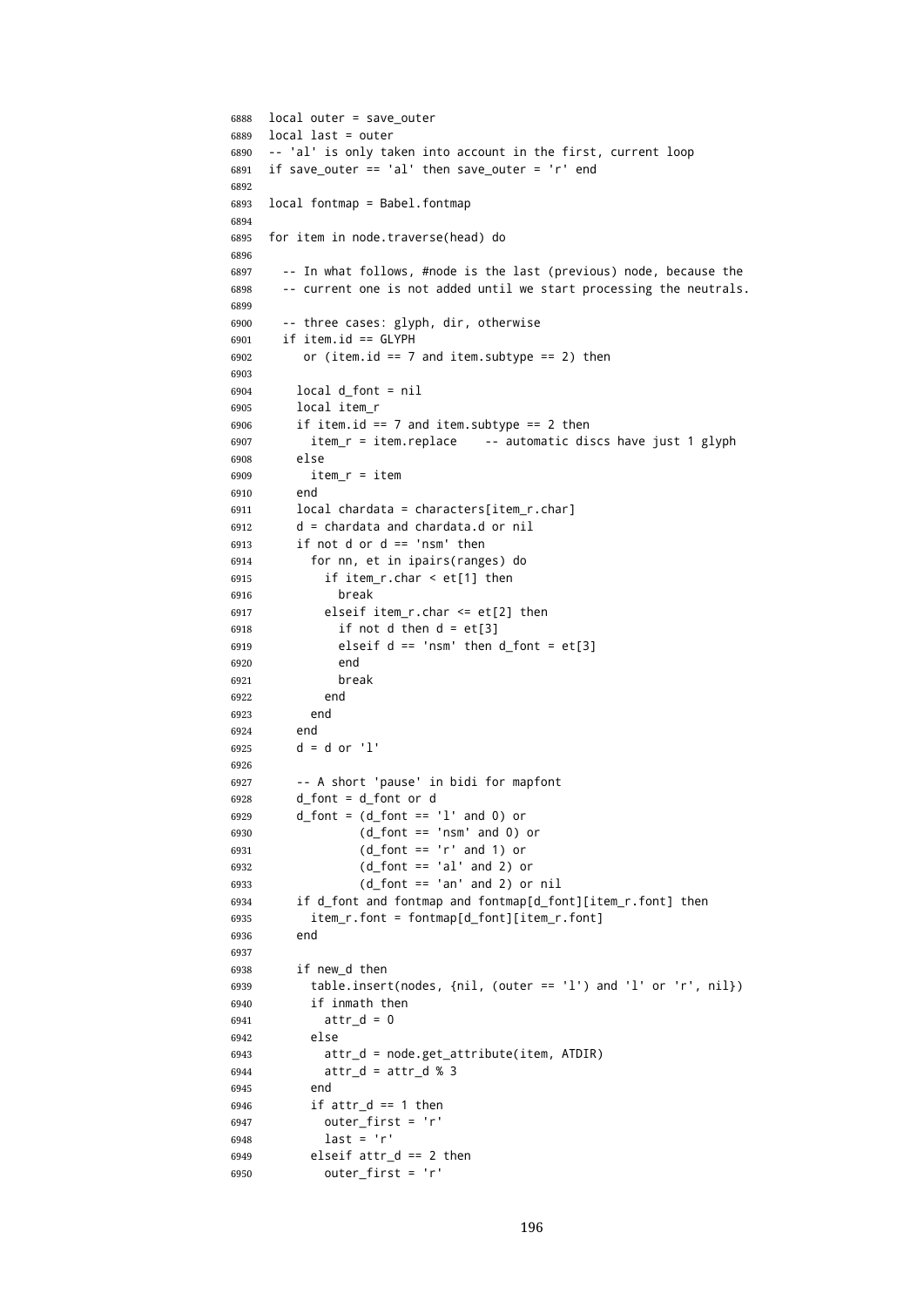```
6888 local outer = save_outer
6889 local last = outer
6890 -- 'al' is only taken into account in the first, current loop
6891 if save_outer == 'al' then save_outer = 'r' end
6892
6893 local fontmap = Babel.fontmap
6894
6895 for item in node.traverse(head) do
6896
6897   -- In what follows, #node is the last (previous) node, because the
6898   -- current one is not added until we start processing the neutrals.
6899
6900   -- three cases: glyph, dir, otherwise
6901   if item.id == GLYPH
6902      or (item.id == 7 and item.subtype == 2) then
6903
6904     local d_font = nil
6905     local item_r
6906     if item.id == 7 and item.subtype == 2 then
6907       item_r = item.replace    -- automatic discs have just 1 glyph
6908     else
6909       item_r = item
6910     end
6911     local chardata = characters[item_r.char]
6912     d = chardata and chardata.d or nil
6913     if not d or d == 'nsm' then
6914       for nn, et in ipairs(ranges) do
6915         if item_r.char < et[1] then
6916           break
6917         elseif item_r.char <= et[2] then
6918           if not d then d = et[3]
6919           elseif d == 'nsm' then d_font = et[3]
6920           end
6921           break
6922         end
6923       end
6924     end
6925     d = d or 'l'
6926
6927     -- A short 'pause' in bidi for mapfont
6928     d_font = d_font or d
6929     d_font = (d_font == 'l' and 0) or
6930              (d_font == 'nsm' and 0) or
6931              (d_font == 'r' and 1) or
6932              (d_font == 'al' and 2) or
6933              (d_font == 'an' and 2) or nil
6934     if d_font and fontmap and fontmap[d_font][item_r.font] then
6935       item_r.font = fontmap[d_font][item_r.font]
6936     end
6937
6938     if new_d then
6939       table.insert(nodes, {nil, (outer == 'l') and 'l' or 'r', nil})
6940       if inmath then
6941         attr_d = 0
6942       else
6943         attr_d = node.get_attribute(item, ATDIR)
6944         attr_d = attr_d % 3
6945       end
6946       if attr_d == 1 then
6947         outer_first = 'r'
6948         last = 'r'
6949       elseif attr_d == 2 then
6950         outer_first = 'r'
```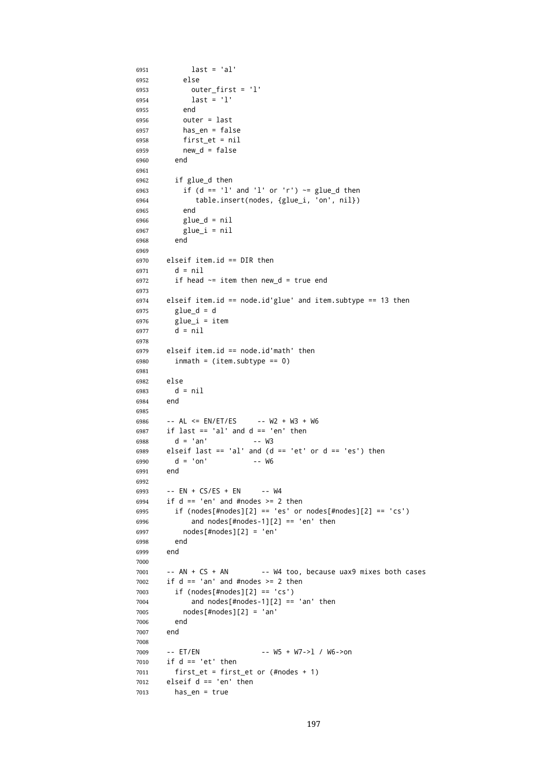```
6951          last = 'al'
6952        else
6953          outer_first = 'l'
6954          last = 'l'
6955        end
6956        outer = last
6957        has_en = false
6958        first_et = nil
6959        new_d = false
6960      end
6961
6962      if glue_d then
6963        if (d == 'l' and 'l' or 'r') ~= glue_d then
6964           table.insert(nodes, {glue_i, 'on', nil})
6965        end
6966        glue_d = nil
6967        glue_i = nil
6968      end
6969
6970    elseif item.id == DIR then
6971      d = nil
6972      if head ~= item then new_d = true end
6973
6974    elseif item.id == node.id'glue' and item.subtype == 13 then
6975      glue_d = d
6976      glue_i = item
6977      d = nil
6978
6979    elseif item.id == node.id'math' then
6980      inmath = (item.subtype == 0)
6981
6982    else
6983      d = nil
6984    end
6985
6986    -- AL <= EN/ET/ES     -- W2 + W3 + W6
6987    if last == 'al' and d == 'en' then
6988      d = 'an'           -- W3
6989    elseif last == 'al' and (d == 'et' or d == 'es') then
6990      d = 'on'           -- W6
6991    end
6992
6993    -- EN + CS/ES + EN     -- W4
6994    if d == 'en' and #nodes >= 2 then
6995      if (nodes[#nodes][2] == 'es' or nodes[#nodes][2] == 'cs')
6996          and nodes[#nodes-1][2] == 'en' then
6997        nodes[#nodes][2] = 'en'
6998      end
6999    end
7000
7001    -- AN + CS + AN        -- W4 too, because uax9 mixes both cases
7002    if d == 'an' and #nodes >= 2 then
7003      if (nodes[#nodes][2] == 'cs')
7004          and nodes[#nodes-1][2] == 'an' then
7005        nodes[#nodes][2] = 'an'
7006      end
7007    end
7008
7009    -- ET/EN               -- W5 + W7->l / W6->on
7010    if d == 'et' then
7011      first_et = first_et or (#nodes + 1)
7012    elseif d == 'en' then
7013      has_en = true
```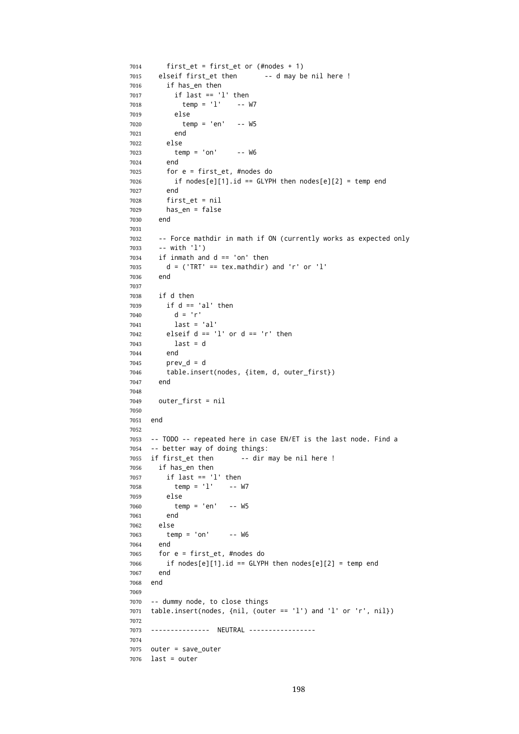```
7014      first_et = first_et or (#nodes + 1)
7015    elseif first_et then       -- d may be nil here !
7016      if has_en then
7017        if last == 'l' then
7018          temp = 'l'    -- W7
7019        else
7020          temp = 'en'   -- W5
7021        end
7022      else
7023        temp = 'on'     -- W6
7024      end
7025      for e = first_et, #nodes do
7026        if nodes[e][1].id == GLYPH then nodes[e][2] = temp end
7027      end
7028      first_et = nil
7029      has_en = false
7030    end
7031
7032    -- Force mathdir in math if ON (currently works as expected only
7033    -- with 'l')
7034    if inmath and d == 'on' then
7035      d = ('TRT' == tex.mathdir) and 'r' or 'l'
7036    end
7037
7038    if d then
7039      if d == 'al' then
7040        d = 'r'
7041        last = 'al'
7042      elseif d == 'l' or d == 'r' then
7043        last = d
7044      end
7045      prev_d = d
7046      table.insert(nodes, {item, d, outer_first})
7047    end
7048
7049    outer_first = nil
7050
7051  end
7052
7053  -- TODO -- repeated here in case EN/ET is the last node. Find a
7054  -- better way of doing things:
7055  if first_et then       -- dir may be nil here !
7056    if has_en then
7057      if last == 'l' then
7058        temp = 'l'    -- W7
7059      else
7060        temp = 'en'   -- W5
7061      end
7062    else
7063      temp = 'on'     -- W6
7064    end
7065    for e = first_et, #nodes do
7066      if nodes[e][1].id == GLYPH then nodes[e][2] = temp end
7067    end
7068  end
7069
7070  -- dummy node, to close things
7071  table.insert(nodes, {nil, (outer == 'l') and 'l' or 'r', nil})
7072
7073  ---------------  NEUTRAL -----------------
7074
7075  outer = save_outer
7076  last = outer
```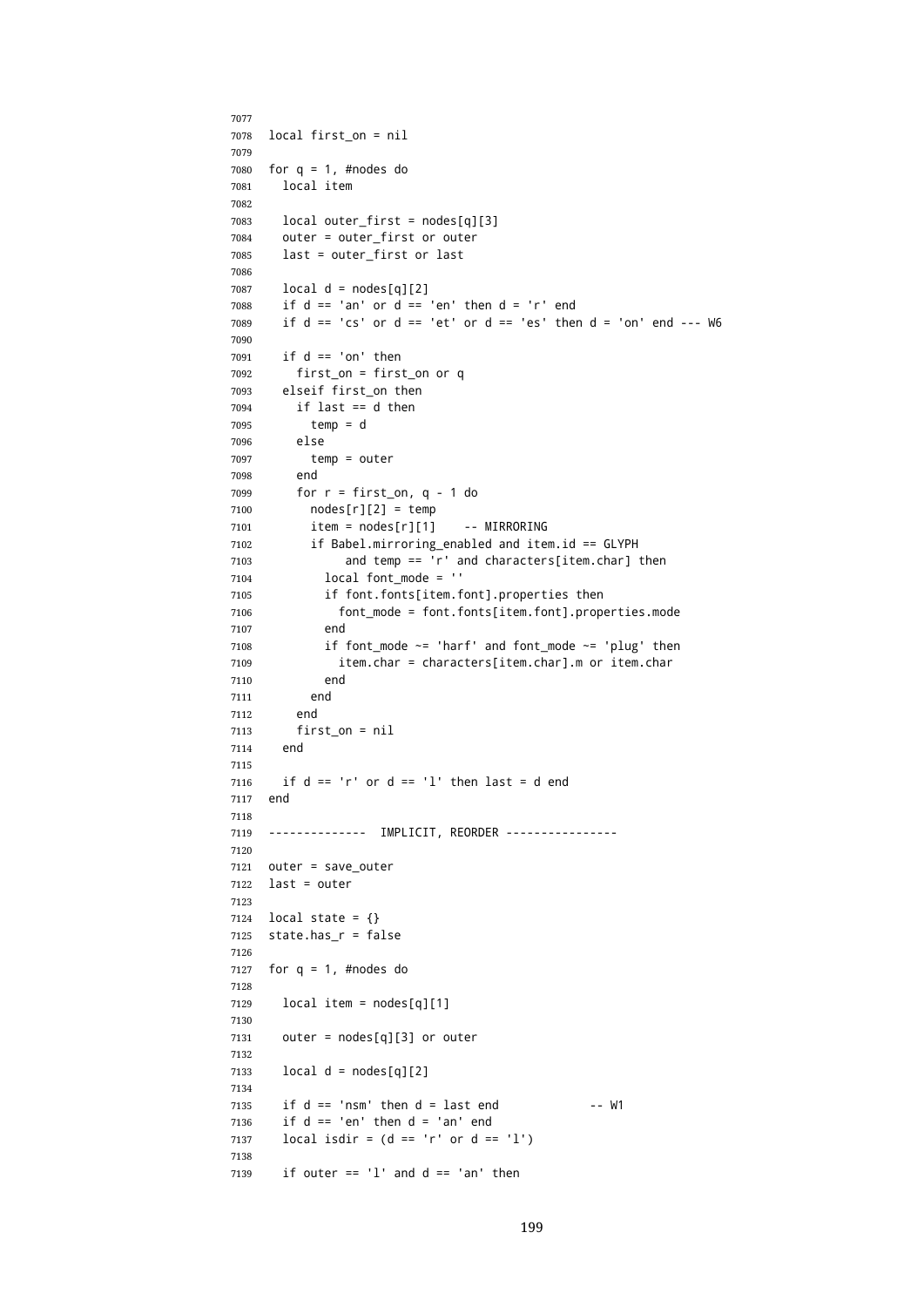```
7077
7078  local first_on = nil
7079
7080  for q = 1, #nodes do
7081    local item
7082
7083    local outer_first = nodes[q][3]
7084    outer = outer_first or outer
7085    last = outer_first or last
7086
7087    local d = nodes[q][2]
7088    if d == 'an' or d == 'en' then d = 'r' end
7089    if d == 'cs' or d == 'et' or d == 'es' then d = 'on' end --- W6
7090
7091    if d == 'on' then
7092      first_on = first_on or q
7093    elseif first_on then
7094      if last == d then
7095        temp = d
7096      else
7097        temp = outer
7098      end
7099      for r = first_on, q - 1 do
7100        nodes[r][2] = temp
7101        item = nodes[r][1]    -- MIRRORING
7102        if Babel.mirroring_enabled and item.id == GLYPH
7103             and temp == 'r' and characters[item.char] then
7104          local font_mode = ''
7105          if font.fonts[item.font].properties then
7106            font_mode = font.fonts[item.font].properties.mode
7107          end
7108          if font_mode ~= 'harf' and font_mode ~= 'plug' then
7109            item.char = characters[item.char].m or item.char
7110          end
7111        end
7112      end
7113      first_on = nil
7114    end
7115
7116    if d == 'r' or d == 'l' then last = d end
7117  end
7118
7119  --------------  IMPLICIT, REORDER ----------------
7120
7121  outer = save_outer
7122  last = outer
7123
7124  local state = {}
7125  state.has_r = false
7126
7127  for q = 1, #nodes do
7128
7129    local item = nodes[q][1]
7130
7131    outer = nodes[q][3] or outer
7132
7133    local d = nodes[q][2]
7134
7135    if d == 'nsm' then d = last end             -- W1
7136    if d == 'en' then d = 'an' end
7137    local isdir = (d == 'r' or d == 'l')
7138
7139    if outer == 'l' and d == 'an' then
```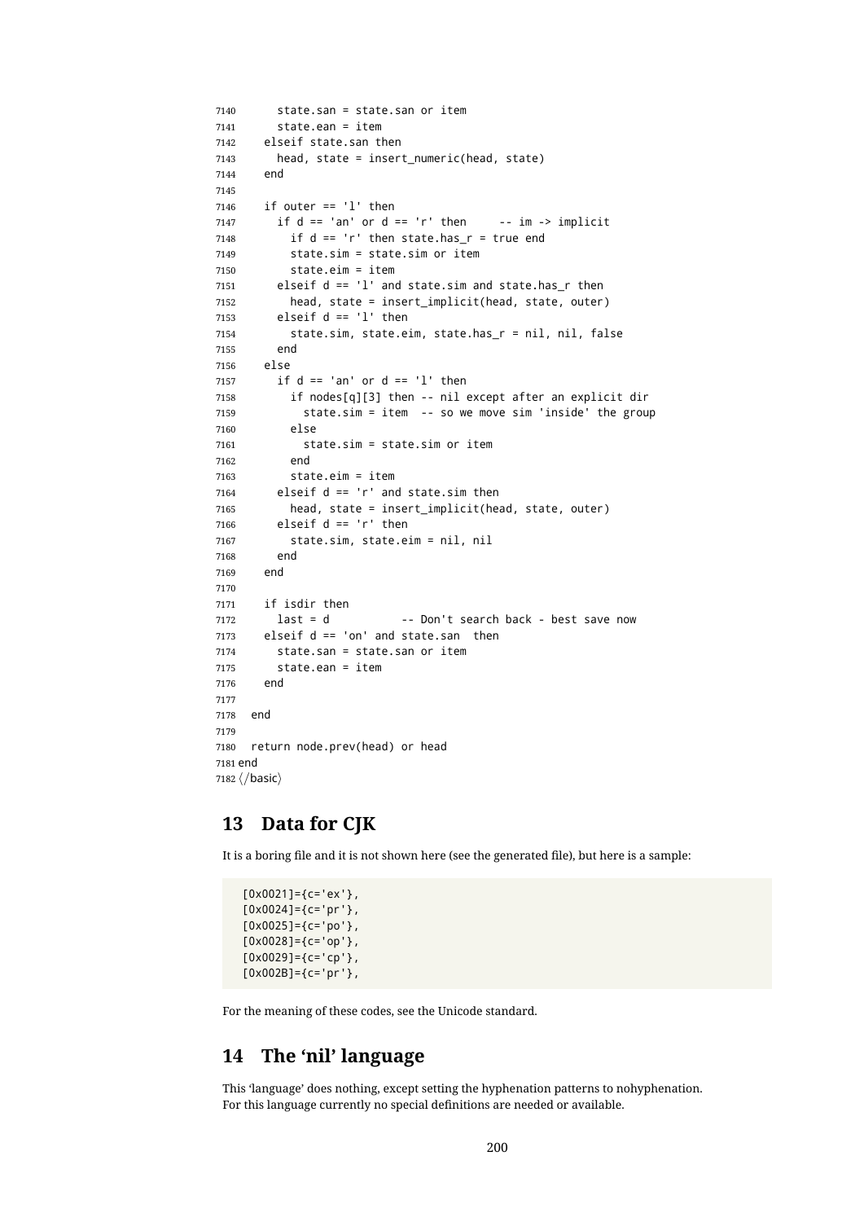```
7140      state.san = state.san or item
7141      state.ean = item
7142    elseif state.san then
7143      head, state = insert_numeric(head, state)
7144    end
7145
7146    if outer == 'l' then
7147      if d == 'an' or d == 'r' then     -- im -> implicit
7148        if d == 'r' then state.has_r = true end
7149        state.sim = state.sim or item
7150        state.eim = item
7151      elseif d == 'l' and state.sim and state.has_r then
7152        head, state = insert_implicit(head, state, outer)
7153      elseif d == 'l' then
7154        state.sim, state.eim, state.has_r = nil, nil, false
7155      end
7156    else
7157      if d == 'an' or d == 'l' then
7158        if nodes[q][3] then -- nil except after an explicit dir
7159          state.sim = item  -- so we move sim 'inside' the group
7160        else
7161          state.sim = state.sim or item
7162        end
7163        state.eim = item
7164      elseif d == 'r' and state.sim then
7165        head, state = insert_implicit(head, state, outer)
7166      elseif d == 'r' then
7167        state.sim, state.eim = nil, nil
7168      end
7169    end
7170
7171    if isdir then
7172      last = d           -- Don't search back - best save now
7173    elseif d == 'on' and state.san  then
7174      state.san = state.san or item
7175      state.ean = item
7176    end
7177
7178  end
7179
7180  return node.prev(head) or head
7181 end
7182 ⟨/basic⟩
```

## 13 Data for CJK

It is a boring file and it is not shown here (see the generated file), but here is a sample:

```
[0x0021]={c='ex'},
[0x0024]={c='pr'},
[0x0025]={c='po'},
[0x0028]={c='op'},
[0x0029]={c='cp'},
[0x002B]={c='pr'},
```

For the meaning of these codes, see the Unicode standard.

## 14 The 'nil' language

This 'language' does nothing, except setting the hyphenation patterns to nohyphenation. For this language currently no special definitions are needed or available.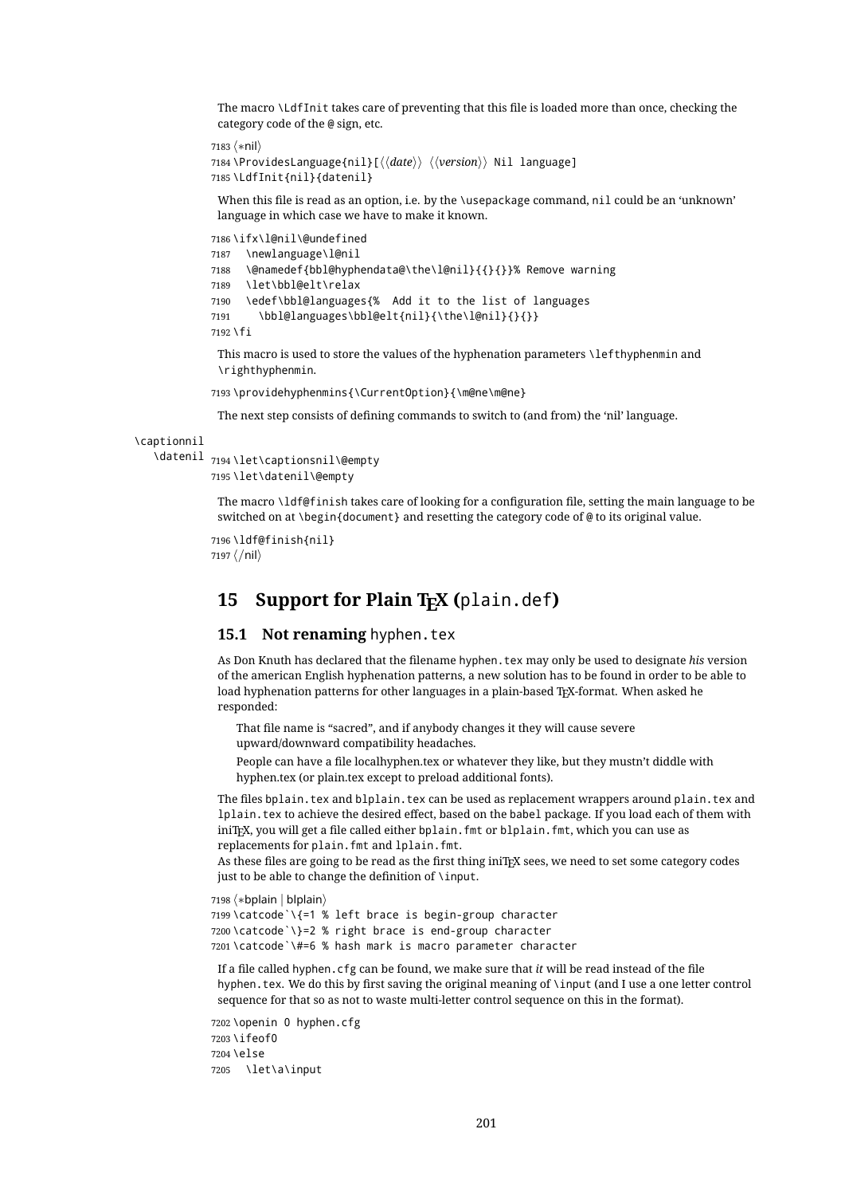The macro `\LdfInit` takes care of preventing that this file is loaded more than once, checking the category code of the `@` sign, etc.

```
7183 ⟨*nil⟩
7184 \ProvidesLanguage{nil}[⟨⟨date⟩⟩ ⟨⟨version⟩⟩ Nil language]
7185 \LdfInit{nil}{datenil}
```

When this file is read as an option, i.e. by the `\usepackage` command, `nil` could be an 'unknown' language in which case we have to make it known.

```
7186 \ifx\l@nil\@undefined
7187   \newlanguage\l@nil
7188   \@namedef{bbl@hyphendata@\the\l@nil}{{}{}}% Remove warning
7189   \let\bbl@elt\relax
7190   \edef\bbl@languages{%  Add it to the list of languages
7191     \bbl@languages\bbl@elt{nil}{\the\l@nil}{}{}}
7192 \fi
```

This macro is used to store the values of the hyphenation parameters `\lefthyphenmin` and `\righthyphenmin`.

```
7193 \providehyphenmins{\CurrentOption}{\m@ne\m@ne}
```

The next step consists of defining commands to switch to (and from) the 'nil' language.

`\captionnil`
`\datenil`

```
7194 \let\captionsnil\@empty
7195 \let\datenil\@empty
```

The macro `\ldf@finish` takes care of looking for a configuration file, setting the main language to be switched on at `\begin{document}` and resetting the category code of `@` to its original value.

```
7196 \ldf@finish{nil}
7197 ⟨/nil⟩
```

## 15 Support for Plain TeX (plain.def)

### 15.1 Not renaming hyphen.tex

As Don Knuth has declared that the filename `hyphen.tex` may only be used to designate *his* version of the american English hyphenation patterns, a new solution has to be found in order to be able to load hyphenation patterns for other languages in a plain-based TeX-format. When asked he responded:

> That file name is "sacred", and if anybody changes it they will cause severe upward/downward compatibility headaches.
>
> People can have a file localhyphen.tex or whatever they like, but they mustn't diddle with hyphen.tex (or plain.tex except to preload additional fonts).

The files `bplain.tex` and `blplain.tex` can be used as replacement wrappers around `plain.tex` and `lplain.tex` to achieve the desired effect, based on the `babel` package. If you load each of them with iniTeX, you will get a file called either `bplain.fmt` or `blplain.fmt`, which you can use as replacements for `plain.fmt` and `lplain.fmt`.
As these files are going to be read as the first thing iniTeX sees, we need to set some category codes just to be able to change the definition of `\input`.

```
7198 ⟨*bplain | blplain⟩
7199 \catcode`\{=1 % left brace is begin-group character
7200 \catcode`\}=2 % right brace is end-group character
7201 \catcode`\#=6 % hash mark is macro parameter character
```

If a file called `hyphen.cfg` can be found, we make sure that *it* will be read instead of the file `hyphen.tex`. We do this by first saving the original meaning of `\input` (and I use a one letter control sequence for that so as not to waste multi-letter control sequence on this in the format).

```
7202 \openin 0 hyphen.cfg
7203 \ifeof0
7204 \else
7205   \let\a\input
```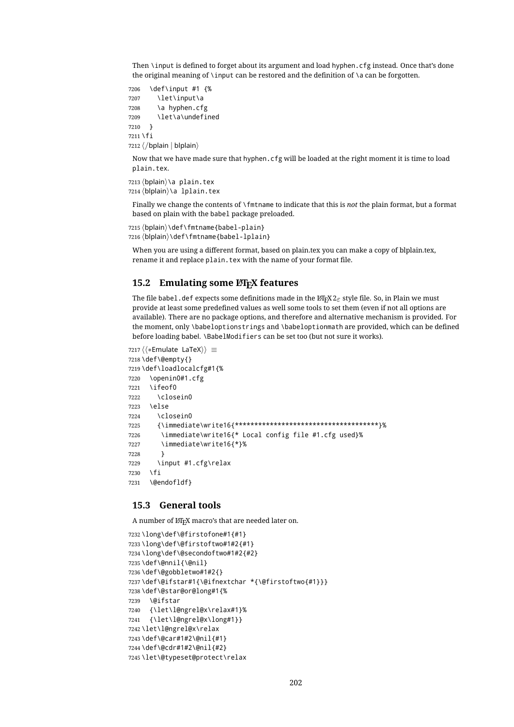Then \input is defined to forget about its argument and load hyphen.cfg instead. Once that's done the original meaning of \input can be restored and the definition of \a can be forgotten.

```
7206   \def\input #1 {%
7207     \let\input\a
7208     \a hyphen.cfg
7209     \let\a\undefined
7210   }
7211 \fi
7212 ⟨/bplain | blplain⟩
```

Now that we have made sure that hyphen.cfg will be loaded at the right moment it is time to load plain.tex.

```
7213 ⟨bplain⟩\a plain.tex
7214 ⟨blplain⟩\a lplain.tex
```

Finally we change the contents of \fmtname to indicate that this is *not* the plain format, but a format based on plain with the babel package preloaded.

```
7215 ⟨bplain⟩\def\fmtname{babel-plain}
7216 ⟨blplain⟩\def\fmtname{babel-lplain}
```

When you are using a different format, based on plain.tex you can make a copy of blplain.tex, rename it and replace plain.tex with the name of your format file.

## 15.2 Emulating some LaTeX features

The file babel.def expects some definitions made in the LaTeX $2_\varepsilon$ style file. So, in Plain we must provide at least some predefined values as well some tools to set them (even if not all options are available). There are no package options, and therefore and alternative mechanism is provided. For the moment, only \babeloptionstrings and \babeloptionmath are provided, which can be defined before loading babel. \BabelModifiers can be set too (but not sure it works).

```
7217 ⟨⟨*Emulate LaTeX⟩⟩ ≡
7218 \def\@empty{}
7219 \def\loadlocalcfg#1{%
7220   \openin0#1.cfg
7221   \ifeof0
7222     \closein0
7223   \else
7224     \closein0
7225     {\immediate\write16{*************************************}%
7226      \immediate\write16{* Local config file #1.cfg used}%
7227      \immediate\write16{*}%
7228      }
7229     \input #1.cfg\relax
7230   \fi
7231   \@endofldf}
```

## 15.3 General tools

A number of LaTeX macro's that are needed later on.

```
7232 \long\def\@firstofone#1{#1}
7233 \long\def\@firstoftwo#1#2{#1}
7234 \long\def\@secondoftwo#1#2{#2}
7235 \def\@nnil{\@nil}
7236 \def\@gobbletwo#1#2{}
7237 \def\@ifstar#1{\@ifnextchar *{\@firstoftwo{#1}}}
7238 \def\@star@or@long#1{%
7239   \@ifstar
7240   {\let\l@ngrel@x\relax#1}%
7241   {\let\l@ngrel@x\long#1}}
7242 \let\l@ngrel@x\relax
7243 \def\@car#1#2\@nil{#1}
7244 \def\@cdr#1#2\@nil{#2}
7245 \let\@typeset@protect\relax
```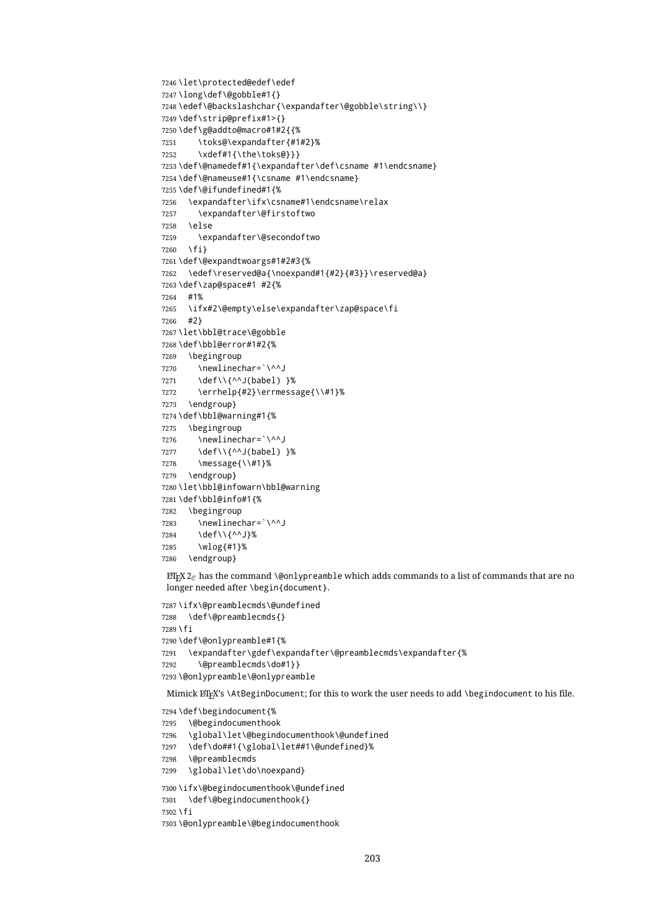```
7246 \let\protected@edef\edef
7247 \long\def\@gobble#1{}
7248 \edef\@backslashchar{\expandafter\@gobble\string\\}
7249 \def\strip@prefix#1>{}
7250 \def\g@addto@macro#1#2{{%
7251     \toks@\expandafter{#1#2}%
7252     \xdef#1{\the\toks@}}}
7253 \def\@namedef#1{\expandafter\def\csname #1\endcsname}
7254 \def\@nameuse#1{\csname #1\endcsname}
7255 \def\@ifundefined#1{%
7256   \expandafter\ifx\csname#1\endcsname\relax
7257     \expandafter\@firstoftwo
7258   \else
7259     \expandafter\@secondoftwo
7260   \fi}
7261 \def\@expandtwoargs#1#2#3{%
7262   \edef\reserved@a{\noexpand#1{#2}{#3}}\reserved@a}
7263 \def\zap@space#1 #2{%
7264   #1%
7265   \ifx#2\@empty\else\expandafter\zap@space\fi
7266   #2}
7267 \let\bbl@trace\@gobble
7268 \def\bbl@error#1#2{%
7269   \begingroup
7270     \newlinechar=`\^^J
7271     \def\\{^^J(babel) }%
7272     \errhelp{#2}\errmessage{\\#1}%
7273   \endgroup}
7274 \def\bbl@warning#1{%
7275   \begingroup
7276     \newlinechar=`\^^J
7277     \def\\{^^J(babel) }%
7278     \message{\\#1}%
7279   \endgroup}
7280 \let\bbl@infowarn\bbl@warning
7281 \def\bbl@info#1{%
7282   \begingroup
7283     \newlinechar=`\^^J
7284     \def\\{^^J}%
7285     \wlog{#1}%
7286   \endgroup}
```

LaTeX $2_\varepsilon$ has the command \@onlypreamble which adds commands to a list of commands that are no longer needed after \begin{document}.

```
7287 \ifx\@preamblecmds\@undefined
7288   \def\@preamblecmds{}
7289 \fi
7290 \def\@onlypreamble#1{%
7291   \expandafter\gdef\expandafter\@preamblecmds\expandafter{%
7292     \@preamblecmds\do#1}}
7293 \@onlypreamble\@onlypreamble
```

Mimick LaTeX's \AtBeginDocument; for this to work the user needs to add \begindocument to his file.

```
7294 \def\begindocument{%
7295   \@begindocumenthook
7296   \global\let\@begindocumenthook\@undefined
7297   \def\do##1{\global\let##1\@undefined}%
7298   \@preamblecmds
7299   \global\let\do\noexpand}

7300 \ifx\@begindocumenthook\@undefined
7301   \def\@begindocumenthook{}
7302 \fi
7303 \@onlypreamble\@begindocumenthook
```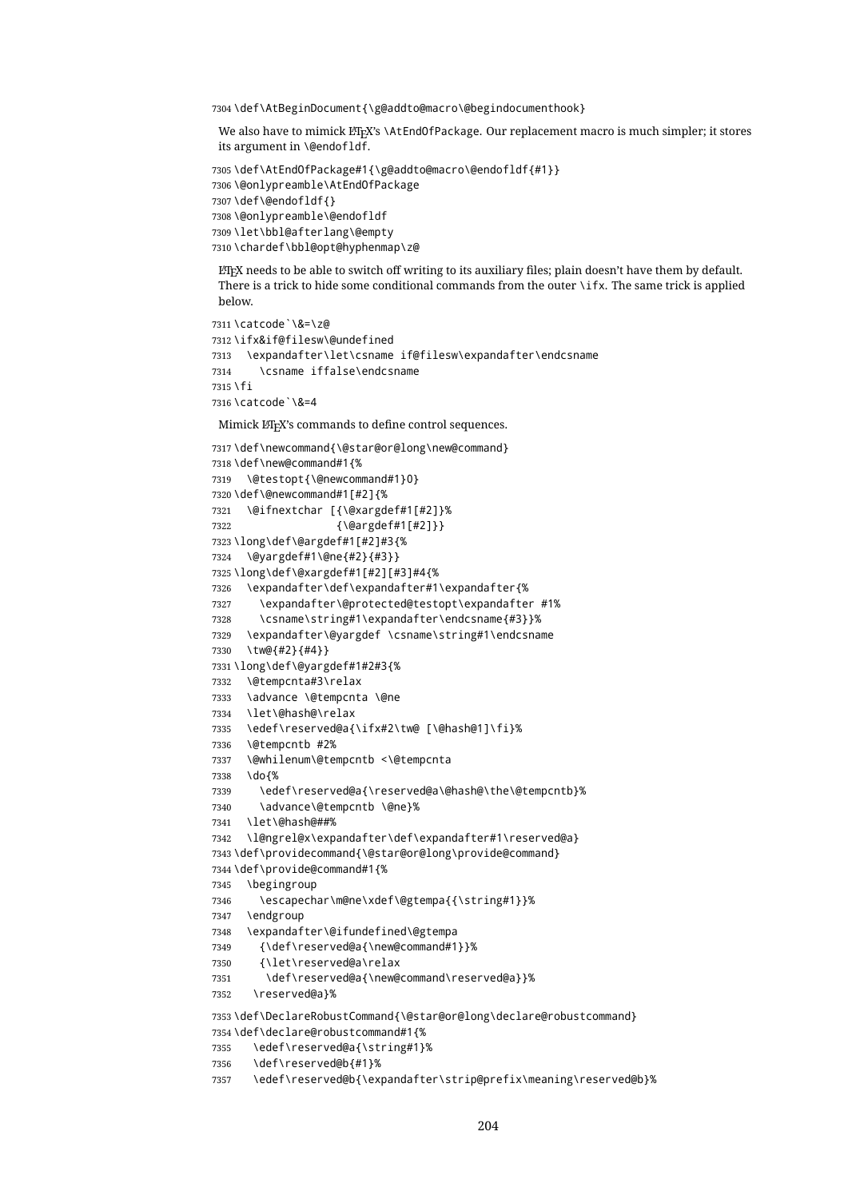```
7304 \def\AtBeginDocument{\g@addto@macro\@begindocumenthook}
```

We also have to mimick LaTeX's \AtEndOfPackage. Our replacement macro is much simpler; it stores its argument in \@endofldf.

```
7305 \def\AtEndOfPackage#1{\g@addto@macro\@endofldf{#1}}
7306 \@onlypreamble\AtEndOfPackage
7307 \def\@endofldf{}
7308 \@onlypreamble\@endofldf
7309 \let\bbl@afterlang\@empty
7310 \chardef\bbl@opt@hyphenmap\z@
```

LaTeX needs to be able to switch off writing to its auxiliary files; plain doesn't have them by default. There is a trick to hide some conditional commands from the outer \ifx. The same trick is applied below.

```
7311 \catcode`\&=\z@
7312 \ifx&if@filesw\@undefined
7313   \expandafter\let\csname if@filesw\expandafter\endcsname
7314     \csname iffalse\endcsname
7315 \fi
7316 \catcode`\&=4
```

Mimick LaTeX's commands to define control sequences.

```
7317 \def\newcommand{\@star@or@long\new@command}
7318 \def\new@command#1{%
7319   \@testopt{\@newcommand#1}0}
7320 \def\@newcommand#1[#2]{%
7321   \@ifnextchar [{\@xargdef#1[#2]}%
7322                 {\@argdef#1[#2]}}
7323 \long\def\@argdef#1[#2]#3{%
7324   \@yargdef#1\@ne{#2}{#3}}
7325 \long\def\@xargdef#1[#2][#3]#4{%
7326   \expandafter\def\expandafter#1\expandafter{%
7327     \expandafter\@protected@testopt\expandafter #1%
7328     \csname\string#1\expandafter\endcsname{#3}}%
7329   \expandafter\@yargdef \csname\string#1\endcsname
7330   \tw@{#2}{#4}}
7331 \long\def\@yargdef#1#2#3{%
7332   \@tempcnta#3\relax
7333   \advance \@tempcnta \@ne
7334   \let\@hash@\relax
7335   \edef\reserved@a{\ifx#2\tw@ [\@hash@1]\fi}%
7336   \@tempcntb #2%
7337   \@whilenum\@tempcntb <\@tempcnta
7338   \do{%
7339     \edef\reserved@a{\reserved@a\@hash@\the\@tempcntb}%
7340     \advance\@tempcntb \@ne}%
7341   \let\@hash@##%
7342   \l@ngrel@x\expandafter\def\expandafter#1\reserved@a}
7343 \def\providecommand{\@star@or@long\provide@command}
7344 \def\provide@command#1{%
7345   \begingroup
7346     \escapechar\m@ne\xdef\@gtempa{{\string#1}}%
7347   \endgroup
7348   \expandafter\@ifundefined\@gtempa
7349     {\def\reserved@a{\new@command#1}}%
7350     {\let\reserved@a\relax
7351      \def\reserved@a{\new@command\reserved@a}}%
7352    \reserved@a}%
7353 \def\DeclareRobustCommand{\@star@or@long\declare@robustcommand}
7354 \def\declare@robustcommand#1{%
7355    \edef\reserved@a{\string#1}%
7356    \def\reserved@b{#1}%
7357    \edef\reserved@b{\expandafter\strip@prefix\meaning\reserved@b}%
```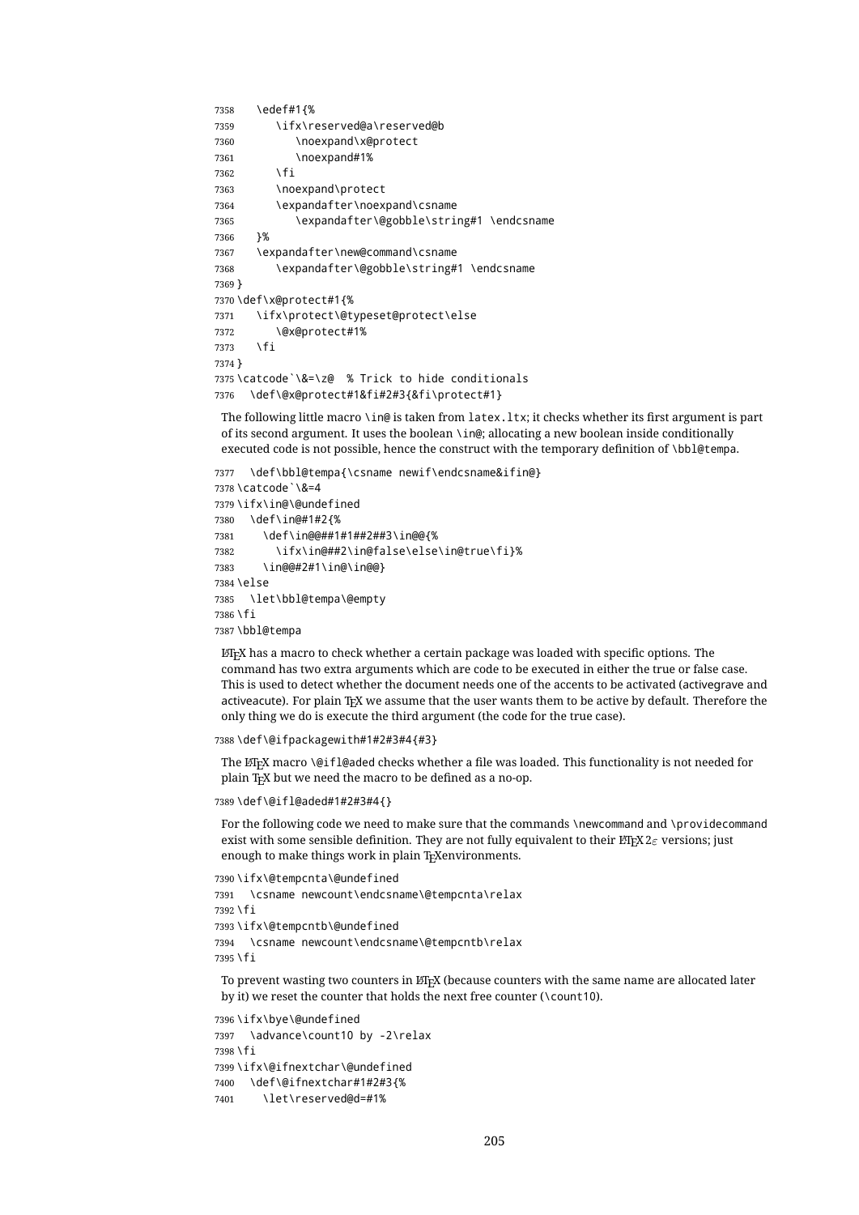```
7358   \edef#1{%
7359      \ifx\reserved@a\reserved@b
7360         \noexpand\x@protect
7361         \noexpand#1%
7362      \fi
7363      \noexpand\protect
7364      \expandafter\noexpand\csname
7365         \expandafter\@gobble\string#1 \endcsname
7366   }%
7367   \expandafter\new@command\csname
7368      \expandafter\@gobble\string#1 \endcsname
7369 }
7370 \def\x@protect#1{%
7371   \ifx\protect\@typeset@protect\else
7372      \@x@protect#1%
7373   \fi
7374 }
7375 \catcode`\&=\z@  % Trick to hide conditionals
7376   \def\@x@protect#1&fi#2#3{&fi\protect#1}
```

The following little macro `\in@` is taken from `latex.ltx`; it checks whether its first argument is part of its second argument. It uses the boolean `\in@`; allocating a new boolean inside conditionally executed code is not possible, hence the construct with the temporary definition of `\bbl@tempa`.

```
7377   \def\bbl@tempa{\csname newif\endcsname&ifin@}
7378 \catcode`\&=4
7379 \ifx\in@\@undefined
7380   \def\in@#1#2{%
7381     \def\in@@##1#1##2##3\in@@{%
7382       \ifx\in@##2\in@false\else\in@true\fi}%
7383     \in@@#2#1\in@\in@@}
7384 \else
7385   \let\bbl@tempa\@empty
7386 \fi
7387 \bbl@tempa
```

LaTeX has a macro to check whether a certain package was loaded with specific options. The command has two extra arguments which are code to be executed in either the true or false case. This is used to detect whether the document needs one of the accents to be activated (activegrave and activeacute). For plain TeX we assume that the user wants them to be active by default. Therefore the only thing we do is execute the third argument (the code for the true case).

```
7388 \def\@ifpackagewith#1#2#3#4{#3}
```

The LaTeX macro `\@ifl@aded` checks whether a file was loaded. This functionality is not needed for plain TeX but we need the macro to be defined as a no-op.

```
7389 \def\@ifl@aded#1#2#3#4{}
```

For the following code we need to make sure that the commands `\newcommand` and `\providecommand` exist with some sensible definition. They are not fully equivalent to their LaTeX $2_\varepsilon$ versions; just enough to make things work in plain TeXenvironments.

```
7390 \ifx\@tempcnta\@undefined
7391   \csname newcount\endcsname\@tempcnta\relax
7392 \fi
7393 \ifx\@tempcntb\@undefined
7394   \csname newcount\endcsname\@tempcntb\relax
7395 \fi
```

To prevent wasting two counters in LaTeX (because counters with the same name are allocated later by it) we reset the counter that holds the next free counter (`\count10`).

```
7396 \ifx\bye\@undefined
7397   \advance\count10 by -2\relax
7398 \fi
7399 \ifx\@ifnextchar\@undefined
7400   \def\@ifnextchar#1#2#3{%
7401     \let\reserved@d=#1%
```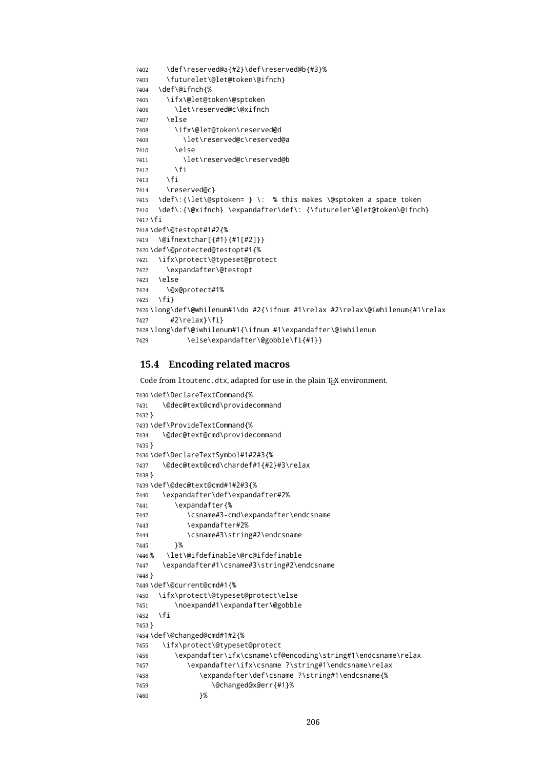```
7402     \def\reserved@a{#2}\def\reserved@b{#3}%
7403     \futurelet\@let@token\@ifnch}
7404   \def\@ifnch{%
7405     \ifx\@let@token\@sptoken
7406       \let\reserved@c\@xifnch
7407     \else
7408       \ifx\@let@token\reserved@d
7409         \let\reserved@c\reserved@a
7410       \else
7411         \let\reserved@c\reserved@b
7412       \fi
7413     \fi
7414     \reserved@c}
7415   \def\:{\let\@sptoken= } \:  % this makes \@sptoken a space token
7416   \def\:{\@xifnch} \expandafter\def\: {\futurelet\@let@token\@ifnch}
7417 \fi
7418 \def\@testopt#1#2{%
7419   \@ifnextchar[{#1}{#1[#2]}}
7420 \def\@protected@testopt#1{%
7421   \ifx\protect\@typeset@protect
7422     \expandafter\@testopt
7423   \else
7424     \@x@protect#1%
7425   \fi}
7426 \long\def\@whilenum#1\do #2{\ifnum #1\relax #2\relax\@iwhilenum{#1\relax
7427      #2\relax}\fi}
7428 \long\def\@iwhilenum#1{\ifnum #1\expandafter\@iwhilenum
7429          \else\expandafter\@gobble\fi{#1}}
```

## 15.4 Encoding related macros

Code from ltoutenc.dtx, adapted for use in the plain TEX environment.

```
7430 \def\DeclareTextCommand{%
7431    \@dec@text@cmd\providecommand
7432 }
7433 \def\ProvideTextCommand{%
7434    \@dec@text@cmd\providecommand
7435 }
7436 \def\DeclareTextSymbol#1#2#3{%
7437    \@dec@text@cmd\chardef#1{#2}#3\relax
7438 }
7439 \def\@dec@text@cmd#1#2#3{%
7440    \expandafter\def\expandafter#2%
7441       \expandafter{%
7442          \csname#3-cmd\expandafter\endcsname
7443          \expandafter#2%
7444          \csname#3\string#2\endcsname
7445       }%
7446 %   \let\@ifdefinable\@rc@ifdefinable
7447    \expandafter#1\csname#3\string#2\endcsname
7448 }
7449 \def\@current@cmd#1{%
7450   \ifx\protect\@typeset@protect\else
7451       \noexpand#1\expandafter\@gobble
7452   \fi
7453 }
7454 \def\@changed@cmd#1#2{%
7455    \ifx\protect\@typeset@protect
7456       \expandafter\ifx\csname\cf@encoding\string#1\endcsname\relax
7457          \expandafter\ifx\csname ?\string#1\endcsname\relax
7458             \expandafter\def\csname ?\string#1\endcsname{%
7459                \@changed@x@err{#1}%
7460             }%
```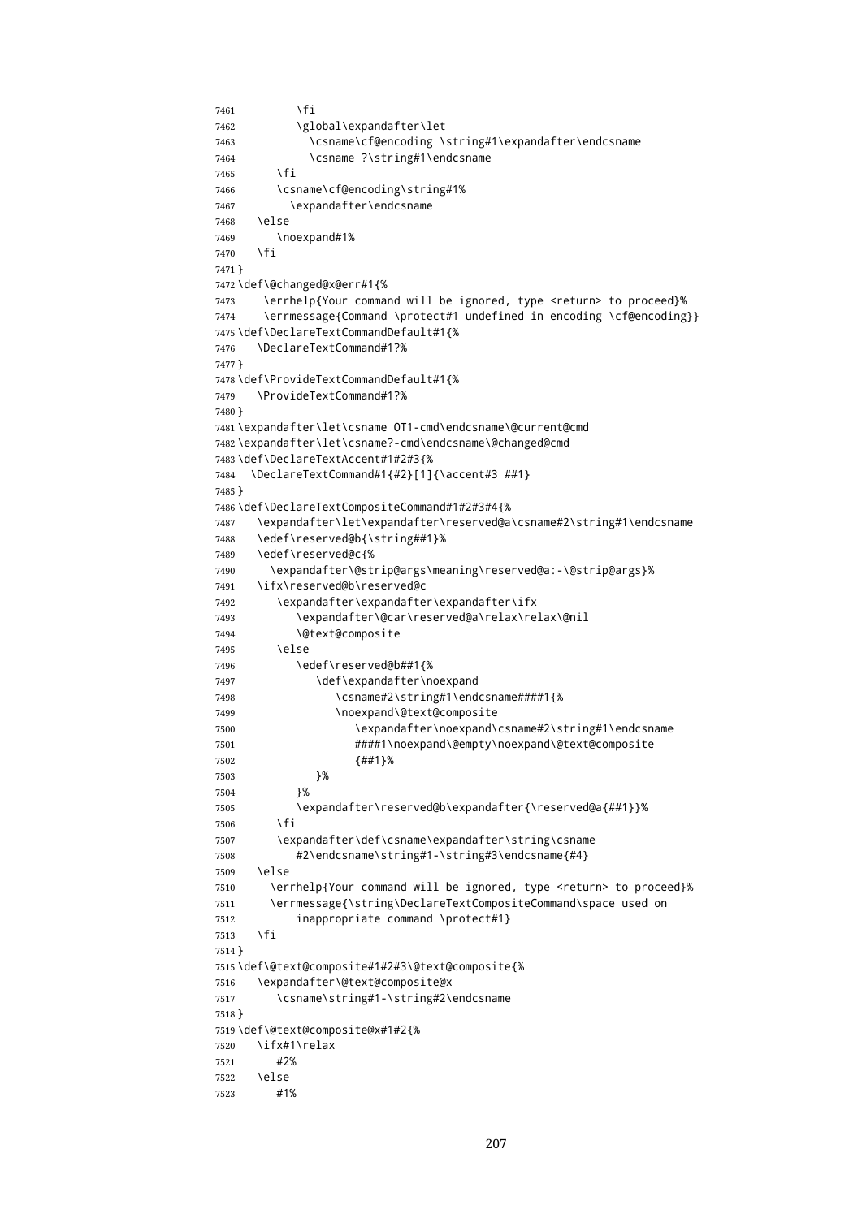```
7461         \fi
7462         \global\expandafter\let
7463           \csname\cf@encoding \string#1\expandafter\endcsname
7464           \csname ?\string#1\endcsname
7465      \fi
7466      \csname\cf@encoding\string#1%
7467        \expandafter\endcsname
7468   \else
7469      \noexpand#1%
7470   \fi
7471 }
7472 \def\@changed@x@err#1{%
7473     \errhelp{Your command will be ignored, type <return> to proceed}%
7474     \errmessage{Command \protect#1 undefined in encoding \cf@encoding}}
7475 \def\DeclareTextCommandDefault#1{%
7476   \DeclareTextCommand#1?%
7477 }
7478 \def\ProvideTextCommandDefault#1{%
7479   \ProvideTextCommand#1?%
7480 }
7481 \expandafter\let\csname OT1-cmd\endcsname\@current@cmd
7482 \expandafter\let\csname?-cmd\endcsname\@changed@cmd
7483 \def\DeclareTextAccent#1#2#3{%
7484   \DeclareTextCommand#1{#2}[1]{\accent#3 ##1}
7485 }
7486 \def\DeclareTextCompositeCommand#1#2#3#4{%
7487   \expandafter\let\expandafter\reserved@a\csname#2\string#1\endcsname
7488   \edef\reserved@b{\string##1}%
7489   \edef\reserved@c{%
7490     \expandafter\@strip@args\meaning\reserved@a:-\@strip@args}%
7491   \ifx\reserved@b\reserved@c
7492      \expandafter\expandafter\expandafter\ifx
7493         \expandafter\@car\reserved@a\relax\relax\@nil
7494         \@text@composite
7495      \else
7496         \edef\reserved@b##1{%
7497            \def\expandafter\noexpand
7498               \csname#2\string#1\endcsname####1{%
7499               \noexpand\@text@composite
7500                  \expandafter\noexpand\csname#2\string#1\endcsname
7501                  ####1\noexpand\@empty\noexpand\@text@composite
7502                  {##1}%
7503            }%
7504         }%
7505         \expandafter\reserved@b\expandafter{\reserved@a{##1}}%
7506      \fi
7507      \expandafter\def\csname\expandafter\string\csname
7508         #2\endcsname\string#1-\string#3\endcsname{#4}
7509   \else
7510     \errhelp{Your command will be ignored, type <return> to proceed}%
7511     \errmessage{\string\DeclareTextCompositeCommand\space used on
7512         inappropriate command \protect#1}
7513   \fi
7514 }
7515 \def\@text@composite#1#2#3\@text@composite{%
7516   \expandafter\@text@composite@x
7517      \csname\string#1-\string#2\endcsname
7518 }
7519 \def\@text@composite@x#1#2{%
7520   \ifx#1\relax
7521      #2%
7522   \else
7523      #1%
```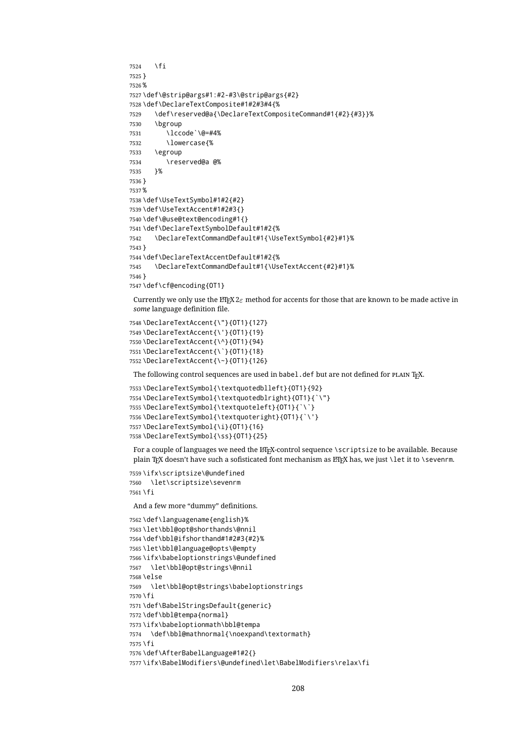```
7524   \fi
7525 }
7526 %
7527 \def\@strip@args#1:#2-#3\@strip@args{#2}
7528 \def\DeclareTextComposite#1#2#3#4{%
7529   \def\reserved@a{\DeclareTextCompositeCommand#1{#2}{#3}}%
7530   \bgroup
7531     \lccode`\@=#4%
7532     \lowercase{%
7533   \egroup
7534     \reserved@a @%
7535   }%
7536 }
7537 %
7538 \def\UseTextSymbol#1#2{#2}
7539 \def\UseTextAccent#1#2#3{}
7540 \def\@use@text@encoding#1{}
7541 \def\DeclareTextSymbolDefault#1#2{%
7542   \DeclareTextCommandDefault#1{\UseTextSymbol{#2}#1}%
7543 }
7544 \def\DeclareTextAccentDefault#1#2{%
7545   \DeclareTextCommandDefault#1{\UseTextAccent{#2}#1}%
7546 }
7547 \def\cf@encoding{OT1}
```

Currently we only use the LaTeX 2ε method for accents for those that are known to be made active in *some* language definition file.

```
7548 \DeclareTextAccent{\"}{OT1}{127}
7549 \DeclareTextAccent{\'}{OT1}{19}
7550 \DeclareTextAccent{\^}{OT1}{94}
7551 \DeclareTextAccent{\`}{OT1}{18}
7552 \DeclareTextAccent{\~}{OT1}{126}
```

The following control sequences are used in `babel.def` but are not defined for PLAIN TeX.

```
7553 \DeclareTextSymbol{\textquotedblleft}{OT1}{92}
7554 \DeclareTextSymbol{\textquotedblright}{OT1}{`\"}
7555 \DeclareTextSymbol{\textquoteleft}{OT1}{`\`}
7556 \DeclareTextSymbol{\textquoteright}{OT1}{`\'}
7557 \DeclareTextSymbol{\i}{OT1}{16}
7558 \DeclareTextSymbol{\ss}{OT1}{25}
```

For a couple of languages we need the LaTeX-control sequence `\scriptsize` to be available. Because plain TeX doesn't have such a sofisticated font mechanism as LaTeX has, we just `\let` it to `\sevenrm`.

```
7559 \ifx\scriptsize\@undefined
7560   \let\scriptsize\sevenrm
7561 \fi
```

And a few more "dummy" definitions.

```
7562 \def\languagename{english}%
7563 \let\bbl@opt@shorthands\@nnil
7564 \def\bbl@ifshorthand#1#2#3{#2}%
7565 \let\bbl@language@opts\@empty
7566 \ifx\babeloptionstrings\@undefined
7567   \let\bbl@opt@strings\@nnil
7568 \else
7569   \let\bbl@opt@strings\babeloptionstrings
7570 \fi
7571 \def\BabelStringsDefault{generic}
7572 \def\bbl@tempa{normal}
7573 \ifx\babeloptionmath\bbl@tempa
7574   \def\bbl@mathnormal{\noexpand\textormath}
7575 \fi
7576 \def\AfterBabelLanguage#1#2{}
7577 \ifx\BabelModifiers\@undefined\let\BabelModifiers\relax\fi
```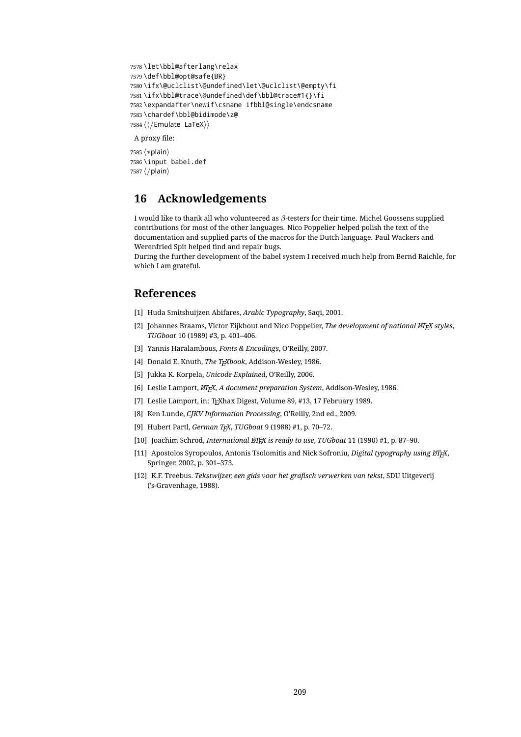```
7578 \let\bbl@afterlang\relax
7579 \def\bbl@opt@safe{BR}
7580 \ifx\@uclclist\@undefined\let\@uclclist\@empty\fi
7581 \ifx\bbl@trace\@undefined\def\bbl@trace#1{}\fi
7582 \expandafter\newif\csname ifbbl@single\endcsname
7583 \chardef\bbl@bidimode\z@
7584 ⟨⟨/Emulate LaTeX⟩⟩
```

A proxy file:

```
7585 ⟨*plain⟩
7586 \input babel.def
7587 ⟨/plain⟩
```

## 16 Acknowledgements

I would like to thank all who volunteered as $\beta$-testers for their time. Michel Goossens supplied contributions for most of the other languages. Nico Poppelier helped polish the text of the documentation and supplied parts of the macros for the Dutch language. Paul Wackers and Werenfried Spit helped find and repair bugs.
During the further development of the babel system I received much help from Bernd Raichle, for which I am grateful.

## References

[1] Huda Smitshuijzen Abifares, *Arabic Typography*, Saqi, 2001.

[2] Johannes Braams, Victor Eijkhout and Nico Poppelier, *The development of national LaTeX styles*, *TUGboat* 10 (1989) #3, p. 401–406.

[3] Yannis Haralambous, *Fonts & Encodings*, O'Reilly, 2007.

[4] Donald E. Knuth, *The TeXbook*, Addison-Wesley, 1986.

[5] Jukka K. Korpela, *Unicode Explained*, O'Reilly, 2006.

[6] Leslie Lamport, *LaTeX, A document preparation System*, Addison-Wesley, 1986.

[7] Leslie Lamport, in: TeXhax Digest, Volume 89, #13, 17 February 1989.

[8] Ken Lunde, *CJKV Information Processing*, O'Reilly, 2nd ed., 2009.

[9] Hubert Partl, *German TeX*, *TUGboat* 9 (1988) #1, p. 70–72.

[10] Joachim Schrod, *International LaTeX is ready to use*, *TUGboat* 11 (1990) #1, p. 87–90.

[11] Apostolos Syropoulos, Antonis Tsolomitis and Nick Sofroniu, *Digital typography using LaTeX*, Springer, 2002, p. 301–373.

[12] K.F. Treebus. *Tekstwijzer, een gids voor het grafisch verwerken van tekst*, SDU Uitgeverij ('s-Gravenhage, 1988).